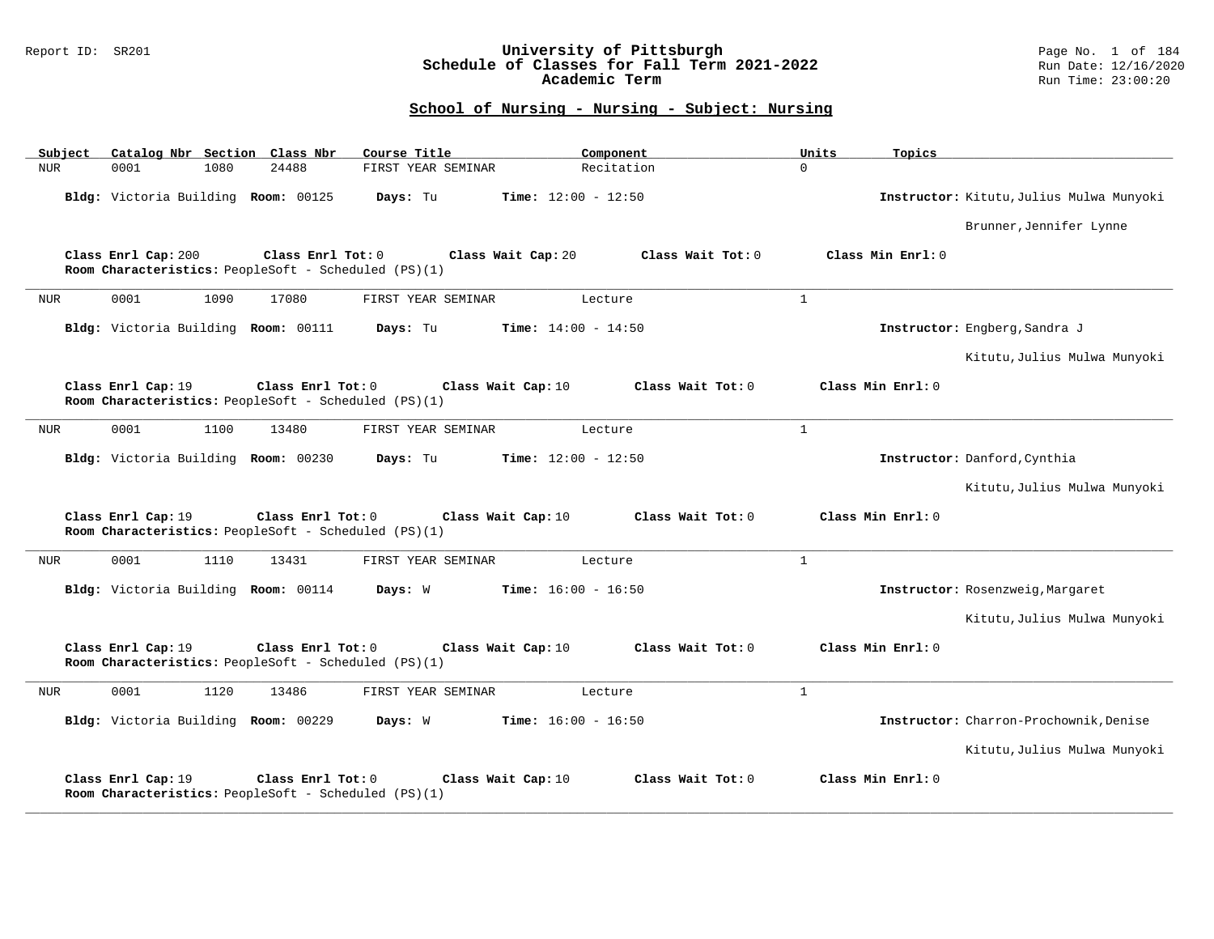# University of Pittsburgh
## Schedule of Classes for Fall Term 2021-2022
### Academic Term

Report ID: SR201

Run Date: 12/16/2020
Run Time: 23:00:20

## School of Nursing - Nursing - Subject: Nursing

| Subject | Catalog Nbr | Section | Class Nbr | Course Title | Component | Units | Topics |
|---|---|---|---|---|---|---|---|
| NUR | 0001 | 1080 | 24488 | FIRST YEAR SEMINAR | Recitation | 0 | |

**Bldg:** Victoria Building **Room:** 00125 **Days:** Tu **Time:** 12:00 - 12:50 **Instructor:** Kitutu,Julius Mulwa Munyoki; Brunner,Jennifer Lynne

**Class Enrl Cap:** 200 **Class Enrl Tot:** 0 **Class Wait Cap:** 20 **Class Wait Tot:** 0 **Class Min Enrl:** 0
**Room Characteristics:** PeopleSoft - Scheduled (PS)(1)

---

| Subject | Catalog Nbr | Section | Class Nbr | Course Title | Component | Units | Topics |
|---|---|---|---|---|---|---|---|
| NUR | 0001 | 1090 | 17080 | FIRST YEAR SEMINAR | Lecture | 1 | |

**Bldg:** Victoria Building **Room:** 00111 **Days:** Tu **Time:** 14:00 - 14:50 **Instructor:** Engberg,Sandra J; Kitutu,Julius Mulwa Munyoki

**Class Enrl Cap:** 19 **Class Enrl Tot:** 0 **Class Wait Cap:** 10 **Class Wait Tot:** 0 **Class Min Enrl:** 0
**Room Characteristics:** PeopleSoft - Scheduled (PS)(1)

---

| Subject | Catalog Nbr | Section | Class Nbr | Course Title | Component | Units | Topics |
|---|---|---|---|---|---|---|---|
| NUR | 0001 | 1100 | 13480 | FIRST YEAR SEMINAR | Lecture | 1 | |

**Bldg:** Victoria Building **Room:** 00230 **Days:** Tu **Time:** 12:00 - 12:50 **Instructor:** Danford,Cynthia; Kitutu,Julius Mulwa Munyoki

**Class Enrl Cap:** 19 **Class Enrl Tot:** 0 **Class Wait Cap:** 10 **Class Wait Tot:** 0 **Class Min Enrl:** 0
**Room Characteristics:** PeopleSoft - Scheduled (PS)(1)

---

| Subject | Catalog Nbr | Section | Class Nbr | Course Title | Component | Units | Topics |
|---|---|---|---|---|---|---|---|
| NUR | 0001 | 1110 | 13431 | FIRST YEAR SEMINAR | Lecture | 1 | |

**Bldg:** Victoria Building **Room:** 00114 **Days:** W **Time:** 16:00 - 16:50 **Instructor:** Rosenzweig,Margaret; Kitutu,Julius Mulwa Munyoki

**Class Enrl Cap:** 19 **Class Enrl Tot:** 0 **Class Wait Cap:** 10 **Class Wait Tot:** 0 **Class Min Enrl:** 0
**Room Characteristics:** PeopleSoft - Scheduled (PS)(1)

---

| Subject | Catalog Nbr | Section | Class Nbr | Course Title | Component | Units | Topics |
|---|---|---|---|---|---|---|---|
| NUR | 0001 | 1120 | 13486 | FIRST YEAR SEMINAR | Lecture | 1 | |

**Bldg:** Victoria Building **Room:** 00229 **Days:** W **Time:** 16:00 - 16:50 **Instructor:** Charron-Prochownik,Denise; Kitutu,Julius Mulwa Munyoki

**Class Enrl Cap:** 19 **Class Enrl Tot:** 0 **Class Wait Cap:** 10 **Class Wait Tot:** 0 **Class Min Enrl:** 0
**Room Characteristics:** PeopleSoft - Scheduled (PS)(1)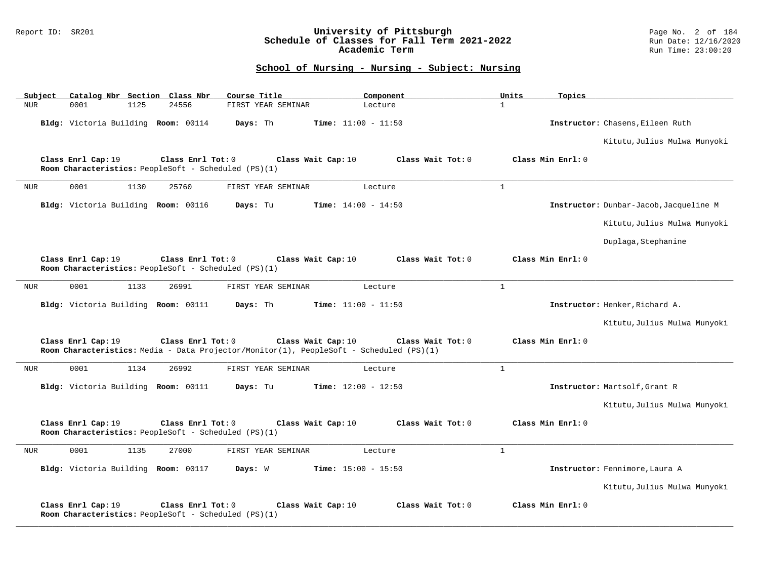## School of Nursing - Nursing - Subject: Nursing

| Subject | Catalog Nbr | Section | Class Nbr | Course Title | Component | Units | Topics |
|---|---|---|---|---|---|---|---|
| NUR | 0001 | 1125 | 24556 | FIRST YEAR SEMINAR | Lecture | 1 | |

**Bldg:** Victoria Building **Room:** 00114 **Days:** Th **Time:** 11:00 - 11:50 **Instructor:** Chasens,Eileen Ruth; Kitutu,Julius Mulwa Munyoki

**Class Enrl Cap:** 19 **Class Enrl Tot:** 0 **Class Wait Cap:** 10 **Class Wait Tot:** 0 **Class Min Enrl:** 0
**Room Characteristics:** PeopleSoft - Scheduled (PS)(1)

---

| Subject | Catalog Nbr | Section | Class Nbr | Course Title | Component | Units | Topics |
|---|---|---|---|---|---|---|---|
| NUR | 0001 | 1130 | 25760 | FIRST YEAR SEMINAR | Lecture | 1 | |

**Bldg:** Victoria Building **Room:** 00116 **Days:** Tu **Time:** 14:00 - 14:50 **Instructor:** Dunbar-Jacob,Jacqueline M; Kitutu,Julius Mulwa Munyoki; Duplaga,Stephanine

**Class Enrl Cap:** 19 **Class Enrl Tot:** 0 **Class Wait Cap:** 10 **Class Wait Tot:** 0 **Class Min Enrl:** 0
**Room Characteristics:** PeopleSoft - Scheduled (PS)(1)

---

| Subject | Catalog Nbr | Section | Class Nbr | Course Title | Component | Units | Topics |
|---|---|---|---|---|---|---|---|
| NUR | 0001 | 1133 | 26991 | FIRST YEAR SEMINAR | Lecture | 1 | |

**Bldg:** Victoria Building **Room:** 00111 **Days:** Th **Time:** 11:00 - 11:50 **Instructor:** Henker,Richard A.; Kitutu,Julius Mulwa Munyoki

**Class Enrl Cap:** 19 **Class Enrl Tot:** 0 **Class Wait Cap:** 10 **Class Wait Tot:** 0 **Class Min Enrl:** 0
**Room Characteristics:** Media - Data Projector/Monitor(1), PeopleSoft - Scheduled (PS)(1)

---

| Subject | Catalog Nbr | Section | Class Nbr | Course Title | Component | Units | Topics |
|---|---|---|---|---|---|---|---|
| NUR | 0001 | 1134 | 26992 | FIRST YEAR SEMINAR | Lecture | 1 | |

**Bldg:** Victoria Building **Room:** 00111 **Days:** Tu **Time:** 12:00 - 12:50 **Instructor:** Martsolf,Grant R; Kitutu,Julius Mulwa Munyoki

**Class Enrl Cap:** 19 **Class Enrl Tot:** 0 **Class Wait Cap:** 10 **Class Wait Tot:** 0 **Class Min Enrl:** 0
**Room Characteristics:** PeopleSoft - Scheduled (PS)(1)

---

| Subject | Catalog Nbr | Section | Class Nbr | Course Title | Component | Units | Topics |
|---|---|---|---|---|---|---|---|
| NUR | 0001 | 1135 | 27000 | FIRST YEAR SEMINAR | Lecture | 1 | |

**Bldg:** Victoria Building **Room:** 00117 **Days:** W **Time:** 15:00 - 15:50 **Instructor:** Fennimore,Laura A; Kitutu,Julius Mulwa Munyoki

**Class Enrl Cap:** 19 **Class Enrl Tot:** 0 **Class Wait Cap:** 10 **Class Wait Tot:** 0 **Class Min Enrl:** 0
**Room Characteristics:** PeopleSoft - Scheduled (PS)(1)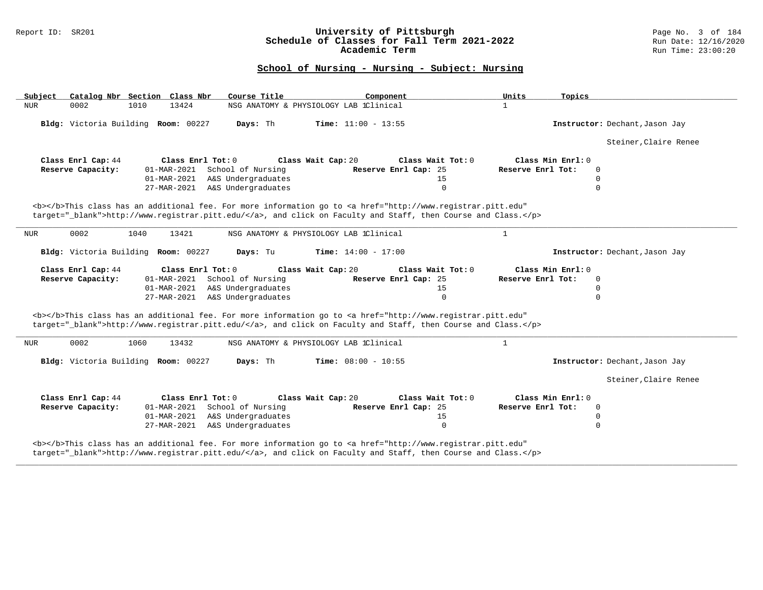## School of Nursing - Nursing - Subject: Nursing

| Subject | Catalog Nbr | Section | Class Nbr | Course Title | Component | Units | Topics |
|---|---|---|---|---|---|---|---|
| NUR | 0002 | 1010 | 13424 | NSG ANATOMY & PHYSIOLOGY LAB 1 | Clinical | 1 | |

**Bldg:** Victoria Building **Room:** 00227 **Days:** Th **Time:** 11:00 - 13:55 **Instructor:** Dechant,Jason Jay

Steiner,Claire Renee

**Class Enrl Cap:** 44 **Class Enrl Tot:** 0 **Class Wait Cap:** 20 **Class Wait Tot:** 0 **Class Min Enrl:** 0

| Reserve Capacity: | | Reserve Enrl Cap: | Reserve Enrl Tot: |
|---|---|---|---|
| 01-MAR-2021 | School of Nursing | 25 | 0 |
| 01-MAR-2021 | A&S Undergraduates | 15 | 0 |
| 27-MAR-2021 | A&S Undergraduates | 0 | 0 |

<b></b>This class has an additional fee. For more information go to <a href="http://www.registrar.pitt.edu" target="_blank">http://www.registrar.pitt.edu/</a>, and click on Faculty and Staff, then Course and Class.</p>

---

| Subject | Catalog Nbr | Section | Class Nbr | Course Title | Component | Units | Topics |
|---|---|---|---|---|---|---|---|
| NUR | 0002 | 1040 | 13421 | NSG ANATOMY & PHYSIOLOGY LAB 1 | Clinical | 1 | |

**Bldg:** Victoria Building **Room:** 00227 **Days:** Tu **Time:** 14:00 - 17:00 **Instructor:** Dechant,Jason Jay

**Class Enrl Cap:** 44 **Class Enrl Tot:** 0 **Class Wait Cap:** 20 **Class Wait Tot:** 0 **Class Min Enrl:** 0

| Reserve Capacity: | | Reserve Enrl Cap: | Reserve Enrl Tot: |
|---|---|---|---|
| 01-MAR-2021 | School of Nursing | 25 | 0 |
| 01-MAR-2021 | A&S Undergraduates | 15 | 0 |
| 27-MAR-2021 | A&S Undergraduates | 0 | 0 |

<b></b>This class has an additional fee. For more information go to <a href="http://www.registrar.pitt.edu" target="_blank">http://www.registrar.pitt.edu/</a>, and click on Faculty and Staff, then Course and Class.</p>

---

| Subject | Catalog Nbr | Section | Class Nbr | Course Title | Component | Units | Topics |
|---|---|---|---|---|---|---|---|
| NUR | 0002 | 1060 | 13432 | NSG ANATOMY & PHYSIOLOGY LAB 1 | Clinical | 1 | |

**Bldg:** Victoria Building **Room:** 00227 **Days:** Th **Time:** 08:00 - 10:55 **Instructor:** Dechant,Jason Jay

Steiner,Claire Renee

**Class Enrl Cap:** 44 **Class Enrl Tot:** 0 **Class Wait Cap:** 20 **Class Wait Tot:** 0 **Class Min Enrl:** 0

| Reserve Capacity: | | Reserve Enrl Cap: | Reserve Enrl Tot: |
|---|---|---|---|
| 01-MAR-2021 | School of Nursing | 25 | 0 |
| 01-MAR-2021 | A&S Undergraduates | 15 | 0 |
| 27-MAR-2021 | A&S Undergraduates | 0 | 0 |

<b></b>This class has an additional fee. For more information go to <a href="http://www.registrar.pitt.edu" target="_blank">http://www.registrar.pitt.edu/</a>, and click on Faculty and Staff, then Course and Class.</p>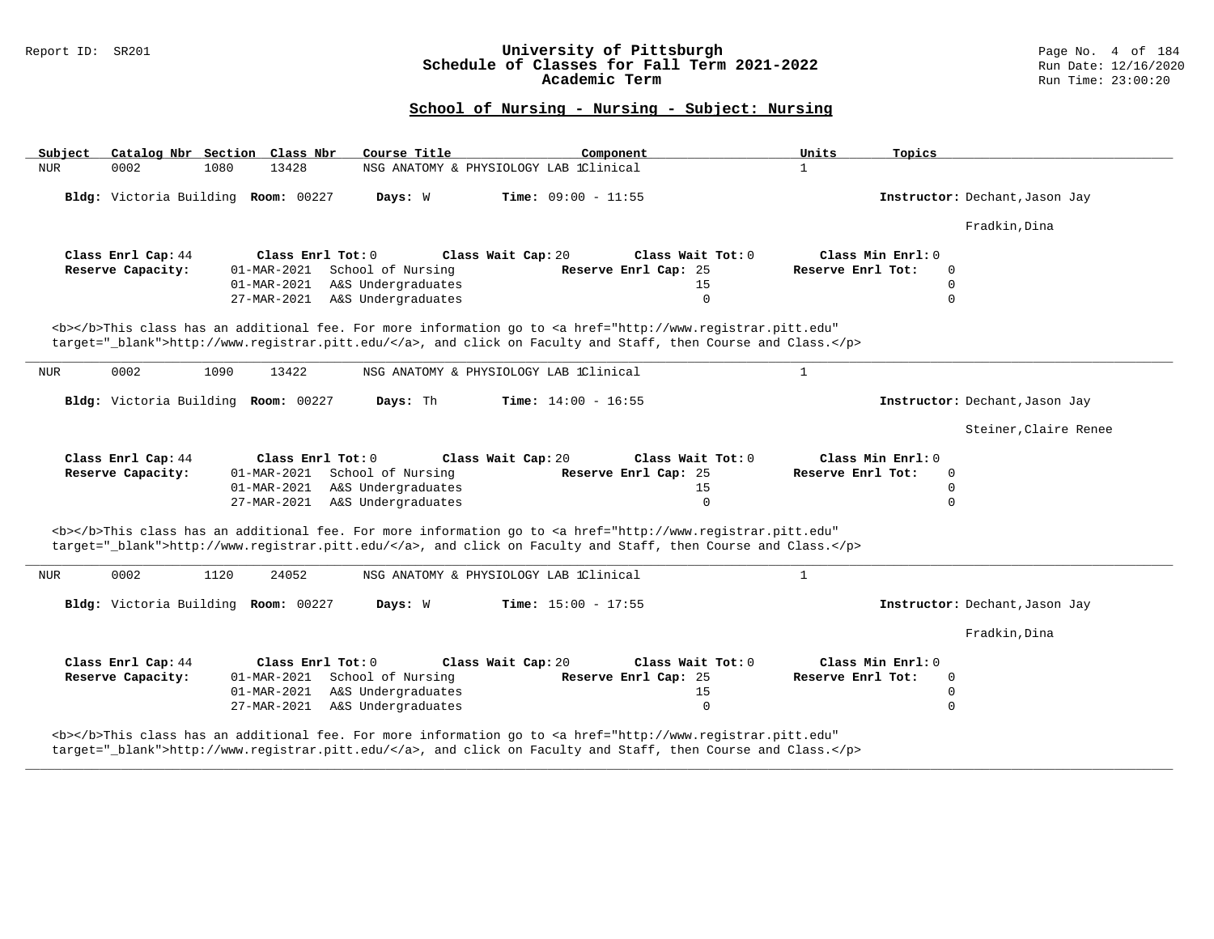## School of Nursing - Nursing - Subject: Nursing

| Subject | Catalog Nbr | Section | Class Nbr | Course Title | Component | Units | Topics |
|---|---|---|---|---|---|---|---|
| NUR | 0002 | 1080 | 13428 | NSG ANATOMY & PHYSIOLOGY LAB 1 | Clinical | 1 | |

**Bldg:** Victoria Building **Room:** 00227 **Days:** W **Time:** 09:00 - 11:55 **Instructor:** Dechant,Jason Jay

Fradkin,Dina

**Class Enrl Cap:** 44 **Class Enrl Tot:** 0 **Class Wait Cap:** 20 **Class Wait Tot:** 0 **Class Min Enrl:** 0

| Reserve Capacity: | | Reserve Enrl Cap: | Reserve Enrl Tot: |
|---|---|---|---|
| 01-MAR-2021 | School of Nursing | 25 | 0 |
| 01-MAR-2021 | A&S Undergraduates | 15 | 0 |
| 27-MAR-2021 | A&S Undergraduates | 0 | 0 |

<b></b>This class has an additional fee. For more information go to <a href="http://www.registrar.pitt.edu" target="_blank">http://www.registrar.pitt.edu/</a>, and click on Faculty and Staff, then Course and Class.</p>

---

| Subject | Catalog Nbr | Section | Class Nbr | Course Title | Component | Units | Topics |
|---|---|---|---|---|---|---|---|
| NUR | 0002 | 1090 | 13422 | NSG ANATOMY & PHYSIOLOGY LAB 1 | Clinical | 1 | |

**Bldg:** Victoria Building **Room:** 00227 **Days:** Th **Time:** 14:00 - 16:55 **Instructor:** Dechant,Jason Jay

Steiner,Claire Renee

**Class Enrl Cap:** 44 **Class Enrl Tot:** 0 **Class Wait Cap:** 20 **Class Wait Tot:** 0 **Class Min Enrl:** 0

| Reserve Capacity: | | Reserve Enrl Cap: | Reserve Enrl Tot: |
|---|---|---|---|
| 01-MAR-2021 | School of Nursing | 25 | 0 |
| 01-MAR-2021 | A&S Undergraduates | 15 | 0 |
| 27-MAR-2021 | A&S Undergraduates | 0 | 0 |

<b></b>This class has an additional fee. For more information go to <a href="http://www.registrar.pitt.edu" target="_blank">http://www.registrar.pitt.edu/</a>, and click on Faculty and Staff, then Course and Class.</p>

---

| Subject | Catalog Nbr | Section | Class Nbr | Course Title | Component | Units | Topics |
|---|---|---|---|---|---|---|---|
| NUR | 0002 | 1120 | 24052 | NSG ANATOMY & PHYSIOLOGY LAB 1 | Clinical | 1 | |

**Bldg:** Victoria Building **Room:** 00227 **Days:** W **Time:** 15:00 - 17:55 **Instructor:** Dechant,Jason Jay

Fradkin,Dina

**Class Enrl Cap:** 44 **Class Enrl Tot:** 0 **Class Wait Cap:** 20 **Class Wait Tot:** 0 **Class Min Enrl:** 0

| Reserve Capacity: | | Reserve Enrl Cap: | Reserve Enrl Tot: |
|---|---|---|---|
| 01-MAR-2021 | School of Nursing | 25 | 0 |
| 01-MAR-2021 | A&S Undergraduates | 15 | 0 |
| 27-MAR-2021 | A&S Undergraduates | 0 | 0 |

<b></b>This class has an additional fee. For more information go to <a href="http://www.registrar.pitt.edu" target="_blank">http://www.registrar.pitt.edu/</a>, and click on Faculty and Staff, then Course and Class.</p>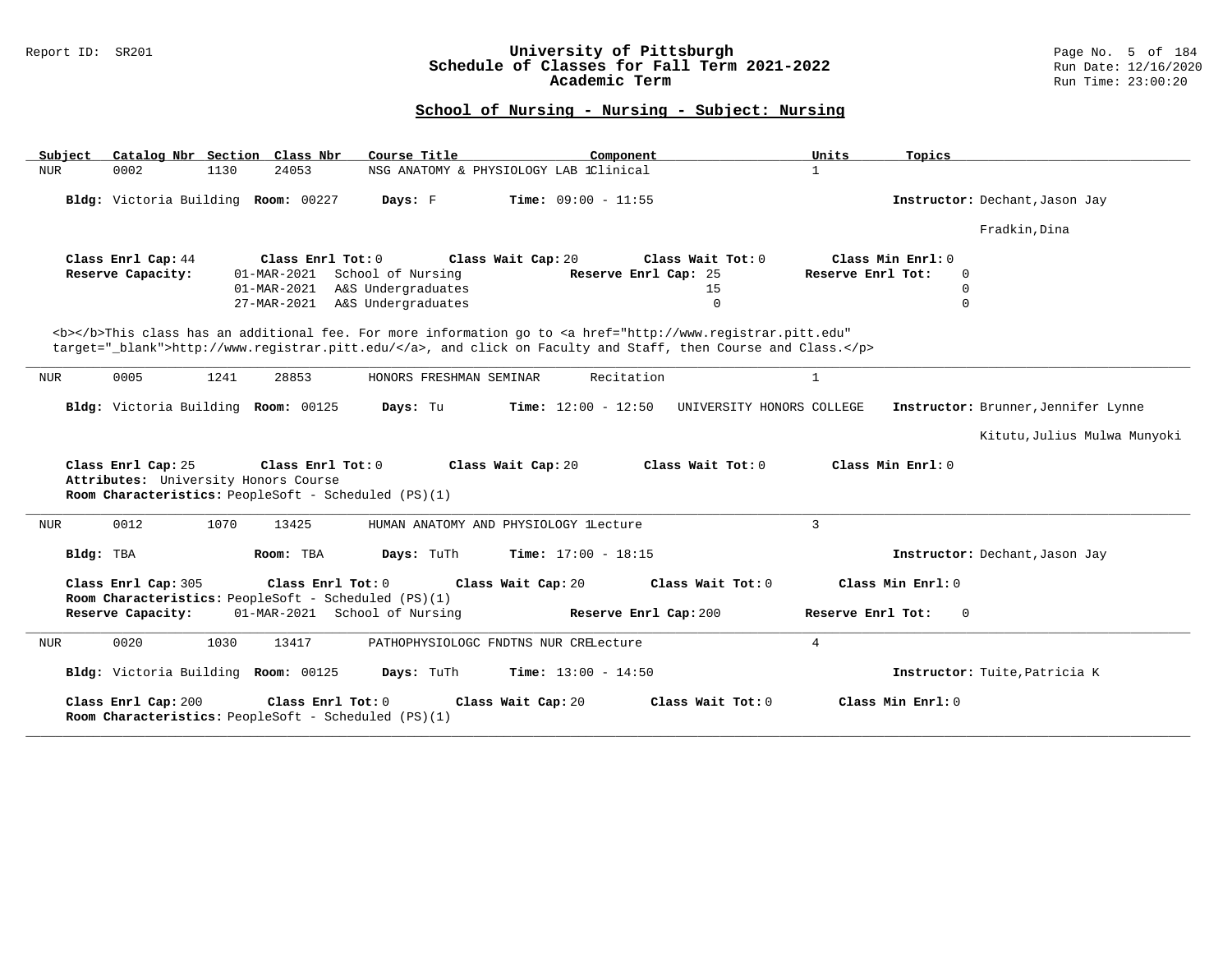## School of Nursing - Nursing - Subject: Nursing

| Subject | Catalog Nbr | Section | Class Nbr | Course Title | Component | Units | Topics |
|---|---|---|---|---|---|---|---|
| NUR | 0002 | 1130 | 24053 | NSG ANATOMY & PHYSIOLOGY LAB 1 | Clinical | 1 | |

**Bldg:** Victoria Building **Room:** 00227 **Days:** F **Time:** 09:00 - 11:55 **Instructor:** Dechant,Jason Jay

Fradkin,Dina

**Class Enrl Cap:** 44 **Class Enrl Tot:** 0 **Class Wait Cap:** 20 **Class Wait Tot:** 0 **Class Min Enrl:** 0

**Reserve Capacity:**

| Date | Group | Reserve Enrl Cap | Reserve Enrl Tot |
|---|---|---|---|
| 01-MAR-2021 | School of Nursing | 25 | 0 |
| 01-MAR-2021 | A&S Undergraduates | 15 | 0 |
| 27-MAR-2021 | A&S Undergraduates | 0 | 0 |

<b></b>This class has an additional fee. For more information go to <a href="http://www.registrar.pitt.edu" target="_blank">http://www.registrar.pitt.edu/</a>, and click on Faculty and Staff, then Course and Class.</p>

---

| Subject | Catalog Nbr | Section | Class Nbr | Course Title | Component | Units | Topics |
|---|---|---|---|---|---|---|---|
| NUR | 0005 | 1241 | 28853 | HONORS FRESHMAN SEMINAR | Recitation | 1 | |

**Bldg:** Victoria Building **Room:** 00125 **Days:** Tu **Time:** 12:00 - 12:50 UNIVERSITY HONORS COLLEGE **Instructor:** Brunner,Jennifer Lynne

Kitutu,Julius Mulwa Munyoki

**Class Enrl Cap:** 25 **Class Enrl Tot:** 0 **Class Wait Cap:** 20 **Class Wait Tot:** 0 **Class Min Enrl:** 0

**Attributes:** University Honors Course

**Room Characteristics:** PeopleSoft - Scheduled (PS)(1)

---

| Subject | Catalog Nbr | Section | Class Nbr | Course Title | Component | Units | Topics |
|---|---|---|---|---|---|---|---|
| NUR | 0012 | 1070 | 13425 | HUMAN ANATOMY AND PHYSIOLOGY 1 | Lecture | 3 | |

**Bldg:** TBA **Room:** TBA **Days:** TuTh **Time:** 17:00 - 18:15 **Instructor:** Dechant,Jason Jay

**Class Enrl Cap:** 305 **Class Enrl Tot:** 0 **Class Wait Cap:** 20 **Class Wait Tot:** 0 **Class Min Enrl:** 0

**Room Characteristics:** PeopleSoft - Scheduled (PS)(1)

**Reserve Capacity:** 01-MAR-2021 School of Nursing **Reserve Enrl Cap:** 200 **Reserve Enrl Tot:** 0

---

| Subject | Catalog Nbr | Section | Class Nbr | Course Title | Component | Units | Topics |
|---|---|---|---|---|---|---|---|
| NUR | 0020 | 1030 | 13417 | PATHOPHYSIOLOGC FNDTNS NUR CRE | Lecture | 4 | |

**Bldg:** Victoria Building **Room:** 00125 **Days:** TuTh **Time:** 13:00 - 14:50 **Instructor:** Tuite,Patricia K

**Class Enrl Cap:** 200 **Class Enrl Tot:** 0 **Class Wait Cap:** 20 **Class Wait Tot:** 0 **Class Min Enrl:** 0

**Room Characteristics:** PeopleSoft - Scheduled (PS)(1)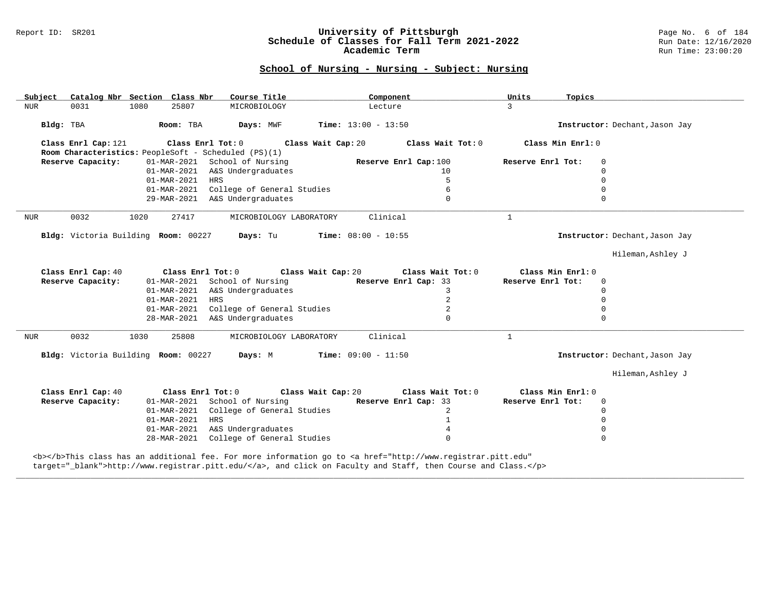## School of Nursing - Nursing - Subject: Nursing

| Subject | Catalog Nbr | Section | Class Nbr | Course Title | Component | Units | Topics |
|---|---|---|---|---|---|---|---|
| NUR | 0031 | 1080 | 25807 | MICROBIOLOGY | Lecture | 3 | |

**Bldg:** TBA **Room:** TBA **Days:** MWF **Time:** 13:00 - 13:50 **Instructor:** Dechant,Jason Jay

**Class Enrl Cap:** 121 **Class Enrl Tot:** 0 **Class Wait Cap:** 20 **Class Wait Tot:** 0 **Class Min Enrl:** 0

**Room Characteristics:** PeopleSoft - Scheduled (PS)(1)

**Reserve Capacity:**

| Date | Reserve | Reserve Enrl Cap | Reserve Enrl Tot |
|---|---|---|---|
| 01-MAR-2021 | School of Nursing | 100 | 0 |
| 01-MAR-2021 | A&S Undergraduates | 10 | 0 |
| 01-MAR-2021 | HRS | 5 | 0 |
| 01-MAR-2021 | College of General Studies | 6 | 0 |
| 29-MAR-2021 | A&S Undergraduates | 0 | 0 |

---

| Subject | Catalog Nbr | Section | Class Nbr | Course Title | Component | Units | Topics |
|---|---|---|---|---|---|---|---|
| NUR | 0032 | 1020 | 27417 | MICROBIOLOGY LABORATORY | Clinical | 1 | |

**Bldg:** Victoria Building **Room:** 00227 **Days:** Tu **Time:** 08:00 - 10:55 **Instructor:** Dechant,Jason Jay

Hileman,Ashley J

**Class Enrl Cap:** 40 **Class Enrl Tot:** 0 **Class Wait Cap:** 20 **Class Wait Tot:** 0 **Class Min Enrl:** 0

**Reserve Capacity:**

| Date | Reserve | Reserve Enrl Cap | Reserve Enrl Tot |
|---|---|---|---|
| 01-MAR-2021 | School of Nursing | 33 | 0 |
| 01-MAR-2021 | A&S Undergraduates | 3 | 0 |
| 01-MAR-2021 | HRS | 2 | 0 |
| 01-MAR-2021 | College of General Studies | 2 | 0 |
| 28-MAR-2021 | A&S Undergraduates | 0 | 0 |

---

| Subject | Catalog Nbr | Section | Class Nbr | Course Title | Component | Units | Topics |
|---|---|---|---|---|---|---|---|
| NUR | 0032 | 1030 | 25808 | MICROBIOLOGY LABORATORY | Clinical | 1 | |

**Bldg:** Victoria Building **Room:** 00227 **Days:** M **Time:** 09:00 - 11:50 **Instructor:** Dechant,Jason Jay

Hileman,Ashley J

**Class Enrl Cap:** 40 **Class Enrl Tot:** 0 **Class Wait Cap:** 20 **Class Wait Tot:** 0 **Class Min Enrl:** 0

**Reserve Capacity:**

| Date | Reserve | Reserve Enrl Cap | Reserve Enrl Tot |
|---|---|---|---|
| 01-MAR-2021 | School of Nursing | 33 | 0 |
| 01-MAR-2021 | College of General Studies | 2 | 0 |
| 01-MAR-2021 | HRS | 1 | 0 |
| 01-MAR-2021 | A&S Undergraduates | 4 | 0 |
| 28-MAR-2021 | College of General Studies | 0 | 0 |

<b></b>This class has an additional fee. For more information go to <a href="http://www.registrar.pitt.edu" target="_blank">http://www.registrar.pitt.edu/</a>, and click on Faculty and Staff, then Course and Class.</p>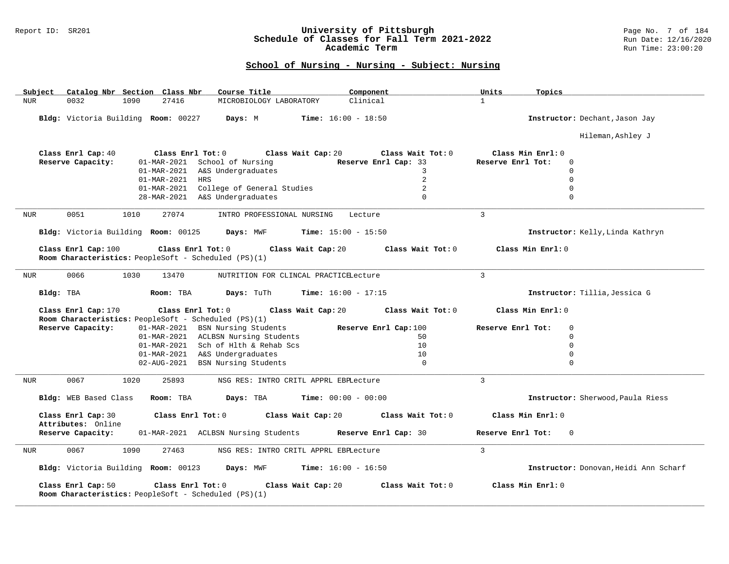## School of Nursing - Nursing - Subject: Nursing

| Subject | Catalog Nbr | Section | Class Nbr | Course Title | Component | Units | Topics |
|---|---|---|---|---|---|---|---|
| NUR | 0032 | 1090 | 27416 | MICROBIOLOGY LABORATORY | Clinical | 1 | |

**Bldg:** Victoria Building **Room:** 00227 **Days:** M **Time:** 16:00 - 18:50 **Instructor:** Dechant,Jason Jay; Hileman,Ashley J

**Class Enrl Cap:** 40 **Class Enrl Tot:** 0 **Class Wait Cap:** 20 **Class Wait Tot:** 0 **Class Min Enrl:** 0

**Reserve Capacity:**

| Date | Group | Reserve Enrl Cap | Reserve Enrl Tot |
|---|---|---|---|
| 01-MAR-2021 | School of Nursing | 33 | 0 |
| 01-MAR-2021 | A&S Undergraduates | 3 | 0 |
| 01-MAR-2021 | HRS | 2 | 0 |
| 01-MAR-2021 | College of General Studies | 2 | 0 |
| 28-MAR-2021 | A&S Undergraduates | 0 | 0 |

---

| Subject | Catalog Nbr | Section | Class Nbr | Course Title | Component | Units | Topics |
|---|---|---|---|---|---|---|---|
| NUR | 0051 | 1010 | 27074 | INTRO PROFESSIONAL NURSING | Lecture | 3 | |

**Bldg:** Victoria Building **Room:** 00125 **Days:** MWF **Time:** 15:00 - 15:50 **Instructor:** Kelly,Linda Kathryn

**Class Enrl Cap:** 100 **Class Enrl Tot:** 0 **Class Wait Cap:** 20 **Class Wait Tot:** 0 **Class Min Enrl:** 0

**Room Characteristics:** PeopleSoft - Scheduled (PS)(1)

---

| Subject | Catalog Nbr | Section | Class Nbr | Course Title | Component | Units | Topics |
|---|---|---|---|---|---|---|---|
| NUR | 0066 | 1030 | 13470 | NUTRITION FOR CLINCAL PRACTICE | Lecture | 3 | |

**Bldg:** TBA **Room:** TBA **Days:** TuTh **Time:** 16:00 - 17:15 **Instructor:** Tillia,Jessica G

**Class Enrl Cap:** 170 **Class Enrl Tot:** 0 **Class Wait Cap:** 20 **Class Wait Tot:** 0 **Class Min Enrl:** 0

**Room Characteristics:** PeopleSoft - Scheduled (PS)(1)

**Reserve Capacity:**

| Date | Group | Reserve Enrl Cap | Reserve Enrl Tot |
|---|---|---|---|
| 01-MAR-2021 | BSN Nursing Students | 100 | 0 |
| 01-MAR-2021 | ACLBSN Nursing Students | 50 | 0 |
| 01-MAR-2021 | Sch of Hlth & Rehab Scs | 10 | 0 |
| 01-MAR-2021 | A&S Undergraduates | 10 | 0 |
| 02-AUG-2021 | BSN Nursing Students | 0 | 0 |

---

| Subject | Catalog Nbr | Section | Class Nbr | Course Title | Component | Units | Topics |
|---|---|---|---|---|---|---|---|
| NUR | 0067 | 1020 | 25893 | NSG RES: INTRO CRITL APPRL EBP | Lecture | 3 | |

**Bldg:** WEB Based Class **Room:** TBA **Days:** TBA **Time:** 00:00 - 00:00 **Instructor:** Sherwood,Paula Riess

**Class Enrl Cap:** 30 **Class Enrl Tot:** 0 **Class Wait Cap:** 20 **Class Wait Tot:** 0 **Class Min Enrl:** 0

**Attributes:** Online

**Reserve Capacity:**

| Date | Group | Reserve Enrl Cap | Reserve Enrl Tot |
|---|---|---|---|
| 01-MAR-2021 | ACLBSN Nursing Students | 30 | 0 |

---

| Subject | Catalog Nbr | Section | Class Nbr | Course Title | Component | Units | Topics |
|---|---|---|---|---|---|---|---|
| NUR | 0067 | 1090 | 27463 | NSG RES: INTRO CRITL APPRL EBP | Lecture | 3 | |

**Bldg:** Victoria Building **Room:** 00123 **Days:** MWF **Time:** 16:00 - 16:50 **Instructor:** Donovan,Heidi Ann Scharf

**Class Enrl Cap:** 50 **Class Enrl Tot:** 0 **Class Wait Cap:** 20 **Class Wait Tot:** 0 **Class Min Enrl:** 0

**Room Characteristics:** PeopleSoft - Scheduled (PS)(1)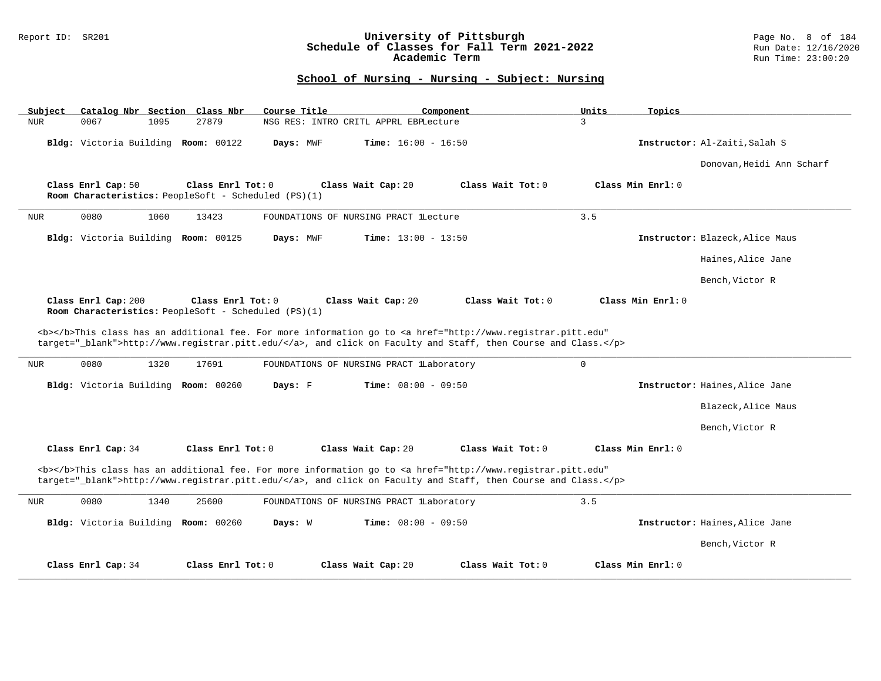## School of Nursing - Nursing - Subject: Nursing

| Subject | Catalog Nbr | Section | Class Nbr | Course Title | Component | Units | Topics |
|---|---|---|---|---|---|---|---|
| NUR | 0067 | 1095 | 27879 | NSG RES: INTRO CRITL APPRL EBP | Lecture | 3 | |

**Bldg:** Victoria Building **Room:** 00122 **Days:** MWF **Time:** 16:00 - 16:50 **Instructor:** Al-Zaiti,Salah S; Donovan,Heidi Ann Scharf

**Class Enrl Cap:** 50 **Class Enrl Tot:** 0 **Class Wait Cap:** 20 **Class Wait Tot:** 0 **Class Min Enrl:** 0
**Room Characteristics:** PeopleSoft - Scheduled (PS)(1)

---

| Subject | Catalog Nbr | Section | Class Nbr | Course Title | Component | Units | Topics |
|---|---|---|---|---|---|---|---|
| NUR | 0080 | 1060 | 13423 | FOUNDATIONS OF NURSING PRACT 1 | Lecture | 3.5 | |

**Bldg:** Victoria Building **Room:** 00125 **Days:** MWF **Time:** 13:00 - 13:50 **Instructor:** Blazeck,Alice Maus; Haines,Alice Jane; Bench,Victor R

**Class Enrl Cap:** 200 **Class Enrl Tot:** 0 **Class Wait Cap:** 20 **Class Wait Tot:** 0 **Class Min Enrl:** 0
**Room Characteristics:** PeopleSoft - Scheduled (PS)(1)

<b></b>This class has an additional fee. For more information go to <a href="http://www.registrar.pitt.edu" target="_blank">http://www.registrar.pitt.edu/</a>, and click on Faculty and Staff, then Course and Class.</p>

---

| Subject | Catalog Nbr | Section | Class Nbr | Course Title | Component | Units | Topics |
|---|---|---|---|---|---|---|---|
| NUR | 0080 | 1320 | 17691 | FOUNDATIONS OF NURSING PRACT 1 | Laboratory | 0 | |

**Bldg:** Victoria Building **Room:** 00260 **Days:** F **Time:** 08:00 - 09:50 **Instructor:** Haines,Alice Jane; Blazeck,Alice Maus; Bench,Victor R

**Class Enrl Cap:** 34 **Class Enrl Tot:** 0 **Class Wait Cap:** 20 **Class Wait Tot:** 0 **Class Min Enrl:** 0

<b></b>This class has an additional fee. For more information go to <a href="http://www.registrar.pitt.edu" target="_blank">http://www.registrar.pitt.edu/</a>, and click on Faculty and Staff, then Course and Class.</p>

---

| Subject | Catalog Nbr | Section | Class Nbr | Course Title | Component | Units | Topics |
|---|---|---|---|---|---|---|---|
| NUR | 0080 | 1340 | 25600 | FOUNDATIONS OF NURSING PRACT 1 | Laboratory | 3.5 | |

**Bldg:** Victoria Building **Room:** 00260 **Days:** W **Time:** 08:00 - 09:50 **Instructor:** Haines,Alice Jane; Bench,Victor R

**Class Enrl Cap:** 34 **Class Enrl Tot:** 0 **Class Wait Cap:** 20 **Class Wait Tot:** 0 **Class Min Enrl:** 0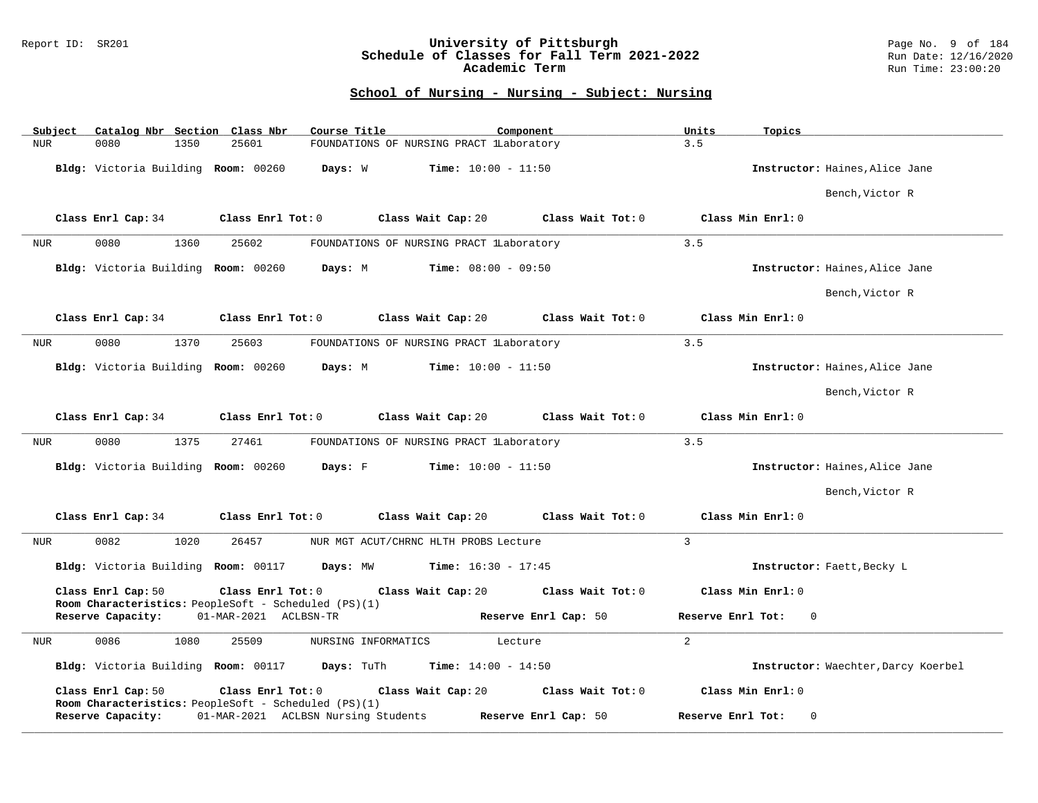## School of Nursing - Nursing - Subject: Nursing

| Subject | Catalog Nbr | Section | Class Nbr | Course Title | Component | Units | Topics |
|---|---|---|---|---|---|---|---|
| NUR | 0080 | 1350 | 25601 | FOUNDATIONS OF NURSING PRACT 1 | Laboratory | 3.5 | |

**Bldg:** Victoria Building **Room:** 00260 **Days:** W **Time:** 10:00 - 11:50 **Instructor:** Haines,Alice Jane; Bench,Victor R

**Class Enrl Cap:** 34 **Class Enrl Tot:** 0 **Class Wait Cap:** 20 **Class Wait Tot:** 0 **Class Min Enrl:** 0

---

| Subject | Catalog Nbr | Section | Class Nbr | Course Title | Component | Units | Topics |
|---|---|---|---|---|---|---|---|
| NUR | 0080 | 1360 | 25602 | FOUNDATIONS OF NURSING PRACT 1 | Laboratory | 3.5 | |

**Bldg:** Victoria Building **Room:** 00260 **Days:** M **Time:** 08:00 - 09:50 **Instructor:** Haines,Alice Jane; Bench,Victor R

**Class Enrl Cap:** 34 **Class Enrl Tot:** 0 **Class Wait Cap:** 20 **Class Wait Tot:** 0 **Class Min Enrl:** 0

---

| Subject | Catalog Nbr | Section | Class Nbr | Course Title | Component | Units | Topics |
|---|---|---|---|---|---|---|---|
| NUR | 0080 | 1370 | 25603 | FOUNDATIONS OF NURSING PRACT 1 | Laboratory | 3.5 | |

**Bldg:** Victoria Building **Room:** 00260 **Days:** M **Time:** 10:00 - 11:50 **Instructor:** Haines,Alice Jane; Bench,Victor R

**Class Enrl Cap:** 34 **Class Enrl Tot:** 0 **Class Wait Cap:** 20 **Class Wait Tot:** 0 **Class Min Enrl:** 0

---

| Subject | Catalog Nbr | Section | Class Nbr | Course Title | Component | Units | Topics |
|---|---|---|---|---|---|---|---|
| NUR | 0080 | 1375 | 27461 | FOUNDATIONS OF NURSING PRACT 1 | Laboratory | 3.5 | |

**Bldg:** Victoria Building **Room:** 00260 **Days:** F **Time:** 10:00 - 11:50 **Instructor:** Haines,Alice Jane; Bench,Victor R

**Class Enrl Cap:** 34 **Class Enrl Tot:** 0 **Class Wait Cap:** 20 **Class Wait Tot:** 0 **Class Min Enrl:** 0

---

| Subject | Catalog Nbr | Section | Class Nbr | Course Title | Component | Units | Topics |
|---|---|---|---|---|---|---|---|
| NUR | 0082 | 1020 | 26457 | NUR MGT ACUT/CHRNC HLTH PROBS | Lecture | 3 | |

**Bldg:** Victoria Building **Room:** 00117 **Days:** MW **Time:** 16:30 - 17:45 **Instructor:** Faett,Becky L

**Class Enrl Cap:** 50 **Class Enrl Tot:** 0 **Class Wait Cap:** 20 **Class Wait Tot:** 0 **Class Min Enrl:** 0

**Room Characteristics:** PeopleSoft - Scheduled (PS)(1)

**Reserve Capacity:** 01-MAR-2021 ACLBSN-TR **Reserve Enrl Cap:** 50 **Reserve Enrl Tot:** 0

---

| Subject | Catalog Nbr | Section | Class Nbr | Course Title | Component | Units | Topics |
|---|---|---|---|---|---|---|---|
| NUR | 0086 | 1080 | 25509 | NURSING INFORMATICS | Lecture | 2 | |

**Bldg:** Victoria Building **Room:** 00117 **Days:** TuTh **Time:** 14:00 - 14:50 **Instructor:** Waechter,Darcy Koerbel

**Class Enrl Cap:** 50 **Class Enrl Tot:** 0 **Class Wait Cap:** 20 **Class Wait Tot:** 0 **Class Min Enrl:** 0

**Room Characteristics:** PeopleSoft - Scheduled (PS)(1)

**Reserve Capacity:** 01-MAR-2021 ACLBSN Nursing Students **Reserve Enrl Cap:** 50 **Reserve Enrl Tot:** 0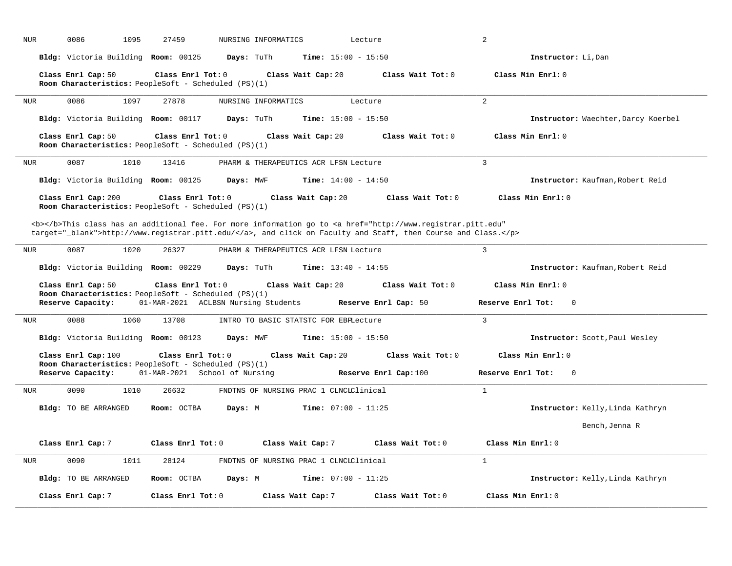NUR 0086 1095 27459 NURSING INFORMATICS Lecture 2

**Bldg:** Victoria Building **Room:** 00125 **Days:** TuTh **Time:** 15:00 - 15:50 **Instructor:** Li,Dan

**Class Enrl Cap:** 50 **Class Enrl Tot:** 0 **Class Wait Cap:** 20 **Class Wait Tot:** 0 **Class Min Enrl:** 0
**Room Characteristics:** PeopleSoft - Scheduled (PS)(1)

---

NUR 0086 1097 27878 NURSING INFORMATICS Lecture 2

**Bldg:** Victoria Building **Room:** 00117 **Days:** TuTh **Time:** 15:00 - 15:50 **Instructor:** Waechter,Darcy Koerbel

**Class Enrl Cap:** 50 **Class Enrl Tot:** 0 **Class Wait Cap:** 20 **Class Wait Tot:** 0 **Class Min Enrl:** 0
**Room Characteristics:** PeopleSoft - Scheduled (PS)(1)

---

NUR 0087 1010 13416 PHARM & THERAPEUTICS ACR LFSN Lecture 3

**Bldg:** Victoria Building **Room:** 00125 **Days:** MWF **Time:** 14:00 - 14:50 **Instructor:** Kaufman,Robert Reid

**Class Enrl Cap:** 200 **Class Enrl Tot:** 0 **Class Wait Cap:** 20 **Class Wait Tot:** 0 **Class Min Enrl:** 0
**Room Characteristics:** PeopleSoft - Scheduled (PS)(1)

<b></b>This class has an additional fee. For more information go to <a href="http://www.registrar.pitt.edu" target="_blank">http://www.registrar.pitt.edu/</a>, and click on Faculty and Staff, then Course and Class.</p>

---

NUR 0087 1020 26327 PHARM & THERAPEUTICS ACR LFSN Lecture 3

**Bldg:** Victoria Building **Room:** 00229 **Days:** TuTh **Time:** 13:40 - 14:55 **Instructor:** Kaufman,Robert Reid

**Class Enrl Cap:** 50 **Class Enrl Tot:** 0 **Class Wait Cap:** 20 **Class Wait Tot:** 0 **Class Min Enrl:** 0
**Room Characteristics:** PeopleSoft - Scheduled (PS)(1)
**Reserve Capacity:** 01-MAR-2021 ACLBSN Nursing Students **Reserve Enrl Cap:** 50 **Reserve Enrl Tot:** 0

---

NUR 0088 1060 13708 INTRO TO BASIC STATSTC FOR EBPLecture 3

**Bldg:** Victoria Building **Room:** 00123 **Days:** MWF **Time:** 15:00 - 15:50 **Instructor:** Scott,Paul Wesley

**Class Enrl Cap:** 100 **Class Enrl Tot:** 0 **Class Wait Cap:** 20 **Class Wait Tot:** 0 **Class Min Enrl:** 0
**Room Characteristics:** PeopleSoft - Scheduled (PS)(1)
**Reserve Capacity:** 01-MAR-2021 School of Nursing **Reserve Enrl Cap:** 100 **Reserve Enrl Tot:** 0

---

NUR 0090 1010 26632 FNDTNS OF NURSING PRAC 1 CLNCLClinical 1

**Bldg:** TO BE ARRANGED **Room:** OCTBA **Days:** M **Time:** 07:00 - 11:25 **Instructor:** Kelly,Linda Kathryn
Bench,Jenna R

**Class Enrl Cap:** 7 **Class Enrl Tot:** 0 **Class Wait Cap:** 7 **Class Wait Tot:** 0 **Class Min Enrl:** 0

---

NUR 0090 1011 28124 FNDTNS OF NURSING PRAC 1 CLNCLClinical 1

**Bldg:** TO BE ARRANGED **Room:** OCTBA **Days:** M **Time:** 07:00 - 11:25 **Instructor:** Kelly,Linda Kathryn

**Class Enrl Cap:** 7 **Class Enrl Tot:** 0 **Class Wait Cap:** 7 **Class Wait Tot:** 0 **Class Min Enrl:** 0

---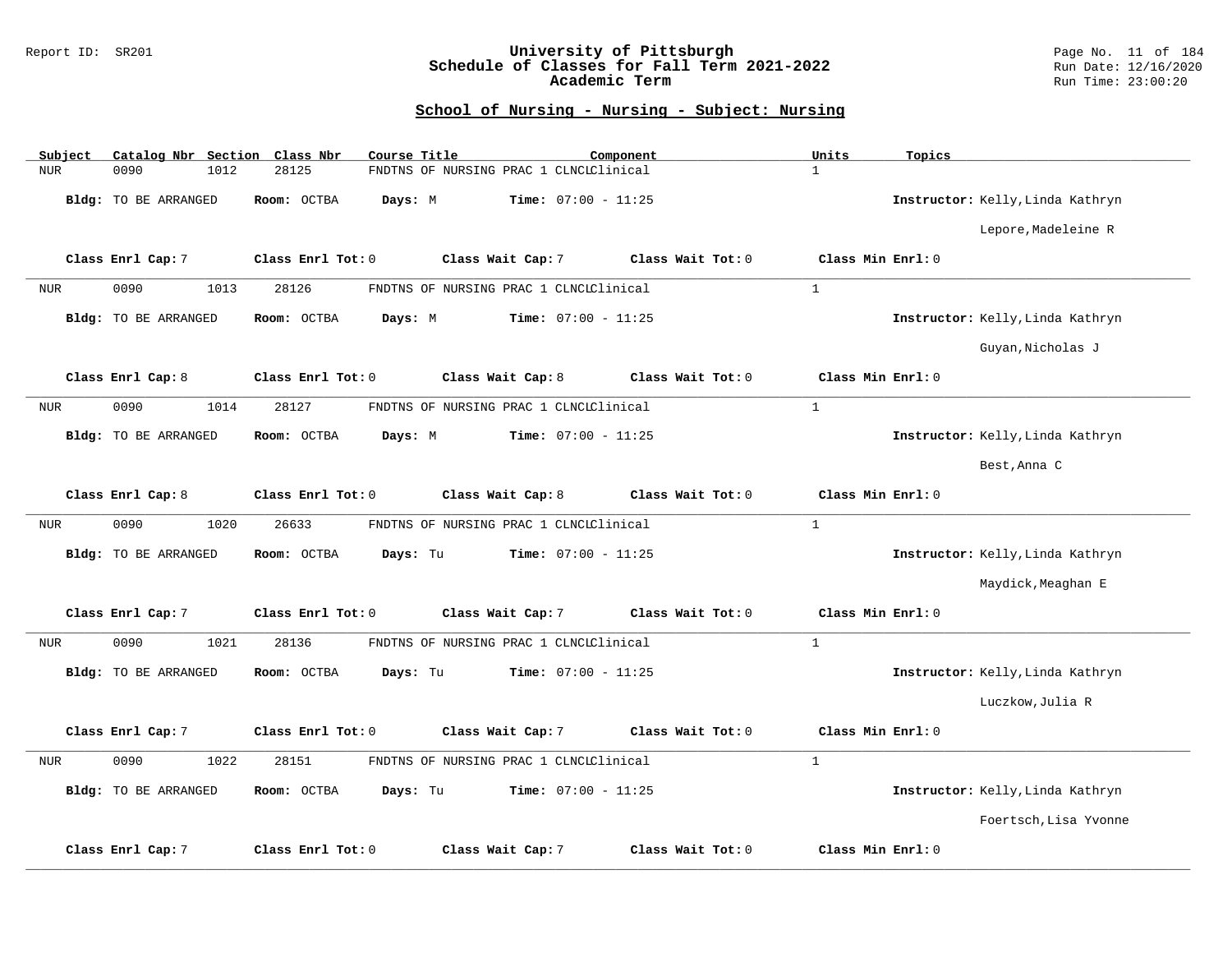## School of Nursing - Nursing - Subject: Nursing

| Subject | Catalog Nbr | Section | Class Nbr | Course Title | Component | Units | Topics |
|---|---|---|---|---|---|---|---|
| NUR | 0090 | 1012 | 28125 | FNDTNS OF NURSING PRAC 1 CLNCL | Clinical | 1 | |

**Bldg:** TO BE ARRANGED **Room:** OCTBA **Days:** M **Time:** 07:00 - 11:25 **Instructor:** Kelly,Linda Kathryn; Lepore,Madeleine R

**Class Enrl Cap:** 7 **Class Enrl Tot:** 0 **Class Wait Cap:** 7 **Class Wait Tot:** 0 **Class Min Enrl:** 0

---

| Subject | Catalog Nbr | Section | Class Nbr | Course Title | Component | Units | Topics |
|---|---|---|---|---|---|---|---|
| NUR | 0090 | 1013 | 28126 | FNDTNS OF NURSING PRAC 1 CLNCL | Clinical | 1 | |

**Bldg:** TO BE ARRANGED **Room:** OCTBA **Days:** M **Time:** 07:00 - 11:25 **Instructor:** Kelly,Linda Kathryn; Guyan,Nicholas J

**Class Enrl Cap:** 8 **Class Enrl Tot:** 0 **Class Wait Cap:** 8 **Class Wait Tot:** 0 **Class Min Enrl:** 0

---

| Subject | Catalog Nbr | Section | Class Nbr | Course Title | Component | Units | Topics |
|---|---|---|---|---|---|---|---|
| NUR | 0090 | 1014 | 28127 | FNDTNS OF NURSING PRAC 1 CLNCL | Clinical | 1 | |

**Bldg:** TO BE ARRANGED **Room:** OCTBA **Days:** M **Time:** 07:00 - 11:25 **Instructor:** Kelly,Linda Kathryn; Best,Anna C

**Class Enrl Cap:** 8 **Class Enrl Tot:** 0 **Class Wait Cap:** 8 **Class Wait Tot:** 0 **Class Min Enrl:** 0

---

| Subject | Catalog Nbr | Section | Class Nbr | Course Title | Component | Units | Topics |
|---|---|---|---|---|---|---|---|
| NUR | 0090 | 1020 | 26633 | FNDTNS OF NURSING PRAC 1 CLNCL | Clinical | 1 | |

**Bldg:** TO BE ARRANGED **Room:** OCTBA **Days:** Tu **Time:** 07:00 - 11:25 **Instructor:** Kelly,Linda Kathryn; Maydick,Meaghan E

**Class Enrl Cap:** 7 **Class Enrl Tot:** 0 **Class Wait Cap:** 7 **Class Wait Tot:** 0 **Class Min Enrl:** 0

---

| Subject | Catalog Nbr | Section | Class Nbr | Course Title | Component | Units | Topics |
|---|---|---|---|---|---|---|---|
| NUR | 0090 | 1021 | 28136 | FNDTNS OF NURSING PRAC 1 CLNCL | Clinical | 1 | |

**Bldg:** TO BE ARRANGED **Room:** OCTBA **Days:** Tu **Time:** 07:00 - 11:25 **Instructor:** Kelly,Linda Kathryn; Luczkow,Julia R

**Class Enrl Cap:** 7 **Class Enrl Tot:** 0 **Class Wait Cap:** 7 **Class Wait Tot:** 0 **Class Min Enrl:** 0

---

| Subject | Catalog Nbr | Section | Class Nbr | Course Title | Component | Units | Topics |
|---|---|---|---|---|---|---|---|
| NUR | 0090 | 1022 | 28151 | FNDTNS OF NURSING PRAC 1 CLNCL | Clinical | 1 | |

**Bldg:** TO BE ARRANGED **Room:** OCTBA **Days:** Tu **Time:** 07:00 - 11:25 **Instructor:** Kelly,Linda Kathryn; Foertsch,Lisa Yvonne

**Class Enrl Cap:** 7 **Class Enrl Tot:** 0 **Class Wait Cap:** 7 **Class Wait Tot:** 0 **Class Min Enrl:** 0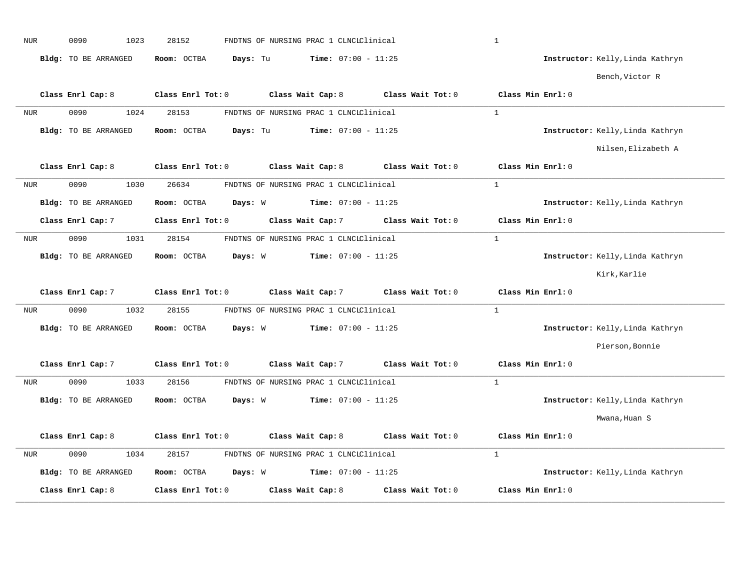NUR 0090 1023 28152 FNDTNS OF NURSING PRAC 1 CLNCLClinical 1

**Bldg:** TO BE ARRANGED **Room:** OCTBA **Days:** Tu **Time:** 07:00 - 11:25 **Instructor:** Kelly,Linda Kathryn
Bench,Victor R

**Class Enrl Cap:** 8 **Class Enrl Tot:** 0 **Class Wait Cap:** 8 **Class Wait Tot:** 0 **Class Min Enrl:** 0

---

NUR 0090 1024 28153 FNDTNS OF NURSING PRAC 1 CLNCLClinical 1

**Bldg:** TO BE ARRANGED **Room:** OCTBA **Days:** Tu **Time:** 07:00 - 11:25 **Instructor:** Kelly,Linda Kathryn
Nilsen,Elizabeth A

**Class Enrl Cap:** 8 **Class Enrl Tot:** 0 **Class Wait Cap:** 8 **Class Wait Tot:** 0 **Class Min Enrl:** 0

---

NUR 0090 1030 26634 FNDTNS OF NURSING PRAC 1 CLNCLClinical 1

**Bldg:** TO BE ARRANGED **Room:** OCTBA **Days:** W **Time:** 07:00 - 11:25 **Instructor:** Kelly,Linda Kathryn

**Class Enrl Cap:** 7 **Class Enrl Tot:** 0 **Class Wait Cap:** 7 **Class Wait Tot:** 0 **Class Min Enrl:** 0

---

NUR 0090 1031 28154 FNDTNS OF NURSING PRAC 1 CLNCLClinical 1

**Bldg:** TO BE ARRANGED **Room:** OCTBA **Days:** W **Time:** 07:00 - 11:25 **Instructor:** Kelly,Linda Kathryn
Kirk,Karlie

**Class Enrl Cap:** 7 **Class Enrl Tot:** 0 **Class Wait Cap:** 7 **Class Wait Tot:** 0 **Class Min Enrl:** 0

---

NUR 0090 1032 28155 FNDTNS OF NURSING PRAC 1 CLNCLClinical 1

**Bldg:** TO BE ARRANGED **Room:** OCTBA **Days:** W **Time:** 07:00 - 11:25 **Instructor:** Kelly,Linda Kathryn
Pierson,Bonnie

**Class Enrl Cap:** 7 **Class Enrl Tot:** 0 **Class Wait Cap:** 7 **Class Wait Tot:** 0 **Class Min Enrl:** 0

---

NUR 0090 1033 28156 FNDTNS OF NURSING PRAC 1 CLNCLClinical 1

**Bldg:** TO BE ARRANGED **Room:** OCTBA **Days:** W **Time:** 07:00 - 11:25 **Instructor:** Kelly,Linda Kathryn
Mwana,Huan S

**Class Enrl Cap:** 8 **Class Enrl Tot:** 0 **Class Wait Cap:** 8 **Class Wait Tot:** 0 **Class Min Enrl:** 0

---

NUR 0090 1034 28157 FNDTNS OF NURSING PRAC 1 CLNCLClinical 1

**Bldg:** TO BE ARRANGED **Room:** OCTBA **Days:** W **Time:** 07:00 - 11:25 **Instructor:** Kelly,Linda Kathryn

**Class Enrl Cap:** 8 **Class Enrl Tot:** 0 **Class Wait Cap:** 8 **Class Wait Tot:** 0 **Class Min Enrl:** 0

---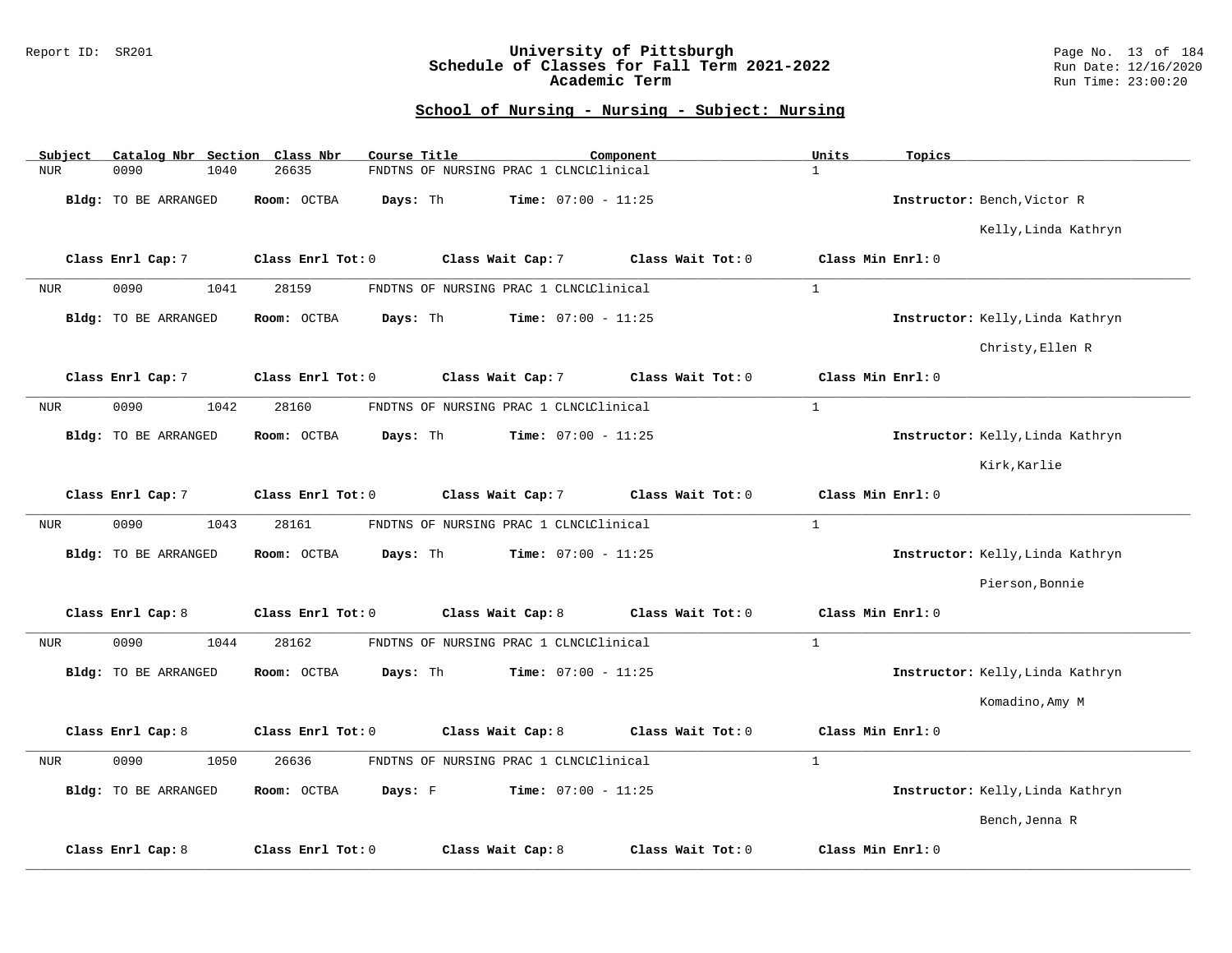## School of Nursing - Nursing - Subject: Nursing

| Subject | Catalog Nbr | Section | Class Nbr | Course Title | Component | Units | Topics |
|---|---|---|---|---|---|---|---|
| NUR | 0090 | 1040 | 26635 | FNDTNS OF NURSING PRAC 1 CLNCL | Clinical | 1 | |

**Bldg:** TO BE ARRANGED **Room:** OCTBA **Days:** Th **Time:** 07:00 - 11:25 **Instructor:** Bench,Victor R; Kelly,Linda Kathryn

**Class Enrl Cap:** 7 **Class Enrl Tot:** 0 **Class Wait Cap:** 7 **Class Wait Tot:** 0 **Class Min Enrl:** 0

---

| Subject | Catalog Nbr | Section | Class Nbr | Course Title | Component | Units | Topics |
|---|---|---|---|---|---|---|---|
| NUR | 0090 | 1041 | 28159 | FNDTNS OF NURSING PRAC 1 CLNCL | Clinical | 1 | |

**Bldg:** TO BE ARRANGED **Room:** OCTBA **Days:** Th **Time:** 07:00 - 11:25 **Instructor:** Kelly,Linda Kathryn; Christy,Ellen R

**Class Enrl Cap:** 7 **Class Enrl Tot:** 0 **Class Wait Cap:** 7 **Class Wait Tot:** 0 **Class Min Enrl:** 0

---

| Subject | Catalog Nbr | Section | Class Nbr | Course Title | Component | Units | Topics |
|---|---|---|---|---|---|---|---|
| NUR | 0090 | 1042 | 28160 | FNDTNS OF NURSING PRAC 1 CLNCL | Clinical | 1 | |

**Bldg:** TO BE ARRANGED **Room:** OCTBA **Days:** Th **Time:** 07:00 - 11:25 **Instructor:** Kelly,Linda Kathryn; Kirk,Karlie

**Class Enrl Cap:** 7 **Class Enrl Tot:** 0 **Class Wait Cap:** 7 **Class Wait Tot:** 0 **Class Min Enrl:** 0

---

| Subject | Catalog Nbr | Section | Class Nbr | Course Title | Component | Units | Topics |
|---|---|---|---|---|---|---|---|
| NUR | 0090 | 1043 | 28161 | FNDTNS OF NURSING PRAC 1 CLNCL | Clinical | 1 | |

**Bldg:** TO BE ARRANGED **Room:** OCTBA **Days:** Th **Time:** 07:00 - 11:25 **Instructor:** Kelly,Linda Kathryn; Pierson,Bonnie

**Class Enrl Cap:** 8 **Class Enrl Tot:** 0 **Class Wait Cap:** 8 **Class Wait Tot:** 0 **Class Min Enrl:** 0

---

| Subject | Catalog Nbr | Section | Class Nbr | Course Title | Component | Units | Topics |
|---|---|---|---|---|---|---|---|
| NUR | 0090 | 1044 | 28162 | FNDTNS OF NURSING PRAC 1 CLNCL | Clinical | 1 | |

**Bldg:** TO BE ARRANGED **Room:** OCTBA **Days:** Th **Time:** 07:00 - 11:25 **Instructor:** Kelly,Linda Kathryn; Komadino,Amy M

**Class Enrl Cap:** 8 **Class Enrl Tot:** 0 **Class Wait Cap:** 8 **Class Wait Tot:** 0 **Class Min Enrl:** 0

---

| Subject | Catalog Nbr | Section | Class Nbr | Course Title | Component | Units | Topics |
|---|---|---|---|---|---|---|---|
| NUR | 0090 | 1050 | 26636 | FNDTNS OF NURSING PRAC 1 CLNCL | Clinical | 1 | |

**Bldg:** TO BE ARRANGED **Room:** OCTBA **Days:** F **Time:** 07:00 - 11:25 **Instructor:** Kelly,Linda Kathryn; Bench,Jenna R

**Class Enrl Cap:** 8 **Class Enrl Tot:** 0 **Class Wait Cap:** 8 **Class Wait Tot:** 0 **Class Min Enrl:** 0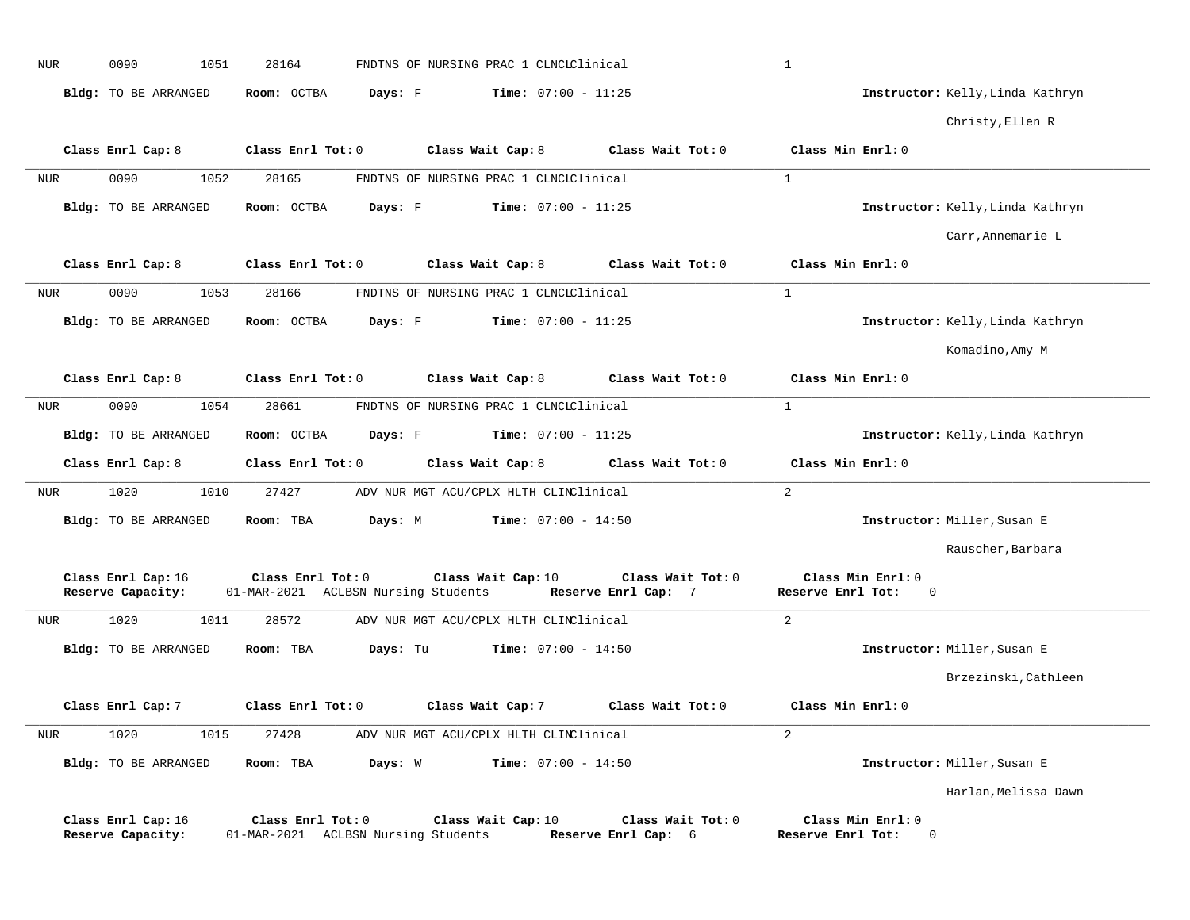NUR 0090 1051 28164 FNDTNS OF NURSING PRAC 1 CLNCLClinical 1

**Bldg:** TO BE ARRANGED **Room:** OCTBA **Days:** F **Time:** 07:00 - 11:25 **Instructor:** Kelly,Linda Kathryn
Christy,Ellen R

**Class Enrl Cap:** 8 **Class Enrl Tot:** 0 **Class Wait Cap:** 8 **Class Wait Tot:** 0 **Class Min Enrl:** 0

---

NUR 0090 1052 28165 FNDTNS OF NURSING PRAC 1 CLNCLClinical 1

**Bldg:** TO BE ARRANGED **Room:** OCTBA **Days:** F **Time:** 07:00 - 11:25 **Instructor:** Kelly,Linda Kathryn
Carr,Annemarie L

**Class Enrl Cap:** 8 **Class Enrl Tot:** 0 **Class Wait Cap:** 8 **Class Wait Tot:** 0 **Class Min Enrl:** 0

---

NUR 0090 1053 28166 FNDTNS OF NURSING PRAC 1 CLNCLClinical 1

**Bldg:** TO BE ARRANGED **Room:** OCTBA **Days:** F **Time:** 07:00 - 11:25 **Instructor:** Kelly,Linda Kathryn
Komadino,Amy M

**Class Enrl Cap:** 8 **Class Enrl Tot:** 0 **Class Wait Cap:** 8 **Class Wait Tot:** 0 **Class Min Enrl:** 0

---

NUR 0090 1054 28661 FNDTNS OF NURSING PRAC 1 CLNCLClinical 1

**Bldg:** TO BE ARRANGED **Room:** OCTBA **Days:** F **Time:** 07:00 - 11:25 **Instructor:** Kelly,Linda Kathryn

**Class Enrl Cap:** 8 **Class Enrl Tot:** 0 **Class Wait Cap:** 8 **Class Wait Tot:** 0 **Class Min Enrl:** 0

---

NUR 1020 1010 27427 ADV NUR MGT ACU/CPLX HLTH CLINClinical 2

**Bldg:** TO BE ARRANGED **Room:** TBA **Days:** M **Time:** 07:00 - 14:50 **Instructor:** Miller,Susan E
Rauscher,Barbara

**Class Enrl Cap:** 16 **Class Enrl Tot:** 0 **Class Wait Cap:** 10 **Class Wait Tot:** 0 **Class Min Enrl:** 0
**Reserve Capacity:** 01-MAR-2021 ACLBSN Nursing Students **Reserve Enrl Cap:** 7 **Reserve Enrl Tot:** 0

---

NUR 1020 1011 28572 ADV NUR MGT ACU/CPLX HLTH CLINClinical 2

**Bldg:** TO BE ARRANGED **Room:** TBA **Days:** Tu **Time:** 07:00 - 14:50 **Instructor:** Miller,Susan E
Brzezinski,Cathleen

**Class Enrl Cap:** 7 **Class Enrl Tot:** 0 **Class Wait Cap:** 7 **Class Wait Tot:** 0 **Class Min Enrl:** 0

---

NUR 1020 1015 27428 ADV NUR MGT ACU/CPLX HLTH CLINClinical 2

**Bldg:** TO BE ARRANGED **Room:** TBA **Days:** W **Time:** 07:00 - 14:50 **Instructor:** Miller,Susan E
Harlan,Melissa Dawn

**Class Enrl Cap:** 16 **Class Enrl Tot:** 0 **Class Wait Cap:** 10 **Class Wait Tot:** 0 **Class Min Enrl:** 0
**Reserve Capacity:** 01-MAR-2021 ACLBSN Nursing Students **Reserve Enrl Cap:** 6 **Reserve Enrl Tot:** 0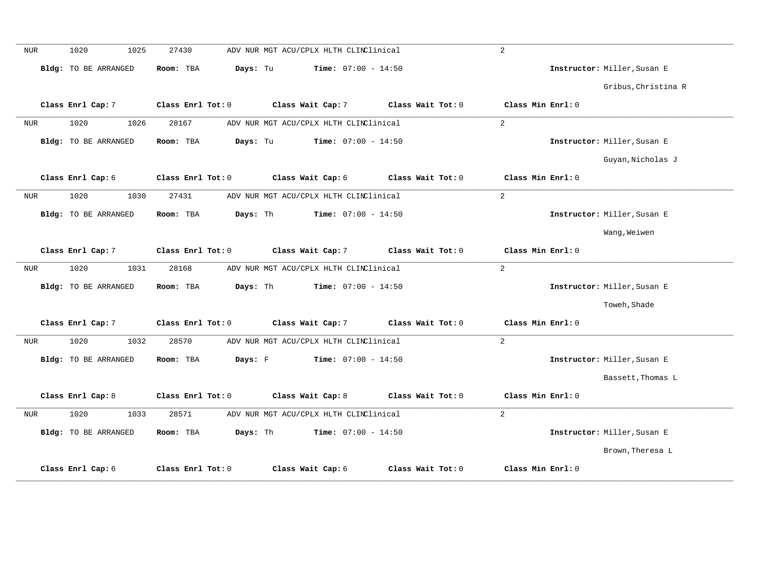NUR 1020 1025 27430 ADV NUR MGT ACU/CPLX HLTH CLINClinical 2

**Bldg:** TO BE ARRANGED **Room:** TBA **Days:** Tu **Time:** 07:00 - 14:50 **Instructor:** Miller,Susan E

Gribus,Christina R

**Class Enrl Cap:** 7 **Class Enrl Tot:** 0 **Class Wait Cap:** 7 **Class Wait Tot:** 0 **Class Min Enrl:** 0

---

NUR 1020 1026 28167 ADV NUR MGT ACU/CPLX HLTH CLINClinical 2

**Bldg:** TO BE ARRANGED **Room:** TBA **Days:** Tu **Time:** 07:00 - 14:50 **Instructor:** Miller,Susan E

Guyan,Nicholas J

**Class Enrl Cap:** 6 **Class Enrl Tot:** 0 **Class Wait Cap:** 6 **Class Wait Tot:** 0 **Class Min Enrl:** 0

---

NUR 1020 1030 27431 ADV NUR MGT ACU/CPLX HLTH CLINClinical 2

**Bldg:** TO BE ARRANGED **Room:** TBA **Days:** Th **Time:** 07:00 - 14:50 **Instructor:** Miller,Susan E

Wang,Weiwen

**Class Enrl Cap:** 7 **Class Enrl Tot:** 0 **Class Wait Cap:** 7 **Class Wait Tot:** 0 **Class Min Enrl:** 0

---

NUR 1020 1031 28168 ADV NUR MGT ACU/CPLX HLTH CLINClinical 2

**Bldg:** TO BE ARRANGED **Room:** TBA **Days:** Th **Time:** 07:00 - 14:50 **Instructor:** Miller,Susan E

Toweh,Shade

**Class Enrl Cap:** 7 **Class Enrl Tot:** 0 **Class Wait Cap:** 7 **Class Wait Tot:** 0 **Class Min Enrl:** 0

---

NUR 1020 1032 28570 ADV NUR MGT ACU/CPLX HLTH CLINClinical 2

**Bldg:** TO BE ARRANGED **Room:** TBA **Days:** F **Time:** 07:00 - 14:50 **Instructor:** Miller,Susan E

Bassett,Thomas L

**Class Enrl Cap:** 8 **Class Enrl Tot:** 0 **Class Wait Cap:** 8 **Class Wait Tot:** 0 **Class Min Enrl:** 0

---

NUR 1020 1033 28571 ADV NUR MGT ACU/CPLX HLTH CLINClinical 2

**Bldg:** TO BE ARRANGED **Room:** TBA **Days:** Th **Time:** 07:00 - 14:50 **Instructor:** Miller,Susan E

Brown,Theresa L

**Class Enrl Cap:** 6 **Class Enrl Tot:** 0 **Class Wait Cap:** 6 **Class Wait Tot:** 0 **Class Min Enrl:** 0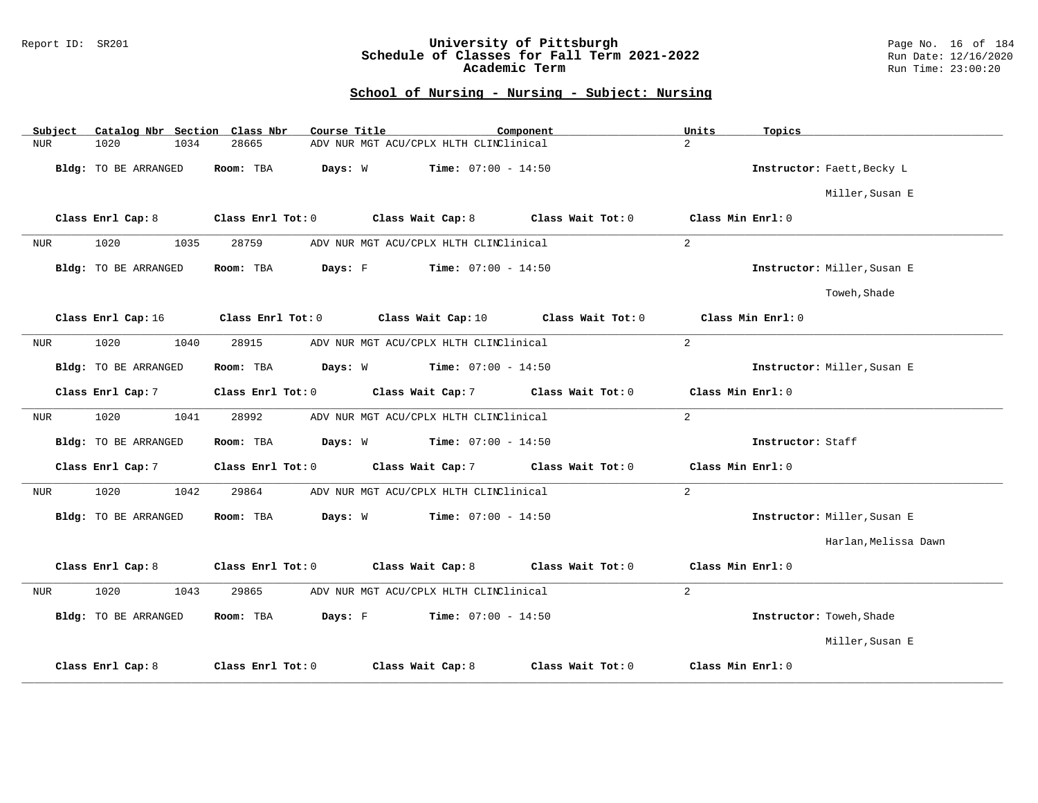## School of Nursing - Nursing - Subject: Nursing

| Subject | Catalog Nbr | Section | Class Nbr | Course Title | Component | Units | Topics |
|---|---|---|---|---|---|---|---|
| NUR | 1020 | 1034 | 28665 | ADV NUR MGT ACU/CPLX HLTH CLIN | Clinical | 2 | |

**Bldg:** TO BE ARRANGED **Room:** TBA **Days:** W **Time:** 07:00 - 14:50 **Instructor:** Faett,Becky L; Miller,Susan E

**Class Enrl Cap:** 8 **Class Enrl Tot:** 0 **Class Wait Cap:** 8 **Class Wait Tot:** 0 **Class Min Enrl:** 0

---

| Subject | Catalog Nbr | Section | Class Nbr | Course Title | Component | Units | Topics |
|---|---|---|---|---|---|---|---|
| NUR | 1020 | 1035 | 28759 | ADV NUR MGT ACU/CPLX HLTH CLIN | Clinical | 2 | |

**Bldg:** TO BE ARRANGED **Room:** TBA **Days:** F **Time:** 07:00 - 14:50 **Instructor:** Miller,Susan E; Toweh,Shade

**Class Enrl Cap:** 16 **Class Enrl Tot:** 0 **Class Wait Cap:** 10 **Class Wait Tot:** 0 **Class Min Enrl:** 0

---

| Subject | Catalog Nbr | Section | Class Nbr | Course Title | Component | Units | Topics |
|---|---|---|---|---|---|---|---|
| NUR | 1020 | 1040 | 28915 | ADV NUR MGT ACU/CPLX HLTH CLIN | Clinical | 2 | |

**Bldg:** TO BE ARRANGED **Room:** TBA **Days:** W **Time:** 07:00 - 14:50 **Instructor:** Miller,Susan E

**Class Enrl Cap:** 7 **Class Enrl Tot:** 0 **Class Wait Cap:** 7 **Class Wait Tot:** 0 **Class Min Enrl:** 0

---

| Subject | Catalog Nbr | Section | Class Nbr | Course Title | Component | Units | Topics |
|---|---|---|---|---|---|---|---|
| NUR | 1020 | 1041 | 28992 | ADV NUR MGT ACU/CPLX HLTH CLIN | Clinical | 2 | |

**Bldg:** TO BE ARRANGED **Room:** TBA **Days:** W **Time:** 07:00 - 14:50 **Instructor:** Staff

**Class Enrl Cap:** 7 **Class Enrl Tot:** 0 **Class Wait Cap:** 7 **Class Wait Tot:** 0 **Class Min Enrl:** 0

---

| Subject | Catalog Nbr | Section | Class Nbr | Course Title | Component | Units | Topics |
|---|---|---|---|---|---|---|---|
| NUR | 1020 | 1042 | 29864 | ADV NUR MGT ACU/CPLX HLTH CLIN | Clinical | 2 | |

**Bldg:** TO BE ARRANGED **Room:** TBA **Days:** W **Time:** 07:00 - 14:50 **Instructor:** Miller,Susan E; Harlan,Melissa Dawn

**Class Enrl Cap:** 8 **Class Enrl Tot:** 0 **Class Wait Cap:** 8 **Class Wait Tot:** 0 **Class Min Enrl:** 0

---

| Subject | Catalog Nbr | Section | Class Nbr | Course Title | Component | Units | Topics |
|---|---|---|---|---|---|---|---|
| NUR | 1020 | 1043 | 29865 | ADV NUR MGT ACU/CPLX HLTH CLIN | Clinical | 2 | |

**Bldg:** TO BE ARRANGED **Room:** TBA **Days:** F **Time:** 07:00 - 14:50 **Instructor:** Toweh,Shade; Miller,Susan E

**Class Enrl Cap:** 8 **Class Enrl Tot:** 0 **Class Wait Cap:** 8 **Class Wait Tot:** 0 **Class Min Enrl:** 0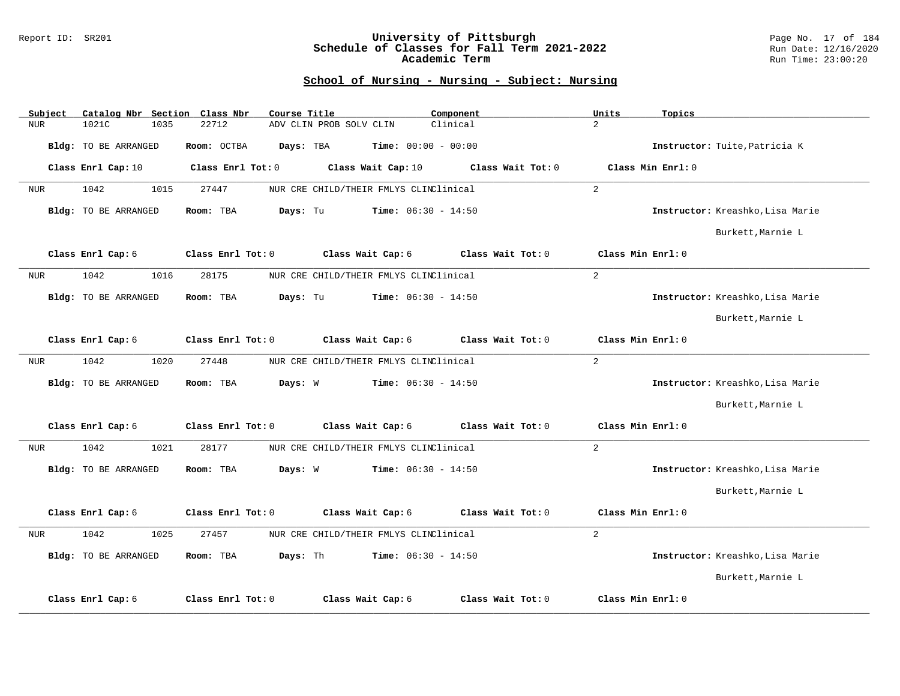Report ID: SR201

# University of Pittsburgh
## Schedule of Classes for Fall Term 2021-2022
### Academic Term

Run Date: 12/16/2020
Run Time: 23:00:20

## School of Nursing - Nursing - Subject: Nursing

| Subject | Catalog Nbr | Section | Class Nbr | Course Title | Component | Units | Topics |
|---|---|---|---|---|---|---|---|
| NUR | 1021C | 1035 | 22712 | ADV CLIN PROB SOLV CLIN | Clinical | 2 | |

**Bldg:** TO BE ARRANGED **Room:** OCTBA **Days:** TBA **Time:** 00:00 - 00:00 **Instructor:** Tuite,Patricia K

**Class Enrl Cap:** 10 **Class Enrl Tot:** 0 **Class Wait Cap:** 10 **Class Wait Tot:** 0 **Class Min Enrl:** 0

| Subject | Catalog Nbr | Section | Class Nbr | Course Title | Component | Units | Topics |
|---|---|---|---|---|---|---|---|
| NUR | 1042 | 1015 | 27447 | NUR CRE CHILD/THEIR FMLYS CLIN | Clinical | 2 | |

**Bldg:** TO BE ARRANGED **Room:** TBA **Days:** Tu **Time:** 06:30 - 14:50 **Instructor:** Kreashko,Lisa Marie; Burkett,Marnie L

**Class Enrl Cap:** 6 **Class Enrl Tot:** 0 **Class Wait Cap:** 6 **Class Wait Tot:** 0 **Class Min Enrl:** 0

| Subject | Catalog Nbr | Section | Class Nbr | Course Title | Component | Units | Topics |
|---|---|---|---|---|---|---|---|
| NUR | 1042 | 1016 | 28175 | NUR CRE CHILD/THEIR FMLYS CLIN | Clinical | 2 | |

**Bldg:** TO BE ARRANGED **Room:** TBA **Days:** Tu **Time:** 06:30 - 14:50 **Instructor:** Kreashko,Lisa Marie; Burkett,Marnie L

**Class Enrl Cap:** 6 **Class Enrl Tot:** 0 **Class Wait Cap:** 6 **Class Wait Tot:** 0 **Class Min Enrl:** 0

| Subject | Catalog Nbr | Section | Class Nbr | Course Title | Component | Units | Topics |
|---|---|---|---|---|---|---|---|
| NUR | 1042 | 1020 | 27448 | NUR CRE CHILD/THEIR FMLYS CLIN | Clinical | 2 | |

**Bldg:** TO BE ARRANGED **Room:** TBA **Days:** W **Time:** 06:30 - 14:50 **Instructor:** Kreashko,Lisa Marie; Burkett,Marnie L

**Class Enrl Cap:** 6 **Class Enrl Tot:** 0 **Class Wait Cap:** 6 **Class Wait Tot:** 0 **Class Min Enrl:** 0

| Subject | Catalog Nbr | Section | Class Nbr | Course Title | Component | Units | Topics |
|---|---|---|---|---|---|---|---|
| NUR | 1042 | 1021 | 28177 | NUR CRE CHILD/THEIR FMLYS CLIN | Clinical | 2 | |

**Bldg:** TO BE ARRANGED **Room:** TBA **Days:** W **Time:** 06:30 - 14:50 **Instructor:** Kreashko,Lisa Marie; Burkett,Marnie L

**Class Enrl Cap:** 6 **Class Enrl Tot:** 0 **Class Wait Cap:** 6 **Class Wait Tot:** 0 **Class Min Enrl:** 0

| Subject | Catalog Nbr | Section | Class Nbr | Course Title | Component | Units | Topics |
|---|---|---|---|---|---|---|---|
| NUR | 1042 | 1025 | 27457 | NUR CRE CHILD/THEIR FMLYS CLIN | Clinical | 2 | |

**Bldg:** TO BE ARRANGED **Room:** TBA **Days:** Th **Time:** 06:30 - 14:50 **Instructor:** Kreashko,Lisa Marie; Burkett,Marnie L

**Class Enrl Cap:** 6 **Class Enrl Tot:** 0 **Class Wait Cap:** 6 **Class Wait Tot:** 0 **Class Min Enrl:** 0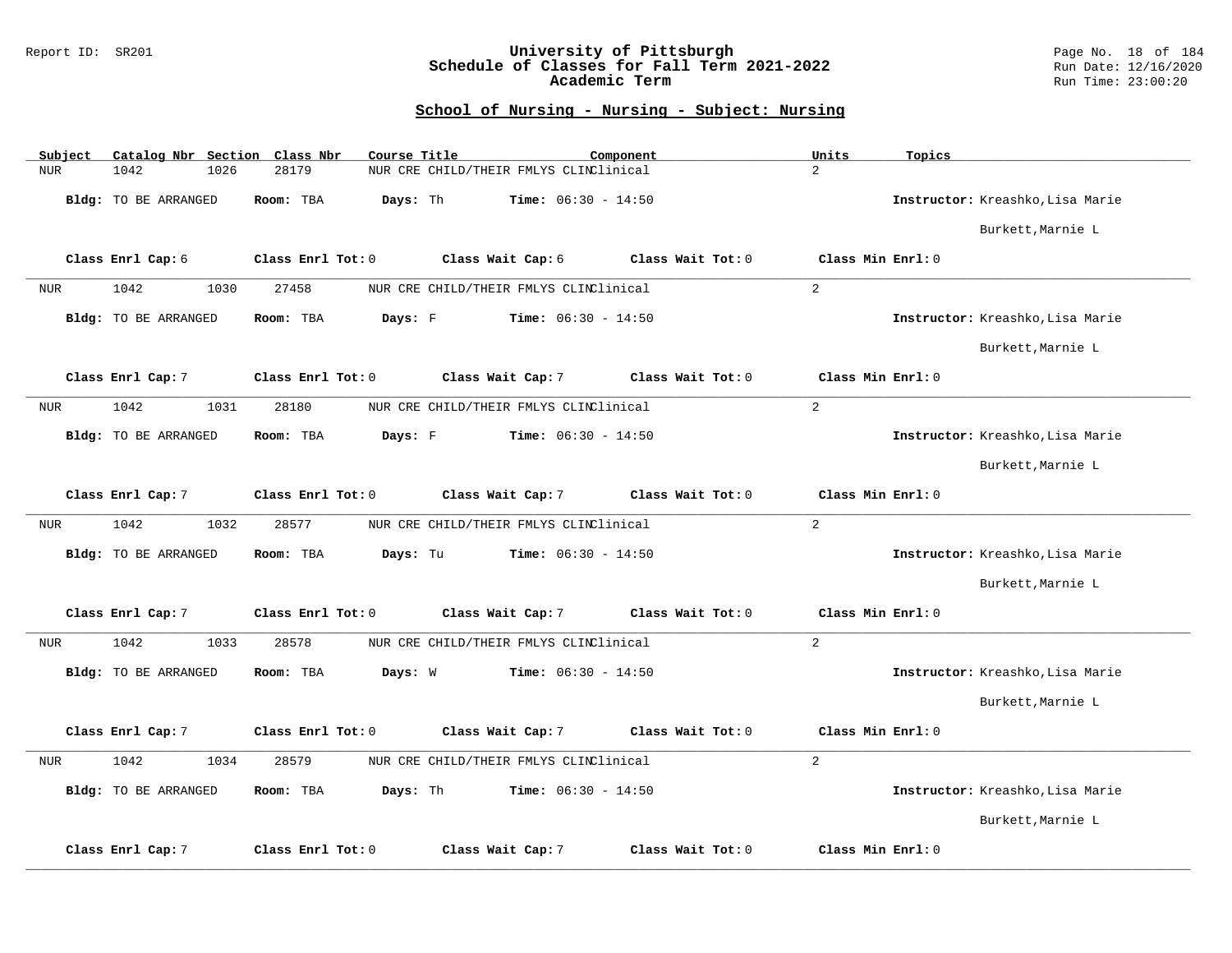## School of Nursing - Nursing - Subject: Nursing

| Subject | Catalog Nbr | Section | Class Nbr | Course Title | Component | Units | Topics |
|---|---|---|---|---|---|---|---|
| NUR | 1042 | 1026 | 28179 | NUR CRE CHILD/THEIR FMLYS CLIN | Clinical | 2 | |

**Bldg:** TO BE ARRANGED **Room:** TBA **Days:** Th **Time:** 06:30 - 14:50 **Instructor:** Kreashko,Lisa Marie; Burkett,Marnie L

**Class Enrl Cap:** 6 **Class Enrl Tot:** 0 **Class Wait Cap:** 6 **Class Wait Tot:** 0 **Class Min Enrl:** 0

---

| Subject | Catalog Nbr | Section | Class Nbr | Course Title | Component | Units | Topics |
|---|---|---|---|---|---|---|---|
| NUR | 1042 | 1030 | 27458 | NUR CRE CHILD/THEIR FMLYS CLIN | Clinical | 2 | |

**Bldg:** TO BE ARRANGED **Room:** TBA **Days:** F **Time:** 06:30 - 14:50 **Instructor:** Kreashko,Lisa Marie; Burkett,Marnie L

**Class Enrl Cap:** 7 **Class Enrl Tot:** 0 **Class Wait Cap:** 7 **Class Wait Tot:** 0 **Class Min Enrl:** 0

---

| Subject | Catalog Nbr | Section | Class Nbr | Course Title | Component | Units | Topics |
|---|---|---|---|---|---|---|---|
| NUR | 1042 | 1031 | 28180 | NUR CRE CHILD/THEIR FMLYS CLIN | Clinical | 2 | |

**Bldg:** TO BE ARRANGED **Room:** TBA **Days:** F **Time:** 06:30 - 14:50 **Instructor:** Kreashko,Lisa Marie; Burkett,Marnie L

**Class Enrl Cap:** 7 **Class Enrl Tot:** 0 **Class Wait Cap:** 7 **Class Wait Tot:** 0 **Class Min Enrl:** 0

---

| Subject | Catalog Nbr | Section | Class Nbr | Course Title | Component | Units | Topics |
|---|---|---|---|---|---|---|---|
| NUR | 1042 | 1032 | 28577 | NUR CRE CHILD/THEIR FMLYS CLIN | Clinical | 2 | |

**Bldg:** TO BE ARRANGED **Room:** TBA **Days:** Tu **Time:** 06:30 - 14:50 **Instructor:** Kreashko,Lisa Marie; Burkett,Marnie L

**Class Enrl Cap:** 7 **Class Enrl Tot:** 0 **Class Wait Cap:** 7 **Class Wait Tot:** 0 **Class Min Enrl:** 0

---

| Subject | Catalog Nbr | Section | Class Nbr | Course Title | Component | Units | Topics |
|---|---|---|---|---|---|---|---|
| NUR | 1042 | 1033 | 28578 | NUR CRE CHILD/THEIR FMLYS CLIN | Clinical | 2 | |

**Bldg:** TO BE ARRANGED **Room:** TBA **Days:** W **Time:** 06:30 - 14:50 **Instructor:** Kreashko,Lisa Marie; Burkett,Marnie L

**Class Enrl Cap:** 7 **Class Enrl Tot:** 0 **Class Wait Cap:** 7 **Class Wait Tot:** 0 **Class Min Enrl:** 0

---

| Subject | Catalog Nbr | Section | Class Nbr | Course Title | Component | Units | Topics |
|---|---|---|---|---|---|---|---|
| NUR | 1042 | 1034 | 28579 | NUR CRE CHILD/THEIR FMLYS CLIN | Clinical | 2 | |

**Bldg:** TO BE ARRANGED **Room:** TBA **Days:** Th **Time:** 06:30 - 14:50 **Instructor:** Kreashko,Lisa Marie; Burkett,Marnie L

**Class Enrl Cap:** 7 **Class Enrl Tot:** 0 **Class Wait Cap:** 7 **Class Wait Tot:** 0 **Class Min Enrl:** 0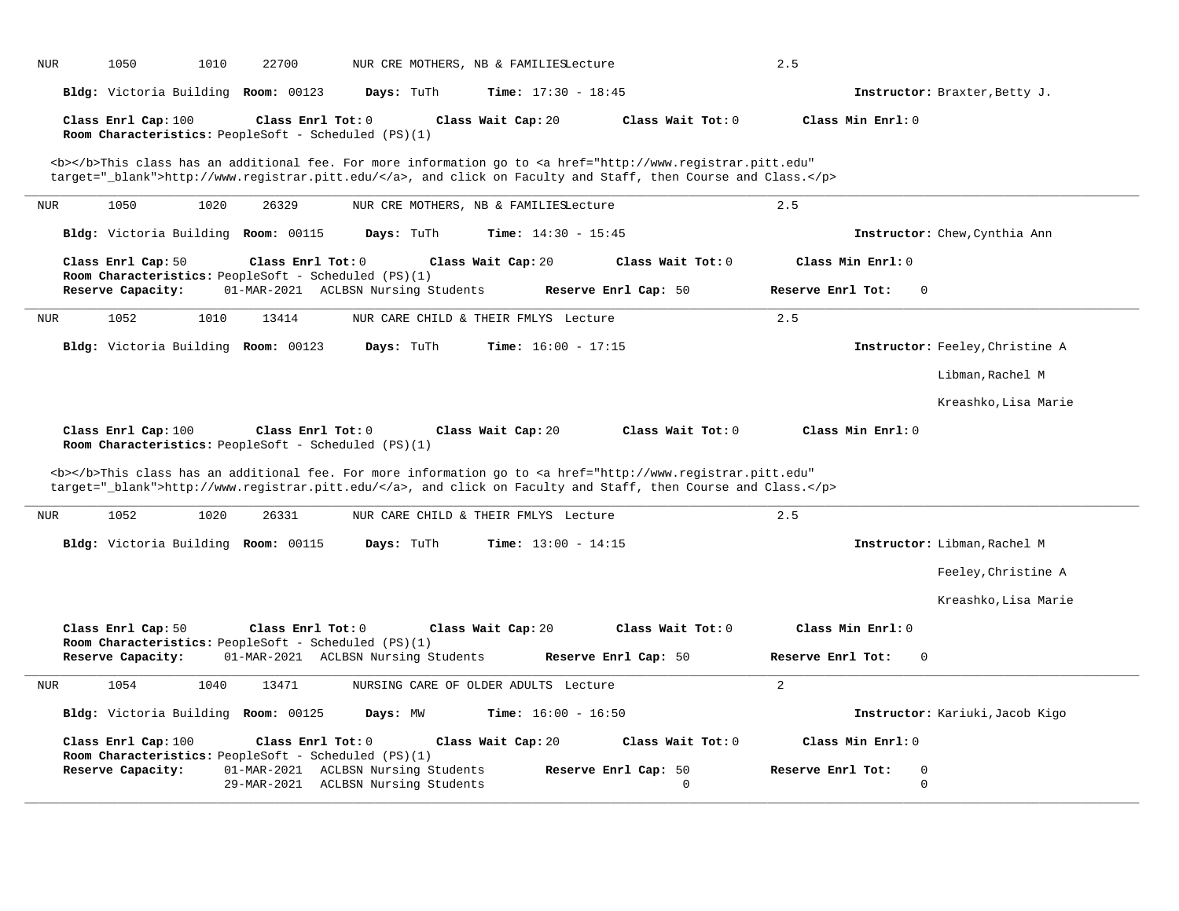NUR 1050 1010 22700 NUR CRE MOTHERS, NB & FAMILIES Lecture 2.5

**Bldg:** Victoria Building **Room:** 00123 **Days:** TuTh **Time:** 17:30 - 18:45 **Instructor:** Braxter,Betty J.

**Class Enrl Cap:** 100 **Class Enrl Tot:** 0 **Class Wait Cap:** 20 **Class Wait Tot:** 0 **Class Min Enrl:** 0
**Room Characteristics:** PeopleSoft - Scheduled (PS)(1)

<b></b>This class has an additional fee. For more information go to <a href="http://www.registrar.pitt.edu" target="_blank">http://www.registrar.pitt.edu/</a>, and click on Faculty and Staff, then Course and Class.</p>

---

NUR 1050 1020 26329 NUR CRE MOTHERS, NB & FAMILIES Lecture 2.5

**Bldg:** Victoria Building **Room:** 00115 **Days:** TuTh **Time:** 14:30 - 15:45 **Instructor:** Chew,Cynthia Ann

**Class Enrl Cap:** 50 **Class Enrl Tot:** 0 **Class Wait Cap:** 20 **Class Wait Tot:** 0 **Class Min Enrl:** 0
**Room Characteristics:** PeopleSoft - Scheduled (PS)(1)
**Reserve Capacity:** 01-MAR-2021 ACLBSN Nursing Students **Reserve Enrl Cap:** 50 **Reserve Enrl Tot:** 0

---

NUR 1052 1010 13414 NUR CARE CHILD & THEIR FMLYS Lecture 2.5

**Bldg:** Victoria Building **Room:** 00123 **Days:** TuTh **Time:** 16:00 - 17:15 **Instructor:** Feeley,Christine A

Libman,Rachel M

Kreashko,Lisa Marie

**Class Enrl Cap:** 100 **Class Enrl Tot:** 0 **Class Wait Cap:** 20 **Class Wait Tot:** 0 **Class Min Enrl:** 0
**Room Characteristics:** PeopleSoft - Scheduled (PS)(1)

<b></b>This class has an additional fee. For more information go to <a href="http://www.registrar.pitt.edu" target="_blank">http://www.registrar.pitt.edu/</a>, and click on Faculty and Staff, then Course and Class.</p>

---

NUR 1052 1020 26331 NUR CARE CHILD & THEIR FMLYS Lecture 2.5

**Bldg:** Victoria Building **Room:** 00115 **Days:** TuTh **Time:** 13:00 - 14:15 **Instructor:** Libman,Rachel M

Feeley,Christine A

Kreashko,Lisa Marie

**Class Enrl Cap:** 50 **Class Enrl Tot:** 0 **Class Wait Cap:** 20 **Class Wait Tot:** 0 **Class Min Enrl:** 0
**Room Characteristics:** PeopleSoft - Scheduled (PS)(1)
**Reserve Capacity:** 01-MAR-2021 ACLBSN Nursing Students **Reserve Enrl Cap:** 50 **Reserve Enrl Tot:** 0

---

NUR 1054 1040 13471 NURSING CARE OF OLDER ADULTS Lecture 2

**Bldg:** Victoria Building **Room:** 00125 **Days:** MW **Time:** 16:00 - 16:50 **Instructor:** Kariuki,Jacob Kigo

**Class Enrl Cap:** 100 **Class Enrl Tot:** 0 **Class Wait Cap:** 20 **Class Wait Tot:** 0 **Class Min Enrl:** 0
**Room Characteristics:** PeopleSoft - Scheduled (PS)(1)

| **Reserve Capacity:** | | **Reserve Enrl Cap:** | **Reserve Enrl Tot:** |
|---|---|---|---|
| 01-MAR-2021 | ACLBSN Nursing Students | 50 | 0 |
| 29-MAR-2021 | ACLBSN Nursing Students | 0 | 0 |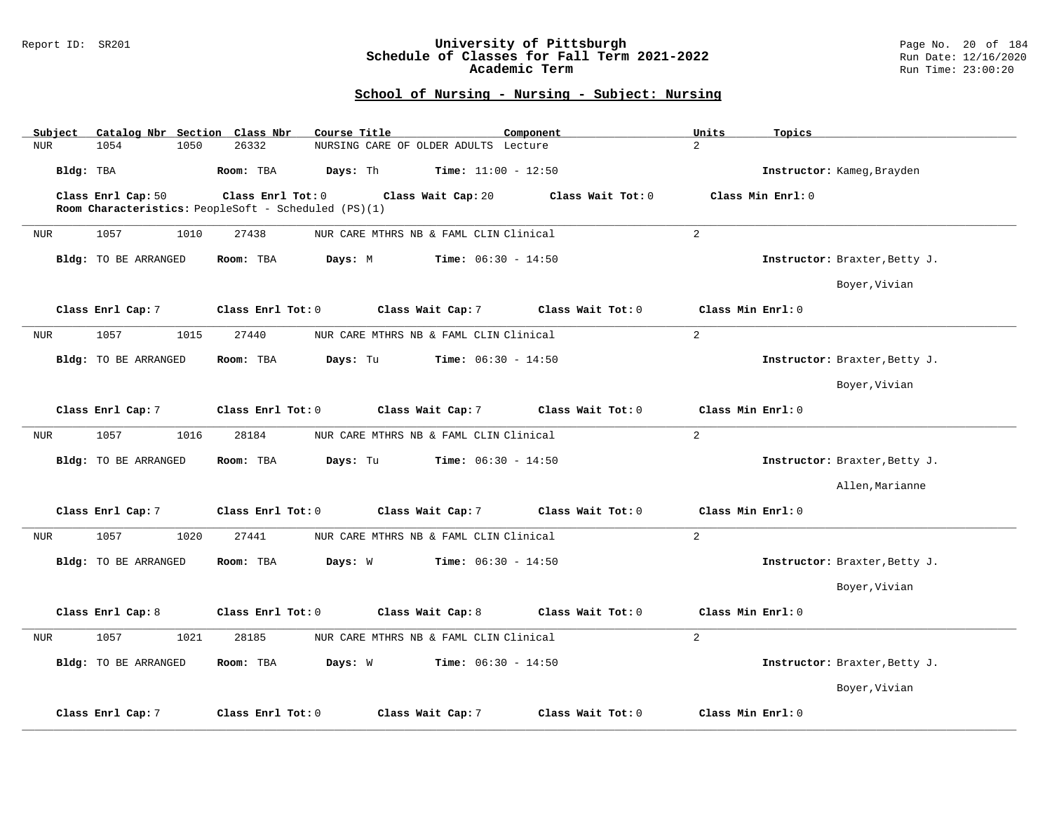## School of Nursing - Nursing - Subject: Nursing

| Subject | Catalog Nbr | Section | Class Nbr | Course Title | Component | Units | Topics |
|---|---|---|---|---|---|---|---|
| NUR | 1054 | 1050 | 26332 | NURSING CARE OF OLDER ADULTS | Lecture | 2 | |

**Bldg:** TBA **Room:** TBA **Days:** Th **Time:** 11:00 - 12:50 **Instructor:** Kameg,Brayden

**Class Enrl Cap:** 50 **Class Enrl Tot:** 0 **Class Wait Cap:** 20 **Class Wait Tot:** 0 **Class Min Enrl:** 0

**Room Characteristics:** PeopleSoft - Scheduled (PS)(1)

---

| Subject | Catalog Nbr | Section | Class Nbr | Course Title | Component | Units | Topics |
|---|---|---|---|---|---|---|---|
| NUR | 1057 | 1010 | 27438 | NUR CARE MTHRS NB & FAML CLIN | Clinical | 2 | |

**Bldg:** TO BE ARRANGED **Room:** TBA **Days:** M **Time:** 06:30 - 14:50 **Instructor:** Braxter,Betty J.; Boyer,Vivian

**Class Enrl Cap:** 7 **Class Enrl Tot:** 0 **Class Wait Cap:** 7 **Class Wait Tot:** 0 **Class Min Enrl:** 0

---

| Subject | Catalog Nbr | Section | Class Nbr | Course Title | Component | Units | Topics |
|---|---|---|---|---|---|---|---|
| NUR | 1057 | 1015 | 27440 | NUR CARE MTHRS NB & FAML CLIN | Clinical | 2 | |

**Bldg:** TO BE ARRANGED **Room:** TBA **Days:** Tu **Time:** 06:30 - 14:50 **Instructor:** Braxter,Betty J.; Boyer,Vivian

**Class Enrl Cap:** 7 **Class Enrl Tot:** 0 **Class Wait Cap:** 7 **Class Wait Tot:** 0 **Class Min Enrl:** 0

---

| Subject | Catalog Nbr | Section | Class Nbr | Course Title | Component | Units | Topics |
|---|---|---|---|---|---|---|---|
| NUR | 1057 | 1016 | 28184 | NUR CARE MTHRS NB & FAML CLIN | Clinical | 2 | |

**Bldg:** TO BE ARRANGED **Room:** TBA **Days:** Tu **Time:** 06:30 - 14:50 **Instructor:** Braxter,Betty J.; Allen,Marianne

**Class Enrl Cap:** 7 **Class Enrl Tot:** 0 **Class Wait Cap:** 7 **Class Wait Tot:** 0 **Class Min Enrl:** 0

---

| Subject | Catalog Nbr | Section | Class Nbr | Course Title | Component | Units | Topics |
|---|---|---|---|---|---|---|---|
| NUR | 1057 | 1020 | 27441 | NUR CARE MTHRS NB & FAML CLIN | Clinical | 2 | |

**Bldg:** TO BE ARRANGED **Room:** TBA **Days:** W **Time:** 06:30 - 14:50 **Instructor:** Braxter,Betty J.; Boyer,Vivian

**Class Enrl Cap:** 8 **Class Enrl Tot:** 0 **Class Wait Cap:** 8 **Class Wait Tot:** 0 **Class Min Enrl:** 0

---

| Subject | Catalog Nbr | Section | Class Nbr | Course Title | Component | Units | Topics |
|---|---|---|---|---|---|---|---|
| NUR | 1057 | 1021 | 28185 | NUR CARE MTHRS NB & FAML CLIN | Clinical | 2 | |

**Bldg:** TO BE ARRANGED **Room:** TBA **Days:** W **Time:** 06:30 - 14:50 **Instructor:** Braxter,Betty J.; Boyer,Vivian

**Class Enrl Cap:** 7 **Class Enrl Tot:** 0 **Class Wait Cap:** 7 **Class Wait Tot:** 0 **Class Min Enrl:** 0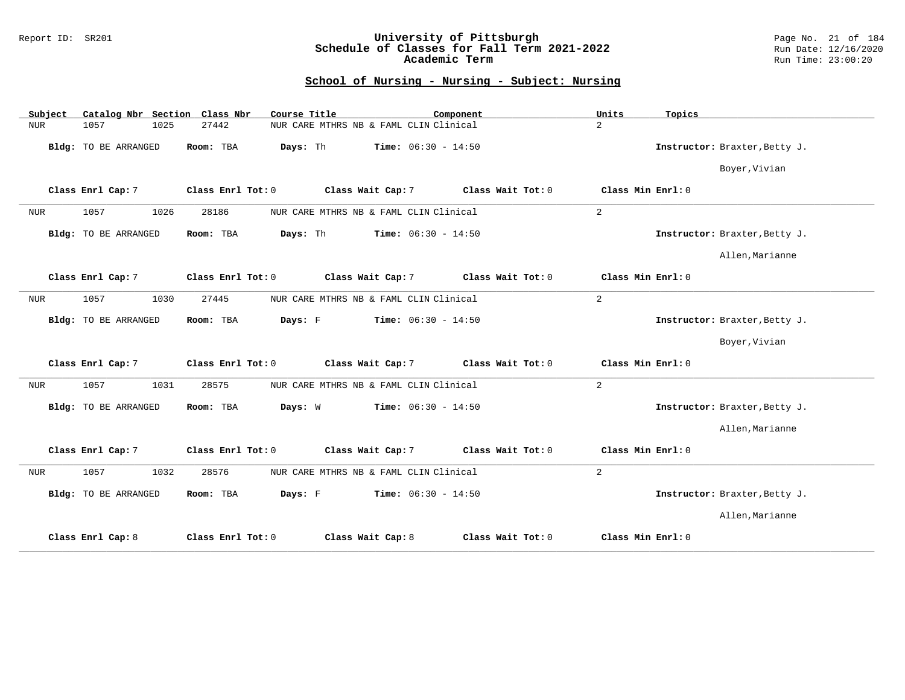## School of Nursing - Nursing - Subject: Nursing

| Subject | Catalog Nbr | Section | Class Nbr | Course Title | Component | Units | Topics |
|---|---|---|---|---|---|---|---|
| NUR | 1057 | 1025 | 27442 | NUR CARE MTHRS NB & FAML CLIN | Clinical | 2 | |

**Bldg:** TO BE ARRANGED **Room:** TBA **Days:** Th **Time:** 06:30 - 14:50 **Instructor:** Braxter,Betty J.; Boyer,Vivian

**Class Enrl Cap:** 7 **Class Enrl Tot:** 0 **Class Wait Cap:** 7 **Class Wait Tot:** 0 **Class Min Enrl:** 0

---

| Subject | Catalog Nbr | Section | Class Nbr | Course Title | Component | Units | Topics |
|---|---|---|---|---|---|---|---|
| NUR | 1057 | 1026 | 28186 | NUR CARE MTHRS NB & FAML CLIN | Clinical | 2 | |

**Bldg:** TO BE ARRANGED **Room:** TBA **Days:** Th **Time:** 06:30 - 14:50 **Instructor:** Braxter,Betty J.; Allen,Marianne

**Class Enrl Cap:** 7 **Class Enrl Tot:** 0 **Class Wait Cap:** 7 **Class Wait Tot:** 0 **Class Min Enrl:** 0

---

| Subject | Catalog Nbr | Section | Class Nbr | Course Title | Component | Units | Topics |
|---|---|---|---|---|---|---|---|
| NUR | 1057 | 1030 | 27445 | NUR CARE MTHRS NB & FAML CLIN | Clinical | 2 | |

**Bldg:** TO BE ARRANGED **Room:** TBA **Days:** F **Time:** 06:30 - 14:50 **Instructor:** Braxter,Betty J.; Boyer,Vivian

**Class Enrl Cap:** 7 **Class Enrl Tot:** 0 **Class Wait Cap:** 7 **Class Wait Tot:** 0 **Class Min Enrl:** 0

---

| Subject | Catalog Nbr | Section | Class Nbr | Course Title | Component | Units | Topics |
|---|---|---|---|---|---|---|---|
| NUR | 1057 | 1031 | 28575 | NUR CARE MTHRS NB & FAML CLIN | Clinical | 2 | |

**Bldg:** TO BE ARRANGED **Room:** TBA **Days:** W **Time:** 06:30 - 14:50 **Instructor:** Braxter,Betty J.; Allen,Marianne

**Class Enrl Cap:** 7 **Class Enrl Tot:** 0 **Class Wait Cap:** 7 **Class Wait Tot:** 0 **Class Min Enrl:** 0

---

| Subject | Catalog Nbr | Section | Class Nbr | Course Title | Component | Units | Topics |
|---|---|---|---|---|---|---|---|
| NUR | 1057 | 1032 | 28576 | NUR CARE MTHRS NB & FAML CLIN | Clinical | 2 | |

**Bldg:** TO BE ARRANGED **Room:** TBA **Days:** F **Time:** 06:30 - 14:50 **Instructor:** Braxter,Betty J.; Allen,Marianne

**Class Enrl Cap:** 8 **Class Enrl Tot:** 0 **Class Wait Cap:** 8 **Class Wait Tot:** 0 **Class Min Enrl:** 0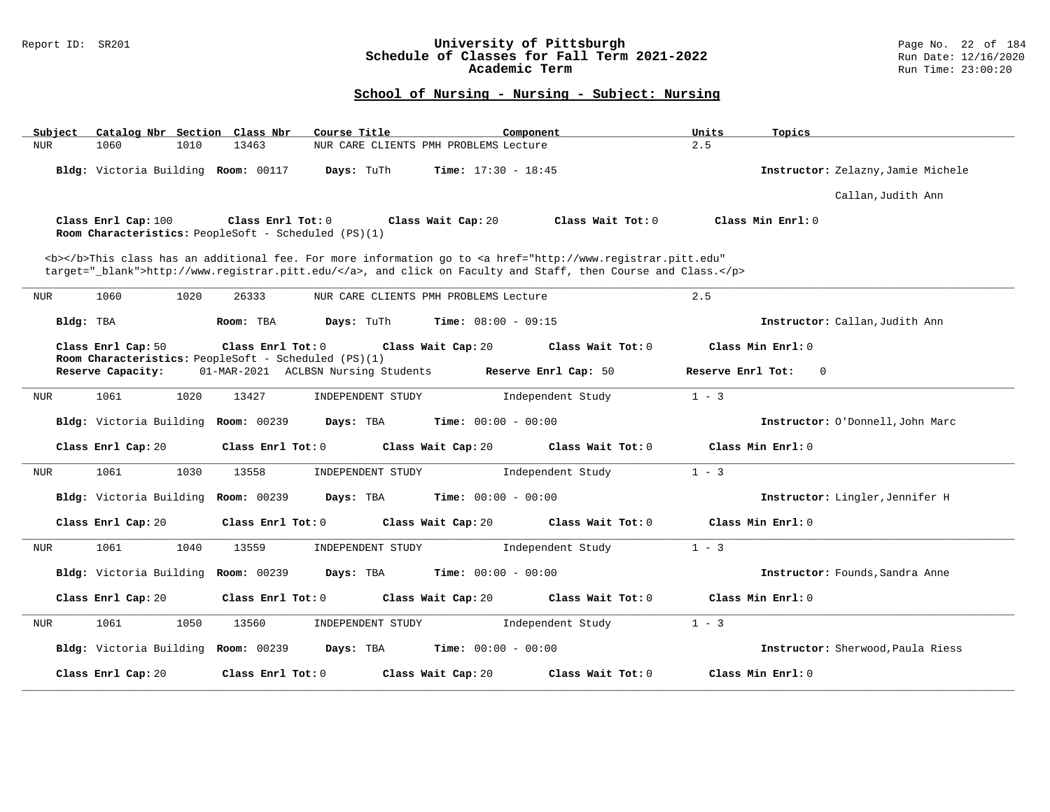## School of Nursing - Nursing - Subject: Nursing

| Subject | Catalog Nbr | Section | Class Nbr | Course Title | Component | Units | Topics |
|---|---|---|---|---|---|---|---|
| NUR | 1060 | 1010 | 13463 | NUR CARE CLIENTS PMH PROBLEMS | Lecture | 2.5 | |

**Bldg:** Victoria Building **Room:** 00117 **Days:** TuTh **Time:** 17:30 - 18:45 **Instructor:** Zelazny,Jamie Michele
Callan,Judith Ann

**Class Enrl Cap:** 100 **Class Enrl Tot:** 0 **Class Wait Cap:** 20 **Class Wait Tot:** 0 **Class Min Enrl:** 0
**Room Characteristics:** PeopleSoft - Scheduled (PS)(1)

<b></b>This class has an additional fee. For more information go to <a href="http://www.registrar.pitt.edu" target="_blank">http://www.registrar.pitt.edu/</a>, and click on Faculty and Staff, then Course and Class.</p>

---

| Subject | Catalog Nbr | Section | Class Nbr | Course Title | Component | Units | Topics |
|---|---|---|---|---|---|---|---|
| NUR | 1060 | 1020 | 26333 | NUR CARE CLIENTS PMH PROBLEMS | Lecture | 2.5 | |

**Bldg:** TBA **Room:** TBA **Days:** TuTh **Time:** 08:00 - 09:15 **Instructor:** Callan,Judith Ann

**Class Enrl Cap:** 50 **Class Enrl Tot:** 0 **Class Wait Cap:** 20 **Class Wait Tot:** 0 **Class Min Enrl:** 0
**Room Characteristics:** PeopleSoft - Scheduled (PS)(1)
**Reserve Capacity:** 01-MAR-2021 ACLBSN Nursing Students **Reserve Enrl Cap:** 50 **Reserve Enrl Tot:** 0

---

| Subject | Catalog Nbr | Section | Class Nbr | Course Title | Component | Units | Topics |
|---|---|---|---|---|---|---|---|
| NUR | 1061 | 1020 | 13427 | INDEPENDENT STUDY | Independent Study | 1 - 3 | |

**Bldg:** Victoria Building **Room:** 00239 **Days:** TBA **Time:** 00:00 - 00:00 **Instructor:** O'Donnell,John Marc

**Class Enrl Cap:** 20 **Class Enrl Tot:** 0 **Class Wait Cap:** 20 **Class Wait Tot:** 0 **Class Min Enrl:** 0

---

| Subject | Catalog Nbr | Section | Class Nbr | Course Title | Component | Units | Topics |
|---|---|---|---|---|---|---|---|
| NUR | 1061 | 1030 | 13558 | INDEPENDENT STUDY | Independent Study | 1 - 3 | |

**Bldg:** Victoria Building **Room:** 00239 **Days:** TBA **Time:** 00:00 - 00:00 **Instructor:** Lingler,Jennifer H

**Class Enrl Cap:** 20 **Class Enrl Tot:** 0 **Class Wait Cap:** 20 **Class Wait Tot:** 0 **Class Min Enrl:** 0

---

| Subject | Catalog Nbr | Section | Class Nbr | Course Title | Component | Units | Topics |
|---|---|---|---|---|---|---|---|
| NUR | 1061 | 1040 | 13559 | INDEPENDENT STUDY | Independent Study | 1 - 3 | |

**Bldg:** Victoria Building **Room:** 00239 **Days:** TBA **Time:** 00:00 - 00:00 **Instructor:** Founds,Sandra Anne

**Class Enrl Cap:** 20 **Class Enrl Tot:** 0 **Class Wait Cap:** 20 **Class Wait Tot:** 0 **Class Min Enrl:** 0

---

| Subject | Catalog Nbr | Section | Class Nbr | Course Title | Component | Units | Topics |
|---|---|---|---|---|---|---|---|
| NUR | 1061 | 1050 | 13560 | INDEPENDENT STUDY | Independent Study | 1 - 3 | |

**Bldg:** Victoria Building **Room:** 00239 **Days:** TBA **Time:** 00:00 - 00:00 **Instructor:** Sherwood,Paula Riess

**Class Enrl Cap:** 20 **Class Enrl Tot:** 0 **Class Wait Cap:** 20 **Class Wait Tot:** 0 **Class Min Enrl:** 0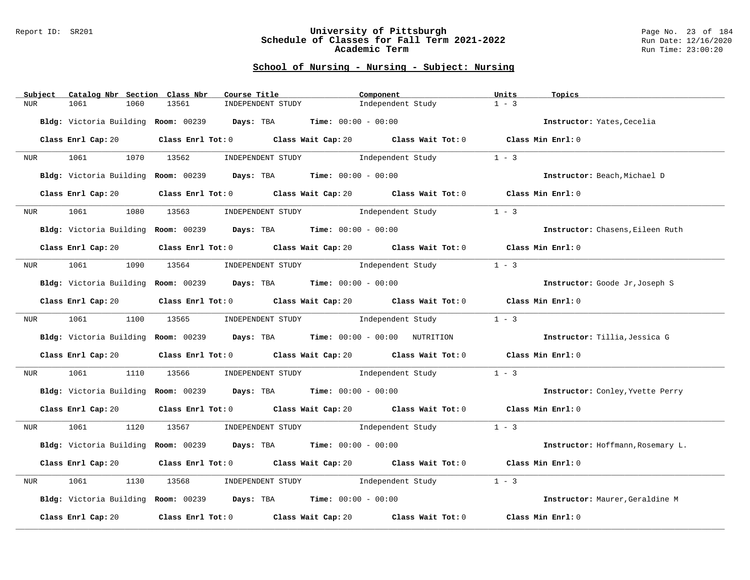## School of Nursing - Nursing - Subject: Nursing

| Subject | Catalog Nbr | Section | Class Nbr | Course Title | Component | Units | Topics |
|---|---|---|---|---|---|---|---|
| NUR | 1061 | 1060 | 13561 | INDEPENDENT STUDY | Independent Study | 1 - 3 | |

**Bldg:** Victoria Building **Room:** 00239 **Days:** TBA **Time:** 00:00 - 00:00 **Instructor:** Yates,Cecelia

**Class Enrl Cap:** 20 **Class Enrl Tot:** 0 **Class Wait Cap:** 20 **Class Wait Tot:** 0 **Class Min Enrl:** 0

---

| Subject | Catalog Nbr | Section | Class Nbr | Course Title | Component | Units | Topics |
|---|---|---|---|---|---|---|---|
| NUR | 1061 | 1070 | 13562 | INDEPENDENT STUDY | Independent Study | 1 - 3 | |

**Bldg:** Victoria Building **Room:** 00239 **Days:** TBA **Time:** 00:00 - 00:00 **Instructor:** Beach,Michael D

**Class Enrl Cap:** 20 **Class Enrl Tot:** 0 **Class Wait Cap:** 20 **Class Wait Tot:** 0 **Class Min Enrl:** 0

---

| Subject | Catalog Nbr | Section | Class Nbr | Course Title | Component | Units | Topics |
|---|---|---|---|---|---|---|---|
| NUR | 1061 | 1080 | 13563 | INDEPENDENT STUDY | Independent Study | 1 - 3 | |

**Bldg:** Victoria Building **Room:** 00239 **Days:** TBA **Time:** 00:00 - 00:00 **Instructor:** Chasens,Eileen Ruth

**Class Enrl Cap:** 20 **Class Enrl Tot:** 0 **Class Wait Cap:** 20 **Class Wait Tot:** 0 **Class Min Enrl:** 0

---

| Subject | Catalog Nbr | Section | Class Nbr | Course Title | Component | Units | Topics |
|---|---|---|---|---|---|---|---|
| NUR | 1061 | 1090 | 13564 | INDEPENDENT STUDY | Independent Study | 1 - 3 | |

**Bldg:** Victoria Building **Room:** 00239 **Days:** TBA **Time:** 00:00 - 00:00 **Instructor:** Goode Jr,Joseph S

**Class Enrl Cap:** 20 **Class Enrl Tot:** 0 **Class Wait Cap:** 20 **Class Wait Tot:** 0 **Class Min Enrl:** 0

---

| Subject | Catalog Nbr | Section | Class Nbr | Course Title | Component | Units | Topics |
|---|---|---|---|---|---|---|---|
| NUR | 1061 | 1100 | 13565 | INDEPENDENT STUDY | Independent Study | 1 - 3 | |

**Bldg:** Victoria Building **Room:** 00239 **Days:** TBA **Time:** 00:00 - 00:00 NUTRITION **Instructor:** Tillia,Jessica G

**Class Enrl Cap:** 20 **Class Enrl Tot:** 0 **Class Wait Cap:** 20 **Class Wait Tot:** 0 **Class Min Enrl:** 0

---

| Subject | Catalog Nbr | Section | Class Nbr | Course Title | Component | Units | Topics |
|---|---|---|---|---|---|---|---|
| NUR | 1061 | 1110 | 13566 | INDEPENDENT STUDY | Independent Study | 1 - 3 | |

**Bldg:** Victoria Building **Room:** 00239 **Days:** TBA **Time:** 00:00 - 00:00 **Instructor:** Conley,Yvette Perry

**Class Enrl Cap:** 20 **Class Enrl Tot:** 0 **Class Wait Cap:** 20 **Class Wait Tot:** 0 **Class Min Enrl:** 0

---

| Subject | Catalog Nbr | Section | Class Nbr | Course Title | Component | Units | Topics |
|---|---|---|---|---|---|---|---|
| NUR | 1061 | 1120 | 13567 | INDEPENDENT STUDY | Independent Study | 1 - 3 | |

**Bldg:** Victoria Building **Room:** 00239 **Days:** TBA **Time:** 00:00 - 00:00 **Instructor:** Hoffmann,Rosemary L.

**Class Enrl Cap:** 20 **Class Enrl Tot:** 0 **Class Wait Cap:** 20 **Class Wait Tot:** 0 **Class Min Enrl:** 0

---

| Subject | Catalog Nbr | Section | Class Nbr | Course Title | Component | Units | Topics |
|---|---|---|---|---|---|---|---|
| NUR | 1061 | 1130 | 13568 | INDEPENDENT STUDY | Independent Study | 1 - 3 | |

**Bldg:** Victoria Building **Room:** 00239 **Days:** TBA **Time:** 00:00 - 00:00 **Instructor:** Maurer,Geraldine M

**Class Enrl Cap:** 20 **Class Enrl Tot:** 0 **Class Wait Cap:** 20 **Class Wait Tot:** 0 **Class Min Enrl:** 0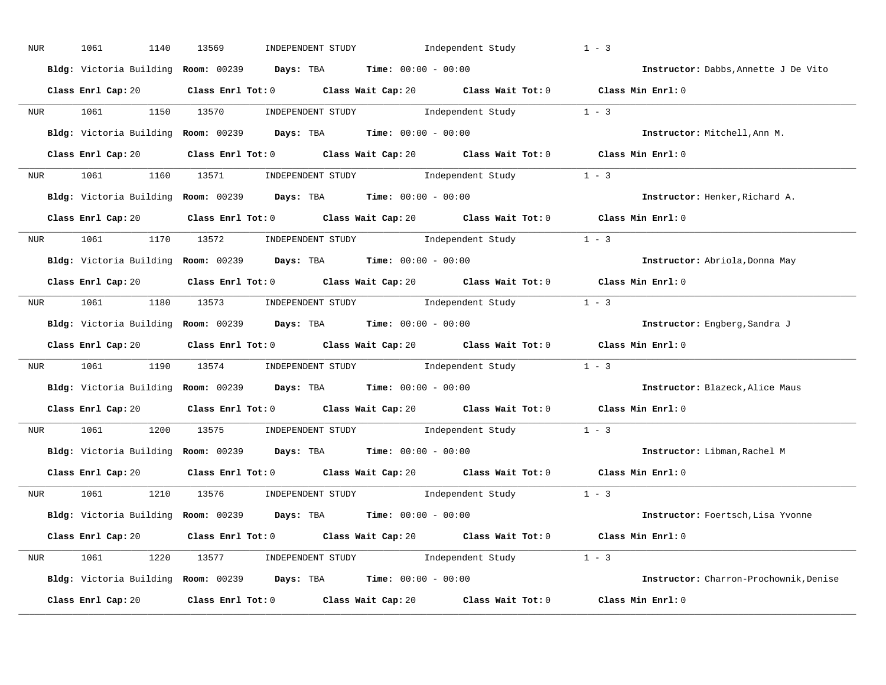NUR 1061 1140 13569 INDEPENDENT STUDY Independent Study 1 - 3

**Bldg:** Victoria Building **Room:** 00239 **Days:** TBA **Time:** 00:00 - 00:00 **Instructor:** Dabbs,Annette J De Vito

**Class Enrl Cap:** 20 **Class Enrl Tot:** 0 **Class Wait Cap:** 20 **Class Wait Tot:** 0 **Class Min Enrl:** 0

---

NUR 1061 1150 13570 INDEPENDENT STUDY Independent Study 1 - 3

**Bldg:** Victoria Building **Room:** 00239 **Days:** TBA **Time:** 00:00 - 00:00 **Instructor:** Mitchell,Ann M.

**Class Enrl Cap:** 20 **Class Enrl Tot:** 0 **Class Wait Cap:** 20 **Class Wait Tot:** 0 **Class Min Enrl:** 0

---

NUR 1061 1160 13571 INDEPENDENT STUDY Independent Study 1 - 3

**Bldg:** Victoria Building **Room:** 00239 **Days:** TBA **Time:** 00:00 - 00:00 **Instructor:** Henker,Richard A.

**Class Enrl Cap:** 20 **Class Enrl Tot:** 0 **Class Wait Cap:** 20 **Class Wait Tot:** 0 **Class Min Enrl:** 0

---

NUR 1061 1170 13572 INDEPENDENT STUDY Independent Study 1 - 3

**Bldg:** Victoria Building **Room:** 00239 **Days:** TBA **Time:** 00:00 - 00:00 **Instructor:** Abriola,Donna May

**Class Enrl Cap:** 20 **Class Enrl Tot:** 0 **Class Wait Cap:** 20 **Class Wait Tot:** 0 **Class Min Enrl:** 0

---

NUR 1061 1180 13573 INDEPENDENT STUDY Independent Study 1 - 3

**Bldg:** Victoria Building **Room:** 00239 **Days:** TBA **Time:** 00:00 - 00:00 **Instructor:** Engberg,Sandra J

**Class Enrl Cap:** 20 **Class Enrl Tot:** 0 **Class Wait Cap:** 20 **Class Wait Tot:** 0 **Class Min Enrl:** 0

---

NUR 1061 1190 13574 INDEPENDENT STUDY Independent Study 1 - 3

**Bldg:** Victoria Building **Room:** 00239 **Days:** TBA **Time:** 00:00 - 00:00 **Instructor:** Blazeck,Alice Maus

**Class Enrl Cap:** 20 **Class Enrl Tot:** 0 **Class Wait Cap:** 20 **Class Wait Tot:** 0 **Class Min Enrl:** 0

---

NUR 1061 1200 13575 INDEPENDENT STUDY Independent Study 1 - 3

**Bldg:** Victoria Building **Room:** 00239 **Days:** TBA **Time:** 00:00 - 00:00 **Instructor:** Libman,Rachel M

**Class Enrl Cap:** 20 **Class Enrl Tot:** 0 **Class Wait Cap:** 20 **Class Wait Tot:** 0 **Class Min Enrl:** 0

---

NUR 1061 1210 13576 INDEPENDENT STUDY Independent Study 1 - 3

**Bldg:** Victoria Building **Room:** 00239 **Days:** TBA **Time:** 00:00 - 00:00 **Instructor:** Foertsch,Lisa Yvonne

**Class Enrl Cap:** 20 **Class Enrl Tot:** 0 **Class Wait Cap:** 20 **Class Wait Tot:** 0 **Class Min Enrl:** 0

---

NUR 1061 1220 13577 INDEPENDENT STUDY Independent Study 1 - 3

**Bldg:** Victoria Building **Room:** 00239 **Days:** TBA **Time:** 00:00 - 00:00 **Instructor:** Charron-Prochownik,Denise

**Class Enrl Cap:** 20 **Class Enrl Tot:** 0 **Class Wait Cap:** 20 **Class Wait Tot:** 0 **Class Min Enrl:** 0

---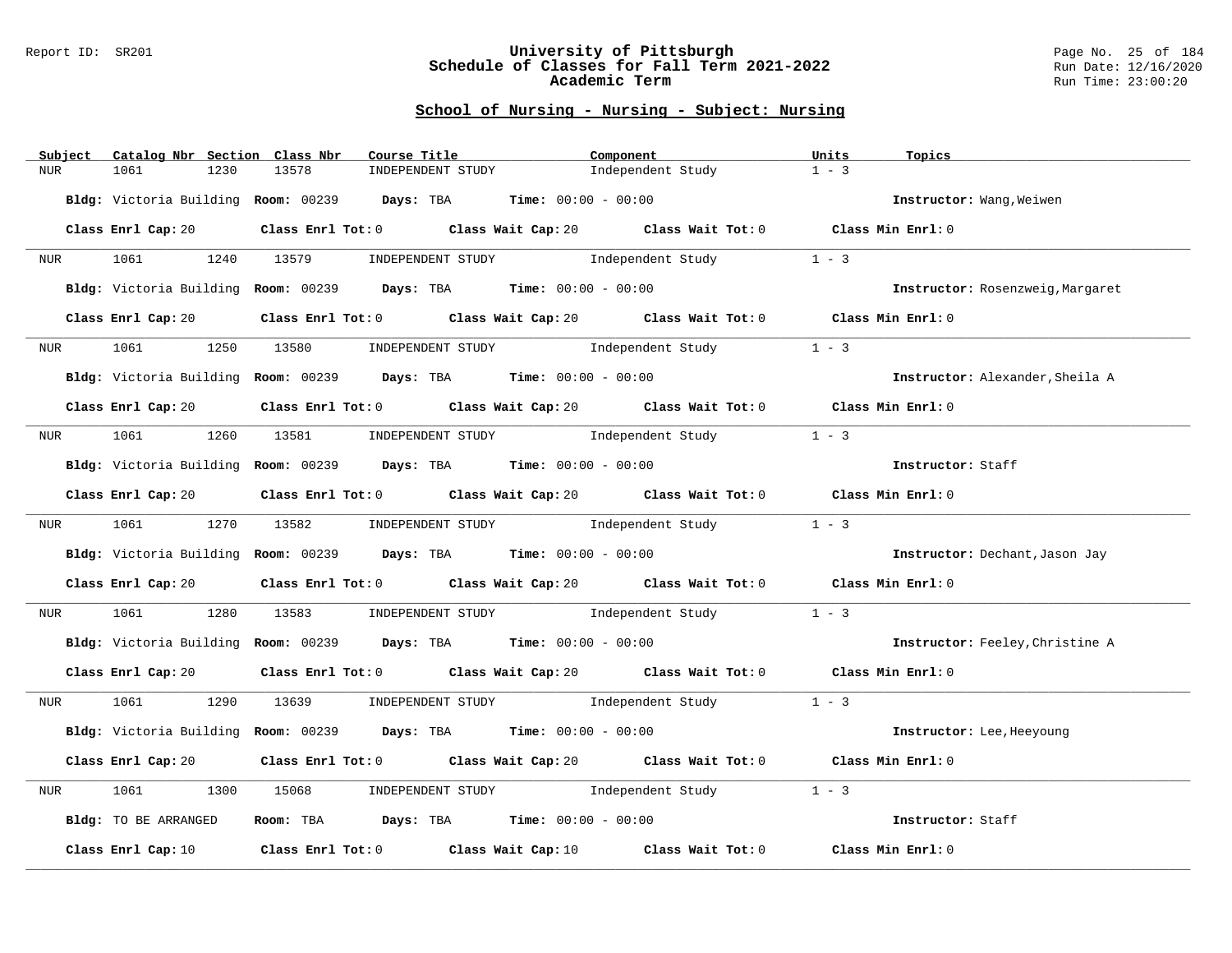## School of Nursing - Nursing - Subject: Nursing

| Subject | Catalog Nbr | Section | Class Nbr | Course Title | Component | Units | Topics |
|---|---|---|---|---|---|---|---|
| NUR | 1061 | 1230 | 13578 | INDEPENDENT STUDY | Independent Study | 1 - 3 | |

**Bldg:** Victoria Building **Room:** 00239 **Days:** TBA **Time:** 00:00 - 00:00 **Instructor:** Wang,Weiwen

**Class Enrl Cap:** 20 **Class Enrl Tot:** 0 **Class Wait Cap:** 20 **Class Wait Tot:** 0 **Class Min Enrl:** 0

---

| Subject | Catalog Nbr | Section | Class Nbr | Course Title | Component | Units | Topics |
|---|---|---|---|---|---|---|---|
| NUR | 1061 | 1240 | 13579 | INDEPENDENT STUDY | Independent Study | 1 - 3 | |

**Bldg:** Victoria Building **Room:** 00239 **Days:** TBA **Time:** 00:00 - 00:00 **Instructor:** Rosenzweig,Margaret

**Class Enrl Cap:** 20 **Class Enrl Tot:** 0 **Class Wait Cap:** 20 **Class Wait Tot:** 0 **Class Min Enrl:** 0

---

| Subject | Catalog Nbr | Section | Class Nbr | Course Title | Component | Units | Topics |
|---|---|---|---|---|---|---|---|
| NUR | 1061 | 1250 | 13580 | INDEPENDENT STUDY | Independent Study | 1 - 3 | |

**Bldg:** Victoria Building **Room:** 00239 **Days:** TBA **Time:** 00:00 - 00:00 **Instructor:** Alexander,Sheila A

**Class Enrl Cap:** 20 **Class Enrl Tot:** 0 **Class Wait Cap:** 20 **Class Wait Tot:** 0 **Class Min Enrl:** 0

---

| Subject | Catalog Nbr | Section | Class Nbr | Course Title | Component | Units | Topics |
|---|---|---|---|---|---|---|---|
| NUR | 1061 | 1260 | 13581 | INDEPENDENT STUDY | Independent Study | 1 - 3 | |

**Bldg:** Victoria Building **Room:** 00239 **Days:** TBA **Time:** 00:00 - 00:00 **Instructor:** Staff

**Class Enrl Cap:** 20 **Class Enrl Tot:** 0 **Class Wait Cap:** 20 **Class Wait Tot:** 0 **Class Min Enrl:** 0

---

| Subject | Catalog Nbr | Section | Class Nbr | Course Title | Component | Units | Topics |
|---|---|---|---|---|---|---|---|
| NUR | 1061 | 1270 | 13582 | INDEPENDENT STUDY | Independent Study | 1 - 3 | |

**Bldg:** Victoria Building **Room:** 00239 **Days:** TBA **Time:** 00:00 - 00:00 **Instructor:** Dechant,Jason Jay

**Class Enrl Cap:** 20 **Class Enrl Tot:** 0 **Class Wait Cap:** 20 **Class Wait Tot:** 0 **Class Min Enrl:** 0

---

| Subject | Catalog Nbr | Section | Class Nbr | Course Title | Component | Units | Topics |
|---|---|---|---|---|---|---|---|
| NUR | 1061 | 1280 | 13583 | INDEPENDENT STUDY | Independent Study | 1 - 3 | |

**Bldg:** Victoria Building **Room:** 00239 **Days:** TBA **Time:** 00:00 - 00:00 **Instructor:** Feeley,Christine A

**Class Enrl Cap:** 20 **Class Enrl Tot:** 0 **Class Wait Cap:** 20 **Class Wait Tot:** 0 **Class Min Enrl:** 0

---

| Subject | Catalog Nbr | Section | Class Nbr | Course Title | Component | Units | Topics |
|---|---|---|---|---|---|---|---|
| NUR | 1061 | 1290 | 13639 | INDEPENDENT STUDY | Independent Study | 1 - 3 | |

**Bldg:** Victoria Building **Room:** 00239 **Days:** TBA **Time:** 00:00 - 00:00 **Instructor:** Lee,Heeyoung

**Class Enrl Cap:** 20 **Class Enrl Tot:** 0 **Class Wait Cap:** 20 **Class Wait Tot:** 0 **Class Min Enrl:** 0

---

| Subject | Catalog Nbr | Section | Class Nbr | Course Title | Component | Units | Topics |
|---|---|---|---|---|---|---|---|
| NUR | 1061 | 1300 | 15068 | INDEPENDENT STUDY | Independent Study | 1 - 3 | |

**Bldg:** TO BE ARRANGED **Room:** TBA **Days:** TBA **Time:** 00:00 - 00:00 **Instructor:** Staff

**Class Enrl Cap:** 10 **Class Enrl Tot:** 0 **Class Wait Cap:** 10 **Class Wait Tot:** 0 **Class Min Enrl:** 0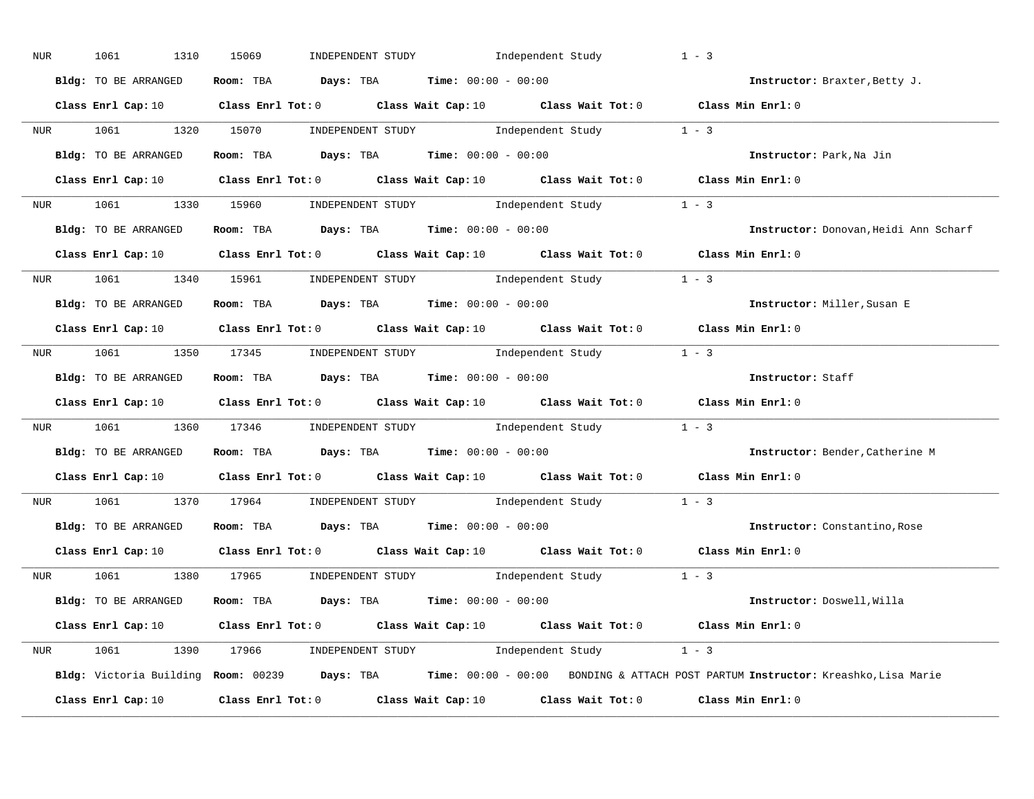NUR 1061 1310 15069 INDEPENDENT STUDY Independent Study 1 - 3

**Bldg:** TO BE ARRANGED **Room:** TBA **Days:** TBA **Time:** 00:00 - 00:00 **Instructor:** Braxter,Betty J.

**Class Enrl Cap:** 10 **Class Enrl Tot:** 0 **Class Wait Cap:** 10 **Class Wait Tot:** 0 **Class Min Enrl:** 0

---

NUR 1061 1320 15070 INDEPENDENT STUDY Independent Study 1 - 3

**Bldg:** TO BE ARRANGED **Room:** TBA **Days:** TBA **Time:** 00:00 - 00:00 **Instructor:** Park,Na Jin

**Class Enrl Cap:** 10 **Class Enrl Tot:** 0 **Class Wait Cap:** 10 **Class Wait Tot:** 0 **Class Min Enrl:** 0

---

NUR 1061 1330 15960 INDEPENDENT STUDY Independent Study 1 - 3

**Bldg:** TO BE ARRANGED **Room:** TBA **Days:** TBA **Time:** 00:00 - 00:00 **Instructor:** Donovan,Heidi Ann Scharf

**Class Enrl Cap:** 10 **Class Enrl Tot:** 0 **Class Wait Cap:** 10 **Class Wait Tot:** 0 **Class Min Enrl:** 0

---

NUR 1061 1340 15961 INDEPENDENT STUDY Independent Study 1 - 3

**Bldg:** TO BE ARRANGED **Room:** TBA **Days:** TBA **Time:** 00:00 - 00:00 **Instructor:** Miller,Susan E

**Class Enrl Cap:** 10 **Class Enrl Tot:** 0 **Class Wait Cap:** 10 **Class Wait Tot:** 0 **Class Min Enrl:** 0

---

NUR 1061 1350 17345 INDEPENDENT STUDY Independent Study 1 - 3

**Bldg:** TO BE ARRANGED **Room:** TBA **Days:** TBA **Time:** 00:00 - 00:00 **Instructor:** Staff

**Class Enrl Cap:** 10 **Class Enrl Tot:** 0 **Class Wait Cap:** 10 **Class Wait Tot:** 0 **Class Min Enrl:** 0

---

NUR 1061 1360 17346 INDEPENDENT STUDY Independent Study 1 - 3

**Bldg:** TO BE ARRANGED **Room:** TBA **Days:** TBA **Time:** 00:00 - 00:00 **Instructor:** Bender,Catherine M

**Class Enrl Cap:** 10 **Class Enrl Tot:** 0 **Class Wait Cap:** 10 **Class Wait Tot:** 0 **Class Min Enrl:** 0

---

NUR 1061 1370 17964 INDEPENDENT STUDY Independent Study 1 - 3

**Bldg:** TO BE ARRANGED **Room:** TBA **Days:** TBA **Time:** 00:00 - 00:00 **Instructor:** Constantino,Rose

**Class Enrl Cap:** 10 **Class Enrl Tot:** 0 **Class Wait Cap:** 10 **Class Wait Tot:** 0 **Class Min Enrl:** 0

---

NUR 1061 1380 17965 INDEPENDENT STUDY Independent Study 1 - 3

**Bldg:** TO BE ARRANGED **Room:** TBA **Days:** TBA **Time:** 00:00 - 00:00 **Instructor:** Doswell,Willa

**Class Enrl Cap:** 10 **Class Enrl Tot:** 0 **Class Wait Cap:** 10 **Class Wait Tot:** 0 **Class Min Enrl:** 0

---

NUR 1061 1390 17966 INDEPENDENT STUDY Independent Study 1 - 3

**Bldg:** Victoria Building **Room:** 00239 **Days:** TBA **Time:** 00:00 - 00:00 BONDING & ATTACH POST PARTUM **Instructor:** Kreashko,Lisa Marie

**Class Enrl Cap:** 10 **Class Enrl Tot:** 0 **Class Wait Cap:** 10 **Class Wait Tot:** 0 **Class Min Enrl:** 0

---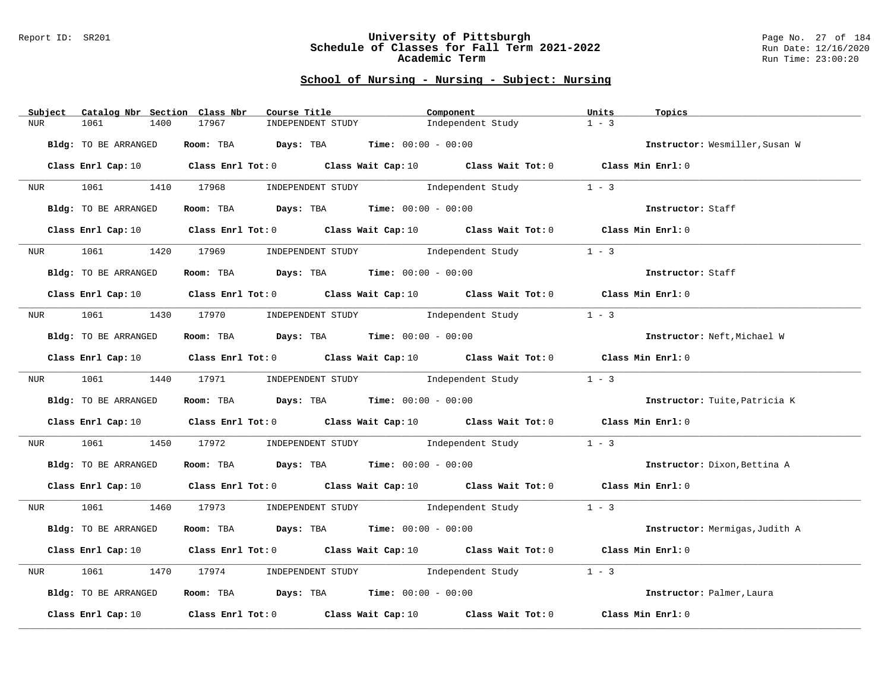## School of Nursing - Nursing - Subject: Nursing

| Subject | Catalog Nbr | Section | Class Nbr | Course Title | Component | Units | Topics |
|---|---|---|---|---|---|---|---|
| NUR | 1061 | 1400 | 17967 | INDEPENDENT STUDY | Independent Study | 1 - 3 | |

**Bldg:** TO BE ARRANGED **Room:** TBA **Days:** TBA **Time:** 00:00 - 00:00 **Instructor:** Wesmiller,Susan W

**Class Enrl Cap:** 10 **Class Enrl Tot:** 0 **Class Wait Cap:** 10 **Class Wait Tot:** 0 **Class Min Enrl:** 0

| Subject | Catalog Nbr | Section | Class Nbr | Course Title | Component | Units | Topics |
|---|---|---|---|---|---|---|---|
| NUR | 1061 | 1410 | 17968 | INDEPENDENT STUDY | Independent Study | 1 - 3 | |

**Bldg:** TO BE ARRANGED **Room:** TBA **Days:** TBA **Time:** 00:00 - 00:00 **Instructor:** Staff

**Class Enrl Cap:** 10 **Class Enrl Tot:** 0 **Class Wait Cap:** 10 **Class Wait Tot:** 0 **Class Min Enrl:** 0

| Subject | Catalog Nbr | Section | Class Nbr | Course Title | Component | Units | Topics |
|---|---|---|---|---|---|---|---|
| NUR | 1061 | 1420 | 17969 | INDEPENDENT STUDY | Independent Study | 1 - 3 | |

**Bldg:** TO BE ARRANGED **Room:** TBA **Days:** TBA **Time:** 00:00 - 00:00 **Instructor:** Staff

**Class Enrl Cap:** 10 **Class Enrl Tot:** 0 **Class Wait Cap:** 10 **Class Wait Tot:** 0 **Class Min Enrl:** 0

| Subject | Catalog Nbr | Section | Class Nbr | Course Title | Component | Units | Topics |
|---|---|---|---|---|---|---|---|
| NUR | 1061 | 1430 | 17970 | INDEPENDENT STUDY | Independent Study | 1 - 3 | |

**Bldg:** TO BE ARRANGED **Room:** TBA **Days:** TBA **Time:** 00:00 - 00:00 **Instructor:** Neft,Michael W

**Class Enrl Cap:** 10 **Class Enrl Tot:** 0 **Class Wait Cap:** 10 **Class Wait Tot:** 0 **Class Min Enrl:** 0

| Subject | Catalog Nbr | Section | Class Nbr | Course Title | Component | Units | Topics |
|---|---|---|---|---|---|---|---|
| NUR | 1061 | 1440 | 17971 | INDEPENDENT STUDY | Independent Study | 1 - 3 | |

**Bldg:** TO BE ARRANGED **Room:** TBA **Days:** TBA **Time:** 00:00 - 00:00 **Instructor:** Tuite,Patricia K

**Class Enrl Cap:** 10 **Class Enrl Tot:** 0 **Class Wait Cap:** 10 **Class Wait Tot:** 0 **Class Min Enrl:** 0

| Subject | Catalog Nbr | Section | Class Nbr | Course Title | Component | Units | Topics |
|---|---|---|---|---|---|---|---|
| NUR | 1061 | 1450 | 17972 | INDEPENDENT STUDY | Independent Study | 1 - 3 | |

**Bldg:** TO BE ARRANGED **Room:** TBA **Days:** TBA **Time:** 00:00 - 00:00 **Instructor:** Dixon,Bettina A

**Class Enrl Cap:** 10 **Class Enrl Tot:** 0 **Class Wait Cap:** 10 **Class Wait Tot:** 0 **Class Min Enrl:** 0

| Subject | Catalog Nbr | Section | Class Nbr | Course Title | Component | Units | Topics |
|---|---|---|---|---|---|---|---|
| NUR | 1061 | 1460 | 17973 | INDEPENDENT STUDY | Independent Study | 1 - 3 | |

**Bldg:** TO BE ARRANGED **Room:** TBA **Days:** TBA **Time:** 00:00 - 00:00 **Instructor:** Mermigas,Judith A

**Class Enrl Cap:** 10 **Class Enrl Tot:** 0 **Class Wait Cap:** 10 **Class Wait Tot:** 0 **Class Min Enrl:** 0

| Subject | Catalog Nbr | Section | Class Nbr | Course Title | Component | Units | Topics |
|---|---|---|---|---|---|---|---|
| NUR | 1061 | 1470 | 17974 | INDEPENDENT STUDY | Independent Study | 1 - 3 | |

**Bldg:** TO BE ARRANGED **Room:** TBA **Days:** TBA **Time:** 00:00 - 00:00 **Instructor:** Palmer,Laura

**Class Enrl Cap:** 10 **Class Enrl Tot:** 0 **Class Wait Cap:** 10 **Class Wait Tot:** 0 **Class Min Enrl:** 0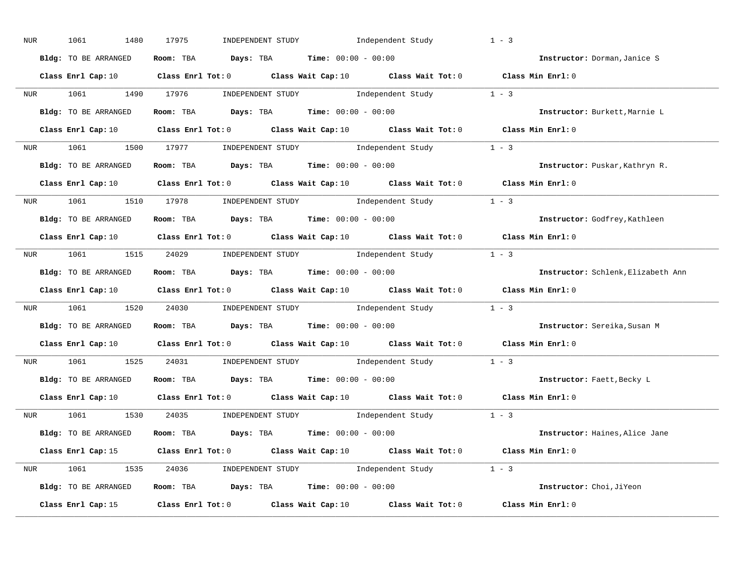NUR 1061 1480 17975 INDEPENDENT STUDY Independent Study 1 - 3

**Bldg:** TO BE ARRANGED **Room:** TBA **Days:** TBA **Time:** 00:00 - 00:00 **Instructor:** Dorman,Janice S

**Class Enrl Cap:** 10 **Class Enrl Tot:** 0 **Class Wait Cap:** 10 **Class Wait Tot:** 0 **Class Min Enrl:** 0

---

NUR 1061 1490 17976 INDEPENDENT STUDY Independent Study 1 - 3

**Bldg:** TO BE ARRANGED **Room:** TBA **Days:** TBA **Time:** 00:00 - 00:00 **Instructor:** Burkett,Marnie L

**Class Enrl Cap:** 10 **Class Enrl Tot:** 0 **Class Wait Cap:** 10 **Class Wait Tot:** 0 **Class Min Enrl:** 0

---

NUR 1061 1500 17977 INDEPENDENT STUDY Independent Study 1 - 3

**Bldg:** TO BE ARRANGED **Room:** TBA **Days:** TBA **Time:** 00:00 - 00:00 **Instructor:** Puskar,Kathryn R.

**Class Enrl Cap:** 10 **Class Enrl Tot:** 0 **Class Wait Cap:** 10 **Class Wait Tot:** 0 **Class Min Enrl:** 0

---

NUR 1061 1510 17978 INDEPENDENT STUDY Independent Study 1 - 3

**Bldg:** TO BE ARRANGED **Room:** TBA **Days:** TBA **Time:** 00:00 - 00:00 **Instructor:** Godfrey,Kathleen

**Class Enrl Cap:** 10 **Class Enrl Tot:** 0 **Class Wait Cap:** 10 **Class Wait Tot:** 0 **Class Min Enrl:** 0

---

NUR 1061 1515 24029 INDEPENDENT STUDY Independent Study 1 - 3

**Bldg:** TO BE ARRANGED **Room:** TBA **Days:** TBA **Time:** 00:00 - 00:00 **Instructor:** Schlenk,Elizabeth Ann

**Class Enrl Cap:** 10 **Class Enrl Tot:** 0 **Class Wait Cap:** 10 **Class Wait Tot:** 0 **Class Min Enrl:** 0

---

NUR 1061 1520 24030 INDEPENDENT STUDY Independent Study 1 - 3

**Bldg:** TO BE ARRANGED **Room:** TBA **Days:** TBA **Time:** 00:00 - 00:00 **Instructor:** Sereika,Susan M

**Class Enrl Cap:** 10 **Class Enrl Tot:** 0 **Class Wait Cap:** 10 **Class Wait Tot:** 0 **Class Min Enrl:** 0

---

NUR 1061 1525 24031 INDEPENDENT STUDY Independent Study 1 - 3

**Bldg:** TO BE ARRANGED **Room:** TBA **Days:** TBA **Time:** 00:00 - 00:00 **Instructor:** Faett,Becky L

**Class Enrl Cap:** 10 **Class Enrl Tot:** 0 **Class Wait Cap:** 10 **Class Wait Tot:** 0 **Class Min Enrl:** 0

---

NUR 1061 1530 24035 INDEPENDENT STUDY Independent Study 1 - 3

**Bldg:** TO BE ARRANGED **Room:** TBA **Days:** TBA **Time:** 00:00 - 00:00 **Instructor:** Haines,Alice Jane

**Class Enrl Cap:** 15 **Class Enrl Tot:** 0 **Class Wait Cap:** 10 **Class Wait Tot:** 0 **Class Min Enrl:** 0

---

NUR 1061 1535 24036 INDEPENDENT STUDY Independent Study 1 - 3

**Bldg:** TO BE ARRANGED **Room:** TBA **Days:** TBA **Time:** 00:00 - 00:00 **Instructor:** Choi,JiYeon

**Class Enrl Cap:** 15 **Class Enrl Tot:** 0 **Class Wait Cap:** 10 **Class Wait Tot:** 0 **Class Min Enrl:** 0

---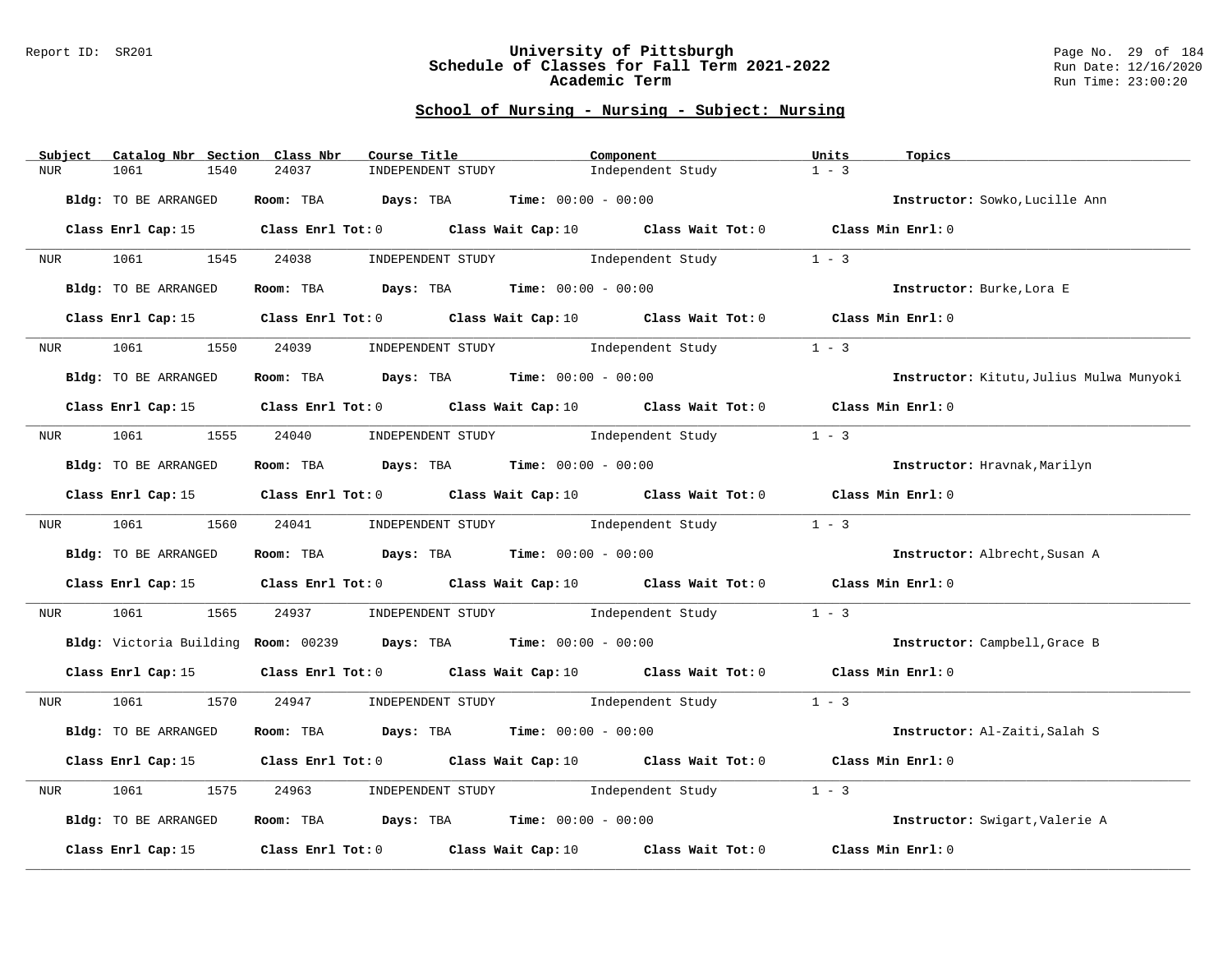## School of Nursing - Nursing - Subject: Nursing

| Subject | Catalog Nbr | Section | Class Nbr | Course Title | Component | Units | Topics |
|---|---|---|---|---|---|---|---|
| NUR | 1061 | 1540 | 24037 | INDEPENDENT STUDY | Independent Study | 1 - 3 | |

**Bldg:** TO BE ARRANGED **Room:** TBA **Days:** TBA **Time:** 00:00 - 00:00 **Instructor:** Sowko,Lucille Ann

**Class Enrl Cap:** 15 **Class Enrl Tot:** 0 **Class Wait Cap:** 10 **Class Wait Tot:** 0 **Class Min Enrl:** 0

| Subject | Catalog Nbr | Section | Class Nbr | Course Title | Component | Units | Topics |
|---|---|---|---|---|---|---|---|
| NUR | 1061 | 1545 | 24038 | INDEPENDENT STUDY | Independent Study | 1 - 3 | |

**Bldg:** TO BE ARRANGED **Room:** TBA **Days:** TBA **Time:** 00:00 - 00:00 **Instructor:** Burke,Lora E

**Class Enrl Cap:** 15 **Class Enrl Tot:** 0 **Class Wait Cap:** 10 **Class Wait Tot:** 0 **Class Min Enrl:** 0

| Subject | Catalog Nbr | Section | Class Nbr | Course Title | Component | Units | Topics |
|---|---|---|---|---|---|---|---|
| NUR | 1061 | 1550 | 24039 | INDEPENDENT STUDY | Independent Study | 1 - 3 | |

**Bldg:** TO BE ARRANGED **Room:** TBA **Days:** TBA **Time:** 00:00 - 00:00 **Instructor:** Kitutu,Julius Mulwa Munyoki

**Class Enrl Cap:** 15 **Class Enrl Tot:** 0 **Class Wait Cap:** 10 **Class Wait Tot:** 0 **Class Min Enrl:** 0

| Subject | Catalog Nbr | Section | Class Nbr | Course Title | Component | Units | Topics |
|---|---|---|---|---|---|---|---|
| NUR | 1061 | 1555 | 24040 | INDEPENDENT STUDY | Independent Study | 1 - 3 | |

**Bldg:** TO BE ARRANGED **Room:** TBA **Days:** TBA **Time:** 00:00 - 00:00 **Instructor:** Hravnak,Marilyn

**Class Enrl Cap:** 15 **Class Enrl Tot:** 0 **Class Wait Cap:** 10 **Class Wait Tot:** 0 **Class Min Enrl:** 0

| Subject | Catalog Nbr | Section | Class Nbr | Course Title | Component | Units | Topics |
|---|---|---|---|---|---|---|---|
| NUR | 1061 | 1560 | 24041 | INDEPENDENT STUDY | Independent Study | 1 - 3 | |

**Bldg:** TO BE ARRANGED **Room:** TBA **Days:** TBA **Time:** 00:00 - 00:00 **Instructor:** Albrecht,Susan A

**Class Enrl Cap:** 15 **Class Enrl Tot:** 0 **Class Wait Cap:** 10 **Class Wait Tot:** 0 **Class Min Enrl:** 0

| Subject | Catalog Nbr | Section | Class Nbr | Course Title | Component | Units | Topics |
|---|---|---|---|---|---|---|---|
| NUR | 1061 | 1565 | 24937 | INDEPENDENT STUDY | Independent Study | 1 - 3 | |

**Bldg:** Victoria Building **Room:** 00239 **Days:** TBA **Time:** 00:00 - 00:00 **Instructor:** Campbell,Grace B

**Class Enrl Cap:** 15 **Class Enrl Tot:** 0 **Class Wait Cap:** 10 **Class Wait Tot:** 0 **Class Min Enrl:** 0

| Subject | Catalog Nbr | Section | Class Nbr | Course Title | Component | Units | Topics |
|---|---|---|---|---|---|---|---|
| NUR | 1061 | 1570 | 24947 | INDEPENDENT STUDY | Independent Study | 1 - 3 | |

**Bldg:** TO BE ARRANGED **Room:** TBA **Days:** TBA **Time:** 00:00 - 00:00 **Instructor:** Al-Zaiti,Salah S

**Class Enrl Cap:** 15 **Class Enrl Tot:** 0 **Class Wait Cap:** 10 **Class Wait Tot:** 0 **Class Min Enrl:** 0

| Subject | Catalog Nbr | Section | Class Nbr | Course Title | Component | Units | Topics |
|---|---|---|---|---|---|---|---|
| NUR | 1061 | 1575 | 24963 | INDEPENDENT STUDY | Independent Study | 1 - 3 | |

**Bldg:** TO BE ARRANGED **Room:** TBA **Days:** TBA **Time:** 00:00 - 00:00 **Instructor:** Swigart,Valerie A

**Class Enrl Cap:** 15 **Class Enrl Tot:** 0 **Class Wait Cap:** 10 **Class Wait Tot:** 0 **Class Min Enrl:** 0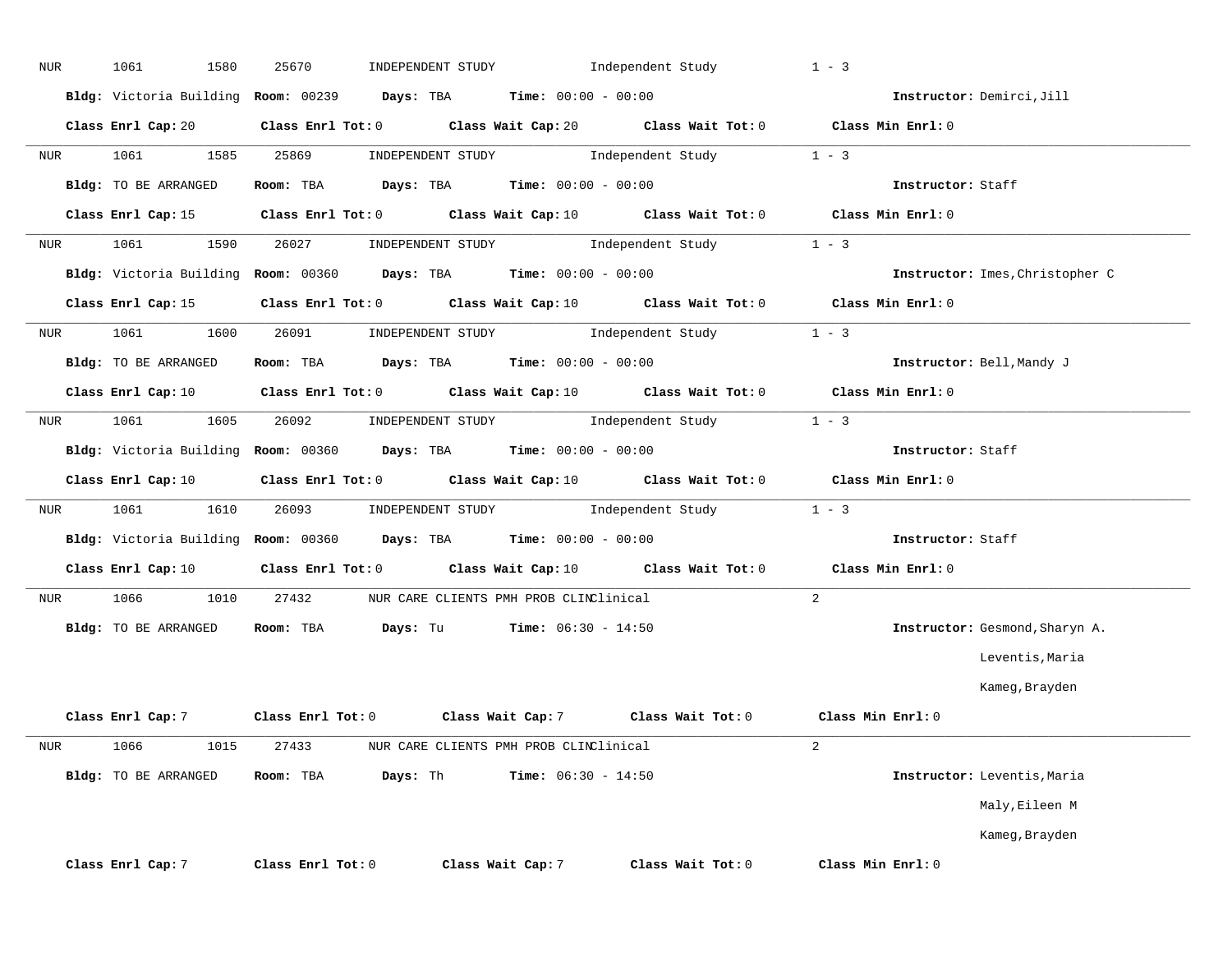NUR 1061 1580 25670 INDEPENDENT STUDY Independent Study 1 - 3

**Bldg:** Victoria Building **Room:** 00239 **Days:** TBA **Time:** 00:00 - 00:00 **Instructor:** Demirci,Jill

**Class Enrl Cap:** 20 **Class Enrl Tot:** 0 **Class Wait Cap:** 20 **Class Wait Tot:** 0 **Class Min Enrl:** 0

---

NUR 1061 1585 25869 INDEPENDENT STUDY Independent Study 1 - 3

**Bldg:** TO BE ARRANGED **Room:** TBA **Days:** TBA **Time:** 00:00 - 00:00 **Instructor:** Staff

**Class Enrl Cap:** 15 **Class Enrl Tot:** 0 **Class Wait Cap:** 10 **Class Wait Tot:** 0 **Class Min Enrl:** 0

---

NUR 1061 1590 26027 INDEPENDENT STUDY Independent Study 1 - 3

**Bldg:** Victoria Building **Room:** 00360 **Days:** TBA **Time:** 00:00 - 00:00 **Instructor:** Imes,Christopher C

**Class Enrl Cap:** 15 **Class Enrl Tot:** 0 **Class Wait Cap:** 10 **Class Wait Tot:** 0 **Class Min Enrl:** 0

---

NUR 1061 1600 26091 INDEPENDENT STUDY Independent Study 1 - 3

**Bldg:** TO BE ARRANGED **Room:** TBA **Days:** TBA **Time:** 00:00 - 00:00 **Instructor:** Bell,Mandy J

**Class Enrl Cap:** 10 **Class Enrl Tot:** 0 **Class Wait Cap:** 10 **Class Wait Tot:** 0 **Class Min Enrl:** 0

---

NUR 1061 1605 26092 INDEPENDENT STUDY Independent Study 1 - 3

**Bldg:** Victoria Building **Room:** 00360 **Days:** TBA **Time:** 00:00 - 00:00 **Instructor:** Staff

**Class Enrl Cap:** 10 **Class Enrl Tot:** 0 **Class Wait Cap:** 10 **Class Wait Tot:** 0 **Class Min Enrl:** 0

---

NUR 1061 1610 26093 INDEPENDENT STUDY Independent Study 1 - 3

**Bldg:** Victoria Building **Room:** 00360 **Days:** TBA **Time:** 00:00 - 00:00 **Instructor:** Staff

**Class Enrl Cap:** 10 **Class Enrl Tot:** 0 **Class Wait Cap:** 10 **Class Wait Tot:** 0 **Class Min Enrl:** 0

---

NUR 1066 1010 27432 NUR CARE CLIENTS PMH PROB CLIN Clinical 2

**Bldg:** TO BE ARRANGED **Room:** TBA **Days:** Tu **Time:** 06:30 - 14:50 **Instructor:** Gesmond,Sharyn A.
Leventis,Maria
Kameg,Brayden

**Class Enrl Cap:** 7 **Class Enrl Tot:** 0 **Class Wait Cap:** 7 **Class Wait Tot:** 0 **Class Min Enrl:** 0

---

NUR 1066 1015 27433 NUR CARE CLIENTS PMH PROB CLIN Clinical 2

**Bldg:** TO BE ARRANGED **Room:** TBA **Days:** Th **Time:** 06:30 - 14:50 **Instructor:** Leventis,Maria
Maly,Eileen M
Kameg,Brayden

**Class Enrl Cap:** 7 **Class Enrl Tot:** 0 **Class Wait Cap:** 7 **Class Wait Tot:** 0 **Class Min Enrl:** 0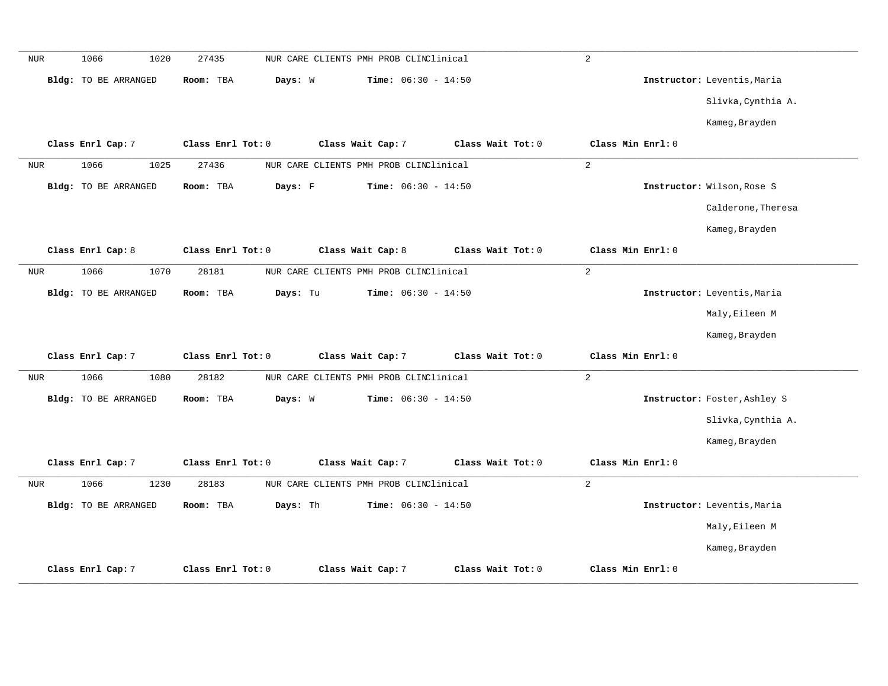NUR 1066 1020 27435 NUR CARE CLIENTS PMH PROB CLIN Clinical 2

**Bldg:** TO BE ARRANGED **Room:** TBA **Days:** W **Time:** 06:30 - 14:50 **Instructor:** Leventis,Maria

Slivka,Cynthia A.

Kameg,Brayden

**Class Enrl Cap:** 7 **Class Enrl Tot:** 0 **Class Wait Cap:** 7 **Class Wait Tot:** 0 **Class Min Enrl:** 0

---

NUR 1066 1025 27436 NUR CARE CLIENTS PMH PROB CLIN Clinical 2

**Bldg:** TO BE ARRANGED **Room:** TBA **Days:** F **Time:** 06:30 - 14:50 **Instructor:** Wilson,Rose S

Calderone,Theresa

Kameg,Brayden

**Class Enrl Cap:** 8 **Class Enrl Tot:** 0 **Class Wait Cap:** 8 **Class Wait Tot:** 0 **Class Min Enrl:** 0

---

NUR 1066 1070 28181 NUR CARE CLIENTS PMH PROB CLIN Clinical 2

**Bldg:** TO BE ARRANGED **Room:** TBA **Days:** Tu **Time:** 06:30 - 14:50 **Instructor:** Leventis,Maria

Maly,Eileen M

Kameg,Brayden

**Class Enrl Cap:** 7 **Class Enrl Tot:** 0 **Class Wait Cap:** 7 **Class Wait Tot:** 0 **Class Min Enrl:** 0

---

NUR 1066 1080 28182 NUR CARE CLIENTS PMH PROB CLIN Clinical 2

**Bldg:** TO BE ARRANGED **Room:** TBA **Days:** W **Time:** 06:30 - 14:50 **Instructor:** Foster,Ashley S

Slivka,Cynthia A.

Kameg,Brayden

**Class Enrl Cap:** 7 **Class Enrl Tot:** 0 **Class Wait Cap:** 7 **Class Wait Tot:** 0 **Class Min Enrl:** 0

---

NUR 1066 1230 28183 NUR CARE CLIENTS PMH PROB CLIN Clinical 2

**Bldg:** TO BE ARRANGED **Room:** TBA **Days:** Th **Time:** 06:30 - 14:50 **Instructor:** Leventis,Maria

Maly,Eileen M

Kameg,Brayden

**Class Enrl Cap:** 7 **Class Enrl Tot:** 0 **Class Wait Cap:** 7 **Class Wait Tot:** 0 **Class Min Enrl:** 0

---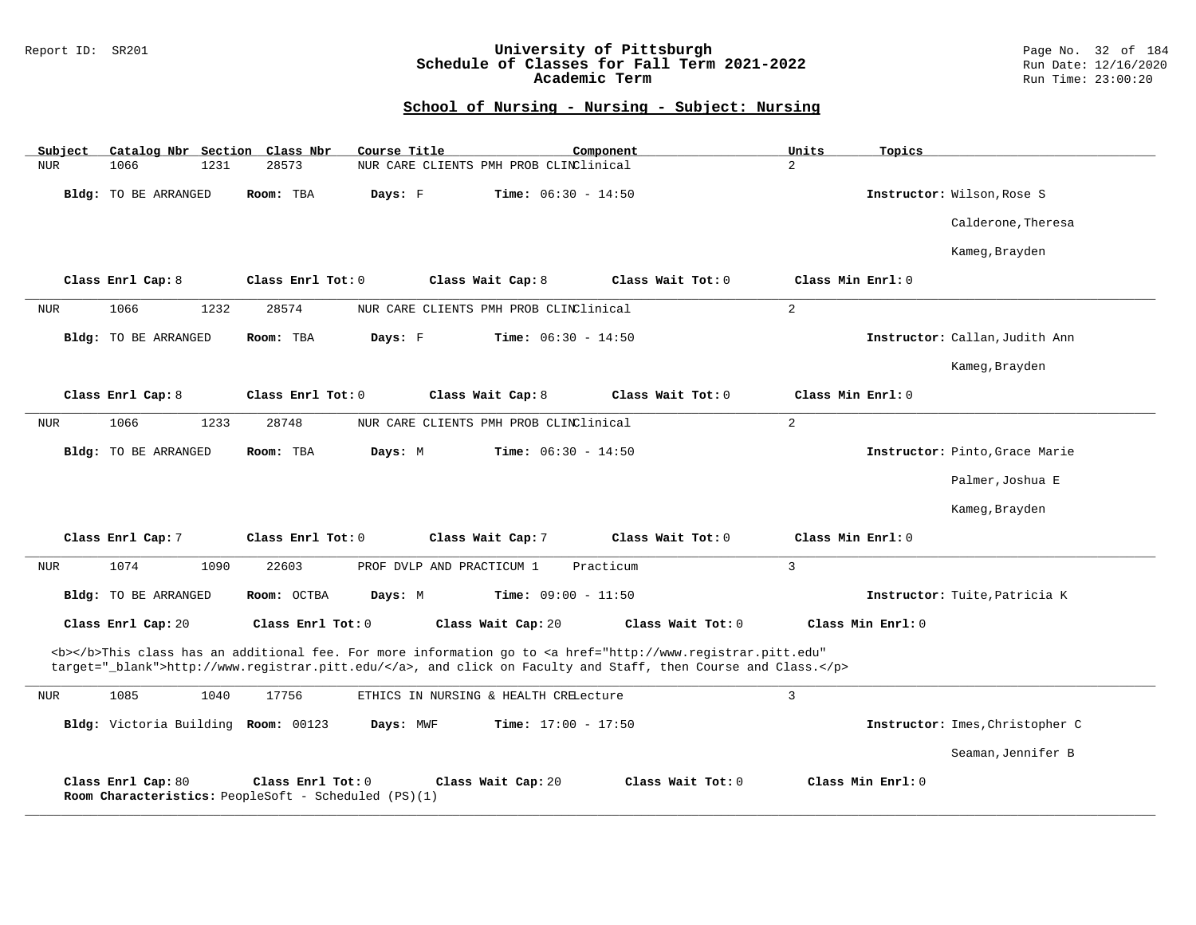## School of Nursing - Nursing - Subject: Nursing

| Subject | Catalog Nbr | Section | Class Nbr | Course Title | Component | Units | Topics |
|---|---|---|---|---|---|---|---|
| NUR | 1066 | 1231 | 28573 | NUR CARE CLIENTS PMH PROB CLIN | Clinical | 2 | |

**Bldg:** TO BE ARRANGED **Room:** TBA **Days:** F **Time:** 06:30 - 14:50 **Instructor:** Wilson,Rose S; Calderone,Theresa; Kameg,Brayden

**Class Enrl Cap:** 8 **Class Enrl Tot:** 0 **Class Wait Cap:** 8 **Class Wait Tot:** 0 **Class Min Enrl:** 0

---

| Subject | Catalog Nbr | Section | Class Nbr | Course Title | Component | Units | Topics |
|---|---|---|---|---|---|---|---|
| NUR | 1066 | 1232 | 28574 | NUR CARE CLIENTS PMH PROB CLIN | Clinical | 2 | |

**Bldg:** TO BE ARRANGED **Room:** TBA **Days:** F **Time:** 06:30 - 14:50 **Instructor:** Callan,Judith Ann; Kameg,Brayden

**Class Enrl Cap:** 8 **Class Enrl Tot:** 0 **Class Wait Cap:** 8 **Class Wait Tot:** 0 **Class Min Enrl:** 0

---

| Subject | Catalog Nbr | Section | Class Nbr | Course Title | Component | Units | Topics |
|---|---|---|---|---|---|---|---|
| NUR | 1066 | 1233 | 28748 | NUR CARE CLIENTS PMH PROB CLIN | Clinical | 2 | |

**Bldg:** TO BE ARRANGED **Room:** TBA **Days:** M **Time:** 06:30 - 14:50 **Instructor:** Pinto,Grace Marie; Palmer,Joshua E; Kameg,Brayden

**Class Enrl Cap:** 7 **Class Enrl Tot:** 0 **Class Wait Cap:** 7 **Class Wait Tot:** 0 **Class Min Enrl:** 0

---

| Subject | Catalog Nbr | Section | Class Nbr | Course Title | Component | Units | Topics |
|---|---|---|---|---|---|---|---|
| NUR | 1074 | 1090 | 22603 | PROF DVLP AND PRACTICUM 1 | Practicum | 3 | |

**Bldg:** TO BE ARRANGED **Room:** OCTBA **Days:** M **Time:** 09:00 - 11:50 **Instructor:** Tuite,Patricia K

**Class Enrl Cap:** 20 **Class Enrl Tot:** 0 **Class Wait Cap:** 20 **Class Wait Tot:** 0 **Class Min Enrl:** 0

<b></b>This class has an additional fee. For more information go to <a href="http://www.registrar.pitt.edu" target="_blank">http://www.registrar.pitt.edu/</a>, and click on Faculty and Staff, then Course and Class.</p>

---

| Subject | Catalog Nbr | Section | Class Nbr | Course Title | Component | Units | Topics |
|---|---|---|---|---|---|---|---|
| NUR | 1085 | 1040 | 17756 | ETHICS IN NURSING & HEALTH CRE | Lecture | 3 | |

**Bldg:** Victoria Building **Room:** 00123 **Days:** MWF **Time:** 17:00 - 17:50 **Instructor:** Imes,Christopher C; Seaman,Jennifer B

**Class Enrl Cap:** 80 **Class Enrl Tot:** 0 **Class Wait Cap:** 20 **Class Wait Tot:** 0 **Class Min Enrl:** 0
**Room Characteristics:** PeopleSoft - Scheduled (PS)(1)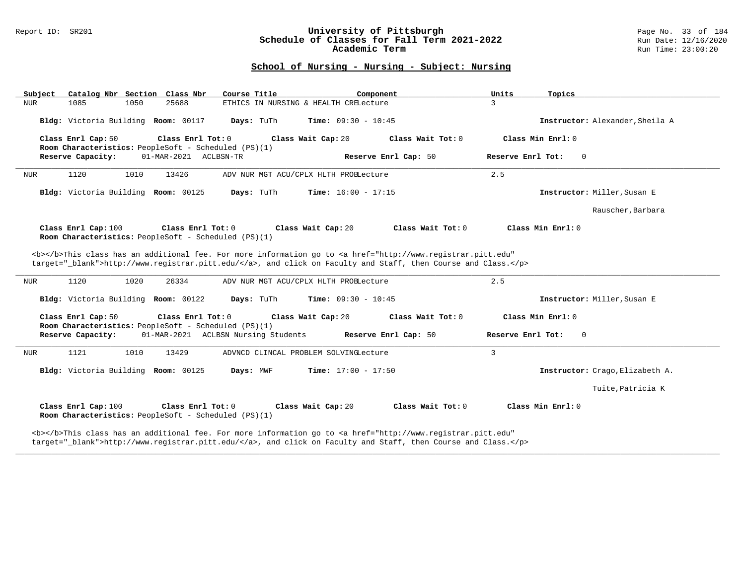## School of Nursing - Nursing - Subject: Nursing

| Subject | Catalog Nbr | Section | Class Nbr | Course Title | Component | Units | Topics |
|---|---|---|---|---|---|---|---|
| NUR | 1085 | 1050 | 25688 | ETHICS IN NURSING & HEALTH CRE | Lecture | 3 | |

**Bldg:** Victoria Building **Room:** 00117 **Days:** TuTh **Time:** 09:30 - 10:45 **Instructor:** Alexander,Sheila A

**Class Enrl Cap:** 50 **Class Enrl Tot:** 0 **Class Wait Cap:** 20 **Class Wait Tot:** 0 **Class Min Enrl:** 0
**Room Characteristics:** PeopleSoft - Scheduled (PS)(1)
**Reserve Capacity:** 01-MAR-2021 ACLBSN-TR **Reserve Enrl Cap:** 50 **Reserve Enrl Tot:** 0

---

| Subject | Catalog Nbr | Section | Class Nbr | Course Title | Component | Units | Topics |
|---|---|---|---|---|---|---|---|
| NUR | 1120 | 1010 | 13426 | ADV NUR MGT ACU/CPLX HLTH PROB | Lecture | 2.5 | |

**Bldg:** Victoria Building **Room:** 00125 **Days:** TuTh **Time:** 16:00 - 17:15 **Instructor:** Miller,Susan E
Rauscher,Barbara

**Class Enrl Cap:** 100 **Class Enrl Tot:** 0 **Class Wait Cap:** 20 **Class Wait Tot:** 0 **Class Min Enrl:** 0
**Room Characteristics:** PeopleSoft - Scheduled (PS)(1)

<b></b>This class has an additional fee. For more information go to <a href="http://www.registrar.pitt.edu" target="_blank">http://www.registrar.pitt.edu/</a>, and click on Faculty and Staff, then Course and Class.</p>

---

| Subject | Catalog Nbr | Section | Class Nbr | Course Title | Component | Units | Topics |
|---|---|---|---|---|---|---|---|
| NUR | 1120 | 1020 | 26334 | ADV NUR MGT ACU/CPLX HLTH PROB | Lecture | 2.5 | |

**Bldg:** Victoria Building **Room:** 00122 **Days:** TuTh **Time:** 09:30 - 10:45 **Instructor:** Miller,Susan E

**Class Enrl Cap:** 50 **Class Enrl Tot:** 0 **Class Wait Cap:** 20 **Class Wait Tot:** 0 **Class Min Enrl:** 0
**Room Characteristics:** PeopleSoft - Scheduled (PS)(1)
**Reserve Capacity:** 01-MAR-2021 ACLBSN Nursing Students **Reserve Enrl Cap:** 50 **Reserve Enrl Tot:** 0

---

| Subject | Catalog Nbr | Section | Class Nbr | Course Title | Component | Units | Topics |
|---|---|---|---|---|---|---|---|
| NUR | 1121 | 1010 | 13429 | ADVNCD CLINCAL PROBLEM SOLVING | Lecture | 3 | |

**Bldg:** Victoria Building **Room:** 00125 **Days:** MWF **Time:** 17:00 - 17:50 **Instructor:** Crago,Elizabeth A.
Tuite,Patricia K

**Class Enrl Cap:** 100 **Class Enrl Tot:** 0 **Class Wait Cap:** 20 **Class Wait Tot:** 0 **Class Min Enrl:** 0
**Room Characteristics:** PeopleSoft - Scheduled (PS)(1)

<b></b>This class has an additional fee. For more information go to <a href="http://www.registrar.pitt.edu" target="_blank">http://www.registrar.pitt.edu/</a>, and click on Faculty and Staff, then Course and Class.</p>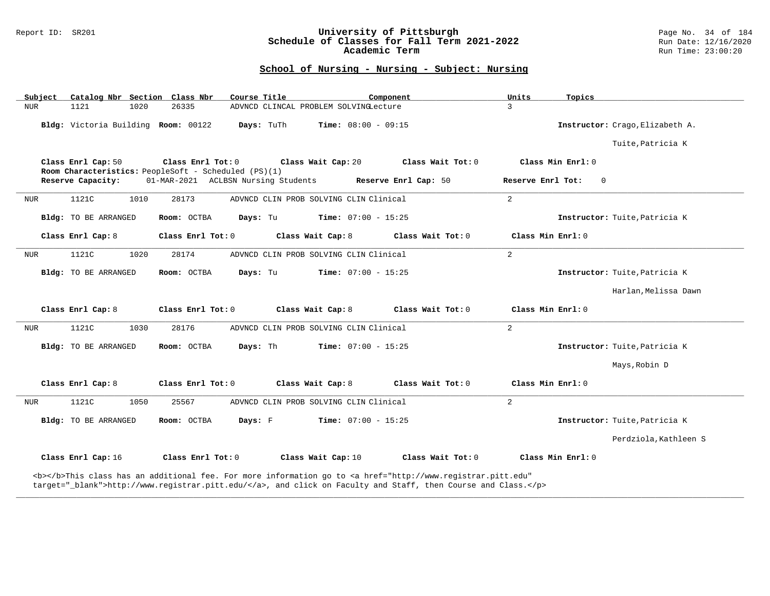## School of Nursing - Nursing - Subject: Nursing

| Subject | Catalog Nbr | Section | Class Nbr | Course Title | Component | Units | Topics |
|---|---|---|---|---|---|---|---|
| NUR | 1121 | 1020 | 26335 | ADVNCD CLINCAL PROBLEM SOLVING | Lecture | 3 | |

**Bldg:** Victoria Building **Room:** 00122 **Days:** TuTh **Time:** 08:00 - 09:15 **Instructor:** Crago,Elizabeth A.; Tuite,Patricia K

**Class Enrl Cap:** 50 **Class Enrl Tot:** 0 **Class Wait Cap:** 20 **Class Wait Tot:** 0 **Class Min Enrl:** 0

**Room Characteristics:** PeopleSoft - Scheduled (PS)(1)

**Reserve Capacity:** 01-MAR-2021 ACLBSN Nursing Students **Reserve Enrl Cap:** 50 **Reserve Enrl Tot:** 0

---

| Subject | Catalog Nbr | Section | Class Nbr | Course Title | Component | Units | Topics |
|---|---|---|---|---|---|---|---|
| NUR | 1121C | 1010 | 28173 | ADVNCD CLIN PROB SOLVING CLIN | Clinical | 2 | |

**Bldg:** TO BE ARRANGED **Room:** OCTBA **Days:** Tu **Time:** 07:00 - 15:25 **Instructor:** Tuite,Patricia K

**Class Enrl Cap:** 8 **Class Enrl Tot:** 0 **Class Wait Cap:** 8 **Class Wait Tot:** 0 **Class Min Enrl:** 0

---

| Subject | Catalog Nbr | Section | Class Nbr | Course Title | Component | Units | Topics |
|---|---|---|---|---|---|---|---|
| NUR | 1121C | 1020 | 28174 | ADVNCD CLIN PROB SOLVING CLIN | Clinical | 2 | |

**Bldg:** TO BE ARRANGED **Room:** OCTBA **Days:** Tu **Time:** 07:00 - 15:25 **Instructor:** Tuite,Patricia K; Harlan,Melissa Dawn

**Class Enrl Cap:** 8 **Class Enrl Tot:** 0 **Class Wait Cap:** 8 **Class Wait Tot:** 0 **Class Min Enrl:** 0

---

| Subject | Catalog Nbr | Section | Class Nbr | Course Title | Component | Units | Topics |
|---|---|---|---|---|---|---|---|
| NUR | 1121C | 1030 | 28176 | ADVNCD CLIN PROB SOLVING CLIN | Clinical | 2 | |

**Bldg:** TO BE ARRANGED **Room:** OCTBA **Days:** Th **Time:** 07:00 - 15:25 **Instructor:** Tuite,Patricia K; Mays,Robin D

**Class Enrl Cap:** 8 **Class Enrl Tot:** 0 **Class Wait Cap:** 8 **Class Wait Tot:** 0 **Class Min Enrl:** 0

---

| Subject | Catalog Nbr | Section | Class Nbr | Course Title | Component | Units | Topics |
|---|---|---|---|---|---|---|---|
| NUR | 1121C | 1050 | 25567 | ADVNCD CLIN PROB SOLVING CLIN | Clinical | 2 | |

**Bldg:** TO BE ARRANGED **Room:** OCTBA **Days:** F **Time:** 07:00 - 15:25 **Instructor:** Tuite,Patricia K; Perdziola,Kathleen S

**Class Enrl Cap:** 16 **Class Enrl Tot:** 0 **Class Wait Cap:** 10 **Class Wait Tot:** 0 **Class Min Enrl:** 0

<b></b>This class has an additional fee. For more information go to <a href="http://www.registrar.pitt.edu" target="_blank">http://www.registrar.pitt.edu/</a>, and click on Faculty and Staff, then Course and Class.</p>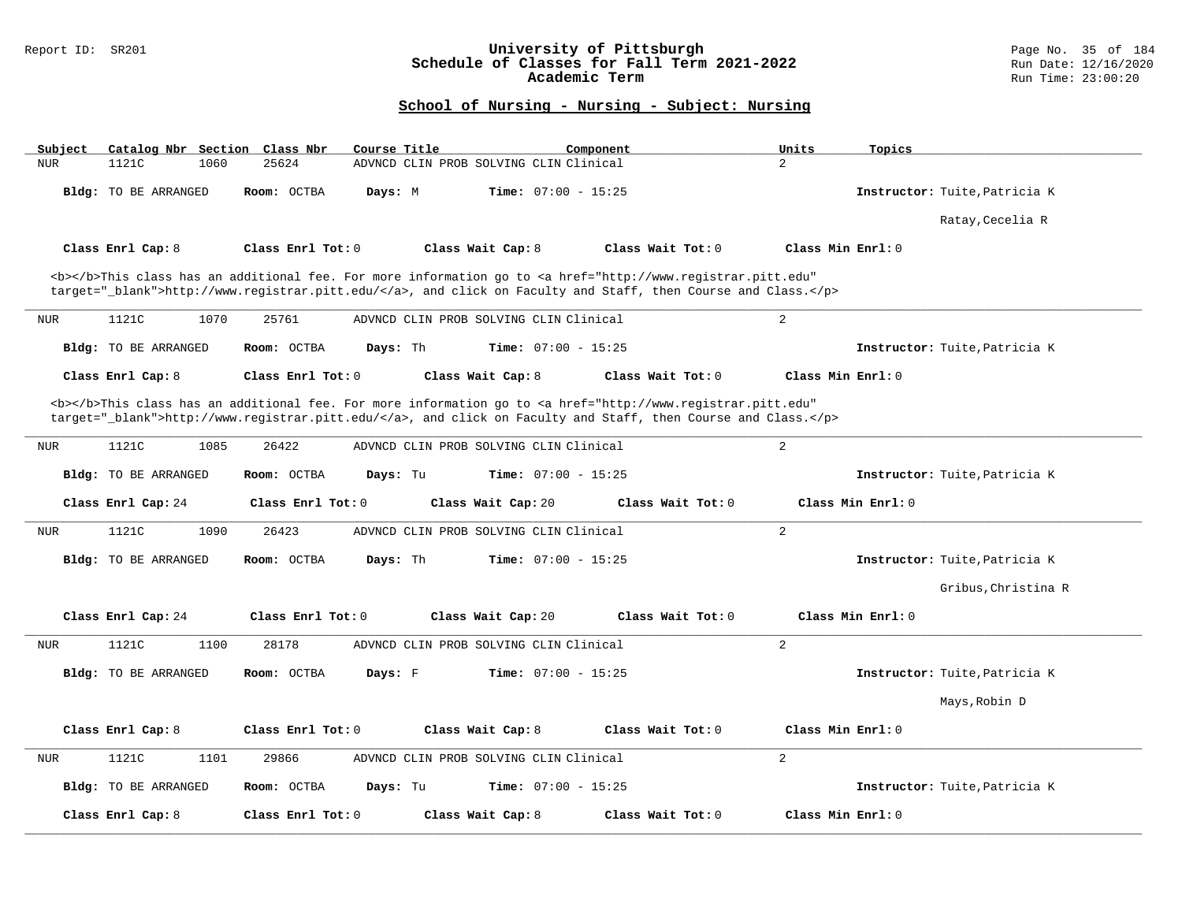## School of Nursing - Nursing - Subject: Nursing

| Subject | Catalog Nbr | Section | Class Nbr | Course Title | Component | Units | Topics |
|---|---|---|---|---|---|---|---|
| NUR | 1121C | 1060 | 25624 | ADVNCD CLIN PROB SOLVING CLIN | Clinical | 2 | |

**Bldg:** TO BE ARRANGED **Room:** OCTBA **Days:** M **Time:** 07:00 - 15:25 **Instructor:** Tuite,Patricia K

Ratay,Cecelia R

**Class Enrl Cap:** 8 **Class Enrl Tot:** 0 **Class Wait Cap:** 8 **Class Wait Tot:** 0 **Class Min Enrl:** 0

<b></b>This class has an additional fee. For more information go to <a href="http://www.registrar.pitt.edu" target="_blank">http://www.registrar.pitt.edu/</a>, and click on Faculty and Staff, then Course and Class.</p>

---

| Subject | Catalog Nbr | Section | Class Nbr | Course Title | Component | Units | Topics |
|---|---|---|---|---|---|---|---|
| NUR | 1121C | 1070 | 25761 | ADVNCD CLIN PROB SOLVING CLIN | Clinical | 2 | |

**Bldg:** TO BE ARRANGED **Room:** OCTBA **Days:** Th **Time:** 07:00 - 15:25 **Instructor:** Tuite,Patricia K

**Class Enrl Cap:** 8 **Class Enrl Tot:** 0 **Class Wait Cap:** 8 **Class Wait Tot:** 0 **Class Min Enrl:** 0

<b></b>This class has an additional fee. For more information go to <a href="http://www.registrar.pitt.edu" target="_blank">http://www.registrar.pitt.edu/</a>, and click on Faculty and Staff, then Course and Class.</p>

---

| Subject | Catalog Nbr | Section | Class Nbr | Course Title | Component | Units | Topics |
|---|---|---|---|---|---|---|---|
| NUR | 1121C | 1085 | 26422 | ADVNCD CLIN PROB SOLVING CLIN | Clinical | 2 | |

**Bldg:** TO BE ARRANGED **Room:** OCTBA **Days:** Tu **Time:** 07:00 - 15:25 **Instructor:** Tuite,Patricia K

**Class Enrl Cap:** 24 **Class Enrl Tot:** 0 **Class Wait Cap:** 20 **Class Wait Tot:** 0 **Class Min Enrl:** 0

---

| Subject | Catalog Nbr | Section | Class Nbr | Course Title | Component | Units | Topics |
|---|---|---|---|---|---|---|---|
| NUR | 1121C | 1090 | 26423 | ADVNCD CLIN PROB SOLVING CLIN | Clinical | 2 | |

**Bldg:** TO BE ARRANGED **Room:** OCTBA **Days:** Th **Time:** 07:00 - 15:25 **Instructor:** Tuite,Patricia K

Gribus,Christina R

**Class Enrl Cap:** 24 **Class Enrl Tot:** 0 **Class Wait Cap:** 20 **Class Wait Tot:** 0 **Class Min Enrl:** 0

---

| Subject | Catalog Nbr | Section | Class Nbr | Course Title | Component | Units | Topics |
|---|---|---|---|---|---|---|---|
| NUR | 1121C | 1100 | 28178 | ADVNCD CLIN PROB SOLVING CLIN | Clinical | 2 | |

**Bldg:** TO BE ARRANGED **Room:** OCTBA **Days:** F **Time:** 07:00 - 15:25 **Instructor:** Tuite,Patricia K

Mays,Robin D

**Class Enrl Cap:** 8 **Class Enrl Tot:** 0 **Class Wait Cap:** 8 **Class Wait Tot:** 0 **Class Min Enrl:** 0

---

| Subject | Catalog Nbr | Section | Class Nbr | Course Title | Component | Units | Topics |
|---|---|---|---|---|---|---|---|
| NUR | 1121C | 1101 | 29866 | ADVNCD CLIN PROB SOLVING CLIN | Clinical | 2 | |

**Bldg:** TO BE ARRANGED **Room:** OCTBA **Days:** Tu **Time:** 07:00 - 15:25 **Instructor:** Tuite,Patricia K

**Class Enrl Cap:** 8 **Class Enrl Tot:** 0 **Class Wait Cap:** 8 **Class Wait Tot:** 0 **Class Min Enrl:** 0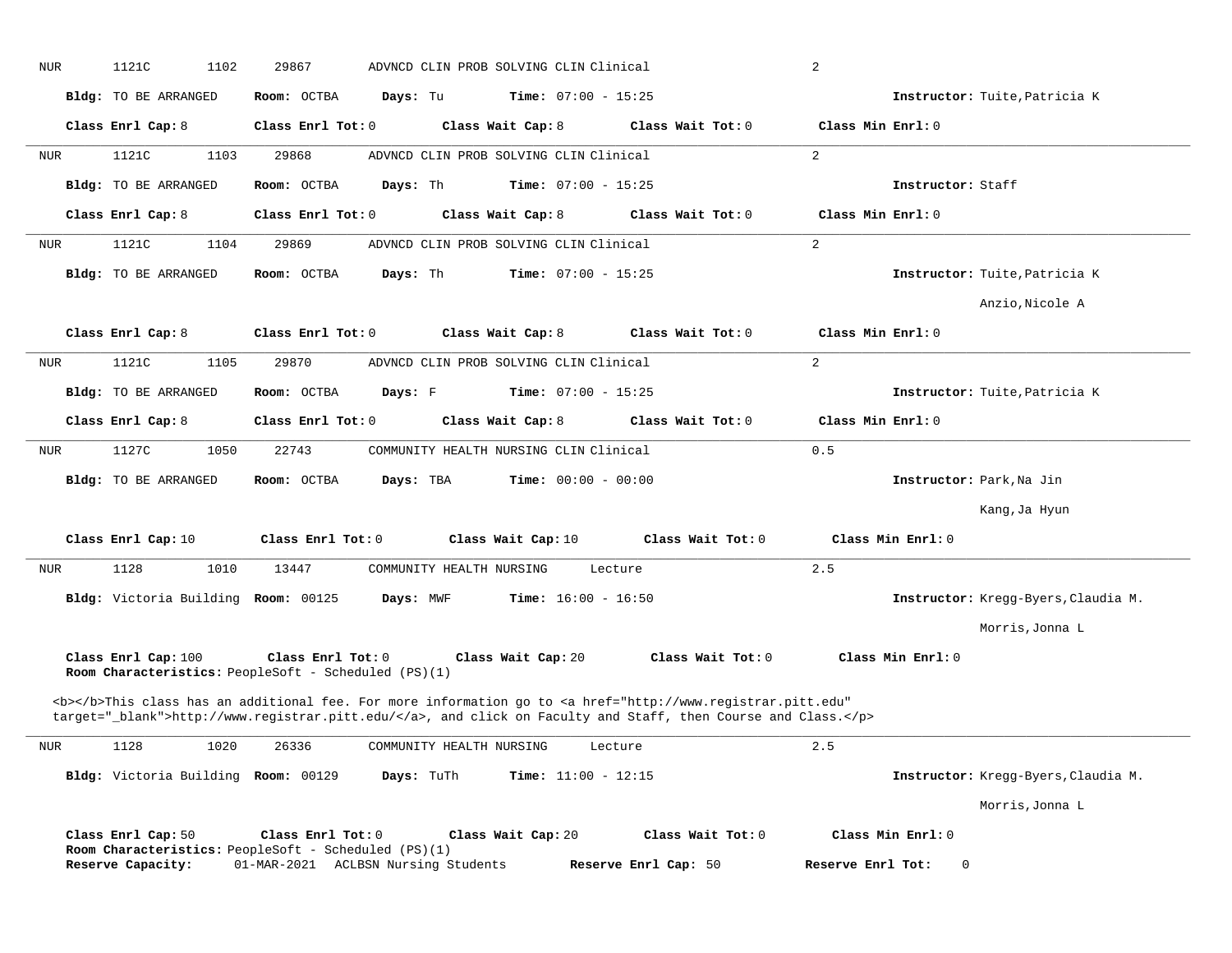NUR 1121C 1102 29867 ADVNCD CLIN PROB SOLVING CLIN Clinical 2

**Bldg:** TO BE ARRANGED **Room:** OCTBA **Days:** Tu **Time:** 07:00 - 15:25 **Instructor:** Tuite,Patricia K

**Class Enrl Cap:** 8 **Class Enrl Tot:** 0 **Class Wait Cap:** 8 **Class Wait Tot:** 0 **Class Min Enrl:** 0

---

NUR 1121C 1103 29868 ADVNCD CLIN PROB SOLVING CLIN Clinical 2

**Bldg:** TO BE ARRANGED **Room:** OCTBA **Days:** Th **Time:** 07:00 - 15:25 **Instructor:** Staff

**Class Enrl Cap:** 8 **Class Enrl Tot:** 0 **Class Wait Cap:** 8 **Class Wait Tot:** 0 **Class Min Enrl:** 0

---

NUR 1121C 1104 29869 ADVNCD CLIN PROB SOLVING CLIN Clinical 2

**Bldg:** TO BE ARRANGED **Room:** OCTBA **Days:** Th **Time:** 07:00 - 15:25 **Instructor:** Tuite,Patricia K

Anzio,Nicole A

**Class Enrl Cap:** 8 **Class Enrl Tot:** 0 **Class Wait Cap:** 8 **Class Wait Tot:** 0 **Class Min Enrl:** 0

---

NUR 1121C 1105 29870 ADVNCD CLIN PROB SOLVING CLIN Clinical 2

**Bldg:** TO BE ARRANGED **Room:** OCTBA **Days:** F **Time:** 07:00 - 15:25 **Instructor:** Tuite,Patricia K

**Class Enrl Cap:** 8 **Class Enrl Tot:** 0 **Class Wait Cap:** 8 **Class Wait Tot:** 0 **Class Min Enrl:** 0

---

NUR 1127C 1050 22743 COMMUNITY HEALTH NURSING CLIN Clinical 0.5

**Bldg:** TO BE ARRANGED **Room:** OCTBA **Days:** TBA **Time:** 00:00 - 00:00 **Instructor:** Park,Na Jin

Kang,Ja Hyun

**Class Enrl Cap:** 10 **Class Enrl Tot:** 0 **Class Wait Cap:** 10 **Class Wait Tot:** 0 **Class Min Enrl:** 0

---

NUR 1128 1010 13447 COMMUNITY HEALTH NURSING Lecture 2.5

**Bldg:** Victoria Building **Room:** 00125 **Days:** MWF **Time:** 16:00 - 16:50 **Instructor:** Kregg-Byers,Claudia M.

Morris,Jonna L

**Class Enrl Cap:** 100 **Class Enrl Tot:** 0 **Class Wait Cap:** 20 **Class Wait Tot:** 0 **Class Min Enrl:** 0
**Room Characteristics:** PeopleSoft - Scheduled (PS)(1)

<b></b>This class has an additional fee. For more information go to <a href="http://www.registrar.pitt.edu" target="_blank">http://www.registrar.pitt.edu/</a>, and click on Faculty and Staff, then Course and Class.</p>

---

NUR 1128 1020 26336 COMMUNITY HEALTH NURSING Lecture 2.5

**Bldg:** Victoria Building **Room:** 00129 **Days:** TuTh **Time:** 11:00 - 12:15 **Instructor:** Kregg-Byers,Claudia M.

Morris,Jonna L

**Class Enrl Cap:** 50 **Class Enrl Tot:** 0 **Class Wait Cap:** 20 **Class Wait Tot:** 0 **Class Min Enrl:** 0
**Room Characteristics:** PeopleSoft - Scheduled (PS)(1)
**Reserve Capacity:** 01-MAR-2021 ACLBSN Nursing Students **Reserve Enrl Cap:** 50 **Reserve Enrl Tot:** 0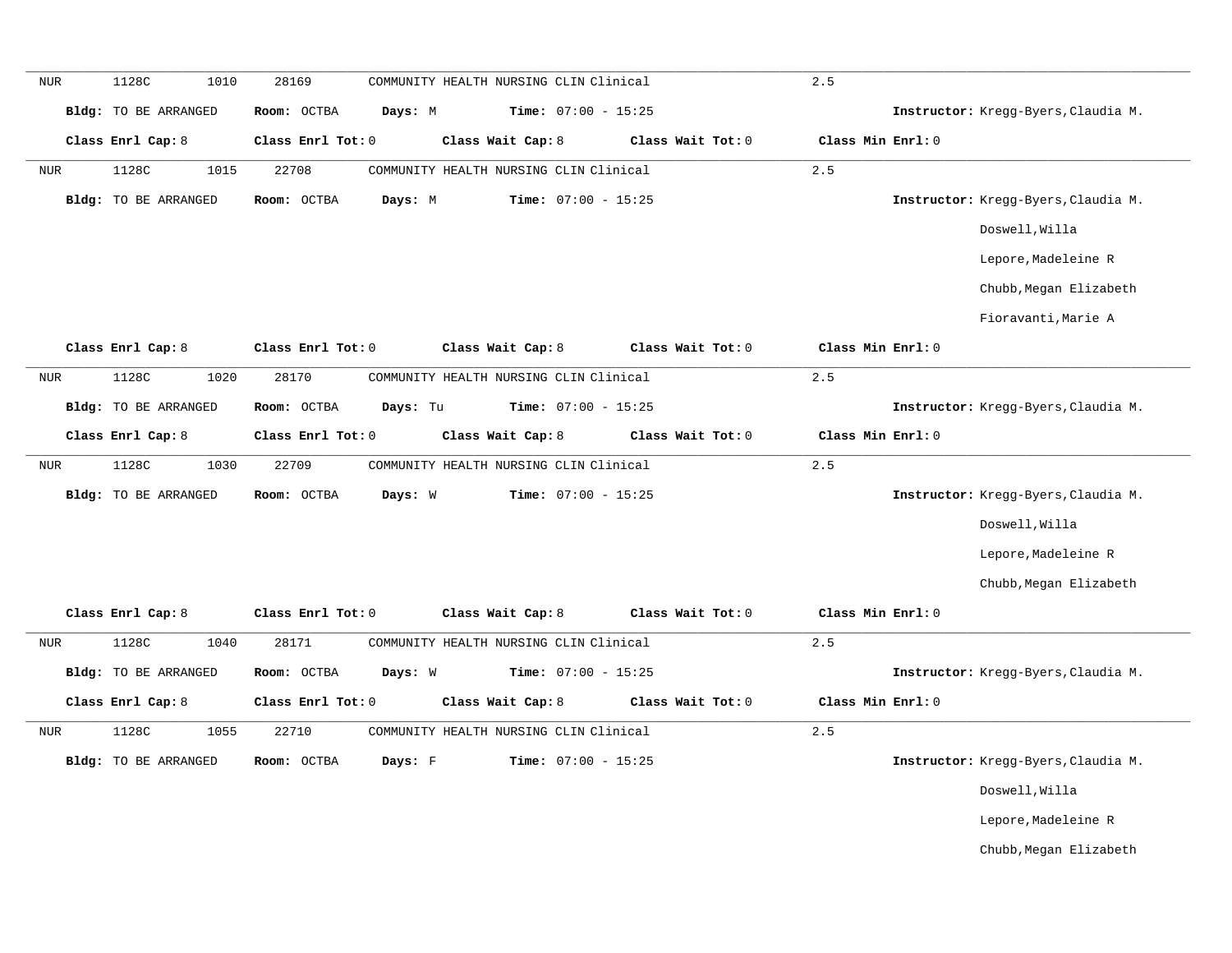---

NUR 1128C 1010 28169 COMMUNITY HEALTH NURSING CLIN Clinical 2.5

**Bldg:** TO BE ARRANGED **Room:** OCTBA **Days:** M **Time:** 07:00 - 15:25 **Instructor:** Kregg-Byers,Claudia M.

**Class Enrl Cap:** 8 **Class Enrl Tot:** 0 **Class Wait Cap:** 8 **Class Wait Tot:** 0 **Class Min Enrl:** 0

---

NUR 1128C 1015 22708 COMMUNITY HEALTH NURSING CLIN Clinical 2.5

**Bldg:** TO BE ARRANGED **Room:** OCTBA **Days:** M **Time:** 07:00 - 15:25 **Instructor:** Kregg-Byers,Claudia M.

Doswell,Willa

Lepore,Madeleine R

Chubb,Megan Elizabeth

Fioravanti,Marie A

**Class Enrl Cap:** 8 **Class Enrl Tot:** 0 **Class Wait Cap:** 8 **Class Wait Tot:** 0 **Class Min Enrl:** 0

---

NUR 1128C 1020 28170 COMMUNITY HEALTH NURSING CLIN Clinical 2.5

**Bldg:** TO BE ARRANGED **Room:** OCTBA **Days:** Tu **Time:** 07:00 - 15:25 **Instructor:** Kregg-Byers,Claudia M.

**Class Enrl Cap:** 8 **Class Enrl Tot:** 0 **Class Wait Cap:** 8 **Class Wait Tot:** 0 **Class Min Enrl:** 0

---

NUR 1128C 1030 22709 COMMUNITY HEALTH NURSING CLIN Clinical 2.5

**Bldg:** TO BE ARRANGED **Room:** OCTBA **Days:** W **Time:** 07:00 - 15:25 **Instructor:** Kregg-Byers,Claudia M.

Doswell,Willa

Lepore,Madeleine R

Chubb,Megan Elizabeth

**Class Enrl Cap:** 8 **Class Enrl Tot:** 0 **Class Wait Cap:** 8 **Class Wait Tot:** 0 **Class Min Enrl:** 0

---

NUR 1128C 1040 28171 COMMUNITY HEALTH NURSING CLIN Clinical 2.5

**Bldg:** TO BE ARRANGED **Room:** OCTBA **Days:** W **Time:** 07:00 - 15:25 **Instructor:** Kregg-Byers,Claudia M.

**Class Enrl Cap:** 8 **Class Enrl Tot:** 0 **Class Wait Cap:** 8 **Class Wait Tot:** 0 **Class Min Enrl:** 0

---

NUR 1128C 1055 22710 COMMUNITY HEALTH NURSING CLIN Clinical 2.5

**Bldg:** TO BE ARRANGED **Room:** OCTBA **Days:** F **Time:** 07:00 - 15:25 **Instructor:** Kregg-Byers,Claudia M.

Doswell,Willa

Lepore,Madeleine R

Chubb,Megan Elizabeth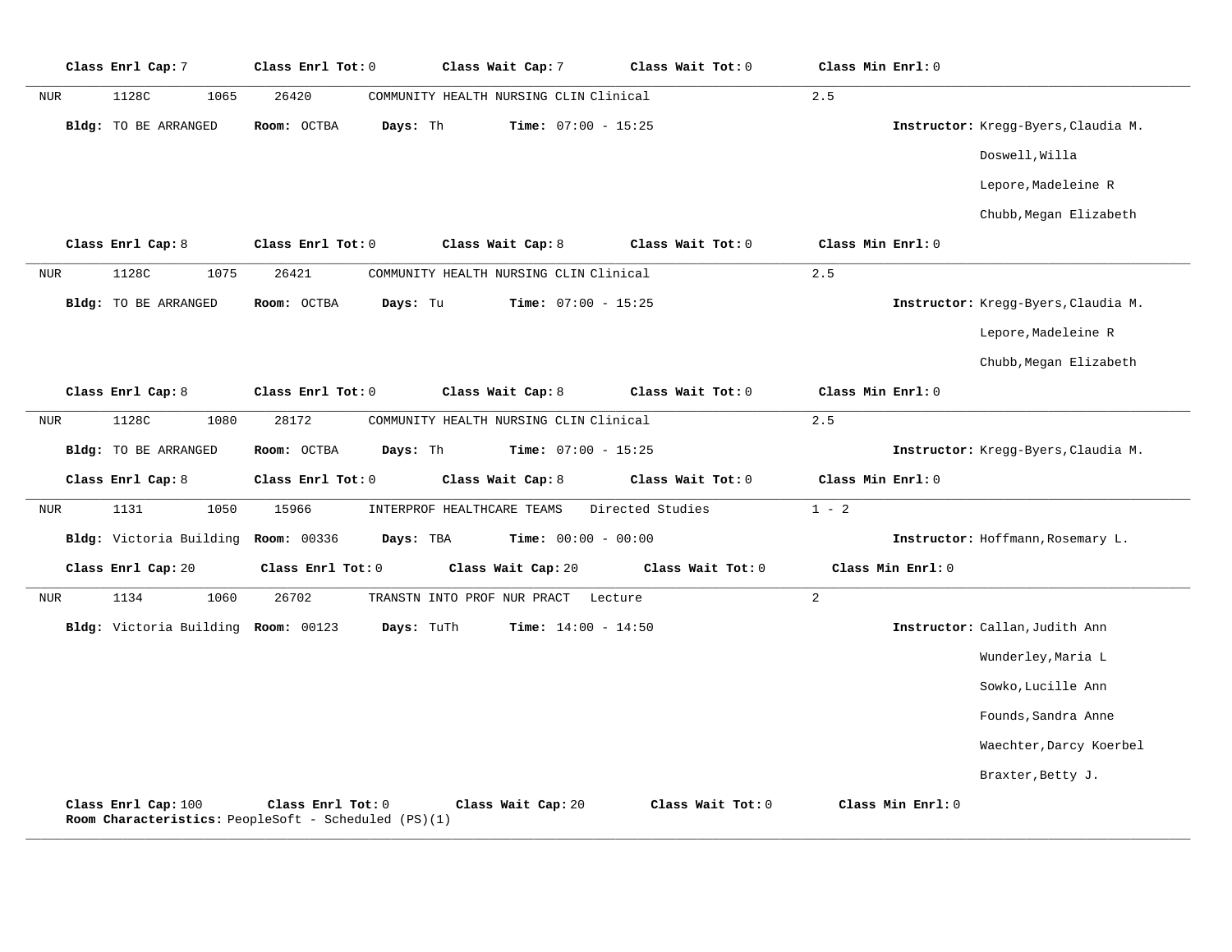**Class Enrl Cap:** 7 **Class Enrl Tot:** 0 **Class Wait Cap:** 7 **Class Wait Tot:** 0 **Class Min Enrl:** 0

---

NUR 1128C 1065 26420 COMMUNITY HEALTH NURSING CLIN Clinical 2.5

**Bldg:** TO BE ARRANGED **Room:** OCTBA **Days:** Th **Time:** 07:00 - 15:25 **Instructor:** Kregg-Byers,Claudia M.
Doswell,Willa
Lepore,Madeleine R
Chubb,Megan Elizabeth

**Class Enrl Cap:** 8 **Class Enrl Tot:** 0 **Class Wait Cap:** 8 **Class Wait Tot:** 0 **Class Min Enrl:** 0

---

NUR 1128C 1075 26421 COMMUNITY HEALTH NURSING CLIN Clinical 2.5

**Bldg:** TO BE ARRANGED **Room:** OCTBA **Days:** Tu **Time:** 07:00 - 15:25 **Instructor:** Kregg-Byers,Claudia M.
Lepore,Madeleine R
Chubb,Megan Elizabeth

**Class Enrl Cap:** 8 **Class Enrl Tot:** 0 **Class Wait Cap:** 8 **Class Wait Tot:** 0 **Class Min Enrl:** 0

---

NUR 1128C 1080 28172 COMMUNITY HEALTH NURSING CLIN Clinical 2.5

**Bldg:** TO BE ARRANGED **Room:** OCTBA **Days:** Th **Time:** 07:00 - 15:25 **Instructor:** Kregg-Byers,Claudia M.

**Class Enrl Cap:** 8 **Class Enrl Tot:** 0 **Class Wait Cap:** 8 **Class Wait Tot:** 0 **Class Min Enrl:** 0

---

NUR 1131 1050 15966 INTERPROF HEALTHCARE TEAMS Directed Studies 1 - 2

**Bldg:** Victoria Building **Room:** 00336 **Days:** TBA **Time:** 00:00 - 00:00 **Instructor:** Hoffmann,Rosemary L.

**Class Enrl Cap:** 20 **Class Enrl Tot:** 0 **Class Wait Cap:** 20 **Class Wait Tot:** 0 **Class Min Enrl:** 0

---

NUR 1134 1060 26702 TRANSTN INTO PROF NUR PRACT Lecture 2

**Bldg:** Victoria Building **Room:** 00123 **Days:** TuTh **Time:** 14:00 - 14:50 **Instructor:** Callan,Judith Ann
Wunderley,Maria L
Sowko,Lucille Ann
Founds,Sandra Anne
Waechter,Darcy Koerbel
Braxter,Betty J.

**Class Enrl Cap:** 100 **Class Enrl Tot:** 0 **Class Wait Cap:** 20 **Class Wait Tot:** 0 **Class Min Enrl:** 0
**Room Characteristics:** PeopleSoft - Scheduled (PS)(1)

---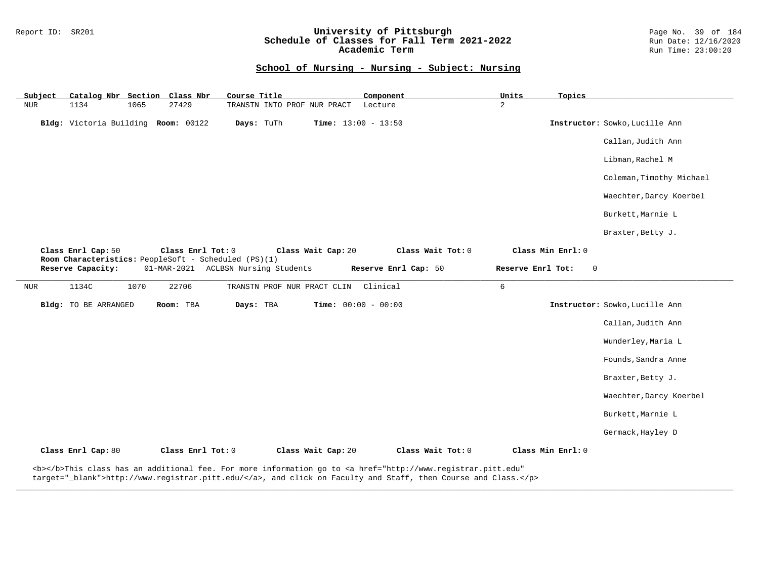## School of Nursing - Nursing - Subject: Nursing

| Subject | Catalog Nbr | Section | Class Nbr | Course Title | Component | Units | Topics |
|---|---|---|---|---|---|---|---|
| NUR | 1134 | 1065 | 27429 | TRANSTN INTO PROF NUR PRACT | Lecture | 2 | |

**Bldg:** Victoria Building **Room:** 00122 **Days:** TuTh **Time:** 13:00 - 13:50 **Instructor:** Sowko,Lucille Ann

Callan,Judith Ann

Libman,Rachel M

Coleman,Timothy Michael

Waechter,Darcy Koerbel

Burkett,Marnie L

Braxter,Betty J.

**Class Enrl Cap:** 50 **Class Enrl Tot:** 0 **Class Wait Cap:** 20 **Class Wait Tot:** 0 **Class Min Enrl:** 0

**Room Characteristics:** PeopleSoft - Scheduled (PS)(1)

**Reserve Capacity:** 01-MAR-2021 ACLBSN Nursing Students **Reserve Enrl Cap:** 50 **Reserve Enrl Tot:** 0

---

| Subject | Catalog Nbr | Section | Class Nbr | Course Title | Component | Units | Topics |
|---|---|---|---|---|---|---|---|
| NUR | 1134C | 1070 | 22706 | TRANSTN PROF NUR PRACT CLIN | Clinical | 6 | |

**Bldg:** TO BE ARRANGED **Room:** TBA **Days:** TBA **Time:** 00:00 - 00:00 **Instructor:** Sowko,Lucille Ann

Callan,Judith Ann

Wunderley,Maria L

Founds,Sandra Anne

Braxter,Betty J.

Waechter,Darcy Koerbel

Burkett,Marnie L

Germack,Hayley D

**Class Enrl Cap:** 80 **Class Enrl Tot:** 0 **Class Wait Cap:** 20 **Class Wait Tot:** 0 **Class Min Enrl:** 0

<b></b>This class has an additional fee. For more information go to <a href="http://www.registrar.pitt.edu" target="_blank">http://www.registrar.pitt.edu/</a>, and click on Faculty and Staff, then Course and Class.</p>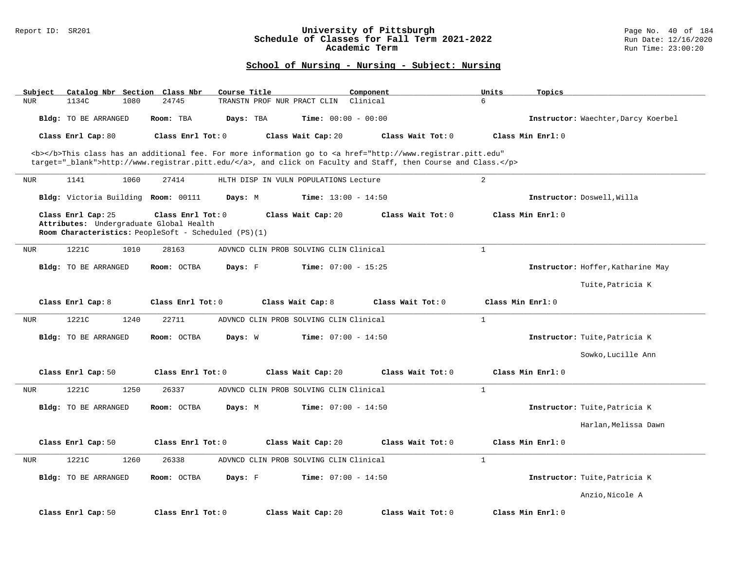## School of Nursing - Nursing - Subject: Nursing

| Subject | Catalog Nbr | Section | Class Nbr | Course Title | Component | Units | Topics |
|---|---|---|---|---|---|---|---|
| NUR | 1134C | 1080 | 24745 | TRANSTN PROF NUR PRACT CLIN | Clinical | 6 | |

**Bldg:** TO BE ARRANGED **Room:** TBA **Days:** TBA **Time:** 00:00 - 00:00 **Instructor:** Waechter,Darcy Koerbel

**Class Enrl Cap:** 80 **Class Enrl Tot:** 0 **Class Wait Cap:** 20 **Class Wait Tot:** 0 **Class Min Enrl:** 0

<b></b>This class has an additional fee. For more information go to <a href="http://www.registrar.pitt.edu" target="_blank">http://www.registrar.pitt.edu/</a>, and click on Faculty and Staff, then Course and Class.</p>

---

| Subject | Catalog Nbr | Section | Class Nbr | Course Title | Component | Units | Topics |
|---|---|---|---|---|---|---|---|
| NUR | 1141 | 1060 | 27414 | HLTH DISP IN VULN POPULATIONS | Lecture | 2 | |

**Bldg:** Victoria Building **Room:** 00111 **Days:** M **Time:** 13:00 - 14:50 **Instructor:** Doswell,Willa

**Class Enrl Cap:** 25 **Class Enrl Tot:** 0 **Class Wait Cap:** 20 **Class Wait Tot:** 0 **Class Min Enrl:** 0

**Attributes:** Undergraduate Global Health

**Room Characteristics:** PeopleSoft - Scheduled (PS)(1)

---

| Subject | Catalog Nbr | Section | Class Nbr | Course Title | Component | Units | Topics |
|---|---|---|---|---|---|---|---|
| NUR | 1221C | 1010 | 28163 | ADVNCD CLIN PROB SOLVING CLIN | Clinical | 1 | |

**Bldg:** TO BE ARRANGED **Room:** OCTBA **Days:** F **Time:** 07:00 - 15:25 **Instructor:** Hoffer,Katharine May; Tuite,Patricia K

**Class Enrl Cap:** 8 **Class Enrl Tot:** 0 **Class Wait Cap:** 8 **Class Wait Tot:** 0 **Class Min Enrl:** 0

---

| Subject | Catalog Nbr | Section | Class Nbr | Course Title | Component | Units | Topics |
|---|---|---|---|---|---|---|---|
| NUR | 1221C | 1240 | 22711 | ADVNCD CLIN PROB SOLVING CLIN | Clinical | 1 | |

**Bldg:** TO BE ARRANGED **Room:** OCTBA **Days:** W **Time:** 07:00 - 14:50 **Instructor:** Tuite,Patricia K; Sowko,Lucille Ann

**Class Enrl Cap:** 50 **Class Enrl Tot:** 0 **Class Wait Cap:** 20 **Class Wait Tot:** 0 **Class Min Enrl:** 0

---

| Subject | Catalog Nbr | Section | Class Nbr | Course Title | Component | Units | Topics |
|---|---|---|---|---|---|---|---|
| NUR | 1221C | 1250 | 26337 | ADVNCD CLIN PROB SOLVING CLIN | Clinical | 1 | |

**Bldg:** TO BE ARRANGED **Room:** OCTBA **Days:** M **Time:** 07:00 - 14:50 **Instructor:** Tuite,Patricia K; Harlan,Melissa Dawn

**Class Enrl Cap:** 50 **Class Enrl Tot:** 0 **Class Wait Cap:** 20 **Class Wait Tot:** 0 **Class Min Enrl:** 0

---

| Subject | Catalog Nbr | Section | Class Nbr | Course Title | Component | Units | Topics |
|---|---|---|---|---|---|---|---|
| NUR | 1221C | 1260 | 26338 | ADVNCD CLIN PROB SOLVING CLIN | Clinical | 1 | |

**Bldg:** TO BE ARRANGED **Room:** OCTBA **Days:** F **Time:** 07:00 - 14:50 **Instructor:** Tuite,Patricia K; Anzio,Nicole A

**Class Enrl Cap:** 50 **Class Enrl Tot:** 0 **Class Wait Cap:** 20 **Class Wait Tot:** 0 **Class Min Enrl:** 0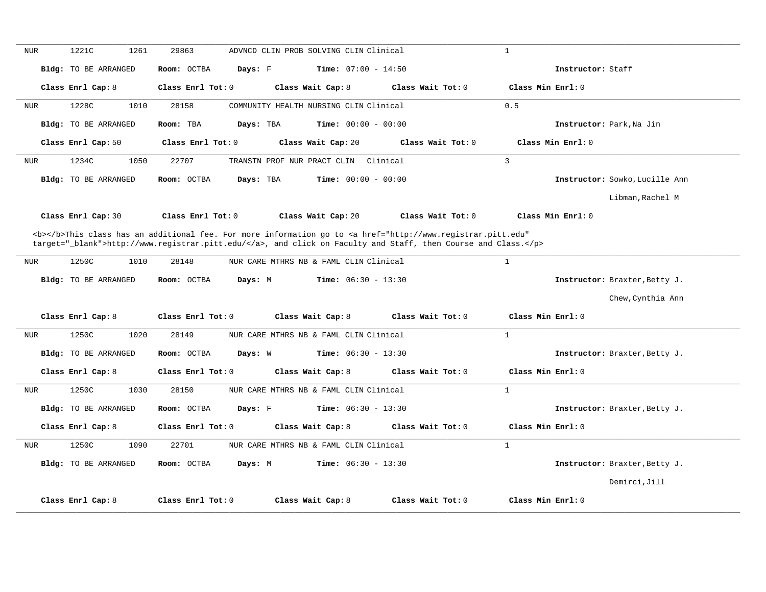NUR 1221C 1261 29863 ADVNCD CLIN PROB SOLVING CLIN Clinical 1

**Bldg:** TO BE ARRANGED **Room:** OCTBA **Days:** F **Time:** 07:00 - 14:50 **Instructor:** Staff

**Class Enrl Cap:** 8 **Class Enrl Tot:** 0 **Class Wait Cap:** 8 **Class Wait Tot:** 0 **Class Min Enrl:** 0

---

NUR 1228C 1010 28158 COMMUNITY HEALTH NURSING CLIN Clinical 0.5

**Bldg:** TO BE ARRANGED **Room:** TBA **Days:** TBA **Time:** 00:00 - 00:00 **Instructor:** Park,Na Jin

**Class Enrl Cap:** 50 **Class Enrl Tot:** 0 **Class Wait Cap:** 20 **Class Wait Tot:** 0 **Class Min Enrl:** 0

---

NUR 1234C 1050 22707 TRANSTN PROF NUR PRACT CLIN Clinical 3

**Bldg:** TO BE ARRANGED **Room:** OCTBA **Days:** TBA **Time:** 00:00 - 00:00 **Instructor:** Sowko,Lucille Ann
Libman,Rachel M

**Class Enrl Cap:** 30 **Class Enrl Tot:** 0 **Class Wait Cap:** 20 **Class Wait Tot:** 0 **Class Min Enrl:** 0

<b></b>This class has an additional fee. For more information go to <a href="http://www.registrar.pitt.edu" target="_blank">http://www.registrar.pitt.edu/</a>, and click on Faculty and Staff, then Course and Class.</p>

---

NUR 1250C 1010 28148 NUR CARE MTHRS NB & FAML CLIN Clinical 1

**Bldg:** TO BE ARRANGED **Room:** OCTBA **Days:** M **Time:** 06:30 - 13:30 **Instructor:** Braxter,Betty J.
Chew,Cynthia Ann

**Class Enrl Cap:** 8 **Class Enrl Tot:** 0 **Class Wait Cap:** 8 **Class Wait Tot:** 0 **Class Min Enrl:** 0

---

NUR 1250C 1020 28149 NUR CARE MTHRS NB & FAML CLIN Clinical 1

**Bldg:** TO BE ARRANGED **Room:** OCTBA **Days:** W **Time:** 06:30 - 13:30 **Instructor:** Braxter,Betty J.

**Class Enrl Cap:** 8 **Class Enrl Tot:** 0 **Class Wait Cap:** 8 **Class Wait Tot:** 0 **Class Min Enrl:** 0

---

NUR 1250C 1030 28150 NUR CARE MTHRS NB & FAML CLIN Clinical 1

**Bldg:** TO BE ARRANGED **Room:** OCTBA **Days:** F **Time:** 06:30 - 13:30 **Instructor:** Braxter,Betty J.

**Class Enrl Cap:** 8 **Class Enrl Tot:** 0 **Class Wait Cap:** 8 **Class Wait Tot:** 0 **Class Min Enrl:** 0

---

NUR 1250C 1090 22701 NUR CARE MTHRS NB & FAML CLIN Clinical 1

**Bldg:** TO BE ARRANGED **Room:** OCTBA **Days:** M **Time:** 06:30 - 13:30 **Instructor:** Braxter,Betty J.
Demirci,Jill

**Class Enrl Cap:** 8 **Class Enrl Tot:** 0 **Class Wait Cap:** 8 **Class Wait Tot:** 0 **Class Min Enrl:** 0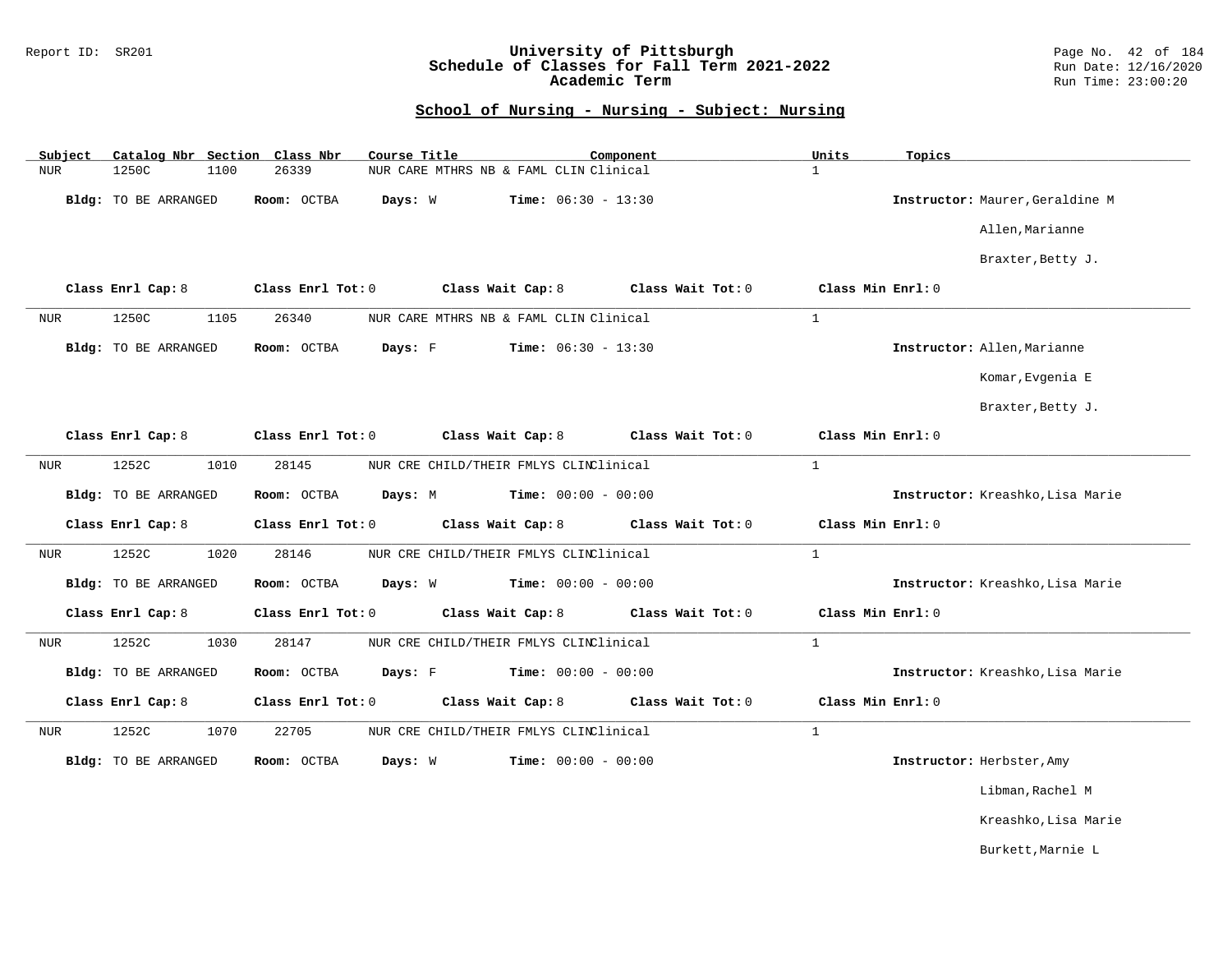## School of Nursing - Nursing - Subject: Nursing

| Subject | Catalog Nbr | Section | Class Nbr | Course Title | Component | Units | Topics |
|---|---|---|---|---|---|---|---|
| NUR | 1250C | 1100 | 26339 | NUR CARE MTHRS NB & FAML CLIN | Clinical | 1 | |

**Bldg:** TO BE ARRANGED **Room:** OCTBA **Days:** W **Time:** 06:30 - 13:30 **Instructor:** Maurer,Geraldine M; Allen,Marianne; Braxter,Betty J.

**Class Enrl Cap:** 8 **Class Enrl Tot:** 0 **Class Wait Cap:** 8 **Class Wait Tot:** 0 **Class Min Enrl:** 0

---

| Subject | Catalog Nbr | Section | Class Nbr | Course Title | Component | Units | Topics |
|---|---|---|---|---|---|---|---|
| NUR | 1250C | 1105 | 26340 | NUR CARE MTHRS NB & FAML CLIN | Clinical | 1 | |

**Bldg:** TO BE ARRANGED **Room:** OCTBA **Days:** F **Time:** 06:30 - 13:30 **Instructor:** Allen,Marianne; Komar,Evgenia E; Braxter,Betty J.

**Class Enrl Cap:** 8 **Class Enrl Tot:** 0 **Class Wait Cap:** 8 **Class Wait Tot:** 0 **Class Min Enrl:** 0

---

| Subject | Catalog Nbr | Section | Class Nbr | Course Title | Component | Units | Topics |
|---|---|---|---|---|---|---|---|
| NUR | 1252C | 1010 | 28145 | NUR CRE CHILD/THEIR FMLYS CLIN | Clinical | 1 | |

**Bldg:** TO BE ARRANGED **Room:** OCTBA **Days:** M **Time:** 00:00 - 00:00 **Instructor:** Kreashko,Lisa Marie

**Class Enrl Cap:** 8 **Class Enrl Tot:** 0 **Class Wait Cap:** 8 **Class Wait Tot:** 0 **Class Min Enrl:** 0

---

| Subject | Catalog Nbr | Section | Class Nbr | Course Title | Component | Units | Topics |
|---|---|---|---|---|---|---|---|
| NUR | 1252C | 1020 | 28146 | NUR CRE CHILD/THEIR FMLYS CLIN | Clinical | 1 | |

**Bldg:** TO BE ARRANGED **Room:** OCTBA **Days:** W **Time:** 00:00 - 00:00 **Instructor:** Kreashko,Lisa Marie

**Class Enrl Cap:** 8 **Class Enrl Tot:** 0 **Class Wait Cap:** 8 **Class Wait Tot:** 0 **Class Min Enrl:** 0

---

| Subject | Catalog Nbr | Section | Class Nbr | Course Title | Component | Units | Topics |
|---|---|---|---|---|---|---|---|
| NUR | 1252C | 1030 | 28147 | NUR CRE CHILD/THEIR FMLYS CLIN | Clinical | 1 | |

**Bldg:** TO BE ARRANGED **Room:** OCTBA **Days:** F **Time:** 00:00 - 00:00 **Instructor:** Kreashko,Lisa Marie

**Class Enrl Cap:** 8 **Class Enrl Tot:** 0 **Class Wait Cap:** 8 **Class Wait Tot:** 0 **Class Min Enrl:** 0

---

| Subject | Catalog Nbr | Section | Class Nbr | Course Title | Component | Units | Topics |
|---|---|---|---|---|---|---|---|
| NUR | 1252C | 1070 | 22705 | NUR CRE CHILD/THEIR FMLYS CLIN | Clinical | 1 | |

**Bldg:** TO BE ARRANGED **Room:** OCTBA **Days:** W **Time:** 00:00 - 00:00 **Instructor:** Herbster,Amy; Libman,Rachel M; Kreashko,Lisa Marie; Burkett,Marnie L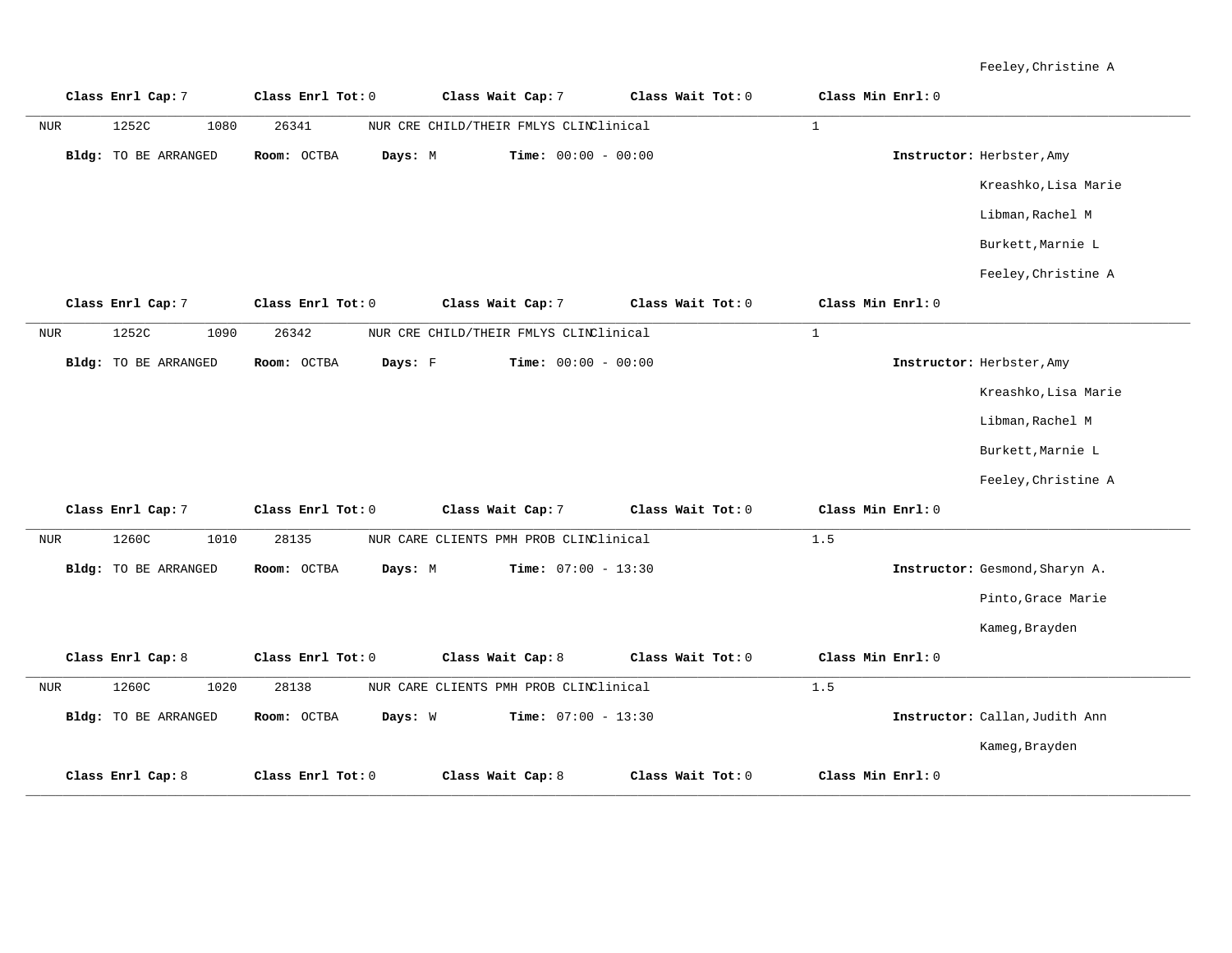Feeley,Christine A

**Class Enrl Cap:** 7 **Class Enrl Tot:** 0 **Class Wait Cap:** 7 **Class Wait Tot:** 0 **Class Min Enrl:** 0

---

NUR 1252C 1080 26341 NUR CRE CHILD/THEIR FMLYS CLIN Clinical 1

**Bldg:** TO BE ARRANGED **Room:** OCTBA **Days:** M **Time:** 00:00 - 00:00 **Instructor:** Herbster,Amy
Kreashko,Lisa Marie
Libman,Rachel M
Burkett,Marnie L
Feeley,Christine A

**Class Enrl Cap:** 7 **Class Enrl Tot:** 0 **Class Wait Cap:** 7 **Class Wait Tot:** 0 **Class Min Enrl:** 0

---

NUR 1252C 1090 26342 NUR CRE CHILD/THEIR FMLYS CLIN Clinical 1

**Bldg:** TO BE ARRANGED **Room:** OCTBA **Days:** F **Time:** 00:00 - 00:00 **Instructor:** Herbster,Amy
Kreashko,Lisa Marie
Libman,Rachel M
Burkett,Marnie L
Feeley,Christine A

**Class Enrl Cap:** 7 **Class Enrl Tot:** 0 **Class Wait Cap:** 7 **Class Wait Tot:** 0 **Class Min Enrl:** 0

---

NUR 1260C 1010 28135 NUR CARE CLIENTS PMH PROB CLIN Clinical 1.5

**Bldg:** TO BE ARRANGED **Room:** OCTBA **Days:** M **Time:** 07:00 - 13:30 **Instructor:** Gesmond,Sharyn A.
Pinto,Grace Marie
Kameg,Brayden

**Class Enrl Cap:** 8 **Class Enrl Tot:** 0 **Class Wait Cap:** 8 **Class Wait Tot:** 0 **Class Min Enrl:** 0

---

NUR 1260C 1020 28138 NUR CARE CLIENTS PMH PROB CLIN Clinical 1.5

**Bldg:** TO BE ARRANGED **Room:** OCTBA **Days:** W **Time:** 07:00 - 13:30 **Instructor:** Callan,Judith Ann
Kameg,Brayden

**Class Enrl Cap:** 8 **Class Enrl Tot:** 0 **Class Wait Cap:** 8 **Class Wait Tot:** 0 **Class Min Enrl:** 0

---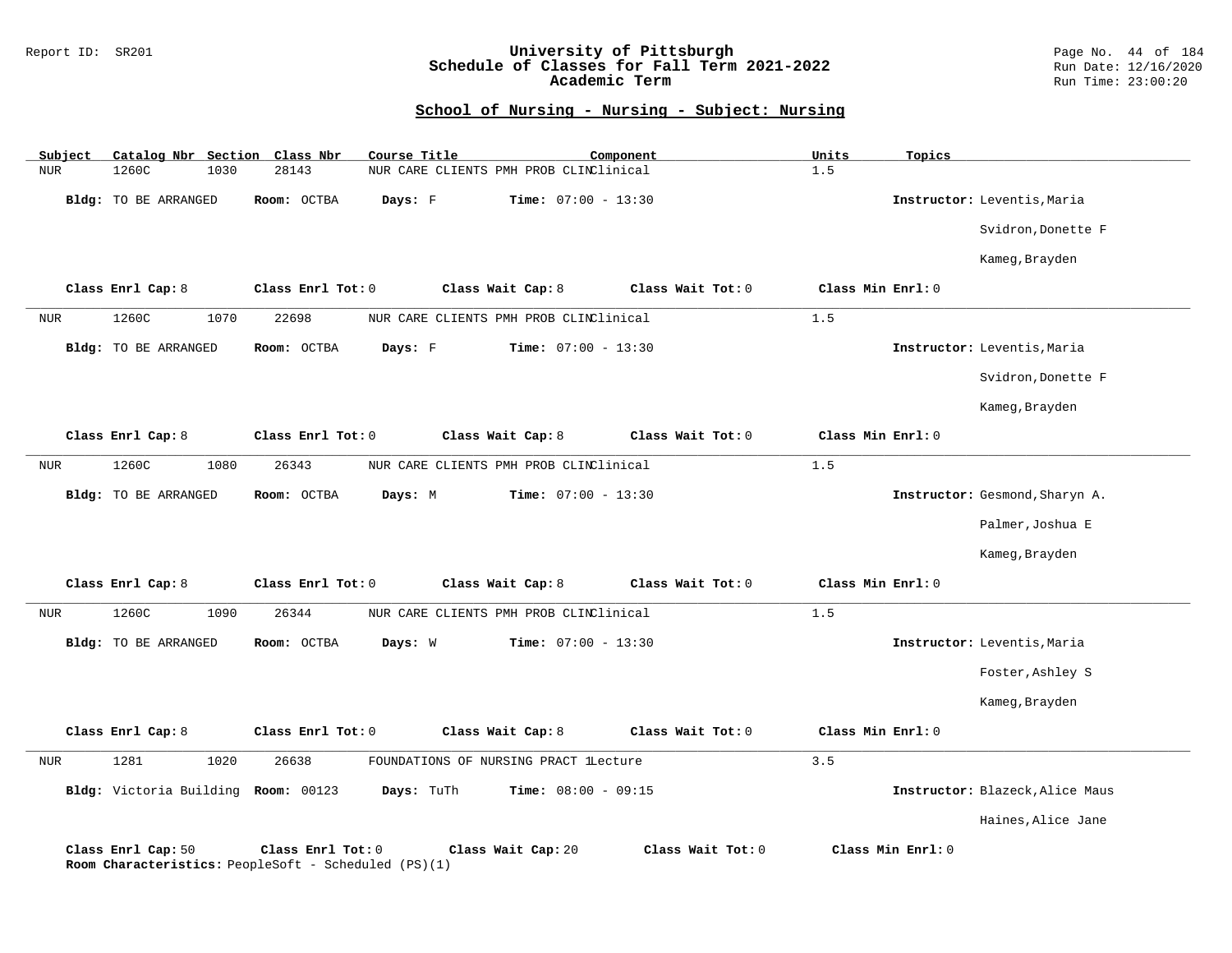## School of Nursing - Nursing - Subject: Nursing

| Subject | Catalog Nbr | Section | Class Nbr | Course Title | Component | Units | Topics |
|---|---|---|---|---|---|---|---|
| NUR | 1260C | 1030 | 28143 | NUR CARE CLIENTS PMH PROB CLIN | Clinical | 1.5 | |

**Bldg:** TO BE ARRANGED **Room:** OCTBA **Days:** F **Time:** 07:00 - 13:30 **Instructor:** Leventis,Maria; Svidron,Donette F; Kameg,Brayden

**Class Enrl Cap:** 8 **Class Enrl Tot:** 0 **Class Wait Cap:** 8 **Class Wait Tot:** 0 **Class Min Enrl:** 0

---

| Subject | Catalog Nbr | Section | Class Nbr | Course Title | Component | Units | Topics |
|---|---|---|---|---|---|---|---|
| NUR | 1260C | 1070 | 22698 | NUR CARE CLIENTS PMH PROB CLIN | Clinical | 1.5 | |

**Bldg:** TO BE ARRANGED **Room:** OCTBA **Days:** F **Time:** 07:00 - 13:30 **Instructor:** Leventis,Maria; Svidron,Donette F; Kameg,Brayden

**Class Enrl Cap:** 8 **Class Enrl Tot:** 0 **Class Wait Cap:** 8 **Class Wait Tot:** 0 **Class Min Enrl:** 0

---

| Subject | Catalog Nbr | Section | Class Nbr | Course Title | Component | Units | Topics |
|---|---|---|---|---|---|---|---|
| NUR | 1260C | 1080 | 26343 | NUR CARE CLIENTS PMH PROB CLIN | Clinical | 1.5 | |

**Bldg:** TO BE ARRANGED **Room:** OCTBA **Days:** M **Time:** 07:00 - 13:30 **Instructor:** Gesmond,Sharyn A.; Palmer,Joshua E; Kameg,Brayden

**Class Enrl Cap:** 8 **Class Enrl Tot:** 0 **Class Wait Cap:** 8 **Class Wait Tot:** 0 **Class Min Enrl:** 0

---

| Subject | Catalog Nbr | Section | Class Nbr | Course Title | Component | Units | Topics |
|---|---|---|---|---|---|---|---|
| NUR | 1260C | 1090 | 26344 | NUR CARE CLIENTS PMH PROB CLIN | Clinical | 1.5 | |

**Bldg:** TO BE ARRANGED **Room:** OCTBA **Days:** W **Time:** 07:00 - 13:30 **Instructor:** Leventis,Maria; Foster,Ashley S; Kameg,Brayden

**Class Enrl Cap:** 8 **Class Enrl Tot:** 0 **Class Wait Cap:** 8 **Class Wait Tot:** 0 **Class Min Enrl:** 0

---

| Subject | Catalog Nbr | Section | Class Nbr | Course Title | Component | Units | Topics |
|---|---|---|---|---|---|---|---|
| NUR | 1281 | 1020 | 26638 | FOUNDATIONS OF NURSING PRACT 1 | Lecture | 3.5 | |

**Bldg:** Victoria Building **Room:** 00123 **Days:** TuTh **Time:** 08:00 - 09:15 **Instructor:** Blazeck,Alice Maus; Haines,Alice Jane

**Class Enrl Cap:** 50 **Class Enrl Tot:** 0 **Class Wait Cap:** 20 **Class Wait Tot:** 0 **Class Min Enrl:** 0

**Room Characteristics:** PeopleSoft - Scheduled (PS)(1)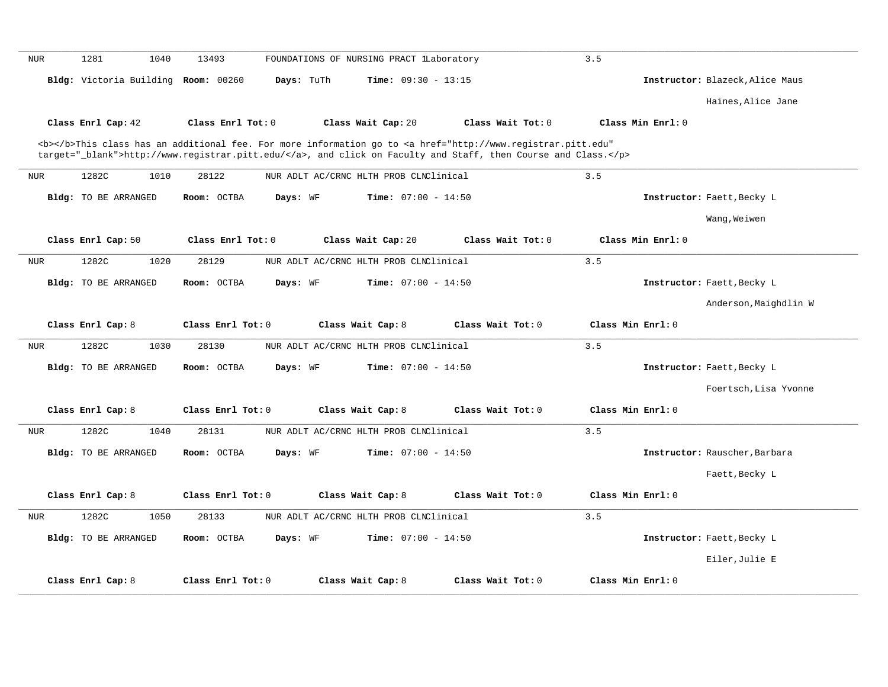---

NUR 1281 1040 13493 FOUNDATIONS OF NURSING PRACT 1 Laboratory 3.5

**Bldg:** Victoria Building **Room:** 00260 **Days:** TuTh **Time:** 09:30 - 13:15 **Instructor:** Blazeck,Alice Maus

Haines,Alice Jane

**Class Enrl Cap:** 42 **Class Enrl Tot:** 0 **Class Wait Cap:** 20 **Class Wait Tot:** 0 **Class Min Enrl:** 0

<b></b>This class has an additional fee. For more information go to <a href="http://www.registrar.pitt.edu" target="_blank">http://www.registrar.pitt.edu/</a>, and click on Faculty and Staff, then Course and Class.</p>

---

NUR 1282C 1010 28122 NUR ADLT AC/CRNC HLTH PROB CLN Clinical 3.5

**Bldg:** TO BE ARRANGED **Room:** OCTBA **Days:** WF **Time:** 07:00 - 14:50 **Instructor:** Faett,Becky L

Wang,Weiwen

**Class Enrl Cap:** 50 **Class Enrl Tot:** 0 **Class Wait Cap:** 20 **Class Wait Tot:** 0 **Class Min Enrl:** 0

---

NUR 1282C 1020 28129 NUR ADLT AC/CRNC HLTH PROB CLN Clinical 3.5

**Bldg:** TO BE ARRANGED **Room:** OCTBA **Days:** WF **Time:** 07:00 - 14:50 **Instructor:** Faett,Becky L

Anderson,Maighdlin W

**Class Enrl Cap:** 8 **Class Enrl Tot:** 0 **Class Wait Cap:** 8 **Class Wait Tot:** 0 **Class Min Enrl:** 0

---

NUR 1282C 1030 28130 NUR ADLT AC/CRNC HLTH PROB CLN Clinical 3.5

**Bldg:** TO BE ARRANGED **Room:** OCTBA **Days:** WF **Time:** 07:00 - 14:50 **Instructor:** Faett,Becky L

Foertsch,Lisa Yvonne

**Class Enrl Cap:** 8 **Class Enrl Tot:** 0 **Class Wait Cap:** 8 **Class Wait Tot:** 0 **Class Min Enrl:** 0

---

NUR 1282C 1040 28131 NUR ADLT AC/CRNC HLTH PROB CLN Clinical 3.5

**Bldg:** TO BE ARRANGED **Room:** OCTBA **Days:** WF **Time:** 07:00 - 14:50 **Instructor:** Rauscher,Barbara

Faett,Becky L

**Class Enrl Cap:** 8 **Class Enrl Tot:** 0 **Class Wait Cap:** 8 **Class Wait Tot:** 0 **Class Min Enrl:** 0

---

NUR 1282C 1050 28133 NUR ADLT AC/CRNC HLTH PROB CLN Clinical 3.5

**Bldg:** TO BE ARRANGED **Room:** OCTBA **Days:** WF **Time:** 07:00 - 14:50 **Instructor:** Faett,Becky L

Eiler,Julie E

**Class Enrl Cap:** 8 **Class Enrl Tot:** 0 **Class Wait Cap:** 8 **Class Wait Tot:** 0 **Class Min Enrl:** 0

---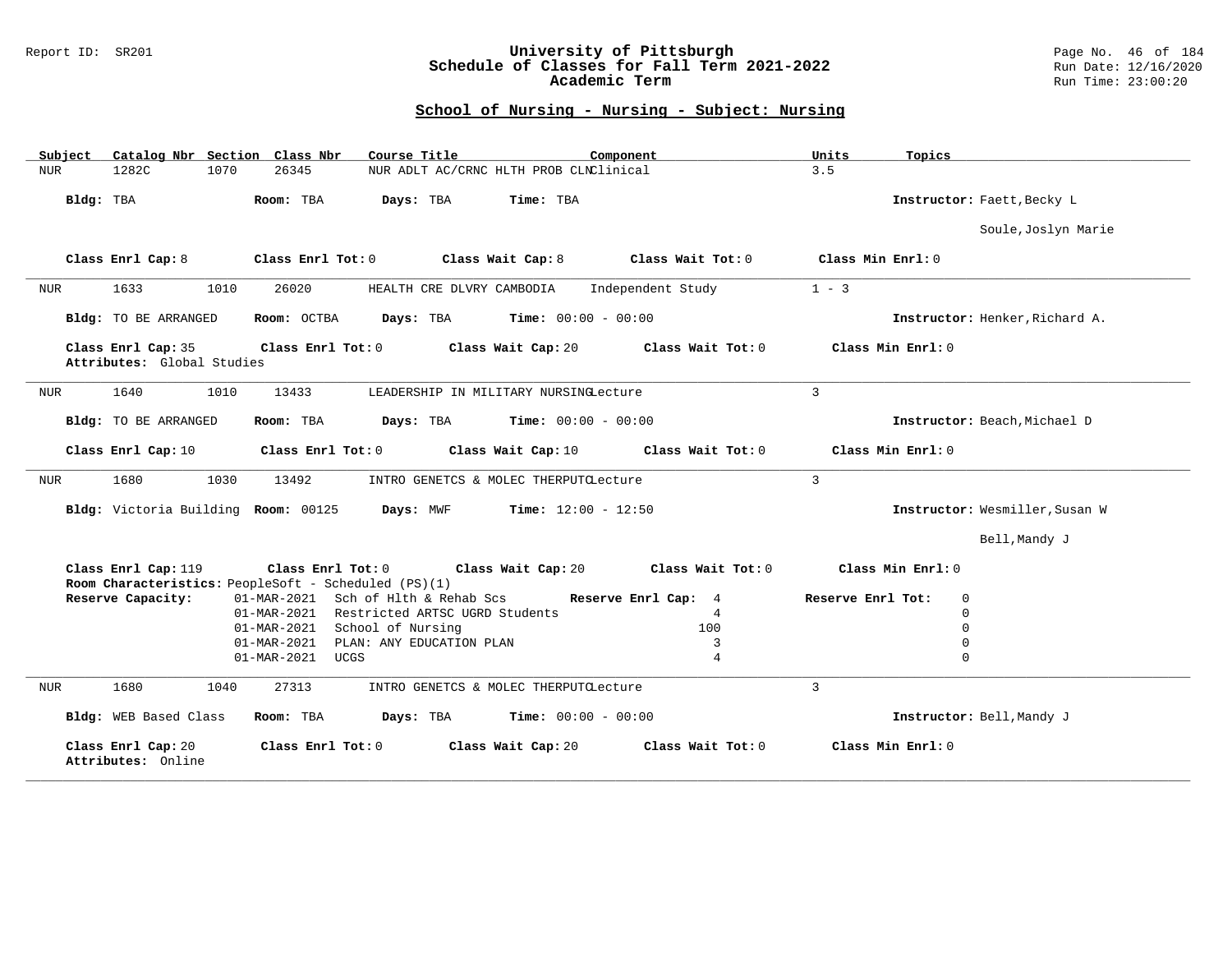## School of Nursing - Nursing - Subject: Nursing

| Subject | Catalog Nbr | Section | Class Nbr | Course Title | Component | Units | Topics |
|---|---|---|---|---|---|---|---|
| NUR | 1282C | 1070 | 26345 | NUR ADLT AC/CRNC HLTH PROB CLN | Clinical | 3.5 | |

**Bldg:** TBA **Room:** TBA **Days:** TBA **Time:** TBA **Instructor:** Faett,Becky L; Soule,Joslyn Marie

**Class Enrl Cap:** 8 **Class Enrl Tot:** 0 **Class Wait Cap:** 8 **Class Wait Tot:** 0 **Class Min Enrl:** 0

---

| Subject | Catalog Nbr | Section | Class Nbr | Course Title | Component | Units | Topics |
|---|---|---|---|---|---|---|---|
| NUR | 1633 | 1010 | 26020 | HEALTH CRE DLVRY CAMBODIA | Independent Study | 1 - 3 | |

**Bldg:** TO BE ARRANGED **Room:** OCTBA **Days:** TBA **Time:** 00:00 - 00:00 **Instructor:** Henker,Richard A.

**Class Enrl Cap:** 35 **Class Enrl Tot:** 0 **Class Wait Cap:** 20 **Class Wait Tot:** 0 **Class Min Enrl:** 0

**Attributes:** Global Studies

---

| Subject | Catalog Nbr | Section | Class Nbr | Course Title | Component | Units | Topics |
|---|---|---|---|---|---|---|---|
| NUR | 1640 | 1010 | 13433 | LEADERSHIP IN MILITARY NURSING | Lecture | 3 | |

**Bldg:** TO BE ARRANGED **Room:** TBA **Days:** TBA **Time:** 00:00 - 00:00 **Instructor:** Beach,Michael D

**Class Enrl Cap:** 10 **Class Enrl Tot:** 0 **Class Wait Cap:** 10 **Class Wait Tot:** 0 **Class Min Enrl:** 0

---

| Subject | Catalog Nbr | Section | Class Nbr | Course Title | Component | Units | Topics |
|---|---|---|---|---|---|---|---|
| NUR | 1680 | 1030 | 13492 | INTRO GENETCS & MOLEC THERPUTC | Lecture | 3 | |

**Bldg:** Victoria Building **Room:** 00125 **Days:** MWF **Time:** 12:00 - 12:50 **Instructor:** Wesmiller,Susan W; Bell,Mandy J

**Class Enrl Cap:** 119 **Class Enrl Tot:** 0 **Class Wait Cap:** 20 **Class Wait Tot:** 0 **Class Min Enrl:** 0

**Room Characteristics:** PeopleSoft - Scheduled (PS)(1)

**Reserve Capacity:**

| Date | Reserve | Reserve Enrl Cap | Reserve Enrl Tot |
|---|---|---|---|
| 01-MAR-2021 | Sch of Hlth & Rehab Scs | 4 | 0 |
| 01-MAR-2021 | Restricted ARTSC UGRD Students | 4 | 0 |
| 01-MAR-2021 | School of Nursing | 100 | 0 |
| 01-MAR-2021 | PLAN: ANY EDUCATION PLAN | 3 | 0 |
| 01-MAR-2021 | UCGS | 4 | 0 |

---

| Subject | Catalog Nbr | Section | Class Nbr | Course Title | Component | Units | Topics |
|---|---|---|---|---|---|---|---|
| NUR | 1680 | 1040 | 27313 | INTRO GENETCS & MOLEC THERPUTC | Lecture | 3 | |

**Bldg:** WEB Based Class **Room:** TBA **Days:** TBA **Time:** 00:00 - 00:00 **Instructor:** Bell,Mandy J

**Class Enrl Cap:** 20 **Class Enrl Tot:** 0 **Class Wait Cap:** 20 **Class Wait Tot:** 0 **Class Min Enrl:** 0

**Attributes:** Online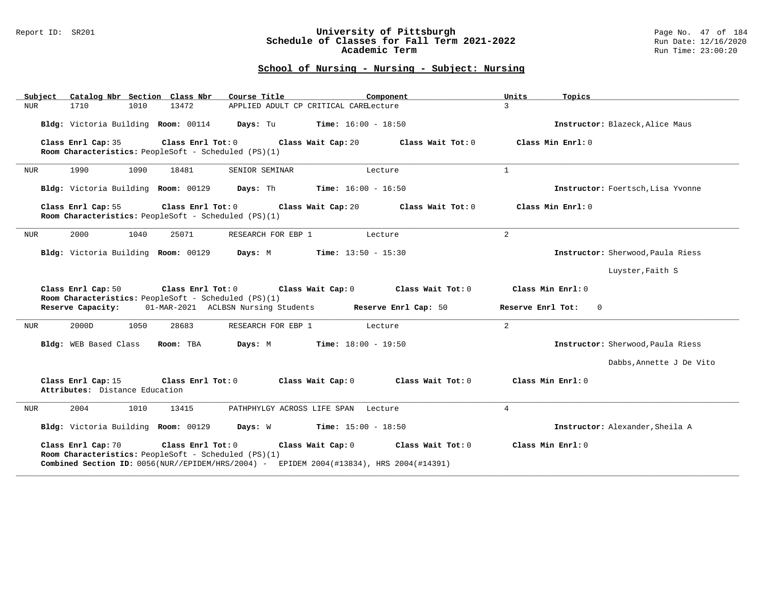## School of Nursing - Nursing - Subject: Nursing

| Subject | Catalog Nbr | Section | Class Nbr | Course Title | Component | Units | Topics |
|---|---|---|---|---|---|---|---|
| NUR | 1710 | 1010 | 13472 | APPLIED ADULT CP CRITICAL CARE | Lecture | 3 | |

**Bldg:** Victoria Building **Room:** 00114 **Days:** Tu **Time:** 16:00 - 18:50 **Instructor:** Blazeck,Alice Maus

**Class Enrl Cap:** 35 **Class Enrl Tot:** 0 **Class Wait Cap:** 20 **Class Wait Tot:** 0 **Class Min Enrl:** 0
**Room Characteristics:** PeopleSoft - Scheduled (PS)(1)

---

| Subject | Catalog Nbr | Section | Class Nbr | Course Title | Component | Units | Topics |
|---|---|---|---|---|---|---|---|
| NUR | 1990 | 1090 | 18481 | SENIOR SEMINAR | Lecture | 1 | |

**Bldg:** Victoria Building **Room:** 00129 **Days:** Th **Time:** 16:00 - 16:50 **Instructor:** Foertsch,Lisa Yvonne

**Class Enrl Cap:** 55 **Class Enrl Tot:** 0 **Class Wait Cap:** 20 **Class Wait Tot:** 0 **Class Min Enrl:** 0
**Room Characteristics:** PeopleSoft - Scheduled (PS)(1)

---

| Subject | Catalog Nbr | Section | Class Nbr | Course Title | Component | Units | Topics |
|---|---|---|---|---|---|---|---|
| NUR | 2000 | 1040 | 25071 | RESEARCH FOR EBP 1 | Lecture | 2 | |

**Bldg:** Victoria Building **Room:** 00129 **Days:** M **Time:** 13:50 - 15:30 **Instructor:** Sherwood,Paula Riess
Luyster,Faith S

**Class Enrl Cap:** 50 **Class Enrl Tot:** 0 **Class Wait Cap:** 0 **Class Wait Tot:** 0 **Class Min Enrl:** 0
**Room Characteristics:** PeopleSoft - Scheduled (PS)(1)
**Reserve Capacity:** 01-MAR-2021 ACLBSN Nursing Students **Reserve Enrl Cap:** 50 **Reserve Enrl Tot:** 0

---

| Subject | Catalog Nbr | Section | Class Nbr | Course Title | Component | Units | Topics |
|---|---|---|---|---|---|---|---|
| NUR | 2000D | 1050 | 28683 | RESEARCH FOR EBP 1 | Lecture | 2 | |

**Bldg:** WEB Based Class **Room:** TBA **Days:** M **Time:** 18:00 - 19:50 **Instructor:** Sherwood,Paula Riess
Dabbs,Annette J De Vito

**Class Enrl Cap:** 15 **Class Enrl Tot:** 0 **Class Wait Cap:** 0 **Class Wait Tot:** 0 **Class Min Enrl:** 0
**Attributes:** Distance Education

---

| Subject | Catalog Nbr | Section | Class Nbr | Course Title | Component | Units | Topics |
|---|---|---|---|---|---|---|---|
| NUR | 2004 | 1010 | 13415 | PATHPHYLGY ACROSS LIFE SPAN | Lecture | 4 | |

**Bldg:** Victoria Building **Room:** 00129 **Days:** W **Time:** 15:00 - 18:50 **Instructor:** Alexander,Sheila A

**Class Enrl Cap:** 70 **Class Enrl Tot:** 0 **Class Wait Cap:** 0 **Class Wait Tot:** 0 **Class Min Enrl:** 0
**Room Characteristics:** PeopleSoft - Scheduled (PS)(1)
**Combined Section ID:** 0056(NUR//EPIDEM/HRS/2004) - EPIDEM 2004(#13834), HRS 2004(#14391)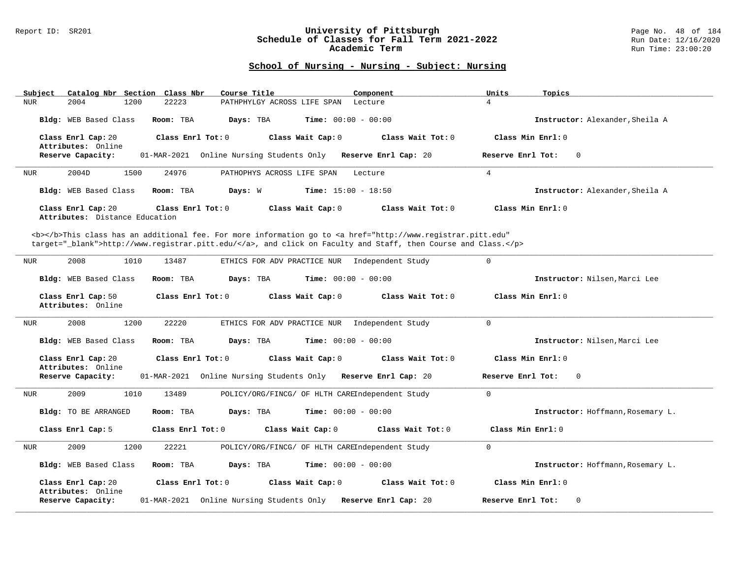## School of Nursing - Nursing - Subject: Nursing

| Subject | Catalog Nbr | Section | Class Nbr | Course Title | Component | Units | Topics |
|---|---|---|---|---|---|---|---|
| NUR | 2004 | 1200 | 22223 | PATHPHYLGY ACROSS LIFE SPAN | Lecture | 4 | |

**Bldg:** WEB Based Class **Room:** TBA **Days:** TBA **Time:** 00:00 - 00:00 **Instructor:** Alexander,Sheila A

**Class Enrl Cap:** 20 **Class Enrl Tot:** 0 **Class Wait Cap:** 0 **Class Wait Tot:** 0 **Class Min Enrl:** 0
**Attributes:** Online
**Reserve Capacity:** 01-MAR-2021 Online Nursing Students Only **Reserve Enrl Cap:** 20 **Reserve Enrl Tot:** 0

---

| Subject | Catalog Nbr | Section | Class Nbr | Course Title | Component | Units | Topics |
|---|---|---|---|---|---|---|---|
| NUR | 2004D | 1500 | 24976 | PATHOPHYS ACROSS LIFE SPAN | Lecture | 4 | |

**Bldg:** WEB Based Class **Room:** TBA **Days:** W **Time:** 15:00 - 18:50 **Instructor:** Alexander,Sheila A

**Class Enrl Cap:** 20 **Class Enrl Tot:** 0 **Class Wait Cap:** 0 **Class Wait Tot:** 0 **Class Min Enrl:** 0
**Attributes:** Distance Education

<b></b>This class has an additional fee. For more information go to <a href="http://www.registrar.pitt.edu" target="_blank">http://www.registrar.pitt.edu/</a>, and click on Faculty and Staff, then Course and Class.</p>

---

| Subject | Catalog Nbr | Section | Class Nbr | Course Title | Component | Units | Topics |
|---|---|---|---|---|---|---|---|
| NUR | 2008 | 1010 | 13487 | ETHICS FOR ADV PRACTICE NUR | Independent Study | 0 | |

**Bldg:** WEB Based Class **Room:** TBA **Days:** TBA **Time:** 00:00 - 00:00 **Instructor:** Nilsen,Marci Lee

**Class Enrl Cap:** 50 **Class Enrl Tot:** 0 **Class Wait Cap:** 0 **Class Wait Tot:** 0 **Class Min Enrl:** 0
**Attributes:** Online

---

| Subject | Catalog Nbr | Section | Class Nbr | Course Title | Component | Units | Topics |
|---|---|---|---|---|---|---|---|
| NUR | 2008 | 1200 | 22220 | ETHICS FOR ADV PRACTICE NUR | Independent Study | 0 | |

**Bldg:** WEB Based Class **Room:** TBA **Days:** TBA **Time:** 00:00 - 00:00 **Instructor:** Nilsen,Marci Lee

**Class Enrl Cap:** 20 **Class Enrl Tot:** 0 **Class Wait Cap:** 0 **Class Wait Tot:** 0 **Class Min Enrl:** 0
**Attributes:** Online
**Reserve Capacity:** 01-MAR-2021 Online Nursing Students Only **Reserve Enrl Cap:** 20 **Reserve Enrl Tot:** 0

---

| Subject | Catalog Nbr | Section | Class Nbr | Course Title | Component | Units | Topics |
|---|---|---|---|---|---|---|---|
| NUR | 2009 | 1010 | 13489 | POLICY/ORG/FINCG/ OF HLTH CARE | Independent Study | 0 | |

**Bldg:** TO BE ARRANGED **Room:** TBA **Days:** TBA **Time:** 00:00 - 00:00 **Instructor:** Hoffmann,Rosemary L.

**Class Enrl Cap:** 5 **Class Enrl Tot:** 0 **Class Wait Cap:** 0 **Class Wait Tot:** 0 **Class Min Enrl:** 0

---

| Subject | Catalog Nbr | Section | Class Nbr | Course Title | Component | Units | Topics |
|---|---|---|---|---|---|---|---|
| NUR | 2009 | 1200 | 22221 | POLICY/ORG/FINCG/ OF HLTH CARE | Independent Study | 0 | |

**Bldg:** WEB Based Class **Room:** TBA **Days:** TBA **Time:** 00:00 - 00:00 **Instructor:** Hoffmann,Rosemary L.

**Class Enrl Cap:** 20 **Class Enrl Tot:** 0 **Class Wait Cap:** 0 **Class Wait Tot:** 0 **Class Min Enrl:** 0
**Attributes:** Online
**Reserve Capacity:** 01-MAR-2021 Online Nursing Students Only **Reserve Enrl Cap:** 20 **Reserve Enrl Tot:** 0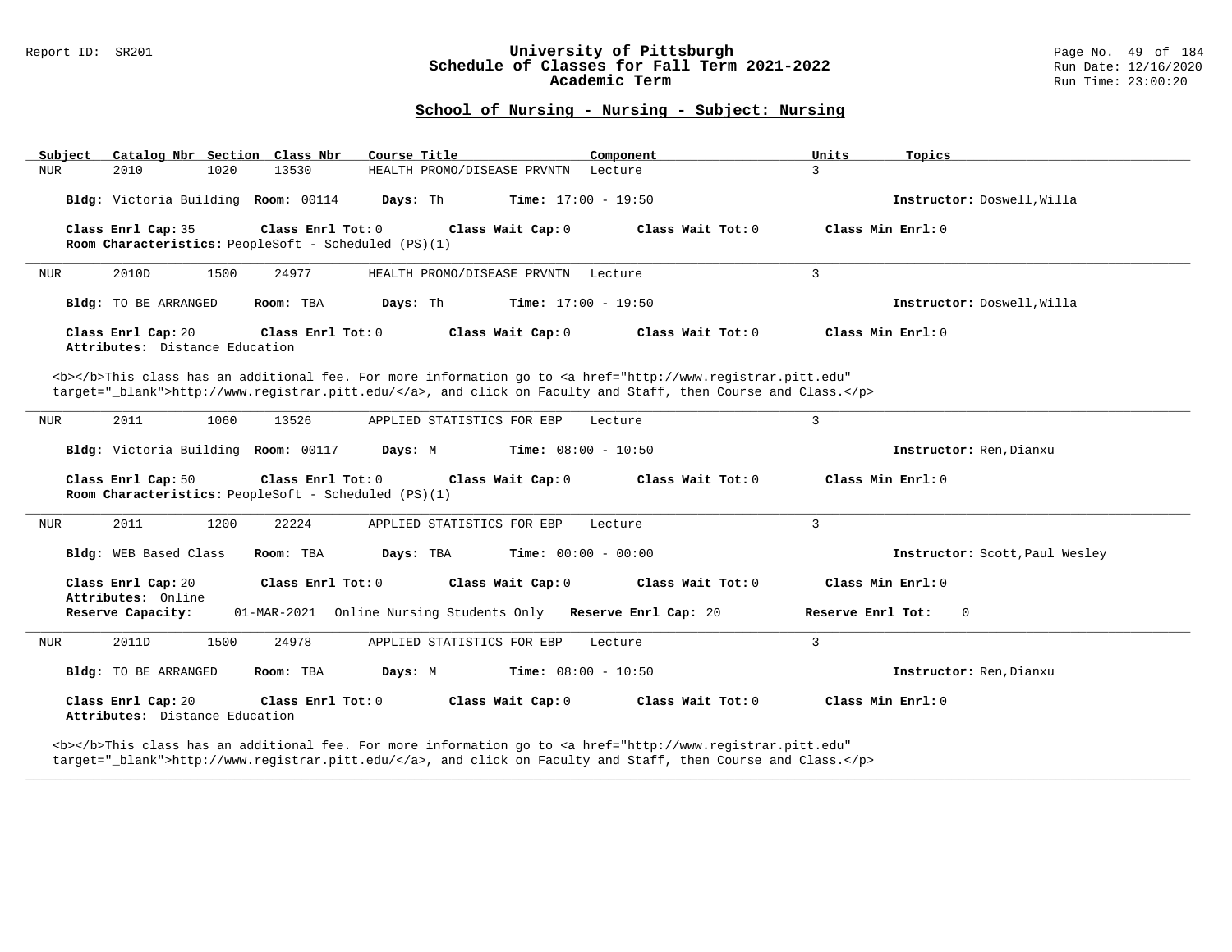## School of Nursing - Nursing - Subject: Nursing

| Subject | Catalog Nbr | Section | Class Nbr | Course Title | Component | Units | Topics |
|---|---|---|---|---|---|---|---|
| NUR | 2010 | 1020 | 13530 | HEALTH PROMO/DISEASE PRVNTN | Lecture | 3 | |

**Bldg:** Victoria Building **Room:** 00114 **Days:** Th **Time:** 17:00 - 19:50 **Instructor:** Doswell,Willa

**Class Enrl Cap:** 35 **Class Enrl Tot:** 0 **Class Wait Cap:** 0 **Class Wait Tot:** 0 **Class Min Enrl:** 0
**Room Characteristics:** PeopleSoft - Scheduled (PS)(1)

---

| Subject | Catalog Nbr | Section | Class Nbr | Course Title | Component | Units | Topics |
|---|---|---|---|---|---|---|---|
| NUR | 2010D | 1500 | 24977 | HEALTH PROMO/DISEASE PRVNTN | Lecture | 3 | |

**Bldg:** TO BE ARRANGED **Room:** TBA **Days:** Th **Time:** 17:00 - 19:50 **Instructor:** Doswell,Willa

**Class Enrl Cap:** 20 **Class Enrl Tot:** 0 **Class Wait Cap:** 0 **Class Wait Tot:** 0 **Class Min Enrl:** 0
**Attributes:** Distance Education

<b></b>This class has an additional fee. For more information go to <a href="http://www.registrar.pitt.edu" target="_blank">http://www.registrar.pitt.edu/</a>, and click on Faculty and Staff, then Course and Class.</p>

---

| Subject | Catalog Nbr | Section | Class Nbr | Course Title | Component | Units | Topics |
|---|---|---|---|---|---|---|---|
| NUR | 2011 | 1060 | 13526 | APPLIED STATISTICS FOR EBP | Lecture | 3 | |

**Bldg:** Victoria Building **Room:** 00117 **Days:** M **Time:** 08:00 - 10:50 **Instructor:** Ren,Dianxu

**Class Enrl Cap:** 50 **Class Enrl Tot:** 0 **Class Wait Cap:** 0 **Class Wait Tot:** 0 **Class Min Enrl:** 0
**Room Characteristics:** PeopleSoft - Scheduled (PS)(1)

---

| Subject | Catalog Nbr | Section | Class Nbr | Course Title | Component | Units | Topics |
|---|---|---|---|---|---|---|---|
| NUR | 2011 | 1200 | 22224 | APPLIED STATISTICS FOR EBP | Lecture | 3 | |

**Bldg:** WEB Based Class **Room:** TBA **Days:** TBA **Time:** 00:00 - 00:00 **Instructor:** Scott,Paul Wesley

**Class Enrl Cap:** 20 **Class Enrl Tot:** 0 **Class Wait Cap:** 0 **Class Wait Tot:** 0 **Class Min Enrl:** 0
**Attributes:** Online
**Reserve Capacity:** 01-MAR-2021 Online Nursing Students Only **Reserve Enrl Cap:** 20 **Reserve Enrl Tot:** 0

---

| Subject | Catalog Nbr | Section | Class Nbr | Course Title | Component | Units | Topics |
|---|---|---|---|---|---|---|---|
| NUR | 2011D | 1500 | 24978 | APPLIED STATISTICS FOR EBP | Lecture | 3 | |

**Bldg:** TO BE ARRANGED **Room:** TBA **Days:** M **Time:** 08:00 - 10:50 **Instructor:** Ren,Dianxu

**Class Enrl Cap:** 20 **Class Enrl Tot:** 0 **Class Wait Cap:** 0 **Class Wait Tot:** 0 **Class Min Enrl:** 0
**Attributes:** Distance Education

<b></b>This class has an additional fee. For more information go to <a href="http://www.registrar.pitt.edu" target="_blank">http://www.registrar.pitt.edu/</a>, and click on Faculty and Staff, then Course and Class.</p>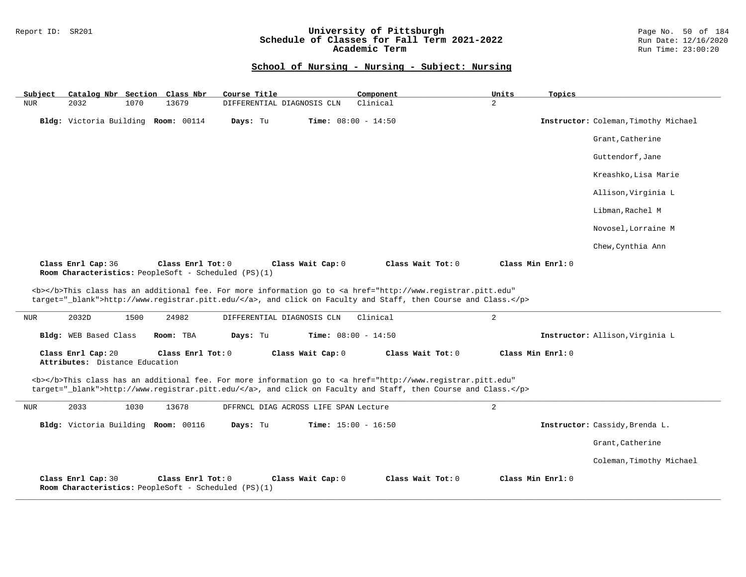## School of Nursing - Nursing - Subject: Nursing

| Subject | Catalog Nbr | Section | Class Nbr | Course Title | Component | Units | Topics |
|---|---|---|---|---|---|---|---|
| NUR | 2032 | 1070 | 13679 | DIFFERENTIAL DIAGNOSIS CLN | Clinical | 2 | |

**Bldg:** Victoria Building **Room:** 00114 **Days:** Tu **Time:** 08:00 - 14:50 **Instructor:** Coleman,Timothy Michael

Grant,Catherine

Guttendorf,Jane

Kreashko,Lisa Marie

Allison,Virginia L

Libman,Rachel M

Novosel,Lorraine M

Chew,Cynthia Ann

**Class Enrl Cap:** 36 **Class Enrl Tot:** 0 **Class Wait Cap:** 0 **Class Wait Tot:** 0 **Class Min Enrl:** 0
**Room Characteristics:** PeopleSoft - Scheduled (PS)(1)

<b></b>This class has an additional fee. For more information go to <a href="http://www.registrar.pitt.edu" target="_blank">http://www.registrar.pitt.edu/</a>, and click on Faculty and Staff, then Course and Class.</p>

---

| Subject | Catalog Nbr | Section | Class Nbr | Course Title | Component | Units | Topics |
|---|---|---|---|---|---|---|---|
| NUR | 2032D | 1500 | 24982 | DIFFERENTIAL DIAGNOSIS CLN | Clinical | 2 | |

**Bldg:** WEB Based Class **Room:** TBA **Days:** Tu **Time:** 08:00 - 14:50 **Instructor:** Allison,Virginia L

**Class Enrl Cap:** 20 **Class Enrl Tot:** 0 **Class Wait Cap:** 0 **Class Wait Tot:** 0 **Class Min Enrl:** 0
**Attributes:** Distance Education

<b></b>This class has an additional fee. For more information go to <a href="http://www.registrar.pitt.edu" target="_blank">http://www.registrar.pitt.edu/</a>, and click on Faculty and Staff, then Course and Class.</p>

---

| Subject | Catalog Nbr | Section | Class Nbr | Course Title | Component | Units | Topics |
|---|---|---|---|---|---|---|---|
| NUR | 2033 | 1030 | 13678 | DFFRNCL DIAG ACROSS LIFE SPAN | Lecture | 2 | |

**Bldg:** Victoria Building **Room:** 00116 **Days:** Tu **Time:** 15:00 - 16:50 **Instructor:** Cassidy,Brenda L.

Grant,Catherine

Coleman,Timothy Michael

**Class Enrl Cap:** 30 **Class Enrl Tot:** 0 **Class Wait Cap:** 0 **Class Wait Tot:** 0 **Class Min Enrl:** 0
**Room Characteristics:** PeopleSoft - Scheduled (PS)(1)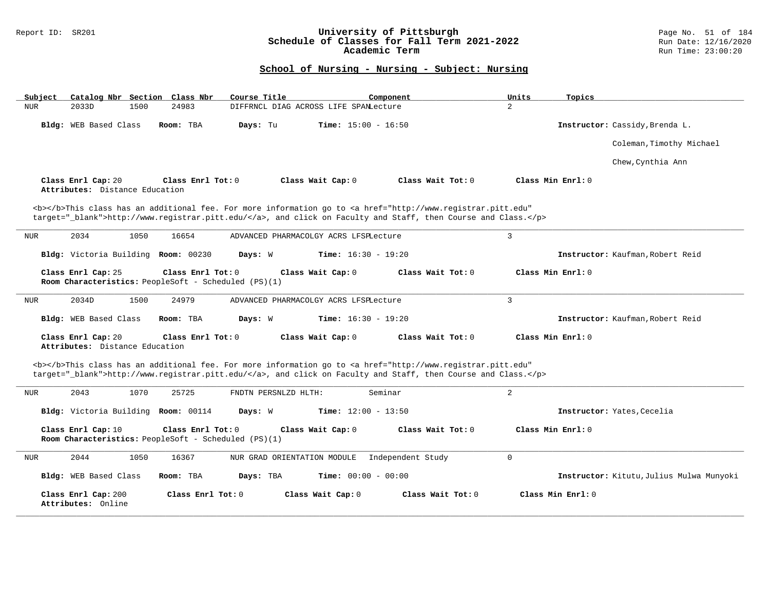## School of Nursing - Nursing - Subject: Nursing

| Subject | Catalog Nbr | Section | Class Nbr | Course Title | Component | Units | Topics |
|---|---|---|---|---|---|---|---|
| NUR | 2033D | 1500 | 24983 | DIFFRNCL DIAG ACROSS LIFE SPAN | Lecture | 2 | |

**Bldg:** WEB Based Class **Room:** TBA **Days:** Tu **Time:** 15:00 - 16:50 **Instructor:** Cassidy,Brenda L.
Coleman,Timothy Michael
Chew,Cynthia Ann

**Class Enrl Cap:** 20 **Class Enrl Tot:** 0 **Class Wait Cap:** 0 **Class Wait Tot:** 0 **Class Min Enrl:** 0
**Attributes:** Distance Education

<b></b>This class has an additional fee. For more information go to <a href="http://www.registrar.pitt.edu" target="_blank">http://www.registrar.pitt.edu/</a>, and click on Faculty and Staff, then Course and Class.</p>

---

| Subject | Catalog Nbr | Section | Class Nbr | Course Title | Component | Units | Topics |
|---|---|---|---|---|---|---|---|
| NUR | 2034 | 1050 | 16654 | ADVANCED PHARMACOLGY ACRS LFSP | Lecture | 3 | |

**Bldg:** Victoria Building **Room:** 00230 **Days:** W **Time:** 16:30 - 19:20 **Instructor:** Kaufman,Robert Reid

**Class Enrl Cap:** 25 **Class Enrl Tot:** 0 **Class Wait Cap:** 0 **Class Wait Tot:** 0 **Class Min Enrl:** 0
**Room Characteristics:** PeopleSoft - Scheduled (PS)(1)

---

| Subject | Catalog Nbr | Section | Class Nbr | Course Title | Component | Units | Topics |
|---|---|---|---|---|---|---|---|
| NUR | 2034D | 1500 | 24979 | ADVANCED PHARMACOLGY ACRS LFSP | Lecture | 3 | |

**Bldg:** WEB Based Class **Room:** TBA **Days:** W **Time:** 16:30 - 19:20 **Instructor:** Kaufman,Robert Reid

**Class Enrl Cap:** 20 **Class Enrl Tot:** 0 **Class Wait Cap:** 0 **Class Wait Tot:** 0 **Class Min Enrl:** 0
**Attributes:** Distance Education

<b></b>This class has an additional fee. For more information go to <a href="http://www.registrar.pitt.edu" target="_blank">http://www.registrar.pitt.edu/</a>, and click on Faculty and Staff, then Course and Class.</p>

---

| Subject | Catalog Nbr | Section | Class Nbr | Course Title | Component | Units | Topics |
|---|---|---|---|---|---|---|---|
| NUR | 2043 | 1070 | 25725 | FNDTN PERSNLZD HLTH: | Seminar | 2 | |

**Bldg:** Victoria Building **Room:** 00114 **Days:** W **Time:** 12:00 - 13:50 **Instructor:** Yates,Cecelia

**Class Enrl Cap:** 10 **Class Enrl Tot:** 0 **Class Wait Cap:** 0 **Class Wait Tot:** 0 **Class Min Enrl:** 0
**Room Characteristics:** PeopleSoft - Scheduled (PS)(1)

---

| Subject | Catalog Nbr | Section | Class Nbr | Course Title | Component | Units | Topics |
|---|---|---|---|---|---|---|---|
| NUR | 2044 | 1050 | 16367 | NUR GRAD ORIENTATION MODULE | Independent Study | 0 | |

**Bldg:** WEB Based Class **Room:** TBA **Days:** TBA **Time:** 00:00 - 00:00 **Instructor:** Kitutu,Julius Mulwa Munyoki

**Class Enrl Cap:** 200 **Class Enrl Tot:** 0 **Class Wait Cap:** 0 **Class Wait Tot:** 0 **Class Min Enrl:** 0
**Attributes:** Online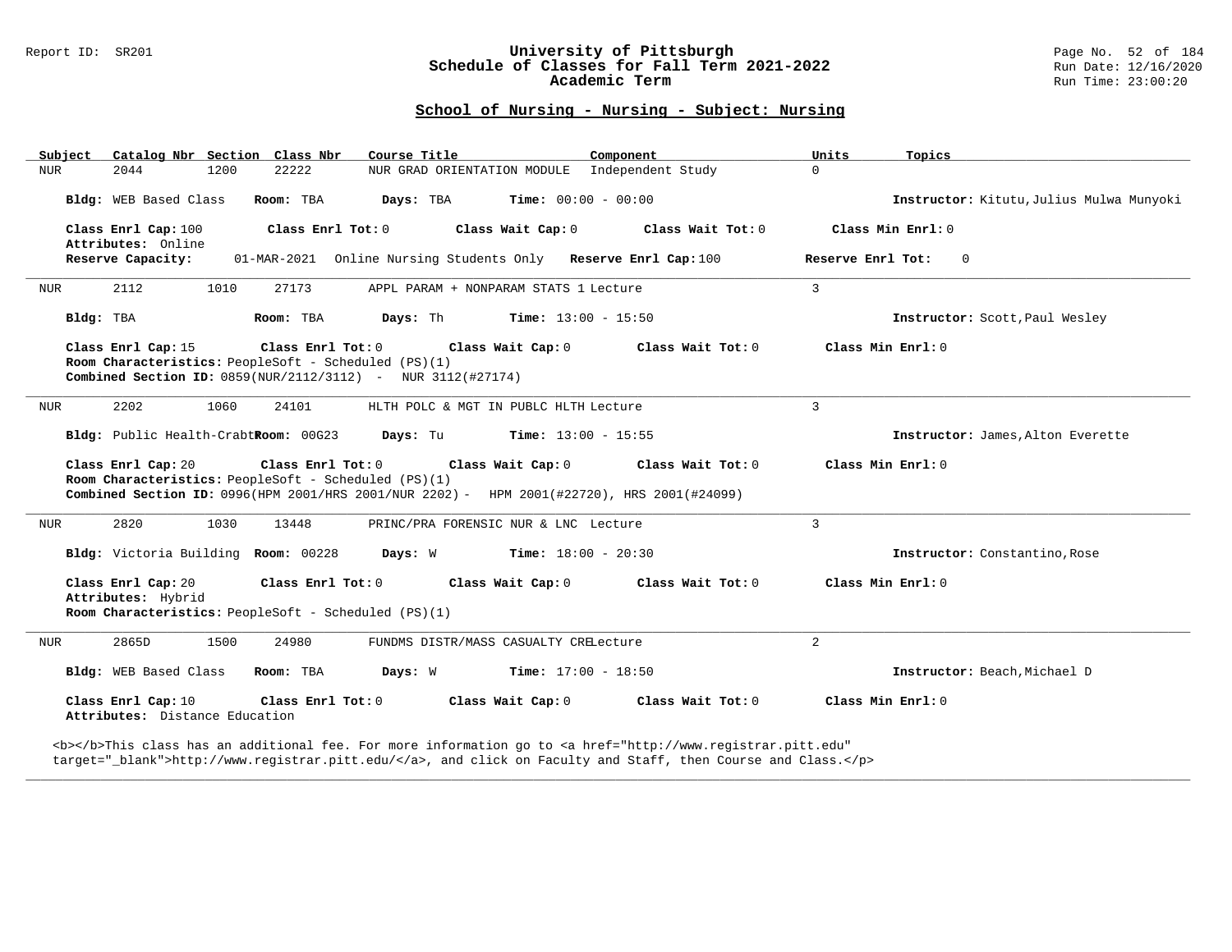## School of Nursing - Nursing - Subject: Nursing

| Subject | Catalog Nbr | Section | Class Nbr | Course Title | Component | Units | Topics |
|---|---|---|---|---|---|---|---|
| NUR | 2044 | 1200 | 22222 | NUR GRAD ORIENTATION MODULE | Independent Study | 0 | |

**Bldg:** WEB Based Class **Room:** TBA **Days:** TBA **Time:** 00:00 - 00:00 **Instructor:** Kitutu,Julius Mulwa Munyoki

**Class Enrl Cap:** 100 **Class Enrl Tot:** 0 **Class Wait Cap:** 0 **Class Wait Tot:** 0 **Class Min Enrl:** 0
**Attributes:** Online
**Reserve Capacity:** 01-MAR-2021 Online Nursing Students Only **Reserve Enrl Cap:** 100 **Reserve Enrl Tot:** 0

---

| Subject | Catalog Nbr | Section | Class Nbr | Course Title | Component | Units | Topics |
|---|---|---|---|---|---|---|---|
| NUR | 2112 | 1010 | 27173 | APPL PARAM + NONPARAM STATS 1 | Lecture | 3 | |

**Bldg:** TBA **Room:** TBA **Days:** Th **Time:** 13:00 - 15:50 **Instructor:** Scott,Paul Wesley

**Class Enrl Cap:** 15 **Class Enrl Tot:** 0 **Class Wait Cap:** 0 **Class Wait Tot:** 0 **Class Min Enrl:** 0
**Room Characteristics:** PeopleSoft - Scheduled (PS)(1)
**Combined Section ID:** 0859(NUR/2112/3112) - NUR 3112(#27174)

---

| Subject | Catalog Nbr | Section | Class Nbr | Course Title | Component | Units | Topics |
|---|---|---|---|---|---|---|---|
| NUR | 2202 | 1060 | 24101 | HLTH POLC & MGT IN PUBLC HLTH | Lecture | 3 | |

**Bldg:** Public Health-Crabt **Room:** 00G23 **Days:** Tu **Time:** 13:00 - 15:55 **Instructor:** James,Alton Everette

**Class Enrl Cap:** 20 **Class Enrl Tot:** 0 **Class Wait Cap:** 0 **Class Wait Tot:** 0 **Class Min Enrl:** 0
**Room Characteristics:** PeopleSoft - Scheduled (PS)(1)
**Combined Section ID:** 0996(HPM 2001/HRS 2001/NUR 2202) - HPM 2001(#22720), HRS 2001(#24099)

---

| Subject | Catalog Nbr | Section | Class Nbr | Course Title | Component | Units | Topics |
|---|---|---|---|---|---|---|---|
| NUR | 2820 | 1030 | 13448 | PRINC/PRA FORENSIC NUR & LNC | Lecture | 3 | |

**Bldg:** Victoria Building **Room:** 00228 **Days:** W **Time:** 18:00 - 20:30 **Instructor:** Constantino,Rose

**Class Enrl Cap:** 20 **Class Enrl Tot:** 0 **Class Wait Cap:** 0 **Class Wait Tot:** 0 **Class Min Enrl:** 0
**Attributes:** Hybrid
**Room Characteristics:** PeopleSoft - Scheduled (PS)(1)

---

| Subject | Catalog Nbr | Section | Class Nbr | Course Title | Component | Units | Topics |
|---|---|---|---|---|---|---|---|
| NUR | 2865D | 1500 | 24980 | FUNDMS DISTR/MASS CASUALTY CRE | Lecture | 2 | |

**Bldg:** WEB Based Class **Room:** TBA **Days:** W **Time:** 17:00 - 18:50 **Instructor:** Beach,Michael D

**Class Enrl Cap:** 10 **Class Enrl Tot:** 0 **Class Wait Cap:** 0 **Class Wait Tot:** 0 **Class Min Enrl:** 0
**Attributes:** Distance Education

<b></b>This class has an additional fee. For more information go to <a href="http://www.registrar.pitt.edu" target="_blank">http://www.registrar.pitt.edu/</a>, and click on Faculty and Staff, then Course and Class.</p>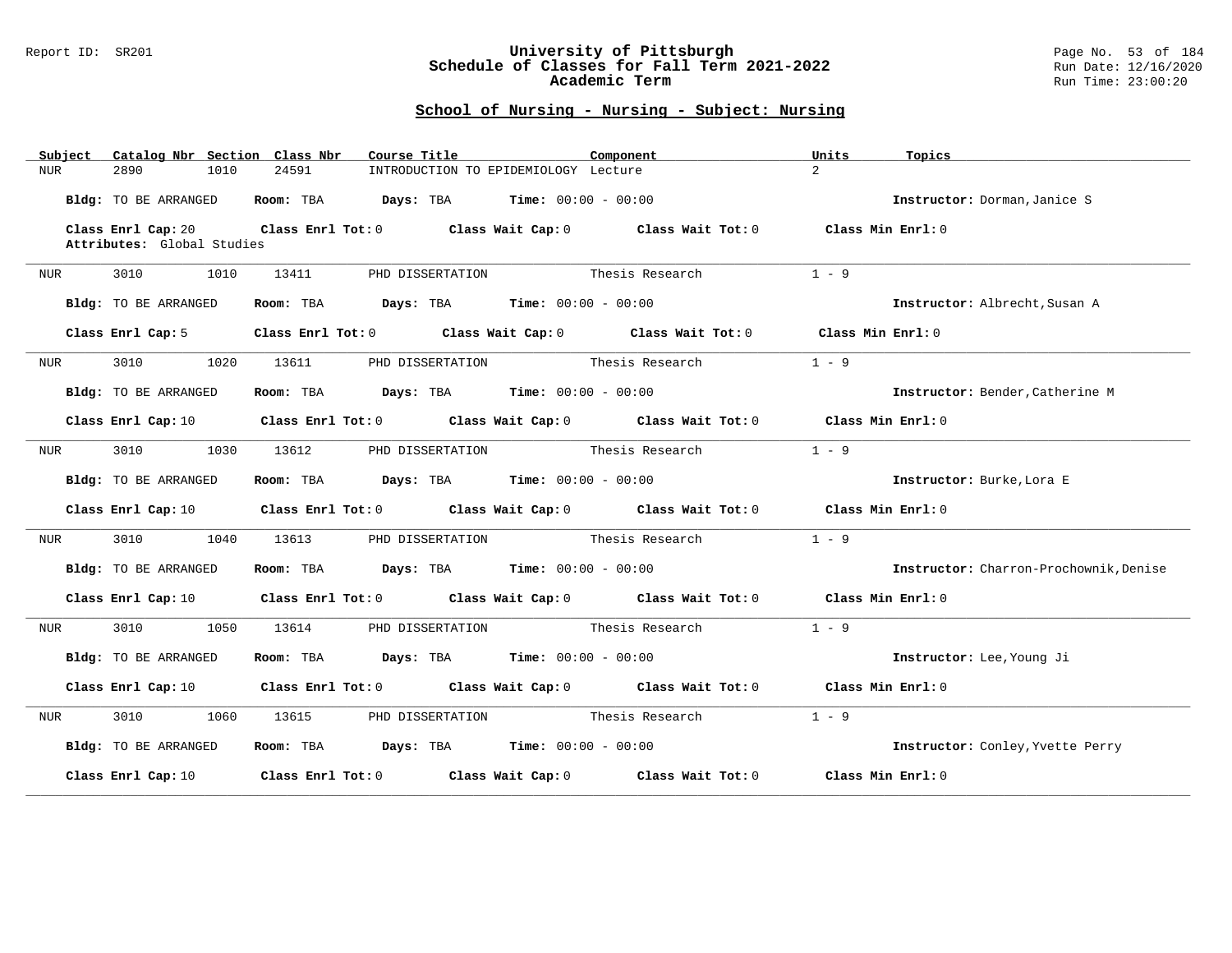## School of Nursing - Nursing - Subject: Nursing

| Subject | Catalog Nbr | Section | Class Nbr | Course Title | Component | Units | Topics |
|---|---|---|---|---|---|---|---|
| NUR | 2890 | 1010 | 24591 | INTRODUCTION TO EPIDEMIOLOGY | Lecture | 2 | |

**Bldg:** TO BE ARRANGED **Room:** TBA **Days:** TBA **Time:** 00:00 - 00:00 **Instructor:** Dorman,Janice S

**Class Enrl Cap:** 20 **Class Enrl Tot:** 0 **Class Wait Cap:** 0 **Class Wait Tot:** 0 **Class Min Enrl:** 0

**Attributes:** Global Studies

---

| Subject | Catalog Nbr | Section | Class Nbr | Course Title | Component | Units | Topics |
|---|---|---|---|---|---|---|---|
| NUR | 3010 | 1010 | 13411 | PHD DISSERTATION | Thesis Research | 1 - 9 | |

**Bldg:** TO BE ARRANGED **Room:** TBA **Days:** TBA **Time:** 00:00 - 00:00 **Instructor:** Albrecht,Susan A

**Class Enrl Cap:** 5 **Class Enrl Tot:** 0 **Class Wait Cap:** 0 **Class Wait Tot:** 0 **Class Min Enrl:** 0

---

| Subject | Catalog Nbr | Section | Class Nbr | Course Title | Component | Units | Topics |
|---|---|---|---|---|---|---|---|
| NUR | 3010 | 1020 | 13611 | PHD DISSERTATION | Thesis Research | 1 - 9 | |

**Bldg:** TO BE ARRANGED **Room:** TBA **Days:** TBA **Time:** 00:00 - 00:00 **Instructor:** Bender,Catherine M

**Class Enrl Cap:** 10 **Class Enrl Tot:** 0 **Class Wait Cap:** 0 **Class Wait Tot:** 0 **Class Min Enrl:** 0

---

| Subject | Catalog Nbr | Section | Class Nbr | Course Title | Component | Units | Topics |
|---|---|---|---|---|---|---|---|
| NUR | 3010 | 1030 | 13612 | PHD DISSERTATION | Thesis Research | 1 - 9 | |

**Bldg:** TO BE ARRANGED **Room:** TBA **Days:** TBA **Time:** 00:00 - 00:00 **Instructor:** Burke,Lora E

**Class Enrl Cap:** 10 **Class Enrl Tot:** 0 **Class Wait Cap:** 0 **Class Wait Tot:** 0 **Class Min Enrl:** 0

---

| Subject | Catalog Nbr | Section | Class Nbr | Course Title | Component | Units | Topics |
|---|---|---|---|---|---|---|---|
| NUR | 3010 | 1040 | 13613 | PHD DISSERTATION | Thesis Research | 1 - 9 | |

**Bldg:** TO BE ARRANGED **Room:** TBA **Days:** TBA **Time:** 00:00 - 00:00 **Instructor:** Charron-Prochownik,Denise

**Class Enrl Cap:** 10 **Class Enrl Tot:** 0 **Class Wait Cap:** 0 **Class Wait Tot:** 0 **Class Min Enrl:** 0

---

| Subject | Catalog Nbr | Section | Class Nbr | Course Title | Component | Units | Topics |
|---|---|---|---|---|---|---|---|
| NUR | 3010 | 1050 | 13614 | PHD DISSERTATION | Thesis Research | 1 - 9 | |

**Bldg:** TO BE ARRANGED **Room:** TBA **Days:** TBA **Time:** 00:00 - 00:00 **Instructor:** Lee,Young Ji

**Class Enrl Cap:** 10 **Class Enrl Tot:** 0 **Class Wait Cap:** 0 **Class Wait Tot:** 0 **Class Min Enrl:** 0

---

| Subject | Catalog Nbr | Section | Class Nbr | Course Title | Component | Units | Topics |
|---|---|---|---|---|---|---|---|
| NUR | 3010 | 1060 | 13615 | PHD DISSERTATION | Thesis Research | 1 - 9 | |

**Bldg:** TO BE ARRANGED **Room:** TBA **Days:** TBA **Time:** 00:00 - 00:00 **Instructor:** Conley,Yvette Perry

**Class Enrl Cap:** 10 **Class Enrl Tot:** 0 **Class Wait Cap:** 0 **Class Wait Tot:** 0 **Class Min Enrl:** 0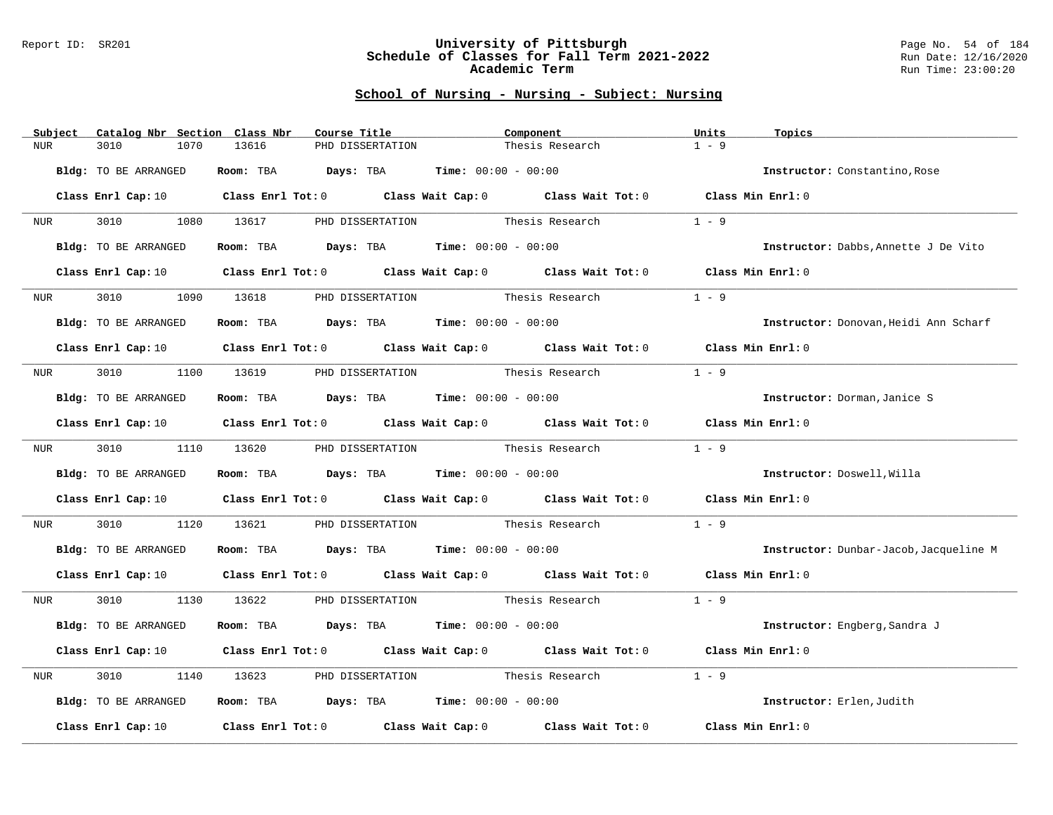## School of Nursing - Nursing - Subject: Nursing

| Subject | Catalog Nbr | Section | Class Nbr | Course Title | Component | Units | Topics |
|---|---|---|---|---|---|---|---|
| NUR | 3010 | 1070 | 13616 | PHD DISSERTATION | Thesis Research | 1 - 9 | |

**Bldg:** TO BE ARRANGED **Room:** TBA **Days:** TBA **Time:** 00:00 - 00:00 **Instructor:** Constantino,Rose

**Class Enrl Cap:** 10 **Class Enrl Tot:** 0 **Class Wait Cap:** 0 **Class Wait Tot:** 0 **Class Min Enrl:** 0

| Subject | Catalog Nbr | Section | Class Nbr | Course Title | Component | Units | Topics |
|---|---|---|---|---|---|---|---|
| NUR | 3010 | 1080 | 13617 | PHD DISSERTATION | Thesis Research | 1 - 9 | |

**Bldg:** TO BE ARRANGED **Room:** TBA **Days:** TBA **Time:** 00:00 - 00:00 **Instructor:** Dabbs,Annette J De Vito

**Class Enrl Cap:** 10 **Class Enrl Tot:** 0 **Class Wait Cap:** 0 **Class Wait Tot:** 0 **Class Min Enrl:** 0

| Subject | Catalog Nbr | Section | Class Nbr | Course Title | Component | Units | Topics |
|---|---|---|---|---|---|---|---|
| NUR | 3010 | 1090 | 13618 | PHD DISSERTATION | Thesis Research | 1 - 9 | |

**Bldg:** TO BE ARRANGED **Room:** TBA **Days:** TBA **Time:** 00:00 - 00:00 **Instructor:** Donovan,Heidi Ann Scharf

**Class Enrl Cap:** 10 **Class Enrl Tot:** 0 **Class Wait Cap:** 0 **Class Wait Tot:** 0 **Class Min Enrl:** 0

| Subject | Catalog Nbr | Section | Class Nbr | Course Title | Component | Units | Topics |
|---|---|---|---|---|---|---|---|
| NUR | 3010 | 1100 | 13619 | PHD DISSERTATION | Thesis Research | 1 - 9 | |

**Bldg:** TO BE ARRANGED **Room:** TBA **Days:** TBA **Time:** 00:00 - 00:00 **Instructor:** Dorman,Janice S

**Class Enrl Cap:** 10 **Class Enrl Tot:** 0 **Class Wait Cap:** 0 **Class Wait Tot:** 0 **Class Min Enrl:** 0

| Subject | Catalog Nbr | Section | Class Nbr | Course Title | Component | Units | Topics |
|---|---|---|---|---|---|---|---|
| NUR | 3010 | 1110 | 13620 | PHD DISSERTATION | Thesis Research | 1 - 9 | |

**Bldg:** TO BE ARRANGED **Room:** TBA **Days:** TBA **Time:** 00:00 - 00:00 **Instructor:** Doswell,Willa

**Class Enrl Cap:** 10 **Class Enrl Tot:** 0 **Class Wait Cap:** 0 **Class Wait Tot:** 0 **Class Min Enrl:** 0

| Subject | Catalog Nbr | Section | Class Nbr | Course Title | Component | Units | Topics |
|---|---|---|---|---|---|---|---|
| NUR | 3010 | 1120 | 13621 | PHD DISSERTATION | Thesis Research | 1 - 9 | |

**Bldg:** TO BE ARRANGED **Room:** TBA **Days:** TBA **Time:** 00:00 - 00:00 **Instructor:** Dunbar-Jacob,Jacqueline M

**Class Enrl Cap:** 10 **Class Enrl Tot:** 0 **Class Wait Cap:** 0 **Class Wait Tot:** 0 **Class Min Enrl:** 0

| Subject | Catalog Nbr | Section | Class Nbr | Course Title | Component | Units | Topics |
|---|---|---|---|---|---|---|---|
| NUR | 3010 | 1130 | 13622 | PHD DISSERTATION | Thesis Research | 1 - 9 | |

**Bldg:** TO BE ARRANGED **Room:** TBA **Days:** TBA **Time:** 00:00 - 00:00 **Instructor:** Engberg,Sandra J

**Class Enrl Cap:** 10 **Class Enrl Tot:** 0 **Class Wait Cap:** 0 **Class Wait Tot:** 0 **Class Min Enrl:** 0

| Subject | Catalog Nbr | Section | Class Nbr | Course Title | Component | Units | Topics |
|---|---|---|---|---|---|---|---|
| NUR | 3010 | 1140 | 13623 | PHD DISSERTATION | Thesis Research | 1 - 9 | |

**Bldg:** TO BE ARRANGED **Room:** TBA **Days:** TBA **Time:** 00:00 - 00:00 **Instructor:** Erlen,Judith

**Class Enrl Cap:** 10 **Class Enrl Tot:** 0 **Class Wait Cap:** 0 **Class Wait Tot:** 0 **Class Min Enrl:** 0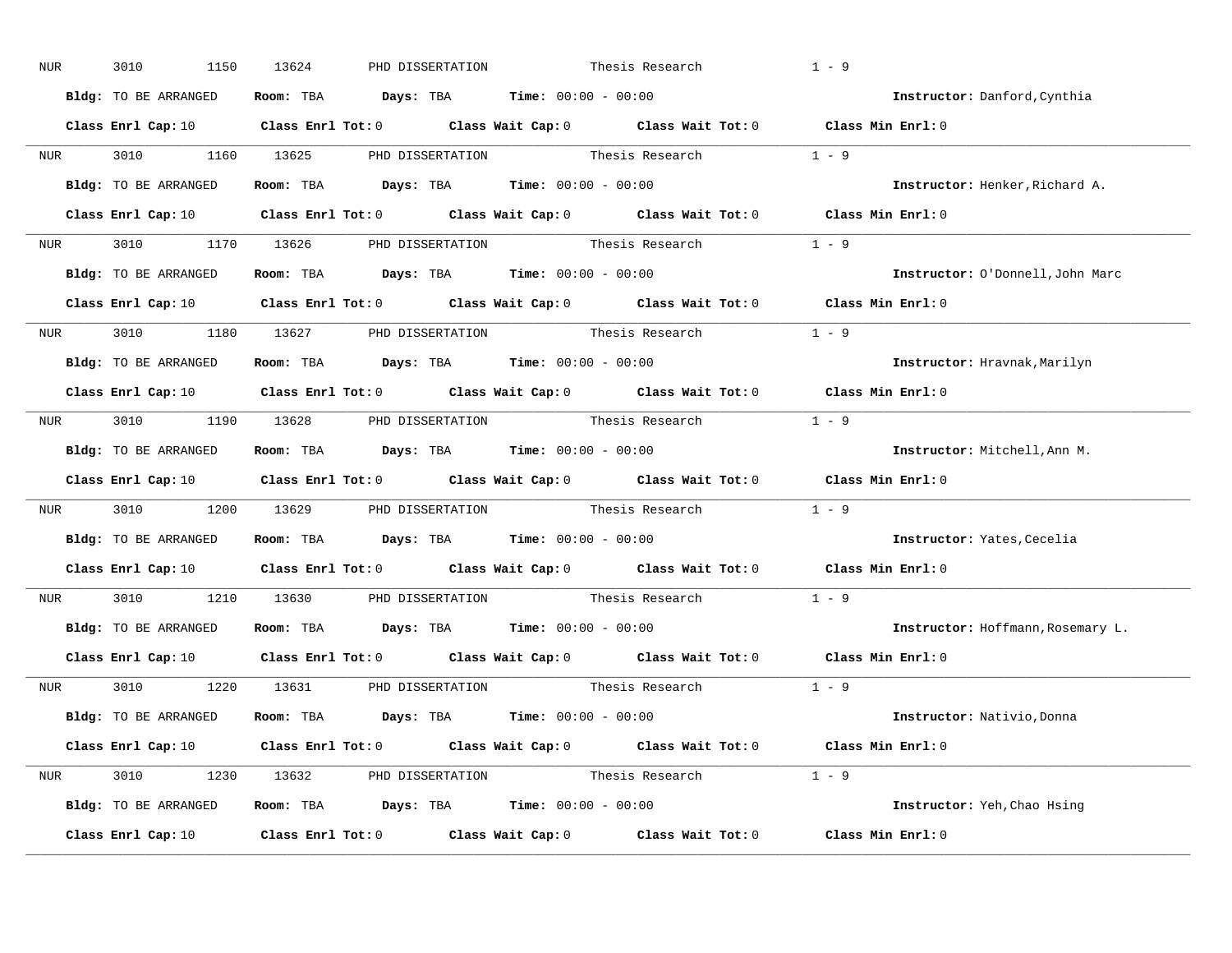NUR 3010 1150 13624 PHD DISSERTATION Thesis Research 1 - 9

**Bldg:** TO BE ARRANGED **Room:** TBA **Days:** TBA **Time:** 00:00 - 00:00 **Instructor:** Danford,Cynthia

**Class Enrl Cap:** 10 **Class Enrl Tot:** 0 **Class Wait Cap:** 0 **Class Wait Tot:** 0 **Class Min Enrl:** 0

---

NUR 3010 1160 13625 PHD DISSERTATION Thesis Research 1 - 9

**Bldg:** TO BE ARRANGED **Room:** TBA **Days:** TBA **Time:** 00:00 - 00:00 **Instructor:** Henker,Richard A.

**Class Enrl Cap:** 10 **Class Enrl Tot:** 0 **Class Wait Cap:** 0 **Class Wait Tot:** 0 **Class Min Enrl:** 0

---

NUR 3010 1170 13626 PHD DISSERTATION Thesis Research 1 - 9

**Bldg:** TO BE ARRANGED **Room:** TBA **Days:** TBA **Time:** 00:00 - 00:00 **Instructor:** O'Donnell,John Marc

**Class Enrl Cap:** 10 **Class Enrl Tot:** 0 **Class Wait Cap:** 0 **Class Wait Tot:** 0 **Class Min Enrl:** 0

---

NUR 3010 1180 13627 PHD DISSERTATION Thesis Research 1 - 9

**Bldg:** TO BE ARRANGED **Room:** TBA **Days:** TBA **Time:** 00:00 - 00:00 **Instructor:** Hravnak,Marilyn

**Class Enrl Cap:** 10 **Class Enrl Tot:** 0 **Class Wait Cap:** 0 **Class Wait Tot:** 0 **Class Min Enrl:** 0

---

NUR 3010 1190 13628 PHD DISSERTATION Thesis Research 1 - 9

**Bldg:** TO BE ARRANGED **Room:** TBA **Days:** TBA **Time:** 00:00 - 00:00 **Instructor:** Mitchell,Ann M.

**Class Enrl Cap:** 10 **Class Enrl Tot:** 0 **Class Wait Cap:** 0 **Class Wait Tot:** 0 **Class Min Enrl:** 0

---

NUR 3010 1200 13629 PHD DISSERTATION Thesis Research 1 - 9

**Bldg:** TO BE ARRANGED **Room:** TBA **Days:** TBA **Time:** 00:00 - 00:00 **Instructor:** Yates,Cecelia

**Class Enrl Cap:** 10 **Class Enrl Tot:** 0 **Class Wait Cap:** 0 **Class Wait Tot:** 0 **Class Min Enrl:** 0

---

NUR 3010 1210 13630 PHD DISSERTATION Thesis Research 1 - 9

**Bldg:** TO BE ARRANGED **Room:** TBA **Days:** TBA **Time:** 00:00 - 00:00 **Instructor:** Hoffmann,Rosemary L.

**Class Enrl Cap:** 10 **Class Enrl Tot:** 0 **Class Wait Cap:** 0 **Class Wait Tot:** 0 **Class Min Enrl:** 0

---

NUR 3010 1220 13631 PHD DISSERTATION Thesis Research 1 - 9

**Bldg:** TO BE ARRANGED **Room:** TBA **Days:** TBA **Time:** 00:00 - 00:00 **Instructor:** Nativio,Donna

**Class Enrl Cap:** 10 **Class Enrl Tot:** 0 **Class Wait Cap:** 0 **Class Wait Tot:** 0 **Class Min Enrl:** 0

---

NUR 3010 1230 13632 PHD DISSERTATION Thesis Research 1 - 9

**Bldg:** TO BE ARRANGED **Room:** TBA **Days:** TBA **Time:** 00:00 - 00:00 **Instructor:** Yeh,Chao Hsing

**Class Enrl Cap:** 10 **Class Enrl Tot:** 0 **Class Wait Cap:** 0 **Class Wait Tot:** 0 **Class Min Enrl:** 0

---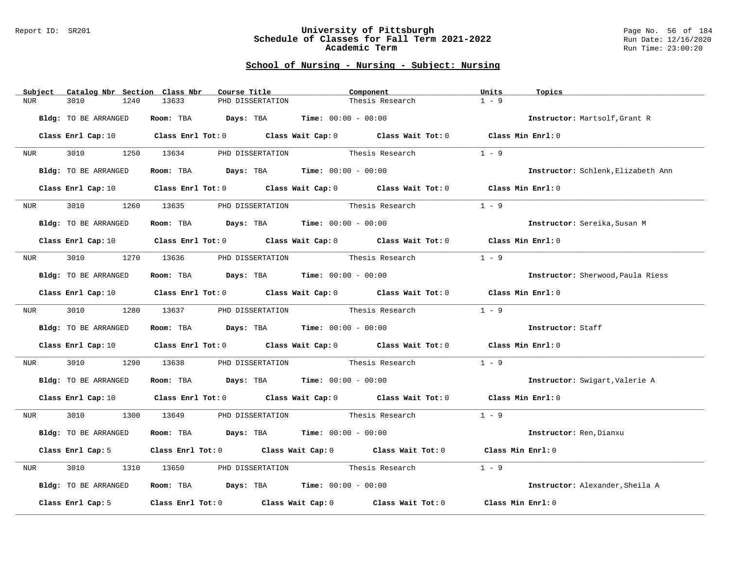## School of Nursing - Nursing - Subject: Nursing

| Subject | Catalog Nbr | Section | Class Nbr | Course Title | Component | Units | Topics |
|---|---|---|---|---|---|---|---|
| NUR | 3010 | 1240 | 13633 | PHD DISSERTATION | Thesis Research | 1 - 9 | |

**Bldg:** TO BE ARRANGED **Room:** TBA **Days:** TBA **Time:** 00:00 - 00:00 **Instructor:** Martsolf,Grant R

**Class Enrl Cap:** 10 **Class Enrl Tot:** 0 **Class Wait Cap:** 0 **Class Wait Tot:** 0 **Class Min Enrl:** 0

| Subject | Catalog Nbr | Section | Class Nbr | Course Title | Component | Units | Topics |
|---|---|---|---|---|---|---|---|
| NUR | 3010 | 1250 | 13634 | PHD DISSERTATION | Thesis Research | 1 - 9 | |

**Bldg:** TO BE ARRANGED **Room:** TBA **Days:** TBA **Time:** 00:00 - 00:00 **Instructor:** Schlenk,Elizabeth Ann

**Class Enrl Cap:** 10 **Class Enrl Tot:** 0 **Class Wait Cap:** 0 **Class Wait Tot:** 0 **Class Min Enrl:** 0

| Subject | Catalog Nbr | Section | Class Nbr | Course Title | Component | Units | Topics |
|---|---|---|---|---|---|---|---|
| NUR | 3010 | 1260 | 13635 | PHD DISSERTATION | Thesis Research | 1 - 9 | |

**Bldg:** TO BE ARRANGED **Room:** TBA **Days:** TBA **Time:** 00:00 - 00:00 **Instructor:** Sereika,Susan M

**Class Enrl Cap:** 10 **Class Enrl Tot:** 0 **Class Wait Cap:** 0 **Class Wait Tot:** 0 **Class Min Enrl:** 0

| Subject | Catalog Nbr | Section | Class Nbr | Course Title | Component | Units | Topics |
|---|---|---|---|---|---|---|---|
| NUR | 3010 | 1270 | 13636 | PHD DISSERTATION | Thesis Research | 1 - 9 | |

**Bldg:** TO BE ARRANGED **Room:** TBA **Days:** TBA **Time:** 00:00 - 00:00 **Instructor:** Sherwood,Paula Riess

**Class Enrl Cap:** 10 **Class Enrl Tot:** 0 **Class Wait Cap:** 0 **Class Wait Tot:** 0 **Class Min Enrl:** 0

| Subject | Catalog Nbr | Section | Class Nbr | Course Title | Component | Units | Topics |
|---|---|---|---|---|---|---|---|
| NUR | 3010 | 1280 | 13637 | PHD DISSERTATION | Thesis Research | 1 - 9 | |

**Bldg:** TO BE ARRANGED **Room:** TBA **Days:** TBA **Time:** 00:00 - 00:00 **Instructor:** Staff

**Class Enrl Cap:** 10 **Class Enrl Tot:** 0 **Class Wait Cap:** 0 **Class Wait Tot:** 0 **Class Min Enrl:** 0

| Subject | Catalog Nbr | Section | Class Nbr | Course Title | Component | Units | Topics |
|---|---|---|---|---|---|---|---|
| NUR | 3010 | 1290 | 13638 | PHD DISSERTATION | Thesis Research | 1 - 9 | |

**Bldg:** TO BE ARRANGED **Room:** TBA **Days:** TBA **Time:** 00:00 - 00:00 **Instructor:** Swigart,Valerie A

**Class Enrl Cap:** 10 **Class Enrl Tot:** 0 **Class Wait Cap:** 0 **Class Wait Tot:** 0 **Class Min Enrl:** 0

| Subject | Catalog Nbr | Section | Class Nbr | Course Title | Component | Units | Topics |
|---|---|---|---|---|---|---|---|
| NUR | 3010 | 1300 | 13649 | PHD DISSERTATION | Thesis Research | 1 - 9 | |

**Bldg:** TO BE ARRANGED **Room:** TBA **Days:** TBA **Time:** 00:00 - 00:00 **Instructor:** Ren,Dianxu

**Class Enrl Cap:** 5 **Class Enrl Tot:** 0 **Class Wait Cap:** 0 **Class Wait Tot:** 0 **Class Min Enrl:** 0

| Subject | Catalog Nbr | Section | Class Nbr | Course Title | Component | Units | Topics |
|---|---|---|---|---|---|---|---|
| NUR | 3010 | 1310 | 13650 | PHD DISSERTATION | Thesis Research | 1 - 9 | |

**Bldg:** TO BE ARRANGED **Room:** TBA **Days:** TBA **Time:** 00:00 - 00:00 **Instructor:** Alexander,Sheila A

**Class Enrl Cap:** 5 **Class Enrl Tot:** 0 **Class Wait Cap:** 0 **Class Wait Tot:** 0 **Class Min Enrl:** 0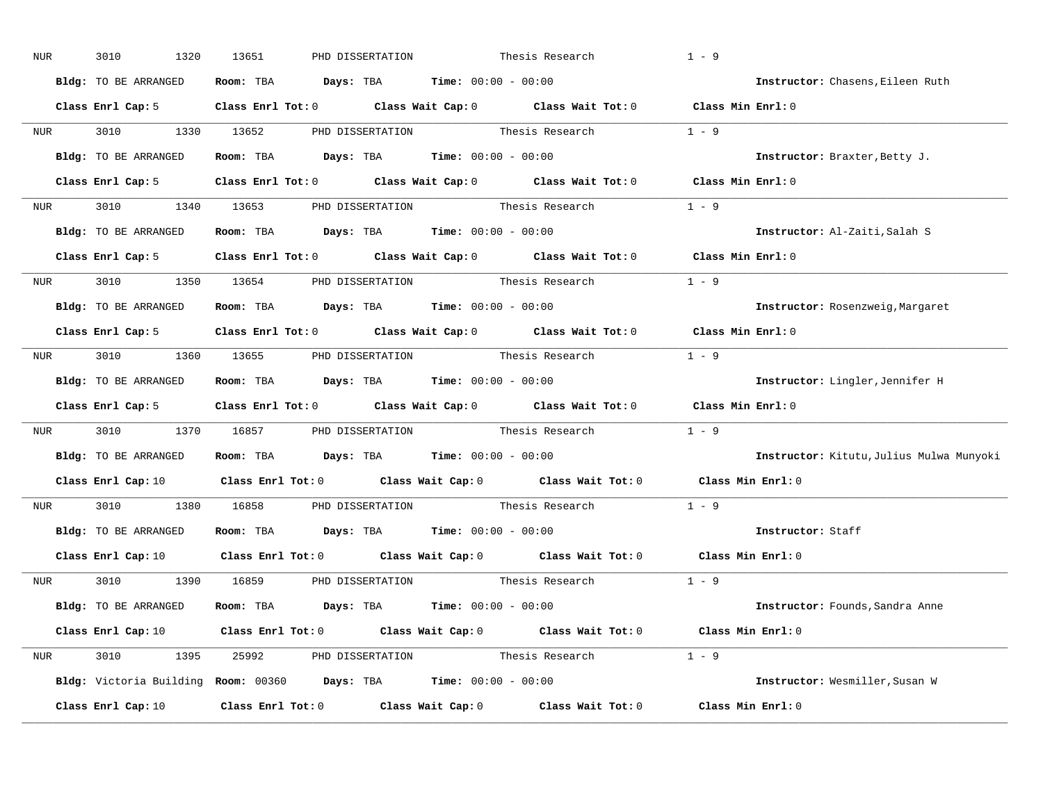NUR 3010 1320 13651 PHD DISSERTATION Thesis Research 1 - 9

**Bldg:** TO BE ARRANGED **Room:** TBA **Days:** TBA **Time:** 00:00 - 00:00 **Instructor:** Chasens,Eileen Ruth

**Class Enrl Cap:** 5 **Class Enrl Tot:** 0 **Class Wait Cap:** 0 **Class Wait Tot:** 0 **Class Min Enrl:** 0

---

NUR 3010 1330 13652 PHD DISSERTATION Thesis Research 1 - 9

**Bldg:** TO BE ARRANGED **Room:** TBA **Days:** TBA **Time:** 00:00 - 00:00 **Instructor:** Braxter,Betty J.

**Class Enrl Cap:** 5 **Class Enrl Tot:** 0 **Class Wait Cap:** 0 **Class Wait Tot:** 0 **Class Min Enrl:** 0

---

NUR 3010 1340 13653 PHD DISSERTATION Thesis Research 1 - 9

**Bldg:** TO BE ARRANGED **Room:** TBA **Days:** TBA **Time:** 00:00 - 00:00 **Instructor:** Al-Zaiti,Salah S

**Class Enrl Cap:** 5 **Class Enrl Tot:** 0 **Class Wait Cap:** 0 **Class Wait Tot:** 0 **Class Min Enrl:** 0

---

NUR 3010 1350 13654 PHD DISSERTATION Thesis Research 1 - 9

**Bldg:** TO BE ARRANGED **Room:** TBA **Days:** TBA **Time:** 00:00 - 00:00 **Instructor:** Rosenzweig,Margaret

**Class Enrl Cap:** 5 **Class Enrl Tot:** 0 **Class Wait Cap:** 0 **Class Wait Tot:** 0 **Class Min Enrl:** 0

---

NUR 3010 1360 13655 PHD DISSERTATION Thesis Research 1 - 9

**Bldg:** TO BE ARRANGED **Room:** TBA **Days:** TBA **Time:** 00:00 - 00:00 **Instructor:** Lingler,Jennifer H

**Class Enrl Cap:** 5 **Class Enrl Tot:** 0 **Class Wait Cap:** 0 **Class Wait Tot:** 0 **Class Min Enrl:** 0

---

NUR 3010 1370 16857 PHD DISSERTATION Thesis Research 1 - 9

**Bldg:** TO BE ARRANGED **Room:** TBA **Days:** TBA **Time:** 00:00 - 00:00 **Instructor:** Kitutu,Julius Mulwa Munyoki

**Class Enrl Cap:** 10 **Class Enrl Tot:** 0 **Class Wait Cap:** 0 **Class Wait Tot:** 0 **Class Min Enrl:** 0

---

NUR 3010 1380 16858 PHD DISSERTATION Thesis Research 1 - 9

**Bldg:** TO BE ARRANGED **Room:** TBA **Days:** TBA **Time:** 00:00 - 00:00 **Instructor:** Staff

**Class Enrl Cap:** 10 **Class Enrl Tot:** 0 **Class Wait Cap:** 0 **Class Wait Tot:** 0 **Class Min Enrl:** 0

---

NUR 3010 1390 16859 PHD DISSERTATION Thesis Research 1 - 9

**Bldg:** TO BE ARRANGED **Room:** TBA **Days:** TBA **Time:** 00:00 - 00:00 **Instructor:** Founds,Sandra Anne

**Class Enrl Cap:** 10 **Class Enrl Tot:** 0 **Class Wait Cap:** 0 **Class Wait Tot:** 0 **Class Min Enrl:** 0

---

NUR 3010 1395 25992 PHD DISSERTATION Thesis Research 1 - 9

**Bldg:** Victoria Building **Room:** 00360 **Days:** TBA **Time:** 00:00 - 00:00 **Instructor:** Wesmiller,Susan W

**Class Enrl Cap:** 10 **Class Enrl Tot:** 0 **Class Wait Cap:** 0 **Class Wait Tot:** 0 **Class Min Enrl:** 0

---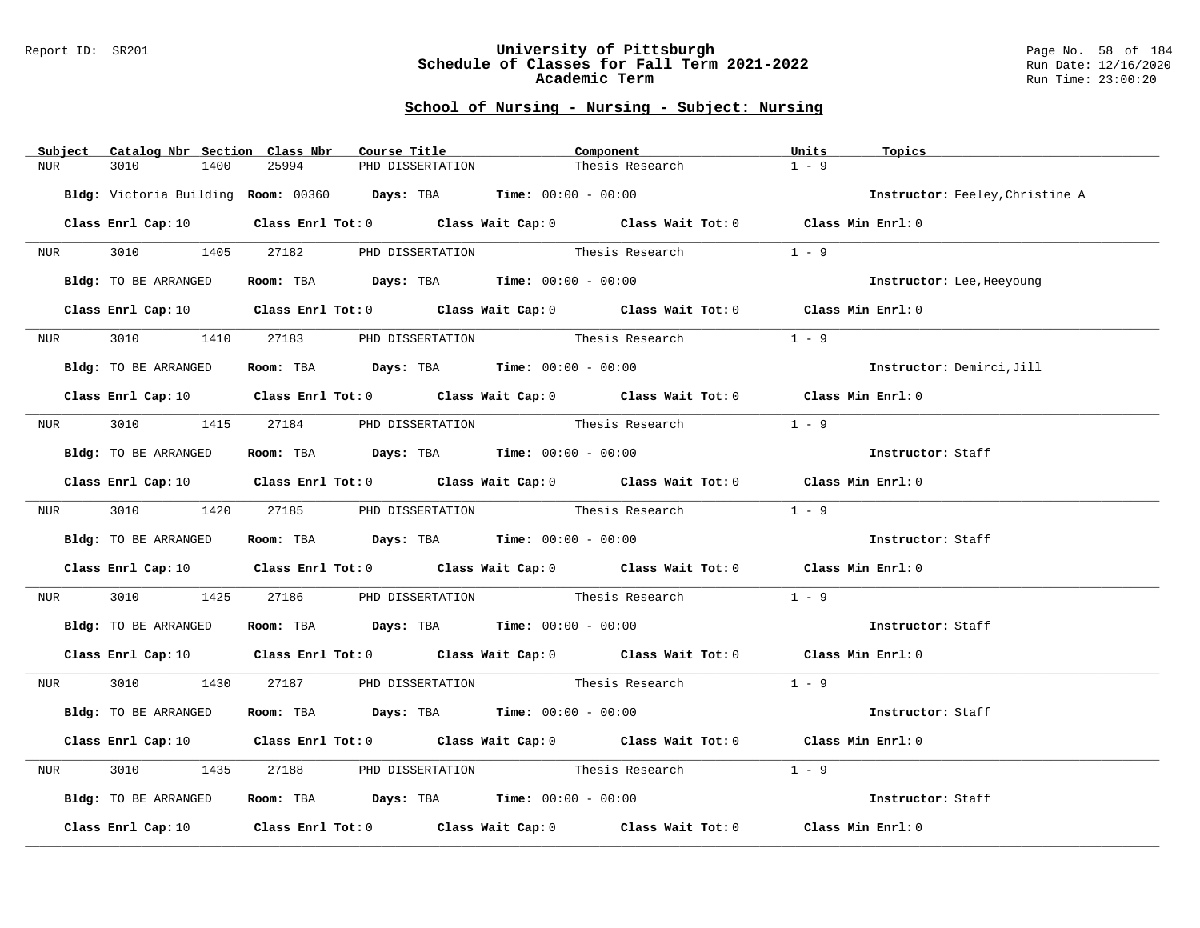## School of Nursing - Nursing - Subject: Nursing

| Subject | Catalog Nbr | Section | Class Nbr | Course Title | Component | Units | Topics |
|---|---|---|---|---|---|---|---|
| NUR | 3010 | 1400 | 25994 | PHD DISSERTATION | Thesis Research | 1 - 9 | |

**Bldg:** Victoria Building **Room:** 00360 **Days:** TBA **Time:** 00:00 - 00:00 **Instructor:** Feeley,Christine A

**Class Enrl Cap:** 10 **Class Enrl Tot:** 0 **Class Wait Cap:** 0 **Class Wait Tot:** 0 **Class Min Enrl:** 0

| Subject | Catalog Nbr | Section | Class Nbr | Course Title | Component | Units | Topics |
|---|---|---|---|---|---|---|---|
| NUR | 3010 | 1405 | 27182 | PHD DISSERTATION | Thesis Research | 1 - 9 | |

**Bldg:** TO BE ARRANGED **Room:** TBA **Days:** TBA **Time:** 00:00 - 00:00 **Instructor:** Lee,Heeyoung

**Class Enrl Cap:** 10 **Class Enrl Tot:** 0 **Class Wait Cap:** 0 **Class Wait Tot:** 0 **Class Min Enrl:** 0

| Subject | Catalog Nbr | Section | Class Nbr | Course Title | Component | Units | Topics |
|---|---|---|---|---|---|---|---|
| NUR | 3010 | 1410 | 27183 | PHD DISSERTATION | Thesis Research | 1 - 9 | |

**Bldg:** TO BE ARRANGED **Room:** TBA **Days:** TBA **Time:** 00:00 - 00:00 **Instructor:** Demirci,Jill

**Class Enrl Cap:** 10 **Class Enrl Tot:** 0 **Class Wait Cap:** 0 **Class Wait Tot:** 0 **Class Min Enrl:** 0

| Subject | Catalog Nbr | Section | Class Nbr | Course Title | Component | Units | Topics |
|---|---|---|---|---|---|---|---|
| NUR | 3010 | 1415 | 27184 | PHD DISSERTATION | Thesis Research | 1 - 9 | |

**Bldg:** TO BE ARRANGED **Room:** TBA **Days:** TBA **Time:** 00:00 - 00:00 **Instructor:** Staff

**Class Enrl Cap:** 10 **Class Enrl Tot:** 0 **Class Wait Cap:** 0 **Class Wait Tot:** 0 **Class Min Enrl:** 0

| Subject | Catalog Nbr | Section | Class Nbr | Course Title | Component | Units | Topics |
|---|---|---|---|---|---|---|---|
| NUR | 3010 | 1420 | 27185 | PHD DISSERTATION | Thesis Research | 1 - 9 | |

**Bldg:** TO BE ARRANGED **Room:** TBA **Days:** TBA **Time:** 00:00 - 00:00 **Instructor:** Staff

**Class Enrl Cap:** 10 **Class Enrl Tot:** 0 **Class Wait Cap:** 0 **Class Wait Tot:** 0 **Class Min Enrl:** 0

| Subject | Catalog Nbr | Section | Class Nbr | Course Title | Component | Units | Topics |
|---|---|---|---|---|---|---|---|
| NUR | 3010 | 1425 | 27186 | PHD DISSERTATION | Thesis Research | 1 - 9 | |

**Bldg:** TO BE ARRANGED **Room:** TBA **Days:** TBA **Time:** 00:00 - 00:00 **Instructor:** Staff

**Class Enrl Cap:** 10 **Class Enrl Tot:** 0 **Class Wait Cap:** 0 **Class Wait Tot:** 0 **Class Min Enrl:** 0

| Subject | Catalog Nbr | Section | Class Nbr | Course Title | Component | Units | Topics |
|---|---|---|---|---|---|---|---|
| NUR | 3010 | 1430 | 27187 | PHD DISSERTATION | Thesis Research | 1 - 9 | |

**Bldg:** TO BE ARRANGED **Room:** TBA **Days:** TBA **Time:** 00:00 - 00:00 **Instructor:** Staff

**Class Enrl Cap:** 10 **Class Enrl Tot:** 0 **Class Wait Cap:** 0 **Class Wait Tot:** 0 **Class Min Enrl:** 0

| Subject | Catalog Nbr | Section | Class Nbr | Course Title | Component | Units | Topics |
|---|---|---|---|---|---|---|---|
| NUR | 3010 | 1435 | 27188 | PHD DISSERTATION | Thesis Research | 1 - 9 | |

**Bldg:** TO BE ARRANGED **Room:** TBA **Days:** TBA **Time:** 00:00 - 00:00 **Instructor:** Staff

**Class Enrl Cap:** 10 **Class Enrl Tot:** 0 **Class Wait Cap:** 0 **Class Wait Tot:** 0 **Class Min Enrl:** 0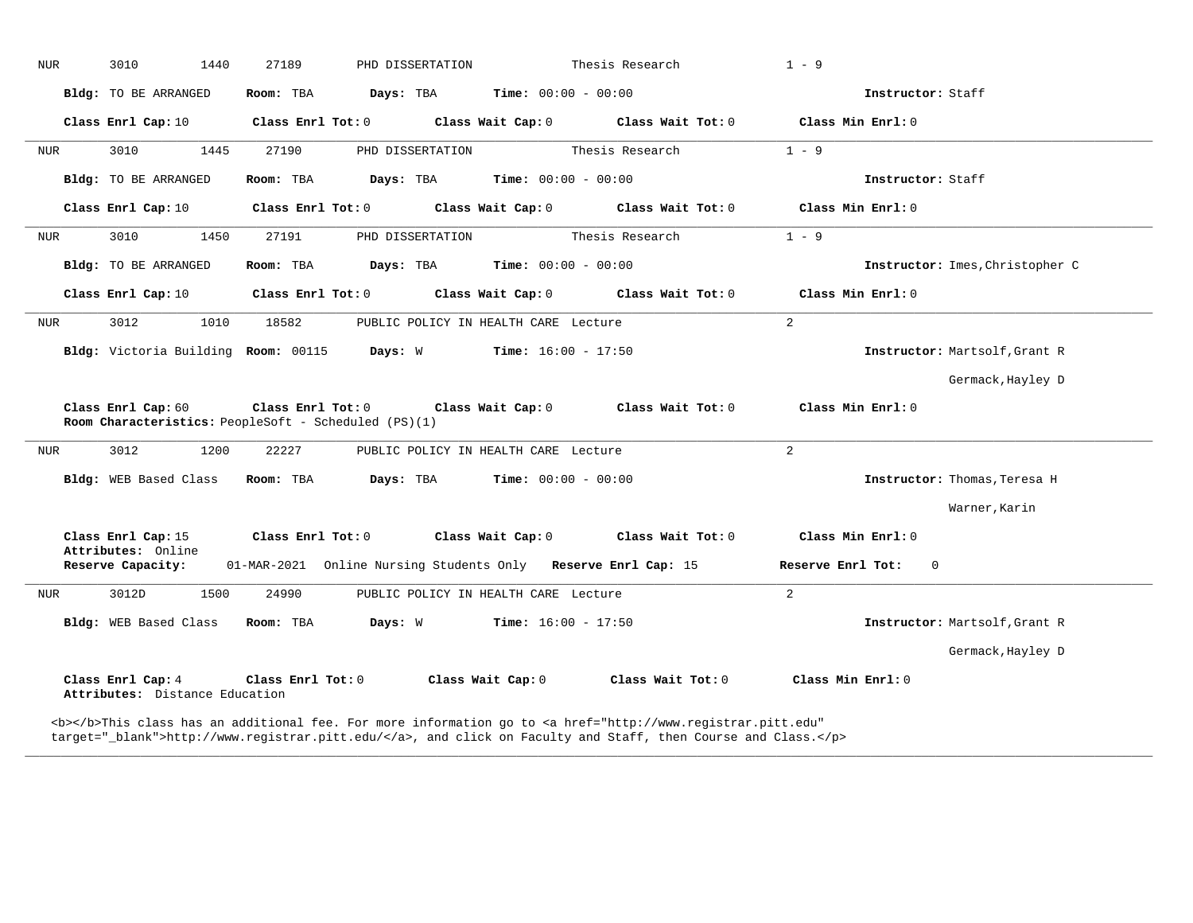NUR 3010 1440 27189 PHD DISSERTATION Thesis Research 1 - 9

**Bldg:** TO BE ARRANGED **Room:** TBA **Days:** TBA **Time:** 00:00 - 00:00 **Instructor:** Staff

**Class Enrl Cap:** 10 **Class Enrl Tot:** 0 **Class Wait Cap:** 0 **Class Wait Tot:** 0 **Class Min Enrl:** 0

---

NUR 3010 1445 27190 PHD DISSERTATION Thesis Research 1 - 9

**Bldg:** TO BE ARRANGED **Room:** TBA **Days:** TBA **Time:** 00:00 - 00:00 **Instructor:** Staff

**Class Enrl Cap:** 10 **Class Enrl Tot:** 0 **Class Wait Cap:** 0 **Class Wait Tot:** 0 **Class Min Enrl:** 0

---

NUR 3010 1450 27191 PHD DISSERTATION Thesis Research 1 - 9

**Bldg:** TO BE ARRANGED **Room:** TBA **Days:** TBA **Time:** 00:00 - 00:00 **Instructor:** Imes,Christopher C

**Class Enrl Cap:** 10 **Class Enrl Tot:** 0 **Class Wait Cap:** 0 **Class Wait Tot:** 0 **Class Min Enrl:** 0

---

NUR 3012 1010 18582 PUBLIC POLICY IN HEALTH CARE Lecture 2

**Bldg:** Victoria Building **Room:** 00115 **Days:** W **Time:** 16:00 - 17:50 **Instructor:** Martsolf,Grant R

Germack,Hayley D

**Class Enrl Cap:** 60 **Class Enrl Tot:** 0 **Class Wait Cap:** 0 **Class Wait Tot:** 0 **Class Min Enrl:** 0
**Room Characteristics:** PeopleSoft - Scheduled (PS)(1)

---

NUR 3012 1200 22227 PUBLIC POLICY IN HEALTH CARE Lecture 2

**Bldg:** WEB Based Class **Room:** TBA **Days:** TBA **Time:** 00:00 - 00:00 **Instructor:** Thomas,Teresa H

Warner,Karin

**Class Enrl Cap:** 15 **Class Enrl Tot:** 0 **Class Wait Cap:** 0 **Class Wait Tot:** 0 **Class Min Enrl:** 0
**Attributes:** Online
**Reserve Capacity:** 01-MAR-2021 Online Nursing Students Only **Reserve Enrl Cap:** 15 **Reserve Enrl Tot:** 0

---

NUR 3012D 1500 24990 PUBLIC POLICY IN HEALTH CARE Lecture 2

**Bldg:** WEB Based Class **Room:** TBA **Days:** W **Time:** 16:00 - 17:50 **Instructor:** Martsolf,Grant R

Germack,Hayley D

**Class Enrl Cap:** 4 **Class Enrl Tot:** 0 **Class Wait Cap:** 0 **Class Wait Tot:** 0 **Class Min Enrl:** 0
**Attributes:** Distance Education

<b></b>This class has an additional fee. For more information go to <a href="http://www.registrar.pitt.edu" target="_blank">http://www.registrar.pitt.edu/</a>, and click on Faculty and Staff, then Course and Class.</p>

---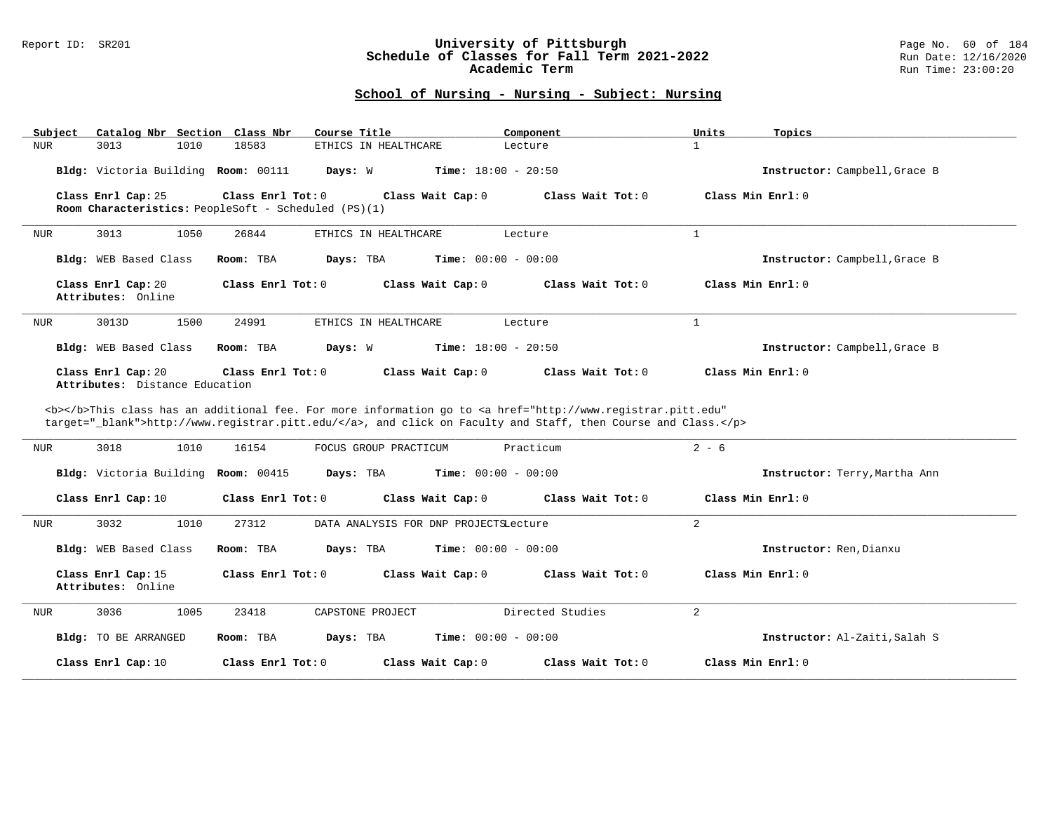## School of Nursing - Nursing - Subject: Nursing

| Subject | Catalog Nbr | Section | Class Nbr | Course Title | Component | Units | Topics |
|---|---|---|---|---|---|---|---|
| NUR | 3013 | 1010 | 18583 | ETHICS IN HEALTHCARE | Lecture | 1 | |

**Bldg:** Victoria Building **Room:** 00111 **Days:** W **Time:** 18:00 - 20:50 **Instructor:** Campbell,Grace B

**Class Enrl Cap:** 25 **Class Enrl Tot:** 0 **Class Wait Cap:** 0 **Class Wait Tot:** 0 **Class Min Enrl:** 0
**Room Characteristics:** PeopleSoft - Scheduled (PS)(1)

---

| Subject | Catalog Nbr | Section | Class Nbr | Course Title | Component | Units | Topics |
|---|---|---|---|---|---|---|---|
| NUR | 3013 | 1050 | 26844 | ETHICS IN HEALTHCARE | Lecture | 1 | |

**Bldg:** WEB Based Class **Room:** TBA **Days:** TBA **Time:** 00:00 - 00:00 **Instructor:** Campbell,Grace B

**Class Enrl Cap:** 20 **Class Enrl Tot:** 0 **Class Wait Cap:** 0 **Class Wait Tot:** 0 **Class Min Enrl:** 0
**Attributes:** Online

---

| Subject | Catalog Nbr | Section | Class Nbr | Course Title | Component | Units | Topics |
|---|---|---|---|---|---|---|---|
| NUR | 3013D | 1500 | 24991 | ETHICS IN HEALTHCARE | Lecture | 1 | |

**Bldg:** WEB Based Class **Room:** TBA **Days:** W **Time:** 18:00 - 20:50 **Instructor:** Campbell,Grace B

**Class Enrl Cap:** 20 **Class Enrl Tot:** 0 **Class Wait Cap:** 0 **Class Wait Tot:** 0 **Class Min Enrl:** 0
**Attributes:** Distance Education

<b></b>This class has an additional fee. For more information go to <a href="http://www.registrar.pitt.edu" target="_blank">http://www.registrar.pitt.edu/</a>, and click on Faculty and Staff, then Course and Class.</p>

---

| Subject | Catalog Nbr | Section | Class Nbr | Course Title | Component | Units | Topics |
|---|---|---|---|---|---|---|---|
| NUR | 3018 | 1010 | 16154 | FOCUS GROUP PRACTICUM | Practicum | 2 - 6 | |

**Bldg:** Victoria Building **Room:** 00415 **Days:** TBA **Time:** 00:00 - 00:00 **Instructor:** Terry,Martha Ann

**Class Enrl Cap:** 10 **Class Enrl Tot:** 0 **Class Wait Cap:** 0 **Class Wait Tot:** 0 **Class Min Enrl:** 0

---

| Subject | Catalog Nbr | Section | Class Nbr | Course Title | Component | Units | Topics |
|---|---|---|---|---|---|---|---|
| NUR | 3032 | 1010 | 27312 | DATA ANALYSIS FOR DNP PROJECTS | Lecture | 2 | |

**Bldg:** WEB Based Class **Room:** TBA **Days:** TBA **Time:** 00:00 - 00:00 **Instructor:** Ren,Dianxu

**Class Enrl Cap:** 15 **Class Enrl Tot:** 0 **Class Wait Cap:** 0 **Class Wait Tot:** 0 **Class Min Enrl:** 0
**Attributes:** Online

---

| Subject | Catalog Nbr | Section | Class Nbr | Course Title | Component | Units | Topics |
|---|---|---|---|---|---|---|---|
| NUR | 3036 | 1005 | 23418 | CAPSTONE PROJECT | Directed Studies | 2 | |

**Bldg:** TO BE ARRANGED **Room:** TBA **Days:** TBA **Time:** 00:00 - 00:00 **Instructor:** Al-Zaiti,Salah S

**Class Enrl Cap:** 10 **Class Enrl Tot:** 0 **Class Wait Cap:** 0 **Class Wait Tot:** 0 **Class Min Enrl:** 0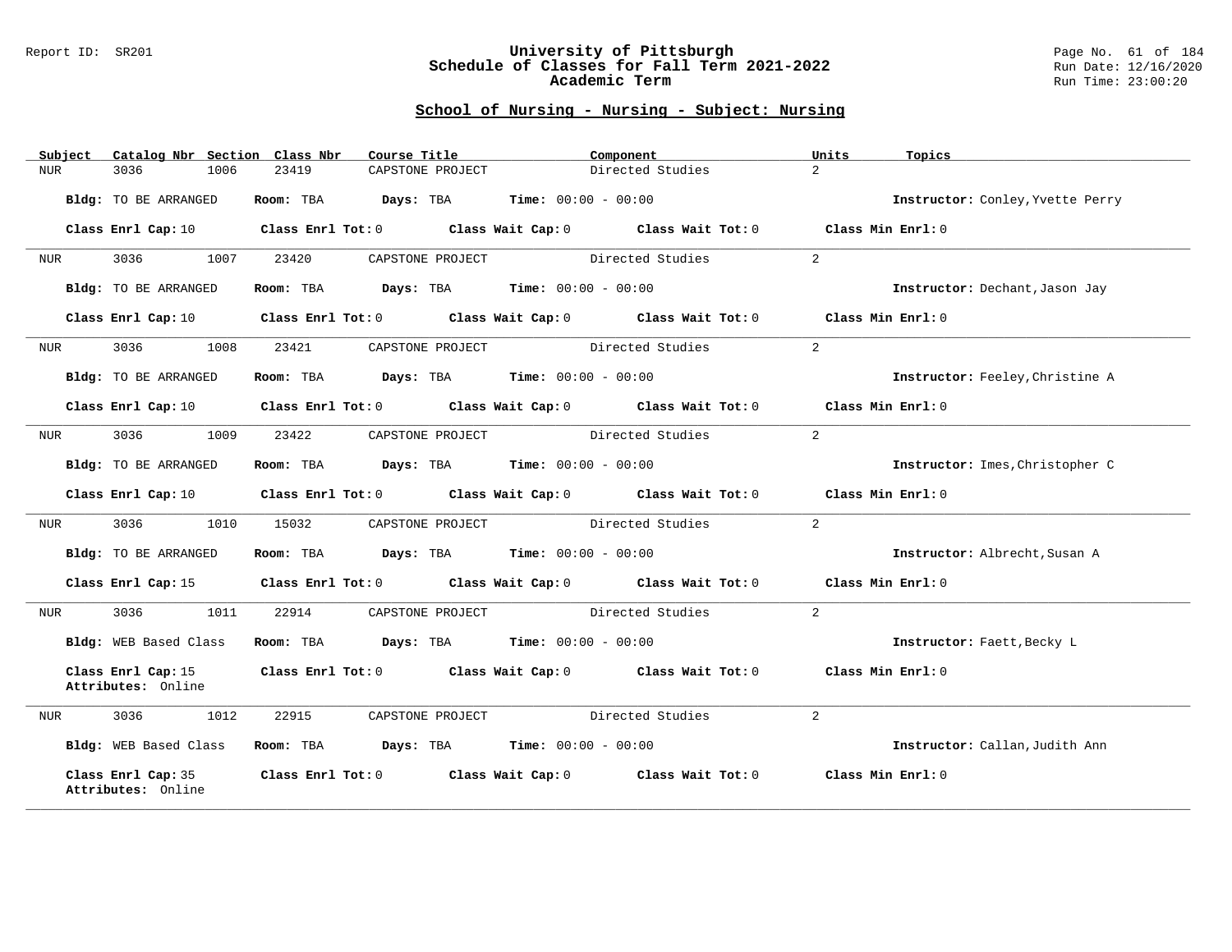## School of Nursing - Nursing - Subject: Nursing

| Subject | Catalog Nbr | Section | Class Nbr | Course Title | Component | Units | Topics |
|---|---|---|---|---|---|---|---|
| NUR | 3036 | 1006 | 23419 | CAPSTONE PROJECT | Directed Studies | 2 | |

**Bldg:** TO BE ARRANGED **Room:** TBA **Days:** TBA **Time:** 00:00 - 00:00 **Instructor:** Conley,Yvette Perry

**Class Enrl Cap:** 10 **Class Enrl Tot:** 0 **Class Wait Cap:** 0 **Class Wait Tot:** 0 **Class Min Enrl:** 0

---

| Subject | Catalog Nbr | Section | Class Nbr | Course Title | Component | Units | Topics |
|---|---|---|---|---|---|---|---|
| NUR | 3036 | 1007 | 23420 | CAPSTONE PROJECT | Directed Studies | 2 | |

**Bldg:** TO BE ARRANGED **Room:** TBA **Days:** TBA **Time:** 00:00 - 00:00 **Instructor:** Dechant,Jason Jay

**Class Enrl Cap:** 10 **Class Enrl Tot:** 0 **Class Wait Cap:** 0 **Class Wait Tot:** 0 **Class Min Enrl:** 0

---

| Subject | Catalog Nbr | Section | Class Nbr | Course Title | Component | Units | Topics |
|---|---|---|---|---|---|---|---|
| NUR | 3036 | 1008 | 23421 | CAPSTONE PROJECT | Directed Studies | 2 | |

**Bldg:** TO BE ARRANGED **Room:** TBA **Days:** TBA **Time:** 00:00 - 00:00 **Instructor:** Feeley,Christine A

**Class Enrl Cap:** 10 **Class Enrl Tot:** 0 **Class Wait Cap:** 0 **Class Wait Tot:** 0 **Class Min Enrl:** 0

---

| Subject | Catalog Nbr | Section | Class Nbr | Course Title | Component | Units | Topics |
|---|---|---|---|---|---|---|---|
| NUR | 3036 | 1009 | 23422 | CAPSTONE PROJECT | Directed Studies | 2 | |

**Bldg:** TO BE ARRANGED **Room:** TBA **Days:** TBA **Time:** 00:00 - 00:00 **Instructor:** Imes,Christopher C

**Class Enrl Cap:** 10 **Class Enrl Tot:** 0 **Class Wait Cap:** 0 **Class Wait Tot:** 0 **Class Min Enrl:** 0

---

| Subject | Catalog Nbr | Section | Class Nbr | Course Title | Component | Units | Topics |
|---|---|---|---|---|---|---|---|
| NUR | 3036 | 1010 | 15032 | CAPSTONE PROJECT | Directed Studies | 2 | |

**Bldg:** TO BE ARRANGED **Room:** TBA **Days:** TBA **Time:** 00:00 - 00:00 **Instructor:** Albrecht,Susan A

**Class Enrl Cap:** 15 **Class Enrl Tot:** 0 **Class Wait Cap:** 0 **Class Wait Tot:** 0 **Class Min Enrl:** 0

---

| Subject | Catalog Nbr | Section | Class Nbr | Course Title | Component | Units | Topics |
|---|---|---|---|---|---|---|---|
| NUR | 3036 | 1011 | 22914 | CAPSTONE PROJECT | Directed Studies | 2 | |

**Bldg:** WEB Based Class **Room:** TBA **Days:** TBA **Time:** 00:00 - 00:00 **Instructor:** Faett,Becky L

**Class Enrl Cap:** 15 **Class Enrl Tot:** 0 **Class Wait Cap:** 0 **Class Wait Tot:** 0 **Class Min Enrl:** 0
**Attributes:** Online

---

| Subject | Catalog Nbr | Section | Class Nbr | Course Title | Component | Units | Topics |
|---|---|---|---|---|---|---|---|
| NUR | 3036 | 1012 | 22915 | CAPSTONE PROJECT | Directed Studies | 2 | |

**Bldg:** WEB Based Class **Room:** TBA **Days:** TBA **Time:** 00:00 - 00:00 **Instructor:** Callan,Judith Ann

**Class Enrl Cap:** 35 **Class Enrl Tot:** 0 **Class Wait Cap:** 0 **Class Wait Tot:** 0 **Class Min Enrl:** 0
**Attributes:** Online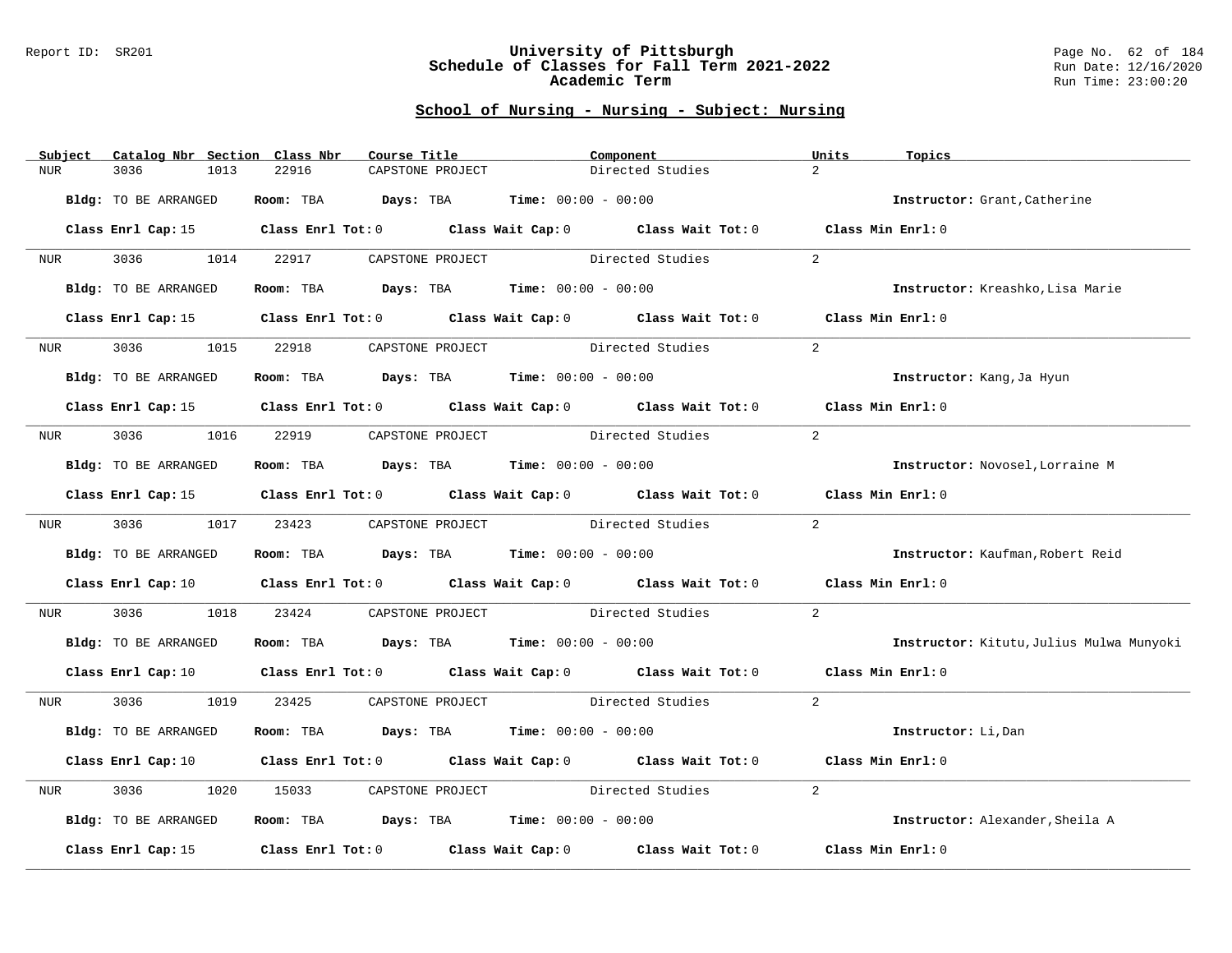## School of Nursing - Nursing - Subject: Nursing

| Subject | Catalog Nbr | Section | Class Nbr | Course Title | Component | Units | Topics |
|---|---|---|---|---|---|---|---|
| NUR | 3036 | 1013 | 22916 | CAPSTONE PROJECT | Directed Studies | 2 | |

**Bldg:** TO BE ARRANGED **Room:** TBA **Days:** TBA **Time:** 00:00 - 00:00 **Instructor:** Grant,Catherine

**Class Enrl Cap:** 15 **Class Enrl Tot:** 0 **Class Wait Cap:** 0 **Class Wait Tot:** 0 **Class Min Enrl:** 0

| Subject | Catalog Nbr | Section | Class Nbr | Course Title | Component | Units | Topics |
|---|---|---|---|---|---|---|---|
| NUR | 3036 | 1014 | 22917 | CAPSTONE PROJECT | Directed Studies | 2 | |

**Bldg:** TO BE ARRANGED **Room:** TBA **Days:** TBA **Time:** 00:00 - 00:00 **Instructor:** Kreashko,Lisa Marie

**Class Enrl Cap:** 15 **Class Enrl Tot:** 0 **Class Wait Cap:** 0 **Class Wait Tot:** 0 **Class Min Enrl:** 0

| Subject | Catalog Nbr | Section | Class Nbr | Course Title | Component | Units | Topics |
|---|---|---|---|---|---|---|---|
| NUR | 3036 | 1015 | 22918 | CAPSTONE PROJECT | Directed Studies | 2 | |

**Bldg:** TO BE ARRANGED **Room:** TBA **Days:** TBA **Time:** 00:00 - 00:00 **Instructor:** Kang,Ja Hyun

**Class Enrl Cap:** 15 **Class Enrl Tot:** 0 **Class Wait Cap:** 0 **Class Wait Tot:** 0 **Class Min Enrl:** 0

| Subject | Catalog Nbr | Section | Class Nbr | Course Title | Component | Units | Topics |
|---|---|---|---|---|---|---|---|
| NUR | 3036 | 1016 | 22919 | CAPSTONE PROJECT | Directed Studies | 2 | |

**Bldg:** TO BE ARRANGED **Room:** TBA **Days:** TBA **Time:** 00:00 - 00:00 **Instructor:** Novosel,Lorraine M

**Class Enrl Cap:** 15 **Class Enrl Tot:** 0 **Class Wait Cap:** 0 **Class Wait Tot:** 0 **Class Min Enrl:** 0

| Subject | Catalog Nbr | Section | Class Nbr | Course Title | Component | Units | Topics |
|---|---|---|---|---|---|---|---|
| NUR | 3036 | 1017 | 23423 | CAPSTONE PROJECT | Directed Studies | 2 | |

**Bldg:** TO BE ARRANGED **Room:** TBA **Days:** TBA **Time:** 00:00 - 00:00 **Instructor:** Kaufman,Robert Reid

**Class Enrl Cap:** 10 **Class Enrl Tot:** 0 **Class Wait Cap:** 0 **Class Wait Tot:** 0 **Class Min Enrl:** 0

| Subject | Catalog Nbr | Section | Class Nbr | Course Title | Component | Units | Topics |
|---|---|---|---|---|---|---|---|
| NUR | 3036 | 1018 | 23424 | CAPSTONE PROJECT | Directed Studies | 2 | |

**Bldg:** TO BE ARRANGED **Room:** TBA **Days:** TBA **Time:** 00:00 - 00:00 **Instructor:** Kitutu,Julius Mulwa Munyoki

**Class Enrl Cap:** 10 **Class Enrl Tot:** 0 **Class Wait Cap:** 0 **Class Wait Tot:** 0 **Class Min Enrl:** 0

| Subject | Catalog Nbr | Section | Class Nbr | Course Title | Component | Units | Topics |
|---|---|---|---|---|---|---|---|
| NUR | 3036 | 1019 | 23425 | CAPSTONE PROJECT | Directed Studies | 2 | |

**Bldg:** TO BE ARRANGED **Room:** TBA **Days:** TBA **Time:** 00:00 - 00:00 **Instructor:** Li,Dan

**Class Enrl Cap:** 10 **Class Enrl Tot:** 0 **Class Wait Cap:** 0 **Class Wait Tot:** 0 **Class Min Enrl:** 0

| Subject | Catalog Nbr | Section | Class Nbr | Course Title | Component | Units | Topics |
|---|---|---|---|---|---|---|---|
| NUR | 3036 | 1020 | 15033 | CAPSTONE PROJECT | Directed Studies | 2 | |

**Bldg:** TO BE ARRANGED **Room:** TBA **Days:** TBA **Time:** 00:00 - 00:00 **Instructor:** Alexander,Sheila A

**Class Enrl Cap:** 15 **Class Enrl Tot:** 0 **Class Wait Cap:** 0 **Class Wait Tot:** 0 **Class Min Enrl:** 0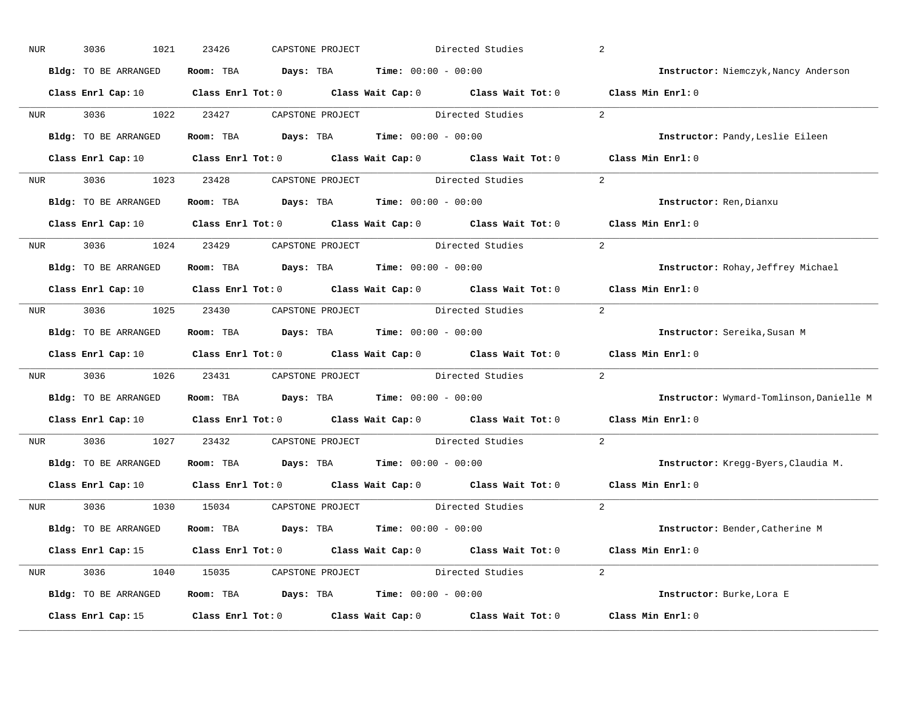NUR 3036 1021 23426 CAPSTONE PROJECT Directed Studies 2

**Bldg:** TO BE ARRANGED **Room:** TBA **Days:** TBA **Time:** 00:00 - 00:00 **Instructor:** Niemczyk,Nancy Anderson

**Class Enrl Cap:** 10 **Class Enrl Tot:** 0 **Class Wait Cap:** 0 **Class Wait Tot:** 0 **Class Min Enrl:** 0

---

NUR 3036 1022 23427 CAPSTONE PROJECT Directed Studies 2

**Bldg:** TO BE ARRANGED **Room:** TBA **Days:** TBA **Time:** 00:00 - 00:00 **Instructor:** Pandy,Leslie Eileen

**Class Enrl Cap:** 10 **Class Enrl Tot:** 0 **Class Wait Cap:** 0 **Class Wait Tot:** 0 **Class Min Enrl:** 0

---

NUR 3036 1023 23428 CAPSTONE PROJECT Directed Studies 2

**Bldg:** TO BE ARRANGED **Room:** TBA **Days:** TBA **Time:** 00:00 - 00:00 **Instructor:** Ren,Dianxu

**Class Enrl Cap:** 10 **Class Enrl Tot:** 0 **Class Wait Cap:** 0 **Class Wait Tot:** 0 **Class Min Enrl:** 0

---

NUR 3036 1024 23429 CAPSTONE PROJECT Directed Studies 2

**Bldg:** TO BE ARRANGED **Room:** TBA **Days:** TBA **Time:** 00:00 - 00:00 **Instructor:** Rohay,Jeffrey Michael

**Class Enrl Cap:** 10 **Class Enrl Tot:** 0 **Class Wait Cap:** 0 **Class Wait Tot:** 0 **Class Min Enrl:** 0

---

NUR 3036 1025 23430 CAPSTONE PROJECT Directed Studies 2

**Bldg:** TO BE ARRANGED **Room:** TBA **Days:** TBA **Time:** 00:00 - 00:00 **Instructor:** Sereika,Susan M

**Class Enrl Cap:** 10 **Class Enrl Tot:** 0 **Class Wait Cap:** 0 **Class Wait Tot:** 0 **Class Min Enrl:** 0

---

NUR 3036 1026 23431 CAPSTONE PROJECT Directed Studies 2

**Bldg:** TO BE ARRANGED **Room:** TBA **Days:** TBA **Time:** 00:00 - 00:00 **Instructor:** Wymard-Tomlinson,Danielle M

**Class Enrl Cap:** 10 **Class Enrl Tot:** 0 **Class Wait Cap:** 0 **Class Wait Tot:** 0 **Class Min Enrl:** 0

---

NUR 3036 1027 23432 CAPSTONE PROJECT Directed Studies 2

**Bldg:** TO BE ARRANGED **Room:** TBA **Days:** TBA **Time:** 00:00 - 00:00 **Instructor:** Kregg-Byers,Claudia M.

**Class Enrl Cap:** 10 **Class Enrl Tot:** 0 **Class Wait Cap:** 0 **Class Wait Tot:** 0 **Class Min Enrl:** 0

---

NUR 3036 1030 15034 CAPSTONE PROJECT Directed Studies 2

**Bldg:** TO BE ARRANGED **Room:** TBA **Days:** TBA **Time:** 00:00 - 00:00 **Instructor:** Bender,Catherine M

**Class Enrl Cap:** 15 **Class Enrl Tot:** 0 **Class Wait Cap:** 0 **Class Wait Tot:** 0 **Class Min Enrl:** 0

---

NUR 3036 1040 15035 CAPSTONE PROJECT Directed Studies 2

**Bldg:** TO BE ARRANGED **Room:** TBA **Days:** TBA **Time:** 00:00 - 00:00 **Instructor:** Burke,Lora E

**Class Enrl Cap:** 15 **Class Enrl Tot:** 0 **Class Wait Cap:** 0 **Class Wait Tot:** 0 **Class Min Enrl:** 0

---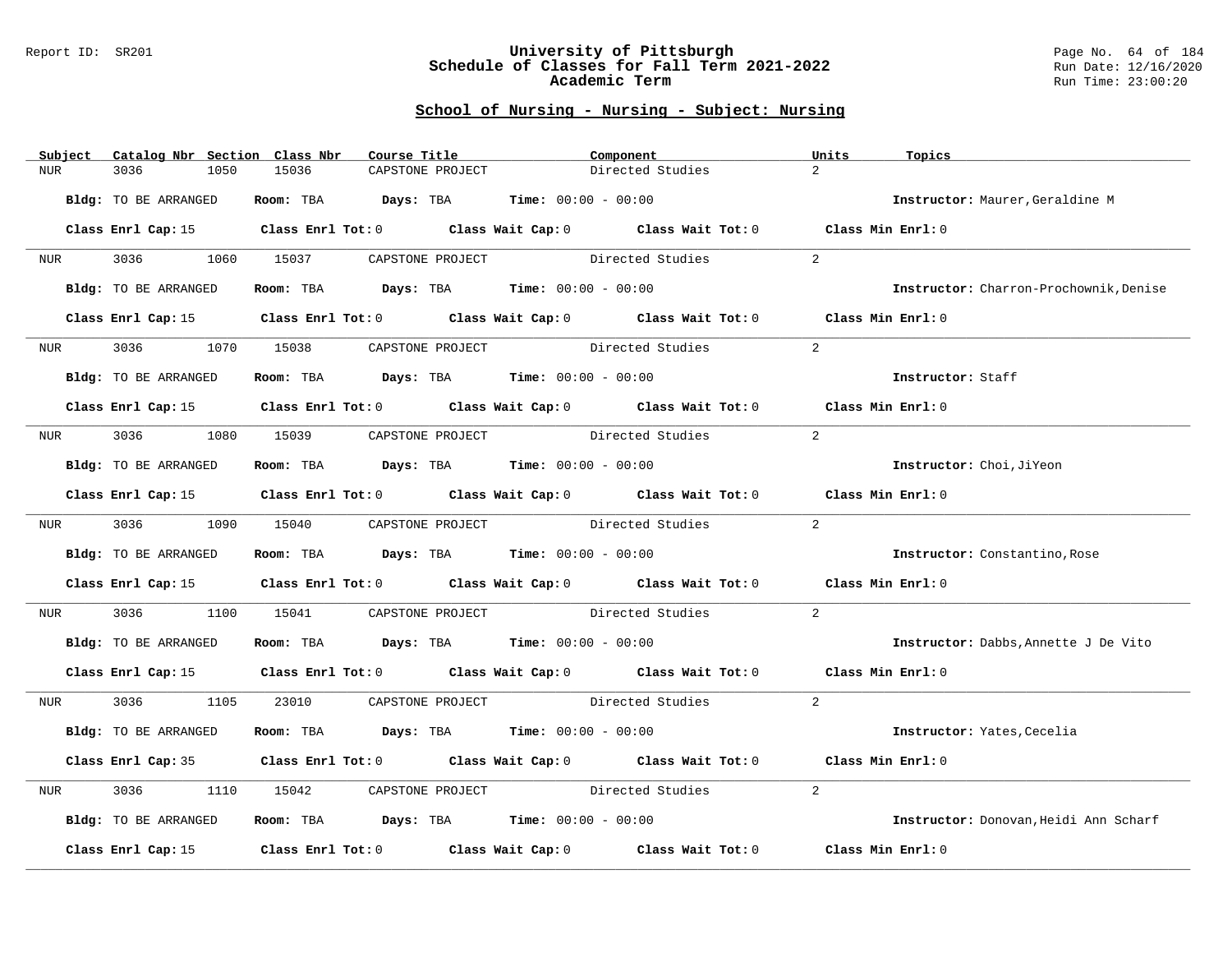## School of Nursing - Nursing - Subject: Nursing

| Subject | Catalog Nbr | Section | Class Nbr | Course Title | Component | Units | Topics |
|---|---|---|---|---|---|---|---|
| NUR | 3036 | 1050 | 15036 | CAPSTONE PROJECT | Directed Studies | 2 | |

**Bldg:** TO BE ARRANGED **Room:** TBA **Days:** TBA **Time:** 00:00 - 00:00 **Instructor:** Maurer,Geraldine M

**Class Enrl Cap:** 15 **Class Enrl Tot:** 0 **Class Wait Cap:** 0 **Class Wait Tot:** 0 **Class Min Enrl:** 0

| Subject | Catalog Nbr | Section | Class Nbr | Course Title | Component | Units | Topics |
|---|---|---|---|---|---|---|---|
| NUR | 3036 | 1060 | 15037 | CAPSTONE PROJECT | Directed Studies | 2 | |

**Bldg:** TO BE ARRANGED **Room:** TBA **Days:** TBA **Time:** 00:00 - 00:00 **Instructor:** Charron-Prochownik,Denise

**Class Enrl Cap:** 15 **Class Enrl Tot:** 0 **Class Wait Cap:** 0 **Class Wait Tot:** 0 **Class Min Enrl:** 0

| Subject | Catalog Nbr | Section | Class Nbr | Course Title | Component | Units | Topics |
|---|---|---|---|---|---|---|---|
| NUR | 3036 | 1070 | 15038 | CAPSTONE PROJECT | Directed Studies | 2 | |

**Bldg:** TO BE ARRANGED **Room:** TBA **Days:** TBA **Time:** 00:00 - 00:00 **Instructor:** Staff

**Class Enrl Cap:** 15 **Class Enrl Tot:** 0 **Class Wait Cap:** 0 **Class Wait Tot:** 0 **Class Min Enrl:** 0

| Subject | Catalog Nbr | Section | Class Nbr | Course Title | Component | Units | Topics |
|---|---|---|---|---|---|---|---|
| NUR | 3036 | 1080 | 15039 | CAPSTONE PROJECT | Directed Studies | 2 | |

**Bldg:** TO BE ARRANGED **Room:** TBA **Days:** TBA **Time:** 00:00 - 00:00 **Instructor:** Choi,JiYeon

**Class Enrl Cap:** 15 **Class Enrl Tot:** 0 **Class Wait Cap:** 0 **Class Wait Tot:** 0 **Class Min Enrl:** 0

| Subject | Catalog Nbr | Section | Class Nbr | Course Title | Component | Units | Topics |
|---|---|---|---|---|---|---|---|
| NUR | 3036 | 1090 | 15040 | CAPSTONE PROJECT | Directed Studies | 2 | |

**Bldg:** TO BE ARRANGED **Room:** TBA **Days:** TBA **Time:** 00:00 - 00:00 **Instructor:** Constantino,Rose

**Class Enrl Cap:** 15 **Class Enrl Tot:** 0 **Class Wait Cap:** 0 **Class Wait Tot:** 0 **Class Min Enrl:** 0

| Subject | Catalog Nbr | Section | Class Nbr | Course Title | Component | Units | Topics |
|---|---|---|---|---|---|---|---|
| NUR | 3036 | 1100 | 15041 | CAPSTONE PROJECT | Directed Studies | 2 | |

**Bldg:** TO BE ARRANGED **Room:** TBA **Days:** TBA **Time:** 00:00 - 00:00 **Instructor:** Dabbs,Annette J De Vito

**Class Enrl Cap:** 15 **Class Enrl Tot:** 0 **Class Wait Cap:** 0 **Class Wait Tot:** 0 **Class Min Enrl:** 0

| Subject | Catalog Nbr | Section | Class Nbr | Course Title | Component | Units | Topics |
|---|---|---|---|---|---|---|---|
| NUR | 3036 | 1105 | 23010 | CAPSTONE PROJECT | Directed Studies | 2 | |

**Bldg:** TO BE ARRANGED **Room:** TBA **Days:** TBA **Time:** 00:00 - 00:00 **Instructor:** Yates,Cecelia

**Class Enrl Cap:** 35 **Class Enrl Tot:** 0 **Class Wait Cap:** 0 **Class Wait Tot:** 0 **Class Min Enrl:** 0

| Subject | Catalog Nbr | Section | Class Nbr | Course Title | Component | Units | Topics |
|---|---|---|---|---|---|---|---|
| NUR | 3036 | 1110 | 15042 | CAPSTONE PROJECT | Directed Studies | 2 | |

**Bldg:** TO BE ARRANGED **Room:** TBA **Days:** TBA **Time:** 00:00 - 00:00 **Instructor:** Donovan,Heidi Ann Scharf

**Class Enrl Cap:** 15 **Class Enrl Tot:** 0 **Class Wait Cap:** 0 **Class Wait Tot:** 0 **Class Min Enrl:** 0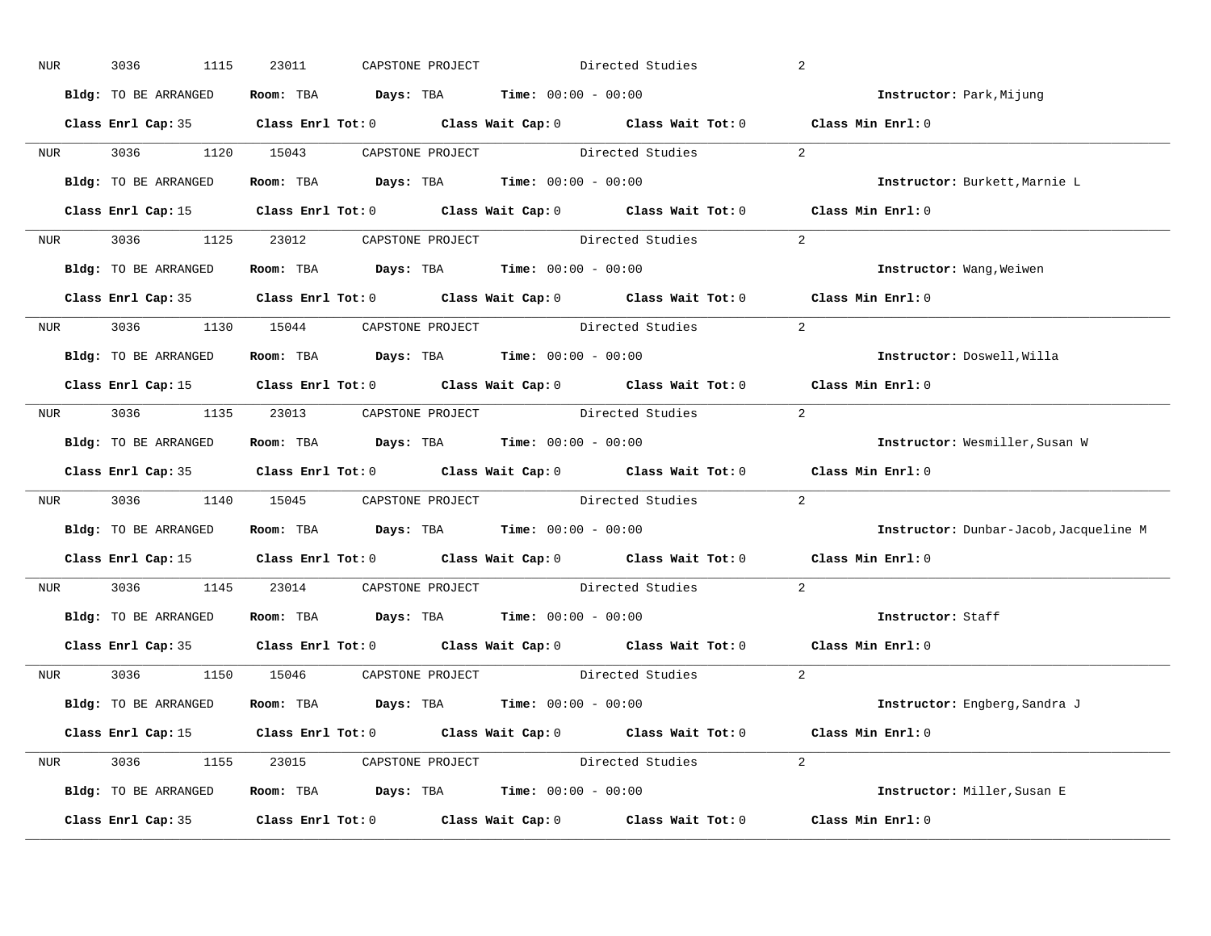NUR 3036 1115 23011 CAPSTONE PROJECT Directed Studies 2

**Bldg:** TO BE ARRANGED **Room:** TBA **Days:** TBA **Time:** 00:00 - 00:00 **Instructor:** Park,Mijung

**Class Enrl Cap:** 35 **Class Enrl Tot:** 0 **Class Wait Cap:** 0 **Class Wait Tot:** 0 **Class Min Enrl:** 0

---

NUR 3036 1120 15043 CAPSTONE PROJECT Directed Studies 2

**Bldg:** TO BE ARRANGED **Room:** TBA **Days:** TBA **Time:** 00:00 - 00:00 **Instructor:** Burkett,Marnie L

**Class Enrl Cap:** 15 **Class Enrl Tot:** 0 **Class Wait Cap:** 0 **Class Wait Tot:** 0 **Class Min Enrl:** 0

---

NUR 3036 1125 23012 CAPSTONE PROJECT Directed Studies 2

**Bldg:** TO BE ARRANGED **Room:** TBA **Days:** TBA **Time:** 00:00 - 00:00 **Instructor:** Wang,Weiwen

**Class Enrl Cap:** 35 **Class Enrl Tot:** 0 **Class Wait Cap:** 0 **Class Wait Tot:** 0 **Class Min Enrl:** 0

---

NUR 3036 1130 15044 CAPSTONE PROJECT Directed Studies 2

**Bldg:** TO BE ARRANGED **Room:** TBA **Days:** TBA **Time:** 00:00 - 00:00 **Instructor:** Doswell,Willa

**Class Enrl Cap:** 15 **Class Enrl Tot:** 0 **Class Wait Cap:** 0 **Class Wait Tot:** 0 **Class Min Enrl:** 0

---

NUR 3036 1135 23013 CAPSTONE PROJECT Directed Studies 2

**Bldg:** TO BE ARRANGED **Room:** TBA **Days:** TBA **Time:** 00:00 - 00:00 **Instructor:** Wesmiller,Susan W

**Class Enrl Cap:** 35 **Class Enrl Tot:** 0 **Class Wait Cap:** 0 **Class Wait Tot:** 0 **Class Min Enrl:** 0

---

NUR 3036 1140 15045 CAPSTONE PROJECT Directed Studies 2

**Bldg:** TO BE ARRANGED **Room:** TBA **Days:** TBA **Time:** 00:00 - 00:00 **Instructor:** Dunbar-Jacob,Jacqueline M

**Class Enrl Cap:** 15 **Class Enrl Tot:** 0 **Class Wait Cap:** 0 **Class Wait Tot:** 0 **Class Min Enrl:** 0

---

NUR 3036 1145 23014 CAPSTONE PROJECT Directed Studies 2

**Bldg:** TO BE ARRANGED **Room:** TBA **Days:** TBA **Time:** 00:00 - 00:00 **Instructor:** Staff

**Class Enrl Cap:** 35 **Class Enrl Tot:** 0 **Class Wait Cap:** 0 **Class Wait Tot:** 0 **Class Min Enrl:** 0

---

NUR 3036 1150 15046 CAPSTONE PROJECT Directed Studies 2

**Bldg:** TO BE ARRANGED **Room:** TBA **Days:** TBA **Time:** 00:00 - 00:00 **Instructor:** Engberg,Sandra J

**Class Enrl Cap:** 15 **Class Enrl Tot:** 0 **Class Wait Cap:** 0 **Class Wait Tot:** 0 **Class Min Enrl:** 0

---

NUR 3036 1155 23015 CAPSTONE PROJECT Directed Studies 2

**Bldg:** TO BE ARRANGED **Room:** TBA **Days:** TBA **Time:** 00:00 - 00:00 **Instructor:** Miller,Susan E

**Class Enrl Cap:** 35 **Class Enrl Tot:** 0 **Class Wait Cap:** 0 **Class Wait Tot:** 0 **Class Min Enrl:** 0

---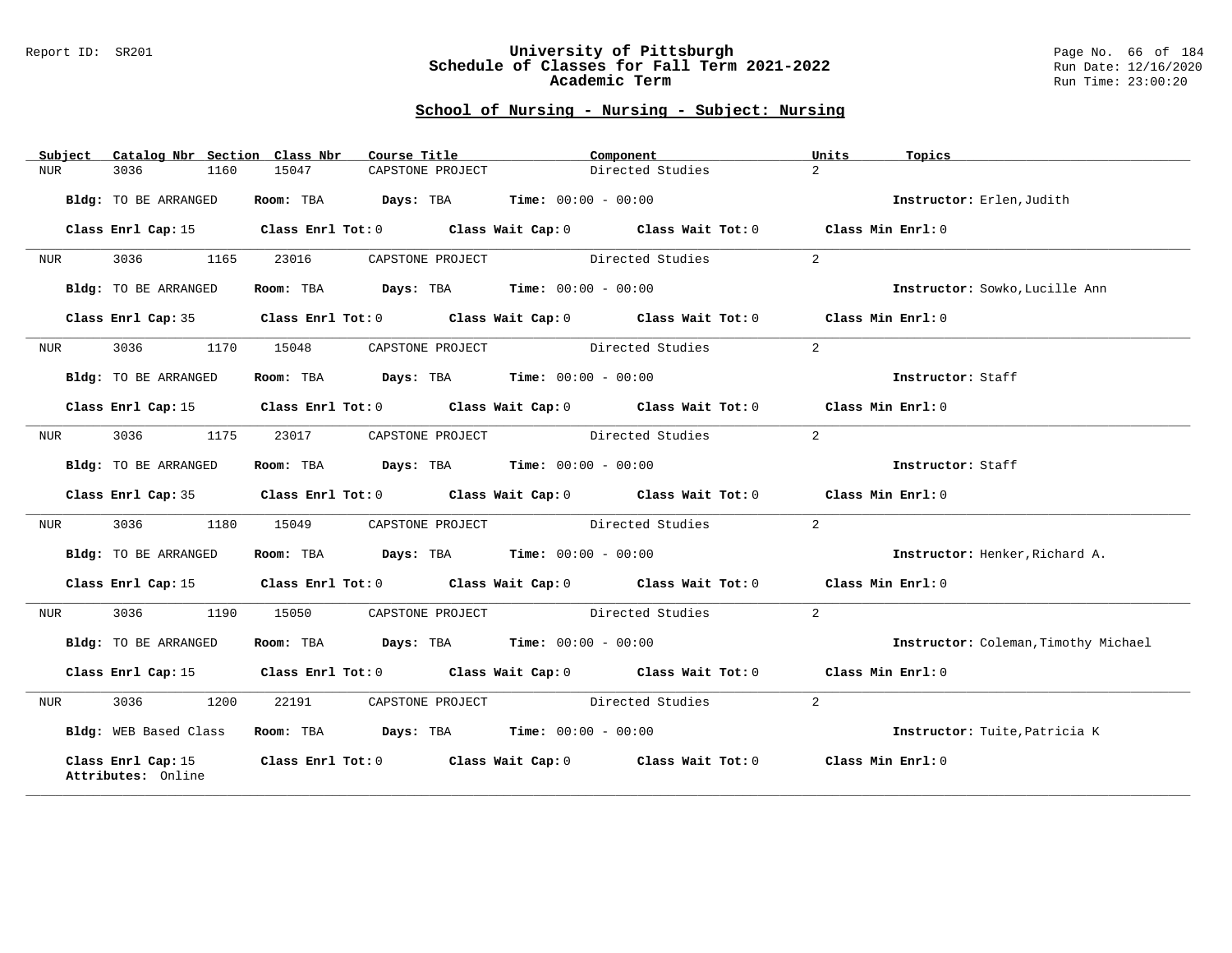## School of Nursing - Nursing - Subject: Nursing

| Subject | Catalog Nbr | Section | Class Nbr | Course Title | Component | Units | Topics |
|---|---|---|---|---|---|---|---|
| NUR | 3036 | 1160 | 15047 | CAPSTONE PROJECT | Directed Studies | 2 | |

**Bldg:** TO BE ARRANGED **Room:** TBA **Days:** TBA **Time:** 00:00 - 00:00 **Instructor:** Erlen,Judith

**Class Enrl Cap:** 15 **Class Enrl Tot:** 0 **Class Wait Cap:** 0 **Class Wait Tot:** 0 **Class Min Enrl:** 0

---

| Subject | Catalog Nbr | Section | Class Nbr | Course Title | Component | Units | Topics |
|---|---|---|---|---|---|---|---|
| NUR | 3036 | 1165 | 23016 | CAPSTONE PROJECT | Directed Studies | 2 | |

**Bldg:** TO BE ARRANGED **Room:** TBA **Days:** TBA **Time:** 00:00 - 00:00 **Instructor:** Sowko,Lucille Ann

**Class Enrl Cap:** 35 **Class Enrl Tot:** 0 **Class Wait Cap:** 0 **Class Wait Tot:** 0 **Class Min Enrl:** 0

---

| Subject | Catalog Nbr | Section | Class Nbr | Course Title | Component | Units | Topics |
|---|---|---|---|---|---|---|---|
| NUR | 3036 | 1170 | 15048 | CAPSTONE PROJECT | Directed Studies | 2 | |

**Bldg:** TO BE ARRANGED **Room:** TBA **Days:** TBA **Time:** 00:00 - 00:00 **Instructor:** Staff

**Class Enrl Cap:** 15 **Class Enrl Tot:** 0 **Class Wait Cap:** 0 **Class Wait Tot:** 0 **Class Min Enrl:** 0

---

| Subject | Catalog Nbr | Section | Class Nbr | Course Title | Component | Units | Topics |
|---|---|---|---|---|---|---|---|
| NUR | 3036 | 1175 | 23017 | CAPSTONE PROJECT | Directed Studies | 2 | |

**Bldg:** TO BE ARRANGED **Room:** TBA **Days:** TBA **Time:** 00:00 - 00:00 **Instructor:** Staff

**Class Enrl Cap:** 35 **Class Enrl Tot:** 0 **Class Wait Cap:** 0 **Class Wait Tot:** 0 **Class Min Enrl:** 0

---

| Subject | Catalog Nbr | Section | Class Nbr | Course Title | Component | Units | Topics |
|---|---|---|---|---|---|---|---|
| NUR | 3036 | 1180 | 15049 | CAPSTONE PROJECT | Directed Studies | 2 | |

**Bldg:** TO BE ARRANGED **Room:** TBA **Days:** TBA **Time:** 00:00 - 00:00 **Instructor:** Henker,Richard A.

**Class Enrl Cap:** 15 **Class Enrl Tot:** 0 **Class Wait Cap:** 0 **Class Wait Tot:** 0 **Class Min Enrl:** 0

---

| Subject | Catalog Nbr | Section | Class Nbr | Course Title | Component | Units | Topics |
|---|---|---|---|---|---|---|---|
| NUR | 3036 | 1190 | 15050 | CAPSTONE PROJECT | Directed Studies | 2 | |

**Bldg:** TO BE ARRANGED **Room:** TBA **Days:** TBA **Time:** 00:00 - 00:00 **Instructor:** Coleman,Timothy Michael

**Class Enrl Cap:** 15 **Class Enrl Tot:** 0 **Class Wait Cap:** 0 **Class Wait Tot:** 0 **Class Min Enrl:** 0

---

| Subject | Catalog Nbr | Section | Class Nbr | Course Title | Component | Units | Topics |
|---|---|---|---|---|---|---|---|
| NUR | 3036 | 1200 | 22191 | CAPSTONE PROJECT | Directed Studies | 2 | |

**Bldg:** WEB Based Class **Room:** TBA **Days:** TBA **Time:** 00:00 - 00:00 **Instructor:** Tuite,Patricia K

**Class Enrl Cap:** 15 **Class Enrl Tot:** 0 **Class Wait Cap:** 0 **Class Wait Tot:** 0 **Class Min Enrl:** 0
**Attributes:** Online

---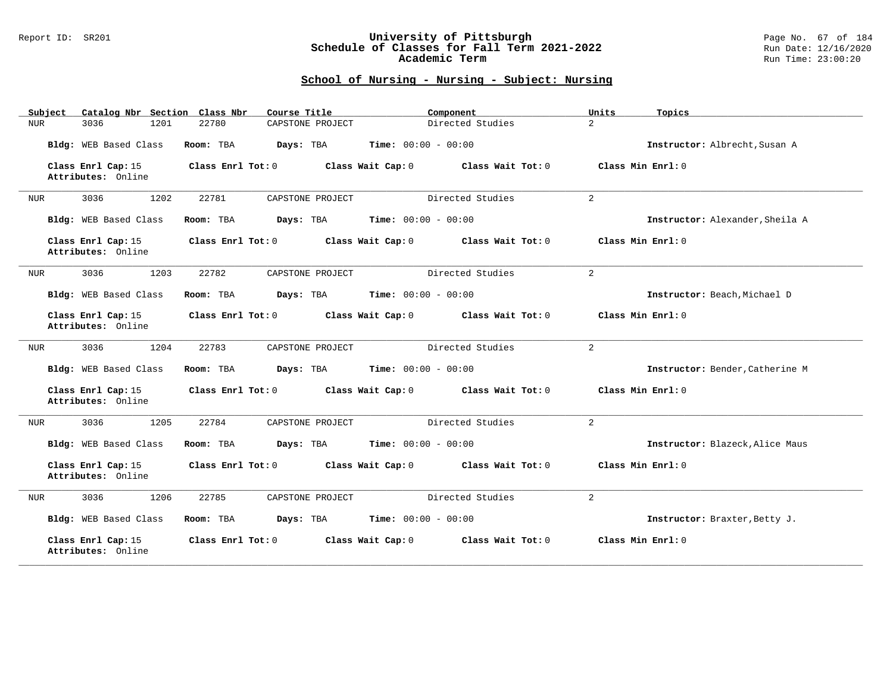## School of Nursing - Nursing - Subject: Nursing

| Subject | Catalog Nbr | Section | Class Nbr | Course Title | Component | Units | Topics |
|---|---|---|---|---|---|---|---|
| NUR | 3036 | 1201 | 22780 | CAPSTONE PROJECT | Directed Studies | 2 | |

**Bldg:** WEB Based Class **Room:** TBA **Days:** TBA **Time:** 00:00 - 00:00 **Instructor:** Albrecht,Susan A

**Class Enrl Cap:** 15 **Class Enrl Tot:** 0 **Class Wait Cap:** 0 **Class Wait Tot:** 0 **Class Min Enrl:** 0
**Attributes:** Online

| Subject | Catalog Nbr | Section | Class Nbr | Course Title | Component | Units | Topics |
|---|---|---|---|---|---|---|---|
| NUR | 3036 | 1202 | 22781 | CAPSTONE PROJECT | Directed Studies | 2 | |

**Bldg:** WEB Based Class **Room:** TBA **Days:** TBA **Time:** 00:00 - 00:00 **Instructor:** Alexander,Sheila A

**Class Enrl Cap:** 15 **Class Enrl Tot:** 0 **Class Wait Cap:** 0 **Class Wait Tot:** 0 **Class Min Enrl:** 0
**Attributes:** Online

| Subject | Catalog Nbr | Section | Class Nbr | Course Title | Component | Units | Topics |
|---|---|---|---|---|---|---|---|
| NUR | 3036 | 1203 | 22782 | CAPSTONE PROJECT | Directed Studies | 2 | |

**Bldg:** WEB Based Class **Room:** TBA **Days:** TBA **Time:** 00:00 - 00:00 **Instructor:** Beach,Michael D

**Class Enrl Cap:** 15 **Class Enrl Tot:** 0 **Class Wait Cap:** 0 **Class Wait Tot:** 0 **Class Min Enrl:** 0
**Attributes:** Online

| Subject | Catalog Nbr | Section | Class Nbr | Course Title | Component | Units | Topics |
|---|---|---|---|---|---|---|---|
| NUR | 3036 | 1204 | 22783 | CAPSTONE PROJECT | Directed Studies | 2 | |

**Bldg:** WEB Based Class **Room:** TBA **Days:** TBA **Time:** 00:00 - 00:00 **Instructor:** Bender,Catherine M

**Class Enrl Cap:** 15 **Class Enrl Tot:** 0 **Class Wait Cap:** 0 **Class Wait Tot:** 0 **Class Min Enrl:** 0
**Attributes:** Online

| Subject | Catalog Nbr | Section | Class Nbr | Course Title | Component | Units | Topics |
|---|---|---|---|---|---|---|---|
| NUR | 3036 | 1205 | 22784 | CAPSTONE PROJECT | Directed Studies | 2 | |

**Bldg:** WEB Based Class **Room:** TBA **Days:** TBA **Time:** 00:00 - 00:00 **Instructor:** Blazeck,Alice Maus

**Class Enrl Cap:** 15 **Class Enrl Tot:** 0 **Class Wait Cap:** 0 **Class Wait Tot:** 0 **Class Min Enrl:** 0
**Attributes:** Online

| Subject | Catalog Nbr | Section | Class Nbr | Course Title | Component | Units | Topics |
|---|---|---|---|---|---|---|---|
| NUR | 3036 | 1206 | 22785 | CAPSTONE PROJECT | Directed Studies | 2 | |

**Bldg:** WEB Based Class **Room:** TBA **Days:** TBA **Time:** 00:00 - 00:00 **Instructor:** Braxter,Betty J.

**Class Enrl Cap:** 15 **Class Enrl Tot:** 0 **Class Wait Cap:** 0 **Class Wait Tot:** 0 **Class Min Enrl:** 0
**Attributes:** Online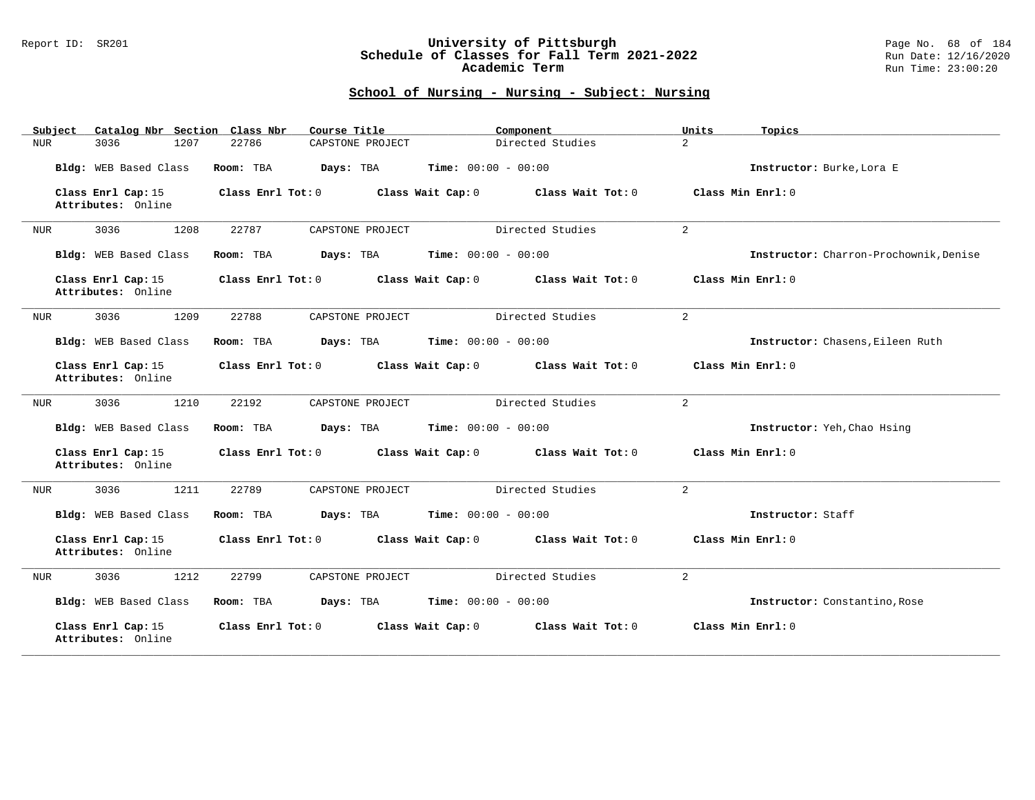## School of Nursing - Nursing - Subject: Nursing

| Subject | Catalog Nbr | Section | Class Nbr | Course Title | Component | Units | Topics |
|---|---|---|---|---|---|---|---|
| NUR | 3036 | 1207 | 22786 | CAPSTONE PROJECT | Directed Studies | 2 | |

**Bldg:** WEB Based Class **Room:** TBA **Days:** TBA **Time:** 00:00 - 00:00 **Instructor:** Burke,Lora E

**Class Enrl Cap:** 15 **Class Enrl Tot:** 0 **Class Wait Cap:** 0 **Class Wait Tot:** 0 **Class Min Enrl:** 0
**Attributes:** Online

---

| Subject | Catalog Nbr | Section | Class Nbr | Course Title | Component | Units | Topics |
|---|---|---|---|---|---|---|---|
| NUR | 3036 | 1208 | 22787 | CAPSTONE PROJECT | Directed Studies | 2 | |

**Bldg:** WEB Based Class **Room:** TBA **Days:** TBA **Time:** 00:00 - 00:00 **Instructor:** Charron-Prochownik,Denise

**Class Enrl Cap:** 15 **Class Enrl Tot:** 0 **Class Wait Cap:** 0 **Class Wait Tot:** 0 **Class Min Enrl:** 0
**Attributes:** Online

---

| Subject | Catalog Nbr | Section | Class Nbr | Course Title | Component | Units | Topics |
|---|---|---|---|---|---|---|---|
| NUR | 3036 | 1209 | 22788 | CAPSTONE PROJECT | Directed Studies | 2 | |

**Bldg:** WEB Based Class **Room:** TBA **Days:** TBA **Time:** 00:00 - 00:00 **Instructor:** Chasens,Eileen Ruth

**Class Enrl Cap:** 15 **Class Enrl Tot:** 0 **Class Wait Cap:** 0 **Class Wait Tot:** 0 **Class Min Enrl:** 0
**Attributes:** Online

---

| Subject | Catalog Nbr | Section | Class Nbr | Course Title | Component | Units | Topics |
|---|---|---|---|---|---|---|---|
| NUR | 3036 | 1210 | 22192 | CAPSTONE PROJECT | Directed Studies | 2 | |

**Bldg:** WEB Based Class **Room:** TBA **Days:** TBA **Time:** 00:00 - 00:00 **Instructor:** Yeh,Chao Hsing

**Class Enrl Cap:** 15 **Class Enrl Tot:** 0 **Class Wait Cap:** 0 **Class Wait Tot:** 0 **Class Min Enrl:** 0
**Attributes:** Online

---

| Subject | Catalog Nbr | Section | Class Nbr | Course Title | Component | Units | Topics |
|---|---|---|---|---|---|---|---|
| NUR | 3036 | 1211 | 22789 | CAPSTONE PROJECT | Directed Studies | 2 | |

**Bldg:** WEB Based Class **Room:** TBA **Days:** TBA **Time:** 00:00 - 00:00 **Instructor:** Staff

**Class Enrl Cap:** 15 **Class Enrl Tot:** 0 **Class Wait Cap:** 0 **Class Wait Tot:** 0 **Class Min Enrl:** 0
**Attributes:** Online

---

| Subject | Catalog Nbr | Section | Class Nbr | Course Title | Component | Units | Topics |
|---|---|---|---|---|---|---|---|
| NUR | 3036 | 1212 | 22799 | CAPSTONE PROJECT | Directed Studies | 2 | |

**Bldg:** WEB Based Class **Room:** TBA **Days:** TBA **Time:** 00:00 - 00:00 **Instructor:** Constantino,Rose

**Class Enrl Cap:** 15 **Class Enrl Tot:** 0 **Class Wait Cap:** 0 **Class Wait Tot:** 0 **Class Min Enrl:** 0
**Attributes:** Online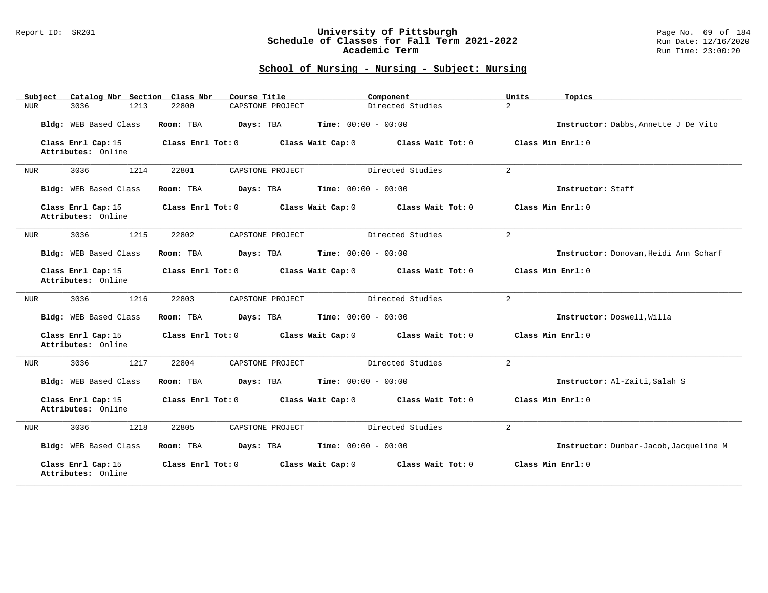## School of Nursing - Nursing - Subject: Nursing

| Subject | Catalog Nbr | Section | Class Nbr | Course Title | Component | Units | Topics |
|---|---|---|---|---|---|---|---|
| NUR | 3036 | 1213 | 22800 | CAPSTONE PROJECT | Directed Studies | 2 | |

**Bldg:** WEB Based Class **Room:** TBA **Days:** TBA **Time:** 00:00 - 00:00 **Instructor:** Dabbs,Annette J De Vito

**Class Enrl Cap:** 15 **Class Enrl Tot:** 0 **Class Wait Cap:** 0 **Class Wait Tot:** 0 **Class Min Enrl:** 0
**Attributes:** Online

---

| Subject | Catalog Nbr | Section | Class Nbr | Course Title | Component | Units | Topics |
|---|---|---|---|---|---|---|---|
| NUR | 3036 | 1214 | 22801 | CAPSTONE PROJECT | Directed Studies | 2 | |

**Bldg:** WEB Based Class **Room:** TBA **Days:** TBA **Time:** 00:00 - 00:00 **Instructor:** Staff

**Class Enrl Cap:** 15 **Class Enrl Tot:** 0 **Class Wait Cap:** 0 **Class Wait Tot:** 0 **Class Min Enrl:** 0
**Attributes:** Online

---

| Subject | Catalog Nbr | Section | Class Nbr | Course Title | Component | Units | Topics |
|---|---|---|---|---|---|---|---|
| NUR | 3036 | 1215 | 22802 | CAPSTONE PROJECT | Directed Studies | 2 | |

**Bldg:** WEB Based Class **Room:** TBA **Days:** TBA **Time:** 00:00 - 00:00 **Instructor:** Donovan,Heidi Ann Scharf

**Class Enrl Cap:** 15 **Class Enrl Tot:** 0 **Class Wait Cap:** 0 **Class Wait Tot:** 0 **Class Min Enrl:** 0
**Attributes:** Online

---

| Subject | Catalog Nbr | Section | Class Nbr | Course Title | Component | Units | Topics |
|---|---|---|---|---|---|---|---|
| NUR | 3036 | 1216 | 22803 | CAPSTONE PROJECT | Directed Studies | 2 | |

**Bldg:** WEB Based Class **Room:** TBA **Days:** TBA **Time:** 00:00 - 00:00 **Instructor:** Doswell,Willa

**Class Enrl Cap:** 15 **Class Enrl Tot:** 0 **Class Wait Cap:** 0 **Class Wait Tot:** 0 **Class Min Enrl:** 0
**Attributes:** Online

---

| Subject | Catalog Nbr | Section | Class Nbr | Course Title | Component | Units | Topics |
|---|---|---|---|---|---|---|---|
| NUR | 3036 | 1217 | 22804 | CAPSTONE PROJECT | Directed Studies | 2 | |

**Bldg:** WEB Based Class **Room:** TBA **Days:** TBA **Time:** 00:00 - 00:00 **Instructor:** Al-Zaiti,Salah S

**Class Enrl Cap:** 15 **Class Enrl Tot:** 0 **Class Wait Cap:** 0 **Class Wait Tot:** 0 **Class Min Enrl:** 0
**Attributes:** Online

---

| Subject | Catalog Nbr | Section | Class Nbr | Course Title | Component | Units | Topics |
|---|---|---|---|---|---|---|---|
| NUR | 3036 | 1218 | 22805 | CAPSTONE PROJECT | Directed Studies | 2 | |

**Bldg:** WEB Based Class **Room:** TBA **Days:** TBA **Time:** 00:00 - 00:00 **Instructor:** Dunbar-Jacob,Jacqueline M

**Class Enrl Cap:** 15 **Class Enrl Tot:** 0 **Class Wait Cap:** 0 **Class Wait Tot:** 0 **Class Min Enrl:** 0
**Attributes:** Online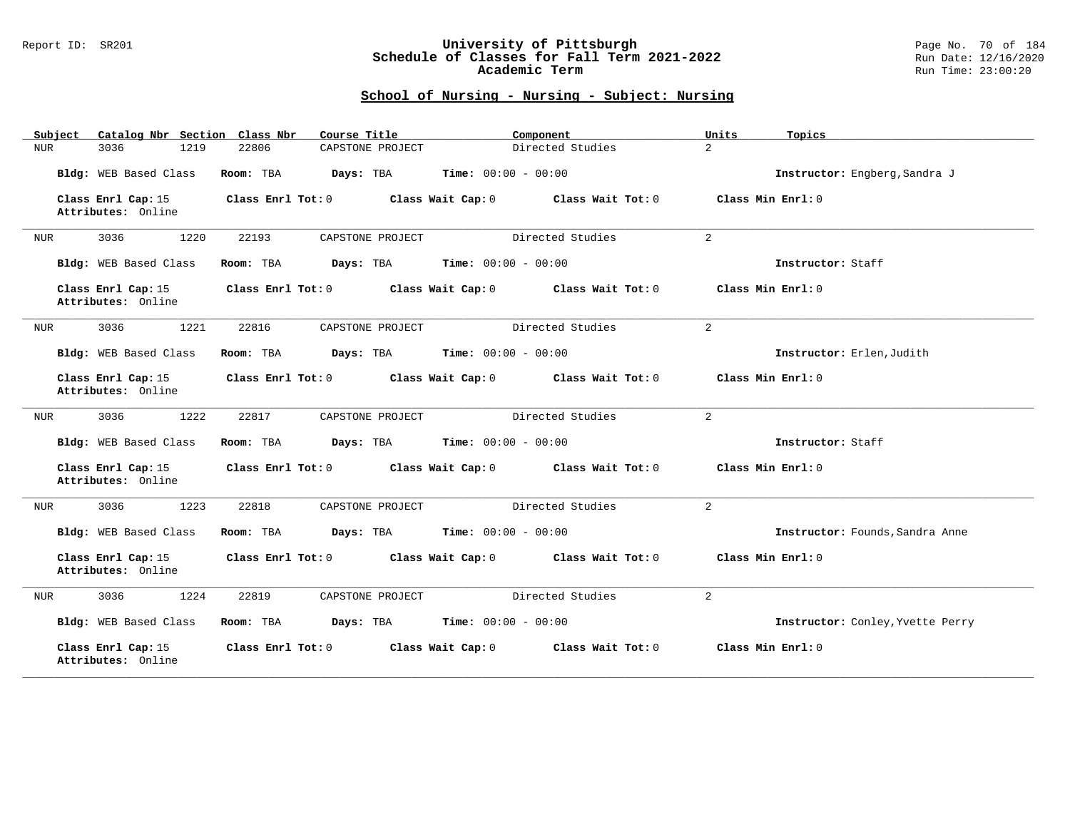## School of Nursing - Nursing - Subject: Nursing

| Subject | Catalog Nbr | Section | Class Nbr | Course Title | Component | Units | Topics |
|---|---|---|---|---|---|---|---|
| NUR | 3036 | 1219 | 22806 | CAPSTONE PROJECT | Directed Studies | 2 | |

**Bldg:** WEB Based Class **Room:** TBA **Days:** TBA **Time:** 00:00 - 00:00 **Instructor:** Engberg,Sandra J

**Class Enrl Cap:** 15 **Class Enrl Tot:** 0 **Class Wait Cap:** 0 **Class Wait Tot:** 0 **Class Min Enrl:** 0
**Attributes:** Online

---

| Subject | Catalog Nbr | Section | Class Nbr | Course Title | Component | Units | Topics |
|---|---|---|---|---|---|---|---|
| NUR | 3036 | 1220 | 22193 | CAPSTONE PROJECT | Directed Studies | 2 | |

**Bldg:** WEB Based Class **Room:** TBA **Days:** TBA **Time:** 00:00 - 00:00 **Instructor:** Staff

**Class Enrl Cap:** 15 **Class Enrl Tot:** 0 **Class Wait Cap:** 0 **Class Wait Tot:** 0 **Class Min Enrl:** 0
**Attributes:** Online

---

| Subject | Catalog Nbr | Section | Class Nbr | Course Title | Component | Units | Topics |
|---|---|---|---|---|---|---|---|
| NUR | 3036 | 1221 | 22816 | CAPSTONE PROJECT | Directed Studies | 2 | |

**Bldg:** WEB Based Class **Room:** TBA **Days:** TBA **Time:** 00:00 - 00:00 **Instructor:** Erlen,Judith

**Class Enrl Cap:** 15 **Class Enrl Tot:** 0 **Class Wait Cap:** 0 **Class Wait Tot:** 0 **Class Min Enrl:** 0
**Attributes:** Online

---

| Subject | Catalog Nbr | Section | Class Nbr | Course Title | Component | Units | Topics |
|---|---|---|---|---|---|---|---|
| NUR | 3036 | 1222 | 22817 | CAPSTONE PROJECT | Directed Studies | 2 | |

**Bldg:** WEB Based Class **Room:** TBA **Days:** TBA **Time:** 00:00 - 00:00 **Instructor:** Staff

**Class Enrl Cap:** 15 **Class Enrl Tot:** 0 **Class Wait Cap:** 0 **Class Wait Tot:** 0 **Class Min Enrl:** 0
**Attributes:** Online

---

| Subject | Catalog Nbr | Section | Class Nbr | Course Title | Component | Units | Topics |
|---|---|---|---|---|---|---|---|
| NUR | 3036 | 1223 | 22818 | CAPSTONE PROJECT | Directed Studies | 2 | |

**Bldg:** WEB Based Class **Room:** TBA **Days:** TBA **Time:** 00:00 - 00:00 **Instructor:** Founds,Sandra Anne

**Class Enrl Cap:** 15 **Class Enrl Tot:** 0 **Class Wait Cap:** 0 **Class Wait Tot:** 0 **Class Min Enrl:** 0
**Attributes:** Online

---

| Subject | Catalog Nbr | Section | Class Nbr | Course Title | Component | Units | Topics |
|---|---|---|---|---|---|---|---|
| NUR | 3036 | 1224 | 22819 | CAPSTONE PROJECT | Directed Studies | 2 | |

**Bldg:** WEB Based Class **Room:** TBA **Days:** TBA **Time:** 00:00 - 00:00 **Instructor:** Conley,Yvette Perry

**Class Enrl Cap:** 15 **Class Enrl Tot:** 0 **Class Wait Cap:** 0 **Class Wait Tot:** 0 **Class Min Enrl:** 0
**Attributes:** Online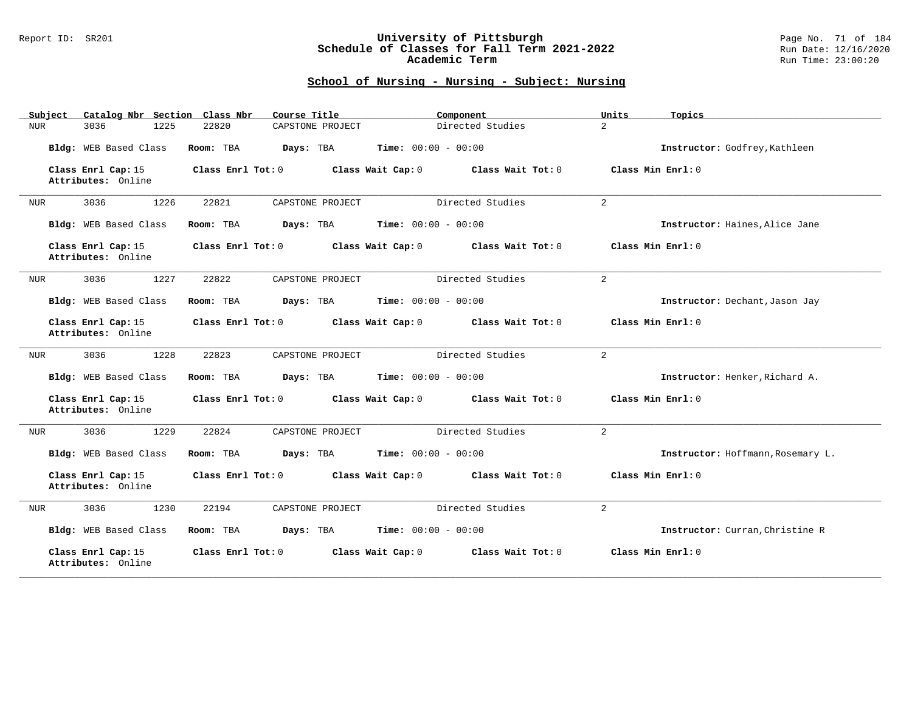## School of Nursing - Nursing - Subject: Nursing

| Subject | Catalog Nbr | Section | Class Nbr | Course Title | Component | Units | Topics |
|---|---|---|---|---|---|---|---|
| NUR | 3036 | 1225 | 22820 | CAPSTONE PROJECT | Directed Studies | 2 | |

**Bldg:** WEB Based Class **Room:** TBA **Days:** TBA **Time:** 00:00 - 00:00 **Instructor:** Godfrey,Kathleen

**Class Enrl Cap:** 15 **Class Enrl Tot:** 0 **Class Wait Cap:** 0 **Class Wait Tot:** 0 **Class Min Enrl:** 0
**Attributes:** Online

---

| Subject | Catalog Nbr | Section | Class Nbr | Course Title | Component | Units | Topics |
|---|---|---|---|---|---|---|---|
| NUR | 3036 | 1226 | 22821 | CAPSTONE PROJECT | Directed Studies | 2 | |

**Bldg:** WEB Based Class **Room:** TBA **Days:** TBA **Time:** 00:00 - 00:00 **Instructor:** Haines,Alice Jane

**Class Enrl Cap:** 15 **Class Enrl Tot:** 0 **Class Wait Cap:** 0 **Class Wait Tot:** 0 **Class Min Enrl:** 0
**Attributes:** Online

---

| Subject | Catalog Nbr | Section | Class Nbr | Course Title | Component | Units | Topics |
|---|---|---|---|---|---|---|---|
| NUR | 3036 | 1227 | 22822 | CAPSTONE PROJECT | Directed Studies | 2 | |

**Bldg:** WEB Based Class **Room:** TBA **Days:** TBA **Time:** 00:00 - 00:00 **Instructor:** Dechant,Jason Jay

**Class Enrl Cap:** 15 **Class Enrl Tot:** 0 **Class Wait Cap:** 0 **Class Wait Tot:** 0 **Class Min Enrl:** 0
**Attributes:** Online

---

| Subject | Catalog Nbr | Section | Class Nbr | Course Title | Component | Units | Topics |
|---|---|---|---|---|---|---|---|
| NUR | 3036 | 1228 | 22823 | CAPSTONE PROJECT | Directed Studies | 2 | |

**Bldg:** WEB Based Class **Room:** TBA **Days:** TBA **Time:** 00:00 - 00:00 **Instructor:** Henker,Richard A.

**Class Enrl Cap:** 15 **Class Enrl Tot:** 0 **Class Wait Cap:** 0 **Class Wait Tot:** 0 **Class Min Enrl:** 0
**Attributes:** Online

---

| Subject | Catalog Nbr | Section | Class Nbr | Course Title | Component | Units | Topics |
|---|---|---|---|---|---|---|---|
| NUR | 3036 | 1229 | 22824 | CAPSTONE PROJECT | Directed Studies | 2 | |

**Bldg:** WEB Based Class **Room:** TBA **Days:** TBA **Time:** 00:00 - 00:00 **Instructor:** Hoffmann,Rosemary L.

**Class Enrl Cap:** 15 **Class Enrl Tot:** 0 **Class Wait Cap:** 0 **Class Wait Tot:** 0 **Class Min Enrl:** 0
**Attributes:** Online

---

| Subject | Catalog Nbr | Section | Class Nbr | Course Title | Component | Units | Topics |
|---|---|---|---|---|---|---|---|
| NUR | 3036 | 1230 | 22194 | CAPSTONE PROJECT | Directed Studies | 2 | |

**Bldg:** WEB Based Class **Room:** TBA **Days:** TBA **Time:** 00:00 - 00:00 **Instructor:** Curran,Christine R

**Class Enrl Cap:** 15 **Class Enrl Tot:** 0 **Class Wait Cap:** 0 **Class Wait Tot:** 0 **Class Min Enrl:** 0
**Attributes:** Online

---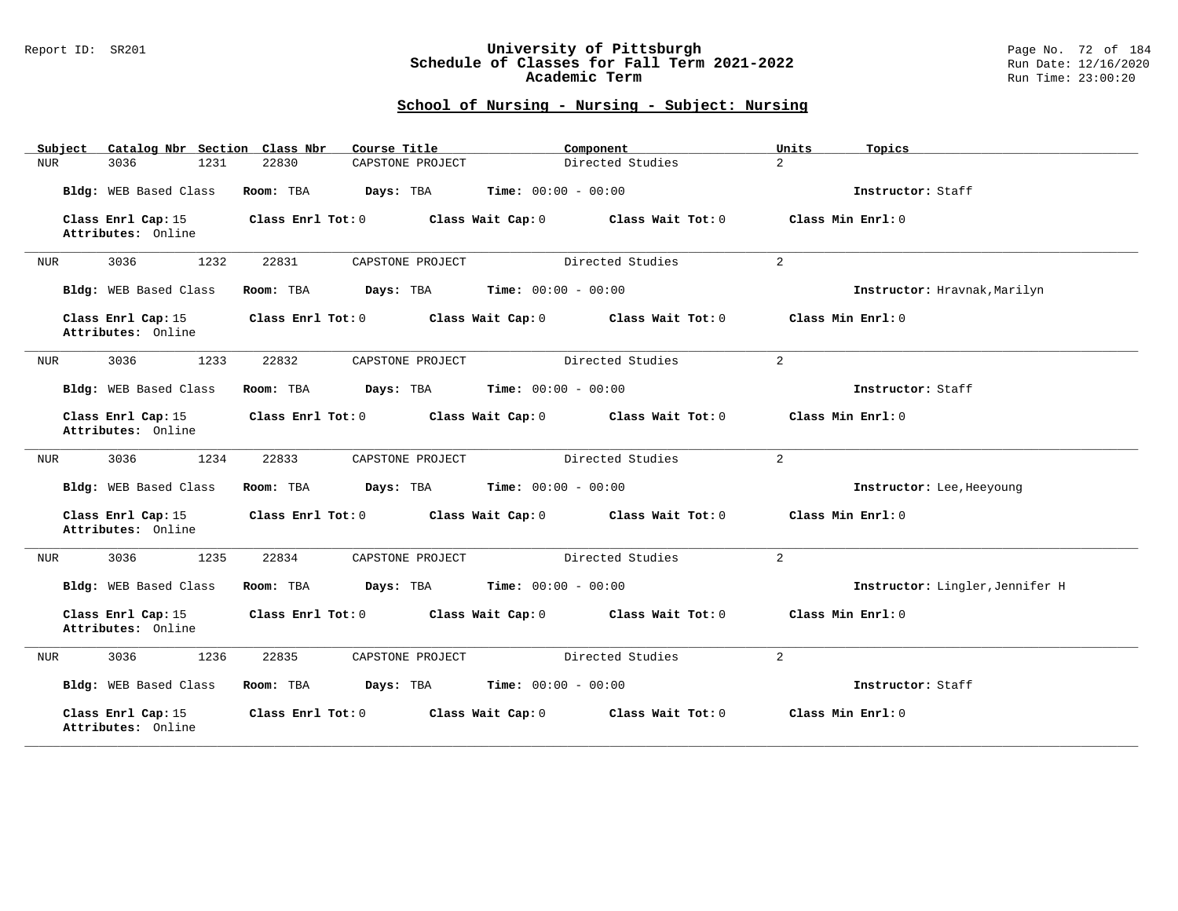## School of Nursing - Nursing - Subject: Nursing

| Subject | Catalog Nbr | Section | Class Nbr | Course Title | Component | Units | Topics |
|---|---|---|---|---|---|---|---|
| NUR | 3036 | 1231 | 22830 | CAPSTONE PROJECT | Directed Studies | 2 | |

**Bldg:** WEB Based Class **Room:** TBA **Days:** TBA **Time:** 00:00 - 00:00 **Instructor:** Staff

**Class Enrl Cap:** 15 **Class Enrl Tot:** 0 **Class Wait Cap:** 0 **Class Wait Tot:** 0 **Class Min Enrl:** 0
**Attributes:** Online

---

| Subject | Catalog Nbr | Section | Class Nbr | Course Title | Component | Units | Topics |
|---|---|---|---|---|---|---|---|
| NUR | 3036 | 1232 | 22831 | CAPSTONE PROJECT | Directed Studies | 2 | |

**Bldg:** WEB Based Class **Room:** TBA **Days:** TBA **Time:** 00:00 - 00:00 **Instructor:** Hravnak,Marilyn

**Class Enrl Cap:** 15 **Class Enrl Tot:** 0 **Class Wait Cap:** 0 **Class Wait Tot:** 0 **Class Min Enrl:** 0
**Attributes:** Online

---

| Subject | Catalog Nbr | Section | Class Nbr | Course Title | Component | Units | Topics |
|---|---|---|---|---|---|---|---|
| NUR | 3036 | 1233 | 22832 | CAPSTONE PROJECT | Directed Studies | 2 | |

**Bldg:** WEB Based Class **Room:** TBA **Days:** TBA **Time:** 00:00 - 00:00 **Instructor:** Staff

**Class Enrl Cap:** 15 **Class Enrl Tot:** 0 **Class Wait Cap:** 0 **Class Wait Tot:** 0 **Class Min Enrl:** 0
**Attributes:** Online

---

| Subject | Catalog Nbr | Section | Class Nbr | Course Title | Component | Units | Topics |
|---|---|---|---|---|---|---|---|
| NUR | 3036 | 1234 | 22833 | CAPSTONE PROJECT | Directed Studies | 2 | |

**Bldg:** WEB Based Class **Room:** TBA **Days:** TBA **Time:** 00:00 - 00:00 **Instructor:** Lee,Heeyoung

**Class Enrl Cap:** 15 **Class Enrl Tot:** 0 **Class Wait Cap:** 0 **Class Wait Tot:** 0 **Class Min Enrl:** 0
**Attributes:** Online

---

| Subject | Catalog Nbr | Section | Class Nbr | Course Title | Component | Units | Topics |
|---|---|---|---|---|---|---|---|
| NUR | 3036 | 1235 | 22834 | CAPSTONE PROJECT | Directed Studies | 2 | |

**Bldg:** WEB Based Class **Room:** TBA **Days:** TBA **Time:** 00:00 - 00:00 **Instructor:** Lingler,Jennifer H

**Class Enrl Cap:** 15 **Class Enrl Tot:** 0 **Class Wait Cap:** 0 **Class Wait Tot:** 0 **Class Min Enrl:** 0
**Attributes:** Online

---

| Subject | Catalog Nbr | Section | Class Nbr | Course Title | Component | Units | Topics |
|---|---|---|---|---|---|---|---|
| NUR | 3036 | 1236 | 22835 | CAPSTONE PROJECT | Directed Studies | 2 | |

**Bldg:** WEB Based Class **Room:** TBA **Days:** TBA **Time:** 00:00 - 00:00 **Instructor:** Staff

**Class Enrl Cap:** 15 **Class Enrl Tot:** 0 **Class Wait Cap:** 0 **Class Wait Tot:** 0 **Class Min Enrl:** 0
**Attributes:** Online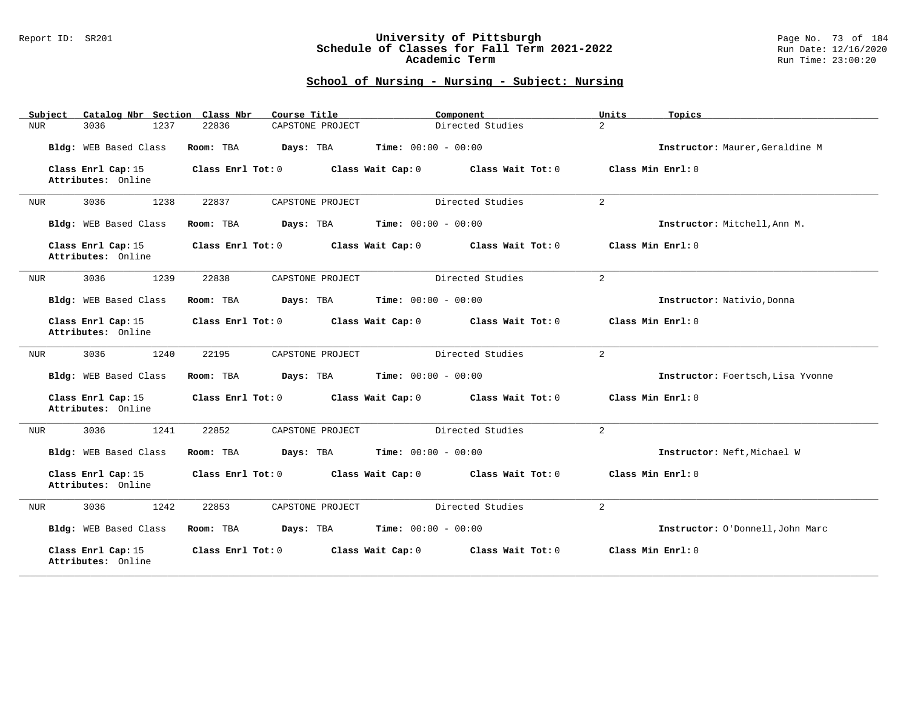## School of Nursing - Nursing - Subject: Nursing

| Subject | Catalog Nbr | Section | Class Nbr | Course Title | Component | Units | Topics |
|---|---|---|---|---|---|---|---|
| NUR | 3036 | 1237 | 22836 | CAPSTONE PROJECT | Directed Studies | 2 | |

**Bldg:** WEB Based Class **Room:** TBA **Days:** TBA **Time:** 00:00 - 00:00 **Instructor:** Maurer,Geraldine M

**Class Enrl Cap:** 15 **Class Enrl Tot:** 0 **Class Wait Cap:** 0 **Class Wait Tot:** 0 **Class Min Enrl:** 0
**Attributes:** Online

---

| Subject | Catalog Nbr | Section | Class Nbr | Course Title | Component | Units | Topics |
|---|---|---|---|---|---|---|---|
| NUR | 3036 | 1238 | 22837 | CAPSTONE PROJECT | Directed Studies | 2 | |

**Bldg:** WEB Based Class **Room:** TBA **Days:** TBA **Time:** 00:00 - 00:00 **Instructor:** Mitchell,Ann M.

**Class Enrl Cap:** 15 **Class Enrl Tot:** 0 **Class Wait Cap:** 0 **Class Wait Tot:** 0 **Class Min Enrl:** 0
**Attributes:** Online

---

| Subject | Catalog Nbr | Section | Class Nbr | Course Title | Component | Units | Topics |
|---|---|---|---|---|---|---|---|
| NUR | 3036 | 1239 | 22838 | CAPSTONE PROJECT | Directed Studies | 2 | |

**Bldg:** WEB Based Class **Room:** TBA **Days:** TBA **Time:** 00:00 - 00:00 **Instructor:** Nativio,Donna

**Class Enrl Cap:** 15 **Class Enrl Tot:** 0 **Class Wait Cap:** 0 **Class Wait Tot:** 0 **Class Min Enrl:** 0
**Attributes:** Online

---

| Subject | Catalog Nbr | Section | Class Nbr | Course Title | Component | Units | Topics |
|---|---|---|---|---|---|---|---|
| NUR | 3036 | 1240 | 22195 | CAPSTONE PROJECT | Directed Studies | 2 | |

**Bldg:** WEB Based Class **Room:** TBA **Days:** TBA **Time:** 00:00 - 00:00 **Instructor:** Foertsch,Lisa Yvonne

**Class Enrl Cap:** 15 **Class Enrl Tot:** 0 **Class Wait Cap:** 0 **Class Wait Tot:** 0 **Class Min Enrl:** 0
**Attributes:** Online

---

| Subject | Catalog Nbr | Section | Class Nbr | Course Title | Component | Units | Topics |
|---|---|---|---|---|---|---|---|
| NUR | 3036 | 1241 | 22852 | CAPSTONE PROJECT | Directed Studies | 2 | |

**Bldg:** WEB Based Class **Room:** TBA **Days:** TBA **Time:** 00:00 - 00:00 **Instructor:** Neft,Michael W

**Class Enrl Cap:** 15 **Class Enrl Tot:** 0 **Class Wait Cap:** 0 **Class Wait Tot:** 0 **Class Min Enrl:** 0
**Attributes:** Online

---

| Subject | Catalog Nbr | Section | Class Nbr | Course Title | Component | Units | Topics |
|---|---|---|---|---|---|---|---|
| NUR | 3036 | 1242 | 22853 | CAPSTONE PROJECT | Directed Studies | 2 | |

**Bldg:** WEB Based Class **Room:** TBA **Days:** TBA **Time:** 00:00 - 00:00 **Instructor:** O'Donnell,John Marc

**Class Enrl Cap:** 15 **Class Enrl Tot:** 0 **Class Wait Cap:** 0 **Class Wait Tot:** 0 **Class Min Enrl:** 0
**Attributes:** Online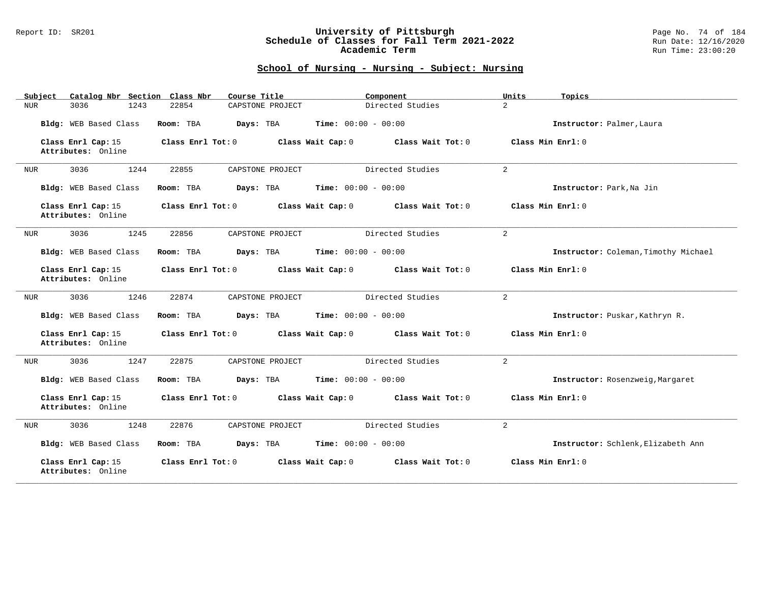## School of Nursing - Nursing - Subject: Nursing

| Subject | Catalog Nbr | Section | Class Nbr | Course Title | Component | Units | Topics |
|---|---|---|---|---|---|---|---|
| NUR | 3036 | 1243 | 22854 | CAPSTONE PROJECT | Directed Studies | 2 | |

**Bldg:** WEB Based Class **Room:** TBA **Days:** TBA **Time:** 00:00 - 00:00 **Instructor:** Palmer,Laura

**Class Enrl Cap:** 15 **Class Enrl Tot:** 0 **Class Wait Cap:** 0 **Class Wait Tot:** 0 **Class Min Enrl:** 0
**Attributes:** Online

---

| Subject | Catalog Nbr | Section | Class Nbr | Course Title | Component | Units | Topics |
|---|---|---|---|---|---|---|---|
| NUR | 3036 | 1244 | 22855 | CAPSTONE PROJECT | Directed Studies | 2 | |

**Bldg:** WEB Based Class **Room:** TBA **Days:** TBA **Time:** 00:00 - 00:00 **Instructor:** Park,Na Jin

**Class Enrl Cap:** 15 **Class Enrl Tot:** 0 **Class Wait Cap:** 0 **Class Wait Tot:** 0 **Class Min Enrl:** 0
**Attributes:** Online

---

| Subject | Catalog Nbr | Section | Class Nbr | Course Title | Component | Units | Topics |
|---|---|---|---|---|---|---|---|
| NUR | 3036 | 1245 | 22856 | CAPSTONE PROJECT | Directed Studies | 2 | |

**Bldg:** WEB Based Class **Room:** TBA **Days:** TBA **Time:** 00:00 - 00:00 **Instructor:** Coleman,Timothy Michael

**Class Enrl Cap:** 15 **Class Enrl Tot:** 0 **Class Wait Cap:** 0 **Class Wait Tot:** 0 **Class Min Enrl:** 0
**Attributes:** Online

---

| Subject | Catalog Nbr | Section | Class Nbr | Course Title | Component | Units | Topics |
|---|---|---|---|---|---|---|---|
| NUR | 3036 | 1246 | 22874 | CAPSTONE PROJECT | Directed Studies | 2 | |

**Bldg:** WEB Based Class **Room:** TBA **Days:** TBA **Time:** 00:00 - 00:00 **Instructor:** Puskar,Kathryn R.

**Class Enrl Cap:** 15 **Class Enrl Tot:** 0 **Class Wait Cap:** 0 **Class Wait Tot:** 0 **Class Min Enrl:** 0
**Attributes:** Online

---

| Subject | Catalog Nbr | Section | Class Nbr | Course Title | Component | Units | Topics |
|---|---|---|---|---|---|---|---|
| NUR | 3036 | 1247 | 22875 | CAPSTONE PROJECT | Directed Studies | 2 | |

**Bldg:** WEB Based Class **Room:** TBA **Days:** TBA **Time:** 00:00 - 00:00 **Instructor:** Rosenzweig,Margaret

**Class Enrl Cap:** 15 **Class Enrl Tot:** 0 **Class Wait Cap:** 0 **Class Wait Tot:** 0 **Class Min Enrl:** 0
**Attributes:** Online

---

| Subject | Catalog Nbr | Section | Class Nbr | Course Title | Component | Units | Topics |
|---|---|---|---|---|---|---|---|
| NUR | 3036 | 1248 | 22876 | CAPSTONE PROJECT | Directed Studies | 2 | |

**Bldg:** WEB Based Class **Room:** TBA **Days:** TBA **Time:** 00:00 - 00:00 **Instructor:** Schlenk,Elizabeth Ann

**Class Enrl Cap:** 15 **Class Enrl Tot:** 0 **Class Wait Cap:** 0 **Class Wait Tot:** 0 **Class Min Enrl:** 0
**Attributes:** Online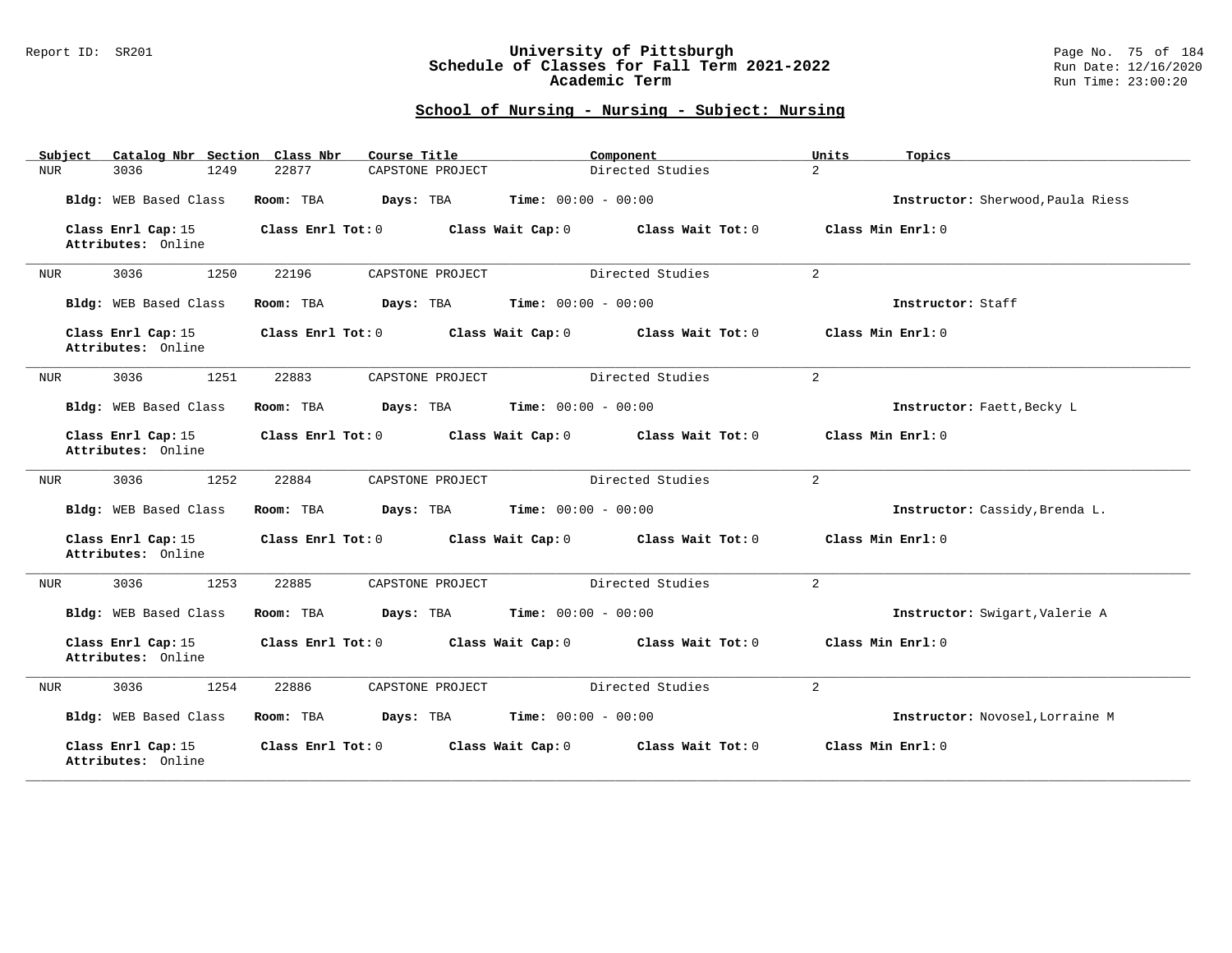## School of Nursing - Nursing - Subject: Nursing

| Subject | Catalog Nbr | Section | Class Nbr | Course Title | Component | Units | Topics |
|---|---|---|---|---|---|---|---|
| NUR | 3036 | 1249 | 22877 | CAPSTONE PROJECT | Directed Studies | 2 | |

**Bldg:** WEB Based Class **Room:** TBA **Days:** TBA **Time:** 00:00 - 00:00 **Instructor:** Sherwood,Paula Riess

**Class Enrl Cap:** 15 **Class Enrl Tot:** 0 **Class Wait Cap:** 0 **Class Wait Tot:** 0 **Class Min Enrl:** 0
**Attributes:** Online

---

| Subject | Catalog Nbr | Section | Class Nbr | Course Title | Component | Units | Topics |
|---|---|---|---|---|---|---|---|
| NUR | 3036 | 1250 | 22196 | CAPSTONE PROJECT | Directed Studies | 2 | |

**Bldg:** WEB Based Class **Room:** TBA **Days:** TBA **Time:** 00:00 - 00:00 **Instructor:** Staff

**Class Enrl Cap:** 15 **Class Enrl Tot:** 0 **Class Wait Cap:** 0 **Class Wait Tot:** 0 **Class Min Enrl:** 0
**Attributes:** Online

---

| Subject | Catalog Nbr | Section | Class Nbr | Course Title | Component | Units | Topics |
|---|---|---|---|---|---|---|---|
| NUR | 3036 | 1251 | 22883 | CAPSTONE PROJECT | Directed Studies | 2 | |

**Bldg:** WEB Based Class **Room:** TBA **Days:** TBA **Time:** 00:00 - 00:00 **Instructor:** Faett,Becky L

**Class Enrl Cap:** 15 **Class Enrl Tot:** 0 **Class Wait Cap:** 0 **Class Wait Tot:** 0 **Class Min Enrl:** 0
**Attributes:** Online

---

| Subject | Catalog Nbr | Section | Class Nbr | Course Title | Component | Units | Topics |
|---|---|---|---|---|---|---|---|
| NUR | 3036 | 1252 | 22884 | CAPSTONE PROJECT | Directed Studies | 2 | |

**Bldg:** WEB Based Class **Room:** TBA **Days:** TBA **Time:** 00:00 - 00:00 **Instructor:** Cassidy,Brenda L.

**Class Enrl Cap:** 15 **Class Enrl Tot:** 0 **Class Wait Cap:** 0 **Class Wait Tot:** 0 **Class Min Enrl:** 0
**Attributes:** Online

---

| Subject | Catalog Nbr | Section | Class Nbr | Course Title | Component | Units | Topics |
|---|---|---|---|---|---|---|---|
| NUR | 3036 | 1253 | 22885 | CAPSTONE PROJECT | Directed Studies | 2 | |

**Bldg:** WEB Based Class **Room:** TBA **Days:** TBA **Time:** 00:00 - 00:00 **Instructor:** Swigart,Valerie A

**Class Enrl Cap:** 15 **Class Enrl Tot:** 0 **Class Wait Cap:** 0 **Class Wait Tot:** 0 **Class Min Enrl:** 0
**Attributes:** Online

---

| Subject | Catalog Nbr | Section | Class Nbr | Course Title | Component | Units | Topics |
|---|---|---|---|---|---|---|---|
| NUR | 3036 | 1254 | 22886 | CAPSTONE PROJECT | Directed Studies | 2 | |

**Bldg:** WEB Based Class **Room:** TBA **Days:** TBA **Time:** 00:00 - 00:00 **Instructor:** Novosel,Lorraine M

**Class Enrl Cap:** 15 **Class Enrl Tot:** 0 **Class Wait Cap:** 0 **Class Wait Tot:** 0 **Class Min Enrl:** 0
**Attributes:** Online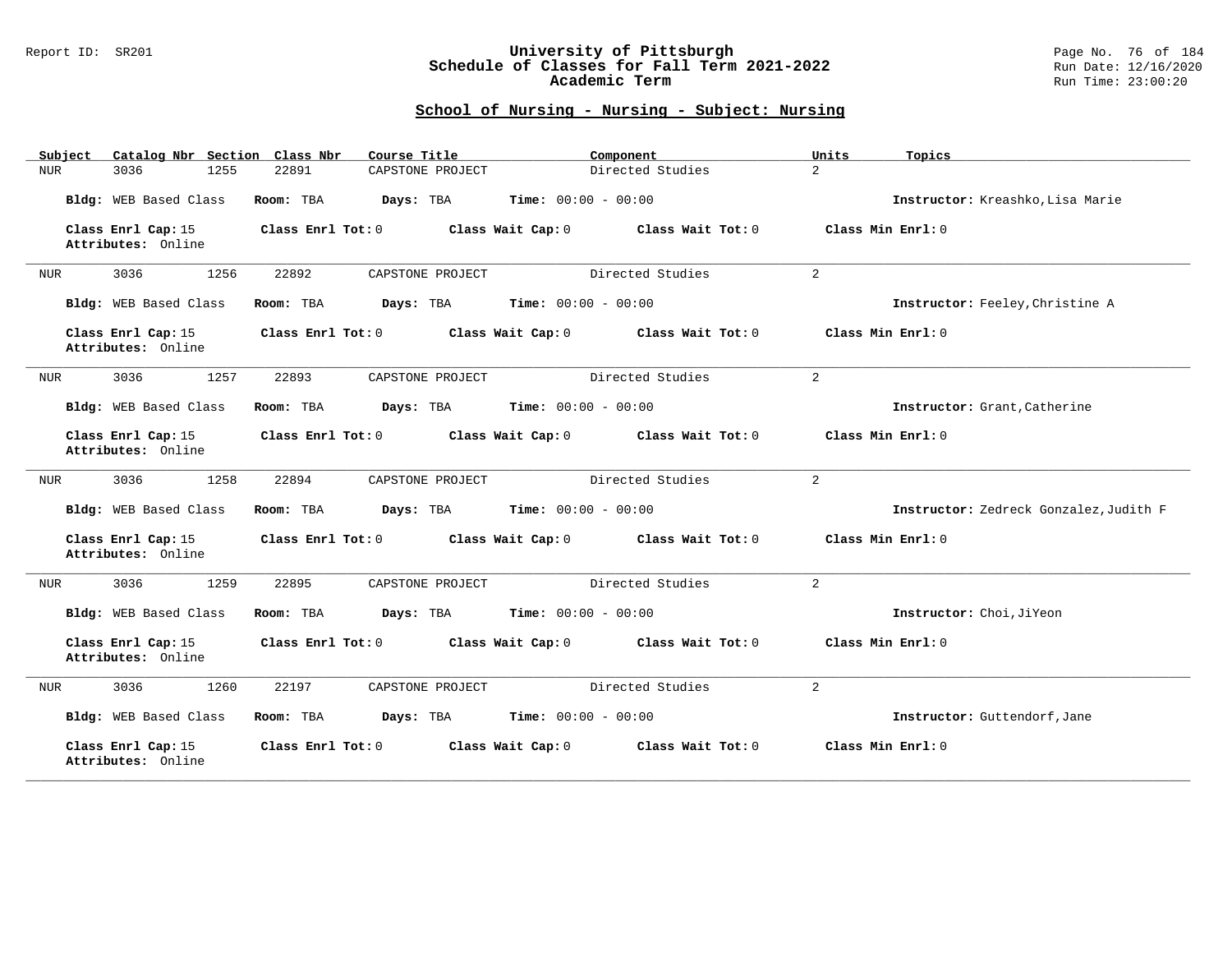## School of Nursing - Nursing - Subject: Nursing

| Subject | Catalog Nbr | Section | Class Nbr | Course Title | Component | Units | Topics |
|---|---|---|---|---|---|---|---|
| NUR | 3036 | 1255 | 22891 | CAPSTONE PROJECT | Directed Studies | 2 | |

**Bldg:** WEB Based Class **Room:** TBA **Days:** TBA **Time:** 00:00 - 00:00 **Instructor:** Kreashko,Lisa Marie

**Class Enrl Cap:** 15 **Class Enrl Tot:** 0 **Class Wait Cap:** 0 **Class Wait Tot:** 0 **Class Min Enrl:** 0
**Attributes:** Online

---

| Subject | Catalog Nbr | Section | Class Nbr | Course Title | Component | Units | Topics |
|---|---|---|---|---|---|---|---|
| NUR | 3036 | 1256 | 22892 | CAPSTONE PROJECT | Directed Studies | 2 | |

**Bldg:** WEB Based Class **Room:** TBA **Days:** TBA **Time:** 00:00 - 00:00 **Instructor:** Feeley,Christine A

**Class Enrl Cap:** 15 **Class Enrl Tot:** 0 **Class Wait Cap:** 0 **Class Wait Tot:** 0 **Class Min Enrl:** 0
**Attributes:** Online

---

| Subject | Catalog Nbr | Section | Class Nbr | Course Title | Component | Units | Topics |
|---|---|---|---|---|---|---|---|
| NUR | 3036 | 1257 | 22893 | CAPSTONE PROJECT | Directed Studies | 2 | |

**Bldg:** WEB Based Class **Room:** TBA **Days:** TBA **Time:** 00:00 - 00:00 **Instructor:** Grant,Catherine

**Class Enrl Cap:** 15 **Class Enrl Tot:** 0 **Class Wait Cap:** 0 **Class Wait Tot:** 0 **Class Min Enrl:** 0
**Attributes:** Online

---

| Subject | Catalog Nbr | Section | Class Nbr | Course Title | Component | Units | Topics |
|---|---|---|---|---|---|---|---|
| NUR | 3036 | 1258 | 22894 | CAPSTONE PROJECT | Directed Studies | 2 | |

**Bldg:** WEB Based Class **Room:** TBA **Days:** TBA **Time:** 00:00 - 00:00 **Instructor:** Zedreck Gonzalez,Judith F

**Class Enrl Cap:** 15 **Class Enrl Tot:** 0 **Class Wait Cap:** 0 **Class Wait Tot:** 0 **Class Min Enrl:** 0
**Attributes:** Online

---

| Subject | Catalog Nbr | Section | Class Nbr | Course Title | Component | Units | Topics |
|---|---|---|---|---|---|---|---|
| NUR | 3036 | 1259 | 22895 | CAPSTONE PROJECT | Directed Studies | 2 | |

**Bldg:** WEB Based Class **Room:** TBA **Days:** TBA **Time:** 00:00 - 00:00 **Instructor:** Choi,JiYeon

**Class Enrl Cap:** 15 **Class Enrl Tot:** 0 **Class Wait Cap:** 0 **Class Wait Tot:** 0 **Class Min Enrl:** 0
**Attributes:** Online

---

| Subject | Catalog Nbr | Section | Class Nbr | Course Title | Component | Units | Topics |
|---|---|---|---|---|---|---|---|
| NUR | 3036 | 1260 | 22197 | CAPSTONE PROJECT | Directed Studies | 2 | |

**Bldg:** WEB Based Class **Room:** TBA **Days:** TBA **Time:** 00:00 - 00:00 **Instructor:** Guttendorf,Jane

**Class Enrl Cap:** 15 **Class Enrl Tot:** 0 **Class Wait Cap:** 0 **Class Wait Tot:** 0 **Class Min Enrl:** 0
**Attributes:** Online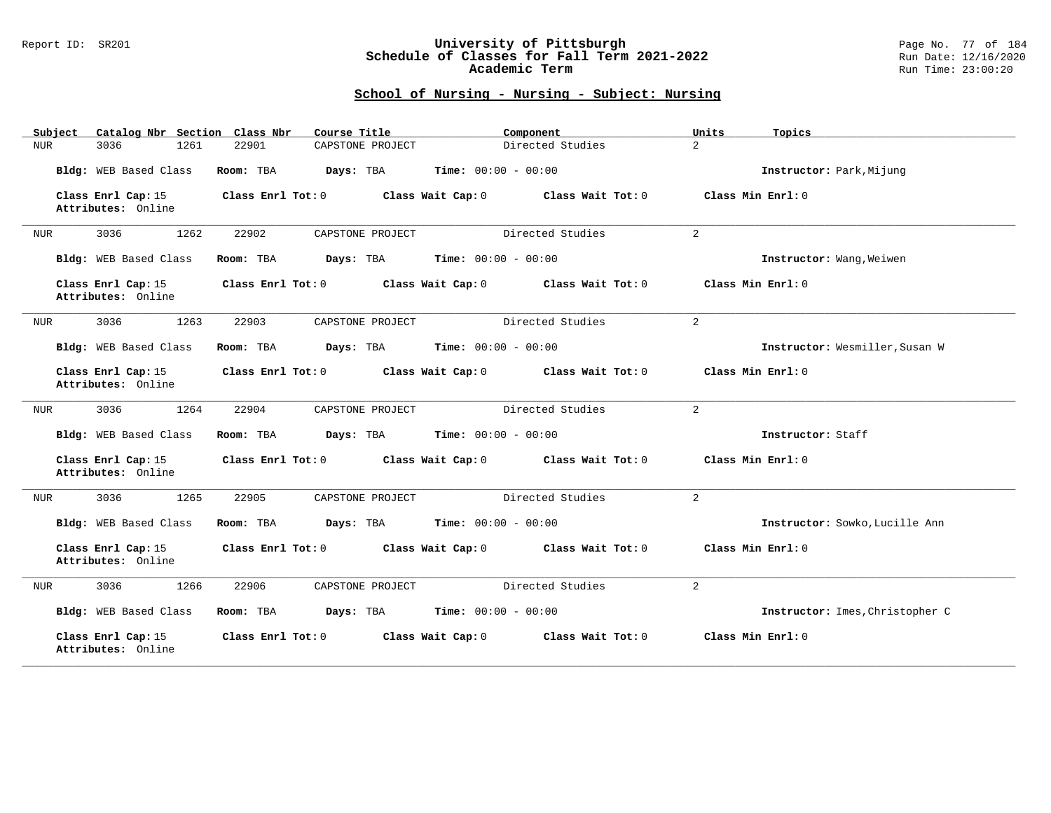## School of Nursing - Nursing - Subject: Nursing

| Subject | Catalog Nbr | Section | Class Nbr | Course Title | Component | Units | Topics |
|---|---|---|---|---|---|---|---|
| NUR | 3036 | 1261 | 22901 | CAPSTONE PROJECT | Directed Studies | 2 | |

**Bldg:** WEB Based Class **Room:** TBA **Days:** TBA **Time:** 00:00 - 00:00 **Instructor:** Park,Mijung

**Class Enrl Cap:** 15 **Class Enrl Tot:** 0 **Class Wait Cap:** 0 **Class Wait Tot:** 0 **Class Min Enrl:** 0
**Attributes:** Online

| Subject | Catalog Nbr | Section | Class Nbr | Course Title | Component | Units | Topics |
|---|---|---|---|---|---|---|---|
| NUR | 3036 | 1262 | 22902 | CAPSTONE PROJECT | Directed Studies | 2 | |

**Bldg:** WEB Based Class **Room:** TBA **Days:** TBA **Time:** 00:00 - 00:00 **Instructor:** Wang,Weiwen

**Class Enrl Cap:** 15 **Class Enrl Tot:** 0 **Class Wait Cap:** 0 **Class Wait Tot:** 0 **Class Min Enrl:** 0
**Attributes:** Online

| Subject | Catalog Nbr | Section | Class Nbr | Course Title | Component | Units | Topics |
|---|---|---|---|---|---|---|---|
| NUR | 3036 | 1263 | 22903 | CAPSTONE PROJECT | Directed Studies | 2 | |

**Bldg:** WEB Based Class **Room:** TBA **Days:** TBA **Time:** 00:00 - 00:00 **Instructor:** Wesmiller,Susan W

**Class Enrl Cap:** 15 **Class Enrl Tot:** 0 **Class Wait Cap:** 0 **Class Wait Tot:** 0 **Class Min Enrl:** 0
**Attributes:** Online

| Subject | Catalog Nbr | Section | Class Nbr | Course Title | Component | Units | Topics |
|---|---|---|---|---|---|---|---|
| NUR | 3036 | 1264 | 22904 | CAPSTONE PROJECT | Directed Studies | 2 | |

**Bldg:** WEB Based Class **Room:** TBA **Days:** TBA **Time:** 00:00 - 00:00 **Instructor:** Staff

**Class Enrl Cap:** 15 **Class Enrl Tot:** 0 **Class Wait Cap:** 0 **Class Wait Tot:** 0 **Class Min Enrl:** 0
**Attributes:** Online

| Subject | Catalog Nbr | Section | Class Nbr | Course Title | Component | Units | Topics |
|---|---|---|---|---|---|---|---|
| NUR | 3036 | 1265 | 22905 | CAPSTONE PROJECT | Directed Studies | 2 | |

**Bldg:** WEB Based Class **Room:** TBA **Days:** TBA **Time:** 00:00 - 00:00 **Instructor:** Sowko,Lucille Ann

**Class Enrl Cap:** 15 **Class Enrl Tot:** 0 **Class Wait Cap:** 0 **Class Wait Tot:** 0 **Class Min Enrl:** 0
**Attributes:** Online

| Subject | Catalog Nbr | Section | Class Nbr | Course Title | Component | Units | Topics |
|---|---|---|---|---|---|---|---|
| NUR | 3036 | 1266 | 22906 | CAPSTONE PROJECT | Directed Studies | 2 | |

**Bldg:** WEB Based Class **Room:** TBA **Days:** TBA **Time:** 00:00 - 00:00 **Instructor:** Imes,Christopher C

**Class Enrl Cap:** 15 **Class Enrl Tot:** 0 **Class Wait Cap:** 0 **Class Wait Tot:** 0 **Class Min Enrl:** 0
**Attributes:** Online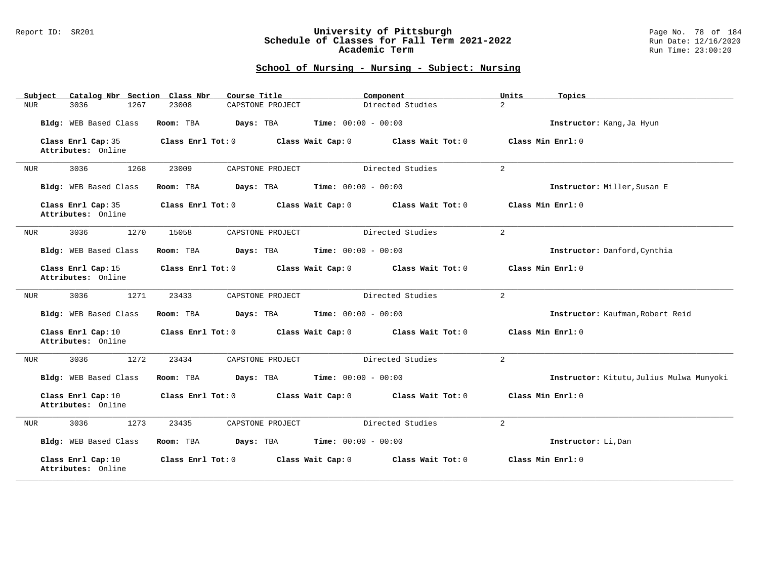## School of Nursing - Nursing - Subject: Nursing

| Subject | Catalog Nbr | Section | Class Nbr | Course Title | Component | Units | Topics |
|---|---|---|---|---|---|---|---|
| NUR | 3036 | 1267 | 23008 | CAPSTONE PROJECT | Directed Studies | 2 | |

**Bldg:** WEB Based Class **Room:** TBA **Days:** TBA **Time:** 00:00 - 00:00 **Instructor:** Kang,Ja Hyun

**Class Enrl Cap:** 35 **Class Enrl Tot:** 0 **Class Wait Cap:** 0 **Class Wait Tot:** 0 **Class Min Enrl:** 0
**Attributes:** Online

---

| Subject | Catalog Nbr | Section | Class Nbr | Course Title | Component | Units | Topics |
|---|---|---|---|---|---|---|---|
| NUR | 3036 | 1268 | 23009 | CAPSTONE PROJECT | Directed Studies | 2 | |

**Bldg:** WEB Based Class **Room:** TBA **Days:** TBA **Time:** 00:00 - 00:00 **Instructor:** Miller,Susan E

**Class Enrl Cap:** 35 **Class Enrl Tot:** 0 **Class Wait Cap:** 0 **Class Wait Tot:** 0 **Class Min Enrl:** 0
**Attributes:** Online

---

| Subject | Catalog Nbr | Section | Class Nbr | Course Title | Component | Units | Topics |
|---|---|---|---|---|---|---|---|
| NUR | 3036 | 1270 | 15058 | CAPSTONE PROJECT | Directed Studies | 2 | |

**Bldg:** WEB Based Class **Room:** TBA **Days:** TBA **Time:** 00:00 - 00:00 **Instructor:** Danford,Cynthia

**Class Enrl Cap:** 15 **Class Enrl Tot:** 0 **Class Wait Cap:** 0 **Class Wait Tot:** 0 **Class Min Enrl:** 0
**Attributes:** Online

---

| Subject | Catalog Nbr | Section | Class Nbr | Course Title | Component | Units | Topics |
|---|---|---|---|---|---|---|---|
| NUR | 3036 | 1271 | 23433 | CAPSTONE PROJECT | Directed Studies | 2 | |

**Bldg:** WEB Based Class **Room:** TBA **Days:** TBA **Time:** 00:00 - 00:00 **Instructor:** Kaufman,Robert Reid

**Class Enrl Cap:** 10 **Class Enrl Tot:** 0 **Class Wait Cap:** 0 **Class Wait Tot:** 0 **Class Min Enrl:** 0
**Attributes:** Online

---

| Subject | Catalog Nbr | Section | Class Nbr | Course Title | Component | Units | Topics |
|---|---|---|---|---|---|---|---|
| NUR | 3036 | 1272 | 23434 | CAPSTONE PROJECT | Directed Studies | 2 | |

**Bldg:** WEB Based Class **Room:** TBA **Days:** TBA **Time:** 00:00 - 00:00 **Instructor:** Kitutu,Julius Mulwa Munyoki

**Class Enrl Cap:** 10 **Class Enrl Tot:** 0 **Class Wait Cap:** 0 **Class Wait Tot:** 0 **Class Min Enrl:** 0
**Attributes:** Online

---

| Subject | Catalog Nbr | Section | Class Nbr | Course Title | Component | Units | Topics |
|---|---|---|---|---|---|---|---|
| NUR | 3036 | 1273 | 23435 | CAPSTONE PROJECT | Directed Studies | 2 | |

**Bldg:** WEB Based Class **Room:** TBA **Days:** TBA **Time:** 00:00 - 00:00 **Instructor:** Li,Dan

**Class Enrl Cap:** 10 **Class Enrl Tot:** 0 **Class Wait Cap:** 0 **Class Wait Tot:** 0 **Class Min Enrl:** 0
**Attributes:** Online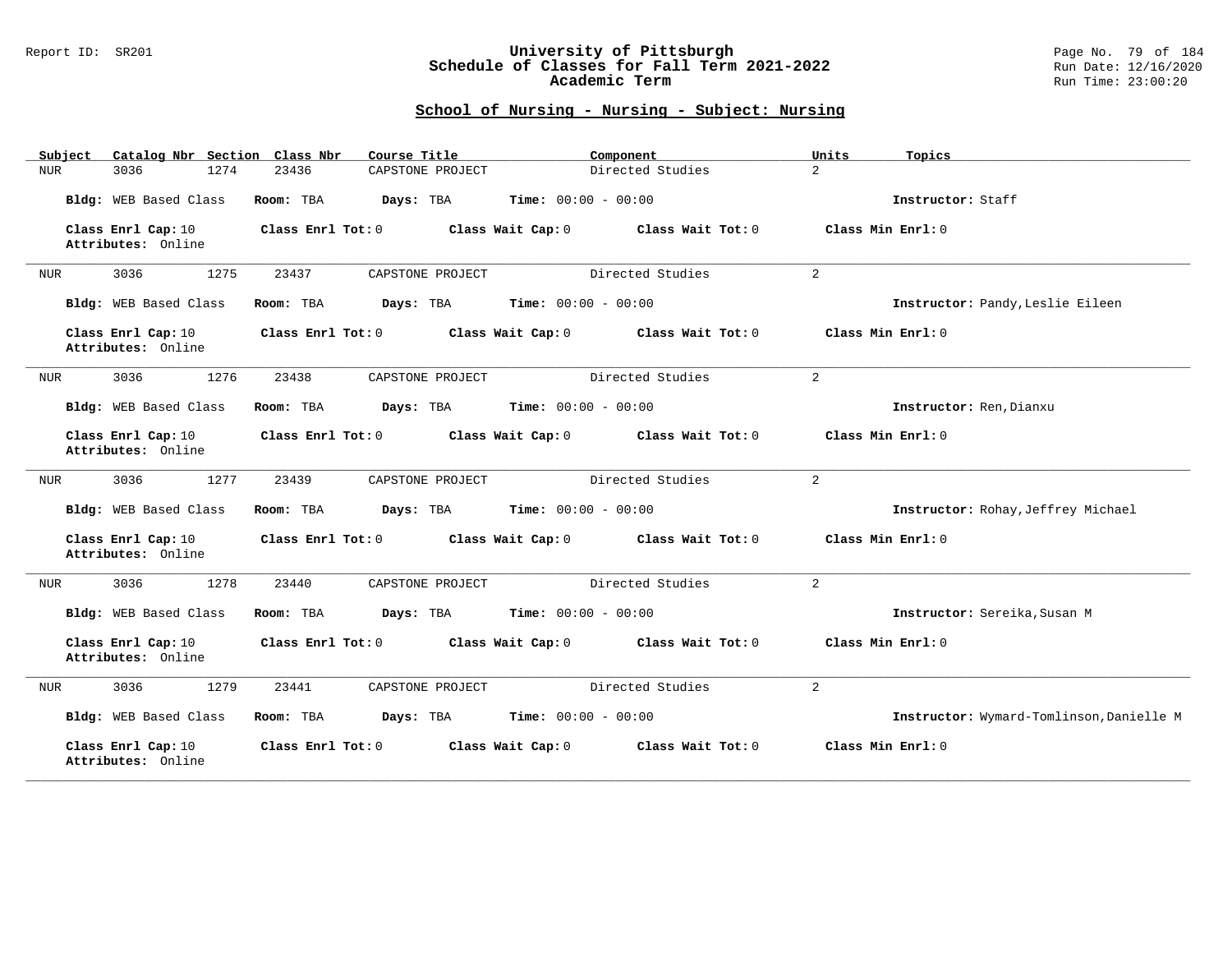## School of Nursing - Nursing - Subject: Nursing

| Subject | Catalog Nbr | Section | Class Nbr | Course Title | Component | Units | Topics |
|---|---|---|---|---|---|---|---|
| NUR | 3036 | 1274 | 23436 | CAPSTONE PROJECT | Directed Studies | 2 | |

**Bldg:** WEB Based Class **Room:** TBA **Days:** TBA **Time:** 00:00 - 00:00 **Instructor:** Staff

**Class Enrl Cap:** 10 **Class Enrl Tot:** 0 **Class Wait Cap:** 0 **Class Wait Tot:** 0 **Class Min Enrl:** 0
**Attributes:** Online

---

| Subject | Catalog Nbr | Section | Class Nbr | Course Title | Component | Units | Topics |
|---|---|---|---|---|---|---|---|
| NUR | 3036 | 1275 | 23437 | CAPSTONE PROJECT | Directed Studies | 2 | |

**Bldg:** WEB Based Class **Room:** TBA **Days:** TBA **Time:** 00:00 - 00:00 **Instructor:** Pandy,Leslie Eileen

**Class Enrl Cap:** 10 **Class Enrl Tot:** 0 **Class Wait Cap:** 0 **Class Wait Tot:** 0 **Class Min Enrl:** 0
**Attributes:** Online

---

| Subject | Catalog Nbr | Section | Class Nbr | Course Title | Component | Units | Topics |
|---|---|---|---|---|---|---|---|
| NUR | 3036 | 1276 | 23438 | CAPSTONE PROJECT | Directed Studies | 2 | |

**Bldg:** WEB Based Class **Room:** TBA **Days:** TBA **Time:** 00:00 - 00:00 **Instructor:** Ren,Dianxu

**Class Enrl Cap:** 10 **Class Enrl Tot:** 0 **Class Wait Cap:** 0 **Class Wait Tot:** 0 **Class Min Enrl:** 0
**Attributes:** Online

---

| Subject | Catalog Nbr | Section | Class Nbr | Course Title | Component | Units | Topics |
|---|---|---|---|---|---|---|---|
| NUR | 3036 | 1277 | 23439 | CAPSTONE PROJECT | Directed Studies | 2 | |

**Bldg:** WEB Based Class **Room:** TBA **Days:** TBA **Time:** 00:00 - 00:00 **Instructor:** Rohay,Jeffrey Michael

**Class Enrl Cap:** 10 **Class Enrl Tot:** 0 **Class Wait Cap:** 0 **Class Wait Tot:** 0 **Class Min Enrl:** 0
**Attributes:** Online

---

| Subject | Catalog Nbr | Section | Class Nbr | Course Title | Component | Units | Topics |
|---|---|---|---|---|---|---|---|
| NUR | 3036 | 1278 | 23440 | CAPSTONE PROJECT | Directed Studies | 2 | |

**Bldg:** WEB Based Class **Room:** TBA **Days:** TBA **Time:** 00:00 - 00:00 **Instructor:** Sereika,Susan M

**Class Enrl Cap:** 10 **Class Enrl Tot:** 0 **Class Wait Cap:** 0 **Class Wait Tot:** 0 **Class Min Enrl:** 0
**Attributes:** Online

---

| Subject | Catalog Nbr | Section | Class Nbr | Course Title | Component | Units | Topics |
|---|---|---|---|---|---|---|---|
| NUR | 3036 | 1279 | 23441 | CAPSTONE PROJECT | Directed Studies | 2 | |

**Bldg:** WEB Based Class **Room:** TBA **Days:** TBA **Time:** 00:00 - 00:00 **Instructor:** Wymard-Tomlinson,Danielle M

**Class Enrl Cap:** 10 **Class Enrl Tot:** 0 **Class Wait Cap:** 0 **Class Wait Tot:** 0 **Class Min Enrl:** 0
**Attributes:** Online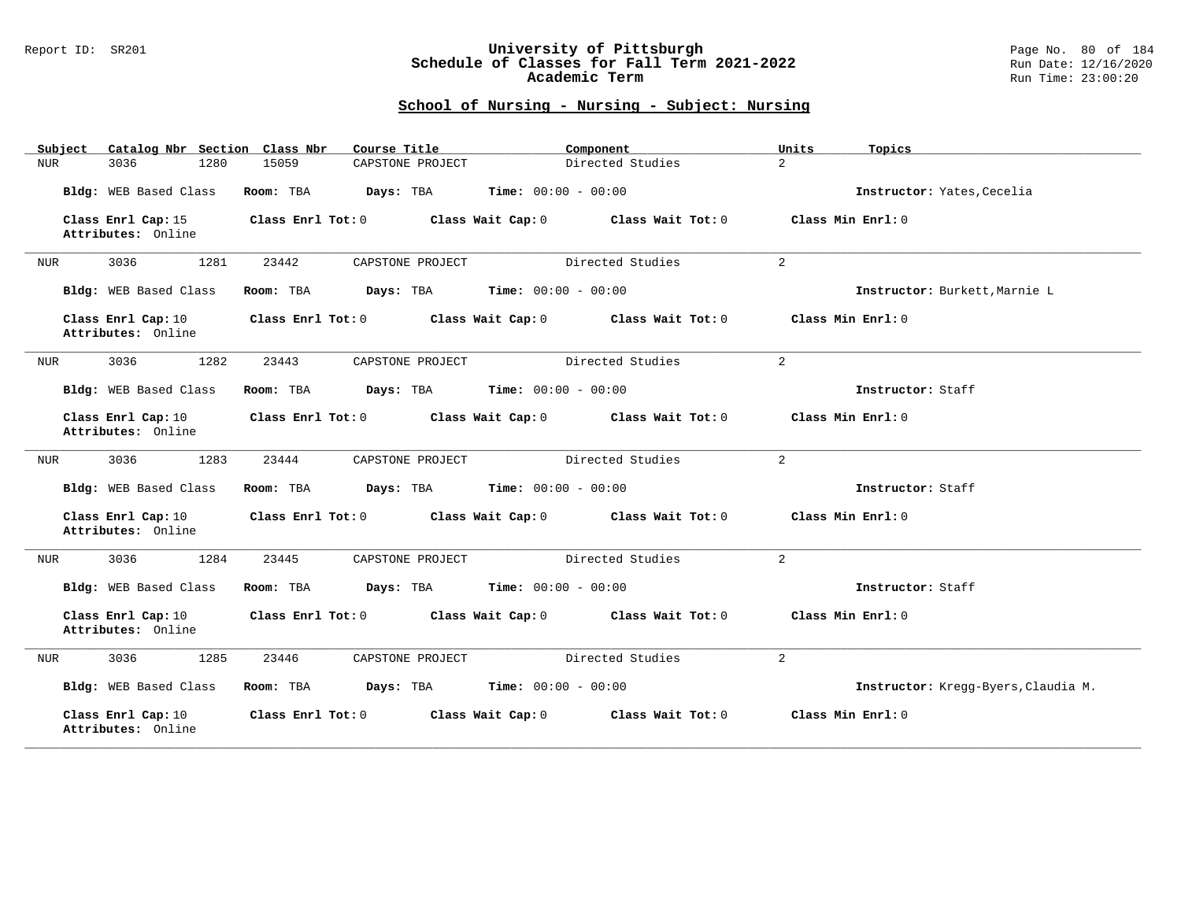## School of Nursing - Nursing - Subject: Nursing

| Subject | Catalog Nbr | Section | Class Nbr | Course Title | Component | Units | Topics |
|---|---|---|---|---|---|---|---|
| NUR | 3036 | 1280 | 15059 | CAPSTONE PROJECT | Directed Studies | 2 | |

**Bldg:** WEB Based Class **Room:** TBA **Days:** TBA **Time:** 00:00 - 00:00 **Instructor:** Yates,Cecelia

**Class Enrl Cap:** 15 **Class Enrl Tot:** 0 **Class Wait Cap:** 0 **Class Wait Tot:** 0 **Class Min Enrl:** 0
**Attributes:** Online

---

| Subject | Catalog Nbr | Section | Class Nbr | Course Title | Component | Units | Topics |
|---|---|---|---|---|---|---|---|
| NUR | 3036 | 1281 | 23442 | CAPSTONE PROJECT | Directed Studies | 2 | |

**Bldg:** WEB Based Class **Room:** TBA **Days:** TBA **Time:** 00:00 - 00:00 **Instructor:** Burkett,Marnie L

**Class Enrl Cap:** 10 **Class Enrl Tot:** 0 **Class Wait Cap:** 0 **Class Wait Tot:** 0 **Class Min Enrl:** 0
**Attributes:** Online

---

| Subject | Catalog Nbr | Section | Class Nbr | Course Title | Component | Units | Topics |
|---|---|---|---|---|---|---|---|
| NUR | 3036 | 1282 | 23443 | CAPSTONE PROJECT | Directed Studies | 2 | |

**Bldg:** WEB Based Class **Room:** TBA **Days:** TBA **Time:** 00:00 - 00:00 **Instructor:** Staff

**Class Enrl Cap:** 10 **Class Enrl Tot:** 0 **Class Wait Cap:** 0 **Class Wait Tot:** 0 **Class Min Enrl:** 0
**Attributes:** Online

---

| Subject | Catalog Nbr | Section | Class Nbr | Course Title | Component | Units | Topics |
|---|---|---|---|---|---|---|---|
| NUR | 3036 | 1283 | 23444 | CAPSTONE PROJECT | Directed Studies | 2 | |

**Bldg:** WEB Based Class **Room:** TBA **Days:** TBA **Time:** 00:00 - 00:00 **Instructor:** Staff

**Class Enrl Cap:** 10 **Class Enrl Tot:** 0 **Class Wait Cap:** 0 **Class Wait Tot:** 0 **Class Min Enrl:** 0
**Attributes:** Online

---

| Subject | Catalog Nbr | Section | Class Nbr | Course Title | Component | Units | Topics |
|---|---|---|---|---|---|---|---|
| NUR | 3036 | 1284 | 23445 | CAPSTONE PROJECT | Directed Studies | 2 | |

**Bldg:** WEB Based Class **Room:** TBA **Days:** TBA **Time:** 00:00 - 00:00 **Instructor:** Staff

**Class Enrl Cap:** 10 **Class Enrl Tot:** 0 **Class Wait Cap:** 0 **Class Wait Tot:** 0 **Class Min Enrl:** 0
**Attributes:** Online

---

| Subject | Catalog Nbr | Section | Class Nbr | Course Title | Component | Units | Topics |
|---|---|---|---|---|---|---|---|
| NUR | 3036 | 1285 | 23446 | CAPSTONE PROJECT | Directed Studies | 2 | |

**Bldg:** WEB Based Class **Room:** TBA **Days:** TBA **Time:** 00:00 - 00:00 **Instructor:** Kregg-Byers,Claudia M.

**Class Enrl Cap:** 10 **Class Enrl Tot:** 0 **Class Wait Cap:** 0 **Class Wait Tot:** 0 **Class Min Enrl:** 0
**Attributes:** Online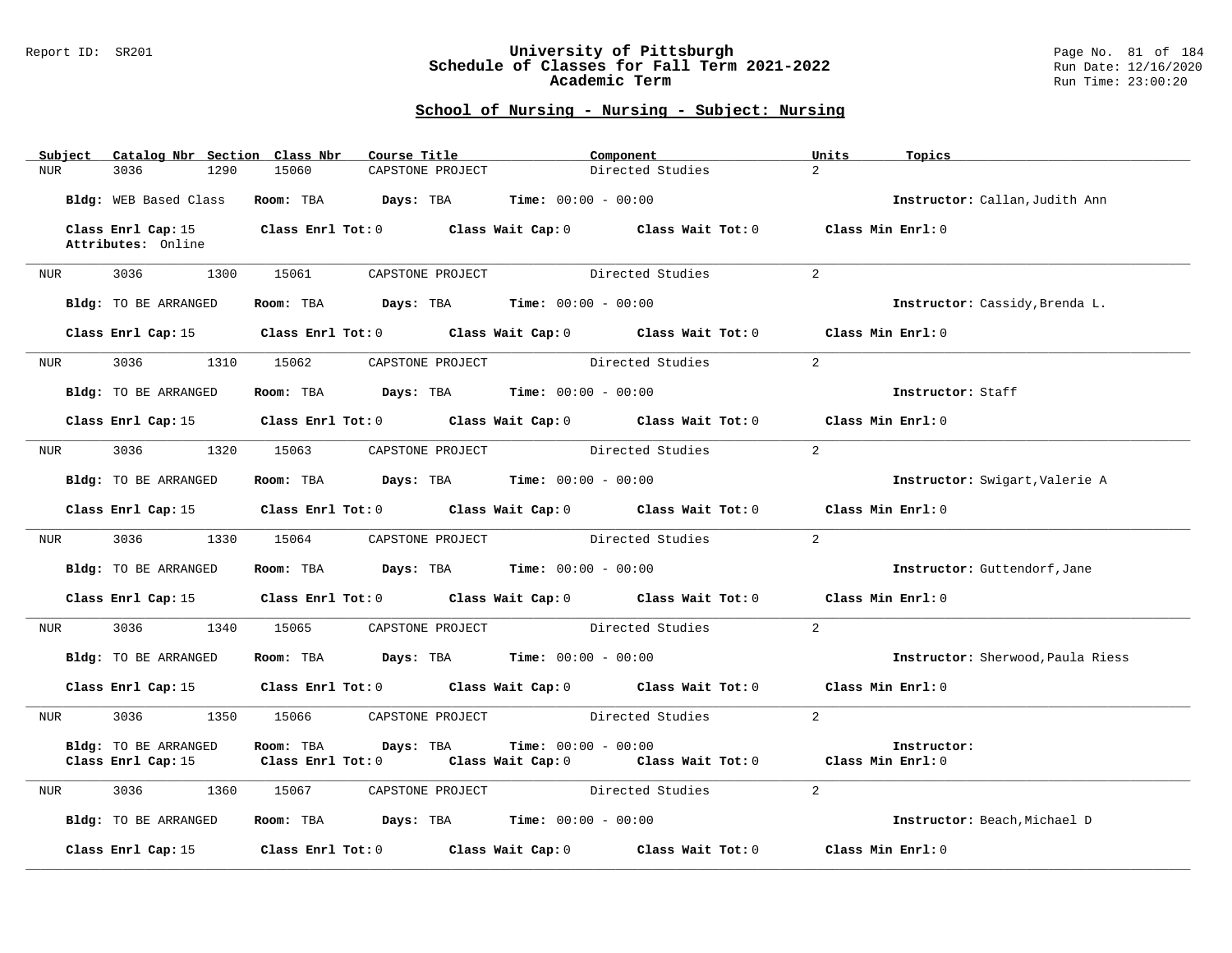## School of Nursing - Nursing - Subject: Nursing

| Subject | Catalog Nbr | Section | Class Nbr | Course Title | Component | Units | Topics |
|---|---|---|---|---|---|---|---|
| NUR | 3036 | 1290 | 15060 | CAPSTONE PROJECT | Directed Studies | 2 | |

**Bldg:** WEB Based Class **Room:** TBA **Days:** TBA **Time:** 00:00 - 00:00 **Instructor:** Callan,Judith Ann

**Class Enrl Cap:** 15 **Class Enrl Tot:** 0 **Class Wait Cap:** 0 **Class Wait Tot:** 0 **Class Min Enrl:** 0
**Attributes:** Online

---

| Subject | Catalog Nbr | Section | Class Nbr | Course Title | Component | Units | Topics |
|---|---|---|---|---|---|---|---|
| NUR | 3036 | 1300 | 15061 | CAPSTONE PROJECT | Directed Studies | 2 | |

**Bldg:** TO BE ARRANGED **Room:** TBA **Days:** TBA **Time:** 00:00 - 00:00 **Instructor:** Cassidy,Brenda L.

**Class Enrl Cap:** 15 **Class Enrl Tot:** 0 **Class Wait Cap:** 0 **Class Wait Tot:** 0 **Class Min Enrl:** 0

---

| Subject | Catalog Nbr | Section | Class Nbr | Course Title | Component | Units | Topics |
|---|---|---|---|---|---|---|---|
| NUR | 3036 | 1310 | 15062 | CAPSTONE PROJECT | Directed Studies | 2 | |

**Bldg:** TO BE ARRANGED **Room:** TBA **Days:** TBA **Time:** 00:00 - 00:00 **Instructor:** Staff

**Class Enrl Cap:** 15 **Class Enrl Tot:** 0 **Class Wait Cap:** 0 **Class Wait Tot:** 0 **Class Min Enrl:** 0

---

| Subject | Catalog Nbr | Section | Class Nbr | Course Title | Component | Units | Topics |
|---|---|---|---|---|---|---|---|
| NUR | 3036 | 1320 | 15063 | CAPSTONE PROJECT | Directed Studies | 2 | |

**Bldg:** TO BE ARRANGED **Room:** TBA **Days:** TBA **Time:** 00:00 - 00:00 **Instructor:** Swigart,Valerie A

**Class Enrl Cap:** 15 **Class Enrl Tot:** 0 **Class Wait Cap:** 0 **Class Wait Tot:** 0 **Class Min Enrl:** 0

---

| Subject | Catalog Nbr | Section | Class Nbr | Course Title | Component | Units | Topics |
|---|---|---|---|---|---|---|---|
| NUR | 3036 | 1330 | 15064 | CAPSTONE PROJECT | Directed Studies | 2 | |

**Bldg:** TO BE ARRANGED **Room:** TBA **Days:** TBA **Time:** 00:00 - 00:00 **Instructor:** Guttendorf,Jane

**Class Enrl Cap:** 15 **Class Enrl Tot:** 0 **Class Wait Cap:** 0 **Class Wait Tot:** 0 **Class Min Enrl:** 0

---

| Subject | Catalog Nbr | Section | Class Nbr | Course Title | Component | Units | Topics |
|---|---|---|---|---|---|---|---|
| NUR | 3036 | 1340 | 15065 | CAPSTONE PROJECT | Directed Studies | 2 | |

**Bldg:** TO BE ARRANGED **Room:** TBA **Days:** TBA **Time:** 00:00 - 00:00 **Instructor:** Sherwood,Paula Riess

**Class Enrl Cap:** 15 **Class Enrl Tot:** 0 **Class Wait Cap:** 0 **Class Wait Tot:** 0 **Class Min Enrl:** 0

---

| Subject | Catalog Nbr | Section | Class Nbr | Course Title | Component | Units | Topics |
|---|---|---|---|---|---|---|---|
| NUR | 3036 | 1350 | 15066 | CAPSTONE PROJECT | Directed Studies | 2 | |

**Bldg:** TO BE ARRANGED **Room:** TBA **Days:** TBA **Time:** 00:00 - 00:00 **Instructor:**
**Class Enrl Cap:** 15 **Class Enrl Tot:** 0 **Class Wait Cap:** 0 **Class Wait Tot:** 0 **Class Min Enrl:** 0

---

| Subject | Catalog Nbr | Section | Class Nbr | Course Title | Component | Units | Topics |
|---|---|---|---|---|---|---|---|
| NUR | 3036 | 1360 | 15067 | CAPSTONE PROJECT | Directed Studies | 2 | |

**Bldg:** TO BE ARRANGED **Room:** TBA **Days:** TBA **Time:** 00:00 - 00:00 **Instructor:** Beach,Michael D

**Class Enrl Cap:** 15 **Class Enrl Tot:** 0 **Class Wait Cap:** 0 **Class Wait Tot:** 0 **Class Min Enrl:** 0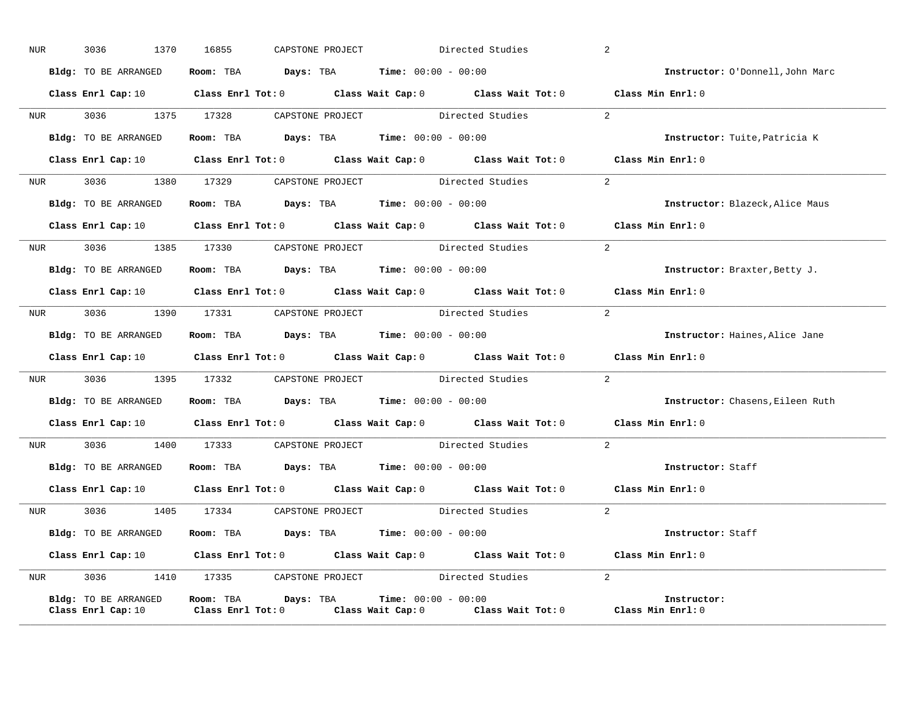NUR 3036 1370 16855 CAPSTONE PROJECT Directed Studies 2

**Bldg:** TO BE ARRANGED **Room:** TBA **Days:** TBA **Time:** 00:00 - 00:00 **Instructor:** O'Donnell,John Marc

**Class Enrl Cap:** 10 **Class Enrl Tot:** 0 **Class Wait Cap:** 0 **Class Wait Tot:** 0 **Class Min Enrl:** 0

---

NUR 3036 1375 17328 CAPSTONE PROJECT Directed Studies 2

**Bldg:** TO BE ARRANGED **Room:** TBA **Days:** TBA **Time:** 00:00 - 00:00 **Instructor:** Tuite,Patricia K

**Class Enrl Cap:** 10 **Class Enrl Tot:** 0 **Class Wait Cap:** 0 **Class Wait Tot:** 0 **Class Min Enrl:** 0

---

NUR 3036 1380 17329 CAPSTONE PROJECT Directed Studies 2

**Bldg:** TO BE ARRANGED **Room:** TBA **Days:** TBA **Time:** 00:00 - 00:00 **Instructor:** Blazeck,Alice Maus

**Class Enrl Cap:** 10 **Class Enrl Tot:** 0 **Class Wait Cap:** 0 **Class Wait Tot:** 0 **Class Min Enrl:** 0

---

NUR 3036 1385 17330 CAPSTONE PROJECT Directed Studies 2

**Bldg:** TO BE ARRANGED **Room:** TBA **Days:** TBA **Time:** 00:00 - 00:00 **Instructor:** Braxter,Betty J.

**Class Enrl Cap:** 10 **Class Enrl Tot:** 0 **Class Wait Cap:** 0 **Class Wait Tot:** 0 **Class Min Enrl:** 0

---

NUR 3036 1390 17331 CAPSTONE PROJECT Directed Studies 2

**Bldg:** TO BE ARRANGED **Room:** TBA **Days:** TBA **Time:** 00:00 - 00:00 **Instructor:** Haines,Alice Jane

**Class Enrl Cap:** 10 **Class Enrl Tot:** 0 **Class Wait Cap:** 0 **Class Wait Tot:** 0 **Class Min Enrl:** 0

---

NUR 3036 1395 17332 CAPSTONE PROJECT Directed Studies 2

**Bldg:** TO BE ARRANGED **Room:** TBA **Days:** TBA **Time:** 00:00 - 00:00 **Instructor:** Chasens,Eileen Ruth

**Class Enrl Cap:** 10 **Class Enrl Tot:** 0 **Class Wait Cap:** 0 **Class Wait Tot:** 0 **Class Min Enrl:** 0

---

NUR 3036 1400 17333 CAPSTONE PROJECT Directed Studies 2

**Bldg:** TO BE ARRANGED **Room:** TBA **Days:** TBA **Time:** 00:00 - 00:00 **Instructor:** Staff

**Class Enrl Cap:** 10 **Class Enrl Tot:** 0 **Class Wait Cap:** 0 **Class Wait Tot:** 0 **Class Min Enrl:** 0

---

NUR 3036 1405 17334 CAPSTONE PROJECT Directed Studies 2

**Bldg:** TO BE ARRANGED **Room:** TBA **Days:** TBA **Time:** 00:00 - 00:00 **Instructor:** Staff

**Class Enrl Cap:** 10 **Class Enrl Tot:** 0 **Class Wait Cap:** 0 **Class Wait Tot:** 0 **Class Min Enrl:** 0

---

NUR 3036 1410 17335 CAPSTONE PROJECT Directed Studies 2

**Bldg:** TO BE ARRANGED **Room:** TBA **Days:** TBA **Time:** 00:00 - 00:00 **Instructor:**

**Class Enrl Cap:** 10 **Class Enrl Tot:** 0 **Class Wait Cap:** 0 **Class Wait Tot:** 0 **Class Min Enrl:** 0

---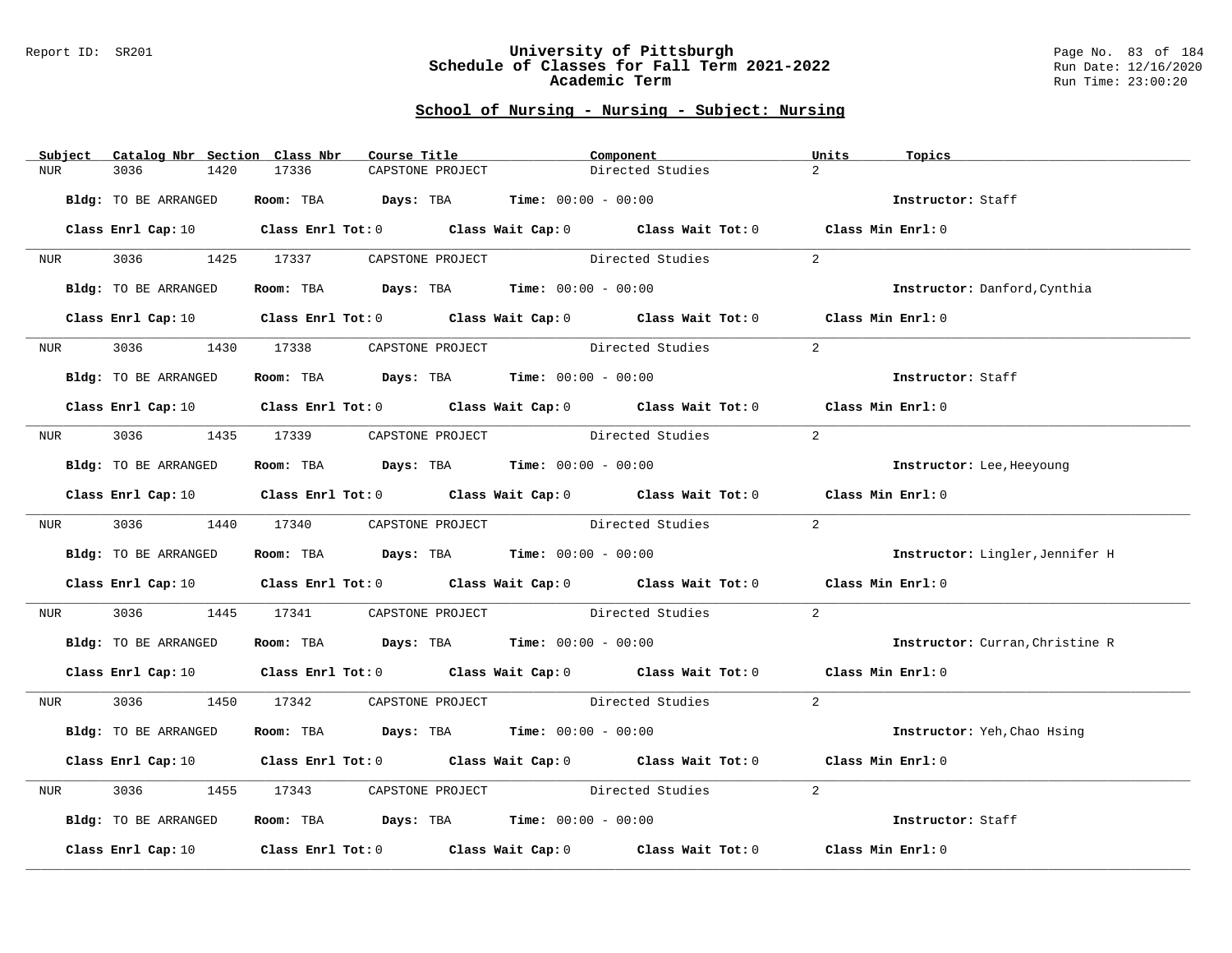## School of Nursing - Nursing - Subject: Nursing

| Subject | Catalog Nbr | Section | Class Nbr | Course Title | Component | Units | Topics |
|---|---|---|---|---|---|---|---|
| NUR | 3036 | 1420 | 17336 | CAPSTONE PROJECT | Directed Studies | 2 | |

**Bldg:** TO BE ARRANGED **Room:** TBA **Days:** TBA **Time:** 00:00 - 00:00 **Instructor:** Staff

**Class Enrl Cap:** 10 **Class Enrl Tot:** 0 **Class Wait Cap:** 0 **Class Wait Tot:** 0 **Class Min Enrl:** 0

---

| Subject | Catalog Nbr | Section | Class Nbr | Course Title | Component | Units | Topics |
|---|---|---|---|---|---|---|---|
| NUR | 3036 | 1425 | 17337 | CAPSTONE PROJECT | Directed Studies | 2 | |

**Bldg:** TO BE ARRANGED **Room:** TBA **Days:** TBA **Time:** 00:00 - 00:00 **Instructor:** Danford,Cynthia

**Class Enrl Cap:** 10 **Class Enrl Tot:** 0 **Class Wait Cap:** 0 **Class Wait Tot:** 0 **Class Min Enrl:** 0

---

| Subject | Catalog Nbr | Section | Class Nbr | Course Title | Component | Units | Topics |
|---|---|---|---|---|---|---|---|
| NUR | 3036 | 1430 | 17338 | CAPSTONE PROJECT | Directed Studies | 2 | |

**Bldg:** TO BE ARRANGED **Room:** TBA **Days:** TBA **Time:** 00:00 - 00:00 **Instructor:** Staff

**Class Enrl Cap:** 10 **Class Enrl Tot:** 0 **Class Wait Cap:** 0 **Class Wait Tot:** 0 **Class Min Enrl:** 0

---

| Subject | Catalog Nbr | Section | Class Nbr | Course Title | Component | Units | Topics |
|---|---|---|---|---|---|---|---|
| NUR | 3036 | 1435 | 17339 | CAPSTONE PROJECT | Directed Studies | 2 | |

**Bldg:** TO BE ARRANGED **Room:** TBA **Days:** TBA **Time:** 00:00 - 00:00 **Instructor:** Lee,Heeyoung

**Class Enrl Cap:** 10 **Class Enrl Tot:** 0 **Class Wait Cap:** 0 **Class Wait Tot:** 0 **Class Min Enrl:** 0

---

| Subject | Catalog Nbr | Section | Class Nbr | Course Title | Component | Units | Topics |
|---|---|---|---|---|---|---|---|
| NUR | 3036 | 1440 | 17340 | CAPSTONE PROJECT | Directed Studies | 2 | |

**Bldg:** TO BE ARRANGED **Room:** TBA **Days:** TBA **Time:** 00:00 - 00:00 **Instructor:** Lingler,Jennifer H

**Class Enrl Cap:** 10 **Class Enrl Tot:** 0 **Class Wait Cap:** 0 **Class Wait Tot:** 0 **Class Min Enrl:** 0

---

| Subject | Catalog Nbr | Section | Class Nbr | Course Title | Component | Units | Topics |
|---|---|---|---|---|---|---|---|
| NUR | 3036 | 1445 | 17341 | CAPSTONE PROJECT | Directed Studies | 2 | |

**Bldg:** TO BE ARRANGED **Room:** TBA **Days:** TBA **Time:** 00:00 - 00:00 **Instructor:** Curran,Christine R

**Class Enrl Cap:** 10 **Class Enrl Tot:** 0 **Class Wait Cap:** 0 **Class Wait Tot:** 0 **Class Min Enrl:** 0

---

| Subject | Catalog Nbr | Section | Class Nbr | Course Title | Component | Units | Topics |
|---|---|---|---|---|---|---|---|
| NUR | 3036 | 1450 | 17342 | CAPSTONE PROJECT | Directed Studies | 2 | |

**Bldg:** TO BE ARRANGED **Room:** TBA **Days:** TBA **Time:** 00:00 - 00:00 **Instructor:** Yeh,Chao Hsing

**Class Enrl Cap:** 10 **Class Enrl Tot:** 0 **Class Wait Cap:** 0 **Class Wait Tot:** 0 **Class Min Enrl:** 0

---

| Subject | Catalog Nbr | Section | Class Nbr | Course Title | Component | Units | Topics |
|---|---|---|---|---|---|---|---|
| NUR | 3036 | 1455 | 17343 | CAPSTONE PROJECT | Directed Studies | 2 | |

**Bldg:** TO BE ARRANGED **Room:** TBA **Days:** TBA **Time:** 00:00 - 00:00 **Instructor:** Staff

**Class Enrl Cap:** 10 **Class Enrl Tot:** 0 **Class Wait Cap:** 0 **Class Wait Tot:** 0 **Class Min Enrl:** 0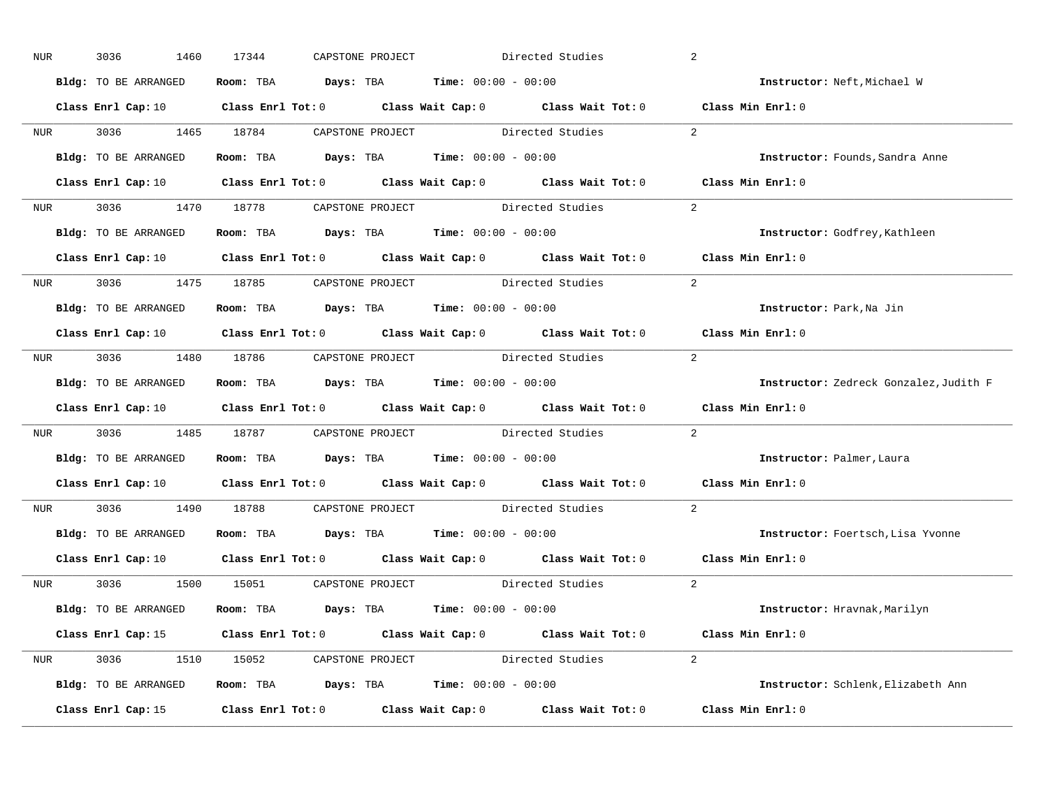NUR 3036 1460 17344 CAPSTONE PROJECT Directed Studies 2

**Bldg:** TO BE ARRANGED **Room:** TBA **Days:** TBA **Time:** 00:00 - 00:00 **Instructor:** Neft,Michael W

**Class Enrl Cap:** 10 **Class Enrl Tot:** 0 **Class Wait Cap:** 0 **Class Wait Tot:** 0 **Class Min Enrl:** 0

---

NUR 3036 1465 18784 CAPSTONE PROJECT Directed Studies 2

**Bldg:** TO BE ARRANGED **Room:** TBA **Days:** TBA **Time:** 00:00 - 00:00 **Instructor:** Founds,Sandra Anne

**Class Enrl Cap:** 10 **Class Enrl Tot:** 0 **Class Wait Cap:** 0 **Class Wait Tot:** 0 **Class Min Enrl:** 0

---

NUR 3036 1470 18778 CAPSTONE PROJECT Directed Studies 2

**Bldg:** TO BE ARRANGED **Room:** TBA **Days:** TBA **Time:** 00:00 - 00:00 **Instructor:** Godfrey,Kathleen

**Class Enrl Cap:** 10 **Class Enrl Tot:** 0 **Class Wait Cap:** 0 **Class Wait Tot:** 0 **Class Min Enrl:** 0

---

NUR 3036 1475 18785 CAPSTONE PROJECT Directed Studies 2

**Bldg:** TO BE ARRANGED **Room:** TBA **Days:** TBA **Time:** 00:00 - 00:00 **Instructor:** Park,Na Jin

**Class Enrl Cap:** 10 **Class Enrl Tot:** 0 **Class Wait Cap:** 0 **Class Wait Tot:** 0 **Class Min Enrl:** 0

---

NUR 3036 1480 18786 CAPSTONE PROJECT Directed Studies 2

**Bldg:** TO BE ARRANGED **Room:** TBA **Days:** TBA **Time:** 00:00 - 00:00 **Instructor:** Zedreck Gonzalez,Judith F

**Class Enrl Cap:** 10 **Class Enrl Tot:** 0 **Class Wait Cap:** 0 **Class Wait Tot:** 0 **Class Min Enrl:** 0

---

NUR 3036 1485 18787 CAPSTONE PROJECT Directed Studies 2

**Bldg:** TO BE ARRANGED **Room:** TBA **Days:** TBA **Time:** 00:00 - 00:00 **Instructor:** Palmer,Laura

**Class Enrl Cap:** 10 **Class Enrl Tot:** 0 **Class Wait Cap:** 0 **Class Wait Tot:** 0 **Class Min Enrl:** 0

---

NUR 3036 1490 18788 CAPSTONE PROJECT Directed Studies 2

**Bldg:** TO BE ARRANGED **Room:** TBA **Days:** TBA **Time:** 00:00 - 00:00 **Instructor:** Foertsch,Lisa Yvonne

**Class Enrl Cap:** 10 **Class Enrl Tot:** 0 **Class Wait Cap:** 0 **Class Wait Tot:** 0 **Class Min Enrl:** 0

---

NUR 3036 1500 15051 CAPSTONE PROJECT Directed Studies 2

**Bldg:** TO BE ARRANGED **Room:** TBA **Days:** TBA **Time:** 00:00 - 00:00 **Instructor:** Hravnak,Marilyn

**Class Enrl Cap:** 15 **Class Enrl Tot:** 0 **Class Wait Cap:** 0 **Class Wait Tot:** 0 **Class Min Enrl:** 0

---

NUR 3036 1510 15052 CAPSTONE PROJECT Directed Studies 2

**Bldg:** TO BE ARRANGED **Room:** TBA **Days:** TBA **Time:** 00:00 - 00:00 **Instructor:** Schlenk,Elizabeth Ann

**Class Enrl Cap:** 15 **Class Enrl Tot:** 0 **Class Wait Cap:** 0 **Class Wait Tot:** 0 **Class Min Enrl:** 0

---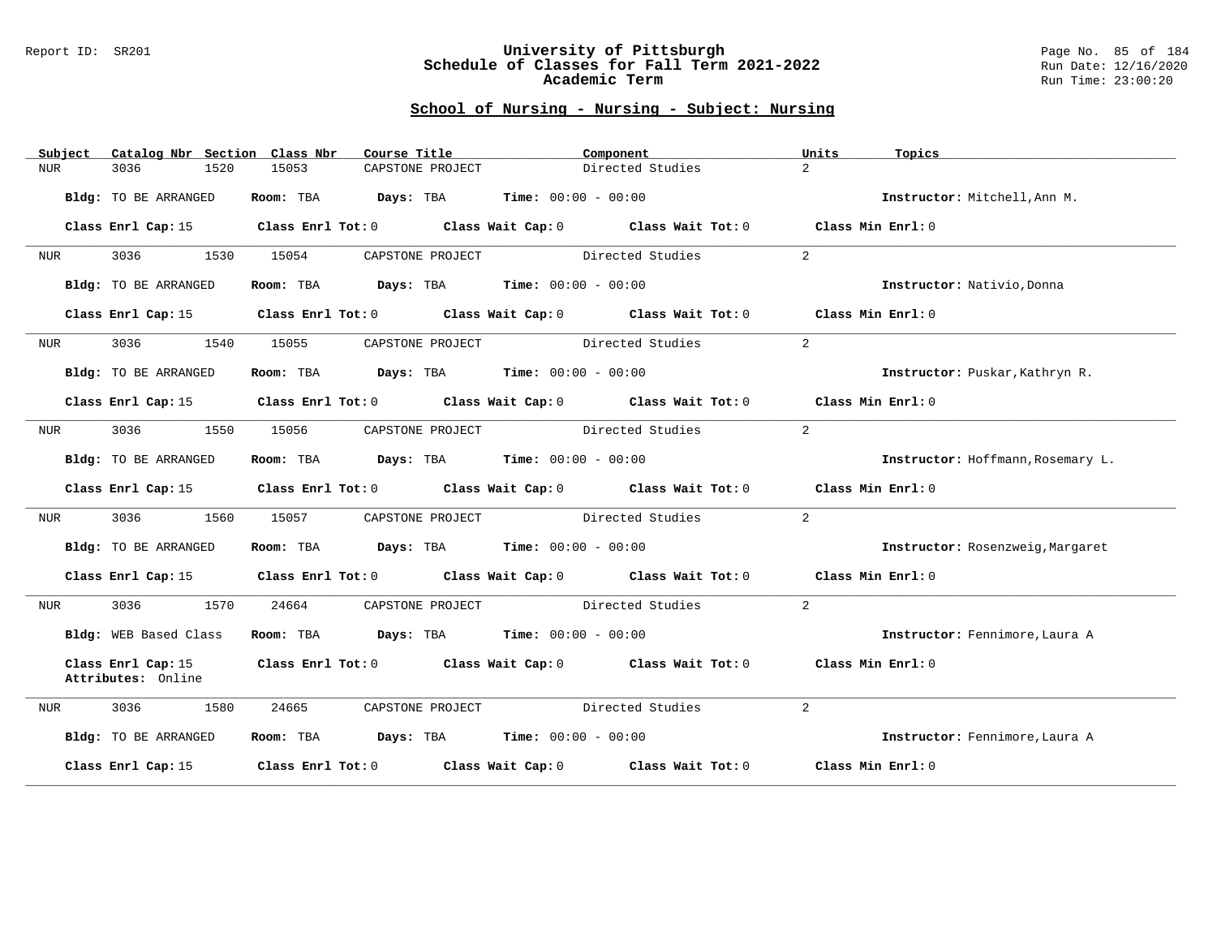## School of Nursing - Nursing - Subject: Nursing

| Subject | Catalog Nbr | Section | Class Nbr | Course Title | Component | Units | Topics |
|---|---|---|---|---|---|---|---|
| NUR | 3036 | 1520 | 15053 | CAPSTONE PROJECT | Directed Studies | 2 | |

**Bldg:** TO BE ARRANGED **Room:** TBA **Days:** TBA **Time:** 00:00 - 00:00 **Instructor:** Mitchell,Ann M.

**Class Enrl Cap:** 15 **Class Enrl Tot:** 0 **Class Wait Cap:** 0 **Class Wait Tot:** 0 **Class Min Enrl:** 0

---

| Subject | Catalog Nbr | Section | Class Nbr | Course Title | Component | Units | Topics |
|---|---|---|---|---|---|---|---|
| NUR | 3036 | 1530 | 15054 | CAPSTONE PROJECT | Directed Studies | 2 | |

**Bldg:** TO BE ARRANGED **Room:** TBA **Days:** TBA **Time:** 00:00 - 00:00 **Instructor:** Nativio,Donna

**Class Enrl Cap:** 15 **Class Enrl Tot:** 0 **Class Wait Cap:** 0 **Class Wait Tot:** 0 **Class Min Enrl:** 0

---

| Subject | Catalog Nbr | Section | Class Nbr | Course Title | Component | Units | Topics |
|---|---|---|---|---|---|---|---|
| NUR | 3036 | 1540 | 15055 | CAPSTONE PROJECT | Directed Studies | 2 | |

**Bldg:** TO BE ARRANGED **Room:** TBA **Days:** TBA **Time:** 00:00 - 00:00 **Instructor:** Puskar,Kathryn R.

**Class Enrl Cap:** 15 **Class Enrl Tot:** 0 **Class Wait Cap:** 0 **Class Wait Tot:** 0 **Class Min Enrl:** 0

---

| Subject | Catalog Nbr | Section | Class Nbr | Course Title | Component | Units | Topics |
|---|---|---|---|---|---|---|---|
| NUR | 3036 | 1550 | 15056 | CAPSTONE PROJECT | Directed Studies | 2 | |

**Bldg:** TO BE ARRANGED **Room:** TBA **Days:** TBA **Time:** 00:00 - 00:00 **Instructor:** Hoffmann,Rosemary L.

**Class Enrl Cap:** 15 **Class Enrl Tot:** 0 **Class Wait Cap:** 0 **Class Wait Tot:** 0 **Class Min Enrl:** 0

---

| Subject | Catalog Nbr | Section | Class Nbr | Course Title | Component | Units | Topics |
|---|---|---|---|---|---|---|---|
| NUR | 3036 | 1560 | 15057 | CAPSTONE PROJECT | Directed Studies | 2 | |

**Bldg:** TO BE ARRANGED **Room:** TBA **Days:** TBA **Time:** 00:00 - 00:00 **Instructor:** Rosenzweig,Margaret

**Class Enrl Cap:** 15 **Class Enrl Tot:** 0 **Class Wait Cap:** 0 **Class Wait Tot:** 0 **Class Min Enrl:** 0

---

| Subject | Catalog Nbr | Section | Class Nbr | Course Title | Component | Units | Topics |
|---|---|---|---|---|---|---|---|
| NUR | 3036 | 1570 | 24664 | CAPSTONE PROJECT | Directed Studies | 2 | |

**Bldg:** WEB Based Class **Room:** TBA **Days:** TBA **Time:** 00:00 - 00:00 **Instructor:** Fennimore,Laura A

**Class Enrl Cap:** 15 **Class Enrl Tot:** 0 **Class Wait Cap:** 0 **Class Wait Tot:** 0 **Class Min Enrl:** 0
**Attributes:** Online

---

| Subject | Catalog Nbr | Section | Class Nbr | Course Title | Component | Units | Topics |
|---|---|---|---|---|---|---|---|
| NUR | 3036 | 1580 | 24665 | CAPSTONE PROJECT | Directed Studies | 2 | |

**Bldg:** TO BE ARRANGED **Room:** TBA **Days:** TBA **Time:** 00:00 - 00:00 **Instructor:** Fennimore,Laura A

**Class Enrl Cap:** 15 **Class Enrl Tot:** 0 **Class Wait Cap:** 0 **Class Wait Tot:** 0 **Class Min Enrl:** 0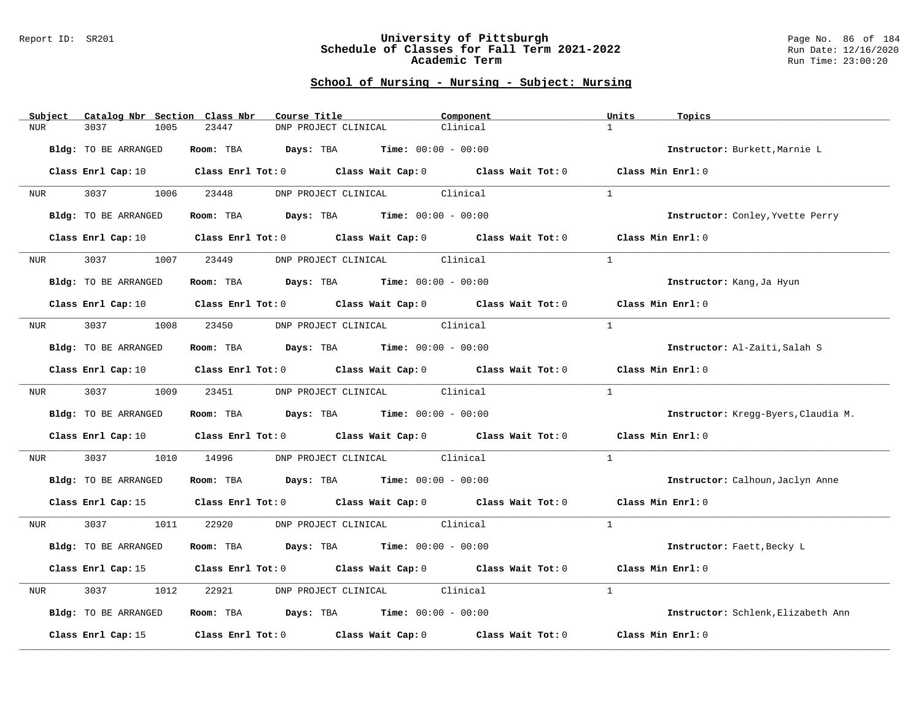## School of Nursing - Nursing - Subject: Nursing

| Subject | Catalog Nbr | Section | Class Nbr | Course Title | Component | Units | Topics |
|---|---|---|---|---|---|---|---|
| NUR | 3037 | 1005 | 23447 | DNP PROJECT CLINICAL | Clinical | 1 | |

**Bldg:** TO BE ARRANGED **Room:** TBA **Days:** TBA **Time:** 00:00 - 00:00 **Instructor:** Burkett,Marnie L

**Class Enrl Cap:** 10 **Class Enrl Tot:** 0 **Class Wait Cap:** 0 **Class Wait Tot:** 0 **Class Min Enrl:** 0

| Subject | Catalog Nbr | Section | Class Nbr | Course Title | Component | Units | Topics |
|---|---|---|---|---|---|---|---|
| NUR | 3037 | 1006 | 23448 | DNP PROJECT CLINICAL | Clinical | 1 | |

**Bldg:** TO BE ARRANGED **Room:** TBA **Days:** TBA **Time:** 00:00 - 00:00 **Instructor:** Conley,Yvette Perry

**Class Enrl Cap:** 10 **Class Enrl Tot:** 0 **Class Wait Cap:** 0 **Class Wait Tot:** 0 **Class Min Enrl:** 0

| Subject | Catalog Nbr | Section | Class Nbr | Course Title | Component | Units | Topics |
|---|---|---|---|---|---|---|---|
| NUR | 3037 | 1007 | 23449 | DNP PROJECT CLINICAL | Clinical | 1 | |

**Bldg:** TO BE ARRANGED **Room:** TBA **Days:** TBA **Time:** 00:00 - 00:00 **Instructor:** Kang,Ja Hyun

**Class Enrl Cap:** 10 **Class Enrl Tot:** 0 **Class Wait Cap:** 0 **Class Wait Tot:** 0 **Class Min Enrl:** 0

| Subject | Catalog Nbr | Section | Class Nbr | Course Title | Component | Units | Topics |
|---|---|---|---|---|---|---|---|
| NUR | 3037 | 1008 | 23450 | DNP PROJECT CLINICAL | Clinical | 1 | |

**Bldg:** TO BE ARRANGED **Room:** TBA **Days:** TBA **Time:** 00:00 - 00:00 **Instructor:** Al-Zaiti,Salah S

**Class Enrl Cap:** 10 **Class Enrl Tot:** 0 **Class Wait Cap:** 0 **Class Wait Tot:** 0 **Class Min Enrl:** 0

| Subject | Catalog Nbr | Section | Class Nbr | Course Title | Component | Units | Topics |
|---|---|---|---|---|---|---|---|
| NUR | 3037 | 1009 | 23451 | DNP PROJECT CLINICAL | Clinical | 1 | |

**Bldg:** TO BE ARRANGED **Room:** TBA **Days:** TBA **Time:** 00:00 - 00:00 **Instructor:** Kregg-Byers,Claudia M.

**Class Enrl Cap:** 10 **Class Enrl Tot:** 0 **Class Wait Cap:** 0 **Class Wait Tot:** 0 **Class Min Enrl:** 0

| Subject | Catalog Nbr | Section | Class Nbr | Course Title | Component | Units | Topics |
|---|---|---|---|---|---|---|---|
| NUR | 3037 | 1010 | 14996 | DNP PROJECT CLINICAL | Clinical | 1 | |

**Bldg:** TO BE ARRANGED **Room:** TBA **Days:** TBA **Time:** 00:00 - 00:00 **Instructor:** Calhoun,Jaclyn Anne

**Class Enrl Cap:** 15 **Class Enrl Tot:** 0 **Class Wait Cap:** 0 **Class Wait Tot:** 0 **Class Min Enrl:** 0

| Subject | Catalog Nbr | Section | Class Nbr | Course Title | Component | Units | Topics |
|---|---|---|---|---|---|---|---|
| NUR | 3037 | 1011 | 22920 | DNP PROJECT CLINICAL | Clinical | 1 | |

**Bldg:** TO BE ARRANGED **Room:** TBA **Days:** TBA **Time:** 00:00 - 00:00 **Instructor:** Faett,Becky L

**Class Enrl Cap:** 15 **Class Enrl Tot:** 0 **Class Wait Cap:** 0 **Class Wait Tot:** 0 **Class Min Enrl:** 0

| Subject | Catalog Nbr | Section | Class Nbr | Course Title | Component | Units | Topics |
|---|---|---|---|---|---|---|---|
| NUR | 3037 | 1012 | 22921 | DNP PROJECT CLINICAL | Clinical | 1 | |

**Bldg:** TO BE ARRANGED **Room:** TBA **Days:** TBA **Time:** 00:00 - 00:00 **Instructor:** Schlenk,Elizabeth Ann

**Class Enrl Cap:** 15 **Class Enrl Tot:** 0 **Class Wait Cap:** 0 **Class Wait Tot:** 0 **Class Min Enrl:** 0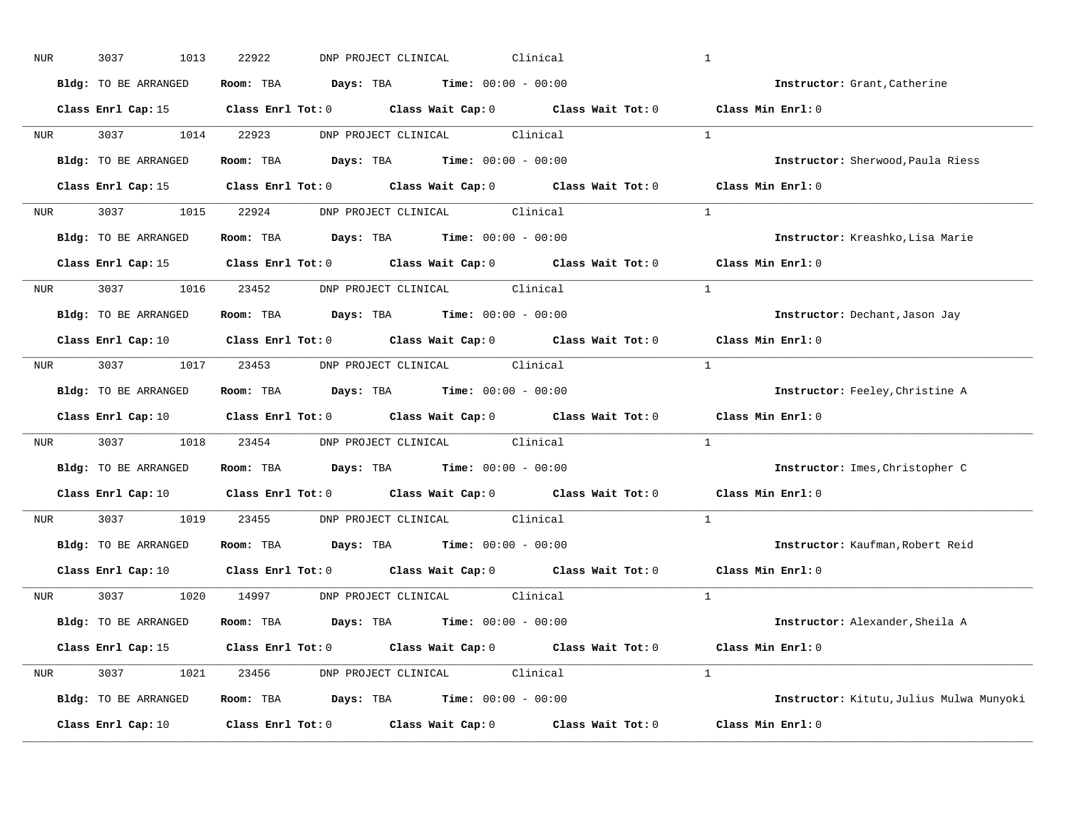NUR 3037 1013 22922 DNP PROJECT CLINICAL Clinical 1

**Bldg:** TO BE ARRANGED **Room:** TBA **Days:** TBA **Time:** 00:00 - 00:00 **Instructor:** Grant,Catherine

**Class Enrl Cap:** 15 **Class Enrl Tot:** 0 **Class Wait Cap:** 0 **Class Wait Tot:** 0 **Class Min Enrl:** 0

---

NUR 3037 1014 22923 DNP PROJECT CLINICAL Clinical 1

**Bldg:** TO BE ARRANGED **Room:** TBA **Days:** TBA **Time:** 00:00 - 00:00 **Instructor:** Sherwood,Paula Riess

**Class Enrl Cap:** 15 **Class Enrl Tot:** 0 **Class Wait Cap:** 0 **Class Wait Tot:** 0 **Class Min Enrl:** 0

---

NUR 3037 1015 22924 DNP PROJECT CLINICAL Clinical 1

**Bldg:** TO BE ARRANGED **Room:** TBA **Days:** TBA **Time:** 00:00 - 00:00 **Instructor:** Kreashko,Lisa Marie

**Class Enrl Cap:** 15 **Class Enrl Tot:** 0 **Class Wait Cap:** 0 **Class Wait Tot:** 0 **Class Min Enrl:** 0

---

NUR 3037 1016 23452 DNP PROJECT CLINICAL Clinical 1

**Bldg:** TO BE ARRANGED **Room:** TBA **Days:** TBA **Time:** 00:00 - 00:00 **Instructor:** Dechant,Jason Jay

**Class Enrl Cap:** 10 **Class Enrl Tot:** 0 **Class Wait Cap:** 0 **Class Wait Tot:** 0 **Class Min Enrl:** 0

---

NUR 3037 1017 23453 DNP PROJECT CLINICAL Clinical 1

**Bldg:** TO BE ARRANGED **Room:** TBA **Days:** TBA **Time:** 00:00 - 00:00 **Instructor:** Feeley,Christine A

**Class Enrl Cap:** 10 **Class Enrl Tot:** 0 **Class Wait Cap:** 0 **Class Wait Tot:** 0 **Class Min Enrl:** 0

---

NUR 3037 1018 23454 DNP PROJECT CLINICAL Clinical 1

**Bldg:** TO BE ARRANGED **Room:** TBA **Days:** TBA **Time:** 00:00 - 00:00 **Instructor:** Imes,Christopher C

**Class Enrl Cap:** 10 **Class Enrl Tot:** 0 **Class Wait Cap:** 0 **Class Wait Tot:** 0 **Class Min Enrl:** 0

---

NUR 3037 1019 23455 DNP PROJECT CLINICAL Clinical 1

**Bldg:** TO BE ARRANGED **Room:** TBA **Days:** TBA **Time:** 00:00 - 00:00 **Instructor:** Kaufman,Robert Reid

**Class Enrl Cap:** 10 **Class Enrl Tot:** 0 **Class Wait Cap:** 0 **Class Wait Tot:** 0 **Class Min Enrl:** 0

---

NUR 3037 1020 14997 DNP PROJECT CLINICAL Clinical 1

**Bldg:** TO BE ARRANGED **Room:** TBA **Days:** TBA **Time:** 00:00 - 00:00 **Instructor:** Alexander,Sheila A

**Class Enrl Cap:** 15 **Class Enrl Tot:** 0 **Class Wait Cap:** 0 **Class Wait Tot:** 0 **Class Min Enrl:** 0

---

NUR 3037 1021 23456 DNP PROJECT CLINICAL Clinical 1

**Bldg:** TO BE ARRANGED **Room:** TBA **Days:** TBA **Time:** 00:00 - 00:00 **Instructor:** Kitutu,Julius Mulwa Munyoki

**Class Enrl Cap:** 10 **Class Enrl Tot:** 0 **Class Wait Cap:** 0 **Class Wait Tot:** 0 **Class Min Enrl:** 0

---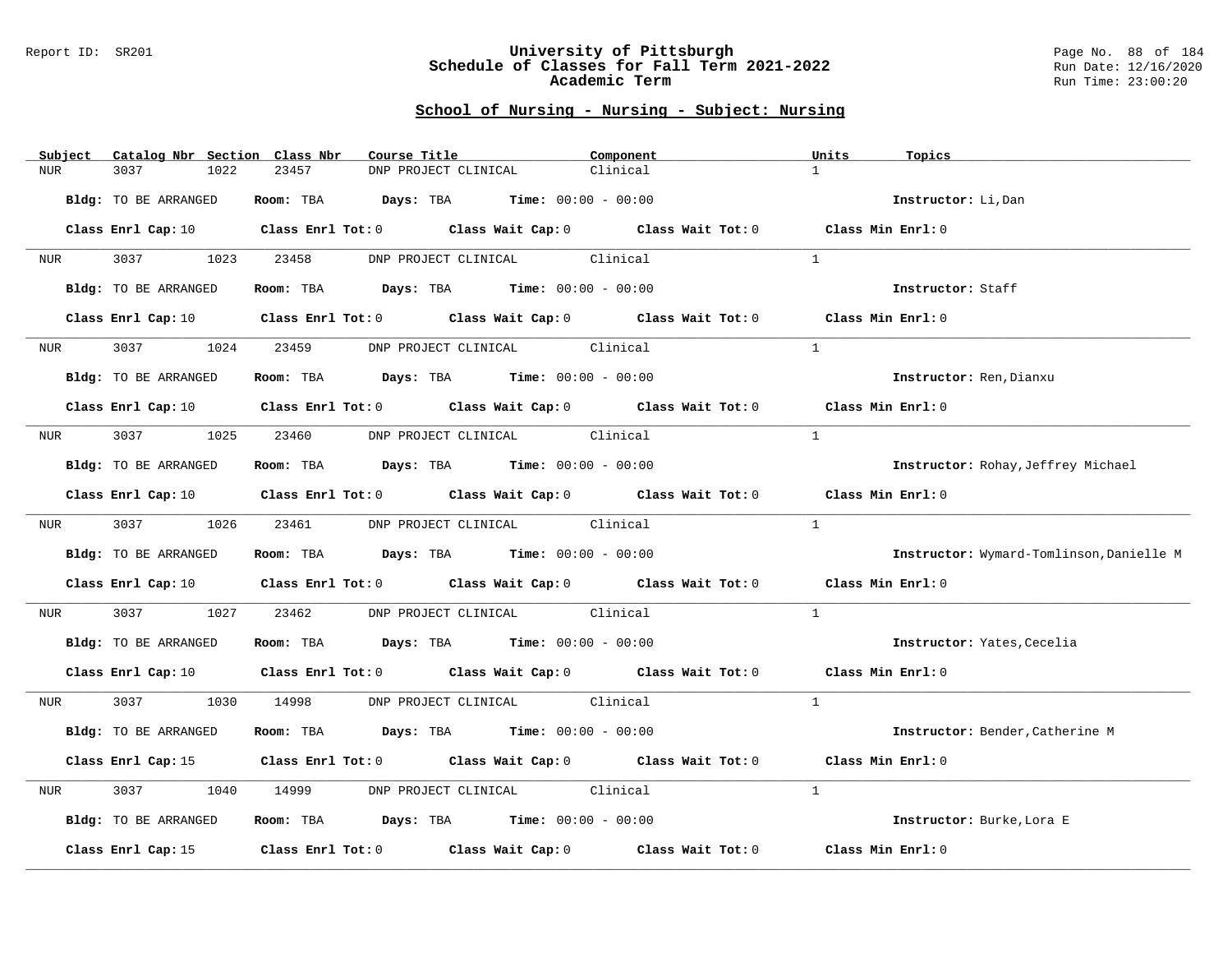## School of Nursing - Nursing - Subject: Nursing

| Subject | Catalog Nbr | Section | Class Nbr | Course Title | Component | Units | Topics |
|---|---|---|---|---|---|---|---|
| NUR | 3037 | 1022 | 23457 | DNP PROJECT CLINICAL | Clinical | 1 | |

**Bldg:** TO BE ARRANGED **Room:** TBA **Days:** TBA **Time:** 00:00 - 00:00 **Instructor:** Li,Dan

**Class Enrl Cap:** 10 **Class Enrl Tot:** 0 **Class Wait Cap:** 0 **Class Wait Tot:** 0 **Class Min Enrl:** 0

---

| Subject | Catalog Nbr | Section | Class Nbr | Course Title | Component | Units | Topics |
|---|---|---|---|---|---|---|---|
| NUR | 3037 | 1023 | 23458 | DNP PROJECT CLINICAL | Clinical | 1 | |

**Bldg:** TO BE ARRANGED **Room:** TBA **Days:** TBA **Time:** 00:00 - 00:00 **Instructor:** Staff

**Class Enrl Cap:** 10 **Class Enrl Tot:** 0 **Class Wait Cap:** 0 **Class Wait Tot:** 0 **Class Min Enrl:** 0

---

| Subject | Catalog Nbr | Section | Class Nbr | Course Title | Component | Units | Topics |
|---|---|---|---|---|---|---|---|
| NUR | 3037 | 1024 | 23459 | DNP PROJECT CLINICAL | Clinical | 1 | |

**Bldg:** TO BE ARRANGED **Room:** TBA **Days:** TBA **Time:** 00:00 - 00:00 **Instructor:** Ren,Dianxu

**Class Enrl Cap:** 10 **Class Enrl Tot:** 0 **Class Wait Cap:** 0 **Class Wait Tot:** 0 **Class Min Enrl:** 0

---

| Subject | Catalog Nbr | Section | Class Nbr | Course Title | Component | Units | Topics |
|---|---|---|---|---|---|---|---|
| NUR | 3037 | 1025 | 23460 | DNP PROJECT CLINICAL | Clinical | 1 | |

**Bldg:** TO BE ARRANGED **Room:** TBA **Days:** TBA **Time:** 00:00 - 00:00 **Instructor:** Rohay,Jeffrey Michael

**Class Enrl Cap:** 10 **Class Enrl Tot:** 0 **Class Wait Cap:** 0 **Class Wait Tot:** 0 **Class Min Enrl:** 0

---

| Subject | Catalog Nbr | Section | Class Nbr | Course Title | Component | Units | Topics |
|---|---|---|---|---|---|---|---|
| NUR | 3037 | 1026 | 23461 | DNP PROJECT CLINICAL | Clinical | 1 | |

**Bldg:** TO BE ARRANGED **Room:** TBA **Days:** TBA **Time:** 00:00 - 00:00 **Instructor:** Wymard-Tomlinson,Danielle M

**Class Enrl Cap:** 10 **Class Enrl Tot:** 0 **Class Wait Cap:** 0 **Class Wait Tot:** 0 **Class Min Enrl:** 0

---

| Subject | Catalog Nbr | Section | Class Nbr | Course Title | Component | Units | Topics |
|---|---|---|---|---|---|---|---|
| NUR | 3037 | 1027 | 23462 | DNP PROJECT CLINICAL | Clinical | 1 | |

**Bldg:** TO BE ARRANGED **Room:** TBA **Days:** TBA **Time:** 00:00 - 00:00 **Instructor:** Yates,Cecelia

**Class Enrl Cap:** 10 **Class Enrl Tot:** 0 **Class Wait Cap:** 0 **Class Wait Tot:** 0 **Class Min Enrl:** 0

---

| Subject | Catalog Nbr | Section | Class Nbr | Course Title | Component | Units | Topics |
|---|---|---|---|---|---|---|---|
| NUR | 3037 | 1030 | 14998 | DNP PROJECT CLINICAL | Clinical | 1 | |

**Bldg:** TO BE ARRANGED **Room:** TBA **Days:** TBA **Time:** 00:00 - 00:00 **Instructor:** Bender,Catherine M

**Class Enrl Cap:** 15 **Class Enrl Tot:** 0 **Class Wait Cap:** 0 **Class Wait Tot:** 0 **Class Min Enrl:** 0

---

| Subject | Catalog Nbr | Section | Class Nbr | Course Title | Component | Units | Topics |
|---|---|---|---|---|---|---|---|
| NUR | 3037 | 1040 | 14999 | DNP PROJECT CLINICAL | Clinical | 1 | |

**Bldg:** TO BE ARRANGED **Room:** TBA **Days:** TBA **Time:** 00:00 - 00:00 **Instructor:** Burke,Lora E

**Class Enrl Cap:** 15 **Class Enrl Tot:** 0 **Class Wait Cap:** 0 **Class Wait Tot:** 0 **Class Min Enrl:** 0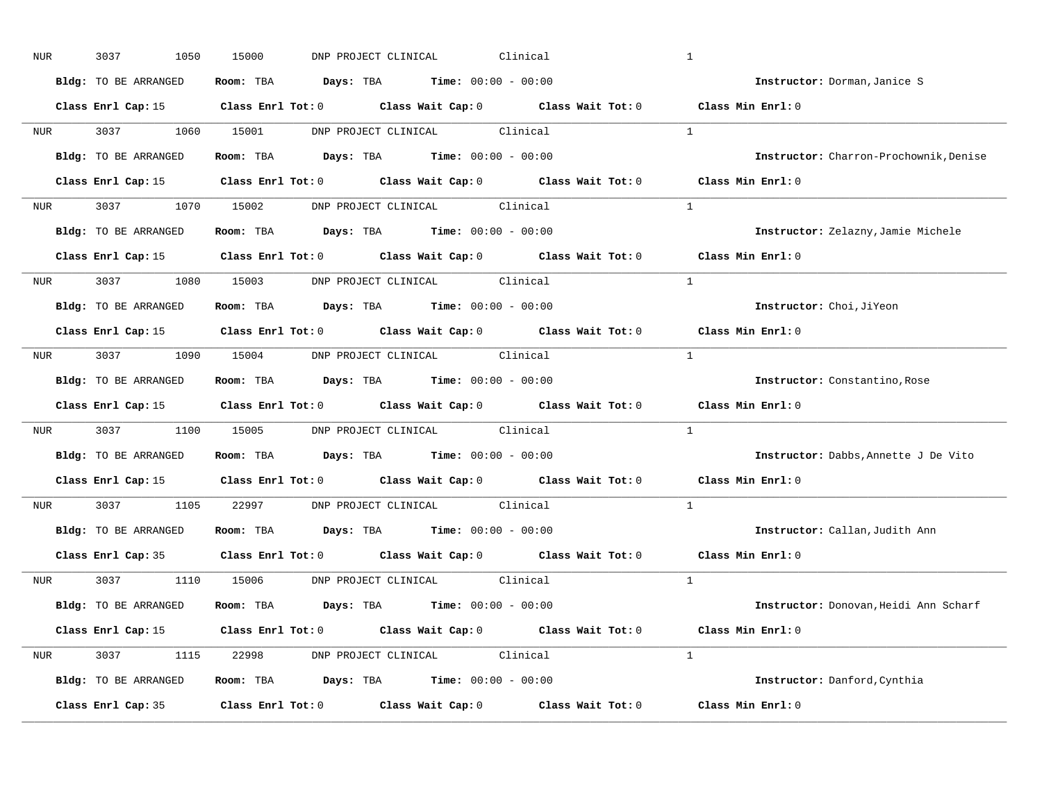NUR 3037 1050 15000 DNP PROJECT CLINICAL Clinical 1

**Bldg:** TO BE ARRANGED **Room:** TBA **Days:** TBA **Time:** 00:00 - 00:00 **Instructor:** Dorman,Janice S

**Class Enrl Cap:** 15 **Class Enrl Tot:** 0 **Class Wait Cap:** 0 **Class Wait Tot:** 0 **Class Min Enrl:** 0

---

NUR 3037 1060 15001 DNP PROJECT CLINICAL Clinical 1

**Bldg:** TO BE ARRANGED **Room:** TBA **Days:** TBA **Time:** 00:00 - 00:00 **Instructor:** Charron-Prochownik,Denise

**Class Enrl Cap:** 15 **Class Enrl Tot:** 0 **Class Wait Cap:** 0 **Class Wait Tot:** 0 **Class Min Enrl:** 0

---

NUR 3037 1070 15002 DNP PROJECT CLINICAL Clinical 1

**Bldg:** TO BE ARRANGED **Room:** TBA **Days:** TBA **Time:** 00:00 - 00:00 **Instructor:** Zelazny,Jamie Michele

**Class Enrl Cap:** 15 **Class Enrl Tot:** 0 **Class Wait Cap:** 0 **Class Wait Tot:** 0 **Class Min Enrl:** 0

---

NUR 3037 1080 15003 DNP PROJECT CLINICAL Clinical 1

**Bldg:** TO BE ARRANGED **Room:** TBA **Days:** TBA **Time:** 00:00 - 00:00 **Instructor:** Choi,JiYeon

**Class Enrl Cap:** 15 **Class Enrl Tot:** 0 **Class Wait Cap:** 0 **Class Wait Tot:** 0 **Class Min Enrl:** 0

---

NUR 3037 1090 15004 DNP PROJECT CLINICAL Clinical 1

**Bldg:** TO BE ARRANGED **Room:** TBA **Days:** TBA **Time:** 00:00 - 00:00 **Instructor:** Constantino,Rose

**Class Enrl Cap:** 15 **Class Enrl Tot:** 0 **Class Wait Cap:** 0 **Class Wait Tot:** 0 **Class Min Enrl:** 0

---

NUR 3037 1100 15005 DNP PROJECT CLINICAL Clinical 1

**Bldg:** TO BE ARRANGED **Room:** TBA **Days:** TBA **Time:** 00:00 - 00:00 **Instructor:** Dabbs,Annette J De Vito

**Class Enrl Cap:** 15 **Class Enrl Tot:** 0 **Class Wait Cap:** 0 **Class Wait Tot:** 0 **Class Min Enrl:** 0

---

NUR 3037 1105 22997 DNP PROJECT CLINICAL Clinical 1

**Bldg:** TO BE ARRANGED **Room:** TBA **Days:** TBA **Time:** 00:00 - 00:00 **Instructor:** Callan,Judith Ann

**Class Enrl Cap:** 35 **Class Enrl Tot:** 0 **Class Wait Cap:** 0 **Class Wait Tot:** 0 **Class Min Enrl:** 0

---

NUR 3037 1110 15006 DNP PROJECT CLINICAL Clinical 1

**Bldg:** TO BE ARRANGED **Room:** TBA **Days:** TBA **Time:** 00:00 - 00:00 **Instructor:** Donovan,Heidi Ann Scharf

**Class Enrl Cap:** 15 **Class Enrl Tot:** 0 **Class Wait Cap:** 0 **Class Wait Tot:** 0 **Class Min Enrl:** 0

---

NUR 3037 1115 22998 DNP PROJECT CLINICAL Clinical 1

**Bldg:** TO BE ARRANGED **Room:** TBA **Days:** TBA **Time:** 00:00 - 00:00 **Instructor:** Danford,Cynthia

**Class Enrl Cap:** 35 **Class Enrl Tot:** 0 **Class Wait Cap:** 0 **Class Wait Tot:** 0 **Class Min Enrl:** 0

---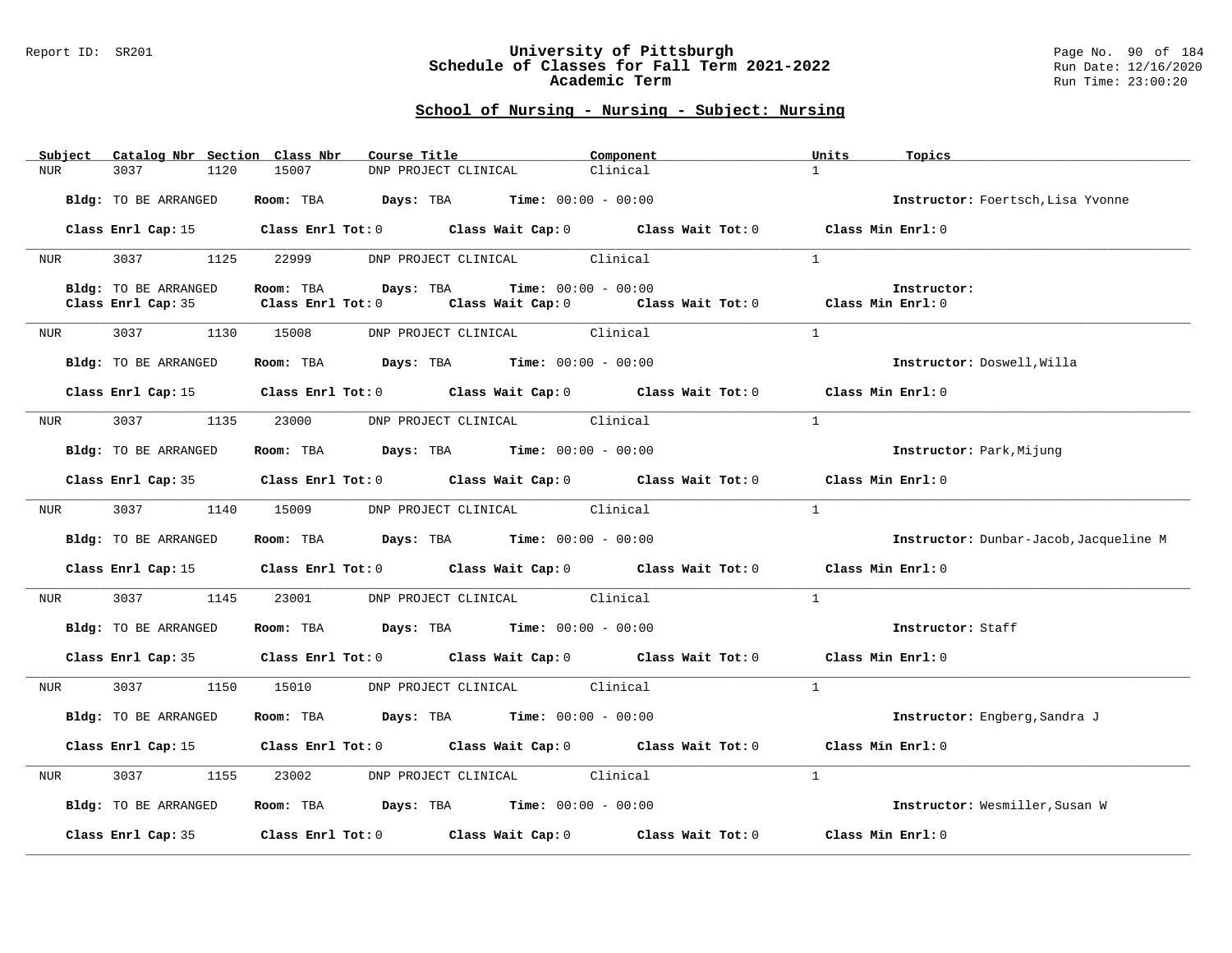## School of Nursing - Nursing - Subject: Nursing

| Subject | Catalog Nbr | Section | Class Nbr | Course Title | Component | Units | Topics |
|---|---|---|---|---|---|---|---|
| NUR | 3037 | 1120 | 15007 | DNP PROJECT CLINICAL | Clinical | 1 | |

**Bldg:** TO BE ARRANGED **Room:** TBA **Days:** TBA **Time:** 00:00 - 00:00 **Instructor:** Foertsch,Lisa Yvonne

**Class Enrl Cap:** 15 **Class Enrl Tot:** 0 **Class Wait Cap:** 0 **Class Wait Tot:** 0 **Class Min Enrl:** 0

---

| Subject | Catalog Nbr | Section | Class Nbr | Course Title | Component | Units | Topics |
|---|---|---|---|---|---|---|---|
| NUR | 3037 | 1125 | 22999 | DNP PROJECT CLINICAL | Clinical | 1 | |

**Bldg:** TO BE ARRANGED **Room:** TBA **Days:** TBA **Time:** 00:00 - 00:00 **Instructor:**

**Class Enrl Cap:** 35 **Class Enrl Tot:** 0 **Class Wait Cap:** 0 **Class Wait Tot:** 0 **Class Min Enrl:** 0

---

| Subject | Catalog Nbr | Section | Class Nbr | Course Title | Component | Units | Topics |
|---|---|---|---|---|---|---|---|
| NUR | 3037 | 1130 | 15008 | DNP PROJECT CLINICAL | Clinical | 1 | |

**Bldg:** TO BE ARRANGED **Room:** TBA **Days:** TBA **Time:** 00:00 - 00:00 **Instructor:** Doswell,Willa

**Class Enrl Cap:** 15 **Class Enrl Tot:** 0 **Class Wait Cap:** 0 **Class Wait Tot:** 0 **Class Min Enrl:** 0

---

| Subject | Catalog Nbr | Section | Class Nbr | Course Title | Component | Units | Topics |
|---|---|---|---|---|---|---|---|
| NUR | 3037 | 1135 | 23000 | DNP PROJECT CLINICAL | Clinical | 1 | |

**Bldg:** TO BE ARRANGED **Room:** TBA **Days:** TBA **Time:** 00:00 - 00:00 **Instructor:** Park,Mijung

**Class Enrl Cap:** 35 **Class Enrl Tot:** 0 **Class Wait Cap:** 0 **Class Wait Tot:** 0 **Class Min Enrl:** 0

---

| Subject | Catalog Nbr | Section | Class Nbr | Course Title | Component | Units | Topics |
|---|---|---|---|---|---|---|---|
| NUR | 3037 | 1140 | 15009 | DNP PROJECT CLINICAL | Clinical | 1 | |

**Bldg:** TO BE ARRANGED **Room:** TBA **Days:** TBA **Time:** 00:00 - 00:00 **Instructor:** Dunbar-Jacob,Jacqueline M

**Class Enrl Cap:** 15 **Class Enrl Tot:** 0 **Class Wait Cap:** 0 **Class Wait Tot:** 0 **Class Min Enrl:** 0

---

| Subject | Catalog Nbr | Section | Class Nbr | Course Title | Component | Units | Topics |
|---|---|---|---|---|---|---|---|
| NUR | 3037 | 1145 | 23001 | DNP PROJECT CLINICAL | Clinical | 1 | |

**Bldg:** TO BE ARRANGED **Room:** TBA **Days:** TBA **Time:** 00:00 - 00:00 **Instructor:** Staff

**Class Enrl Cap:** 35 **Class Enrl Tot:** 0 **Class Wait Cap:** 0 **Class Wait Tot:** 0 **Class Min Enrl:** 0

---

| Subject | Catalog Nbr | Section | Class Nbr | Course Title | Component | Units | Topics |
|---|---|---|---|---|---|---|---|
| NUR | 3037 | 1150 | 15010 | DNP PROJECT CLINICAL | Clinical | 1 | |

**Bldg:** TO BE ARRANGED **Room:** TBA **Days:** TBA **Time:** 00:00 - 00:00 **Instructor:** Engberg,Sandra J

**Class Enrl Cap:** 15 **Class Enrl Tot:** 0 **Class Wait Cap:** 0 **Class Wait Tot:** 0 **Class Min Enrl:** 0

---

| Subject | Catalog Nbr | Section | Class Nbr | Course Title | Component | Units | Topics |
|---|---|---|---|---|---|---|---|
| NUR | 3037 | 1155 | 23002 | DNP PROJECT CLINICAL | Clinical | 1 | |

**Bldg:** TO BE ARRANGED **Room:** TBA **Days:** TBA **Time:** 00:00 - 00:00 **Instructor:** Wesmiller,Susan W

**Class Enrl Cap:** 35 **Class Enrl Tot:** 0 **Class Wait Cap:** 0 **Class Wait Tot:** 0 **Class Min Enrl:** 0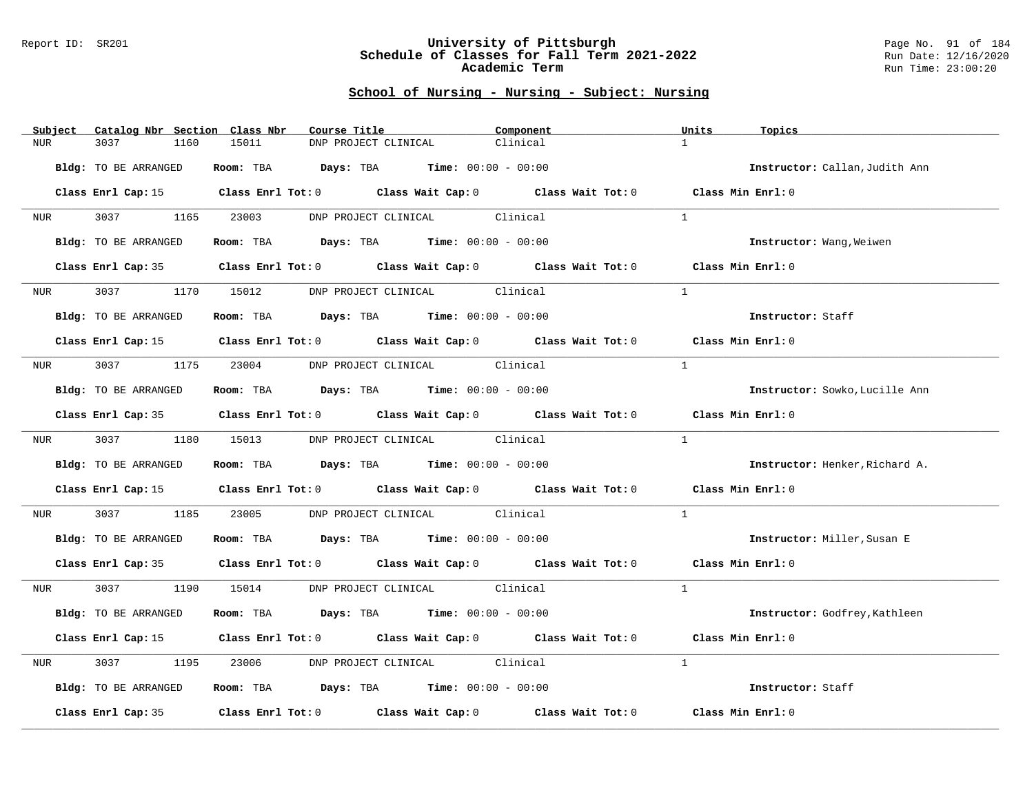## School of Nursing - Nursing - Subject: Nursing

| Subject | Catalog Nbr | Section | Class Nbr | Course Title | Component | Units | Topics |
|---|---|---|---|---|---|---|---|
| NUR | 3037 | 1160 | 15011 | DNP PROJECT CLINICAL | Clinical | 1 | |

**Bldg:** TO BE ARRANGED **Room:** TBA **Days:** TBA **Time:** 00:00 - 00:00 **Instructor:** Callan,Judith Ann

**Class Enrl Cap:** 15 **Class Enrl Tot:** 0 **Class Wait Cap:** 0 **Class Wait Tot:** 0 **Class Min Enrl:** 0

---

| Subject | Catalog Nbr | Section | Class Nbr | Course Title | Component | Units | Topics |
|---|---|---|---|---|---|---|---|
| NUR | 3037 | 1165 | 23003 | DNP PROJECT CLINICAL | Clinical | 1 | |

**Bldg:** TO BE ARRANGED **Room:** TBA **Days:** TBA **Time:** 00:00 - 00:00 **Instructor:** Wang,Weiwen

**Class Enrl Cap:** 35 **Class Enrl Tot:** 0 **Class Wait Cap:** 0 **Class Wait Tot:** 0 **Class Min Enrl:** 0

---

| Subject | Catalog Nbr | Section | Class Nbr | Course Title | Component | Units | Topics |
|---|---|---|---|---|---|---|---|
| NUR | 3037 | 1170 | 15012 | DNP PROJECT CLINICAL | Clinical | 1 | |

**Bldg:** TO BE ARRANGED **Room:** TBA **Days:** TBA **Time:** 00:00 - 00:00 **Instructor:** Staff

**Class Enrl Cap:** 15 **Class Enrl Tot:** 0 **Class Wait Cap:** 0 **Class Wait Tot:** 0 **Class Min Enrl:** 0

---

| Subject | Catalog Nbr | Section | Class Nbr | Course Title | Component | Units | Topics |
|---|---|---|---|---|---|---|---|
| NUR | 3037 | 1175 | 23004 | DNP PROJECT CLINICAL | Clinical | 1 | |

**Bldg:** TO BE ARRANGED **Room:** TBA **Days:** TBA **Time:** 00:00 - 00:00 **Instructor:** Sowko,Lucille Ann

**Class Enrl Cap:** 35 **Class Enrl Tot:** 0 **Class Wait Cap:** 0 **Class Wait Tot:** 0 **Class Min Enrl:** 0

---

| Subject | Catalog Nbr | Section | Class Nbr | Course Title | Component | Units | Topics |
|---|---|---|---|---|---|---|---|
| NUR | 3037 | 1180 | 15013 | DNP PROJECT CLINICAL | Clinical | 1 | |

**Bldg:** TO BE ARRANGED **Room:** TBA **Days:** TBA **Time:** 00:00 - 00:00 **Instructor:** Henker,Richard A.

**Class Enrl Cap:** 15 **Class Enrl Tot:** 0 **Class Wait Cap:** 0 **Class Wait Tot:** 0 **Class Min Enrl:** 0

---

| Subject | Catalog Nbr | Section | Class Nbr | Course Title | Component | Units | Topics |
|---|---|---|---|---|---|---|---|
| NUR | 3037 | 1185 | 23005 | DNP PROJECT CLINICAL | Clinical | 1 | |

**Bldg:** TO BE ARRANGED **Room:** TBA **Days:** TBA **Time:** 00:00 - 00:00 **Instructor:** Miller,Susan E

**Class Enrl Cap:** 35 **Class Enrl Tot:** 0 **Class Wait Cap:** 0 **Class Wait Tot:** 0 **Class Min Enrl:** 0

---

| Subject | Catalog Nbr | Section | Class Nbr | Course Title | Component | Units | Topics |
|---|---|---|---|---|---|---|---|
| NUR | 3037 | 1190 | 15014 | DNP PROJECT CLINICAL | Clinical | 1 | |

**Bldg:** TO BE ARRANGED **Room:** TBA **Days:** TBA **Time:** 00:00 - 00:00 **Instructor:** Godfrey,Kathleen

**Class Enrl Cap:** 15 **Class Enrl Tot:** 0 **Class Wait Cap:** 0 **Class Wait Tot:** 0 **Class Min Enrl:** 0

---

| Subject | Catalog Nbr | Section | Class Nbr | Course Title | Component | Units | Topics |
|---|---|---|---|---|---|---|---|
| NUR | 3037 | 1195 | 23006 | DNP PROJECT CLINICAL | Clinical | 1 | |

**Bldg:** TO BE ARRANGED **Room:** TBA **Days:** TBA **Time:** 00:00 - 00:00 **Instructor:** Staff

**Class Enrl Cap:** 35 **Class Enrl Tot:** 0 **Class Wait Cap:** 0 **Class Wait Tot:** 0 **Class Min Enrl:** 0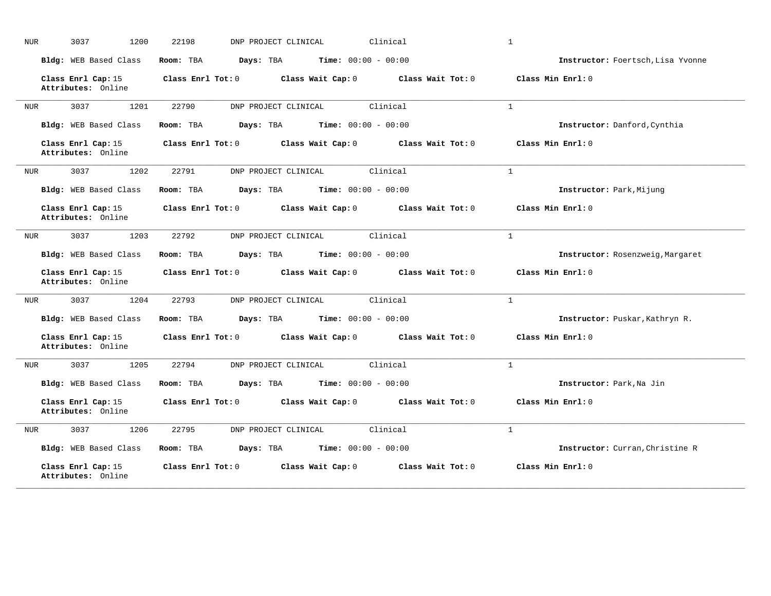NUR 3037 1200 22198 DNP PROJECT CLINICAL Clinical 1

**Bldg:** WEB Based Class **Room:** TBA **Days:** TBA **Time:** 00:00 - 00:00 **Instructor:** Foertsch,Lisa Yvonne

**Class Enrl Cap:** 15 **Class Enrl Tot:** 0 **Class Wait Cap:** 0 **Class Wait Tot:** 0 **Class Min Enrl:** 0
**Attributes:** Online

---

NUR 3037 1201 22790 DNP PROJECT CLINICAL Clinical 1

**Bldg:** WEB Based Class **Room:** TBA **Days:** TBA **Time:** 00:00 - 00:00 **Instructor:** Danford,Cynthia

**Class Enrl Cap:** 15 **Class Enrl Tot:** 0 **Class Wait Cap:** 0 **Class Wait Tot:** 0 **Class Min Enrl:** 0
**Attributes:** Online

---

NUR 3037 1202 22791 DNP PROJECT CLINICAL Clinical 1

**Bldg:** WEB Based Class **Room:** TBA **Days:** TBA **Time:** 00:00 - 00:00 **Instructor:** Park,Mijung

**Class Enrl Cap:** 15 **Class Enrl Tot:** 0 **Class Wait Cap:** 0 **Class Wait Tot:** 0 **Class Min Enrl:** 0
**Attributes:** Online

---

NUR 3037 1203 22792 DNP PROJECT CLINICAL Clinical 1

**Bldg:** WEB Based Class **Room:** TBA **Days:** TBA **Time:** 00:00 - 00:00 **Instructor:** Rosenzweig,Margaret

**Class Enrl Cap:** 15 **Class Enrl Tot:** 0 **Class Wait Cap:** 0 **Class Wait Tot:** 0 **Class Min Enrl:** 0
**Attributes:** Online

---

NUR 3037 1204 22793 DNP PROJECT CLINICAL Clinical 1

**Bldg:** WEB Based Class **Room:** TBA **Days:** TBA **Time:** 00:00 - 00:00 **Instructor:** Puskar,Kathryn R.

**Class Enrl Cap:** 15 **Class Enrl Tot:** 0 **Class Wait Cap:** 0 **Class Wait Tot:** 0 **Class Min Enrl:** 0
**Attributes:** Online

---

NUR 3037 1205 22794 DNP PROJECT CLINICAL Clinical 1

**Bldg:** WEB Based Class **Room:** TBA **Days:** TBA **Time:** 00:00 - 00:00 **Instructor:** Park,Na Jin

**Class Enrl Cap:** 15 **Class Enrl Tot:** 0 **Class Wait Cap:** 0 **Class Wait Tot:** 0 **Class Min Enrl:** 0
**Attributes:** Online

---

NUR 3037 1206 22795 DNP PROJECT CLINICAL Clinical 1

**Bldg:** WEB Based Class **Room:** TBA **Days:** TBA **Time:** 00:00 - 00:00 **Instructor:** Curran,Christine R

**Class Enrl Cap:** 15 **Class Enrl Tot:** 0 **Class Wait Cap:** 0 **Class Wait Tot:** 0 **Class Min Enrl:** 0
**Attributes:** Online

---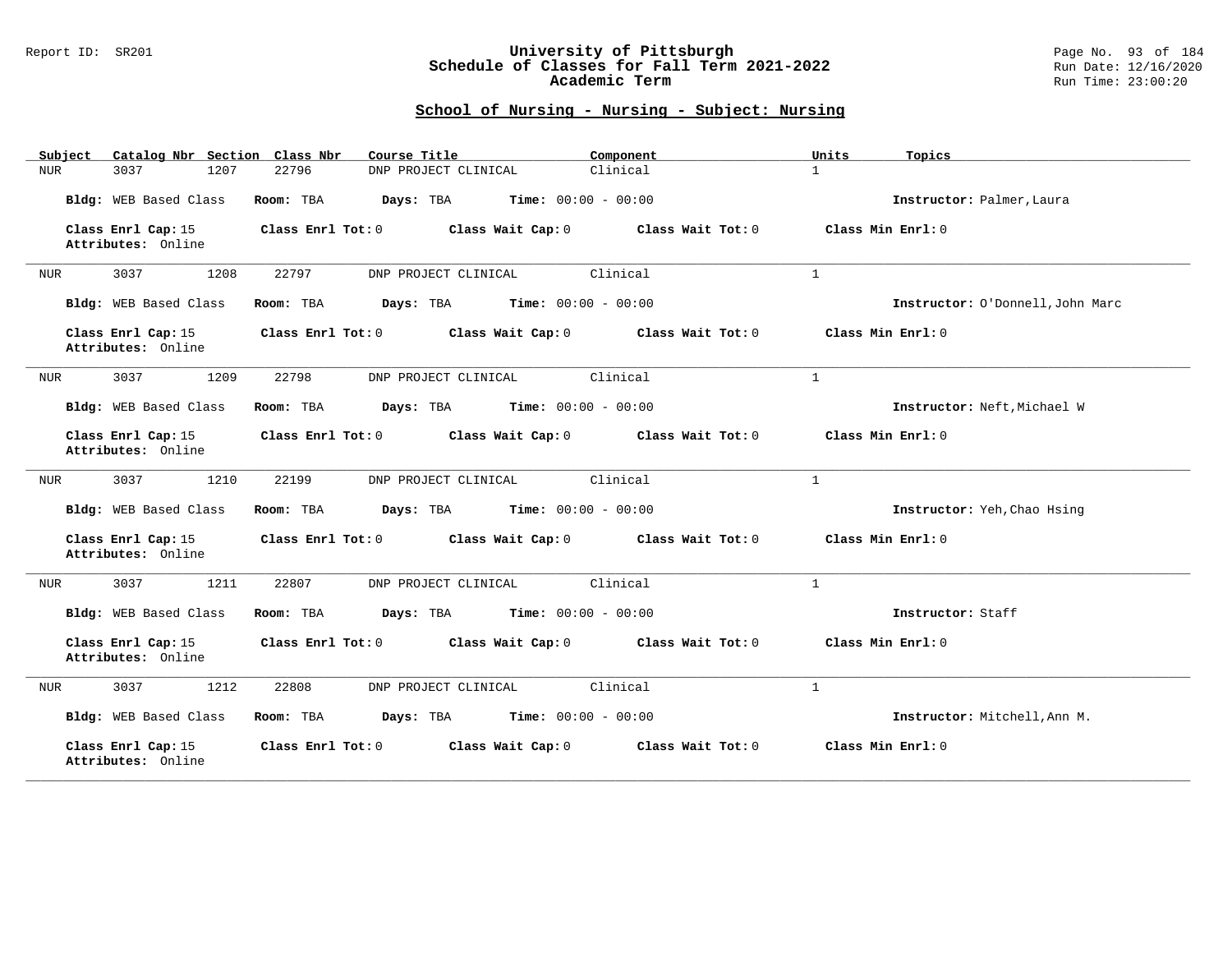## School of Nursing - Nursing - Subject: Nursing

| Subject | Catalog Nbr | Section | Class Nbr | Course Title | Component | Units | Topics |
|---|---|---|---|---|---|---|---|
| NUR | 3037 | 1207 | 22796 | DNP PROJECT CLINICAL | Clinical | 1 | |

**Bldg:** WEB Based Class **Room:** TBA **Days:** TBA **Time:** 00:00 - 00:00 **Instructor:** Palmer,Laura

**Class Enrl Cap:** 15 **Class Enrl Tot:** 0 **Class Wait Cap:** 0 **Class Wait Tot:** 0 **Class Min Enrl:** 0
**Attributes:** Online

---

| Subject | Catalog Nbr | Section | Class Nbr | Course Title | Component | Units | Topics |
|---|---|---|---|---|---|---|---|
| NUR | 3037 | 1208 | 22797 | DNP PROJECT CLINICAL | Clinical | 1 | |

**Bldg:** WEB Based Class **Room:** TBA **Days:** TBA **Time:** 00:00 - 00:00 **Instructor:** O'Donnell,John Marc

**Class Enrl Cap:** 15 **Class Enrl Tot:** 0 **Class Wait Cap:** 0 **Class Wait Tot:** 0 **Class Min Enrl:** 0
**Attributes:** Online

---

| Subject | Catalog Nbr | Section | Class Nbr | Course Title | Component | Units | Topics |
|---|---|---|---|---|---|---|---|
| NUR | 3037 | 1209 | 22798 | DNP PROJECT CLINICAL | Clinical | 1 | |

**Bldg:** WEB Based Class **Room:** TBA **Days:** TBA **Time:** 00:00 - 00:00 **Instructor:** Neft,Michael W

**Class Enrl Cap:** 15 **Class Enrl Tot:** 0 **Class Wait Cap:** 0 **Class Wait Tot:** 0 **Class Min Enrl:** 0
**Attributes:** Online

---

| Subject | Catalog Nbr | Section | Class Nbr | Course Title | Component | Units | Topics |
|---|---|---|---|---|---|---|---|
| NUR | 3037 | 1210 | 22199 | DNP PROJECT CLINICAL | Clinical | 1 | |

**Bldg:** WEB Based Class **Room:** TBA **Days:** TBA **Time:** 00:00 - 00:00 **Instructor:** Yeh,Chao Hsing

**Class Enrl Cap:** 15 **Class Enrl Tot:** 0 **Class Wait Cap:** 0 **Class Wait Tot:** 0 **Class Min Enrl:** 0
**Attributes:** Online

---

| Subject | Catalog Nbr | Section | Class Nbr | Course Title | Component | Units | Topics |
|---|---|---|---|---|---|---|---|
| NUR | 3037 | 1211 | 22807 | DNP PROJECT CLINICAL | Clinical | 1 | |

**Bldg:** WEB Based Class **Room:** TBA **Days:** TBA **Time:** 00:00 - 00:00 **Instructor:** Staff

**Class Enrl Cap:** 15 **Class Enrl Tot:** 0 **Class Wait Cap:** 0 **Class Wait Tot:** 0 **Class Min Enrl:** 0
**Attributes:** Online

---

| Subject | Catalog Nbr | Section | Class Nbr | Course Title | Component | Units | Topics |
|---|---|---|---|---|---|---|---|
| NUR | 3037 | 1212 | 22808 | DNP PROJECT CLINICAL | Clinical | 1 | |

**Bldg:** WEB Based Class **Room:** TBA **Days:** TBA **Time:** 00:00 - 00:00 **Instructor:** Mitchell,Ann M.

**Class Enrl Cap:** 15 **Class Enrl Tot:** 0 **Class Wait Cap:** 0 **Class Wait Tot:** 0 **Class Min Enrl:** 0
**Attributes:** Online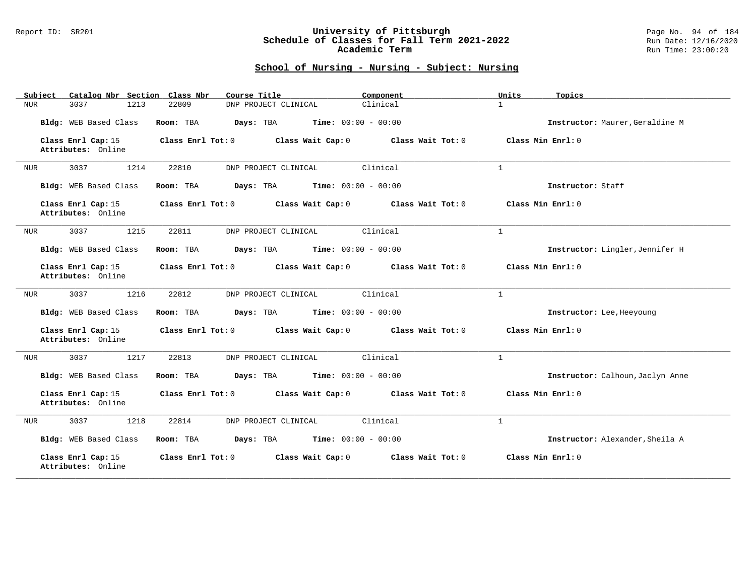## School of Nursing - Nursing - Subject: Nursing

| Subject | Catalog Nbr | Section | Class Nbr | Course Title | Component | Units | Topics |
|---|---|---|---|---|---|---|---|
| NUR | 3037 | 1213 | 22809 | DNP PROJECT CLINICAL | Clinical | 1 | |

**Bldg:** WEB Based Class **Room:** TBA **Days:** TBA **Time:** 00:00 - 00:00 **Instructor:** Maurer,Geraldine M

**Class Enrl Cap:** 15 **Class Enrl Tot:** 0 **Class Wait Cap:** 0 **Class Wait Tot:** 0 **Class Min Enrl:** 0
**Attributes:** Online

---

| Subject | Catalog Nbr | Section | Class Nbr | Course Title | Component | Units | Topics |
|---|---|---|---|---|---|---|---|
| NUR | 3037 | 1214 | 22810 | DNP PROJECT CLINICAL | Clinical | 1 | |

**Bldg:** WEB Based Class **Room:** TBA **Days:** TBA **Time:** 00:00 - 00:00 **Instructor:** Staff

**Class Enrl Cap:** 15 **Class Enrl Tot:** 0 **Class Wait Cap:** 0 **Class Wait Tot:** 0 **Class Min Enrl:** 0
**Attributes:** Online

---

| Subject | Catalog Nbr | Section | Class Nbr | Course Title | Component | Units | Topics |
|---|---|---|---|---|---|---|---|
| NUR | 3037 | 1215 | 22811 | DNP PROJECT CLINICAL | Clinical | 1 | |

**Bldg:** WEB Based Class **Room:** TBA **Days:** TBA **Time:** 00:00 - 00:00 **Instructor:** Lingler,Jennifer H

**Class Enrl Cap:** 15 **Class Enrl Tot:** 0 **Class Wait Cap:** 0 **Class Wait Tot:** 0 **Class Min Enrl:** 0
**Attributes:** Online

---

| Subject | Catalog Nbr | Section | Class Nbr | Course Title | Component | Units | Topics |
|---|---|---|---|---|---|---|---|
| NUR | 3037 | 1216 | 22812 | DNP PROJECT CLINICAL | Clinical | 1 | |

**Bldg:** WEB Based Class **Room:** TBA **Days:** TBA **Time:** 00:00 - 00:00 **Instructor:** Lee,Heeyoung

**Class Enrl Cap:** 15 **Class Enrl Tot:** 0 **Class Wait Cap:** 0 **Class Wait Tot:** 0 **Class Min Enrl:** 0
**Attributes:** Online

---

| Subject | Catalog Nbr | Section | Class Nbr | Course Title | Component | Units | Topics |
|---|---|---|---|---|---|---|---|
| NUR | 3037 | 1217 | 22813 | DNP PROJECT CLINICAL | Clinical | 1 | |

**Bldg:** WEB Based Class **Room:** TBA **Days:** TBA **Time:** 00:00 - 00:00 **Instructor:** Calhoun,Jaclyn Anne

**Class Enrl Cap:** 15 **Class Enrl Tot:** 0 **Class Wait Cap:** 0 **Class Wait Tot:** 0 **Class Min Enrl:** 0
**Attributes:** Online

---

| Subject | Catalog Nbr | Section | Class Nbr | Course Title | Component | Units | Topics |
|---|---|---|---|---|---|---|---|
| NUR | 3037 | 1218 | 22814 | DNP PROJECT CLINICAL | Clinical | 1 | |

**Bldg:** WEB Based Class **Room:** TBA **Days:** TBA **Time:** 00:00 - 00:00 **Instructor:** Alexander,Sheila A

**Class Enrl Cap:** 15 **Class Enrl Tot:** 0 **Class Wait Cap:** 0 **Class Wait Tot:** 0 **Class Min Enrl:** 0
**Attributes:** Online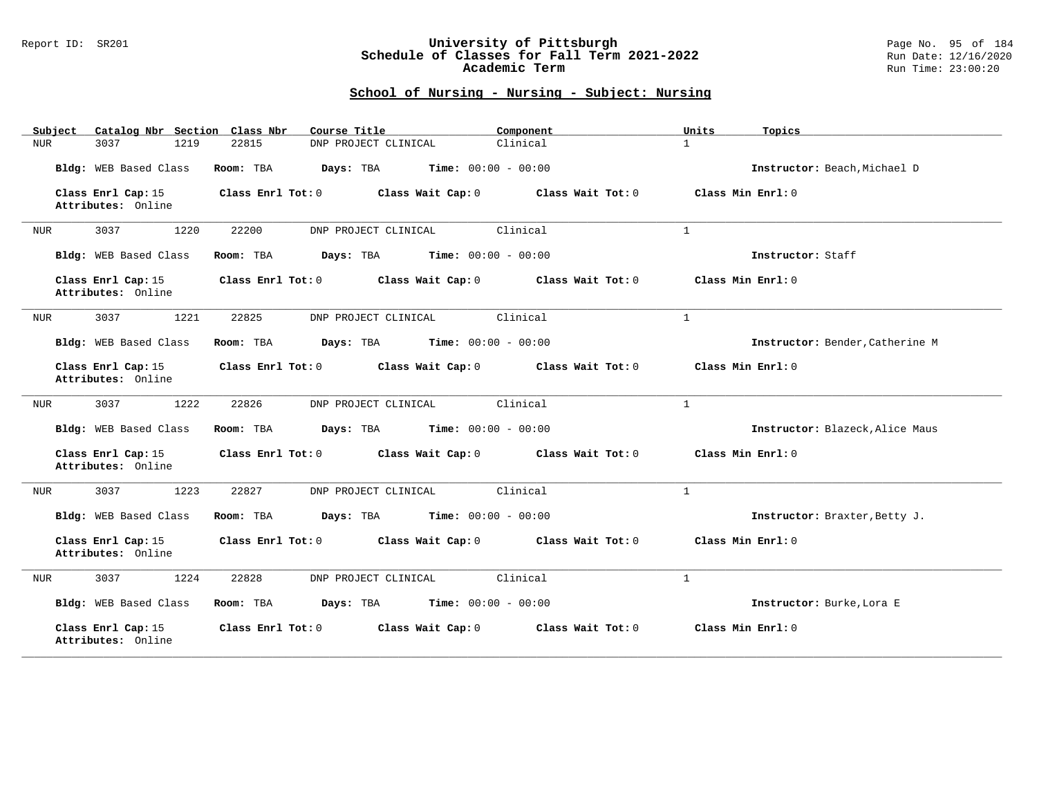## School of Nursing - Nursing - Subject: Nursing

| Subject | Catalog Nbr | Section | Class Nbr | Course Title | Component | Units | Topics |
|---|---|---|---|---|---|---|---|
| NUR | 3037 | 1219 | 22815 | DNP PROJECT CLINICAL | Clinical | 1 | |

**Bldg:** WEB Based Class **Room:** TBA **Days:** TBA **Time:** 00:00 - 00:00 **Instructor:** Beach,Michael D

**Class Enrl Cap:** 15 **Class Enrl Tot:** 0 **Class Wait Cap:** 0 **Class Wait Tot:** 0 **Class Min Enrl:** 0
**Attributes:** Online

---

| Subject | Catalog Nbr | Section | Class Nbr | Course Title | Component | Units | Topics |
|---|---|---|---|---|---|---|---|
| NUR | 3037 | 1220 | 22200 | DNP PROJECT CLINICAL | Clinical | 1 | |

**Bldg:** WEB Based Class **Room:** TBA **Days:** TBA **Time:** 00:00 - 00:00 **Instructor:** Staff

**Class Enrl Cap:** 15 **Class Enrl Tot:** 0 **Class Wait Cap:** 0 **Class Wait Tot:** 0 **Class Min Enrl:** 0
**Attributes:** Online

---

| Subject | Catalog Nbr | Section | Class Nbr | Course Title | Component | Units | Topics |
|---|---|---|---|---|---|---|---|
| NUR | 3037 | 1221 | 22825 | DNP PROJECT CLINICAL | Clinical | 1 | |

**Bldg:** WEB Based Class **Room:** TBA **Days:** TBA **Time:** 00:00 - 00:00 **Instructor:** Bender,Catherine M

**Class Enrl Cap:** 15 **Class Enrl Tot:** 0 **Class Wait Cap:** 0 **Class Wait Tot:** 0 **Class Min Enrl:** 0
**Attributes:** Online

---

| Subject | Catalog Nbr | Section | Class Nbr | Course Title | Component | Units | Topics |
|---|---|---|---|---|---|---|---|
| NUR | 3037 | 1222 | 22826 | DNP PROJECT CLINICAL | Clinical | 1 | |

**Bldg:** WEB Based Class **Room:** TBA **Days:** TBA **Time:** 00:00 - 00:00 **Instructor:** Blazeck,Alice Maus

**Class Enrl Cap:** 15 **Class Enrl Tot:** 0 **Class Wait Cap:** 0 **Class Wait Tot:** 0 **Class Min Enrl:** 0
**Attributes:** Online

---

| Subject | Catalog Nbr | Section | Class Nbr | Course Title | Component | Units | Topics |
|---|---|---|---|---|---|---|---|
| NUR | 3037 | 1223 | 22827 | DNP PROJECT CLINICAL | Clinical | 1 | |

**Bldg:** WEB Based Class **Room:** TBA **Days:** TBA **Time:** 00:00 - 00:00 **Instructor:** Braxter,Betty J.

**Class Enrl Cap:** 15 **Class Enrl Tot:** 0 **Class Wait Cap:** 0 **Class Wait Tot:** 0 **Class Min Enrl:** 0
**Attributes:** Online

---

| Subject | Catalog Nbr | Section | Class Nbr | Course Title | Component | Units | Topics |
|---|---|---|---|---|---|---|---|
| NUR | 3037 | 1224 | 22828 | DNP PROJECT CLINICAL | Clinical | 1 | |

**Bldg:** WEB Based Class **Room:** TBA **Days:** TBA **Time:** 00:00 - 00:00 **Instructor:** Burke,Lora E

**Class Enrl Cap:** 15 **Class Enrl Tot:** 0 **Class Wait Cap:** 0 **Class Wait Tot:** 0 **Class Min Enrl:** 0
**Attributes:** Online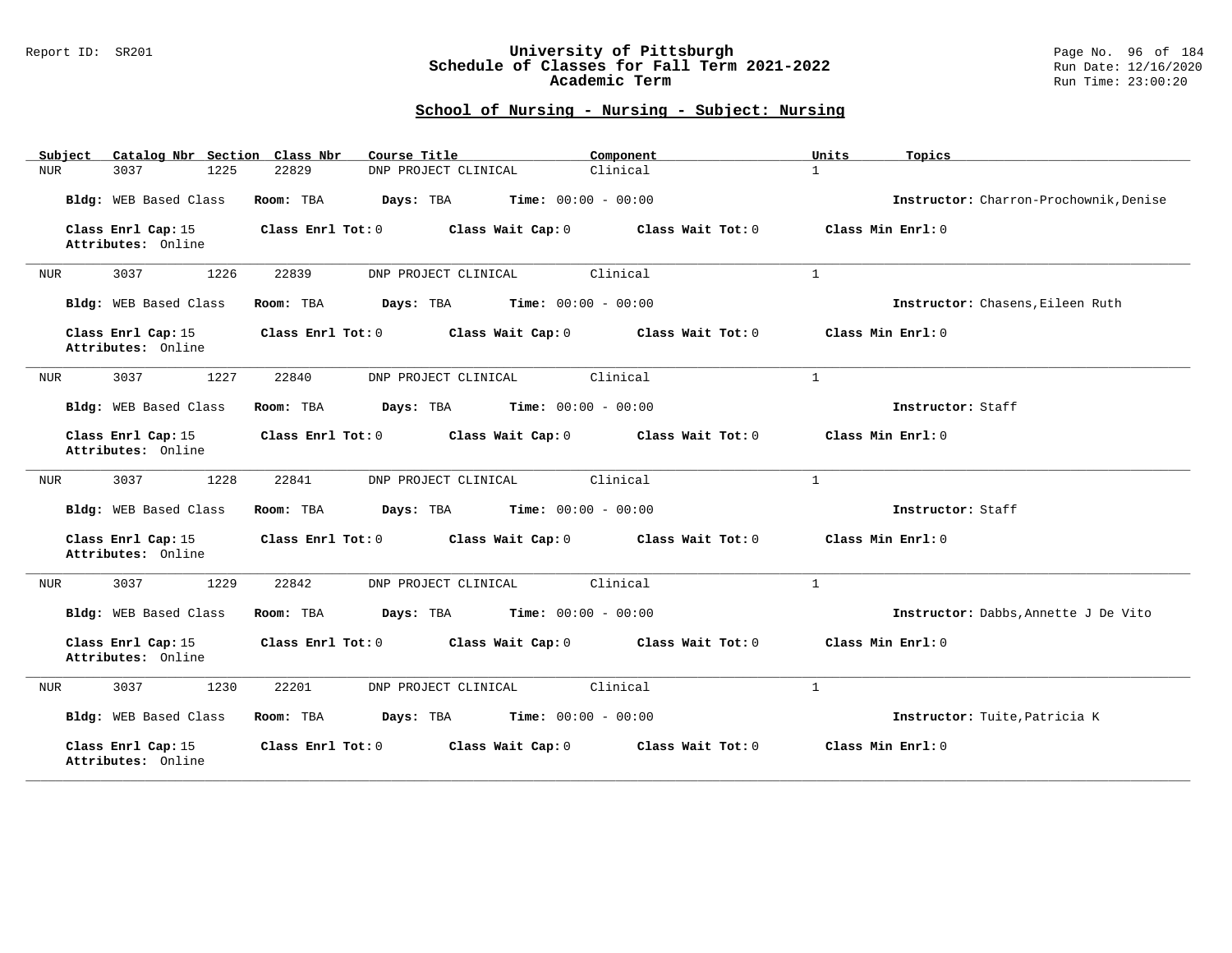## School of Nursing - Nursing - Subject: Nursing

| Subject | Catalog Nbr | Section | Class Nbr | Course Title | Component | Units | Topics |
|---|---|---|---|---|---|---|---|
| NUR | 3037 | 1225 | 22829 | DNP PROJECT CLINICAL | Clinical | 1 | |

**Bldg:** WEB Based Class **Room:** TBA **Days:** TBA **Time:** 00:00 - 00:00 **Instructor:** Charron-Prochownik,Denise

**Class Enrl Cap:** 15 **Class Enrl Tot:** 0 **Class Wait Cap:** 0 **Class Wait Tot:** 0 **Class Min Enrl:** 0
**Attributes:** Online

---

| Subject | Catalog Nbr | Section | Class Nbr | Course Title | Component | Units | Topics |
|---|---|---|---|---|---|---|---|
| NUR | 3037 | 1226 | 22839 | DNP PROJECT CLINICAL | Clinical | 1 | |

**Bldg:** WEB Based Class **Room:** TBA **Days:** TBA **Time:** 00:00 - 00:00 **Instructor:** Chasens,Eileen Ruth

**Class Enrl Cap:** 15 **Class Enrl Tot:** 0 **Class Wait Cap:** 0 **Class Wait Tot:** 0 **Class Min Enrl:** 0
**Attributes:** Online

---

| Subject | Catalog Nbr | Section | Class Nbr | Course Title | Component | Units | Topics |
|---|---|---|---|---|---|---|---|
| NUR | 3037 | 1227 | 22840 | DNP PROJECT CLINICAL | Clinical | 1 | |

**Bldg:** WEB Based Class **Room:** TBA **Days:** TBA **Time:** 00:00 - 00:00 **Instructor:** Staff

**Class Enrl Cap:** 15 **Class Enrl Tot:** 0 **Class Wait Cap:** 0 **Class Wait Tot:** 0 **Class Min Enrl:** 0
**Attributes:** Online

---

| Subject | Catalog Nbr | Section | Class Nbr | Course Title | Component | Units | Topics |
|---|---|---|---|---|---|---|---|
| NUR | 3037 | 1228 | 22841 | DNP PROJECT CLINICAL | Clinical | 1 | |

**Bldg:** WEB Based Class **Room:** TBA **Days:** TBA **Time:** 00:00 - 00:00 **Instructor:** Staff

**Class Enrl Cap:** 15 **Class Enrl Tot:** 0 **Class Wait Cap:** 0 **Class Wait Tot:** 0 **Class Min Enrl:** 0
**Attributes:** Online

---

| Subject | Catalog Nbr | Section | Class Nbr | Course Title | Component | Units | Topics |
|---|---|---|---|---|---|---|---|
| NUR | 3037 | 1229 | 22842 | DNP PROJECT CLINICAL | Clinical | 1 | |

**Bldg:** WEB Based Class **Room:** TBA **Days:** TBA **Time:** 00:00 - 00:00 **Instructor:** Dabbs,Annette J De Vito

**Class Enrl Cap:** 15 **Class Enrl Tot:** 0 **Class Wait Cap:** 0 **Class Wait Tot:** 0 **Class Min Enrl:** 0
**Attributes:** Online

---

| Subject | Catalog Nbr | Section | Class Nbr | Course Title | Component | Units | Topics |
|---|---|---|---|---|---|---|---|
| NUR | 3037 | 1230 | 22201 | DNP PROJECT CLINICAL | Clinical | 1 | |

**Bldg:** WEB Based Class **Room:** TBA **Days:** TBA **Time:** 00:00 - 00:00 **Instructor:** Tuite,Patricia K

**Class Enrl Cap:** 15 **Class Enrl Tot:** 0 **Class Wait Cap:** 0 **Class Wait Tot:** 0 **Class Min Enrl:** 0
**Attributes:** Online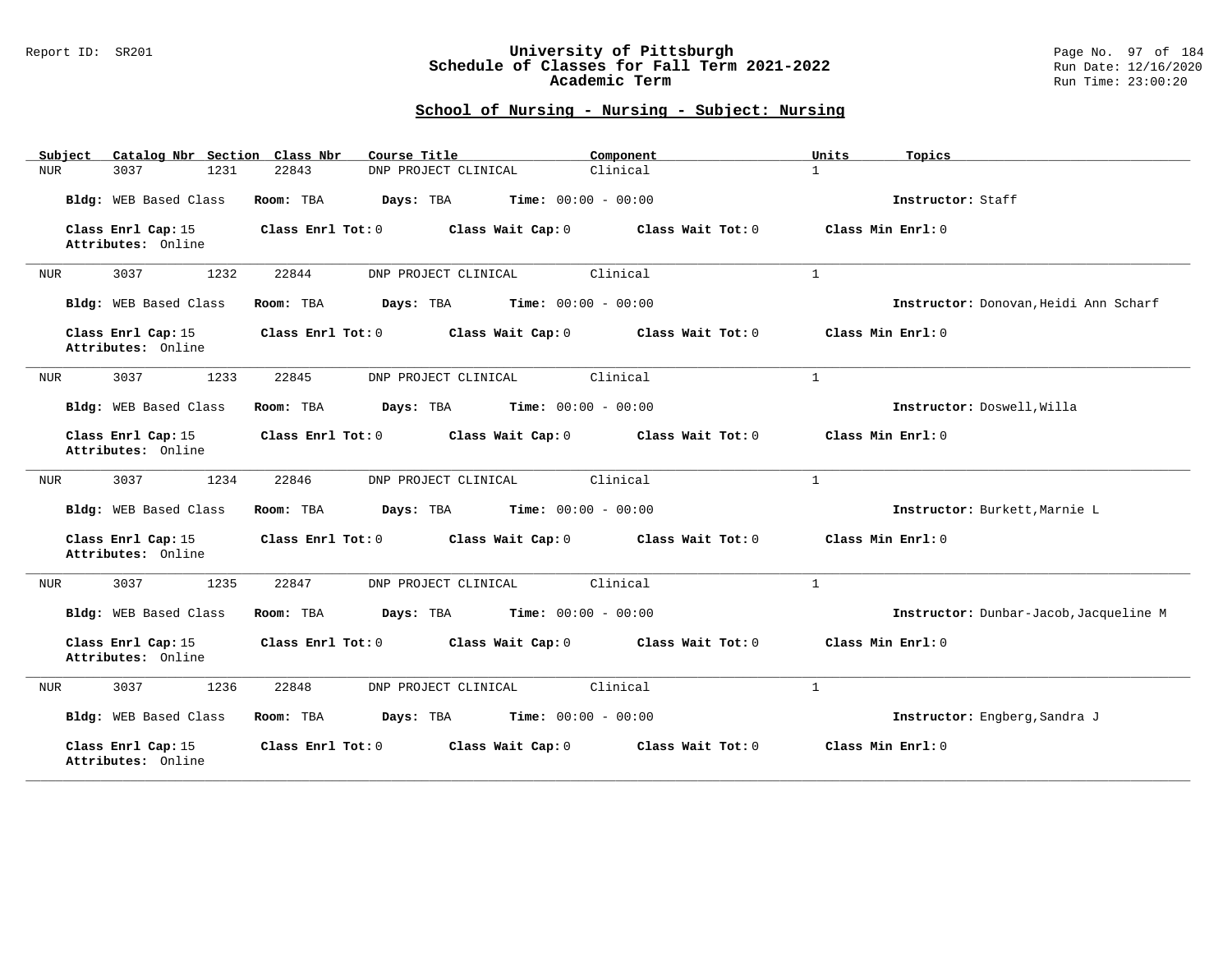## School of Nursing - Nursing - Subject: Nursing

| Subject | Catalog Nbr | Section | Class Nbr | Course Title | Component | Units | Topics |
|---|---|---|---|---|---|---|---|
| NUR | 3037 | 1231 | 22843 | DNP PROJECT CLINICAL | Clinical | 1 | |

**Bldg:** WEB Based Class **Room:** TBA **Days:** TBA **Time:** 00:00 - 00:00 **Instructor:** Staff

**Class Enrl Cap:** 15 **Class Enrl Tot:** 0 **Class Wait Cap:** 0 **Class Wait Tot:** 0 **Class Min Enrl:** 0
**Attributes:** Online

---

| Subject | Catalog Nbr | Section | Class Nbr | Course Title | Component | Units | Topics |
|---|---|---|---|---|---|---|---|
| NUR | 3037 | 1232 | 22844 | DNP PROJECT CLINICAL | Clinical | 1 | |

**Bldg:** WEB Based Class **Room:** TBA **Days:** TBA **Time:** 00:00 - 00:00 **Instructor:** Donovan,Heidi Ann Scharf

**Class Enrl Cap:** 15 **Class Enrl Tot:** 0 **Class Wait Cap:** 0 **Class Wait Tot:** 0 **Class Min Enrl:** 0
**Attributes:** Online

---

| Subject | Catalog Nbr | Section | Class Nbr | Course Title | Component | Units | Topics |
|---|---|---|---|---|---|---|---|
| NUR | 3037 | 1233 | 22845 | DNP PROJECT CLINICAL | Clinical | 1 | |

**Bldg:** WEB Based Class **Room:** TBA **Days:** TBA **Time:** 00:00 - 00:00 **Instructor:** Doswell,Willa

**Class Enrl Cap:** 15 **Class Enrl Tot:** 0 **Class Wait Cap:** 0 **Class Wait Tot:** 0 **Class Min Enrl:** 0
**Attributes:** Online

---

| Subject | Catalog Nbr | Section | Class Nbr | Course Title | Component | Units | Topics |
|---|---|---|---|---|---|---|---|
| NUR | 3037 | 1234 | 22846 | DNP PROJECT CLINICAL | Clinical | 1 | |

**Bldg:** WEB Based Class **Room:** TBA **Days:** TBA **Time:** 00:00 - 00:00 **Instructor:** Burkett,Marnie L

**Class Enrl Cap:** 15 **Class Enrl Tot:** 0 **Class Wait Cap:** 0 **Class Wait Tot:** 0 **Class Min Enrl:** 0
**Attributes:** Online

---

| Subject | Catalog Nbr | Section | Class Nbr | Course Title | Component | Units | Topics |
|---|---|---|---|---|---|---|---|
| NUR | 3037 | 1235 | 22847 | DNP PROJECT CLINICAL | Clinical | 1 | |

**Bldg:** WEB Based Class **Room:** TBA **Days:** TBA **Time:** 00:00 - 00:00 **Instructor:** Dunbar-Jacob,Jacqueline M

**Class Enrl Cap:** 15 **Class Enrl Tot:** 0 **Class Wait Cap:** 0 **Class Wait Tot:** 0 **Class Min Enrl:** 0
**Attributes:** Online

---

| Subject | Catalog Nbr | Section | Class Nbr | Course Title | Component | Units | Topics |
|---|---|---|---|---|---|---|---|
| NUR | 3037 | 1236 | 22848 | DNP PROJECT CLINICAL | Clinical | 1 | |

**Bldg:** WEB Based Class **Room:** TBA **Days:** TBA **Time:** 00:00 - 00:00 **Instructor:** Engberg,Sandra J

**Class Enrl Cap:** 15 **Class Enrl Tot:** 0 **Class Wait Cap:** 0 **Class Wait Tot:** 0 **Class Min Enrl:** 0
**Attributes:** Online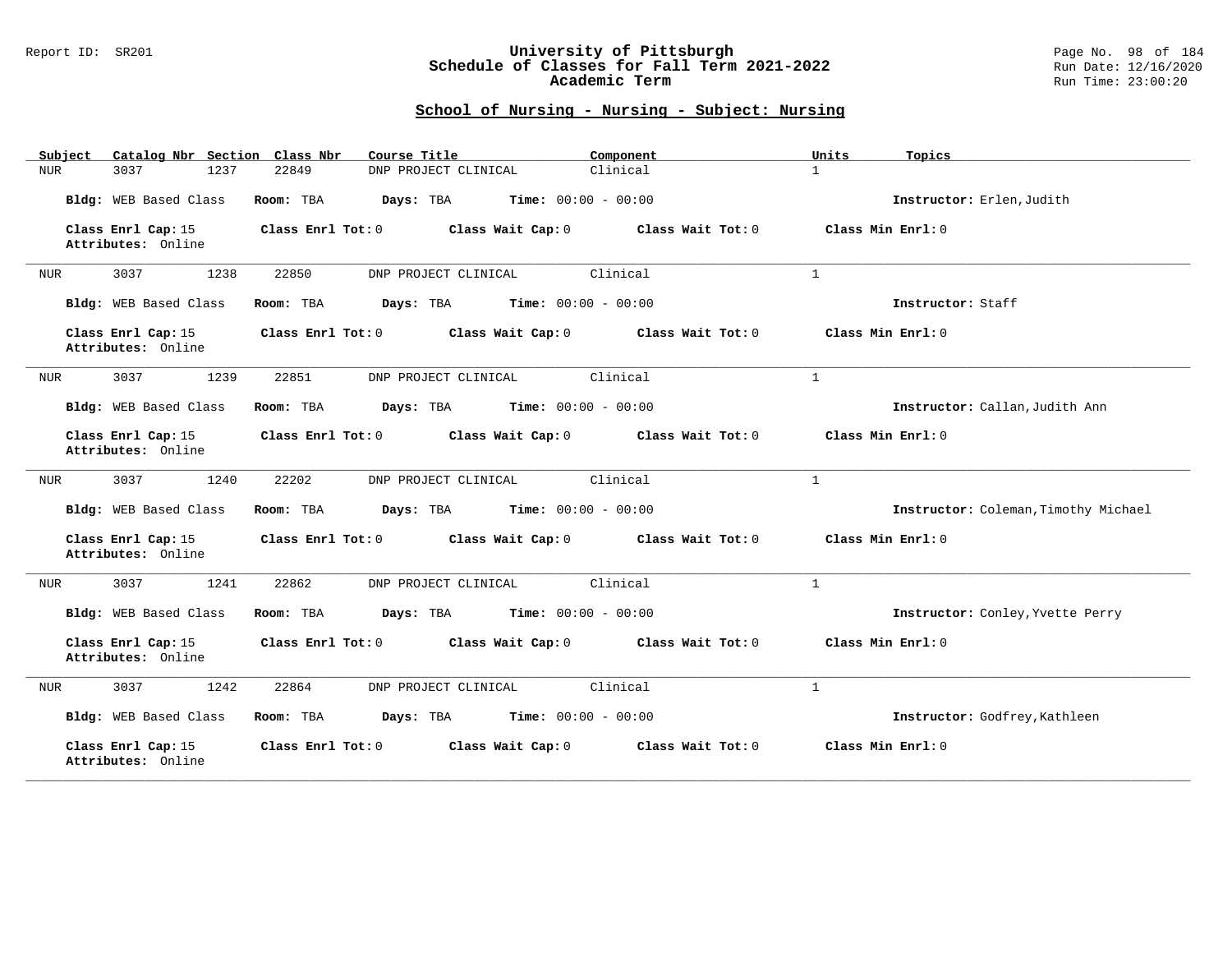## School of Nursing - Nursing - Subject: Nursing

| Subject | Catalog Nbr | Section | Class Nbr | Course Title | Component | Units | Topics |
|---|---|---|---|---|---|---|---|
| NUR | 3037 | 1237 | 22849 | DNP PROJECT CLINICAL | Clinical | 1 | |

**Bldg:** WEB Based Class **Room:** TBA **Days:** TBA **Time:** 00:00 - 00:00 **Instructor:** Erlen,Judith

**Class Enrl Cap:** 15 **Class Enrl Tot:** 0 **Class Wait Cap:** 0 **Class Wait Tot:** 0 **Class Min Enrl:** 0
**Attributes:** Online

---

| Subject | Catalog Nbr | Section | Class Nbr | Course Title | Component | Units | Topics |
|---|---|---|---|---|---|---|---|
| NUR | 3037 | 1238 | 22850 | DNP PROJECT CLINICAL | Clinical | 1 | |

**Bldg:** WEB Based Class **Room:** TBA **Days:** TBA **Time:** 00:00 - 00:00 **Instructor:** Staff

**Class Enrl Cap:** 15 **Class Enrl Tot:** 0 **Class Wait Cap:** 0 **Class Wait Tot:** 0 **Class Min Enrl:** 0
**Attributes:** Online

---

| Subject | Catalog Nbr | Section | Class Nbr | Course Title | Component | Units | Topics |
|---|---|---|---|---|---|---|---|
| NUR | 3037 | 1239 | 22851 | DNP PROJECT CLINICAL | Clinical | 1 | |

**Bldg:** WEB Based Class **Room:** TBA **Days:** TBA **Time:** 00:00 - 00:00 **Instructor:** Callan,Judith Ann

**Class Enrl Cap:** 15 **Class Enrl Tot:** 0 **Class Wait Cap:** 0 **Class Wait Tot:** 0 **Class Min Enrl:** 0
**Attributes:** Online

---

| Subject | Catalog Nbr | Section | Class Nbr | Course Title | Component | Units | Topics |
|---|---|---|---|---|---|---|---|
| NUR | 3037 | 1240 | 22202 | DNP PROJECT CLINICAL | Clinical | 1 | |

**Bldg:** WEB Based Class **Room:** TBA **Days:** TBA **Time:** 00:00 - 00:00 **Instructor:** Coleman,Timothy Michael

**Class Enrl Cap:** 15 **Class Enrl Tot:** 0 **Class Wait Cap:** 0 **Class Wait Tot:** 0 **Class Min Enrl:** 0
**Attributes:** Online

---

| Subject | Catalog Nbr | Section | Class Nbr | Course Title | Component | Units | Topics |
|---|---|---|---|---|---|---|---|
| NUR | 3037 | 1241 | 22862 | DNP PROJECT CLINICAL | Clinical | 1 | |

**Bldg:** WEB Based Class **Room:** TBA **Days:** TBA **Time:** 00:00 - 00:00 **Instructor:** Conley,Yvette Perry

**Class Enrl Cap:** 15 **Class Enrl Tot:** 0 **Class Wait Cap:** 0 **Class Wait Tot:** 0 **Class Min Enrl:** 0
**Attributes:** Online

---

| Subject | Catalog Nbr | Section | Class Nbr | Course Title | Component | Units | Topics |
|---|---|---|---|---|---|---|---|
| NUR | 3037 | 1242 | 22864 | DNP PROJECT CLINICAL | Clinical | 1 | |

**Bldg:** WEB Based Class **Room:** TBA **Days:** TBA **Time:** 00:00 - 00:00 **Instructor:** Godfrey,Kathleen

**Class Enrl Cap:** 15 **Class Enrl Tot:** 0 **Class Wait Cap:** 0 **Class Wait Tot:** 0 **Class Min Enrl:** 0
**Attributes:** Online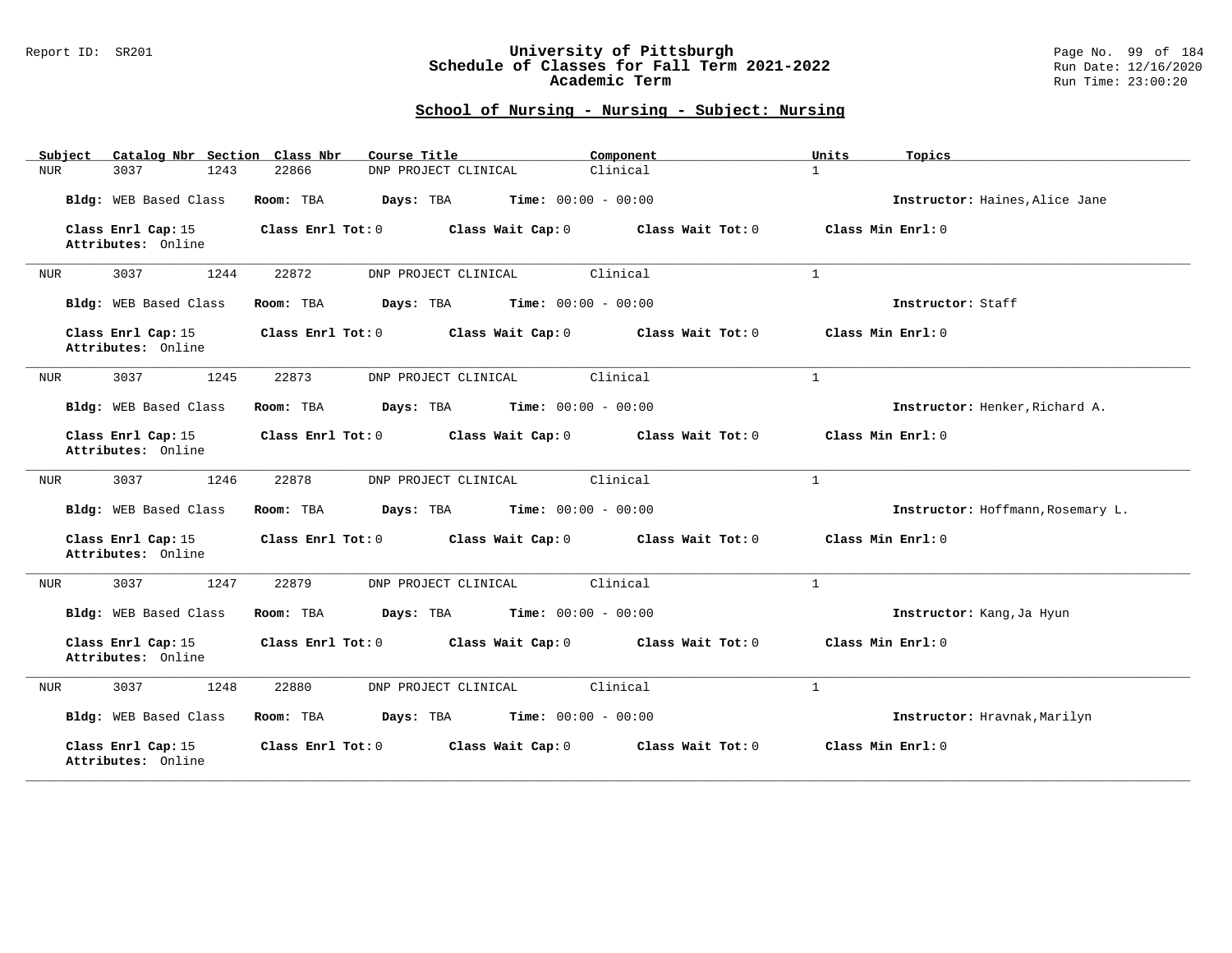## School of Nursing - Nursing - Subject: Nursing

| Subject | Catalog Nbr | Section | Class Nbr | Course Title | Component | Units | Topics |
|---|---|---|---|---|---|---|---|
| NUR | 3037 | 1243 | 22866 | DNP PROJECT CLINICAL | Clinical | 1 | |

**Bldg:** WEB Based Class **Room:** TBA **Days:** TBA **Time:** 00:00 - 00:00 **Instructor:** Haines,Alice Jane

**Class Enrl Cap:** 15 **Class Enrl Tot:** 0 **Class Wait Cap:** 0 **Class Wait Tot:** 0 **Class Min Enrl:** 0
**Attributes:** Online

---

| Subject | Catalog Nbr | Section | Class Nbr | Course Title | Component | Units | Topics |
|---|---|---|---|---|---|---|---|
| NUR | 3037 | 1244 | 22872 | DNP PROJECT CLINICAL | Clinical | 1 | |

**Bldg:** WEB Based Class **Room:** TBA **Days:** TBA **Time:** 00:00 - 00:00 **Instructor:** Staff

**Class Enrl Cap:** 15 **Class Enrl Tot:** 0 **Class Wait Cap:** 0 **Class Wait Tot:** 0 **Class Min Enrl:** 0
**Attributes:** Online

---

| Subject | Catalog Nbr | Section | Class Nbr | Course Title | Component | Units | Topics |
|---|---|---|---|---|---|---|---|
| NUR | 3037 | 1245 | 22873 | DNP PROJECT CLINICAL | Clinical | 1 | |

**Bldg:** WEB Based Class **Room:** TBA **Days:** TBA **Time:** 00:00 - 00:00 **Instructor:** Henker,Richard A.

**Class Enrl Cap:** 15 **Class Enrl Tot:** 0 **Class Wait Cap:** 0 **Class Wait Tot:** 0 **Class Min Enrl:** 0
**Attributes:** Online

---

| Subject | Catalog Nbr | Section | Class Nbr | Course Title | Component | Units | Topics |
|---|---|---|---|---|---|---|---|
| NUR | 3037 | 1246 | 22878 | DNP PROJECT CLINICAL | Clinical | 1 | |

**Bldg:** WEB Based Class **Room:** TBA **Days:** TBA **Time:** 00:00 - 00:00 **Instructor:** Hoffmann,Rosemary L.

**Class Enrl Cap:** 15 **Class Enrl Tot:** 0 **Class Wait Cap:** 0 **Class Wait Tot:** 0 **Class Min Enrl:** 0
**Attributes:** Online

---

| Subject | Catalog Nbr | Section | Class Nbr | Course Title | Component | Units | Topics |
|---|---|---|---|---|---|---|---|
| NUR | 3037 | 1247 | 22879 | DNP PROJECT CLINICAL | Clinical | 1 | |

**Bldg:** WEB Based Class **Room:** TBA **Days:** TBA **Time:** 00:00 - 00:00 **Instructor:** Kang,Ja Hyun

**Class Enrl Cap:** 15 **Class Enrl Tot:** 0 **Class Wait Cap:** 0 **Class Wait Tot:** 0 **Class Min Enrl:** 0
**Attributes:** Online

---

| Subject | Catalog Nbr | Section | Class Nbr | Course Title | Component | Units | Topics |
|---|---|---|---|---|---|---|---|
| NUR | 3037 | 1248 | 22880 | DNP PROJECT CLINICAL | Clinical | 1 | |

**Bldg:** WEB Based Class **Room:** TBA **Days:** TBA **Time:** 00:00 - 00:00 **Instructor:** Hravnak,Marilyn

**Class Enrl Cap:** 15 **Class Enrl Tot:** 0 **Class Wait Cap:** 0 **Class Wait Tot:** 0 **Class Min Enrl:** 0
**Attributes:** Online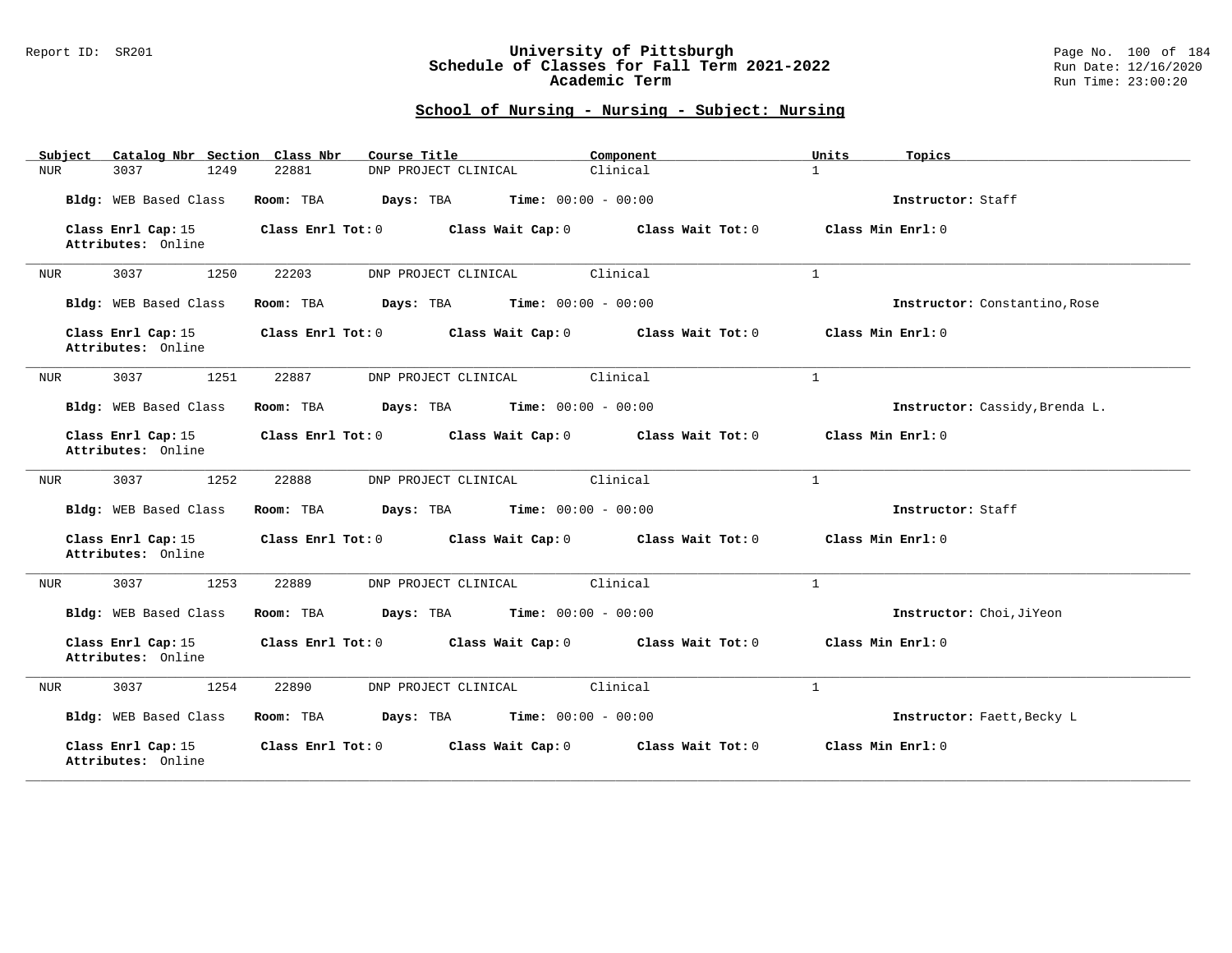## School of Nursing - Nursing - Subject: Nursing

| Subject | Catalog Nbr | Section | Class Nbr | Course Title | Component | Units | Topics |
|---|---|---|---|---|---|---|---|
| NUR | 3037 | 1249 | 22881 | DNP PROJECT CLINICAL | Clinical | 1 | |

**Bldg:** WEB Based Class **Room:** TBA **Days:** TBA **Time:** 00:00 - 00:00 **Instructor:** Staff

**Class Enrl Cap:** 15 **Class Enrl Tot:** 0 **Class Wait Cap:** 0 **Class Wait Tot:** 0 **Class Min Enrl:** 0
**Attributes:** Online

---

| Subject | Catalog Nbr | Section | Class Nbr | Course Title | Component | Units | Topics |
|---|---|---|---|---|---|---|---|
| NUR | 3037 | 1250 | 22203 | DNP PROJECT CLINICAL | Clinical | 1 | |

**Bldg:** WEB Based Class **Room:** TBA **Days:** TBA **Time:** 00:00 - 00:00 **Instructor:** Constantino,Rose

**Class Enrl Cap:** 15 **Class Enrl Tot:** 0 **Class Wait Cap:** 0 **Class Wait Tot:** 0 **Class Min Enrl:** 0
**Attributes:** Online

---

| Subject | Catalog Nbr | Section | Class Nbr | Course Title | Component | Units | Topics |
|---|---|---|---|---|---|---|---|
| NUR | 3037 | 1251 | 22887 | DNP PROJECT CLINICAL | Clinical | 1 | |

**Bldg:** WEB Based Class **Room:** TBA **Days:** TBA **Time:** 00:00 - 00:00 **Instructor:** Cassidy,Brenda L.

**Class Enrl Cap:** 15 **Class Enrl Tot:** 0 **Class Wait Cap:** 0 **Class Wait Tot:** 0 **Class Min Enrl:** 0
**Attributes:** Online

---

| Subject | Catalog Nbr | Section | Class Nbr | Course Title | Component | Units | Topics |
|---|---|---|---|---|---|---|---|
| NUR | 3037 | 1252 | 22888 | DNP PROJECT CLINICAL | Clinical | 1 | |

**Bldg:** WEB Based Class **Room:** TBA **Days:** TBA **Time:** 00:00 - 00:00 **Instructor:** Staff

**Class Enrl Cap:** 15 **Class Enrl Tot:** 0 **Class Wait Cap:** 0 **Class Wait Tot:** 0 **Class Min Enrl:** 0
**Attributes:** Online

---

| Subject | Catalog Nbr | Section | Class Nbr | Course Title | Component | Units | Topics |
|---|---|---|---|---|---|---|---|
| NUR | 3037 | 1253 | 22889 | DNP PROJECT CLINICAL | Clinical | 1 | |

**Bldg:** WEB Based Class **Room:** TBA **Days:** TBA **Time:** 00:00 - 00:00 **Instructor:** Choi,JiYeon

**Class Enrl Cap:** 15 **Class Enrl Tot:** 0 **Class Wait Cap:** 0 **Class Wait Tot:** 0 **Class Min Enrl:** 0
**Attributes:** Online

---

| Subject | Catalog Nbr | Section | Class Nbr | Course Title | Component | Units | Topics |
|---|---|---|---|---|---|---|---|
| NUR | 3037 | 1254 | 22890 | DNP PROJECT CLINICAL | Clinical | 1 | |

**Bldg:** WEB Based Class **Room:** TBA **Days:** TBA **Time:** 00:00 - 00:00 **Instructor:** Faett,Becky L

**Class Enrl Cap:** 15 **Class Enrl Tot:** 0 **Class Wait Cap:** 0 **Class Wait Tot:** 0 **Class Min Enrl:** 0
**Attributes:** Online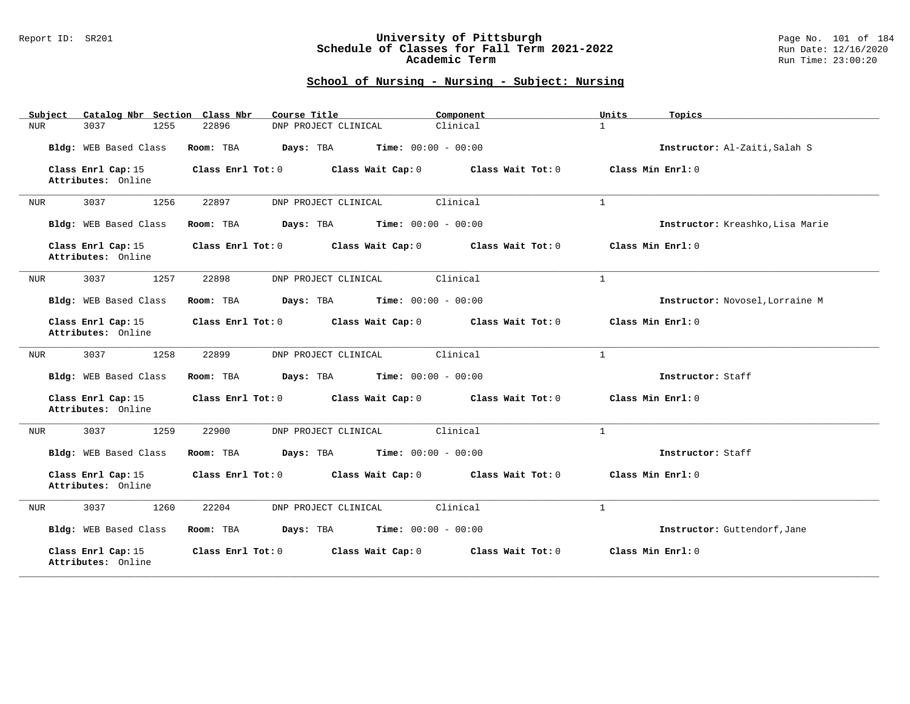## School of Nursing - Nursing - Subject: Nursing

| Subject | Catalog Nbr | Section | Class Nbr | Course Title | Component | Units | Topics |
|---|---|---|---|---|---|---|---|
| NUR | 3037 | 1255 | 22896 | DNP PROJECT CLINICAL | Clinical | 1 | |

**Bldg:** WEB Based Class **Room:** TBA **Days:** TBA **Time:** 00:00 - 00:00 **Instructor:** Al-Zaiti,Salah S

**Class Enrl Cap:** 15 **Class Enrl Tot:** 0 **Class Wait Cap:** 0 **Class Wait Tot:** 0 **Class Min Enrl:** 0
**Attributes:** Online

---

| Subject | Catalog Nbr | Section | Class Nbr | Course Title | Component | Units | Topics |
|---|---|---|---|---|---|---|---|
| NUR | 3037 | 1256 | 22897 | DNP PROJECT CLINICAL | Clinical | 1 | |

**Bldg:** WEB Based Class **Room:** TBA **Days:** TBA **Time:** 00:00 - 00:00 **Instructor:** Kreashko,Lisa Marie

**Class Enrl Cap:** 15 **Class Enrl Tot:** 0 **Class Wait Cap:** 0 **Class Wait Tot:** 0 **Class Min Enrl:** 0
**Attributes:** Online

---

| Subject | Catalog Nbr | Section | Class Nbr | Course Title | Component | Units | Topics |
|---|---|---|---|---|---|---|---|
| NUR | 3037 | 1257 | 22898 | DNP PROJECT CLINICAL | Clinical | 1 | |

**Bldg:** WEB Based Class **Room:** TBA **Days:** TBA **Time:** 00:00 - 00:00 **Instructor:** Novosel,Lorraine M

**Class Enrl Cap:** 15 **Class Enrl Tot:** 0 **Class Wait Cap:** 0 **Class Wait Tot:** 0 **Class Min Enrl:** 0
**Attributes:** Online

---

| Subject | Catalog Nbr | Section | Class Nbr | Course Title | Component | Units | Topics |
|---|---|---|---|---|---|---|---|
| NUR | 3037 | 1258 | 22899 | DNP PROJECT CLINICAL | Clinical | 1 | |

**Bldg:** WEB Based Class **Room:** TBA **Days:** TBA **Time:** 00:00 - 00:00 **Instructor:** Staff

**Class Enrl Cap:** 15 **Class Enrl Tot:** 0 **Class Wait Cap:** 0 **Class Wait Tot:** 0 **Class Min Enrl:** 0
**Attributes:** Online

---

| Subject | Catalog Nbr | Section | Class Nbr | Course Title | Component | Units | Topics |
|---|---|---|---|---|---|---|---|
| NUR | 3037 | 1259 | 22900 | DNP PROJECT CLINICAL | Clinical | 1 | |

**Bldg:** WEB Based Class **Room:** TBA **Days:** TBA **Time:** 00:00 - 00:00 **Instructor:** Staff

**Class Enrl Cap:** 15 **Class Enrl Tot:** 0 **Class Wait Cap:** 0 **Class Wait Tot:** 0 **Class Min Enrl:** 0
**Attributes:** Online

---

| Subject | Catalog Nbr | Section | Class Nbr | Course Title | Component | Units | Topics |
|---|---|---|---|---|---|---|---|
| NUR | 3037 | 1260 | 22204 | DNP PROJECT CLINICAL | Clinical | 1 | |

**Bldg:** WEB Based Class **Room:** TBA **Days:** TBA **Time:** 00:00 - 00:00 **Instructor:** Guttendorf,Jane

**Class Enrl Cap:** 15 **Class Enrl Tot:** 0 **Class Wait Cap:** 0 **Class Wait Tot:** 0 **Class Min Enrl:** 0
**Attributes:** Online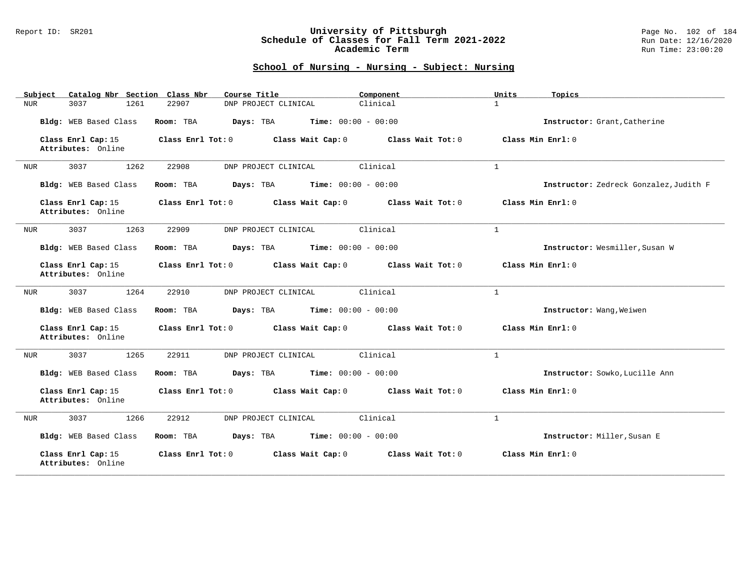## School of Nursing - Nursing - Subject: Nursing

| Subject | Catalog Nbr | Section | Class Nbr | Course Title | Component | Units | Topics |
|---|---|---|---|---|---|---|---|
| NUR | 3037 | 1261 | 22907 | DNP PROJECT CLINICAL | Clinical | 1 | |

**Bldg:** WEB Based Class **Room:** TBA **Days:** TBA **Time:** 00:00 - 00:00 **Instructor:** Grant,Catherine

**Class Enrl Cap:** 15 **Class Enrl Tot:** 0 **Class Wait Cap:** 0 **Class Wait Tot:** 0 **Class Min Enrl:** 0
**Attributes:** Online

---

| Subject | Catalog Nbr | Section | Class Nbr | Course Title | Component | Units | Topics |
|---|---|---|---|---|---|---|---|
| NUR | 3037 | 1262 | 22908 | DNP PROJECT CLINICAL | Clinical | 1 | |

**Bldg:** WEB Based Class **Room:** TBA **Days:** TBA **Time:** 00:00 - 00:00 **Instructor:** Zedreck Gonzalez,Judith F

**Class Enrl Cap:** 15 **Class Enrl Tot:** 0 **Class Wait Cap:** 0 **Class Wait Tot:** 0 **Class Min Enrl:** 0
**Attributes:** Online

---

| Subject | Catalog Nbr | Section | Class Nbr | Course Title | Component | Units | Topics |
|---|---|---|---|---|---|---|---|
| NUR | 3037 | 1263 | 22909 | DNP PROJECT CLINICAL | Clinical | 1 | |

**Bldg:** WEB Based Class **Room:** TBA **Days:** TBA **Time:** 00:00 - 00:00 **Instructor:** Wesmiller,Susan W

**Class Enrl Cap:** 15 **Class Enrl Tot:** 0 **Class Wait Cap:** 0 **Class Wait Tot:** 0 **Class Min Enrl:** 0
**Attributes:** Online

---

| Subject | Catalog Nbr | Section | Class Nbr | Course Title | Component | Units | Topics |
|---|---|---|---|---|---|---|---|
| NUR | 3037 | 1264 | 22910 | DNP PROJECT CLINICAL | Clinical | 1 | |

**Bldg:** WEB Based Class **Room:** TBA **Days:** TBA **Time:** 00:00 - 00:00 **Instructor:** Wang,Weiwen

**Class Enrl Cap:** 15 **Class Enrl Tot:** 0 **Class Wait Cap:** 0 **Class Wait Tot:** 0 **Class Min Enrl:** 0
**Attributes:** Online

---

| Subject | Catalog Nbr | Section | Class Nbr | Course Title | Component | Units | Topics |
|---|---|---|---|---|---|---|---|
| NUR | 3037 | 1265 | 22911 | DNP PROJECT CLINICAL | Clinical | 1 | |

**Bldg:** WEB Based Class **Room:** TBA **Days:** TBA **Time:** 00:00 - 00:00 **Instructor:** Sowko,Lucille Ann

**Class Enrl Cap:** 15 **Class Enrl Tot:** 0 **Class Wait Cap:** 0 **Class Wait Tot:** 0 **Class Min Enrl:** 0
**Attributes:** Online

---

| Subject | Catalog Nbr | Section | Class Nbr | Course Title | Component | Units | Topics |
|---|---|---|---|---|---|---|---|
| NUR | 3037 | 1266 | 22912 | DNP PROJECT CLINICAL | Clinical | 1 | |

**Bldg:** WEB Based Class **Room:** TBA **Days:** TBA **Time:** 00:00 - 00:00 **Instructor:** Miller,Susan E

**Class Enrl Cap:** 15 **Class Enrl Tot:** 0 **Class Wait Cap:** 0 **Class Wait Tot:** 0 **Class Min Enrl:** 0
**Attributes:** Online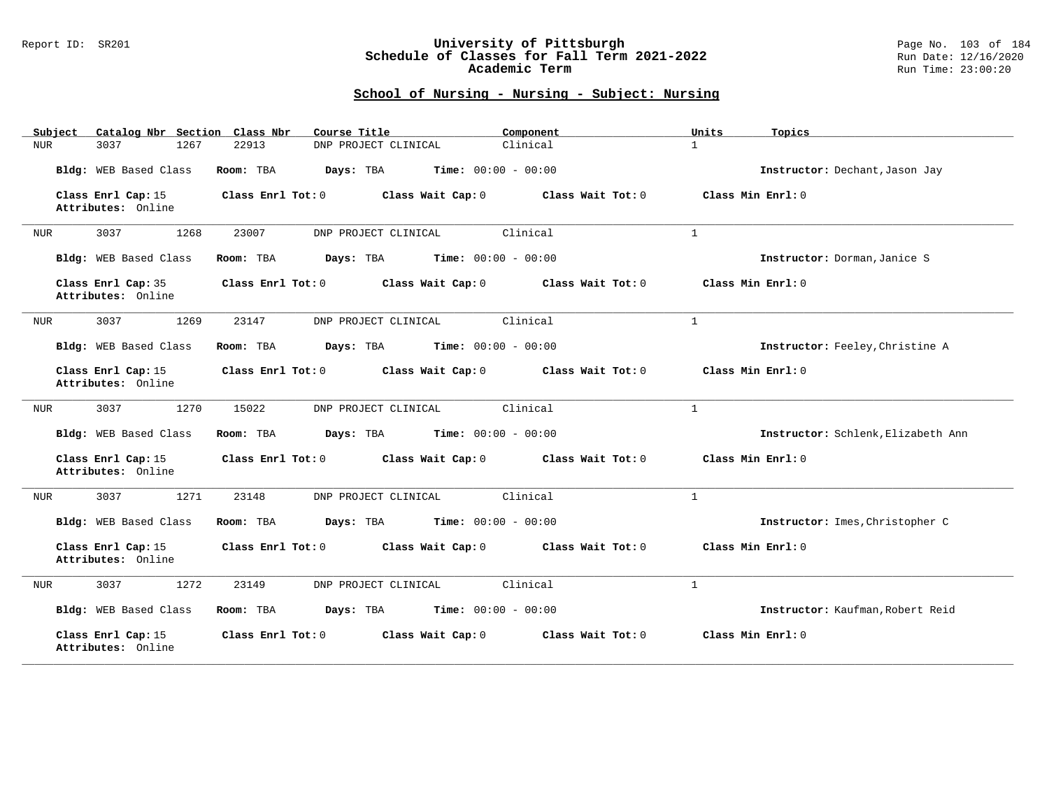## School of Nursing - Nursing - Subject: Nursing

| Subject | Catalog Nbr | Section | Class Nbr | Course Title | Component | Units | Topics |
|---|---|---|---|---|---|---|---|
| NUR | 3037 | 1267 | 22913 | DNP PROJECT CLINICAL | Clinical | 1 | |

**Bldg:** WEB Based Class **Room:** TBA **Days:** TBA **Time:** 00:00 - 00:00 **Instructor:** Dechant,Jason Jay

**Class Enrl Cap:** 15 **Class Enrl Tot:** 0 **Class Wait Cap:** 0 **Class Wait Tot:** 0 **Class Min Enrl:** 0
**Attributes:** Online

---

| Subject | Catalog Nbr | Section | Class Nbr | Course Title | Component | Units | Topics |
|---|---|---|---|---|---|---|---|
| NUR | 3037 | 1268 | 23007 | DNP PROJECT CLINICAL | Clinical | 1 | |

**Bldg:** WEB Based Class **Room:** TBA **Days:** TBA **Time:** 00:00 - 00:00 **Instructor:** Dorman,Janice S

**Class Enrl Cap:** 35 **Class Enrl Tot:** 0 **Class Wait Cap:** 0 **Class Wait Tot:** 0 **Class Min Enrl:** 0
**Attributes:** Online

---

| Subject | Catalog Nbr | Section | Class Nbr | Course Title | Component | Units | Topics |
|---|---|---|---|---|---|---|---|
| NUR | 3037 | 1269 | 23147 | DNP PROJECT CLINICAL | Clinical | 1 | |

**Bldg:** WEB Based Class **Room:** TBA **Days:** TBA **Time:** 00:00 - 00:00 **Instructor:** Feeley,Christine A

**Class Enrl Cap:** 15 **Class Enrl Tot:** 0 **Class Wait Cap:** 0 **Class Wait Tot:** 0 **Class Min Enrl:** 0
**Attributes:** Online

---

| Subject | Catalog Nbr | Section | Class Nbr | Course Title | Component | Units | Topics |
|---|---|---|---|---|---|---|---|
| NUR | 3037 | 1270 | 15022 | DNP PROJECT CLINICAL | Clinical | 1 | |

**Bldg:** WEB Based Class **Room:** TBA **Days:** TBA **Time:** 00:00 - 00:00 **Instructor:** Schlenk,Elizabeth Ann

**Class Enrl Cap:** 15 **Class Enrl Tot:** 0 **Class Wait Cap:** 0 **Class Wait Tot:** 0 **Class Min Enrl:** 0
**Attributes:** Online

---

| Subject | Catalog Nbr | Section | Class Nbr | Course Title | Component | Units | Topics |
|---|---|---|---|---|---|---|---|
| NUR | 3037 | 1271 | 23148 | DNP PROJECT CLINICAL | Clinical | 1 | |

**Bldg:** WEB Based Class **Room:** TBA **Days:** TBA **Time:** 00:00 - 00:00 **Instructor:** Imes,Christopher C

**Class Enrl Cap:** 15 **Class Enrl Tot:** 0 **Class Wait Cap:** 0 **Class Wait Tot:** 0 **Class Min Enrl:** 0
**Attributes:** Online

---

| Subject | Catalog Nbr | Section | Class Nbr | Course Title | Component | Units | Topics |
|---|---|---|---|---|---|---|---|
| NUR | 3037 | 1272 | 23149 | DNP PROJECT CLINICAL | Clinical | 1 | |

**Bldg:** WEB Based Class **Room:** TBA **Days:** TBA **Time:** 00:00 - 00:00 **Instructor:** Kaufman,Robert Reid

**Class Enrl Cap:** 15 **Class Enrl Tot:** 0 **Class Wait Cap:** 0 **Class Wait Tot:** 0 **Class Min Enrl:** 0
**Attributes:** Online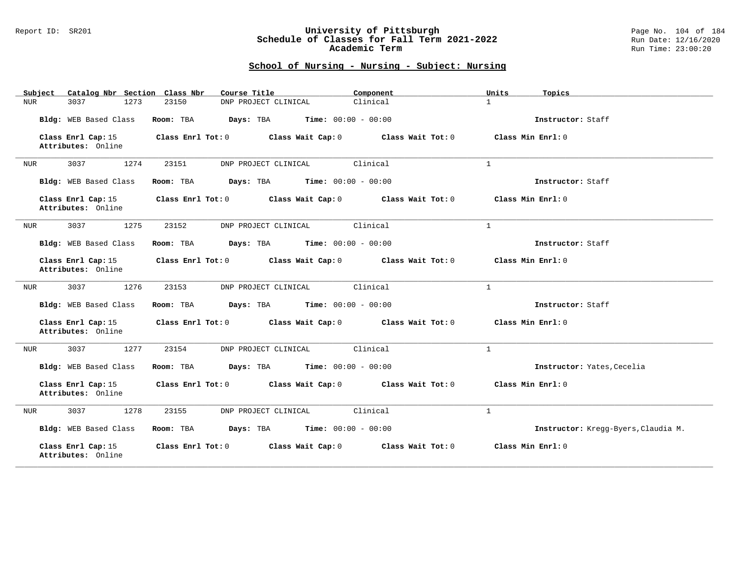## School of Nursing - Nursing - Subject: Nursing

| Subject | Catalog Nbr | Section | Class Nbr | Course Title | Component | Units | Topics |
|---|---|---|---|---|---|---|---|
| NUR | 3037 | 1273 | 23150 | DNP PROJECT CLINICAL | Clinical | 1 | |

**Bldg:** WEB Based Class **Room:** TBA **Days:** TBA **Time:** 00:00 - 00:00 **Instructor:** Staff

**Class Enrl Cap:** 15 **Class Enrl Tot:** 0 **Class Wait Cap:** 0 **Class Wait Tot:** 0 **Class Min Enrl:** 0
**Attributes:** Online

---

| Subject | Catalog Nbr | Section | Class Nbr | Course Title | Component | Units | Topics |
|---|---|---|---|---|---|---|---|
| NUR | 3037 | 1274 | 23151 | DNP PROJECT CLINICAL | Clinical | 1 | |

**Bldg:** WEB Based Class **Room:** TBA **Days:** TBA **Time:** 00:00 - 00:00 **Instructor:** Staff

**Class Enrl Cap:** 15 **Class Enrl Tot:** 0 **Class Wait Cap:** 0 **Class Wait Tot:** 0 **Class Min Enrl:** 0
**Attributes:** Online

---

| Subject | Catalog Nbr | Section | Class Nbr | Course Title | Component | Units | Topics |
|---|---|---|---|---|---|---|---|
| NUR | 3037 | 1275 | 23152 | DNP PROJECT CLINICAL | Clinical | 1 | |

**Bldg:** WEB Based Class **Room:** TBA **Days:** TBA **Time:** 00:00 - 00:00 **Instructor:** Staff

**Class Enrl Cap:** 15 **Class Enrl Tot:** 0 **Class Wait Cap:** 0 **Class Wait Tot:** 0 **Class Min Enrl:** 0
**Attributes:** Online

---

| Subject | Catalog Nbr | Section | Class Nbr | Course Title | Component | Units | Topics |
|---|---|---|---|---|---|---|---|
| NUR | 3037 | 1276 | 23153 | DNP PROJECT CLINICAL | Clinical | 1 | |

**Bldg:** WEB Based Class **Room:** TBA **Days:** TBA **Time:** 00:00 - 00:00 **Instructor:** Staff

**Class Enrl Cap:** 15 **Class Enrl Tot:** 0 **Class Wait Cap:** 0 **Class Wait Tot:** 0 **Class Min Enrl:** 0
**Attributes:** Online

---

| Subject | Catalog Nbr | Section | Class Nbr | Course Title | Component | Units | Topics |
|---|---|---|---|---|---|---|---|
| NUR | 3037 | 1277 | 23154 | DNP PROJECT CLINICAL | Clinical | 1 | |

**Bldg:** WEB Based Class **Room:** TBA **Days:** TBA **Time:** 00:00 - 00:00 **Instructor:** Yates,Cecelia

**Class Enrl Cap:** 15 **Class Enrl Tot:** 0 **Class Wait Cap:** 0 **Class Wait Tot:** 0 **Class Min Enrl:** 0
**Attributes:** Online

---

| Subject | Catalog Nbr | Section | Class Nbr | Course Title | Component | Units | Topics |
|---|---|---|---|---|---|---|---|
| NUR | 3037 | 1278 | 23155 | DNP PROJECT CLINICAL | Clinical | 1 | |

**Bldg:** WEB Based Class **Room:** TBA **Days:** TBA **Time:** 00:00 - 00:00 **Instructor:** Kregg-Byers,Claudia M.

**Class Enrl Cap:** 15 **Class Enrl Tot:** 0 **Class Wait Cap:** 0 **Class Wait Tot:** 0 **Class Min Enrl:** 0
**Attributes:** Online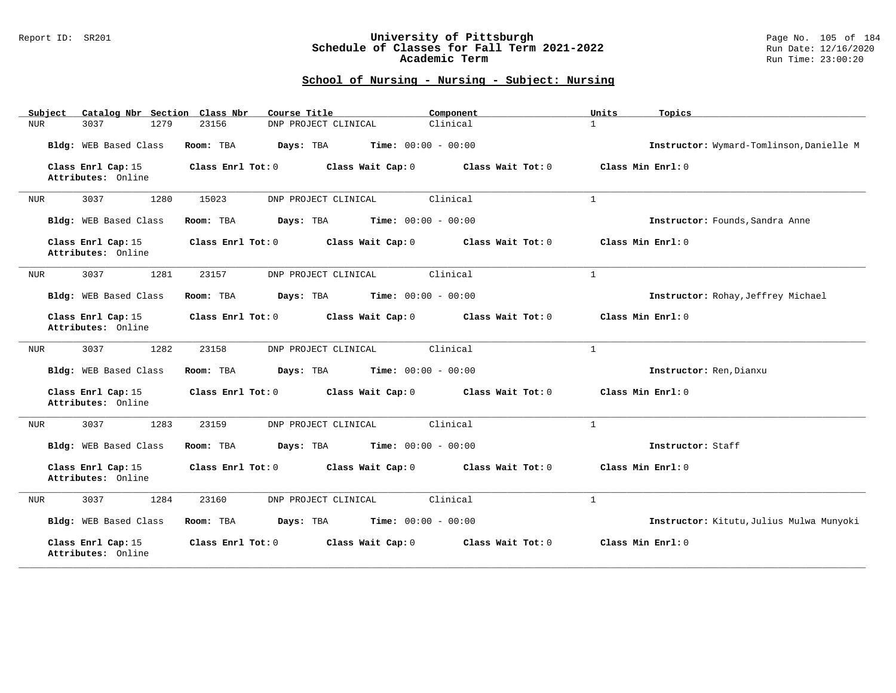## School of Nursing - Nursing - Subject: Nursing

| Subject | Catalog Nbr | Section | Class Nbr | Course Title | Component | Units | Topics |
|---|---|---|---|---|---|---|---|
| NUR | 3037 | 1279 | 23156 | DNP PROJECT CLINICAL | Clinical | 1 | |

**Bldg:** WEB Based Class **Room:** TBA **Days:** TBA **Time:** 00:00 - 00:00 **Instructor:** Wymard-Tomlinson,Danielle M

**Class Enrl Cap:** 15 **Class Enrl Tot:** 0 **Class Wait Cap:** 0 **Class Wait Tot:** 0 **Class Min Enrl:** 0
**Attributes:** Online

---

| Subject | Catalog Nbr | Section | Class Nbr | Course Title | Component | Units | Topics |
|---|---|---|---|---|---|---|---|
| NUR | 3037 | 1280 | 15023 | DNP PROJECT CLINICAL | Clinical | 1 | |

**Bldg:** WEB Based Class **Room:** TBA **Days:** TBA **Time:** 00:00 - 00:00 **Instructor:** Founds,Sandra Anne

**Class Enrl Cap:** 15 **Class Enrl Tot:** 0 **Class Wait Cap:** 0 **Class Wait Tot:** 0 **Class Min Enrl:** 0
**Attributes:** Online

---

| Subject | Catalog Nbr | Section | Class Nbr | Course Title | Component | Units | Topics |
|---|---|---|---|---|---|---|---|
| NUR | 3037 | 1281 | 23157 | DNP PROJECT CLINICAL | Clinical | 1 | |

**Bldg:** WEB Based Class **Room:** TBA **Days:** TBA **Time:** 00:00 - 00:00 **Instructor:** Rohay,Jeffrey Michael

**Class Enrl Cap:** 15 **Class Enrl Tot:** 0 **Class Wait Cap:** 0 **Class Wait Tot:** 0 **Class Min Enrl:** 0
**Attributes:** Online

---

| Subject | Catalog Nbr | Section | Class Nbr | Course Title | Component | Units | Topics |
|---|---|---|---|---|---|---|---|
| NUR | 3037 | 1282 | 23158 | DNP PROJECT CLINICAL | Clinical | 1 | |

**Bldg:** WEB Based Class **Room:** TBA **Days:** TBA **Time:** 00:00 - 00:00 **Instructor:** Ren,Dianxu

**Class Enrl Cap:** 15 **Class Enrl Tot:** 0 **Class Wait Cap:** 0 **Class Wait Tot:** 0 **Class Min Enrl:** 0
**Attributes:** Online

---

| Subject | Catalog Nbr | Section | Class Nbr | Course Title | Component | Units | Topics |
|---|---|---|---|---|---|---|---|
| NUR | 3037 | 1283 | 23159 | DNP PROJECT CLINICAL | Clinical | 1 | |

**Bldg:** WEB Based Class **Room:** TBA **Days:** TBA **Time:** 00:00 - 00:00 **Instructor:** Staff

**Class Enrl Cap:** 15 **Class Enrl Tot:** 0 **Class Wait Cap:** 0 **Class Wait Tot:** 0 **Class Min Enrl:** 0
**Attributes:** Online

---

| Subject | Catalog Nbr | Section | Class Nbr | Course Title | Component | Units | Topics |
|---|---|---|---|---|---|---|---|
| NUR | 3037 | 1284 | 23160 | DNP PROJECT CLINICAL | Clinical | 1 | |

**Bldg:** WEB Based Class **Room:** TBA **Days:** TBA **Time:** 00:00 - 00:00 **Instructor:** Kitutu,Julius Mulwa Munyoki

**Class Enrl Cap:** 15 **Class Enrl Tot:** 0 **Class Wait Cap:** 0 **Class Wait Tot:** 0 **Class Min Enrl:** 0
**Attributes:** Online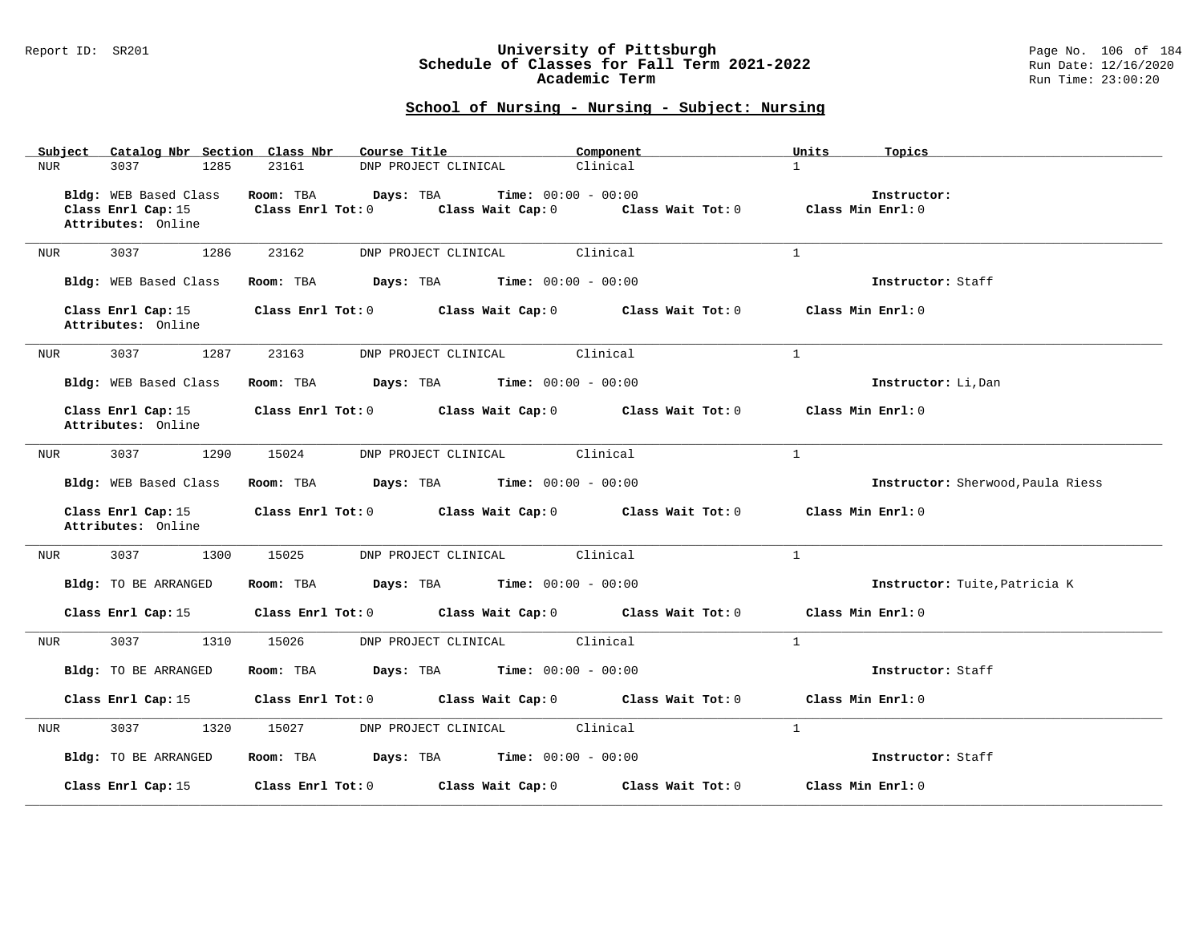## School of Nursing - Nursing - Subject: Nursing

| Subject | Catalog Nbr | Section | Class Nbr | Course Title | Component | Units | Topics |
|---|---|---|---|---|---|---|---|
| NUR | 3037 | 1285 | 23161 | DNP PROJECT CLINICAL | Clinical | 1 | |

**Bldg:** WEB Based Class **Room:** TBA **Days:** TBA **Time:** 00:00 - 00:00 **Instructor:**
**Class Enrl Cap:** 15 **Class Enrl Tot:** 0 **Class Wait Cap:** 0 **Class Wait Tot:** 0 **Class Min Enrl:** 0
**Attributes:** Online

| Subject | Catalog Nbr | Section | Class Nbr | Course Title | Component | Units | Topics |
|---|---|---|---|---|---|---|---|
| NUR | 3037 | 1286 | 23162 | DNP PROJECT CLINICAL | Clinical | 1 | |

**Bldg:** WEB Based Class **Room:** TBA **Days:** TBA **Time:** 00:00 - 00:00 **Instructor:** Staff
**Class Enrl Cap:** 15 **Class Enrl Tot:** 0 **Class Wait Cap:** 0 **Class Wait Tot:** 0 **Class Min Enrl:** 0
**Attributes:** Online

| Subject | Catalog Nbr | Section | Class Nbr | Course Title | Component | Units | Topics |
|---|---|---|---|---|---|---|---|
| NUR | 3037 | 1287 | 23163 | DNP PROJECT CLINICAL | Clinical | 1 | |

**Bldg:** WEB Based Class **Room:** TBA **Days:** TBA **Time:** 00:00 - 00:00 **Instructor:** Li,Dan
**Class Enrl Cap:** 15 **Class Enrl Tot:** 0 **Class Wait Cap:** 0 **Class Wait Tot:** 0 **Class Min Enrl:** 0
**Attributes:** Online

| Subject | Catalog Nbr | Section | Class Nbr | Course Title | Component | Units | Topics |
|---|---|---|---|---|---|---|---|
| NUR | 3037 | 1290 | 15024 | DNP PROJECT CLINICAL | Clinical | 1 | |

**Bldg:** WEB Based Class **Room:** TBA **Days:** TBA **Time:** 00:00 - 00:00 **Instructor:** Sherwood,Paula Riess
**Class Enrl Cap:** 15 **Class Enrl Tot:** 0 **Class Wait Cap:** 0 **Class Wait Tot:** 0 **Class Min Enrl:** 0
**Attributes:** Online

| Subject | Catalog Nbr | Section | Class Nbr | Course Title | Component | Units | Topics |
|---|---|---|---|---|---|---|---|
| NUR | 3037 | 1300 | 15025 | DNP PROJECT CLINICAL | Clinical | 1 | |

**Bldg:** TO BE ARRANGED **Room:** TBA **Days:** TBA **Time:** 00:00 - 00:00 **Instructor:** Tuite,Patricia K
**Class Enrl Cap:** 15 **Class Enrl Tot:** 0 **Class Wait Cap:** 0 **Class Wait Tot:** 0 **Class Min Enrl:** 0

| Subject | Catalog Nbr | Section | Class Nbr | Course Title | Component | Units | Topics |
|---|---|---|---|---|---|---|---|
| NUR | 3037 | 1310 | 15026 | DNP PROJECT CLINICAL | Clinical | 1 | |

**Bldg:** TO BE ARRANGED **Room:** TBA **Days:** TBA **Time:** 00:00 - 00:00 **Instructor:** Staff
**Class Enrl Cap:** 15 **Class Enrl Tot:** 0 **Class Wait Cap:** 0 **Class Wait Tot:** 0 **Class Min Enrl:** 0

| Subject | Catalog Nbr | Section | Class Nbr | Course Title | Component | Units | Topics |
|---|---|---|---|---|---|---|---|
| NUR | 3037 | 1320 | 15027 | DNP PROJECT CLINICAL | Clinical | 1 | |

**Bldg:** TO BE ARRANGED **Room:** TBA **Days:** TBA **Time:** 00:00 - 00:00 **Instructor:** Staff
**Class Enrl Cap:** 15 **Class Enrl Tot:** 0 **Class Wait Cap:** 0 **Class Wait Tot:** 0 **Class Min Enrl:** 0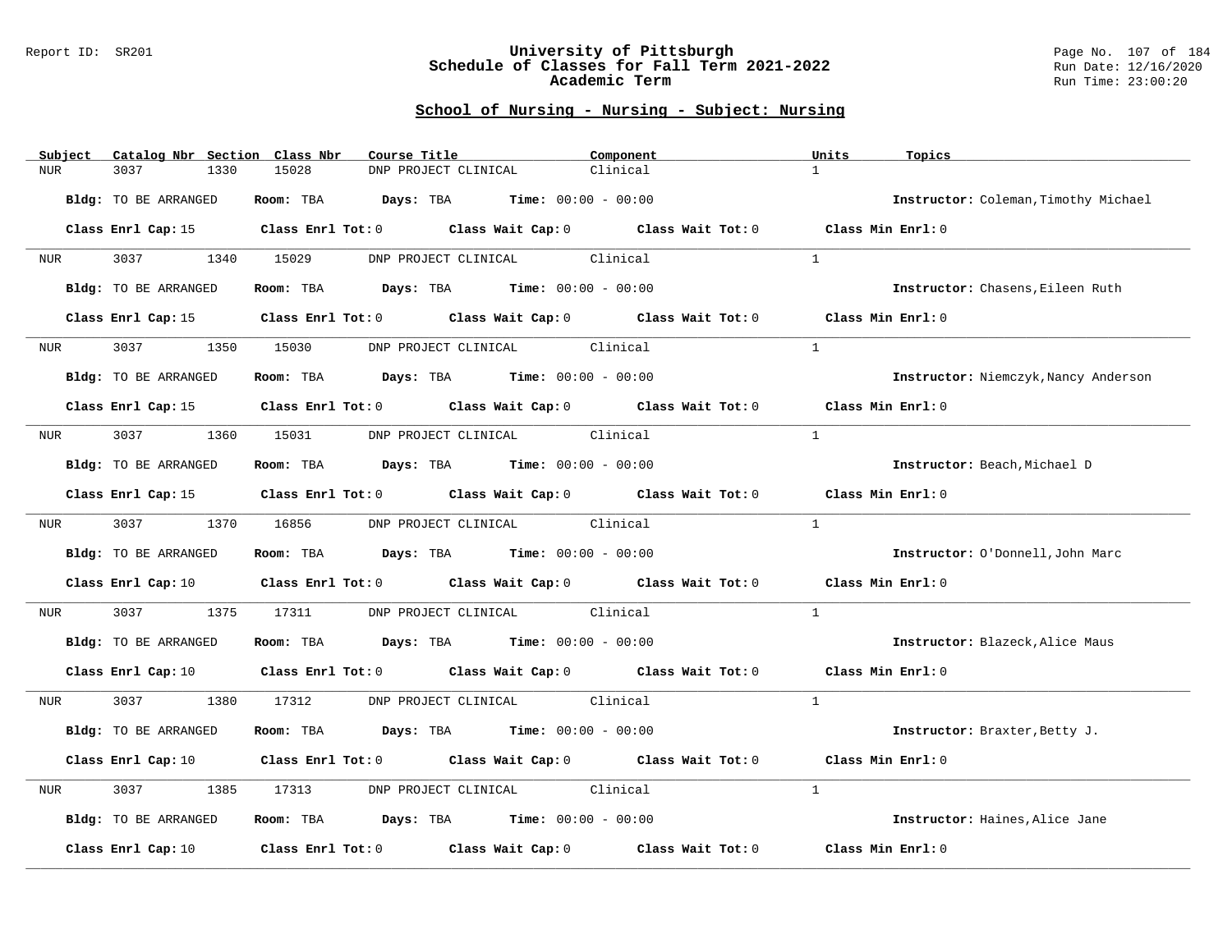## School of Nursing - Nursing - Subject: Nursing

| Subject | Catalog Nbr | Section | Class Nbr | Course Title | Component | Units | Topics |
|---|---|---|---|---|---|---|---|
| NUR | 3037 | 1330 | 15028 | DNP PROJECT CLINICAL | Clinical | 1 | |

**Bldg:** TO BE ARRANGED **Room:** TBA **Days:** TBA **Time:** 00:00 - 00:00 **Instructor:** Coleman,Timothy Michael

**Class Enrl Cap:** 15 **Class Enrl Tot:** 0 **Class Wait Cap:** 0 **Class Wait Tot:** 0 **Class Min Enrl:** 0

| Subject | Catalog Nbr | Section | Class Nbr | Course Title | Component | Units | Topics |
|---|---|---|---|---|---|---|---|
| NUR | 3037 | 1340 | 15029 | DNP PROJECT CLINICAL | Clinical | 1 | |

**Bldg:** TO BE ARRANGED **Room:** TBA **Days:** TBA **Time:** 00:00 - 00:00 **Instructor:** Chasens,Eileen Ruth

**Class Enrl Cap:** 15 **Class Enrl Tot:** 0 **Class Wait Cap:** 0 **Class Wait Tot:** 0 **Class Min Enrl:** 0

| Subject | Catalog Nbr | Section | Class Nbr | Course Title | Component | Units | Topics |
|---|---|---|---|---|---|---|---|
| NUR | 3037 | 1350 | 15030 | DNP PROJECT CLINICAL | Clinical | 1 | |

**Bldg:** TO BE ARRANGED **Room:** TBA **Days:** TBA **Time:** 00:00 - 00:00 **Instructor:** Niemczyk,Nancy Anderson

**Class Enrl Cap:** 15 **Class Enrl Tot:** 0 **Class Wait Cap:** 0 **Class Wait Tot:** 0 **Class Min Enrl:** 0

| Subject | Catalog Nbr | Section | Class Nbr | Course Title | Component | Units | Topics |
|---|---|---|---|---|---|---|---|
| NUR | 3037 | 1360 | 15031 | DNP PROJECT CLINICAL | Clinical | 1 | |

**Bldg:** TO BE ARRANGED **Room:** TBA **Days:** TBA **Time:** 00:00 - 00:00 **Instructor:** Beach,Michael D

**Class Enrl Cap:** 15 **Class Enrl Tot:** 0 **Class Wait Cap:** 0 **Class Wait Tot:** 0 **Class Min Enrl:** 0

| Subject | Catalog Nbr | Section | Class Nbr | Course Title | Component | Units | Topics |
|---|---|---|---|---|---|---|---|
| NUR | 3037 | 1370 | 16856 | DNP PROJECT CLINICAL | Clinical | 1 | |

**Bldg:** TO BE ARRANGED **Room:** TBA **Days:** TBA **Time:** 00:00 - 00:00 **Instructor:** O'Donnell,John Marc

**Class Enrl Cap:** 10 **Class Enrl Tot:** 0 **Class Wait Cap:** 0 **Class Wait Tot:** 0 **Class Min Enrl:** 0

| Subject | Catalog Nbr | Section | Class Nbr | Course Title | Component | Units | Topics |
|---|---|---|---|---|---|---|---|
| NUR | 3037 | 1375 | 17311 | DNP PROJECT CLINICAL | Clinical | 1 | |

**Bldg:** TO BE ARRANGED **Room:** TBA **Days:** TBA **Time:** 00:00 - 00:00 **Instructor:** Blazeck,Alice Maus

**Class Enrl Cap:** 10 **Class Enrl Tot:** 0 **Class Wait Cap:** 0 **Class Wait Tot:** 0 **Class Min Enrl:** 0

| Subject | Catalog Nbr | Section | Class Nbr | Course Title | Component | Units | Topics |
|---|---|---|---|---|---|---|---|
| NUR | 3037 | 1380 | 17312 | DNP PROJECT CLINICAL | Clinical | 1 | |

**Bldg:** TO BE ARRANGED **Room:** TBA **Days:** TBA **Time:** 00:00 - 00:00 **Instructor:** Braxter,Betty J.

**Class Enrl Cap:** 10 **Class Enrl Tot:** 0 **Class Wait Cap:** 0 **Class Wait Tot:** 0 **Class Min Enrl:** 0

| Subject | Catalog Nbr | Section | Class Nbr | Course Title | Component | Units | Topics |
|---|---|---|---|---|---|---|---|
| NUR | 3037 | 1385 | 17313 | DNP PROJECT CLINICAL | Clinical | 1 | |

**Bldg:** TO BE ARRANGED **Room:** TBA **Days:** TBA **Time:** 00:00 - 00:00 **Instructor:** Haines,Alice Jane

**Class Enrl Cap:** 10 **Class Enrl Tot:** 0 **Class Wait Cap:** 0 **Class Wait Tot:** 0 **Class Min Enrl:** 0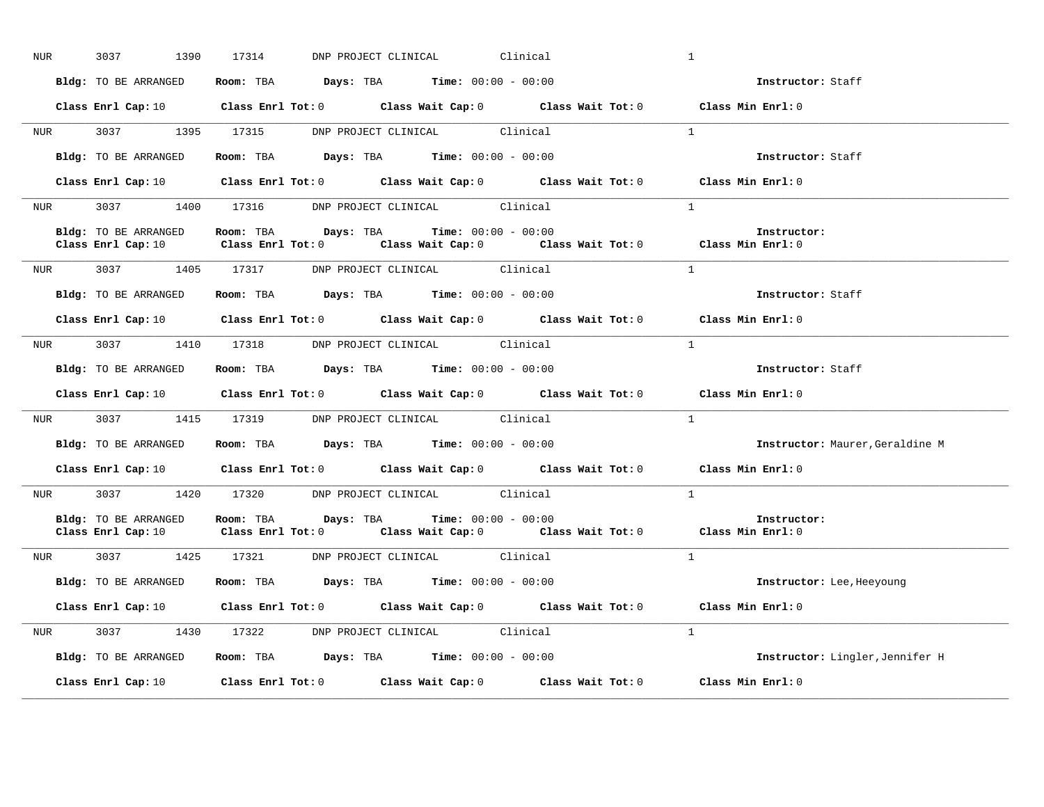NUR 3037 1390 17314 DNP PROJECT CLINICAL Clinical 1

**Bldg:** TO BE ARRANGED **Room:** TBA **Days:** TBA **Time:** 00:00 - 00:00 **Instructor:** Staff

**Class Enrl Cap:** 10 **Class Enrl Tot:** 0 **Class Wait Cap:** 0 **Class Wait Tot:** 0 **Class Min Enrl:** 0

---

NUR 3037 1395 17315 DNP PROJECT CLINICAL Clinical 1

**Bldg:** TO BE ARRANGED **Room:** TBA **Days:** TBA **Time:** 00:00 - 00:00 **Instructor:** Staff

**Class Enrl Cap:** 10 **Class Enrl Tot:** 0 **Class Wait Cap:** 0 **Class Wait Tot:** 0 **Class Min Enrl:** 0

---

NUR 3037 1400 17316 DNP PROJECT CLINICAL Clinical 1

**Bldg:** TO BE ARRANGED **Room:** TBA **Days:** TBA **Time:** 00:00 - 00:00 **Instructor:**
**Class Enrl Cap:** 10 **Class Enrl Tot:** 0 **Class Wait Cap:** 0 **Class Wait Tot:** 0 **Class Min Enrl:** 0

---

NUR 3037 1405 17317 DNP PROJECT CLINICAL Clinical 1

**Bldg:** TO BE ARRANGED **Room:** TBA **Days:** TBA **Time:** 00:00 - 00:00 **Instructor:** Staff

**Class Enrl Cap:** 10 **Class Enrl Tot:** 0 **Class Wait Cap:** 0 **Class Wait Tot:** 0 **Class Min Enrl:** 0

---

NUR 3037 1410 17318 DNP PROJECT CLINICAL Clinical 1

**Bldg:** TO BE ARRANGED **Room:** TBA **Days:** TBA **Time:** 00:00 - 00:00 **Instructor:** Staff

**Class Enrl Cap:** 10 **Class Enrl Tot:** 0 **Class Wait Cap:** 0 **Class Wait Tot:** 0 **Class Min Enrl:** 0

---

NUR 3037 1415 17319 DNP PROJECT CLINICAL Clinical 1

**Bldg:** TO BE ARRANGED **Room:** TBA **Days:** TBA **Time:** 00:00 - 00:00 **Instructor:** Maurer,Geraldine M

**Class Enrl Cap:** 10 **Class Enrl Tot:** 0 **Class Wait Cap:** 0 **Class Wait Tot:** 0 **Class Min Enrl:** 0

---

NUR 3037 1420 17320 DNP PROJECT CLINICAL Clinical 1

**Bldg:** TO BE ARRANGED **Room:** TBA **Days:** TBA **Time:** 00:00 - 00:00 **Instructor:**
**Class Enrl Cap:** 10 **Class Enrl Tot:** 0 **Class Wait Cap:** 0 **Class Wait Tot:** 0 **Class Min Enrl:** 0

---

NUR 3037 1425 17321 DNP PROJECT CLINICAL Clinical 1

**Bldg:** TO BE ARRANGED **Room:** TBA **Days:** TBA **Time:** 00:00 - 00:00 **Instructor:** Lee,Heeyoung

**Class Enrl Cap:** 10 **Class Enrl Tot:** 0 **Class Wait Cap:** 0 **Class Wait Tot:** 0 **Class Min Enrl:** 0

---

NUR 3037 1430 17322 DNP PROJECT CLINICAL Clinical 1

**Bldg:** TO BE ARRANGED **Room:** TBA **Days:** TBA **Time:** 00:00 - 00:00 **Instructor:** Lingler,Jennifer H

**Class Enrl Cap:** 10 **Class Enrl Tot:** 0 **Class Wait Cap:** 0 **Class Wait Tot:** 0 **Class Min Enrl:** 0

---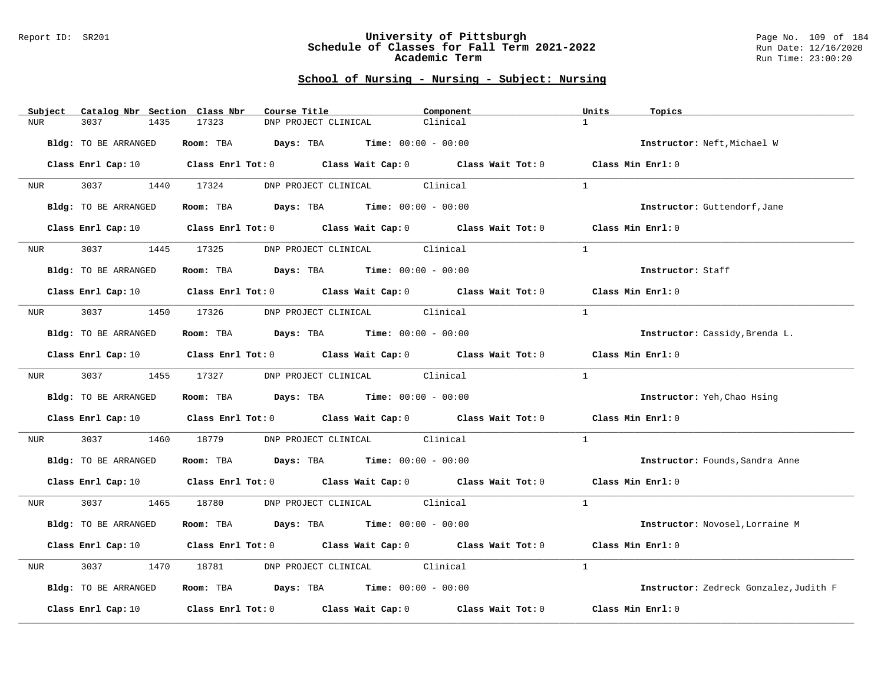## School of Nursing - Nursing - Subject: Nursing

| Subject | Catalog Nbr | Section | Class Nbr | Course Title | Component | Units | Topics |
|---|---|---|---|---|---|---|---|
| NUR | 3037 | 1435 | 17323 | DNP PROJECT CLINICAL | Clinical | 1 | |

**Bldg:** TO BE ARRANGED **Room:** TBA **Days:** TBA **Time:** 00:00 - 00:00 **Instructor:** Neft,Michael W

**Class Enrl Cap:** 10 **Class Enrl Tot:** 0 **Class Wait Cap:** 0 **Class Wait Tot:** 0 **Class Min Enrl:** 0

| Subject | Catalog Nbr | Section | Class Nbr | Course Title | Component | Units | Topics |
|---|---|---|---|---|---|---|---|
| NUR | 3037 | 1440 | 17324 | DNP PROJECT CLINICAL | Clinical | 1 | |

**Bldg:** TO BE ARRANGED **Room:** TBA **Days:** TBA **Time:** 00:00 - 00:00 **Instructor:** Guttendorf,Jane

**Class Enrl Cap:** 10 **Class Enrl Tot:** 0 **Class Wait Cap:** 0 **Class Wait Tot:** 0 **Class Min Enrl:** 0

| Subject | Catalog Nbr | Section | Class Nbr | Course Title | Component | Units | Topics |
|---|---|---|---|---|---|---|---|
| NUR | 3037 | 1445 | 17325 | DNP PROJECT CLINICAL | Clinical | 1 | |

**Bldg:** TO BE ARRANGED **Room:** TBA **Days:** TBA **Time:** 00:00 - 00:00 **Instructor:** Staff

**Class Enrl Cap:** 10 **Class Enrl Tot:** 0 **Class Wait Cap:** 0 **Class Wait Tot:** 0 **Class Min Enrl:** 0

| Subject | Catalog Nbr | Section | Class Nbr | Course Title | Component | Units | Topics |
|---|---|---|---|---|---|---|---|
| NUR | 3037 | 1450 | 17326 | DNP PROJECT CLINICAL | Clinical | 1 | |

**Bldg:** TO BE ARRANGED **Room:** TBA **Days:** TBA **Time:** 00:00 - 00:00 **Instructor:** Cassidy,Brenda L.

**Class Enrl Cap:** 10 **Class Enrl Tot:** 0 **Class Wait Cap:** 0 **Class Wait Tot:** 0 **Class Min Enrl:** 0

| Subject | Catalog Nbr | Section | Class Nbr | Course Title | Component | Units | Topics |
|---|---|---|---|---|---|---|---|
| NUR | 3037 | 1455 | 17327 | DNP PROJECT CLINICAL | Clinical | 1 | |

**Bldg:** TO BE ARRANGED **Room:** TBA **Days:** TBA **Time:** 00:00 - 00:00 **Instructor:** Yeh,Chao Hsing

**Class Enrl Cap:** 10 **Class Enrl Tot:** 0 **Class Wait Cap:** 0 **Class Wait Tot:** 0 **Class Min Enrl:** 0

| Subject | Catalog Nbr | Section | Class Nbr | Course Title | Component | Units | Topics |
|---|---|---|---|---|---|---|---|
| NUR | 3037 | 1460 | 18779 | DNP PROJECT CLINICAL | Clinical | 1 | |

**Bldg:** TO BE ARRANGED **Room:** TBA **Days:** TBA **Time:** 00:00 - 00:00 **Instructor:** Founds,Sandra Anne

**Class Enrl Cap:** 10 **Class Enrl Tot:** 0 **Class Wait Cap:** 0 **Class Wait Tot:** 0 **Class Min Enrl:** 0

| Subject | Catalog Nbr | Section | Class Nbr | Course Title | Component | Units | Topics |
|---|---|---|---|---|---|---|---|
| NUR | 3037 | 1465 | 18780 | DNP PROJECT CLINICAL | Clinical | 1 | |

**Bldg:** TO BE ARRANGED **Room:** TBA **Days:** TBA **Time:** 00:00 - 00:00 **Instructor:** Novosel,Lorraine M

**Class Enrl Cap:** 10 **Class Enrl Tot:** 0 **Class Wait Cap:** 0 **Class Wait Tot:** 0 **Class Min Enrl:** 0

| Subject | Catalog Nbr | Section | Class Nbr | Course Title | Component | Units | Topics |
|---|---|---|---|---|---|---|---|
| NUR | 3037 | 1470 | 18781 | DNP PROJECT CLINICAL | Clinical | 1 | |

**Bldg:** TO BE ARRANGED **Room:** TBA **Days:** TBA **Time:** 00:00 - 00:00 **Instructor:** Zedreck Gonzalez,Judith F

**Class Enrl Cap:** 10 **Class Enrl Tot:** 0 **Class Wait Cap:** 0 **Class Wait Tot:** 0 **Class Min Enrl:** 0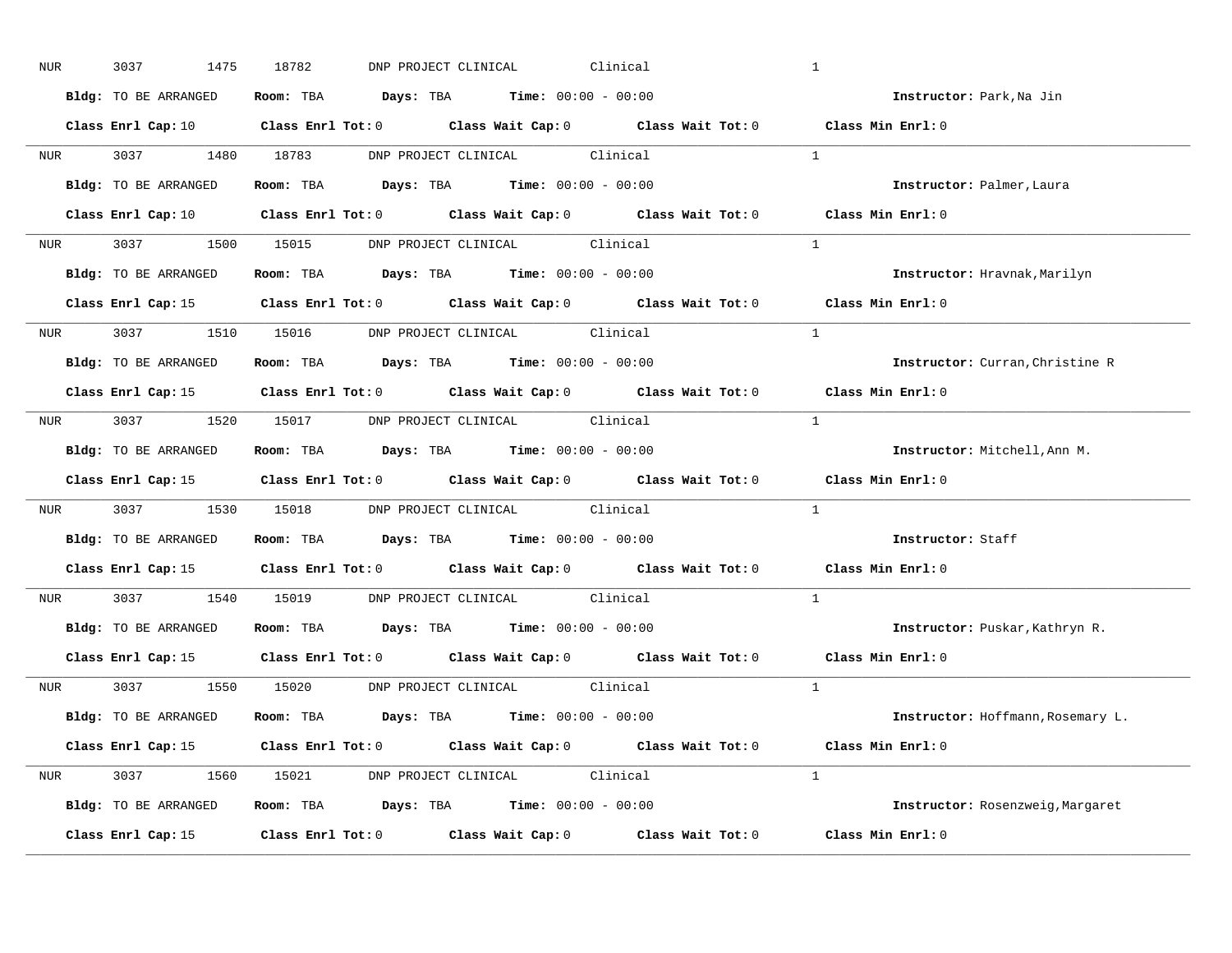NUR 3037 1475 18782 DNP PROJECT CLINICAL Clinical 1

**Bldg:** TO BE ARRANGED **Room:** TBA **Days:** TBA **Time:** 00:00 - 00:00 **Instructor:** Park,Na Jin

**Class Enrl Cap:** 10 **Class Enrl Tot:** 0 **Class Wait Cap:** 0 **Class Wait Tot:** 0 **Class Min Enrl:** 0

---

NUR 3037 1480 18783 DNP PROJECT CLINICAL Clinical 1

**Bldg:** TO BE ARRANGED **Room:** TBA **Days:** TBA **Time:** 00:00 - 00:00 **Instructor:** Palmer,Laura

**Class Enrl Cap:** 10 **Class Enrl Tot:** 0 **Class Wait Cap:** 0 **Class Wait Tot:** 0 **Class Min Enrl:** 0

---

NUR 3037 1500 15015 DNP PROJECT CLINICAL Clinical 1

**Bldg:** TO BE ARRANGED **Room:** TBA **Days:** TBA **Time:** 00:00 - 00:00 **Instructor:** Hravnak,Marilyn

**Class Enrl Cap:** 15 **Class Enrl Tot:** 0 **Class Wait Cap:** 0 **Class Wait Tot:** 0 **Class Min Enrl:** 0

---

NUR 3037 1510 15016 DNP PROJECT CLINICAL Clinical 1

**Bldg:** TO BE ARRANGED **Room:** TBA **Days:** TBA **Time:** 00:00 - 00:00 **Instructor:** Curran,Christine R

**Class Enrl Cap:** 15 **Class Enrl Tot:** 0 **Class Wait Cap:** 0 **Class Wait Tot:** 0 **Class Min Enrl:** 0

---

NUR 3037 1520 15017 DNP PROJECT CLINICAL Clinical 1

**Bldg:** TO BE ARRANGED **Room:** TBA **Days:** TBA **Time:** 00:00 - 00:00 **Instructor:** Mitchell,Ann M.

**Class Enrl Cap:** 15 **Class Enrl Tot:** 0 **Class Wait Cap:** 0 **Class Wait Tot:** 0 **Class Min Enrl:** 0

---

NUR 3037 1530 15018 DNP PROJECT CLINICAL Clinical 1

**Bldg:** TO BE ARRANGED **Room:** TBA **Days:** TBA **Time:** 00:00 - 00:00 **Instructor:** Staff

**Class Enrl Cap:** 15 **Class Enrl Tot:** 0 **Class Wait Cap:** 0 **Class Wait Tot:** 0 **Class Min Enrl:** 0

---

NUR 3037 1540 15019 DNP PROJECT CLINICAL Clinical 1

**Bldg:** TO BE ARRANGED **Room:** TBA **Days:** TBA **Time:** 00:00 - 00:00 **Instructor:** Puskar,Kathryn R.

**Class Enrl Cap:** 15 **Class Enrl Tot:** 0 **Class Wait Cap:** 0 **Class Wait Tot:** 0 **Class Min Enrl:** 0

---

NUR 3037 1550 15020 DNP PROJECT CLINICAL Clinical 1

**Bldg:** TO BE ARRANGED **Room:** TBA **Days:** TBA **Time:** 00:00 - 00:00 **Instructor:** Hoffmann,Rosemary L.

**Class Enrl Cap:** 15 **Class Enrl Tot:** 0 **Class Wait Cap:** 0 **Class Wait Tot:** 0 **Class Min Enrl:** 0

---

NUR 3037 1560 15021 DNP PROJECT CLINICAL Clinical 1

**Bldg:** TO BE ARRANGED **Room:** TBA **Days:** TBA **Time:** 00:00 - 00:00 **Instructor:** Rosenzweig,Margaret

**Class Enrl Cap:** 15 **Class Enrl Tot:** 0 **Class Wait Cap:** 0 **Class Wait Tot:** 0 **Class Min Enrl:** 0

---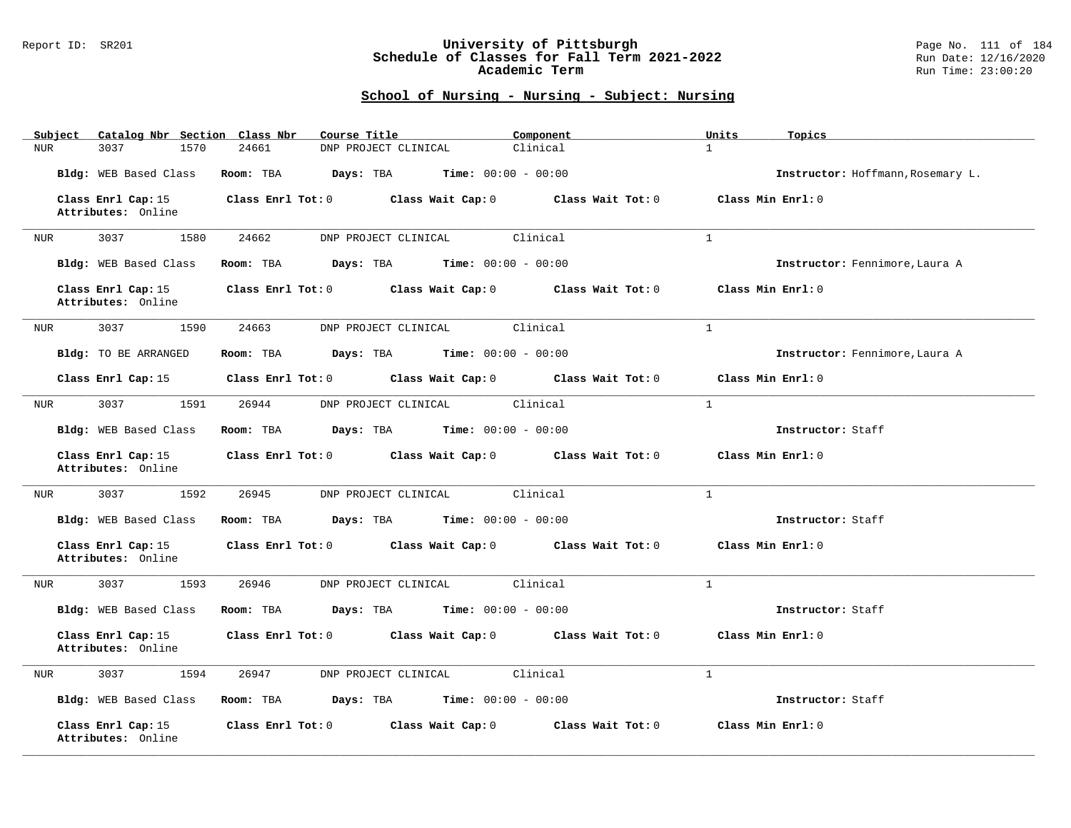## School of Nursing - Nursing - Subject: Nursing

| Subject | Catalog Nbr | Section | Class Nbr | Course Title | Component | Units | Topics |
|---|---|---|---|---|---|---|---|
| NUR | 3037 | 1570 | 24661 | DNP PROJECT CLINICAL | Clinical | 1 | |

**Bldg:** WEB Based Class **Room:** TBA **Days:** TBA **Time:** 00:00 - 00:00 **Instructor:** Hoffmann,Rosemary L.

**Class Enrl Cap:** 15 **Class Enrl Tot:** 0 **Class Wait Cap:** 0 **Class Wait Tot:** 0 **Class Min Enrl:** 0
**Attributes:** Online

---

| Subject | Catalog Nbr | Section | Class Nbr | Course Title | Component | Units | Topics |
|---|---|---|---|---|---|---|---|
| NUR | 3037 | 1580 | 24662 | DNP PROJECT CLINICAL | Clinical | 1 | |

**Bldg:** WEB Based Class **Room:** TBA **Days:** TBA **Time:** 00:00 - 00:00 **Instructor:** Fennimore,Laura A

**Class Enrl Cap:** 15 **Class Enrl Tot:** 0 **Class Wait Cap:** 0 **Class Wait Tot:** 0 **Class Min Enrl:** 0
**Attributes:** Online

---

| Subject | Catalog Nbr | Section | Class Nbr | Course Title | Component | Units | Topics |
|---|---|---|---|---|---|---|---|
| NUR | 3037 | 1590 | 24663 | DNP PROJECT CLINICAL | Clinical | 1 | |

**Bldg:** TO BE ARRANGED **Room:** TBA **Days:** TBA **Time:** 00:00 - 00:00 **Instructor:** Fennimore,Laura A

**Class Enrl Cap:** 15 **Class Enrl Tot:** 0 **Class Wait Cap:** 0 **Class Wait Tot:** 0 **Class Min Enrl:** 0

---

| Subject | Catalog Nbr | Section | Class Nbr | Course Title | Component | Units | Topics |
|---|---|---|---|---|---|---|---|
| NUR | 3037 | 1591 | 26944 | DNP PROJECT CLINICAL | Clinical | 1 | |

**Bldg:** WEB Based Class **Room:** TBA **Days:** TBA **Time:** 00:00 - 00:00 **Instructor:** Staff

**Class Enrl Cap:** 15 **Class Enrl Tot:** 0 **Class Wait Cap:** 0 **Class Wait Tot:** 0 **Class Min Enrl:** 0
**Attributes:** Online

---

| Subject | Catalog Nbr | Section | Class Nbr | Course Title | Component | Units | Topics |
|---|---|---|---|---|---|---|---|
| NUR | 3037 | 1592 | 26945 | DNP PROJECT CLINICAL | Clinical | 1 | |

**Bldg:** WEB Based Class **Room:** TBA **Days:** TBA **Time:** 00:00 - 00:00 **Instructor:** Staff

**Class Enrl Cap:** 15 **Class Enrl Tot:** 0 **Class Wait Cap:** 0 **Class Wait Tot:** 0 **Class Min Enrl:** 0
**Attributes:** Online

---

| Subject | Catalog Nbr | Section | Class Nbr | Course Title | Component | Units | Topics |
|---|---|---|---|---|---|---|---|
| NUR | 3037 | 1593 | 26946 | DNP PROJECT CLINICAL | Clinical | 1 | |

**Bldg:** WEB Based Class **Room:** TBA **Days:** TBA **Time:** 00:00 - 00:00 **Instructor:** Staff

**Class Enrl Cap:** 15 **Class Enrl Tot:** 0 **Class Wait Cap:** 0 **Class Wait Tot:** 0 **Class Min Enrl:** 0
**Attributes:** Online

---

| Subject | Catalog Nbr | Section | Class Nbr | Course Title | Component | Units | Topics |
|---|---|---|---|---|---|---|---|
| NUR | 3037 | 1594 | 26947 | DNP PROJECT CLINICAL | Clinical | 1 | |

**Bldg:** WEB Based Class **Room:** TBA **Days:** TBA **Time:** 00:00 - 00:00 **Instructor:** Staff

**Class Enrl Cap:** 15 **Class Enrl Tot:** 0 **Class Wait Cap:** 0 **Class Wait Tot:** 0 **Class Min Enrl:** 0
**Attributes:** Online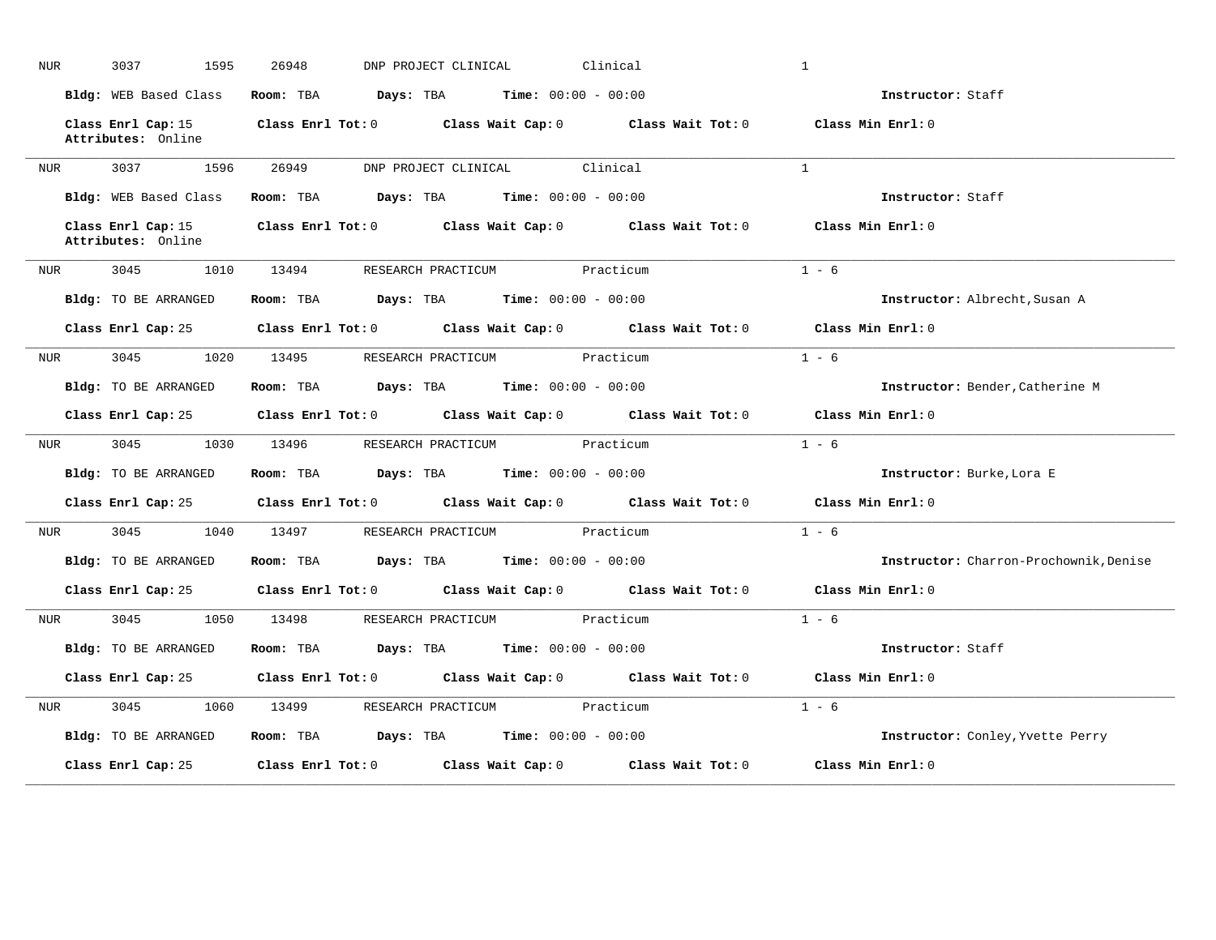NUR 3037 1595 26948 DNP PROJECT CLINICAL Clinical 1

**Bldg:** WEB Based Class **Room:** TBA **Days:** TBA **Time:** 00:00 - 00:00 **Instructor:** Staff

**Class Enrl Cap:** 15 **Class Enrl Tot:** 0 **Class Wait Cap:** 0 **Class Wait Tot:** 0 **Class Min Enrl:** 0
**Attributes:** Online

---

NUR 3037 1596 26949 DNP PROJECT CLINICAL Clinical 1

**Bldg:** WEB Based Class **Room:** TBA **Days:** TBA **Time:** 00:00 - 00:00 **Instructor:** Staff

**Class Enrl Cap:** 15 **Class Enrl Tot:** 0 **Class Wait Cap:** 0 **Class Wait Tot:** 0 **Class Min Enrl:** 0
**Attributes:** Online

---

NUR 3045 1010 13494 RESEARCH PRACTICUM Practicum 1 - 6

**Bldg:** TO BE ARRANGED **Room:** TBA **Days:** TBA **Time:** 00:00 - 00:00 **Instructor:** Albrecht,Susan A

**Class Enrl Cap:** 25 **Class Enrl Tot:** 0 **Class Wait Cap:** 0 **Class Wait Tot:** 0 **Class Min Enrl:** 0

---

NUR 3045 1020 13495 RESEARCH PRACTICUM Practicum 1 - 6

**Bldg:** TO BE ARRANGED **Room:** TBA **Days:** TBA **Time:** 00:00 - 00:00 **Instructor:** Bender,Catherine M

**Class Enrl Cap:** 25 **Class Enrl Tot:** 0 **Class Wait Cap:** 0 **Class Wait Tot:** 0 **Class Min Enrl:** 0

---

NUR 3045 1030 13496 RESEARCH PRACTICUM Practicum 1 - 6

**Bldg:** TO BE ARRANGED **Room:** TBA **Days:** TBA **Time:** 00:00 - 00:00 **Instructor:** Burke,Lora E

**Class Enrl Cap:** 25 **Class Enrl Tot:** 0 **Class Wait Cap:** 0 **Class Wait Tot:** 0 **Class Min Enrl:** 0

---

NUR 3045 1040 13497 RESEARCH PRACTICUM Practicum 1 - 6

**Bldg:** TO BE ARRANGED **Room:** TBA **Days:** TBA **Time:** 00:00 - 00:00 **Instructor:** Charron-Prochownik,Denise

**Class Enrl Cap:** 25 **Class Enrl Tot:** 0 **Class Wait Cap:** 0 **Class Wait Tot:** 0 **Class Min Enrl:** 0

---

NUR 3045 1050 13498 RESEARCH PRACTICUM Practicum 1 - 6

**Bldg:** TO BE ARRANGED **Room:** TBA **Days:** TBA **Time:** 00:00 - 00:00 **Instructor:** Staff

**Class Enrl Cap:** 25 **Class Enrl Tot:** 0 **Class Wait Cap:** 0 **Class Wait Tot:** 0 **Class Min Enrl:** 0

---

NUR 3045 1060 13499 RESEARCH PRACTICUM Practicum 1 - 6

**Bldg:** TO BE ARRANGED **Room:** TBA **Days:** TBA **Time:** 00:00 - 00:00 **Instructor:** Conley,Yvette Perry

**Class Enrl Cap:** 25 **Class Enrl Tot:** 0 **Class Wait Cap:** 0 **Class Wait Tot:** 0 **Class Min Enrl:** 0

---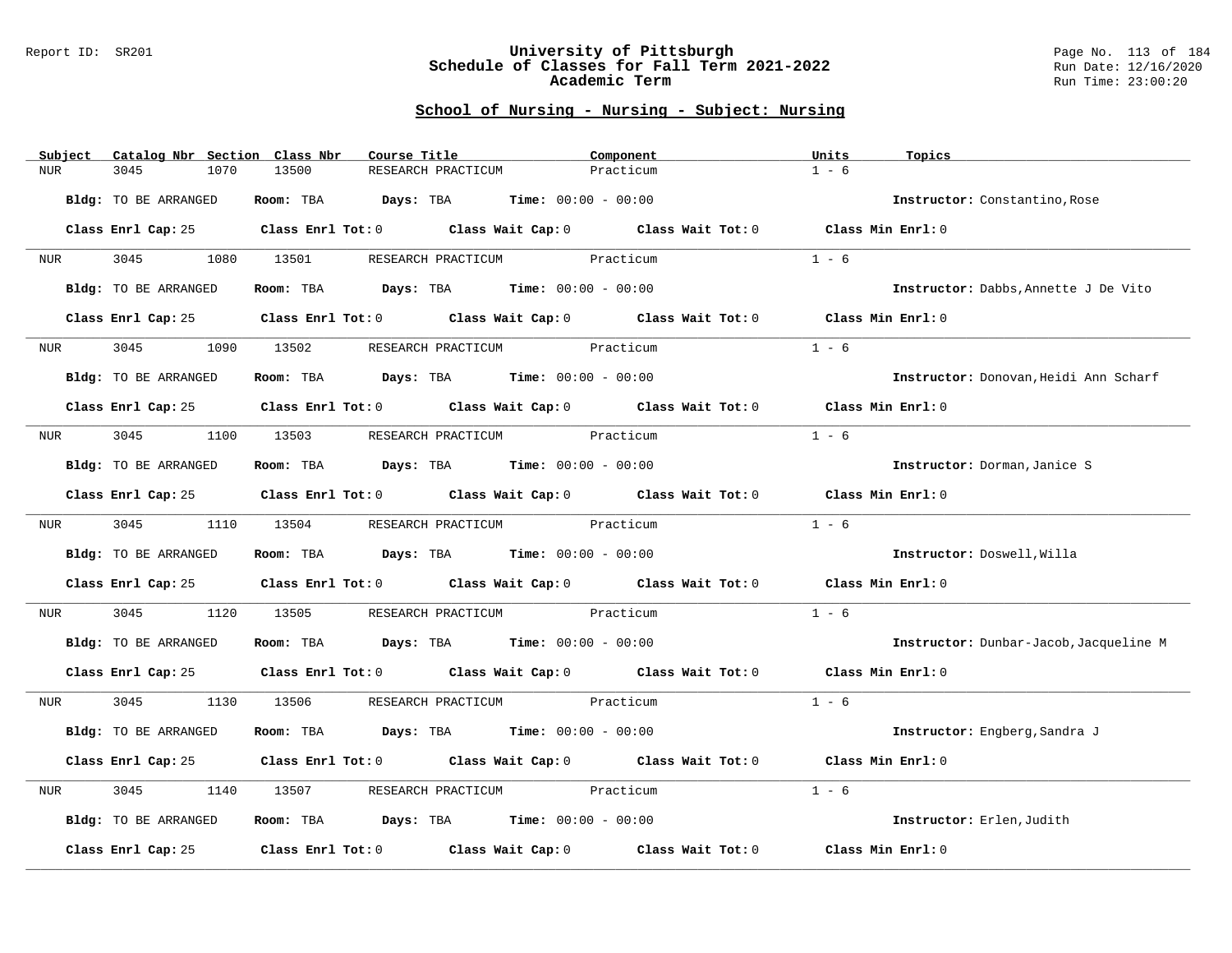## School of Nursing - Nursing - Subject: Nursing

| Subject | Catalog Nbr | Section | Class Nbr | Course Title | Component | Units | Topics |
|---|---|---|---|---|---|---|---|
| NUR | 3045 | 1070 | 13500 | RESEARCH PRACTICUM | Practicum | 1 - 6 | |

**Bldg:** TO BE ARRANGED **Room:** TBA **Days:** TBA **Time:** 00:00 - 00:00 **Instructor:** Constantino,Rose

**Class Enrl Cap:** 25 **Class Enrl Tot:** 0 **Class Wait Cap:** 0 **Class Wait Tot:** 0 **Class Min Enrl:** 0

---

| Subject | Catalog Nbr | Section | Class Nbr | Course Title | Component | Units | Topics |
|---|---|---|---|---|---|---|---|
| NUR | 3045 | 1080 | 13501 | RESEARCH PRACTICUM | Practicum | 1 - 6 | |

**Bldg:** TO BE ARRANGED **Room:** TBA **Days:** TBA **Time:** 00:00 - 00:00 **Instructor:** Dabbs,Annette J De Vito

**Class Enrl Cap:** 25 **Class Enrl Tot:** 0 **Class Wait Cap:** 0 **Class Wait Tot:** 0 **Class Min Enrl:** 0

---

| Subject | Catalog Nbr | Section | Class Nbr | Course Title | Component | Units | Topics |
|---|---|---|---|---|---|---|---|
| NUR | 3045 | 1090 | 13502 | RESEARCH PRACTICUM | Practicum | 1 - 6 | |

**Bldg:** TO BE ARRANGED **Room:** TBA **Days:** TBA **Time:** 00:00 - 00:00 **Instructor:** Donovan,Heidi Ann Scharf

**Class Enrl Cap:** 25 **Class Enrl Tot:** 0 **Class Wait Cap:** 0 **Class Wait Tot:** 0 **Class Min Enrl:** 0

---

| Subject | Catalog Nbr | Section | Class Nbr | Course Title | Component | Units | Topics |
|---|---|---|---|---|---|---|---|
| NUR | 3045 | 1100 | 13503 | RESEARCH PRACTICUM | Practicum | 1 - 6 | |

**Bldg:** TO BE ARRANGED **Room:** TBA **Days:** TBA **Time:** 00:00 - 00:00 **Instructor:** Dorman,Janice S

**Class Enrl Cap:** 25 **Class Enrl Tot:** 0 **Class Wait Cap:** 0 **Class Wait Tot:** 0 **Class Min Enrl:** 0

---

| Subject | Catalog Nbr | Section | Class Nbr | Course Title | Component | Units | Topics |
|---|---|---|---|---|---|---|---|
| NUR | 3045 | 1110 | 13504 | RESEARCH PRACTICUM | Practicum | 1 - 6 | |

**Bldg:** TO BE ARRANGED **Room:** TBA **Days:** TBA **Time:** 00:00 - 00:00 **Instructor:** Doswell,Willa

**Class Enrl Cap:** 25 **Class Enrl Tot:** 0 **Class Wait Cap:** 0 **Class Wait Tot:** 0 **Class Min Enrl:** 0

---

| Subject | Catalog Nbr | Section | Class Nbr | Course Title | Component | Units | Topics |
|---|---|---|---|---|---|---|---|
| NUR | 3045 | 1120 | 13505 | RESEARCH PRACTICUM | Practicum | 1 - 6 | |

**Bldg:** TO BE ARRANGED **Room:** TBA **Days:** TBA **Time:** 00:00 - 00:00 **Instructor:** Dunbar-Jacob,Jacqueline M

**Class Enrl Cap:** 25 **Class Enrl Tot:** 0 **Class Wait Cap:** 0 **Class Wait Tot:** 0 **Class Min Enrl:** 0

---

| Subject | Catalog Nbr | Section | Class Nbr | Course Title | Component | Units | Topics |
|---|---|---|---|---|---|---|---|
| NUR | 3045 | 1130 | 13506 | RESEARCH PRACTICUM | Practicum | 1 - 6 | |

**Bldg:** TO BE ARRANGED **Room:** TBA **Days:** TBA **Time:** 00:00 - 00:00 **Instructor:** Engberg,Sandra J

**Class Enrl Cap:** 25 **Class Enrl Tot:** 0 **Class Wait Cap:** 0 **Class Wait Tot:** 0 **Class Min Enrl:** 0

---

| Subject | Catalog Nbr | Section | Class Nbr | Course Title | Component | Units | Topics |
|---|---|---|---|---|---|---|---|
| NUR | 3045 | 1140 | 13507 | RESEARCH PRACTICUM | Practicum | 1 - 6 | |

**Bldg:** TO BE ARRANGED **Room:** TBA **Days:** TBA **Time:** 00:00 - 00:00 **Instructor:** Erlen,Judith

**Class Enrl Cap:** 25 **Class Enrl Tot:** 0 **Class Wait Cap:** 0 **Class Wait Tot:** 0 **Class Min Enrl:** 0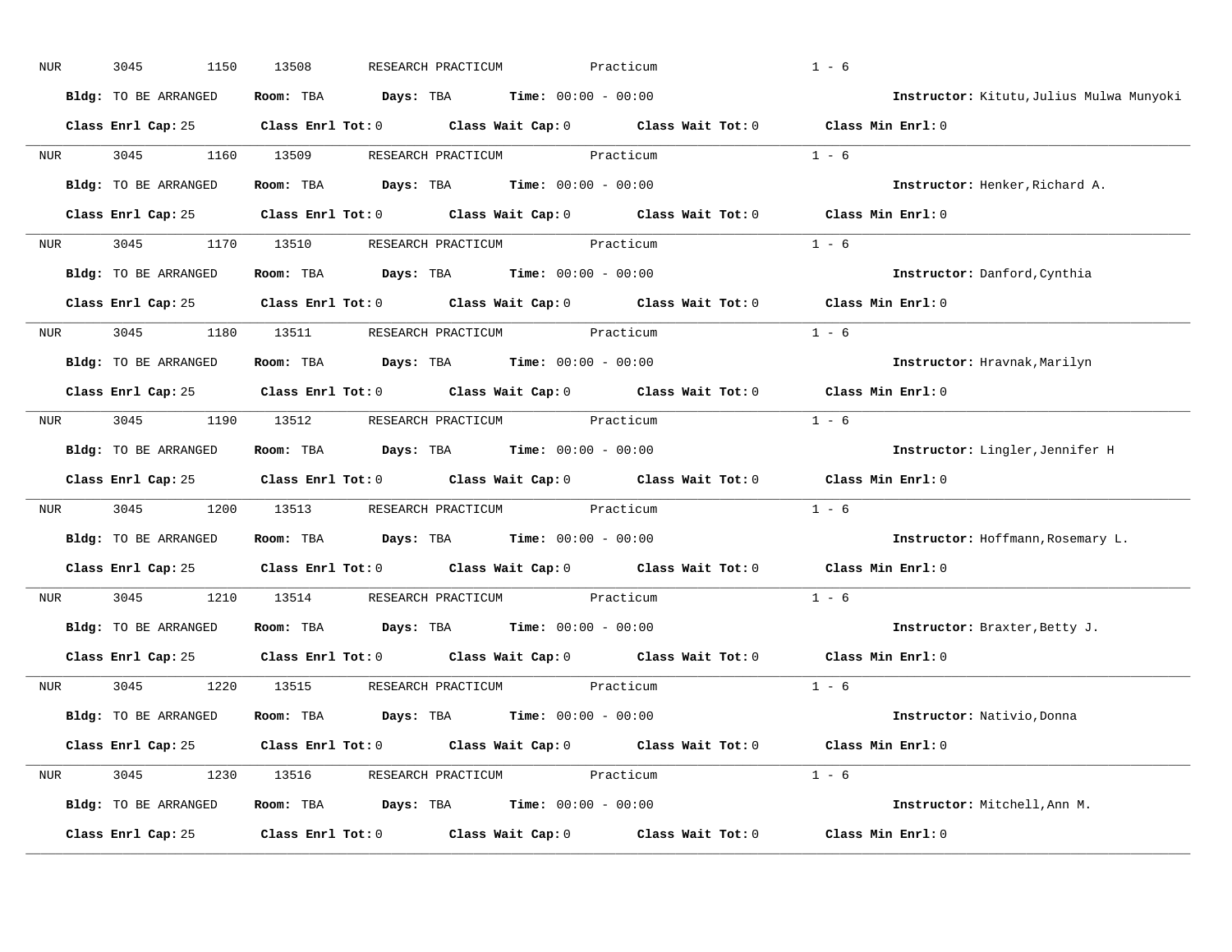NUR 3045 1150 13508 RESEARCH PRACTICUM Practicum 1 - 6

**Bldg:** TO BE ARRANGED **Room:** TBA **Days:** TBA **Time:** 00:00 - 00:00 **Instructor:** Kitutu,Julius Mulwa Munyoki

**Class Enrl Cap:** 25 **Class Enrl Tot:** 0 **Class Wait Cap:** 0 **Class Wait Tot:** 0 **Class Min Enrl:** 0

---

NUR 3045 1160 13509 RESEARCH PRACTICUM Practicum 1 - 6

**Bldg:** TO BE ARRANGED **Room:** TBA **Days:** TBA **Time:** 00:00 - 00:00 **Instructor:** Henker,Richard A.

**Class Enrl Cap:** 25 **Class Enrl Tot:** 0 **Class Wait Cap:** 0 **Class Wait Tot:** 0 **Class Min Enrl:** 0

---

NUR 3045 1170 13510 RESEARCH PRACTICUM Practicum 1 - 6

**Bldg:** TO BE ARRANGED **Room:** TBA **Days:** TBA **Time:** 00:00 - 00:00 **Instructor:** Danford,Cynthia

**Class Enrl Cap:** 25 **Class Enrl Tot:** 0 **Class Wait Cap:** 0 **Class Wait Tot:** 0 **Class Min Enrl:** 0

---

NUR 3045 1180 13511 RESEARCH PRACTICUM Practicum 1 - 6

**Bldg:** TO BE ARRANGED **Room:** TBA **Days:** TBA **Time:** 00:00 - 00:00 **Instructor:** Hravnak,Marilyn

**Class Enrl Cap:** 25 **Class Enrl Tot:** 0 **Class Wait Cap:** 0 **Class Wait Tot:** 0 **Class Min Enrl:** 0

---

NUR 3045 1190 13512 RESEARCH PRACTICUM Practicum 1 - 6

**Bldg:** TO BE ARRANGED **Room:** TBA **Days:** TBA **Time:** 00:00 - 00:00 **Instructor:** Lingler,Jennifer H

**Class Enrl Cap:** 25 **Class Enrl Tot:** 0 **Class Wait Cap:** 0 **Class Wait Tot:** 0 **Class Min Enrl:** 0

---

NUR 3045 1200 13513 RESEARCH PRACTICUM Practicum 1 - 6

**Bldg:** TO BE ARRANGED **Room:** TBA **Days:** TBA **Time:** 00:00 - 00:00 **Instructor:** Hoffmann,Rosemary L.

**Class Enrl Cap:** 25 **Class Enrl Tot:** 0 **Class Wait Cap:** 0 **Class Wait Tot:** 0 **Class Min Enrl:** 0

---

NUR 3045 1210 13514 RESEARCH PRACTICUM Practicum 1 - 6

**Bldg:** TO BE ARRANGED **Room:** TBA **Days:** TBA **Time:** 00:00 - 00:00 **Instructor:** Braxter,Betty J.

**Class Enrl Cap:** 25 **Class Enrl Tot:** 0 **Class Wait Cap:** 0 **Class Wait Tot:** 0 **Class Min Enrl:** 0

---

NUR 3045 1220 13515 RESEARCH PRACTICUM Practicum 1 - 6

**Bldg:** TO BE ARRANGED **Room:** TBA **Days:** TBA **Time:** 00:00 - 00:00 **Instructor:** Nativio,Donna

**Class Enrl Cap:** 25 **Class Enrl Tot:** 0 **Class Wait Cap:** 0 **Class Wait Tot:** 0 **Class Min Enrl:** 0

---

NUR 3045 1230 13516 RESEARCH PRACTICUM Practicum 1 - 6

**Bldg:** TO BE ARRANGED **Room:** TBA **Days:** TBA **Time:** 00:00 - 00:00 **Instructor:** Mitchell,Ann M.

**Class Enrl Cap:** 25 **Class Enrl Tot:** 0 **Class Wait Cap:** 0 **Class Wait Tot:** 0 **Class Min Enrl:** 0

---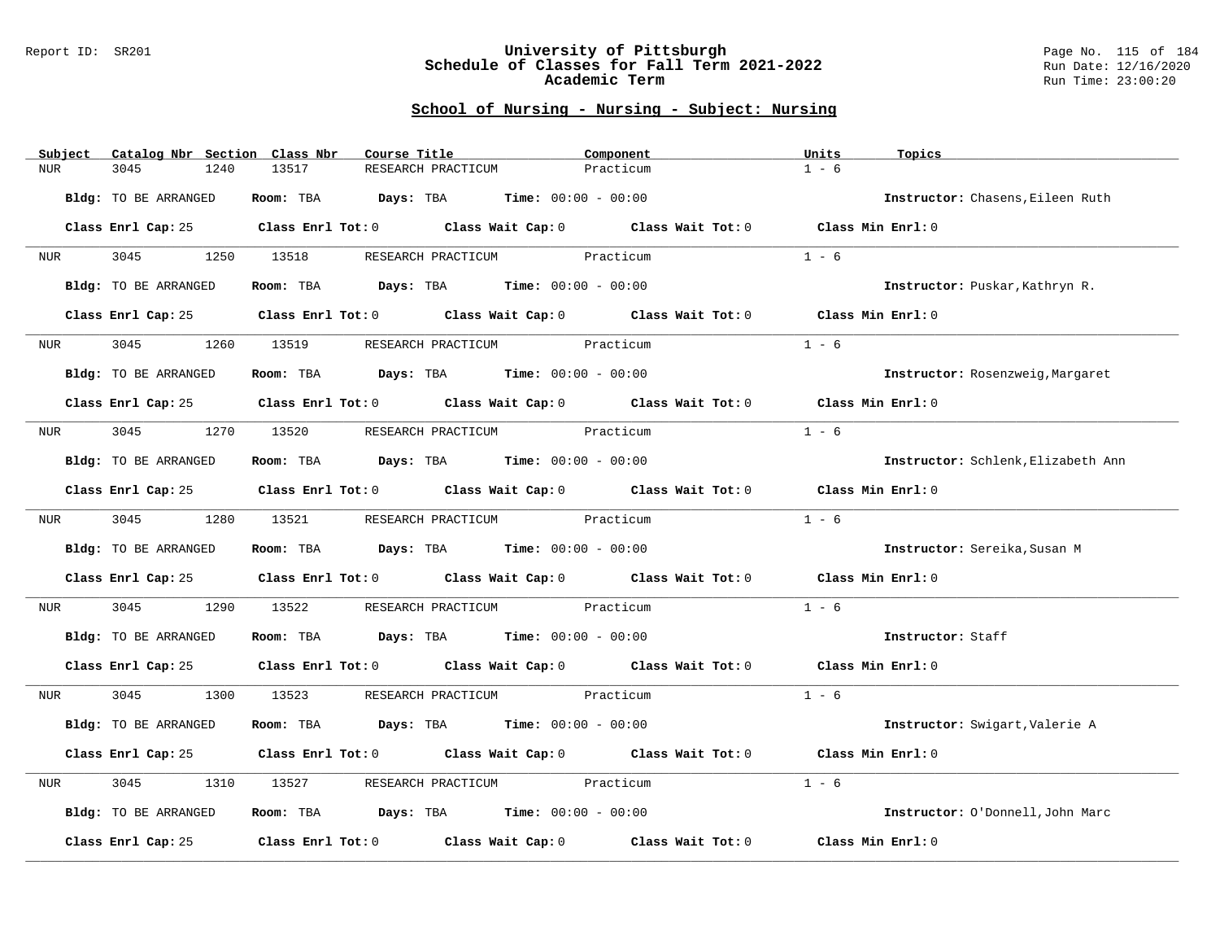## School of Nursing - Nursing - Subject: Nursing

| Subject | Catalog Nbr | Section | Class Nbr | Course Title | Component | Units | Topics |
|---|---|---|---|---|---|---|---|
| NUR | 3045 | 1240 | 13517 | RESEARCH PRACTICUM | Practicum | 1 - 6 | |

**Bldg:** TO BE ARRANGED **Room:** TBA **Days:** TBA **Time:** 00:00 - 00:00 **Instructor:** Chasens,Eileen Ruth

**Class Enrl Cap:** 25 **Class Enrl Tot:** 0 **Class Wait Cap:** 0 **Class Wait Tot:** 0 **Class Min Enrl:** 0

| Subject | Catalog Nbr | Section | Class Nbr | Course Title | Component | Units | Topics |
|---|---|---|---|---|---|---|---|
| NUR | 3045 | 1250 | 13518 | RESEARCH PRACTICUM | Practicum | 1 - 6 | |

**Bldg:** TO BE ARRANGED **Room:** TBA **Days:** TBA **Time:** 00:00 - 00:00 **Instructor:** Puskar,Kathryn R.

**Class Enrl Cap:** 25 **Class Enrl Tot:** 0 **Class Wait Cap:** 0 **Class Wait Tot:** 0 **Class Min Enrl:** 0

| Subject | Catalog Nbr | Section | Class Nbr | Course Title | Component | Units | Topics |
|---|---|---|---|---|---|---|---|
| NUR | 3045 | 1260 | 13519 | RESEARCH PRACTICUM | Practicum | 1 - 6 | |

**Bldg:** TO BE ARRANGED **Room:** TBA **Days:** TBA **Time:** 00:00 - 00:00 **Instructor:** Rosenzweig,Margaret

**Class Enrl Cap:** 25 **Class Enrl Tot:** 0 **Class Wait Cap:** 0 **Class Wait Tot:** 0 **Class Min Enrl:** 0

| Subject | Catalog Nbr | Section | Class Nbr | Course Title | Component | Units | Topics |
|---|---|---|---|---|---|---|---|
| NUR | 3045 | 1270 | 13520 | RESEARCH PRACTICUM | Practicum | 1 - 6 | |

**Bldg:** TO BE ARRANGED **Room:** TBA **Days:** TBA **Time:** 00:00 - 00:00 **Instructor:** Schlenk,Elizabeth Ann

**Class Enrl Cap:** 25 **Class Enrl Tot:** 0 **Class Wait Cap:** 0 **Class Wait Tot:** 0 **Class Min Enrl:** 0

| Subject | Catalog Nbr | Section | Class Nbr | Course Title | Component | Units | Topics |
|---|---|---|---|---|---|---|---|
| NUR | 3045 | 1280 | 13521 | RESEARCH PRACTICUM | Practicum | 1 - 6 | |

**Bldg:** TO BE ARRANGED **Room:** TBA **Days:** TBA **Time:** 00:00 - 00:00 **Instructor:** Sereika,Susan M

**Class Enrl Cap:** 25 **Class Enrl Tot:** 0 **Class Wait Cap:** 0 **Class Wait Tot:** 0 **Class Min Enrl:** 0

| Subject | Catalog Nbr | Section | Class Nbr | Course Title | Component | Units | Topics |
|---|---|---|---|---|---|---|---|
| NUR | 3045 | 1290 | 13522 | RESEARCH PRACTICUM | Practicum | 1 - 6 | |

**Bldg:** TO BE ARRANGED **Room:** TBA **Days:** TBA **Time:** 00:00 - 00:00 **Instructor:** Staff

**Class Enrl Cap:** 25 **Class Enrl Tot:** 0 **Class Wait Cap:** 0 **Class Wait Tot:** 0 **Class Min Enrl:** 0

| Subject | Catalog Nbr | Section | Class Nbr | Course Title | Component | Units | Topics |
|---|---|---|---|---|---|---|---|
| NUR | 3045 | 1300 | 13523 | RESEARCH PRACTICUM | Practicum | 1 - 6 | |

**Bldg:** TO BE ARRANGED **Room:** TBA **Days:** TBA **Time:** 00:00 - 00:00 **Instructor:** Swigart,Valerie A

**Class Enrl Cap:** 25 **Class Enrl Tot:** 0 **Class Wait Cap:** 0 **Class Wait Tot:** 0 **Class Min Enrl:** 0

| Subject | Catalog Nbr | Section | Class Nbr | Course Title | Component | Units | Topics |
|---|---|---|---|---|---|---|---|
| NUR | 3045 | 1310 | 13527 | RESEARCH PRACTICUM | Practicum | 1 - 6 | |

**Bldg:** TO BE ARRANGED **Room:** TBA **Days:** TBA **Time:** 00:00 - 00:00 **Instructor:** O'Donnell,John Marc

**Class Enrl Cap:** 25 **Class Enrl Tot:** 0 **Class Wait Cap:** 0 **Class Wait Tot:** 0 **Class Min Enrl:** 0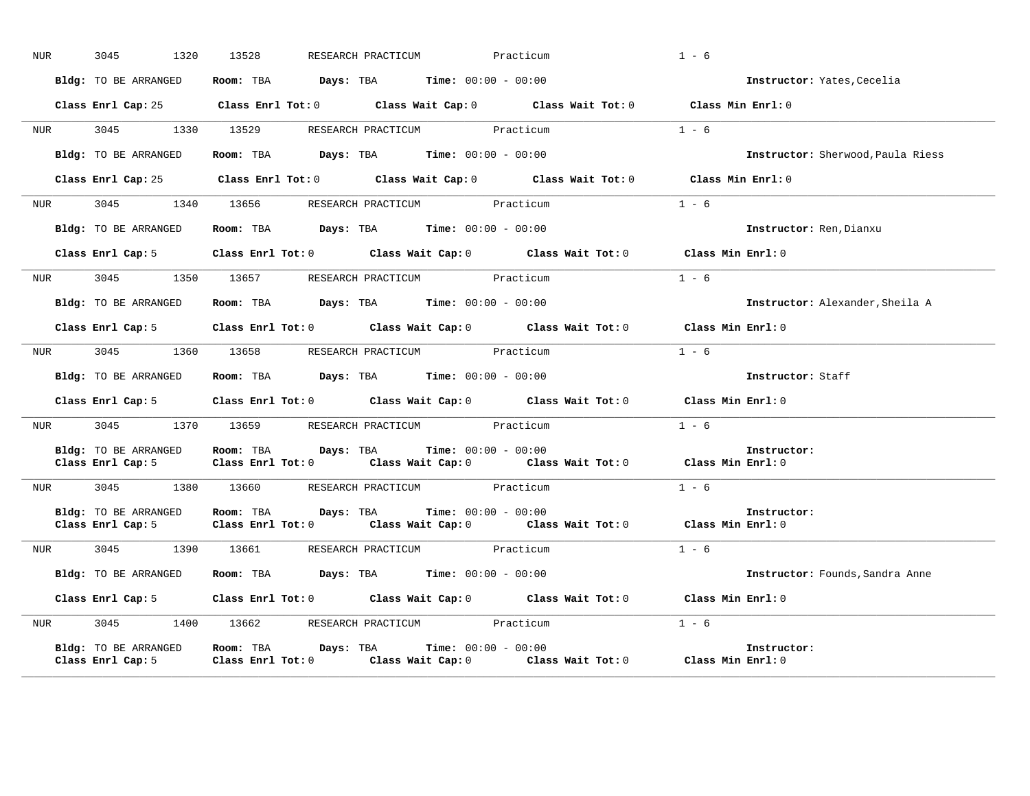NUR 3045 1320 13528 RESEARCH PRACTICUM Practicum 1 - 6

**Bldg:** TO BE ARRANGED **Room:** TBA **Days:** TBA **Time:** 00:00 - 00:00 **Instructor:** Yates,Cecelia

**Class Enrl Cap:** 25 **Class Enrl Tot:** 0 **Class Wait Cap:** 0 **Class Wait Tot:** 0 **Class Min Enrl:** 0

---

NUR 3045 1330 13529 RESEARCH PRACTICUM Practicum 1 - 6

**Bldg:** TO BE ARRANGED **Room:** TBA **Days:** TBA **Time:** 00:00 - 00:00 **Instructor:** Sherwood,Paula Riess

**Class Enrl Cap:** 25 **Class Enrl Tot:** 0 **Class Wait Cap:** 0 **Class Wait Tot:** 0 **Class Min Enrl:** 0

---

NUR 3045 1340 13656 RESEARCH PRACTICUM Practicum 1 - 6

**Bldg:** TO BE ARRANGED **Room:** TBA **Days:** TBA **Time:** 00:00 - 00:00 **Instructor:** Ren,Dianxu

**Class Enrl Cap:** 5 **Class Enrl Tot:** 0 **Class Wait Cap:** 0 **Class Wait Tot:** 0 **Class Min Enrl:** 0

---

NUR 3045 1350 13657 RESEARCH PRACTICUM Practicum 1 - 6

**Bldg:** TO BE ARRANGED **Room:** TBA **Days:** TBA **Time:** 00:00 - 00:00 **Instructor:** Alexander,Sheila A

**Class Enrl Cap:** 5 **Class Enrl Tot:** 0 **Class Wait Cap:** 0 **Class Wait Tot:** 0 **Class Min Enrl:** 0

---

NUR 3045 1360 13658 RESEARCH PRACTICUM Practicum 1 - 6

**Bldg:** TO BE ARRANGED **Room:** TBA **Days:** TBA **Time:** 00:00 - 00:00 **Instructor:** Staff

**Class Enrl Cap:** 5 **Class Enrl Tot:** 0 **Class Wait Cap:** 0 **Class Wait Tot:** 0 **Class Min Enrl:** 0

---

NUR 3045 1370 13659 RESEARCH PRACTICUM Practicum 1 - 6

**Bldg:** TO BE ARRANGED **Room:** TBA **Days:** TBA **Time:** 00:00 - 00:00 **Instructor:**
**Class Enrl Cap:** 5 **Class Enrl Tot:** 0 **Class Wait Cap:** 0 **Class Wait Tot:** 0 **Class Min Enrl:** 0

---

NUR 3045 1380 13660 RESEARCH PRACTICUM Practicum 1 - 6

**Bldg:** TO BE ARRANGED **Room:** TBA **Days:** TBA **Time:** 00:00 - 00:00 **Instructor:**
**Class Enrl Cap:** 5 **Class Enrl Tot:** 0 **Class Wait Cap:** 0 **Class Wait Tot:** 0 **Class Min Enrl:** 0

---

NUR 3045 1390 13661 RESEARCH PRACTICUM Practicum 1 - 6

**Bldg:** TO BE ARRANGED **Room:** TBA **Days:** TBA **Time:** 00:00 - 00:00 **Instructor:** Founds,Sandra Anne

**Class Enrl Cap:** 5 **Class Enrl Tot:** 0 **Class Wait Cap:** 0 **Class Wait Tot:** 0 **Class Min Enrl:** 0

---

NUR 3045 1400 13662 RESEARCH PRACTICUM Practicum 1 - 6

**Bldg:** TO BE ARRANGED **Room:** TBA **Days:** TBA **Time:** 00:00 - 00:00 **Instructor:**
**Class Enrl Cap:** 5 **Class Enrl Tot:** 0 **Class Wait Cap:** 0 **Class Wait Tot:** 0 **Class Min Enrl:** 0

---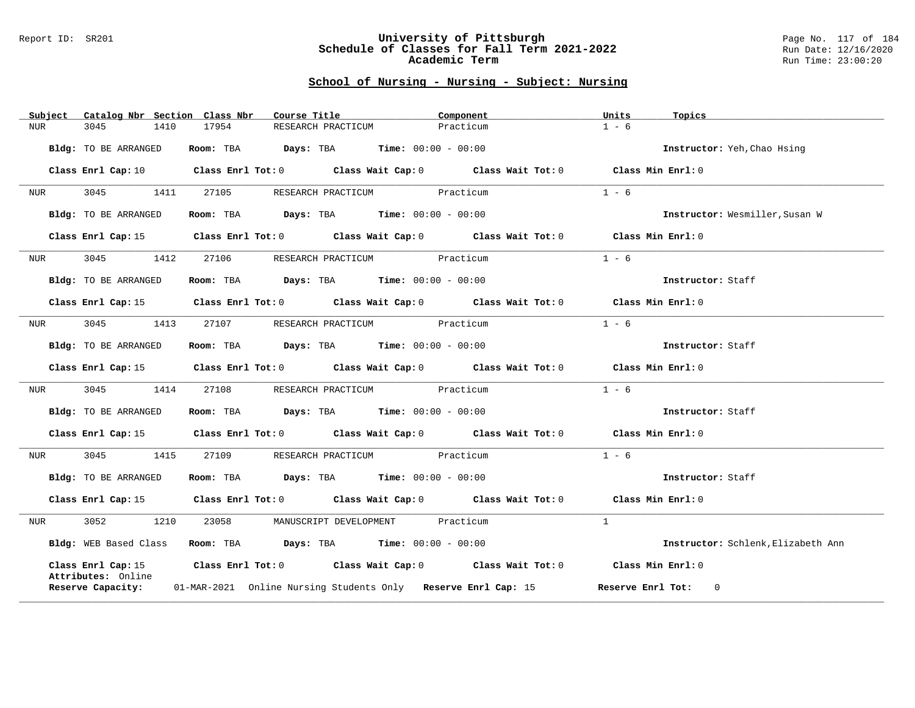## School of Nursing - Nursing - Subject: Nursing

| Subject | Catalog Nbr | Section | Class Nbr | Course Title | Component | Units | Topics |
|---|---|---|---|---|---|---|---|
| NUR | 3045 | 1410 | 17954 | RESEARCH PRACTICUM | Practicum | 1 - 6 | |

**Bldg:** TO BE ARRANGED **Room:** TBA **Days:** TBA **Time:** 00:00 - 00:00 **Instructor:** Yeh,Chao Hsing

**Class Enrl Cap:** 10 **Class Enrl Tot:** 0 **Class Wait Cap:** 0 **Class Wait Tot:** 0 **Class Min Enrl:** 0

---

| Subject | Catalog Nbr | Section | Class Nbr | Course Title | Component | Units | Topics |
|---|---|---|---|---|---|---|---|
| NUR | 3045 | 1411 | 27105 | RESEARCH PRACTICUM | Practicum | 1 - 6 | |

**Bldg:** TO BE ARRANGED **Room:** TBA **Days:** TBA **Time:** 00:00 - 00:00 **Instructor:** Wesmiller,Susan W

**Class Enrl Cap:** 15 **Class Enrl Tot:** 0 **Class Wait Cap:** 0 **Class Wait Tot:** 0 **Class Min Enrl:** 0

---

| Subject | Catalog Nbr | Section | Class Nbr | Course Title | Component | Units | Topics |
|---|---|---|---|---|---|---|---|
| NUR | 3045 | 1412 | 27106 | RESEARCH PRACTICUM | Practicum | 1 - 6 | |

**Bldg:** TO BE ARRANGED **Room:** TBA **Days:** TBA **Time:** 00:00 - 00:00 **Instructor:** Staff

**Class Enrl Cap:** 15 **Class Enrl Tot:** 0 **Class Wait Cap:** 0 **Class Wait Tot:** 0 **Class Min Enrl:** 0

---

| Subject | Catalog Nbr | Section | Class Nbr | Course Title | Component | Units | Topics |
|---|---|---|---|---|---|---|---|
| NUR | 3045 | 1413 | 27107 | RESEARCH PRACTICUM | Practicum | 1 - 6 | |

**Bldg:** TO BE ARRANGED **Room:** TBA **Days:** TBA **Time:** 00:00 - 00:00 **Instructor:** Staff

**Class Enrl Cap:** 15 **Class Enrl Tot:** 0 **Class Wait Cap:** 0 **Class Wait Tot:** 0 **Class Min Enrl:** 0

---

| Subject | Catalog Nbr | Section | Class Nbr | Course Title | Component | Units | Topics |
|---|---|---|---|---|---|---|---|
| NUR | 3045 | 1414 | 27108 | RESEARCH PRACTICUM | Practicum | 1 - 6 | |

**Bldg:** TO BE ARRANGED **Room:** TBA **Days:** TBA **Time:** 00:00 - 00:00 **Instructor:** Staff

**Class Enrl Cap:** 15 **Class Enrl Tot:** 0 **Class Wait Cap:** 0 **Class Wait Tot:** 0 **Class Min Enrl:** 0

---

| Subject | Catalog Nbr | Section | Class Nbr | Course Title | Component | Units | Topics |
|---|---|---|---|---|---|---|---|
| NUR | 3045 | 1415 | 27109 | RESEARCH PRACTICUM | Practicum | 1 - 6 | |

**Bldg:** TO BE ARRANGED **Room:** TBA **Days:** TBA **Time:** 00:00 - 00:00 **Instructor:** Staff

**Class Enrl Cap:** 15 **Class Enrl Tot:** 0 **Class Wait Cap:** 0 **Class Wait Tot:** 0 **Class Min Enrl:** 0

---

| Subject | Catalog Nbr | Section | Class Nbr | Course Title | Component | Units | Topics |
|---|---|---|---|---|---|---|---|
| NUR | 3052 | 1210 | 23058 | MANUSCRIPT DEVELOPMENT | Practicum | 1 | |

**Bldg:** WEB Based Class **Room:** TBA **Days:** TBA **Time:** 00:00 - 00:00 **Instructor:** Schlenk,Elizabeth Ann

**Class Enrl Cap:** 15 **Class Enrl Tot:** 0 **Class Wait Cap:** 0 **Class Wait Tot:** 0 **Class Min Enrl:** 0

**Attributes:** Online

**Reserve Capacity:** 01-MAR-2021 Online Nursing Students Only **Reserve Enrl Cap:** 15 **Reserve Enrl Tot:** 0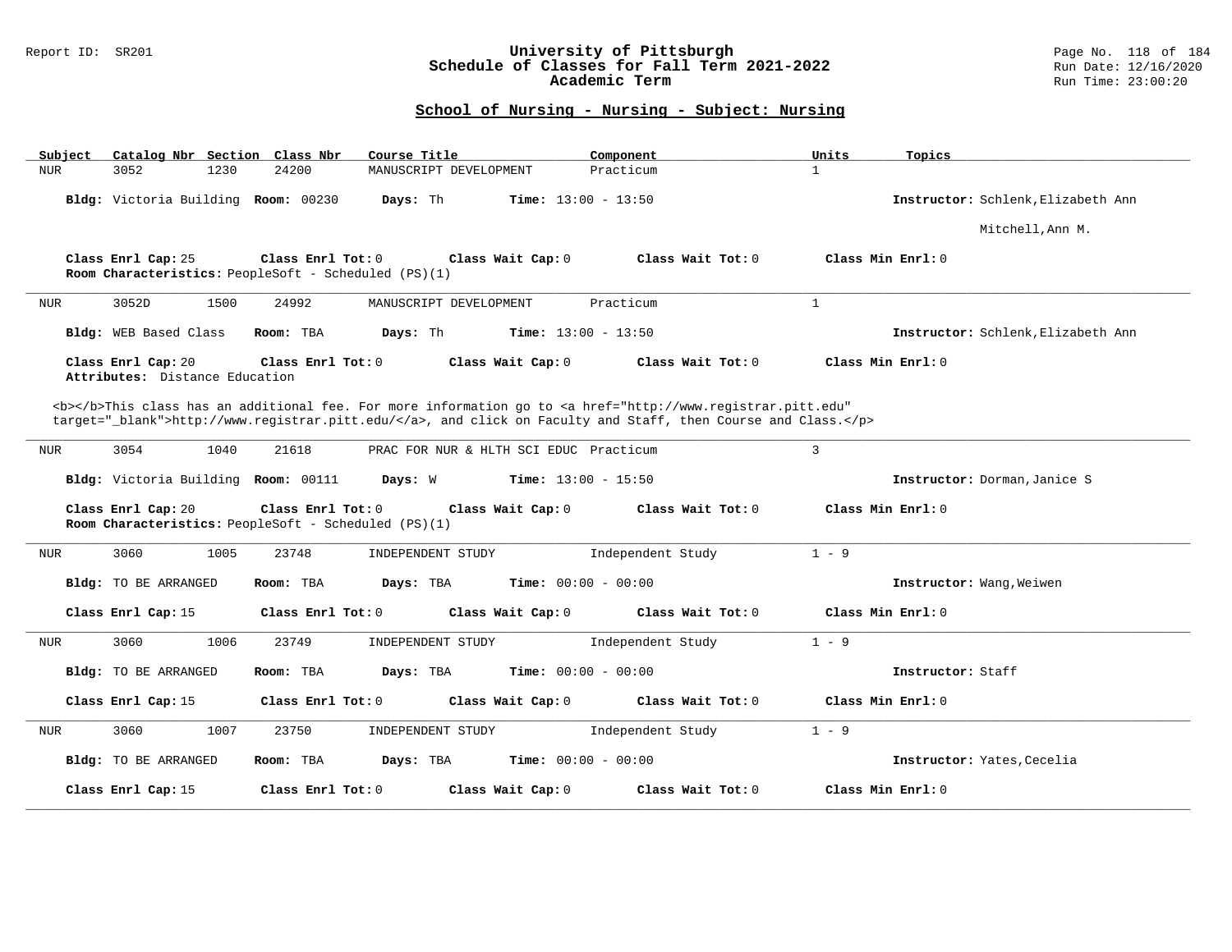## School of Nursing - Nursing - Subject: Nursing

| Subject | Catalog Nbr | Section | Class Nbr | Course Title | Component | Units | Topics |
|---|---|---|---|---|---|---|---|
| NUR | 3052 | 1230 | 24200 | MANUSCRIPT DEVELOPMENT | Practicum | 1 | |

**Bldg:** Victoria Building **Room:** 00230 **Days:** Th **Time:** 13:00 - 13:50 **Instructor:** Schlenk,Elizabeth Ann
Mitchell,Ann M.

**Class Enrl Cap:** 25 **Class Enrl Tot:** 0 **Class Wait Cap:** 0 **Class Wait Tot:** 0 **Class Min Enrl:** 0
**Room Characteristics:** PeopleSoft - Scheduled (PS)(1)

---

| Subject | Catalog Nbr | Section | Class Nbr | Course Title | Component | Units | Topics |
|---|---|---|---|---|---|---|---|
| NUR | 3052D | 1500 | 24992 | MANUSCRIPT DEVELOPMENT | Practicum | 1 | |

**Bldg:** WEB Based Class **Room:** TBA **Days:** Th **Time:** 13:00 - 13:50 **Instructor:** Schlenk,Elizabeth Ann

**Class Enrl Cap:** 20 **Class Enrl Tot:** 0 **Class Wait Cap:** 0 **Class Wait Tot:** 0 **Class Min Enrl:** 0
**Attributes:** Distance Education

<b></b>This class has an additional fee. For more information go to <a href="http://www.registrar.pitt.edu" target="_blank">http://www.registrar.pitt.edu/</a>, and click on Faculty and Staff, then Course and Class.</p>

---

| Subject | Catalog Nbr | Section | Class Nbr | Course Title | Component | Units | Topics |
|---|---|---|---|---|---|---|---|
| NUR | 3054 | 1040 | 21618 | PRAC FOR NUR & HLTH SCI EDUC | Practicum | 3 | |

**Bldg:** Victoria Building **Room:** 00111 **Days:** W **Time:** 13:00 - 15:50 **Instructor:** Dorman,Janice S

**Class Enrl Cap:** 20 **Class Enrl Tot:** 0 **Class Wait Cap:** 0 **Class Wait Tot:** 0 **Class Min Enrl:** 0
**Room Characteristics:** PeopleSoft - Scheduled (PS)(1)

---

| Subject | Catalog Nbr | Section | Class Nbr | Course Title | Component | Units | Topics |
|---|---|---|---|---|---|---|---|
| NUR | 3060 | 1005 | 23748 | INDEPENDENT STUDY | Independent Study | 1 - 9 | |

**Bldg:** TO BE ARRANGED **Room:** TBA **Days:** TBA **Time:** 00:00 - 00:00 **Instructor:** Wang,Weiwen

**Class Enrl Cap:** 15 **Class Enrl Tot:** 0 **Class Wait Cap:** 0 **Class Wait Tot:** 0 **Class Min Enrl:** 0

---

| Subject | Catalog Nbr | Section | Class Nbr | Course Title | Component | Units | Topics |
|---|---|---|---|---|---|---|---|
| NUR | 3060 | 1006 | 23749 | INDEPENDENT STUDY | Independent Study | 1 - 9 | |

**Bldg:** TO BE ARRANGED **Room:** TBA **Days:** TBA **Time:** 00:00 - 00:00 **Instructor:** Staff

**Class Enrl Cap:** 15 **Class Enrl Tot:** 0 **Class Wait Cap:** 0 **Class Wait Tot:** 0 **Class Min Enrl:** 0

---

| Subject | Catalog Nbr | Section | Class Nbr | Course Title | Component | Units | Topics |
|---|---|---|---|---|---|---|---|
| NUR | 3060 | 1007 | 23750 | INDEPENDENT STUDY | Independent Study | 1 - 9 | |

**Bldg:** TO BE ARRANGED **Room:** TBA **Days:** TBA **Time:** 00:00 - 00:00 **Instructor:** Yates,Cecelia

**Class Enrl Cap:** 15 **Class Enrl Tot:** 0 **Class Wait Cap:** 0 **Class Wait Tot:** 0 **Class Min Enrl:** 0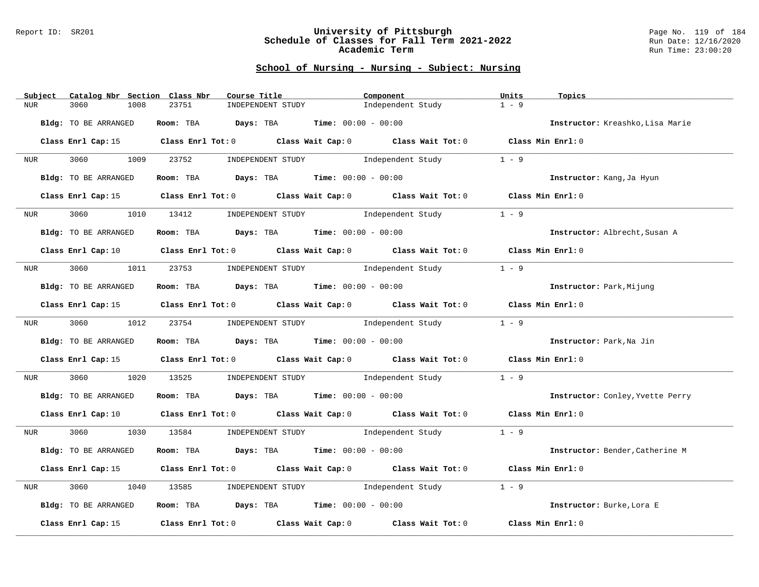## School of Nursing - Nursing - Subject: Nursing

| Subject | Catalog Nbr | Section | Class Nbr | Course Title | Component | Units | Topics |
|---|---|---|---|---|---|---|---|
| NUR | 3060 | 1008 | 23751 | INDEPENDENT STUDY | Independent Study | 1 - 9 | |

**Bldg:** TO BE ARRANGED **Room:** TBA **Days:** TBA **Time:** 00:00 - 00:00 **Instructor:** Kreashko,Lisa Marie

**Class Enrl Cap:** 15 **Class Enrl Tot:** 0 **Class Wait Cap:** 0 **Class Wait Tot:** 0 **Class Min Enrl:** 0

---

| Subject | Catalog Nbr | Section | Class Nbr | Course Title | Component | Units | Topics |
|---|---|---|---|---|---|---|---|
| NUR | 3060 | 1009 | 23752 | INDEPENDENT STUDY | Independent Study | 1 - 9 | |

**Bldg:** TO BE ARRANGED **Room:** TBA **Days:** TBA **Time:** 00:00 - 00:00 **Instructor:** Kang,Ja Hyun

**Class Enrl Cap:** 15 **Class Enrl Tot:** 0 **Class Wait Cap:** 0 **Class Wait Tot:** 0 **Class Min Enrl:** 0

---

| Subject | Catalog Nbr | Section | Class Nbr | Course Title | Component | Units | Topics |
|---|---|---|---|---|---|---|---|
| NUR | 3060 | 1010 | 13412 | INDEPENDENT STUDY | Independent Study | 1 - 9 | |

**Bldg:** TO BE ARRANGED **Room:** TBA **Days:** TBA **Time:** 00:00 - 00:00 **Instructor:** Albrecht,Susan A

**Class Enrl Cap:** 10 **Class Enrl Tot:** 0 **Class Wait Cap:** 0 **Class Wait Tot:** 0 **Class Min Enrl:** 0

---

| Subject | Catalog Nbr | Section | Class Nbr | Course Title | Component | Units | Topics |
|---|---|---|---|---|---|---|---|
| NUR | 3060 | 1011 | 23753 | INDEPENDENT STUDY | Independent Study | 1 - 9 | |

**Bldg:** TO BE ARRANGED **Room:** TBA **Days:** TBA **Time:** 00:00 - 00:00 **Instructor:** Park,Mijung

**Class Enrl Cap:** 15 **Class Enrl Tot:** 0 **Class Wait Cap:** 0 **Class Wait Tot:** 0 **Class Min Enrl:** 0

---

| Subject | Catalog Nbr | Section | Class Nbr | Course Title | Component | Units | Topics |
|---|---|---|---|---|---|---|---|
| NUR | 3060 | 1012 | 23754 | INDEPENDENT STUDY | Independent Study | 1 - 9 | |

**Bldg:** TO BE ARRANGED **Room:** TBA **Days:** TBA **Time:** 00:00 - 00:00 **Instructor:** Park,Na Jin

**Class Enrl Cap:** 15 **Class Enrl Tot:** 0 **Class Wait Cap:** 0 **Class Wait Tot:** 0 **Class Min Enrl:** 0

---

| Subject | Catalog Nbr | Section | Class Nbr | Course Title | Component | Units | Topics |
|---|---|---|---|---|---|---|---|
| NUR | 3060 | 1020 | 13525 | INDEPENDENT STUDY | Independent Study | 1 - 9 | |

**Bldg:** TO BE ARRANGED **Room:** TBA **Days:** TBA **Time:** 00:00 - 00:00 **Instructor:** Conley,Yvette Perry

**Class Enrl Cap:** 10 **Class Enrl Tot:** 0 **Class Wait Cap:** 0 **Class Wait Tot:** 0 **Class Min Enrl:** 0

---

| Subject | Catalog Nbr | Section | Class Nbr | Course Title | Component | Units | Topics |
|---|---|---|---|---|---|---|---|
| NUR | 3060 | 1030 | 13584 | INDEPENDENT STUDY | Independent Study | 1 - 9 | |

**Bldg:** TO BE ARRANGED **Room:** TBA **Days:** TBA **Time:** 00:00 - 00:00 **Instructor:** Bender,Catherine M

**Class Enrl Cap:** 15 **Class Enrl Tot:** 0 **Class Wait Cap:** 0 **Class Wait Tot:** 0 **Class Min Enrl:** 0

---

| Subject | Catalog Nbr | Section | Class Nbr | Course Title | Component | Units | Topics |
|---|---|---|---|---|---|---|---|
| NUR | 3060 | 1040 | 13585 | INDEPENDENT STUDY | Independent Study | 1 - 9 | |

**Bldg:** TO BE ARRANGED **Room:** TBA **Days:** TBA **Time:** 00:00 - 00:00 **Instructor:** Burke,Lora E

**Class Enrl Cap:** 15 **Class Enrl Tot:** 0 **Class Wait Cap:** 0 **Class Wait Tot:** 0 **Class Min Enrl:** 0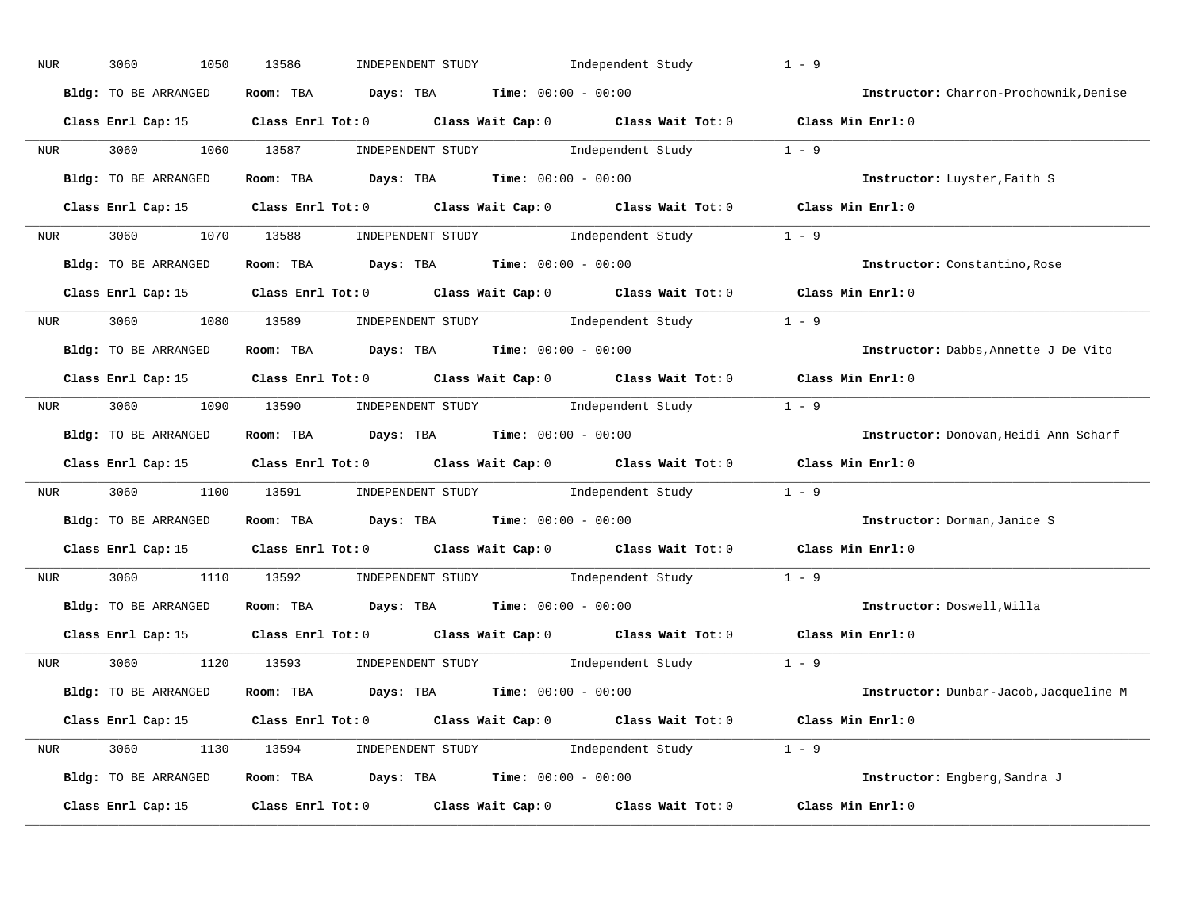NUR 3060 1050 13586 INDEPENDENT STUDY Independent Study 1 - 9

**Bldg:** TO BE ARRANGED **Room:** TBA **Days:** TBA **Time:** 00:00 - 00:00 **Instructor:** Charron-Prochownik,Denise

**Class Enrl Cap:** 15 **Class Enrl Tot:** 0 **Class Wait Cap:** 0 **Class Wait Tot:** 0 **Class Min Enrl:** 0

---

NUR 3060 1060 13587 INDEPENDENT STUDY Independent Study 1 - 9

**Bldg:** TO BE ARRANGED **Room:** TBA **Days:** TBA **Time:** 00:00 - 00:00 **Instructor:** Luyster,Faith S

**Class Enrl Cap:** 15 **Class Enrl Tot:** 0 **Class Wait Cap:** 0 **Class Wait Tot:** 0 **Class Min Enrl:** 0

---

NUR 3060 1070 13588 INDEPENDENT STUDY Independent Study 1 - 9

**Bldg:** TO BE ARRANGED **Room:** TBA **Days:** TBA **Time:** 00:00 - 00:00 **Instructor:** Constantino,Rose

**Class Enrl Cap:** 15 **Class Enrl Tot:** 0 **Class Wait Cap:** 0 **Class Wait Tot:** 0 **Class Min Enrl:** 0

---

NUR 3060 1080 13589 INDEPENDENT STUDY Independent Study 1 - 9

**Bldg:** TO BE ARRANGED **Room:** TBA **Days:** TBA **Time:** 00:00 - 00:00 **Instructor:** Dabbs,Annette J De Vito

**Class Enrl Cap:** 15 **Class Enrl Tot:** 0 **Class Wait Cap:** 0 **Class Wait Tot:** 0 **Class Min Enrl:** 0

---

NUR 3060 1090 13590 INDEPENDENT STUDY Independent Study 1 - 9

**Bldg:** TO BE ARRANGED **Room:** TBA **Days:** TBA **Time:** 00:00 - 00:00 **Instructor:** Donovan,Heidi Ann Scharf

**Class Enrl Cap:** 15 **Class Enrl Tot:** 0 **Class Wait Cap:** 0 **Class Wait Tot:** 0 **Class Min Enrl:** 0

---

NUR 3060 1100 13591 INDEPENDENT STUDY Independent Study 1 - 9

**Bldg:** TO BE ARRANGED **Room:** TBA **Days:** TBA **Time:** 00:00 - 00:00 **Instructor:** Dorman,Janice S

**Class Enrl Cap:** 15 **Class Enrl Tot:** 0 **Class Wait Cap:** 0 **Class Wait Tot:** 0 **Class Min Enrl:** 0

---

NUR 3060 1110 13592 INDEPENDENT STUDY Independent Study 1 - 9

**Bldg:** TO BE ARRANGED **Room:** TBA **Days:** TBA **Time:** 00:00 - 00:00 **Instructor:** Doswell,Willa

**Class Enrl Cap:** 15 **Class Enrl Tot:** 0 **Class Wait Cap:** 0 **Class Wait Tot:** 0 **Class Min Enrl:** 0

---

NUR 3060 1120 13593 INDEPENDENT STUDY Independent Study 1 - 9

**Bldg:** TO BE ARRANGED **Room:** TBA **Days:** TBA **Time:** 00:00 - 00:00 **Instructor:** Dunbar-Jacob,Jacqueline M

**Class Enrl Cap:** 15 **Class Enrl Tot:** 0 **Class Wait Cap:** 0 **Class Wait Tot:** 0 **Class Min Enrl:** 0

---

NUR 3060 1130 13594 INDEPENDENT STUDY Independent Study 1 - 9

**Bldg:** TO BE ARRANGED **Room:** TBA **Days:** TBA **Time:** 00:00 - 00:00 **Instructor:** Engberg,Sandra J

**Class Enrl Cap:** 15 **Class Enrl Tot:** 0 **Class Wait Cap:** 0 **Class Wait Tot:** 0 **Class Min Enrl:** 0

---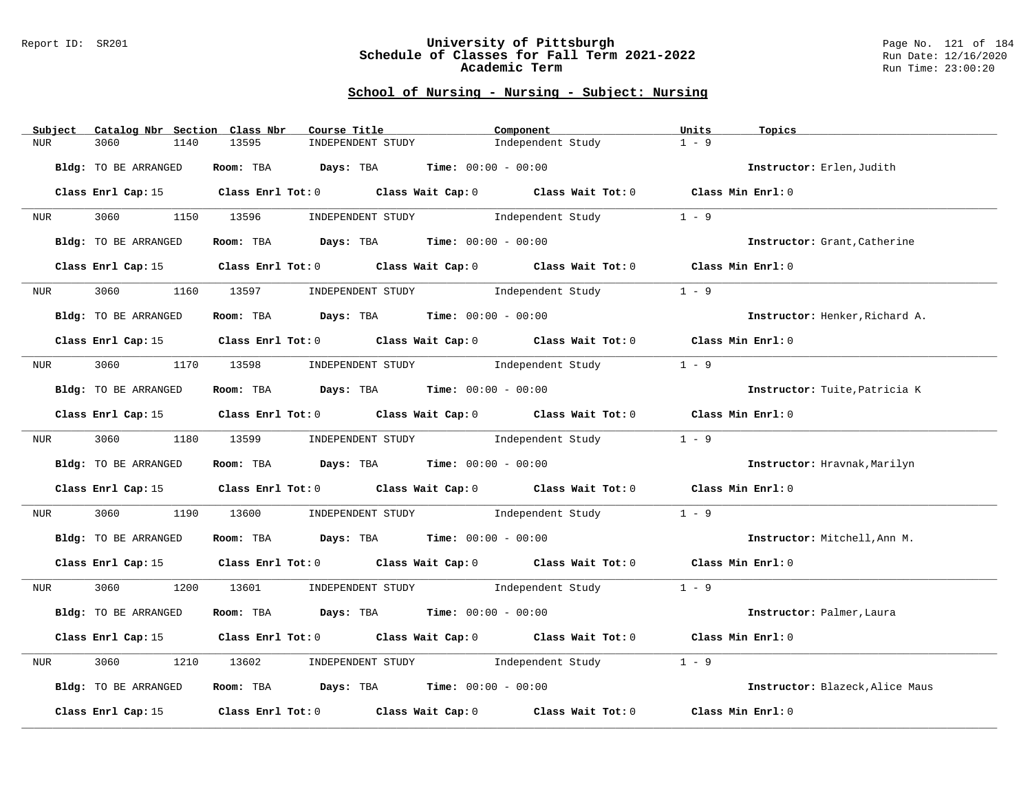## School of Nursing - Nursing - Subject: Nursing

| Subject | Catalog Nbr | Section | Class Nbr | Course Title | Component | Units | Topics |
|---|---|---|---|---|---|---|---|
| NUR | 3060 | 1140 | 13595 | INDEPENDENT STUDY | Independent Study | 1 - 9 | |

**Bldg:** TO BE ARRANGED **Room:** TBA **Days:** TBA **Time:** 00:00 - 00:00 **Instructor:** Erlen,Judith

**Class Enrl Cap:** 15 **Class Enrl Tot:** 0 **Class Wait Cap:** 0 **Class Wait Tot:** 0 **Class Min Enrl:** 0

| Subject | Catalog Nbr | Section | Class Nbr | Course Title | Component | Units | Topics |
|---|---|---|---|---|---|---|---|
| NUR | 3060 | 1150 | 13596 | INDEPENDENT STUDY | Independent Study | 1 - 9 | |

**Bldg:** TO BE ARRANGED **Room:** TBA **Days:** TBA **Time:** 00:00 - 00:00 **Instructor:** Grant,Catherine

**Class Enrl Cap:** 15 **Class Enrl Tot:** 0 **Class Wait Cap:** 0 **Class Wait Tot:** 0 **Class Min Enrl:** 0

| Subject | Catalog Nbr | Section | Class Nbr | Course Title | Component | Units | Topics |
|---|---|---|---|---|---|---|---|
| NUR | 3060 | 1160 | 13597 | INDEPENDENT STUDY | Independent Study | 1 - 9 | |

**Bldg:** TO BE ARRANGED **Room:** TBA **Days:** TBA **Time:** 00:00 - 00:00 **Instructor:** Henker,Richard A.

**Class Enrl Cap:** 15 **Class Enrl Tot:** 0 **Class Wait Cap:** 0 **Class Wait Tot:** 0 **Class Min Enrl:** 0

| Subject | Catalog Nbr | Section | Class Nbr | Course Title | Component | Units | Topics |
|---|---|---|---|---|---|---|---|
| NUR | 3060 | 1170 | 13598 | INDEPENDENT STUDY | Independent Study | 1 - 9 | |

**Bldg:** TO BE ARRANGED **Room:** TBA **Days:** TBA **Time:** 00:00 - 00:00 **Instructor:** Tuite,Patricia K

**Class Enrl Cap:** 15 **Class Enrl Tot:** 0 **Class Wait Cap:** 0 **Class Wait Tot:** 0 **Class Min Enrl:** 0

| Subject | Catalog Nbr | Section | Class Nbr | Course Title | Component | Units | Topics |
|---|---|---|---|---|---|---|---|
| NUR | 3060 | 1180 | 13599 | INDEPENDENT STUDY | Independent Study | 1 - 9 | |

**Bldg:** TO BE ARRANGED **Room:** TBA **Days:** TBA **Time:** 00:00 - 00:00 **Instructor:** Hravnak,Marilyn

**Class Enrl Cap:** 15 **Class Enrl Tot:** 0 **Class Wait Cap:** 0 **Class Wait Tot:** 0 **Class Min Enrl:** 0

| Subject | Catalog Nbr | Section | Class Nbr | Course Title | Component | Units | Topics |
|---|---|---|---|---|---|---|---|
| NUR | 3060 | 1190 | 13600 | INDEPENDENT STUDY | Independent Study | 1 - 9 | |

**Bldg:** TO BE ARRANGED **Room:** TBA **Days:** TBA **Time:** 00:00 - 00:00 **Instructor:** Mitchell,Ann M.

**Class Enrl Cap:** 15 **Class Enrl Tot:** 0 **Class Wait Cap:** 0 **Class Wait Tot:** 0 **Class Min Enrl:** 0

| Subject | Catalog Nbr | Section | Class Nbr | Course Title | Component | Units | Topics |
|---|---|---|---|---|---|---|---|
| NUR | 3060 | 1200 | 13601 | INDEPENDENT STUDY | Independent Study | 1 - 9 | |

**Bldg:** TO BE ARRANGED **Room:** TBA **Days:** TBA **Time:** 00:00 - 00:00 **Instructor:** Palmer,Laura

**Class Enrl Cap:** 15 **Class Enrl Tot:** 0 **Class Wait Cap:** 0 **Class Wait Tot:** 0 **Class Min Enrl:** 0

| Subject | Catalog Nbr | Section | Class Nbr | Course Title | Component | Units | Topics |
|---|---|---|---|---|---|---|---|
| NUR | 3060 | 1210 | 13602 | INDEPENDENT STUDY | Independent Study | 1 - 9 | |

**Bldg:** TO BE ARRANGED **Room:** TBA **Days:** TBA **Time:** 00:00 - 00:00 **Instructor:** Blazeck,Alice Maus

**Class Enrl Cap:** 15 **Class Enrl Tot:** 0 **Class Wait Cap:** 0 **Class Wait Tot:** 0 **Class Min Enrl:** 0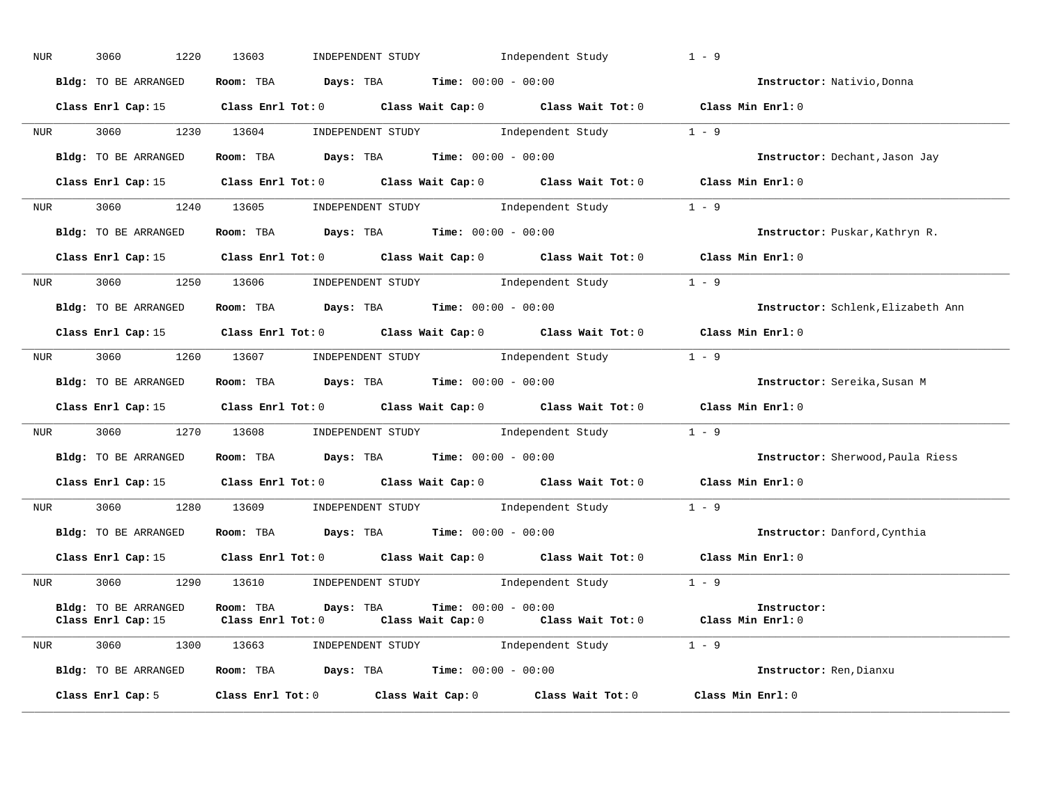NUR 3060 1220 13603 INDEPENDENT STUDY Independent Study 1 - 9

**Bldg:** TO BE ARRANGED **Room:** TBA **Days:** TBA **Time:** 00:00 - 00:00 **Instructor:** Nativio,Donna

**Class Enrl Cap:** 15 **Class Enrl Tot:** 0 **Class Wait Cap:** 0 **Class Wait Tot:** 0 **Class Min Enrl:** 0

---

NUR 3060 1230 13604 INDEPENDENT STUDY Independent Study 1 - 9

**Bldg:** TO BE ARRANGED **Room:** TBA **Days:** TBA **Time:** 00:00 - 00:00 **Instructor:** Dechant,Jason Jay

**Class Enrl Cap:** 15 **Class Enrl Tot:** 0 **Class Wait Cap:** 0 **Class Wait Tot:** 0 **Class Min Enrl:** 0

---

NUR 3060 1240 13605 INDEPENDENT STUDY Independent Study 1 - 9

**Bldg:** TO BE ARRANGED **Room:** TBA **Days:** TBA **Time:** 00:00 - 00:00 **Instructor:** Puskar,Kathryn R.

**Class Enrl Cap:** 15 **Class Enrl Tot:** 0 **Class Wait Cap:** 0 **Class Wait Tot:** 0 **Class Min Enrl:** 0

---

NUR 3060 1250 13606 INDEPENDENT STUDY Independent Study 1 - 9

**Bldg:** TO BE ARRANGED **Room:** TBA **Days:** TBA **Time:** 00:00 - 00:00 **Instructor:** Schlenk,Elizabeth Ann

**Class Enrl Cap:** 15 **Class Enrl Tot:** 0 **Class Wait Cap:** 0 **Class Wait Tot:** 0 **Class Min Enrl:** 0

---

NUR 3060 1260 13607 INDEPENDENT STUDY Independent Study 1 - 9

**Bldg:** TO BE ARRANGED **Room:** TBA **Days:** TBA **Time:** 00:00 - 00:00 **Instructor:** Sereika,Susan M

**Class Enrl Cap:** 15 **Class Enrl Tot:** 0 **Class Wait Cap:** 0 **Class Wait Tot:** 0 **Class Min Enrl:** 0

---

NUR 3060 1270 13608 INDEPENDENT STUDY Independent Study 1 - 9

**Bldg:** TO BE ARRANGED **Room:** TBA **Days:** TBA **Time:** 00:00 - 00:00 **Instructor:** Sherwood,Paula Riess

**Class Enrl Cap:** 15 **Class Enrl Tot:** 0 **Class Wait Cap:** 0 **Class Wait Tot:** 0 **Class Min Enrl:** 0

---

NUR 3060 1280 13609 INDEPENDENT STUDY Independent Study 1 - 9

**Bldg:** TO BE ARRANGED **Room:** TBA **Days:** TBA **Time:** 00:00 - 00:00 **Instructor:** Danford,Cynthia

**Class Enrl Cap:** 15 **Class Enrl Tot:** 0 **Class Wait Cap:** 0 **Class Wait Tot:** 0 **Class Min Enrl:** 0

---

NUR 3060 1290 13610 INDEPENDENT STUDY Independent Study 1 - 9

**Bldg:** TO BE ARRANGED **Room:** TBA **Days:** TBA **Time:** 00:00 - 00:00 **Instructor:**

**Class Enrl Cap:** 15 **Class Enrl Tot:** 0 **Class Wait Cap:** 0 **Class Wait Tot:** 0 **Class Min Enrl:** 0

---

NUR 3060 1300 13663 INDEPENDENT STUDY Independent Study 1 - 9

**Bldg:** TO BE ARRANGED **Room:** TBA **Days:** TBA **Time:** 00:00 - 00:00 **Instructor:** Ren,Dianxu

**Class Enrl Cap:** 5 **Class Enrl Tot:** 0 **Class Wait Cap:** 0 **Class Wait Tot:** 0 **Class Min Enrl:** 0

---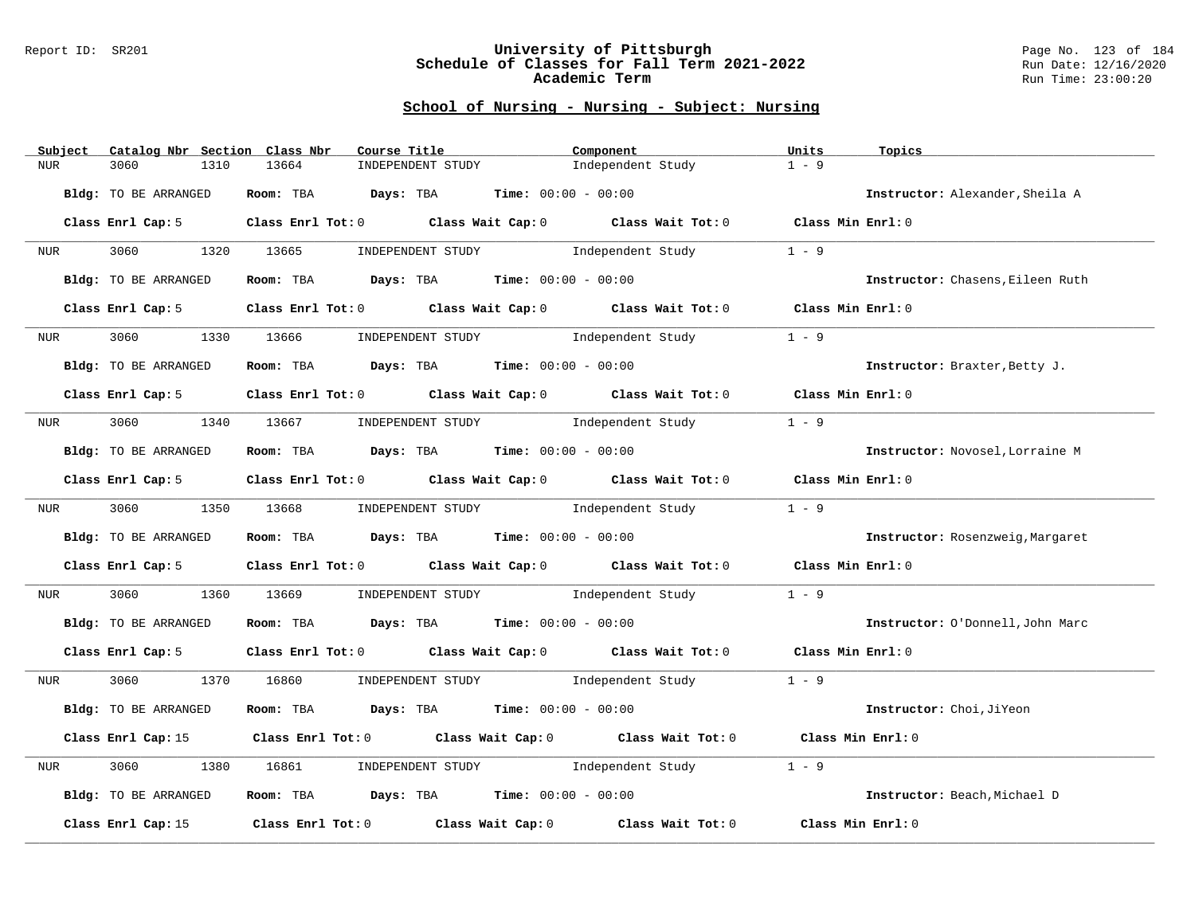## School of Nursing - Nursing - Subject: Nursing

| Subject | Catalog Nbr | Section | Class Nbr | Course Title | Component | Units | Topics |
|---|---|---|---|---|---|---|---|
| NUR | 3060 | 1310 | 13664 | INDEPENDENT STUDY | Independent Study | 1 - 9 | |

**Bldg:** TO BE ARRANGED **Room:** TBA **Days:** TBA **Time:** 00:00 - 00:00 **Instructor:** Alexander,Sheila A

**Class Enrl Cap:** 5 **Class Enrl Tot:** 0 **Class Wait Cap:** 0 **Class Wait Tot:** 0 **Class Min Enrl:** 0

| Subject | Catalog Nbr | Section | Class Nbr | Course Title | Component | Units | Topics |
|---|---|---|---|---|---|---|---|
| NUR | 3060 | 1320 | 13665 | INDEPENDENT STUDY | Independent Study | 1 - 9 | |

**Bldg:** TO BE ARRANGED **Room:** TBA **Days:** TBA **Time:** 00:00 - 00:00 **Instructor:** Chasens,Eileen Ruth

**Class Enrl Cap:** 5 **Class Enrl Tot:** 0 **Class Wait Cap:** 0 **Class Wait Tot:** 0 **Class Min Enrl:** 0

| Subject | Catalog Nbr | Section | Class Nbr | Course Title | Component | Units | Topics |
|---|---|---|---|---|---|---|---|
| NUR | 3060 | 1330 | 13666 | INDEPENDENT STUDY | Independent Study | 1 - 9 | |

**Bldg:** TO BE ARRANGED **Room:** TBA **Days:** TBA **Time:** 00:00 - 00:00 **Instructor:** Braxter,Betty J.

**Class Enrl Cap:** 5 **Class Enrl Tot:** 0 **Class Wait Cap:** 0 **Class Wait Tot:** 0 **Class Min Enrl:** 0

| Subject | Catalog Nbr | Section | Class Nbr | Course Title | Component | Units | Topics |
|---|---|---|---|---|---|---|---|
| NUR | 3060 | 1340 | 13667 | INDEPENDENT STUDY | Independent Study | 1 - 9 | |

**Bldg:** TO BE ARRANGED **Room:** TBA **Days:** TBA **Time:** 00:00 - 00:00 **Instructor:** Novosel,Lorraine M

**Class Enrl Cap:** 5 **Class Enrl Tot:** 0 **Class Wait Cap:** 0 **Class Wait Tot:** 0 **Class Min Enrl:** 0

| Subject | Catalog Nbr | Section | Class Nbr | Course Title | Component | Units | Topics |
|---|---|---|---|---|---|---|---|
| NUR | 3060 | 1350 | 13668 | INDEPENDENT STUDY | Independent Study | 1 - 9 | |

**Bldg:** TO BE ARRANGED **Room:** TBA **Days:** TBA **Time:** 00:00 - 00:00 **Instructor:** Rosenzweig,Margaret

**Class Enrl Cap:** 5 **Class Enrl Tot:** 0 **Class Wait Cap:** 0 **Class Wait Tot:** 0 **Class Min Enrl:** 0

| Subject | Catalog Nbr | Section | Class Nbr | Course Title | Component | Units | Topics |
|---|---|---|---|---|---|---|---|
| NUR | 3060 | 1360 | 13669 | INDEPENDENT STUDY | Independent Study | 1 - 9 | |

**Bldg:** TO BE ARRANGED **Room:** TBA **Days:** TBA **Time:** 00:00 - 00:00 **Instructor:** O'Donnell,John Marc

**Class Enrl Cap:** 5 **Class Enrl Tot:** 0 **Class Wait Cap:** 0 **Class Wait Tot:** 0 **Class Min Enrl:** 0

| Subject | Catalog Nbr | Section | Class Nbr | Course Title | Component | Units | Topics |
|---|---|---|---|---|---|---|---|
| NUR | 3060 | 1370 | 16860 | INDEPENDENT STUDY | Independent Study | 1 - 9 | |

**Bldg:** TO BE ARRANGED **Room:** TBA **Days:** TBA **Time:** 00:00 - 00:00 **Instructor:** Choi,JiYeon

**Class Enrl Cap:** 15 **Class Enrl Tot:** 0 **Class Wait Cap:** 0 **Class Wait Tot:** 0 **Class Min Enrl:** 0

| Subject | Catalog Nbr | Section | Class Nbr | Course Title | Component | Units | Topics |
|---|---|---|---|---|---|---|---|
| NUR | 3060 | 1380 | 16861 | INDEPENDENT STUDY | Independent Study | 1 - 9 | |

**Bldg:** TO BE ARRANGED **Room:** TBA **Days:** TBA **Time:** 00:00 - 00:00 **Instructor:** Beach,Michael D

**Class Enrl Cap:** 15 **Class Enrl Tot:** 0 **Class Wait Cap:** 0 **Class Wait Tot:** 0 **Class Min Enrl:** 0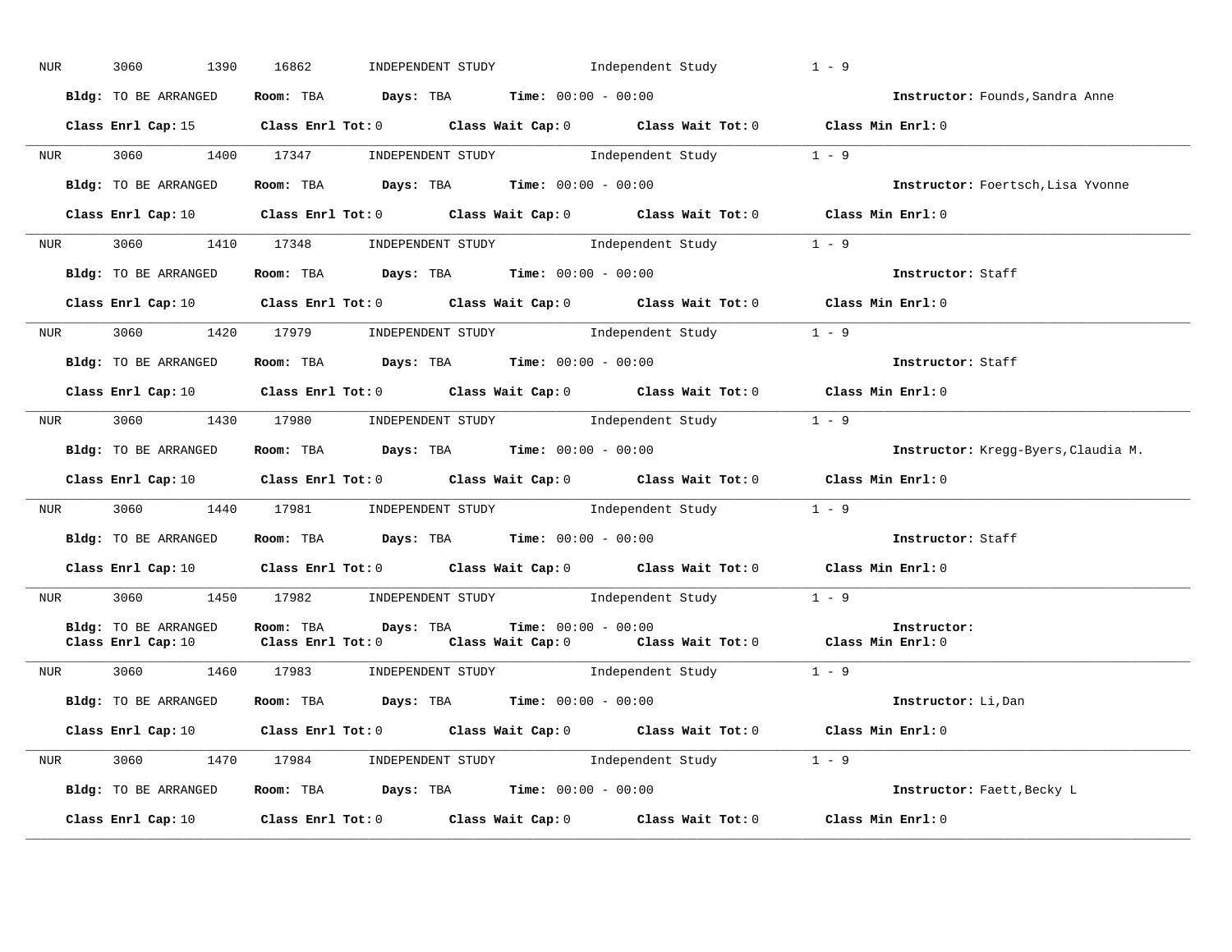NUR 3060 1390 16862 INDEPENDENT STUDY Independent Study 1 - 9

**Bldg:** TO BE ARRANGED **Room:** TBA **Days:** TBA **Time:** 00:00 - 00:00 **Instructor:** Founds,Sandra Anne

**Class Enrl Cap:** 15 **Class Enrl Tot:** 0 **Class Wait Cap:** 0 **Class Wait Tot:** 0 **Class Min Enrl:** 0

---

NUR 3060 1400 17347 INDEPENDENT STUDY Independent Study 1 - 9

**Bldg:** TO BE ARRANGED **Room:** TBA **Days:** TBA **Time:** 00:00 - 00:00 **Instructor:** Foertsch,Lisa Yvonne

**Class Enrl Cap:** 10 **Class Enrl Tot:** 0 **Class Wait Cap:** 0 **Class Wait Tot:** 0 **Class Min Enrl:** 0

---

NUR 3060 1410 17348 INDEPENDENT STUDY Independent Study 1 - 9

**Bldg:** TO BE ARRANGED **Room:** TBA **Days:** TBA **Time:** 00:00 - 00:00 **Instructor:** Staff

**Class Enrl Cap:** 10 **Class Enrl Tot:** 0 **Class Wait Cap:** 0 **Class Wait Tot:** 0 **Class Min Enrl:** 0

---

NUR 3060 1420 17979 INDEPENDENT STUDY Independent Study 1 - 9

**Bldg:** TO BE ARRANGED **Room:** TBA **Days:** TBA **Time:** 00:00 - 00:00 **Instructor:** Staff

**Class Enrl Cap:** 10 **Class Enrl Tot:** 0 **Class Wait Cap:** 0 **Class Wait Tot:** 0 **Class Min Enrl:** 0

---

NUR 3060 1430 17980 INDEPENDENT STUDY Independent Study 1 - 9

**Bldg:** TO BE ARRANGED **Room:** TBA **Days:** TBA **Time:** 00:00 - 00:00 **Instructor:** Kregg-Byers,Claudia M.

**Class Enrl Cap:** 10 **Class Enrl Tot:** 0 **Class Wait Cap:** 0 **Class Wait Tot:** 0 **Class Min Enrl:** 0

---

NUR 3060 1440 17981 INDEPENDENT STUDY Independent Study 1 - 9

**Bldg:** TO BE ARRANGED **Room:** TBA **Days:** TBA **Time:** 00:00 - 00:00 **Instructor:** Staff

**Class Enrl Cap:** 10 **Class Enrl Tot:** 0 **Class Wait Cap:** 0 **Class Wait Tot:** 0 **Class Min Enrl:** 0

---

NUR 3060 1450 17982 INDEPENDENT STUDY Independent Study 1 - 9

**Bldg:** TO BE ARRANGED **Room:** TBA **Days:** TBA **Time:** 00:00 - 00:00 **Instructor:**
**Class Enrl Cap:** 10 **Class Enrl Tot:** 0 **Class Wait Cap:** 0 **Class Wait Tot:** 0 **Class Min Enrl:** 0

---

NUR 3060 1460 17983 INDEPENDENT STUDY Independent Study 1 - 9

**Bldg:** TO BE ARRANGED **Room:** TBA **Days:** TBA **Time:** 00:00 - 00:00 **Instructor:** Li,Dan

**Class Enrl Cap:** 10 **Class Enrl Tot:** 0 **Class Wait Cap:** 0 **Class Wait Tot:** 0 **Class Min Enrl:** 0

---

NUR 3060 1470 17984 INDEPENDENT STUDY Independent Study 1 - 9

**Bldg:** TO BE ARRANGED **Room:** TBA **Days:** TBA **Time:** 00:00 - 00:00 **Instructor:** Faett,Becky L

**Class Enrl Cap:** 10 **Class Enrl Tot:** 0 **Class Wait Cap:** 0 **Class Wait Tot:** 0 **Class Min Enrl:** 0

---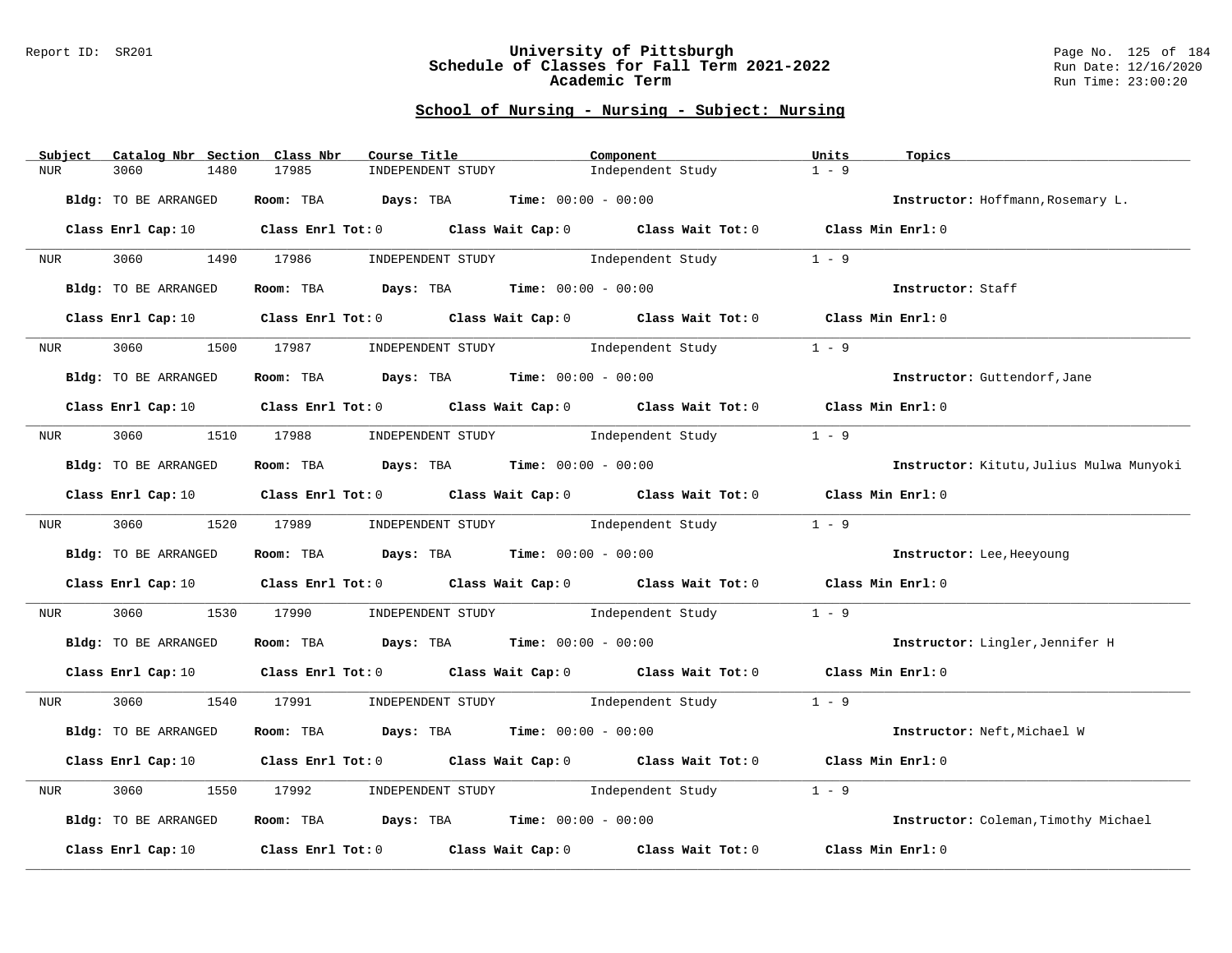## School of Nursing - Nursing - Subject: Nursing

| Subject | Catalog Nbr | Section | Class Nbr | Course Title | Component | Units | Topics |
|---|---|---|---|---|---|---|---|
| NUR | 3060 | 1480 | 17985 | INDEPENDENT STUDY | Independent Study | 1 - 9 | |

**Bldg:** TO BE ARRANGED **Room:** TBA **Days:** TBA **Time:** 00:00 - 00:00 **Instructor:** Hoffmann,Rosemary L.

**Class Enrl Cap:** 10 **Class Enrl Tot:** 0 **Class Wait Cap:** 0 **Class Wait Tot:** 0 **Class Min Enrl:** 0

| Subject | Catalog Nbr | Section | Class Nbr | Course Title | Component | Units | Topics |
|---|---|---|---|---|---|---|---|
| NUR | 3060 | 1490 | 17986 | INDEPENDENT STUDY | Independent Study | 1 - 9 | |

**Bldg:** TO BE ARRANGED **Room:** TBA **Days:** TBA **Time:** 00:00 - 00:00 **Instructor:** Staff

**Class Enrl Cap:** 10 **Class Enrl Tot:** 0 **Class Wait Cap:** 0 **Class Wait Tot:** 0 **Class Min Enrl:** 0

| Subject | Catalog Nbr | Section | Class Nbr | Course Title | Component | Units | Topics |
|---|---|---|---|---|---|---|---|
| NUR | 3060 | 1500 | 17987 | INDEPENDENT STUDY | Independent Study | 1 - 9 | |

**Bldg:** TO BE ARRANGED **Room:** TBA **Days:** TBA **Time:** 00:00 - 00:00 **Instructor:** Guttendorf,Jane

**Class Enrl Cap:** 10 **Class Enrl Tot:** 0 **Class Wait Cap:** 0 **Class Wait Tot:** 0 **Class Min Enrl:** 0

| Subject | Catalog Nbr | Section | Class Nbr | Course Title | Component | Units | Topics |
|---|---|---|---|---|---|---|---|
| NUR | 3060 | 1510 | 17988 | INDEPENDENT STUDY | Independent Study | 1 - 9 | |

**Bldg:** TO BE ARRANGED **Room:** TBA **Days:** TBA **Time:** 00:00 - 00:00 **Instructor:** Kitutu,Julius Mulwa Munyoki

**Class Enrl Cap:** 10 **Class Enrl Tot:** 0 **Class Wait Cap:** 0 **Class Wait Tot:** 0 **Class Min Enrl:** 0

| Subject | Catalog Nbr | Section | Class Nbr | Course Title | Component | Units | Topics |
|---|---|---|---|---|---|---|---|
| NUR | 3060 | 1520 | 17989 | INDEPENDENT STUDY | Independent Study | 1 - 9 | |

**Bldg:** TO BE ARRANGED **Room:** TBA **Days:** TBA **Time:** 00:00 - 00:00 **Instructor:** Lee,Heeyoung

**Class Enrl Cap:** 10 **Class Enrl Tot:** 0 **Class Wait Cap:** 0 **Class Wait Tot:** 0 **Class Min Enrl:** 0

| Subject | Catalog Nbr | Section | Class Nbr | Course Title | Component | Units | Topics |
|---|---|---|---|---|---|---|---|
| NUR | 3060 | 1530 | 17990 | INDEPENDENT STUDY | Independent Study | 1 - 9 | |

**Bldg:** TO BE ARRANGED **Room:** TBA **Days:** TBA **Time:** 00:00 - 00:00 **Instructor:** Lingler,Jennifer H

**Class Enrl Cap:** 10 **Class Enrl Tot:** 0 **Class Wait Cap:** 0 **Class Wait Tot:** 0 **Class Min Enrl:** 0

| Subject | Catalog Nbr | Section | Class Nbr | Course Title | Component | Units | Topics |
|---|---|---|---|---|---|---|---|
| NUR | 3060 | 1540 | 17991 | INDEPENDENT STUDY | Independent Study | 1 - 9 | |

**Bldg:** TO BE ARRANGED **Room:** TBA **Days:** TBA **Time:** 00:00 - 00:00 **Instructor:** Neft,Michael W

**Class Enrl Cap:** 10 **Class Enrl Tot:** 0 **Class Wait Cap:** 0 **Class Wait Tot:** 0 **Class Min Enrl:** 0

| Subject | Catalog Nbr | Section | Class Nbr | Course Title | Component | Units | Topics |
|---|---|---|---|---|---|---|---|
| NUR | 3060 | 1550 | 17992 | INDEPENDENT STUDY | Independent Study | 1 - 9 | |

**Bldg:** TO BE ARRANGED **Room:** TBA **Days:** TBA **Time:** 00:00 - 00:00 **Instructor:** Coleman,Timothy Michael

**Class Enrl Cap:** 10 **Class Enrl Tot:** 0 **Class Wait Cap:** 0 **Class Wait Tot:** 0 **Class Min Enrl:** 0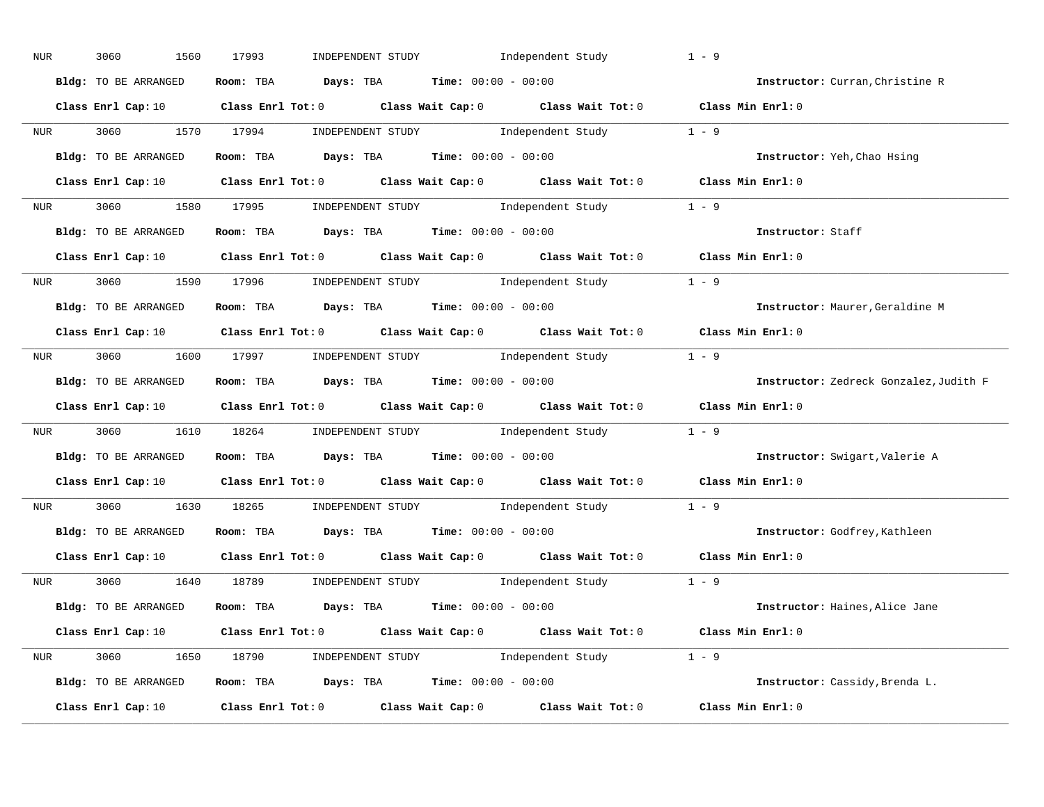NUR 3060 1560 17993 INDEPENDENT STUDY Independent Study 1 - 9

**Bldg:** TO BE ARRANGED **Room:** TBA **Days:** TBA **Time:** 00:00 - 00:00 **Instructor:** Curran,Christine R

**Class Enrl Cap:** 10 **Class Enrl Tot:** 0 **Class Wait Cap:** 0 **Class Wait Tot:** 0 **Class Min Enrl:** 0

---

NUR 3060 1570 17994 INDEPENDENT STUDY Independent Study 1 - 9

**Bldg:** TO BE ARRANGED **Room:** TBA **Days:** TBA **Time:** 00:00 - 00:00 **Instructor:** Yeh,Chao Hsing

**Class Enrl Cap:** 10 **Class Enrl Tot:** 0 **Class Wait Cap:** 0 **Class Wait Tot:** 0 **Class Min Enrl:** 0

---

NUR 3060 1580 17995 INDEPENDENT STUDY Independent Study 1 - 9

**Bldg:** TO BE ARRANGED **Room:** TBA **Days:** TBA **Time:** 00:00 - 00:00 **Instructor:** Staff

**Class Enrl Cap:** 10 **Class Enrl Tot:** 0 **Class Wait Cap:** 0 **Class Wait Tot:** 0 **Class Min Enrl:** 0

---

NUR 3060 1590 17996 INDEPENDENT STUDY Independent Study 1 - 9

**Bldg:** TO BE ARRANGED **Room:** TBA **Days:** TBA **Time:** 00:00 - 00:00 **Instructor:** Maurer,Geraldine M

**Class Enrl Cap:** 10 **Class Enrl Tot:** 0 **Class Wait Cap:** 0 **Class Wait Tot:** 0 **Class Min Enrl:** 0

---

NUR 3060 1600 17997 INDEPENDENT STUDY Independent Study 1 - 9

**Bldg:** TO BE ARRANGED **Room:** TBA **Days:** TBA **Time:** 00:00 - 00:00 **Instructor:** Zedreck Gonzalez,Judith F

**Class Enrl Cap:** 10 **Class Enrl Tot:** 0 **Class Wait Cap:** 0 **Class Wait Tot:** 0 **Class Min Enrl:** 0

---

NUR 3060 1610 18264 INDEPENDENT STUDY Independent Study 1 - 9

**Bldg:** TO BE ARRANGED **Room:** TBA **Days:** TBA **Time:** 00:00 - 00:00 **Instructor:** Swigart,Valerie A

**Class Enrl Cap:** 10 **Class Enrl Tot:** 0 **Class Wait Cap:** 0 **Class Wait Tot:** 0 **Class Min Enrl:** 0

---

NUR 3060 1630 18265 INDEPENDENT STUDY Independent Study 1 - 9

**Bldg:** TO BE ARRANGED **Room:** TBA **Days:** TBA **Time:** 00:00 - 00:00 **Instructor:** Godfrey,Kathleen

**Class Enrl Cap:** 10 **Class Enrl Tot:** 0 **Class Wait Cap:** 0 **Class Wait Tot:** 0 **Class Min Enrl:** 0

---

NUR 3060 1640 18789 INDEPENDENT STUDY Independent Study 1 - 9

**Bldg:** TO BE ARRANGED **Room:** TBA **Days:** TBA **Time:** 00:00 - 00:00 **Instructor:** Haines,Alice Jane

**Class Enrl Cap:** 10 **Class Enrl Tot:** 0 **Class Wait Cap:** 0 **Class Wait Tot:** 0 **Class Min Enrl:** 0

---

NUR 3060 1650 18790 INDEPENDENT STUDY Independent Study 1 - 9

**Bldg:** TO BE ARRANGED **Room:** TBA **Days:** TBA **Time:** 00:00 - 00:00 **Instructor:** Cassidy,Brenda L.

**Class Enrl Cap:** 10 **Class Enrl Tot:** 0 **Class Wait Cap:** 0 **Class Wait Tot:** 0 **Class Min Enrl:** 0

---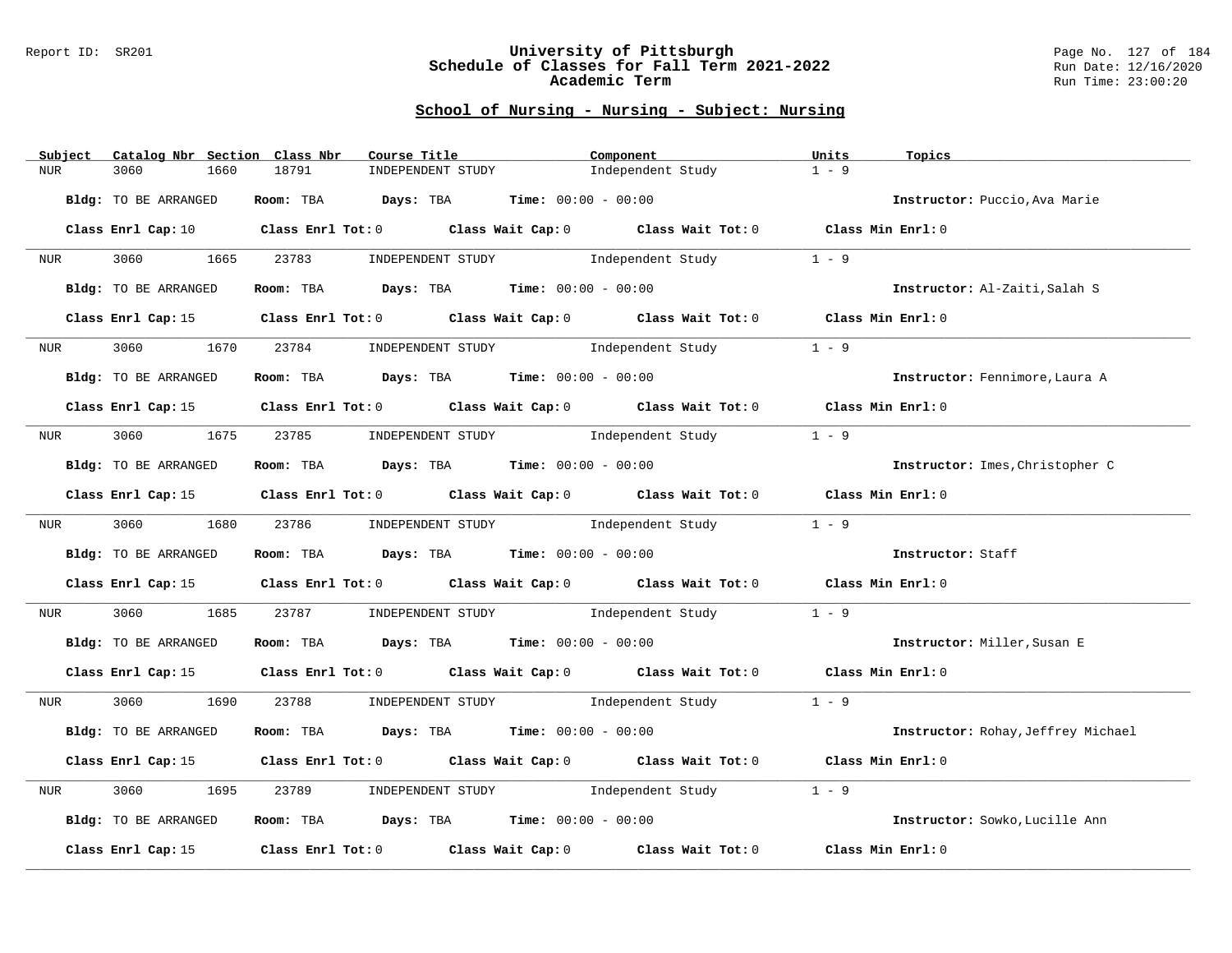## School of Nursing - Nursing - Subject: Nursing

| Subject | Catalog Nbr | Section | Class Nbr | Course Title | Component | Units | Topics |
|---|---|---|---|---|---|---|---|
| NUR | 3060 | 1660 | 18791 | INDEPENDENT STUDY | Independent Study | 1 - 9 | |

**Bldg:** TO BE ARRANGED **Room:** TBA **Days:** TBA **Time:** 00:00 - 00:00 **Instructor:** Puccio,Ava Marie

**Class Enrl Cap:** 10 **Class Enrl Tot:** 0 **Class Wait Cap:** 0 **Class Wait Tot:** 0 **Class Min Enrl:** 0

---

| Subject | Catalog Nbr | Section | Class Nbr | Course Title | Component | Units | Topics |
|---|---|---|---|---|---|---|---|
| NUR | 3060 | 1665 | 23783 | INDEPENDENT STUDY | Independent Study | 1 - 9 | |

**Bldg:** TO BE ARRANGED **Room:** TBA **Days:** TBA **Time:** 00:00 - 00:00 **Instructor:** Al-Zaiti,Salah S

**Class Enrl Cap:** 15 **Class Enrl Tot:** 0 **Class Wait Cap:** 0 **Class Wait Tot:** 0 **Class Min Enrl:** 0

---

| Subject | Catalog Nbr | Section | Class Nbr | Course Title | Component | Units | Topics |
|---|---|---|---|---|---|---|---|
| NUR | 3060 | 1670 | 23784 | INDEPENDENT STUDY | Independent Study | 1 - 9 | |

**Bldg:** TO BE ARRANGED **Room:** TBA **Days:** TBA **Time:** 00:00 - 00:00 **Instructor:** Fennimore,Laura A

**Class Enrl Cap:** 15 **Class Enrl Tot:** 0 **Class Wait Cap:** 0 **Class Wait Tot:** 0 **Class Min Enrl:** 0

---

| Subject | Catalog Nbr | Section | Class Nbr | Course Title | Component | Units | Topics |
|---|---|---|---|---|---|---|---|
| NUR | 3060 | 1675 | 23785 | INDEPENDENT STUDY | Independent Study | 1 - 9 | |

**Bldg:** TO BE ARRANGED **Room:** TBA **Days:** TBA **Time:** 00:00 - 00:00 **Instructor:** Imes,Christopher C

**Class Enrl Cap:** 15 **Class Enrl Tot:** 0 **Class Wait Cap:** 0 **Class Wait Tot:** 0 **Class Min Enrl:** 0

---

| Subject | Catalog Nbr | Section | Class Nbr | Course Title | Component | Units | Topics |
|---|---|---|---|---|---|---|---|
| NUR | 3060 | 1680 | 23786 | INDEPENDENT STUDY | Independent Study | 1 - 9 | |

**Bldg:** TO BE ARRANGED **Room:** TBA **Days:** TBA **Time:** 00:00 - 00:00 **Instructor:** Staff

**Class Enrl Cap:** 15 **Class Enrl Tot:** 0 **Class Wait Cap:** 0 **Class Wait Tot:** 0 **Class Min Enrl:** 0

---

| Subject | Catalog Nbr | Section | Class Nbr | Course Title | Component | Units | Topics |
|---|---|---|---|---|---|---|---|
| NUR | 3060 | 1685 | 23787 | INDEPENDENT STUDY | Independent Study | 1 - 9 | |

**Bldg:** TO BE ARRANGED **Room:** TBA **Days:** TBA **Time:** 00:00 - 00:00 **Instructor:** Miller,Susan E

**Class Enrl Cap:** 15 **Class Enrl Tot:** 0 **Class Wait Cap:** 0 **Class Wait Tot:** 0 **Class Min Enrl:** 0

---

| Subject | Catalog Nbr | Section | Class Nbr | Course Title | Component | Units | Topics |
|---|---|---|---|---|---|---|---|
| NUR | 3060 | 1690 | 23788 | INDEPENDENT STUDY | Independent Study | 1 - 9 | |

**Bldg:** TO BE ARRANGED **Room:** TBA **Days:** TBA **Time:** 00:00 - 00:00 **Instructor:** Rohay,Jeffrey Michael

**Class Enrl Cap:** 15 **Class Enrl Tot:** 0 **Class Wait Cap:** 0 **Class Wait Tot:** 0 **Class Min Enrl:** 0

---

| Subject | Catalog Nbr | Section | Class Nbr | Course Title | Component | Units | Topics |
|---|---|---|---|---|---|---|---|
| NUR | 3060 | 1695 | 23789 | INDEPENDENT STUDY | Independent Study | 1 - 9 | |

**Bldg:** TO BE ARRANGED **Room:** TBA **Days:** TBA **Time:** 00:00 - 00:00 **Instructor:** Sowko,Lucille Ann

**Class Enrl Cap:** 15 **Class Enrl Tot:** 0 **Class Wait Cap:** 0 **Class Wait Tot:** 0 **Class Min Enrl:** 0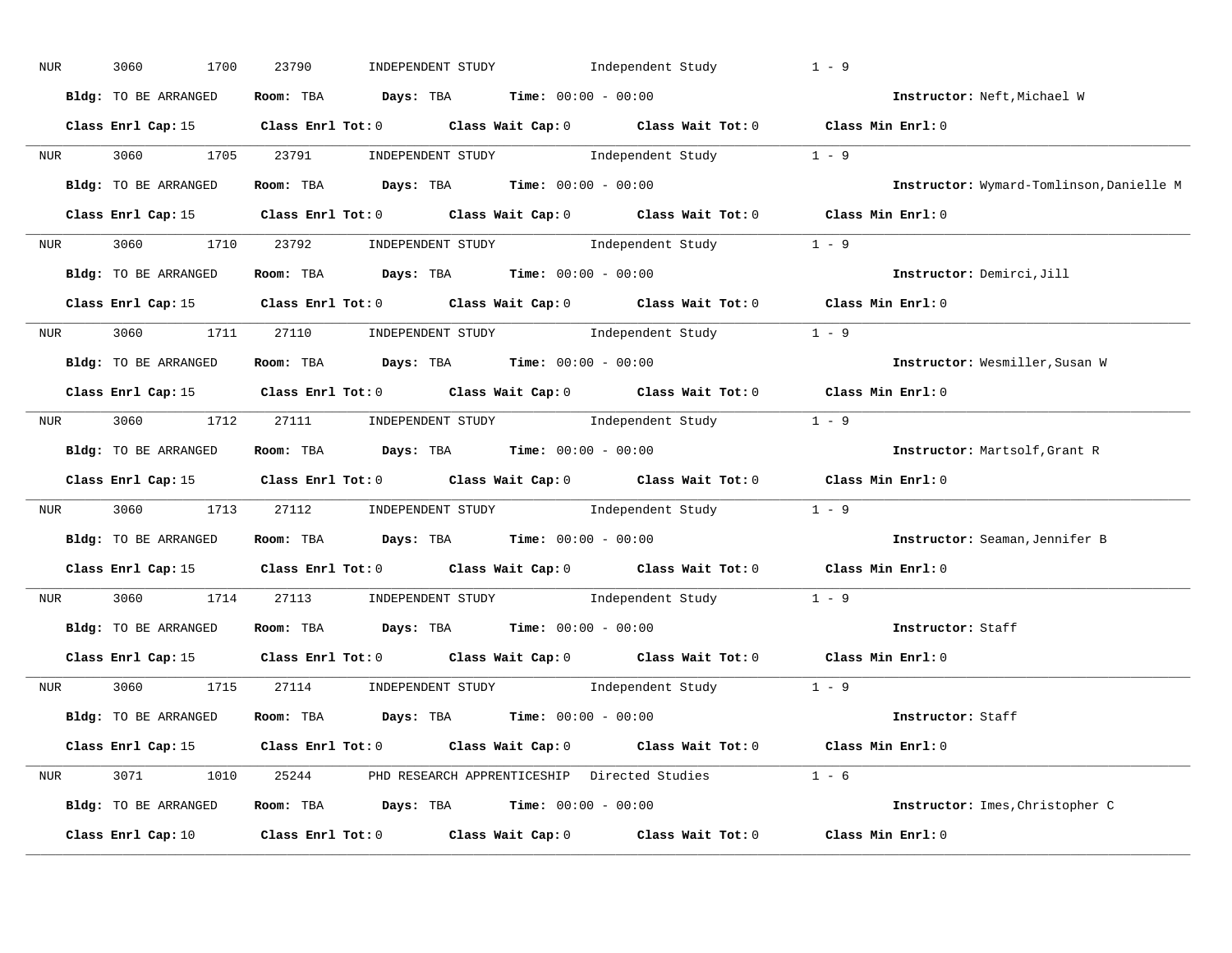NUR 3060 1700 23790 INDEPENDENT STUDY Independent Study 1 - 9

**Bldg:** TO BE ARRANGED **Room:** TBA **Days:** TBA **Time:** 00:00 - 00:00 **Instructor:** Neft,Michael W

**Class Enrl Cap:** 15 **Class Enrl Tot:** 0 **Class Wait Cap:** 0 **Class Wait Tot:** 0 **Class Min Enrl:** 0

---

NUR 3060 1705 23791 INDEPENDENT STUDY Independent Study 1 - 9

**Bldg:** TO BE ARRANGED **Room:** TBA **Days:** TBA **Time:** 00:00 - 00:00 **Instructor:** Wymard-Tomlinson,Danielle M

**Class Enrl Cap:** 15 **Class Enrl Tot:** 0 **Class Wait Cap:** 0 **Class Wait Tot:** 0 **Class Min Enrl:** 0

---

NUR 3060 1710 23792 INDEPENDENT STUDY Independent Study 1 - 9

**Bldg:** TO BE ARRANGED **Room:** TBA **Days:** TBA **Time:** 00:00 - 00:00 **Instructor:** Demirci,Jill

**Class Enrl Cap:** 15 **Class Enrl Tot:** 0 **Class Wait Cap:** 0 **Class Wait Tot:** 0 **Class Min Enrl:** 0

---

NUR 3060 1711 27110 INDEPENDENT STUDY Independent Study 1 - 9

**Bldg:** TO BE ARRANGED **Room:** TBA **Days:** TBA **Time:** 00:00 - 00:00 **Instructor:** Wesmiller,Susan W

**Class Enrl Cap:** 15 **Class Enrl Tot:** 0 **Class Wait Cap:** 0 **Class Wait Tot:** 0 **Class Min Enrl:** 0

---

NUR 3060 1712 27111 INDEPENDENT STUDY Independent Study 1 - 9

**Bldg:** TO BE ARRANGED **Room:** TBA **Days:** TBA **Time:** 00:00 - 00:00 **Instructor:** Martsolf,Grant R

**Class Enrl Cap:** 15 **Class Enrl Tot:** 0 **Class Wait Cap:** 0 **Class Wait Tot:** 0 **Class Min Enrl:** 0

---

NUR 3060 1713 27112 INDEPENDENT STUDY Independent Study 1 - 9

**Bldg:** TO BE ARRANGED **Room:** TBA **Days:** TBA **Time:** 00:00 - 00:00 **Instructor:** Seaman,Jennifer B

**Class Enrl Cap:** 15 **Class Enrl Tot:** 0 **Class Wait Cap:** 0 **Class Wait Tot:** 0 **Class Min Enrl:** 0

---

NUR 3060 1714 27113 INDEPENDENT STUDY Independent Study 1 - 9

**Bldg:** TO BE ARRANGED **Room:** TBA **Days:** TBA **Time:** 00:00 - 00:00 **Instructor:** Staff

**Class Enrl Cap:** 15 **Class Enrl Tot:** 0 **Class Wait Cap:** 0 **Class Wait Tot:** 0 **Class Min Enrl:** 0

---

NUR 3060 1715 27114 INDEPENDENT STUDY Independent Study 1 - 9

**Bldg:** TO BE ARRANGED **Room:** TBA **Days:** TBA **Time:** 00:00 - 00:00 **Instructor:** Staff

**Class Enrl Cap:** 15 **Class Enrl Tot:** 0 **Class Wait Cap:** 0 **Class Wait Tot:** 0 **Class Min Enrl:** 0

---

NUR 3071 1010 25244 PHD RESEARCH APPRENTICESHIP Directed Studies 1 - 6

**Bldg:** TO BE ARRANGED **Room:** TBA **Days:** TBA **Time:** 00:00 - 00:00 **Instructor:** Imes,Christopher C

**Class Enrl Cap:** 10 **Class Enrl Tot:** 0 **Class Wait Cap:** 0 **Class Wait Tot:** 0 **Class Min Enrl:** 0

---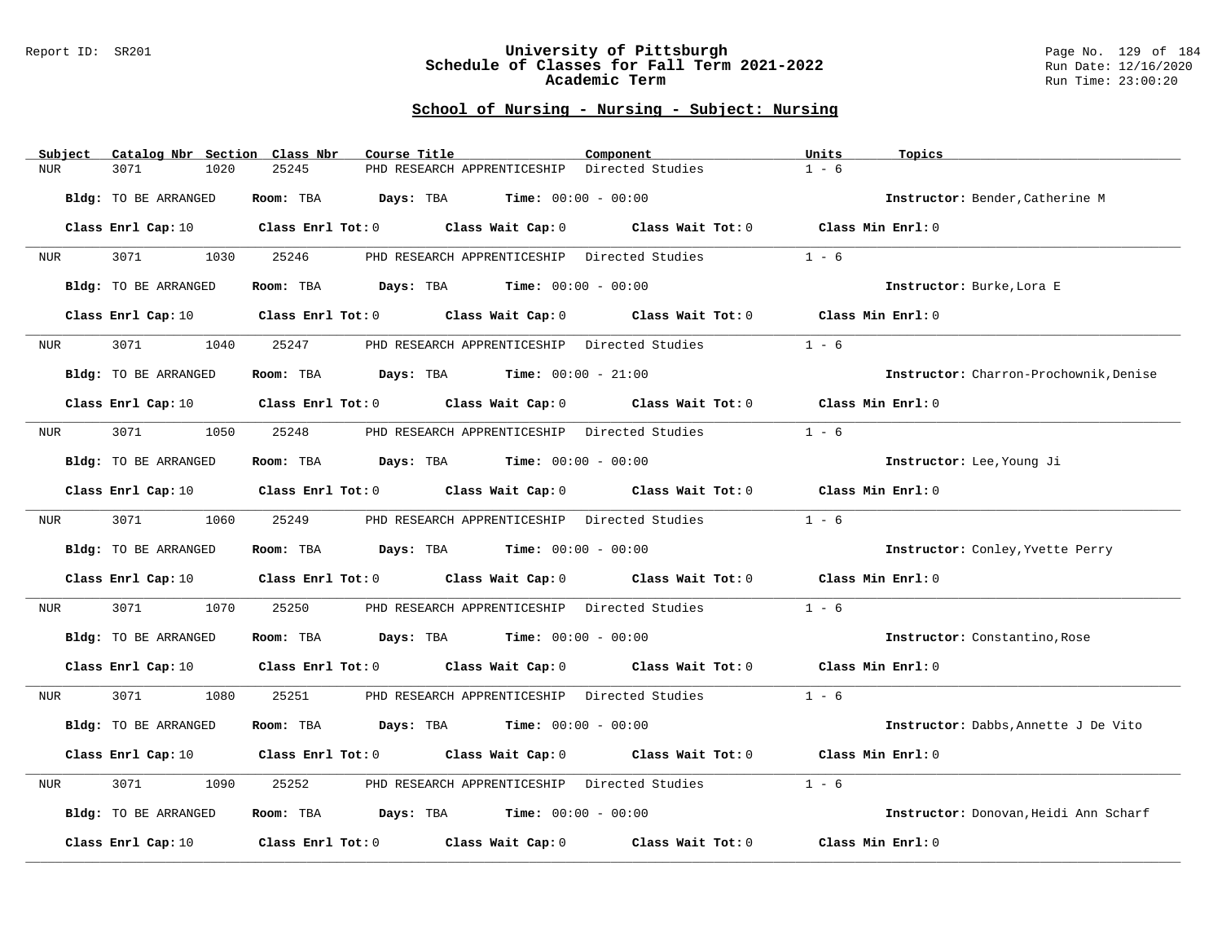## School of Nursing - Nursing - Subject: Nursing

| Subject | Catalog Nbr | Section | Class Nbr | Course Title | Component | Units | Topics |
|---|---|---|---|---|---|---|---|
| NUR | 3071 | 1020 | 25245 | PHD RESEARCH APPRENTICESHIP | Directed Studies | 1 - 6 | |

**Bldg:** TO BE ARRANGED **Room:** TBA **Days:** TBA **Time:** 00:00 - 00:00 **Instructor:** Bender,Catherine M

**Class Enrl Cap:** 10 **Class Enrl Tot:** 0 **Class Wait Cap:** 0 **Class Wait Tot:** 0 **Class Min Enrl:** 0

---

| Subject | Catalog Nbr | Section | Class Nbr | Course Title | Component | Units | Topics |
|---|---|---|---|---|---|---|---|
| NUR | 3071 | 1030 | 25246 | PHD RESEARCH APPRENTICESHIP | Directed Studies | 1 - 6 | |

**Bldg:** TO BE ARRANGED **Room:** TBA **Days:** TBA **Time:** 00:00 - 00:00 **Instructor:** Burke,Lora E

**Class Enrl Cap:** 10 **Class Enrl Tot:** 0 **Class Wait Cap:** 0 **Class Wait Tot:** 0 **Class Min Enrl:** 0

---

| Subject | Catalog Nbr | Section | Class Nbr | Course Title | Component | Units | Topics |
|---|---|---|---|---|---|---|---|
| NUR | 3071 | 1040 | 25247 | PHD RESEARCH APPRENTICESHIP | Directed Studies | 1 - 6 | |

**Bldg:** TO BE ARRANGED **Room:** TBA **Days:** TBA **Time:** 00:00 - 21:00 **Instructor:** Charron-Prochownik,Denise

**Class Enrl Cap:** 10 **Class Enrl Tot:** 0 **Class Wait Cap:** 0 **Class Wait Tot:** 0 **Class Min Enrl:** 0

---

| Subject | Catalog Nbr | Section | Class Nbr | Course Title | Component | Units | Topics |
|---|---|---|---|---|---|---|---|
| NUR | 3071 | 1050 | 25248 | PHD RESEARCH APPRENTICESHIP | Directed Studies | 1 - 6 | |

**Bldg:** TO BE ARRANGED **Room:** TBA **Days:** TBA **Time:** 00:00 - 00:00 **Instructor:** Lee,Young Ji

**Class Enrl Cap:** 10 **Class Enrl Tot:** 0 **Class Wait Cap:** 0 **Class Wait Tot:** 0 **Class Min Enrl:** 0

---

| Subject | Catalog Nbr | Section | Class Nbr | Course Title | Component | Units | Topics |
|---|---|---|---|---|---|---|---|
| NUR | 3071 | 1060 | 25249 | PHD RESEARCH APPRENTICESHIP | Directed Studies | 1 - 6 | |

**Bldg:** TO BE ARRANGED **Room:** TBA **Days:** TBA **Time:** 00:00 - 00:00 **Instructor:** Conley,Yvette Perry

**Class Enrl Cap:** 10 **Class Enrl Tot:** 0 **Class Wait Cap:** 0 **Class Wait Tot:** 0 **Class Min Enrl:** 0

---

| Subject | Catalog Nbr | Section | Class Nbr | Course Title | Component | Units | Topics |
|---|---|---|---|---|---|---|---|
| NUR | 3071 | 1070 | 25250 | PHD RESEARCH APPRENTICESHIP | Directed Studies | 1 - 6 | |

**Bldg:** TO BE ARRANGED **Room:** TBA **Days:** TBA **Time:** 00:00 - 00:00 **Instructor:** Constantino,Rose

**Class Enrl Cap:** 10 **Class Enrl Tot:** 0 **Class Wait Cap:** 0 **Class Wait Tot:** 0 **Class Min Enrl:** 0

---

| Subject | Catalog Nbr | Section | Class Nbr | Course Title | Component | Units | Topics |
|---|---|---|---|---|---|---|---|
| NUR | 3071 | 1080 | 25251 | PHD RESEARCH APPRENTICESHIP | Directed Studies | 1 - 6 | |

**Bldg:** TO BE ARRANGED **Room:** TBA **Days:** TBA **Time:** 00:00 - 00:00 **Instructor:** Dabbs,Annette J De Vito

**Class Enrl Cap:** 10 **Class Enrl Tot:** 0 **Class Wait Cap:** 0 **Class Wait Tot:** 0 **Class Min Enrl:** 0

---

| Subject | Catalog Nbr | Section | Class Nbr | Course Title | Component | Units | Topics |
|---|---|---|---|---|---|---|---|
| NUR | 3071 | 1090 | 25252 | PHD RESEARCH APPRENTICESHIP | Directed Studies | 1 - 6 | |

**Bldg:** TO BE ARRANGED **Room:** TBA **Days:** TBA **Time:** 00:00 - 00:00 **Instructor:** Donovan,Heidi Ann Scharf

**Class Enrl Cap:** 10 **Class Enrl Tot:** 0 **Class Wait Cap:** 0 **Class Wait Tot:** 0 **Class Min Enrl:** 0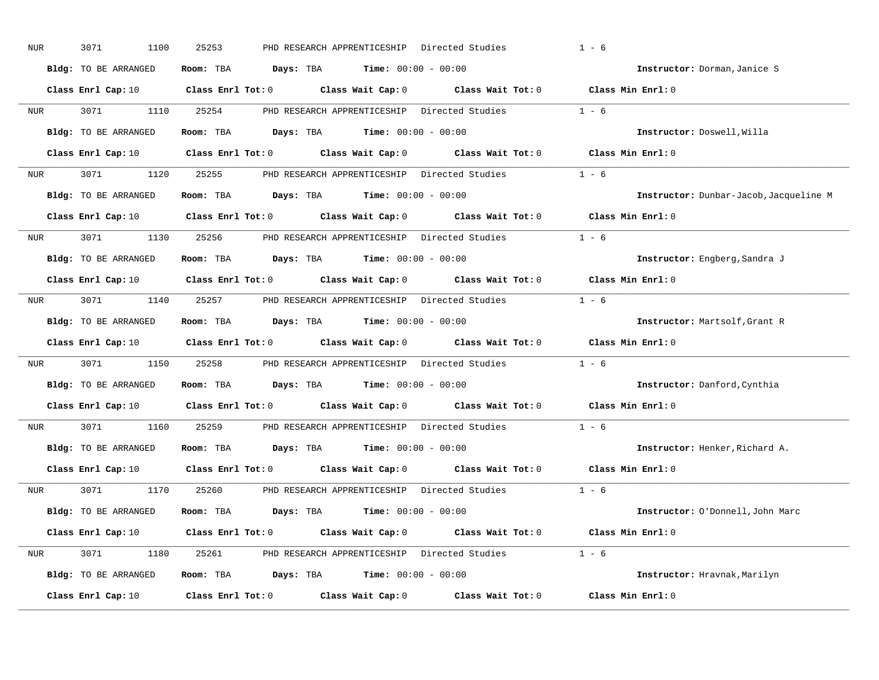NUR 3071 1100 25253 PHD RESEARCH APPRENTICESHIP Directed Studies 1 - 6

**Bldg:** TO BE ARRANGED **Room:** TBA **Days:** TBA **Time:** 00:00 - 00:00 **Instructor:** Dorman,Janice S

**Class Enrl Cap:** 10 **Class Enrl Tot:** 0 **Class Wait Cap:** 0 **Class Wait Tot:** 0 **Class Min Enrl:** 0

---

NUR 3071 1110 25254 PHD RESEARCH APPRENTICESHIP Directed Studies 1 - 6

**Bldg:** TO BE ARRANGED **Room:** TBA **Days:** TBA **Time:** 00:00 - 00:00 **Instructor:** Doswell,Willa

**Class Enrl Cap:** 10 **Class Enrl Tot:** 0 **Class Wait Cap:** 0 **Class Wait Tot:** 0 **Class Min Enrl:** 0

---

NUR 3071 1120 25255 PHD RESEARCH APPRENTICESHIP Directed Studies 1 - 6

**Bldg:** TO BE ARRANGED **Room:** TBA **Days:** TBA **Time:** 00:00 - 00:00 **Instructor:** Dunbar-Jacob,Jacqueline M

**Class Enrl Cap:** 10 **Class Enrl Tot:** 0 **Class Wait Cap:** 0 **Class Wait Tot:** 0 **Class Min Enrl:** 0

---

NUR 3071 1130 25256 PHD RESEARCH APPRENTICESHIP Directed Studies 1 - 6

**Bldg:** TO BE ARRANGED **Room:** TBA **Days:** TBA **Time:** 00:00 - 00:00 **Instructor:** Engberg,Sandra J

**Class Enrl Cap:** 10 **Class Enrl Tot:** 0 **Class Wait Cap:** 0 **Class Wait Tot:** 0 **Class Min Enrl:** 0

---

NUR 3071 1140 25257 PHD RESEARCH APPRENTICESHIP Directed Studies 1 - 6

**Bldg:** TO BE ARRANGED **Room:** TBA **Days:** TBA **Time:** 00:00 - 00:00 **Instructor:** Martsolf,Grant R

**Class Enrl Cap:** 10 **Class Enrl Tot:** 0 **Class Wait Cap:** 0 **Class Wait Tot:** 0 **Class Min Enrl:** 0

---

NUR 3071 1150 25258 PHD RESEARCH APPRENTICESHIP Directed Studies 1 - 6

**Bldg:** TO BE ARRANGED **Room:** TBA **Days:** TBA **Time:** 00:00 - 00:00 **Instructor:** Danford,Cynthia

**Class Enrl Cap:** 10 **Class Enrl Tot:** 0 **Class Wait Cap:** 0 **Class Wait Tot:** 0 **Class Min Enrl:** 0

---

NUR 3071 1160 25259 PHD RESEARCH APPRENTICESHIP Directed Studies 1 - 6

**Bldg:** TO BE ARRANGED **Room:** TBA **Days:** TBA **Time:** 00:00 - 00:00 **Instructor:** Henker,Richard A.

**Class Enrl Cap:** 10 **Class Enrl Tot:** 0 **Class Wait Cap:** 0 **Class Wait Tot:** 0 **Class Min Enrl:** 0

---

NUR 3071 1170 25260 PHD RESEARCH APPRENTICESHIP Directed Studies 1 - 6

**Bldg:** TO BE ARRANGED **Room:** TBA **Days:** TBA **Time:** 00:00 - 00:00 **Instructor:** O'Donnell,John Marc

**Class Enrl Cap:** 10 **Class Enrl Tot:** 0 **Class Wait Cap:** 0 **Class Wait Tot:** 0 **Class Min Enrl:** 0

---

NUR 3071 1180 25261 PHD RESEARCH APPRENTICESHIP Directed Studies 1 - 6

**Bldg:** TO BE ARRANGED **Room:** TBA **Days:** TBA **Time:** 00:00 - 00:00 **Instructor:** Hravnak,Marilyn

**Class Enrl Cap:** 10 **Class Enrl Tot:** 0 **Class Wait Cap:** 0 **Class Wait Tot:** 0 **Class Min Enrl:** 0

---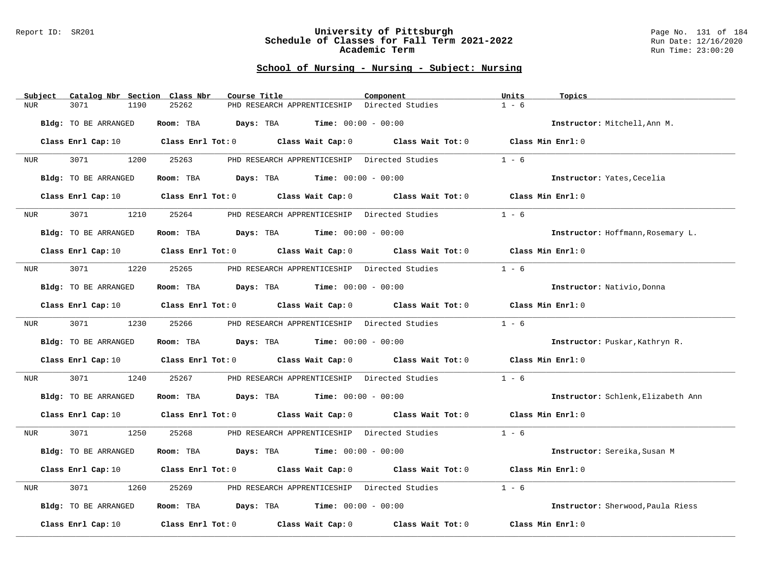## School of Nursing - Nursing - Subject: Nursing

| Subject | Catalog Nbr | Section | Class Nbr | Course Title | Component | Units | Topics |
|---|---|---|---|---|---|---|---|
| NUR | 3071 | 1190 | 25262 | PHD RESEARCH APPRENTICESHIP | Directed Studies | 1 - 6 | |

**Bldg:** TO BE ARRANGED **Room:** TBA **Days:** TBA **Time:** 00:00 - 00:00 **Instructor:** Mitchell,Ann M.

**Class Enrl Cap:** 10 **Class Enrl Tot:** 0 **Class Wait Cap:** 0 **Class Wait Tot:** 0 **Class Min Enrl:** 0

| Subject | Catalog Nbr | Section | Class Nbr | Course Title | Component | Units | Topics |
|---|---|---|---|---|---|---|---|
| NUR | 3071 | 1200 | 25263 | PHD RESEARCH APPRENTICESHIP | Directed Studies | 1 - 6 | |

**Bldg:** TO BE ARRANGED **Room:** TBA **Days:** TBA **Time:** 00:00 - 00:00 **Instructor:** Yates,Cecelia

**Class Enrl Cap:** 10 **Class Enrl Tot:** 0 **Class Wait Cap:** 0 **Class Wait Tot:** 0 **Class Min Enrl:** 0

| Subject | Catalog Nbr | Section | Class Nbr | Course Title | Component | Units | Topics |
|---|---|---|---|---|---|---|---|
| NUR | 3071 | 1210 | 25264 | PHD RESEARCH APPRENTICESHIP | Directed Studies | 1 - 6 | |

**Bldg:** TO BE ARRANGED **Room:** TBA **Days:** TBA **Time:** 00:00 - 00:00 **Instructor:** Hoffmann,Rosemary L.

**Class Enrl Cap:** 10 **Class Enrl Tot:** 0 **Class Wait Cap:** 0 **Class Wait Tot:** 0 **Class Min Enrl:** 0

| Subject | Catalog Nbr | Section | Class Nbr | Course Title | Component | Units | Topics |
|---|---|---|---|---|---|---|---|
| NUR | 3071 | 1220 | 25265 | PHD RESEARCH APPRENTICESHIP | Directed Studies | 1 - 6 | |

**Bldg:** TO BE ARRANGED **Room:** TBA **Days:** TBA **Time:** 00:00 - 00:00 **Instructor:** Nativio,Donna

**Class Enrl Cap:** 10 **Class Enrl Tot:** 0 **Class Wait Cap:** 0 **Class Wait Tot:** 0 **Class Min Enrl:** 0

| Subject | Catalog Nbr | Section | Class Nbr | Course Title | Component | Units | Topics |
|---|---|---|---|---|---|---|---|
| NUR | 3071 | 1230 | 25266 | PHD RESEARCH APPRENTICESHIP | Directed Studies | 1 - 6 | |

**Bldg:** TO BE ARRANGED **Room:** TBA **Days:** TBA **Time:** 00:00 - 00:00 **Instructor:** Puskar,Kathryn R.

**Class Enrl Cap:** 10 **Class Enrl Tot:** 0 **Class Wait Cap:** 0 **Class Wait Tot:** 0 **Class Min Enrl:** 0

| Subject | Catalog Nbr | Section | Class Nbr | Course Title | Component | Units | Topics |
|---|---|---|---|---|---|---|---|
| NUR | 3071 | 1240 | 25267 | PHD RESEARCH APPRENTICESHIP | Directed Studies | 1 - 6 | |

**Bldg:** TO BE ARRANGED **Room:** TBA **Days:** TBA **Time:** 00:00 - 00:00 **Instructor:** Schlenk,Elizabeth Ann

**Class Enrl Cap:** 10 **Class Enrl Tot:** 0 **Class Wait Cap:** 0 **Class Wait Tot:** 0 **Class Min Enrl:** 0

| Subject | Catalog Nbr | Section | Class Nbr | Course Title | Component | Units | Topics |
|---|---|---|---|---|---|---|---|
| NUR | 3071 | 1250 | 25268 | PHD RESEARCH APPRENTICESHIP | Directed Studies | 1 - 6 | |

**Bldg:** TO BE ARRANGED **Room:** TBA **Days:** TBA **Time:** 00:00 - 00:00 **Instructor:** Sereika,Susan M

**Class Enrl Cap:** 10 **Class Enrl Tot:** 0 **Class Wait Cap:** 0 **Class Wait Tot:** 0 **Class Min Enrl:** 0

| Subject | Catalog Nbr | Section | Class Nbr | Course Title | Component | Units | Topics |
|---|---|---|---|---|---|---|---|
| NUR | 3071 | 1260 | 25269 | PHD RESEARCH APPRENTICESHIP | Directed Studies | 1 - 6 | |

**Bldg:** TO BE ARRANGED **Room:** TBA **Days:** TBA **Time:** 00:00 - 00:00 **Instructor:** Sherwood,Paula Riess

**Class Enrl Cap:** 10 **Class Enrl Tot:** 0 **Class Wait Cap:** 0 **Class Wait Tot:** 0 **Class Min Enrl:** 0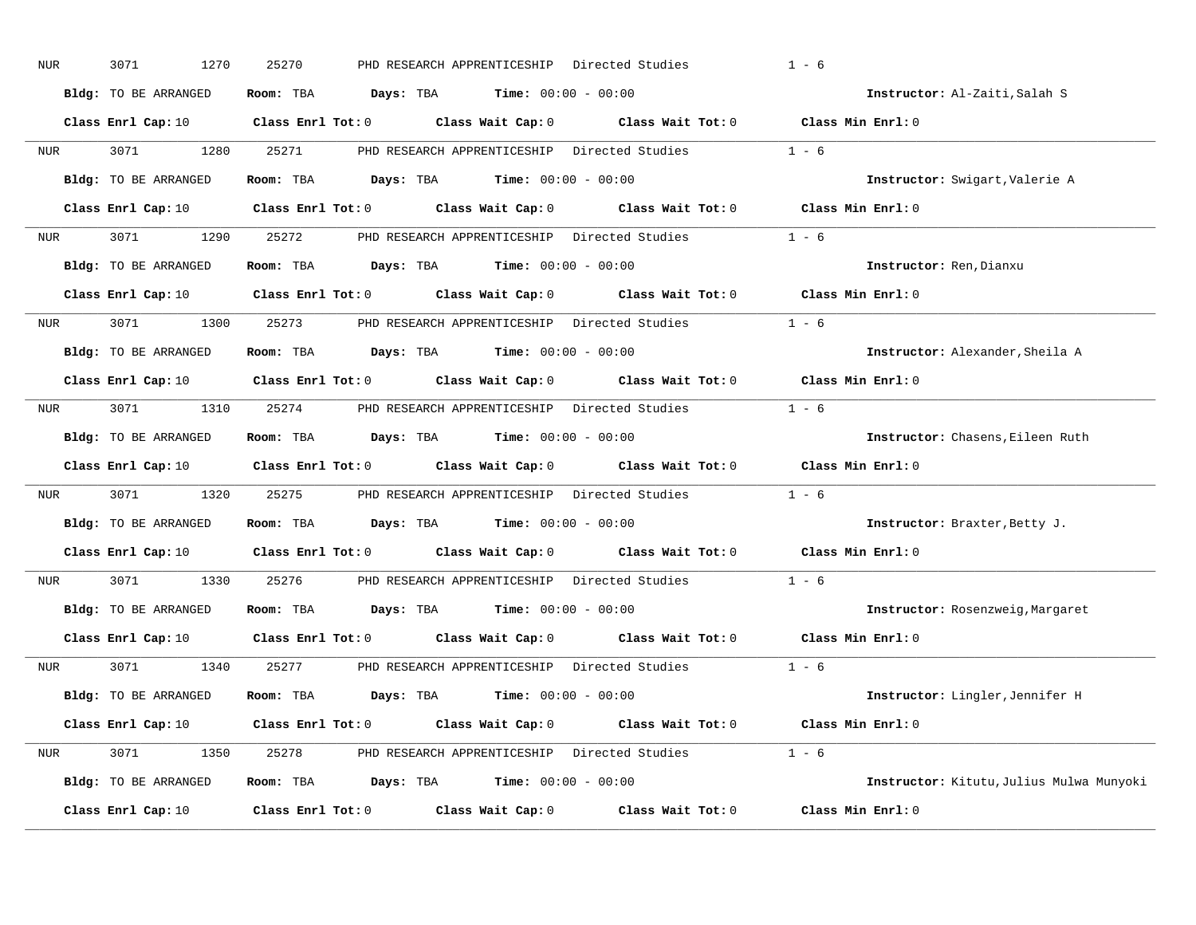NUR 3071 1270 25270 PHD RESEARCH APPRENTICESHIP Directed Studies 1 - 6

**Bldg:** TO BE ARRANGED **Room:** TBA **Days:** TBA **Time:** 00:00 - 00:00 **Instructor:** Al-Zaiti,Salah S

**Class Enrl Cap:** 10 **Class Enrl Tot:** 0 **Class Wait Cap:** 0 **Class Wait Tot:** 0 **Class Min Enrl:** 0

---

NUR 3071 1280 25271 PHD RESEARCH APPRENTICESHIP Directed Studies 1 - 6

**Bldg:** TO BE ARRANGED **Room:** TBA **Days:** TBA **Time:** 00:00 - 00:00 **Instructor:** Swigart,Valerie A

**Class Enrl Cap:** 10 **Class Enrl Tot:** 0 **Class Wait Cap:** 0 **Class Wait Tot:** 0 **Class Min Enrl:** 0

---

NUR 3071 1290 25272 PHD RESEARCH APPRENTICESHIP Directed Studies 1 - 6

**Bldg:** TO BE ARRANGED **Room:** TBA **Days:** TBA **Time:** 00:00 - 00:00 **Instructor:** Ren,Dianxu

**Class Enrl Cap:** 10 **Class Enrl Tot:** 0 **Class Wait Cap:** 0 **Class Wait Tot:** 0 **Class Min Enrl:** 0

---

NUR 3071 1300 25273 PHD RESEARCH APPRENTICESHIP Directed Studies 1 - 6

**Bldg:** TO BE ARRANGED **Room:** TBA **Days:** TBA **Time:** 00:00 - 00:00 **Instructor:** Alexander,Sheila A

**Class Enrl Cap:** 10 **Class Enrl Tot:** 0 **Class Wait Cap:** 0 **Class Wait Tot:** 0 **Class Min Enrl:** 0

---

NUR 3071 1310 25274 PHD RESEARCH APPRENTICESHIP Directed Studies 1 - 6

**Bldg:** TO BE ARRANGED **Room:** TBA **Days:** TBA **Time:** 00:00 - 00:00 **Instructor:** Chasens,Eileen Ruth

**Class Enrl Cap:** 10 **Class Enrl Tot:** 0 **Class Wait Cap:** 0 **Class Wait Tot:** 0 **Class Min Enrl:** 0

---

NUR 3071 1320 25275 PHD RESEARCH APPRENTICESHIP Directed Studies 1 - 6

**Bldg:** TO BE ARRANGED **Room:** TBA **Days:** TBA **Time:** 00:00 - 00:00 **Instructor:** Braxter,Betty J.

**Class Enrl Cap:** 10 **Class Enrl Tot:** 0 **Class Wait Cap:** 0 **Class Wait Tot:** 0 **Class Min Enrl:** 0

---

NUR 3071 1330 25276 PHD RESEARCH APPRENTICESHIP Directed Studies 1 - 6

**Bldg:** TO BE ARRANGED **Room:** TBA **Days:** TBA **Time:** 00:00 - 00:00 **Instructor:** Rosenzweig,Margaret

**Class Enrl Cap:** 10 **Class Enrl Tot:** 0 **Class Wait Cap:** 0 **Class Wait Tot:** 0 **Class Min Enrl:** 0

---

NUR 3071 1340 25277 PHD RESEARCH APPRENTICESHIP Directed Studies 1 - 6

**Bldg:** TO BE ARRANGED **Room:** TBA **Days:** TBA **Time:** 00:00 - 00:00 **Instructor:** Lingler,Jennifer H

**Class Enrl Cap:** 10 **Class Enrl Tot:** 0 **Class Wait Cap:** 0 **Class Wait Tot:** 0 **Class Min Enrl:** 0

---

NUR 3071 1350 25278 PHD RESEARCH APPRENTICESHIP Directed Studies 1 - 6

**Bldg:** TO BE ARRANGED **Room:** TBA **Days:** TBA **Time:** 00:00 - 00:00 **Instructor:** Kitutu,Julius Mulwa Munyoki

**Class Enrl Cap:** 10 **Class Enrl Tot:** 0 **Class Wait Cap:** 0 **Class Wait Tot:** 0 **Class Min Enrl:** 0

---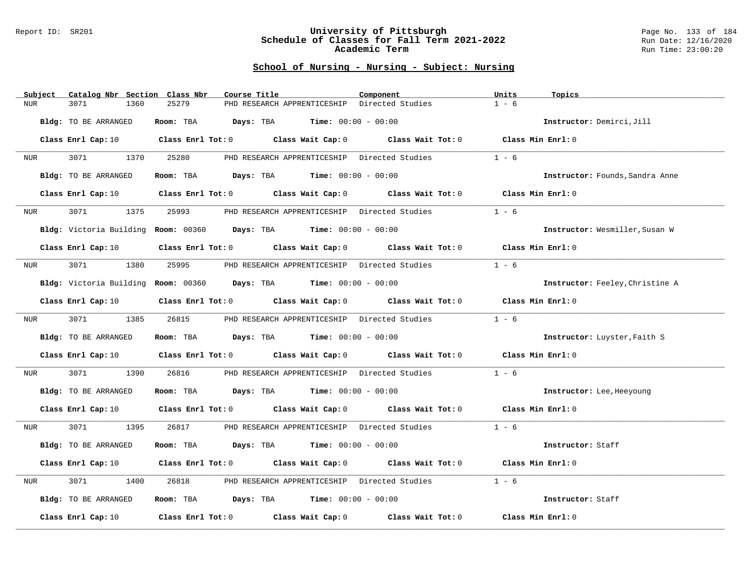Report ID: SR201

# University of Pittsburgh
## Schedule of Classes for Fall Term 2021-2022
### Academic Term

Run Date: 12/16/2020
Run Time: 23:00:20

## School of Nursing - Nursing - Subject: Nursing

| Subject | Catalog Nbr | Section | Class Nbr | Course Title | Component | Units | Topics |
|---|---|---|---|---|---|---|---|
| NUR | 3071 | 1360 | 25279 | PHD RESEARCH APPRENTICESHIP | Directed Studies | 1 - 6 | |

**Bldg:** TO BE ARRANGED **Room:** TBA **Days:** TBA **Time:** 00:00 - 00:00 **Instructor:** Demirci,Jill

**Class Enrl Cap:** 10 **Class Enrl Tot:** 0 **Class Wait Cap:** 0 **Class Wait Tot:** 0 **Class Min Enrl:** 0

---

| Subject | Catalog Nbr | Section | Class Nbr | Course Title | Component | Units | Topics |
|---|---|---|---|---|---|---|---|
| NUR | 3071 | 1370 | 25280 | PHD RESEARCH APPRENTICESHIP | Directed Studies | 1 - 6 | |

**Bldg:** TO BE ARRANGED **Room:** TBA **Days:** TBA **Time:** 00:00 - 00:00 **Instructor:** Founds,Sandra Anne

**Class Enrl Cap:** 10 **Class Enrl Tot:** 0 **Class Wait Cap:** 0 **Class Wait Tot:** 0 **Class Min Enrl:** 0

---

| Subject | Catalog Nbr | Section | Class Nbr | Course Title | Component | Units | Topics |
|---|---|---|---|---|---|---|---|
| NUR | 3071 | 1375 | 25993 | PHD RESEARCH APPRENTICESHIP | Directed Studies | 1 - 6 | |

**Bldg:** Victoria Building **Room:** 00360 **Days:** TBA **Time:** 00:00 - 00:00 **Instructor:** Wesmiller,Susan W

**Class Enrl Cap:** 10 **Class Enrl Tot:** 0 **Class Wait Cap:** 0 **Class Wait Tot:** 0 **Class Min Enrl:** 0

---

| Subject | Catalog Nbr | Section | Class Nbr | Course Title | Component | Units | Topics |
|---|---|---|---|---|---|---|---|
| NUR | 3071 | 1380 | 25995 | PHD RESEARCH APPRENTICESHIP | Directed Studies | 1 - 6 | |

**Bldg:** Victoria Building **Room:** 00360 **Days:** TBA **Time:** 00:00 - 00:00 **Instructor:** Feeley,Christine A

**Class Enrl Cap:** 10 **Class Enrl Tot:** 0 **Class Wait Cap:** 0 **Class Wait Tot:** 0 **Class Min Enrl:** 0

---

| Subject | Catalog Nbr | Section | Class Nbr | Course Title | Component | Units | Topics |
|---|---|---|---|---|---|---|---|
| NUR | 3071 | 1385 | 26815 | PHD RESEARCH APPRENTICESHIP | Directed Studies | 1 - 6 | |

**Bldg:** TO BE ARRANGED **Room:** TBA **Days:** TBA **Time:** 00:00 - 00:00 **Instructor:** Luyster,Faith S

**Class Enrl Cap:** 10 **Class Enrl Tot:** 0 **Class Wait Cap:** 0 **Class Wait Tot:** 0 **Class Min Enrl:** 0

---

| Subject | Catalog Nbr | Section | Class Nbr | Course Title | Component | Units | Topics |
|---|---|---|---|---|---|---|---|
| NUR | 3071 | 1390 | 26816 | PHD RESEARCH APPRENTICESHIP | Directed Studies | 1 - 6 | |

**Bldg:** TO BE ARRANGED **Room:** TBA **Days:** TBA **Time:** 00:00 - 00:00 **Instructor:** Lee,Heeyoung

**Class Enrl Cap:** 10 **Class Enrl Tot:** 0 **Class Wait Cap:** 0 **Class Wait Tot:** 0 **Class Min Enrl:** 0

---

| Subject | Catalog Nbr | Section | Class Nbr | Course Title | Component | Units | Topics |
|---|---|---|---|---|---|---|---|
| NUR | 3071 | 1395 | 26817 | PHD RESEARCH APPRENTICESHIP | Directed Studies | 1 - 6 | |

**Bldg:** TO BE ARRANGED **Room:** TBA **Days:** TBA **Time:** 00:00 - 00:00 **Instructor:** Staff

**Class Enrl Cap:** 10 **Class Enrl Tot:** 0 **Class Wait Cap:** 0 **Class Wait Tot:** 0 **Class Min Enrl:** 0

---

| Subject | Catalog Nbr | Section | Class Nbr | Course Title | Component | Units | Topics |
|---|---|---|---|---|---|---|---|
| NUR | 3071 | 1400 | 26818 | PHD RESEARCH APPRENTICESHIP | Directed Studies | 1 - 6 | |

**Bldg:** TO BE ARRANGED **Room:** TBA **Days:** TBA **Time:** 00:00 - 00:00 **Instructor:** Staff

**Class Enrl Cap:** 10 **Class Enrl Tot:** 0 **Class Wait Cap:** 0 **Class Wait Tot:** 0 **Class Min Enrl:** 0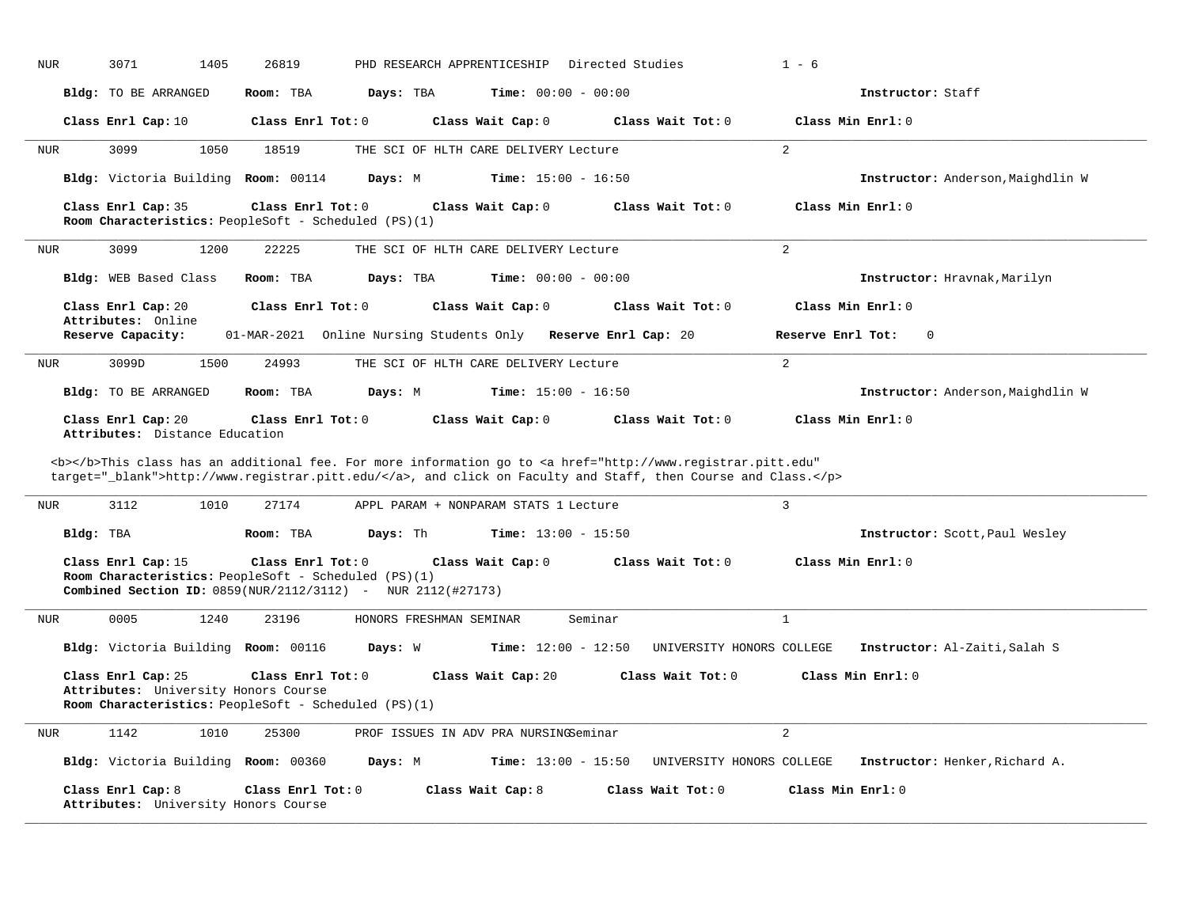NUR 3071 1405 26819 PHD RESEARCH APPRENTICESHIP Directed Studies 1 - 6

**Bldg:** TO BE ARRANGED **Room:** TBA **Days:** TBA **Time:** 00:00 - 00:00 **Instructor:** Staff

**Class Enrl Cap:** 10 **Class Enrl Tot:** 0 **Class Wait Cap:** 0 **Class Wait Tot:** 0 **Class Min Enrl:** 0

---

NUR 3099 1050 18519 THE SCI OF HLTH CARE DELIVERY Lecture 2

**Bldg:** Victoria Building **Room:** 00114 **Days:** M **Time:** 15:00 - 16:50 **Instructor:** Anderson,Maighdlin W

**Class Enrl Cap:** 35 **Class Enrl Tot:** 0 **Class Wait Cap:** 0 **Class Wait Tot:** 0 **Class Min Enrl:** 0
**Room Characteristics:** PeopleSoft - Scheduled (PS)(1)

---

NUR 3099 1200 22225 THE SCI OF HLTH CARE DELIVERY Lecture 2

**Bldg:** WEB Based Class **Room:** TBA **Days:** TBA **Time:** 00:00 - 00:00 **Instructor:** Hravnak,Marilyn

**Class Enrl Cap:** 20 **Class Enrl Tot:** 0 **Class Wait Cap:** 0 **Class Wait Tot:** 0 **Class Min Enrl:** 0
**Attributes:** Online
**Reserve Capacity:** 01-MAR-2021 Online Nursing Students Only **Reserve Enrl Cap:** 20 **Reserve Enrl Tot:** 0

---

NUR 3099D 1500 24993 THE SCI OF HLTH CARE DELIVERY Lecture 2

**Bldg:** TO BE ARRANGED **Room:** TBA **Days:** M **Time:** 15:00 - 16:50 **Instructor:** Anderson,Maighdlin W

**Class Enrl Cap:** 20 **Class Enrl Tot:** 0 **Class Wait Cap:** 0 **Class Wait Tot:** 0 **Class Min Enrl:** 0
**Attributes:** Distance Education

<b></b>This class has an additional fee. For more information go to <a href="http://www.registrar.pitt.edu" target="_blank">http://www.registrar.pitt.edu/</a>, and click on Faculty and Staff, then Course and Class.</p>

---

NUR 3112 1010 27174 APPL PARAM + NONPARAM STATS 1 Lecture 3

**Bldg:** TBA **Room:** TBA **Days:** Th **Time:** 13:00 - 15:50 **Instructor:** Scott,Paul Wesley

**Class Enrl Cap:** 15 **Class Enrl Tot:** 0 **Class Wait Cap:** 0 **Class Wait Tot:** 0 **Class Min Enrl:** 0
**Room Characteristics:** PeopleSoft - Scheduled (PS)(1)
**Combined Section ID:** 0859(NUR/2112/3112) - NUR 2112(#27173)

---

NUR 0005 1240 23196 HONORS FRESHMAN SEMINAR Seminar 1

**Bldg:** Victoria Building **Room:** 00116 **Days:** W **Time:** 12:00 - 12:50 UNIVERSITY HONORS COLLEGE **Instructor:** Al-Zaiti,Salah S

**Class Enrl Cap:** 25 **Class Enrl Tot:** 0 **Class Wait Cap:** 20 **Class Wait Tot:** 0 **Class Min Enrl:** 0
**Attributes:** University Honors Course
**Room Characteristics:** PeopleSoft - Scheduled (PS)(1)

---

NUR 1142 1010 25300 PROF ISSUES IN ADV PRA NURSING Seminar 2

**Bldg:** Victoria Building **Room:** 00360 **Days:** M **Time:** 13:00 - 15:50 UNIVERSITY HONORS COLLEGE **Instructor:** Henker,Richard A.

**Class Enrl Cap:** 8 **Class Enrl Tot:** 0 **Class Wait Cap:** 8 **Class Wait Tot:** 0 **Class Min Enrl:** 0
**Attributes:** University Honors Course

---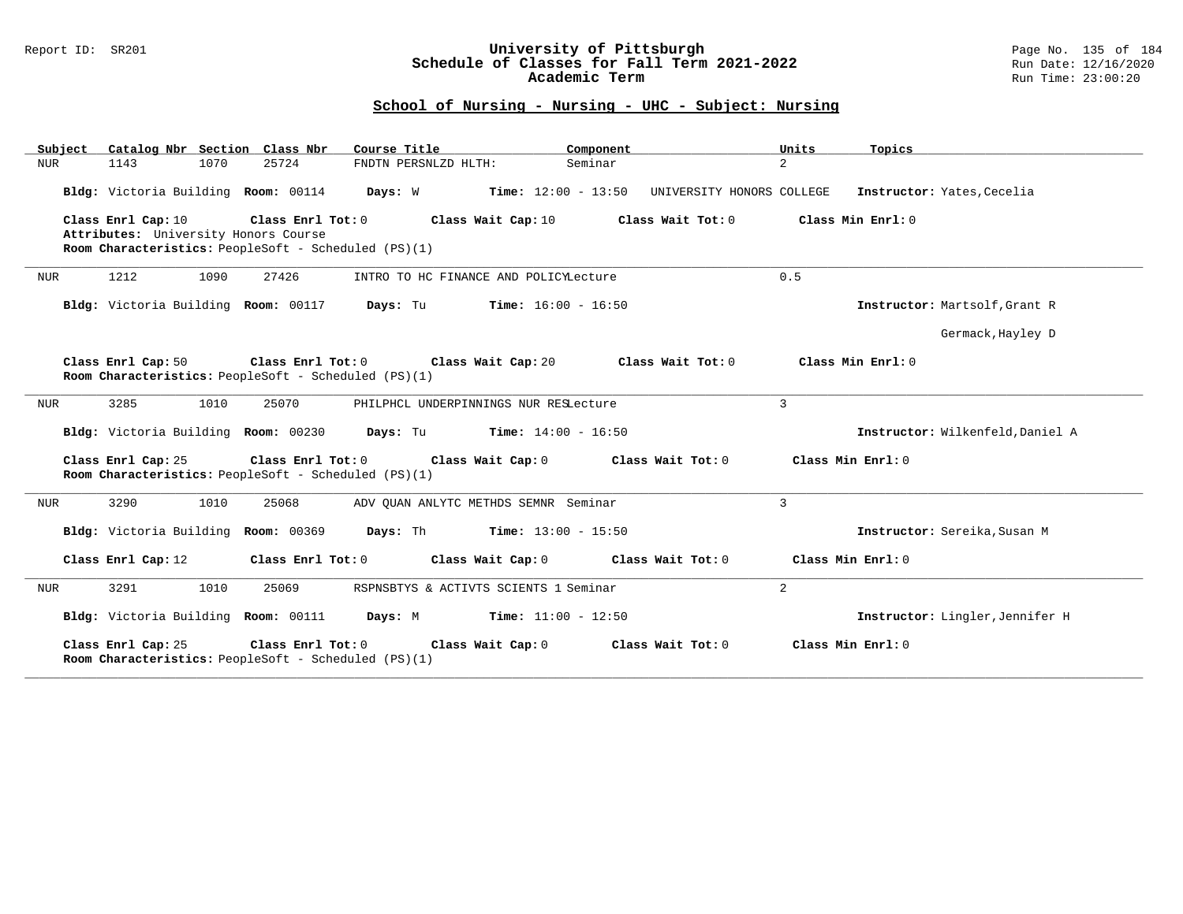## School of Nursing - Nursing - UHC - Subject: Nursing

| Subject | Catalog Nbr | Section | Class Nbr | Course Title | Component | Units | Topics |
|---|---|---|---|---|---|---|---|
| NUR | 1143 | 1070 | 25724 | FNDTN PERSNLZD HLTH: | Seminar | 2 | |

**Bldg:** Victoria Building **Room:** 00114 **Days:** W **Time:** 12:00 - 13:50 UNIVERSITY HONORS COLLEGE **Instructor:** Yates,Cecelia

**Class Enrl Cap:** 10 **Class Enrl Tot:** 0 **Class Wait Cap:** 10 **Class Wait Tot:** 0 **Class Min Enrl:** 0
**Attributes:** University Honors Course
**Room Characteristics:** PeopleSoft - Scheduled (PS)(1)

---

| Subject | Catalog Nbr | Section | Class Nbr | Course Title | Component | Units | Topics |
|---|---|---|---|---|---|---|---|
| NUR | 1212 | 1090 | 27426 | INTRO TO HC FINANCE AND POLICY | Lecture | 0.5 | |

**Bldg:** Victoria Building **Room:** 00117 **Days:** Tu **Time:** 16:00 - 16:50 **Instructor:** Martsolf,Grant R

Germack,Hayley D

**Class Enrl Cap:** 50 **Class Enrl Tot:** 0 **Class Wait Cap:** 20 **Class Wait Tot:** 0 **Class Min Enrl:** 0
**Room Characteristics:** PeopleSoft - Scheduled (PS)(1)

---

| Subject | Catalog Nbr | Section | Class Nbr | Course Title | Component | Units | Topics |
|---|---|---|---|---|---|---|---|
| NUR | 3285 | 1010 | 25070 | PHILPHCL UNDERPINNINGS NUR RES | Lecture | 3 | |

**Bldg:** Victoria Building **Room:** 00230 **Days:** Tu **Time:** 14:00 - 16:50 **Instructor:** Wilkenfeld,Daniel A

**Class Enrl Cap:** 25 **Class Enrl Tot:** 0 **Class Wait Cap:** 0 **Class Wait Tot:** 0 **Class Min Enrl:** 0
**Room Characteristics:** PeopleSoft - Scheduled (PS)(1)

---

| Subject | Catalog Nbr | Section | Class Nbr | Course Title | Component | Units | Topics |
|---|---|---|---|---|---|---|---|
| NUR | 3290 | 1010 | 25068 | ADV QUAN ANLYTC METHDS SEMNR | Seminar | 3 | |

**Bldg:** Victoria Building **Room:** 00369 **Days:** Th **Time:** 13:00 - 15:50 **Instructor:** Sereika,Susan M

**Class Enrl Cap:** 12 **Class Enrl Tot:** 0 **Class Wait Cap:** 0 **Class Wait Tot:** 0 **Class Min Enrl:** 0

---

| Subject | Catalog Nbr | Section | Class Nbr | Course Title | Component | Units | Topics |
|---|---|---|---|---|---|---|---|
| NUR | 3291 | 1010 | 25069 | RSPNSBTYS & ACTIVTS SCIENTS 1 | Seminar | 2 | |

**Bldg:** Victoria Building **Room:** 00111 **Days:** M **Time:** 11:00 - 12:50 **Instructor:** Lingler,Jennifer H

**Class Enrl Cap:** 25 **Class Enrl Tot:** 0 **Class Wait Cap:** 0 **Class Wait Tot:** 0 **Class Min Enrl:** 0
**Room Characteristics:** PeopleSoft - Scheduled (PS)(1)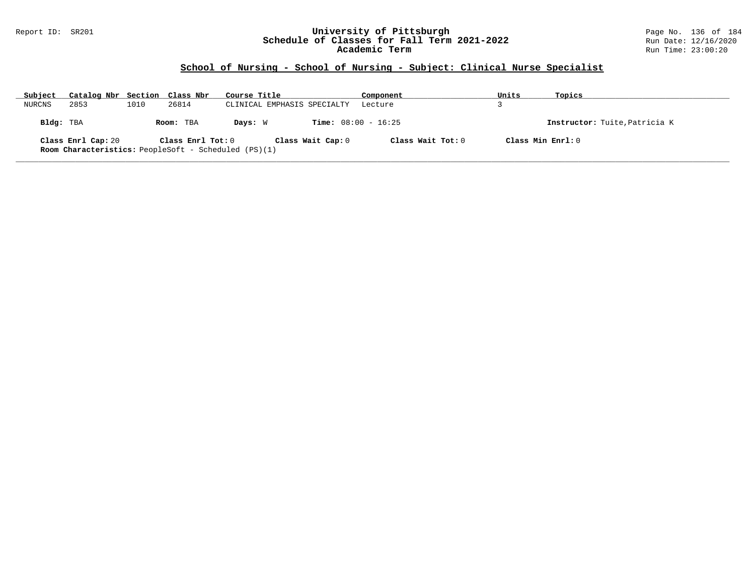## School of Nursing - School of Nursing - Subject: Clinical Nurse Specialist

| Subject | Catalog Nbr | Section | Class Nbr | Course Title | Component | Units | Topics |
|---|---|---|---|---|---|---|---|
| NURCNS | 2853 | 1010 | 26814 | CLINICAL EMPHASIS SPECIALTY | Lecture | 3 | |

**Bldg:** TBA **Room:** TBA **Days:** W **Time:** 08:00 - 16:25 **Instructor:** Tuite,Patricia K

**Class Enrl Cap:** 20 **Class Enrl Tot:** 0 **Class Wait Cap:** 0 **Class Wait Tot:** 0 **Class Min Enrl:** 0

**Room Characteristics:** PeopleSoft - Scheduled (PS)(1)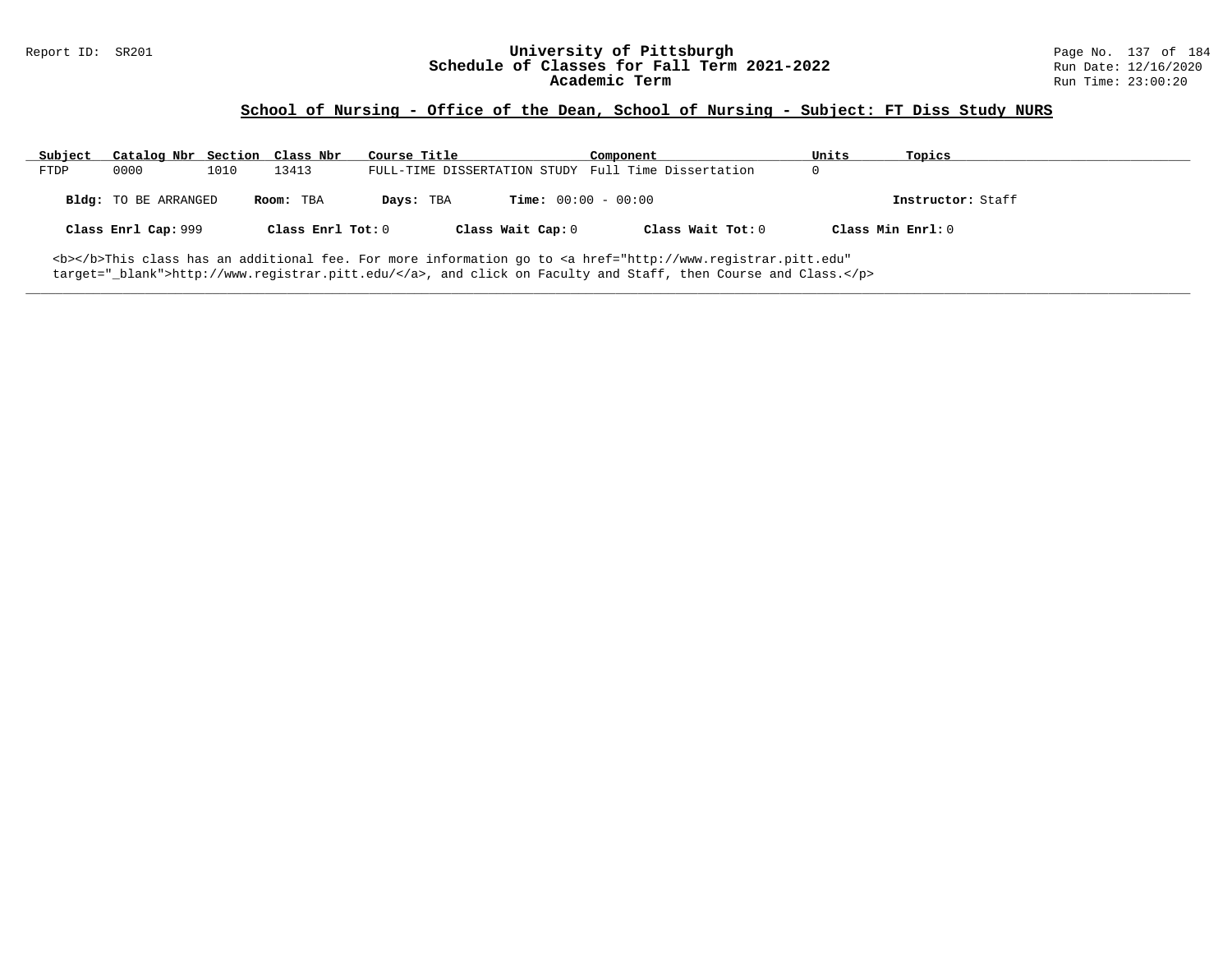## School of Nursing - Office of the Dean, School of Nursing - Subject: FT Diss Study NURS

| Subject | Catalog Nbr | Section | Class Nbr | Course Title | Component | Units | Topics |
|---|---|---|---|---|---|---|---|
| FTDP | 0000 | 1010 | 13413 | FULL-TIME DISSERTATION STUDY | Full Time Dissertation | 0 | |

**Bldg:** TO BE ARRANGED **Room:** TBA **Days:** TBA **Time:** 00:00 - 00:00 **Instructor:** Staff

**Class Enrl Cap:** 999 **Class Enrl Tot:** 0 **Class Wait Cap:** 0 **Class Wait Tot:** 0 **Class Min Enrl:** 0

<b></b>This class has an additional fee. For more information go to <a href="http://www.registrar.pitt.edu" target="_blank">http://www.registrar.pitt.edu/</a>, and click on Faculty and Staff, then Course and Class.</p>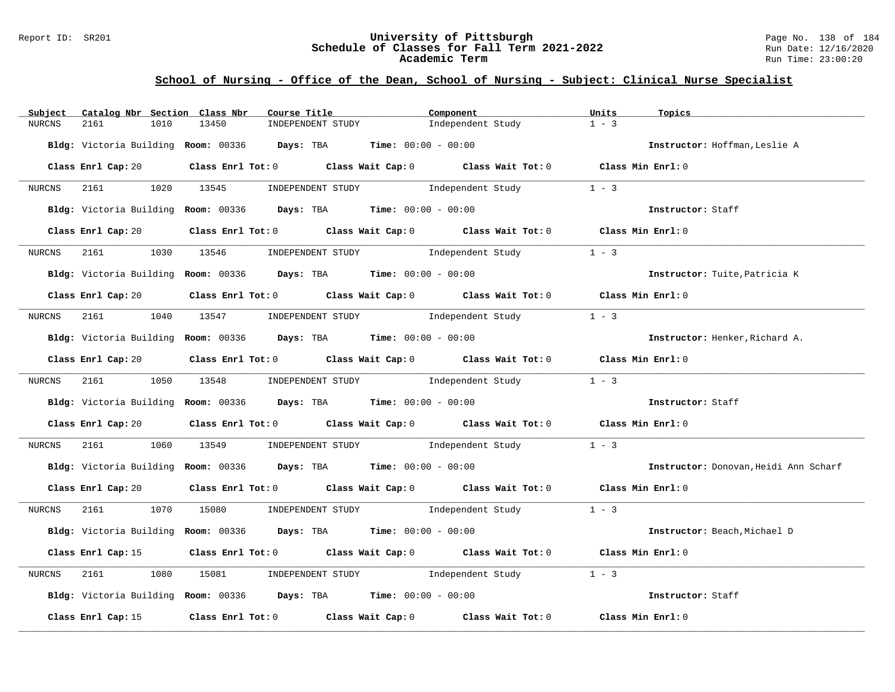# University of Pittsburgh
## Schedule of Classes for Fall Term 2021-2022
### Academic Term

Report ID: SR201

Run Date: 12/16/2020
Run Time: 23:00:20

## School of Nursing - Office of the Dean, School of Nursing - Subject: Clinical Nurse Specialist

| Subject | Catalog Nbr | Section | Class Nbr | Course Title | Component | Units | Topics |
|---|---|---|---|---|---|---|---|
| NURCNS | 2161 | 1010 | 13450 | INDEPENDENT STUDY | Independent Study | 1 - 3 | |

**Bldg:** Victoria Building **Room:** 00336 **Days:** TBA **Time:** 00:00 - 00:00 **Instructor:** Hoffman,Leslie A

**Class Enrl Cap:** 20 **Class Enrl Tot:** 0 **Class Wait Cap:** 0 **Class Wait Tot:** 0 **Class Min Enrl:** 0

---

| Subject | Catalog Nbr | Section | Class Nbr | Course Title | Component | Units | Topics |
|---|---|---|---|---|---|---|---|
| NURCNS | 2161 | 1020 | 13545 | INDEPENDENT STUDY | Independent Study | 1 - 3 | |

**Bldg:** Victoria Building **Room:** 00336 **Days:** TBA **Time:** 00:00 - 00:00 **Instructor:** Staff

**Class Enrl Cap:** 20 **Class Enrl Tot:** 0 **Class Wait Cap:** 0 **Class Wait Tot:** 0 **Class Min Enrl:** 0

---

| Subject | Catalog Nbr | Section | Class Nbr | Course Title | Component | Units | Topics |
|---|---|---|---|---|---|---|---|
| NURCNS | 2161 | 1030 | 13546 | INDEPENDENT STUDY | Independent Study | 1 - 3 | |

**Bldg:** Victoria Building **Room:** 00336 **Days:** TBA **Time:** 00:00 - 00:00 **Instructor:** Tuite,Patricia K

**Class Enrl Cap:** 20 **Class Enrl Tot:** 0 **Class Wait Cap:** 0 **Class Wait Tot:** 0 **Class Min Enrl:** 0

---

| Subject | Catalog Nbr | Section | Class Nbr | Course Title | Component | Units | Topics |
|---|---|---|---|---|---|---|---|
| NURCNS | 2161 | 1040 | 13547 | INDEPENDENT STUDY | Independent Study | 1 - 3 | |

**Bldg:** Victoria Building **Room:** 00336 **Days:** TBA **Time:** 00:00 - 00:00 **Instructor:** Henker,Richard A.

**Class Enrl Cap:** 20 **Class Enrl Tot:** 0 **Class Wait Cap:** 0 **Class Wait Tot:** 0 **Class Min Enrl:** 0

---

| Subject | Catalog Nbr | Section | Class Nbr | Course Title | Component | Units | Topics |
|---|---|---|---|---|---|---|---|
| NURCNS | 2161 | 1050 | 13548 | INDEPENDENT STUDY | Independent Study | 1 - 3 | |

**Bldg:** Victoria Building **Room:** 00336 **Days:** TBA **Time:** 00:00 - 00:00 **Instructor:** Staff

**Class Enrl Cap:** 20 **Class Enrl Tot:** 0 **Class Wait Cap:** 0 **Class Wait Tot:** 0 **Class Min Enrl:** 0

---

| Subject | Catalog Nbr | Section | Class Nbr | Course Title | Component | Units | Topics |
|---|---|---|---|---|---|---|---|
| NURCNS | 2161 | 1060 | 13549 | INDEPENDENT STUDY | Independent Study | 1 - 3 | |

**Bldg:** Victoria Building **Room:** 00336 **Days:** TBA **Time:** 00:00 - 00:00 **Instructor:** Donovan,Heidi Ann Scharf

**Class Enrl Cap:** 20 **Class Enrl Tot:** 0 **Class Wait Cap:** 0 **Class Wait Tot:** 0 **Class Min Enrl:** 0

---

| Subject | Catalog Nbr | Section | Class Nbr | Course Title | Component | Units | Topics |
|---|---|---|---|---|---|---|---|
| NURCNS | 2161 | 1070 | 15080 | INDEPENDENT STUDY | Independent Study | 1 - 3 | |

**Bldg:** Victoria Building **Room:** 00336 **Days:** TBA **Time:** 00:00 - 00:00 **Instructor:** Beach,Michael D

**Class Enrl Cap:** 15 **Class Enrl Tot:** 0 **Class Wait Cap:** 0 **Class Wait Tot:** 0 **Class Min Enrl:** 0

---

| Subject | Catalog Nbr | Section | Class Nbr | Course Title | Component | Units | Topics |
|---|---|---|---|---|---|---|---|
| NURCNS | 2161 | 1080 | 15081 | INDEPENDENT STUDY | Independent Study | 1 - 3 | |

**Bldg:** Victoria Building **Room:** 00336 **Days:** TBA **Time:** 00:00 - 00:00 **Instructor:** Staff

**Class Enrl Cap:** 15 **Class Enrl Tot:** 0 **Class Wait Cap:** 0 **Class Wait Tot:** 0 **Class Min Enrl:** 0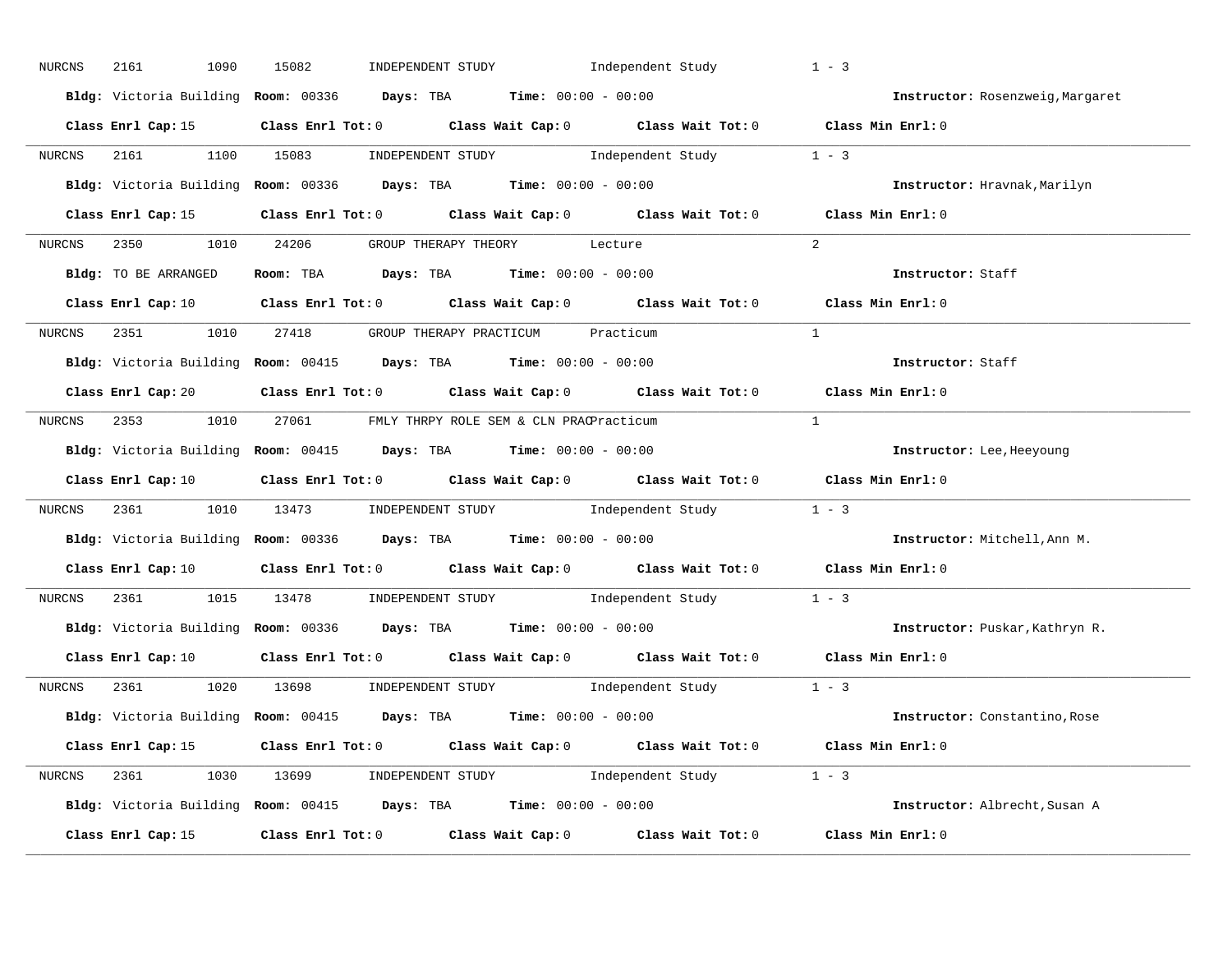NURCNS 2161 1090 15082 INDEPENDENT STUDY Independent Study 1 - 3

**Bldg:** Victoria Building **Room:** 00336 **Days:** TBA **Time:** 00:00 - 00:00 **Instructor:** Rosenzweig,Margaret

**Class Enrl Cap:** 15 **Class Enrl Tot:** 0 **Class Wait Cap:** 0 **Class Wait Tot:** 0 **Class Min Enrl:** 0

---

NURCNS 2161 1100 15083 INDEPENDENT STUDY Independent Study 1 - 3

**Bldg:** Victoria Building **Room:** 00336 **Days:** TBA **Time:** 00:00 - 00:00 **Instructor:** Hravnak,Marilyn

**Class Enrl Cap:** 15 **Class Enrl Tot:** 0 **Class Wait Cap:** 0 **Class Wait Tot:** 0 **Class Min Enrl:** 0

---

NURCNS 2350 1010 24206 GROUP THERAPY THEORY Lecture 2

**Bldg:** TO BE ARRANGED **Room:** TBA **Days:** TBA **Time:** 00:00 - 00:00 **Instructor:** Staff

**Class Enrl Cap:** 10 **Class Enrl Tot:** 0 **Class Wait Cap:** 0 **Class Wait Tot:** 0 **Class Min Enrl:** 0

---

NURCNS 2351 1010 27418 GROUP THERAPY PRACTICUM Practicum 1

**Bldg:** Victoria Building **Room:** 00415 **Days:** TBA **Time:** 00:00 - 00:00 **Instructor:** Staff

**Class Enrl Cap:** 20 **Class Enrl Tot:** 0 **Class Wait Cap:** 0 **Class Wait Tot:** 0 **Class Min Enrl:** 0

---

NURCNS 2353 1010 27061 FMLY THRPY ROLE SEM & CLN PRAC Practicum 1

**Bldg:** Victoria Building **Room:** 00415 **Days:** TBA **Time:** 00:00 - 00:00 **Instructor:** Lee,Heeyoung

**Class Enrl Cap:** 10 **Class Enrl Tot:** 0 **Class Wait Cap:** 0 **Class Wait Tot:** 0 **Class Min Enrl:** 0

---

NURCNS 2361 1010 13473 INDEPENDENT STUDY Independent Study 1 - 3

**Bldg:** Victoria Building **Room:** 00336 **Days:** TBA **Time:** 00:00 - 00:00 **Instructor:** Mitchell,Ann M.

**Class Enrl Cap:** 10 **Class Enrl Tot:** 0 **Class Wait Cap:** 0 **Class Wait Tot:** 0 **Class Min Enrl:** 0

---

NURCNS 2361 1015 13478 INDEPENDENT STUDY Independent Study 1 - 3

**Bldg:** Victoria Building **Room:** 00336 **Days:** TBA **Time:** 00:00 - 00:00 **Instructor:** Puskar,Kathryn R.

**Class Enrl Cap:** 10 **Class Enrl Tot:** 0 **Class Wait Cap:** 0 **Class Wait Tot:** 0 **Class Min Enrl:** 0

---

NURCNS 2361 1020 13698 INDEPENDENT STUDY Independent Study 1 - 3

**Bldg:** Victoria Building **Room:** 00415 **Days:** TBA **Time:** 00:00 - 00:00 **Instructor:** Constantino,Rose

**Class Enrl Cap:** 15 **Class Enrl Tot:** 0 **Class Wait Cap:** 0 **Class Wait Tot:** 0 **Class Min Enrl:** 0

---

NURCNS 2361 1030 13699 INDEPENDENT STUDY Independent Study 1 - 3

**Bldg:** Victoria Building **Room:** 00415 **Days:** TBA **Time:** 00:00 - 00:00 **Instructor:** Albrecht,Susan A

**Class Enrl Cap:** 15 **Class Enrl Tot:** 0 **Class Wait Cap:** 0 **Class Wait Tot:** 0 **Class Min Enrl:** 0

---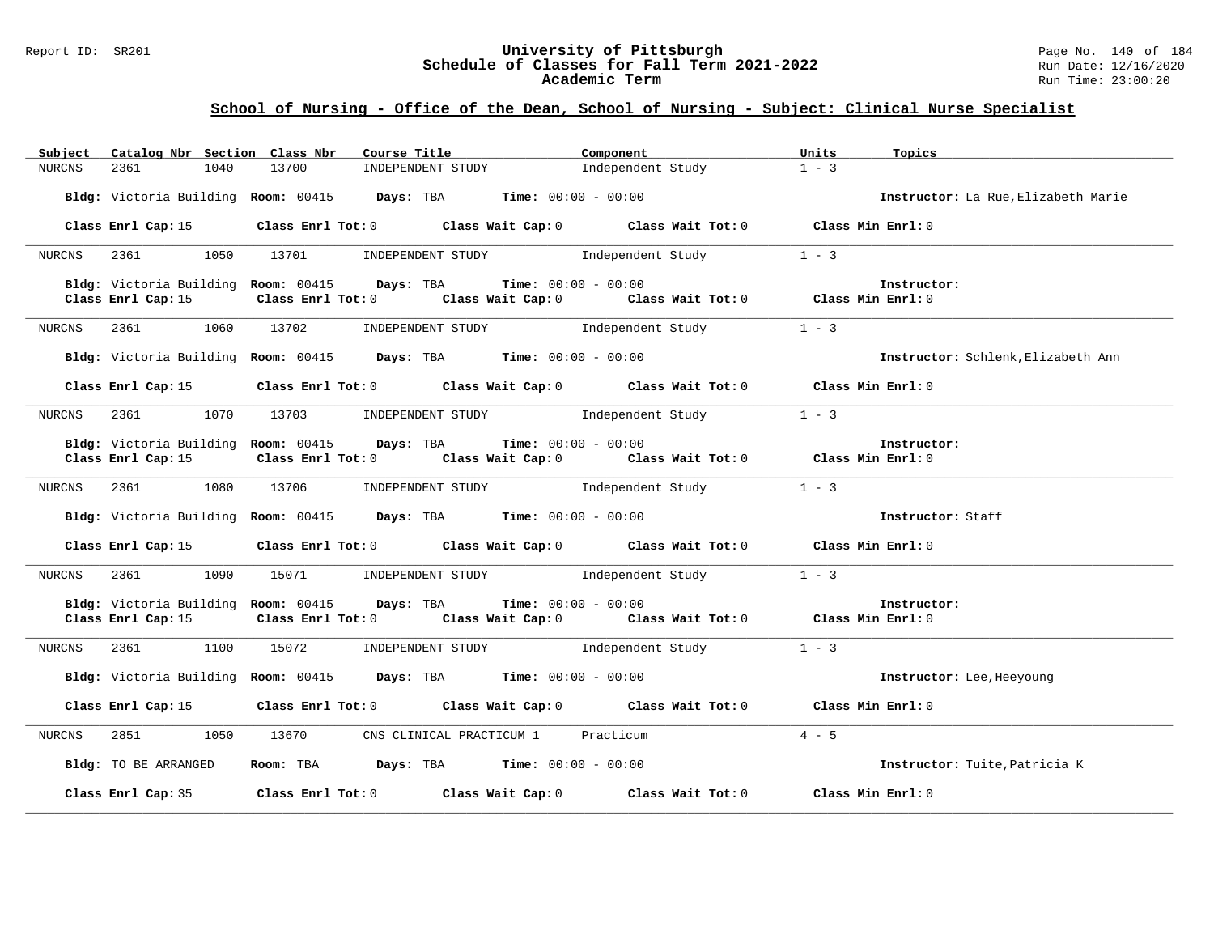## School of Nursing - Office of the Dean, School of Nursing - Subject: Clinical Nurse Specialist

| Subject | Catalog Nbr | Section | Class Nbr | Course Title | Component | Units | Topics |
|---|---|---|---|---|---|---|---|
| NURCNS | 2361 | 1040 | 13700 | INDEPENDENT STUDY | Independent Study | 1 - 3 | |

**Bldg:** Victoria Building **Room:** 00415 **Days:** TBA **Time:** 00:00 - 00:00 **Instructor:** La Rue,Elizabeth Marie

**Class Enrl Cap:** 15 **Class Enrl Tot:** 0 **Class Wait Cap:** 0 **Class Wait Tot:** 0 **Class Min Enrl:** 0

---

| Subject | Catalog Nbr | Section | Class Nbr | Course Title | Component | Units | Topics |
|---|---|---|---|---|---|---|---|
| NURCNS | 2361 | 1050 | 13701 | INDEPENDENT STUDY | Independent Study | 1 - 3 | |

**Bldg:** Victoria Building **Room:** 00415 **Days:** TBA **Time:** 00:00 - 00:00 **Instructor:**

**Class Enrl Cap:** 15 **Class Enrl Tot:** 0 **Class Wait Cap:** 0 **Class Wait Tot:** 0 **Class Min Enrl:** 0

---

| Subject | Catalog Nbr | Section | Class Nbr | Course Title | Component | Units | Topics |
|---|---|---|---|---|---|---|---|
| NURCNS | 2361 | 1060 | 13702 | INDEPENDENT STUDY | Independent Study | 1 - 3 | |

**Bldg:** Victoria Building **Room:** 00415 **Days:** TBA **Time:** 00:00 - 00:00 **Instructor:** Schlenk,Elizabeth Ann

**Class Enrl Cap:** 15 **Class Enrl Tot:** 0 **Class Wait Cap:** 0 **Class Wait Tot:** 0 **Class Min Enrl:** 0

---

| Subject | Catalog Nbr | Section | Class Nbr | Course Title | Component | Units | Topics |
|---|---|---|---|---|---|---|---|
| NURCNS | 2361 | 1070 | 13703 | INDEPENDENT STUDY | Independent Study | 1 - 3 | |

**Bldg:** Victoria Building **Room:** 00415 **Days:** TBA **Time:** 00:00 - 00:00 **Instructor:**

**Class Enrl Cap:** 15 **Class Enrl Tot:** 0 **Class Wait Cap:** 0 **Class Wait Tot:** 0 **Class Min Enrl:** 0

---

| Subject | Catalog Nbr | Section | Class Nbr | Course Title | Component | Units | Topics |
|---|---|---|---|---|---|---|---|
| NURCNS | 2361 | 1080 | 13706 | INDEPENDENT STUDY | Independent Study | 1 - 3 | |

**Bldg:** Victoria Building **Room:** 00415 **Days:** TBA **Time:** 00:00 - 00:00 **Instructor:** Staff

**Class Enrl Cap:** 15 **Class Enrl Tot:** 0 **Class Wait Cap:** 0 **Class Wait Tot:** 0 **Class Min Enrl:** 0

---

| Subject | Catalog Nbr | Section | Class Nbr | Course Title | Component | Units | Topics |
|---|---|---|---|---|---|---|---|
| NURCNS | 2361 | 1090 | 15071 | INDEPENDENT STUDY | Independent Study | 1 - 3 | |

**Bldg:** Victoria Building **Room:** 00415 **Days:** TBA **Time:** 00:00 - 00:00 **Instructor:**

**Class Enrl Cap:** 15 **Class Enrl Tot:** 0 **Class Wait Cap:** 0 **Class Wait Tot:** 0 **Class Min Enrl:** 0

---

| Subject | Catalog Nbr | Section | Class Nbr | Course Title | Component | Units | Topics |
|---|---|---|---|---|---|---|---|
| NURCNS | 2361 | 1100 | 15072 | INDEPENDENT STUDY | Independent Study | 1 - 3 | |

**Bldg:** Victoria Building **Room:** 00415 **Days:** TBA **Time:** 00:00 - 00:00 **Instructor:** Lee,Heeyoung

**Class Enrl Cap:** 15 **Class Enrl Tot:** 0 **Class Wait Cap:** 0 **Class Wait Tot:** 0 **Class Min Enrl:** 0

---

| Subject | Catalog Nbr | Section | Class Nbr | Course Title | Component | Units | Topics |
|---|---|---|---|---|---|---|---|
| NURCNS | 2851 | 1050 | 13670 | CNS CLINICAL PRACTICUM 1 | Practicum | 4 - 5 | |

**Bldg:** TO BE ARRANGED **Room:** TBA **Days:** TBA **Time:** 00:00 - 00:00 **Instructor:** Tuite,Patricia K

**Class Enrl Cap:** 35 **Class Enrl Tot:** 0 **Class Wait Cap:** 0 **Class Wait Tot:** 0 **Class Min Enrl:** 0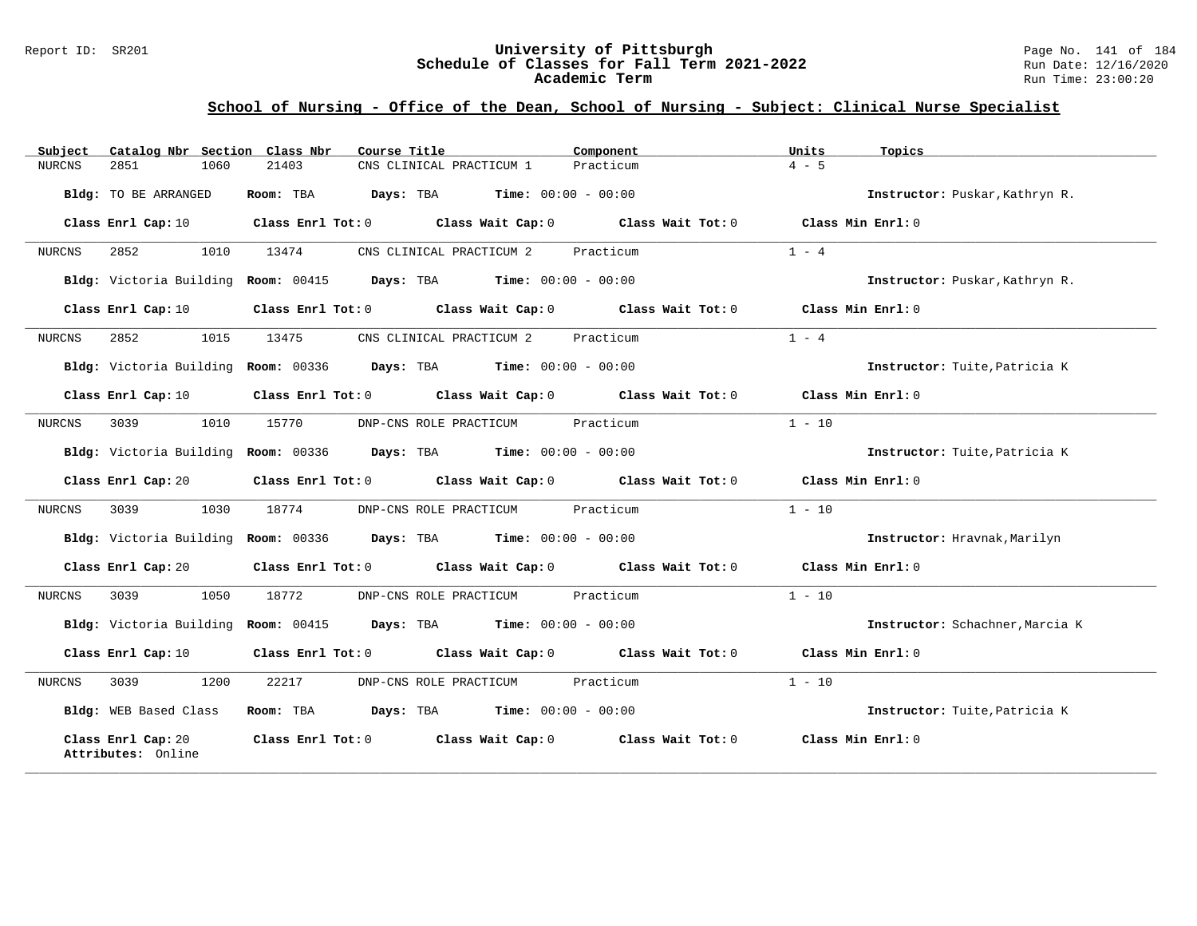## School of Nursing - Office of the Dean, School of Nursing - Subject: Clinical Nurse Specialist

| Subject | Catalog Nbr | Section | Class Nbr | Course Title | Component | Units | Topics |
|---|---|---|---|---|---|---|---|
| NURCNS | 2851 | 1060 | 21403 | CNS CLINICAL PRACTICUM 1 | Practicum | 4 - 5 | |

**Bldg:** TO BE ARRANGED **Room:** TBA **Days:** TBA **Time:** 00:00 - 00:00 **Instructor:** Puskar,Kathryn R.

**Class Enrl Cap:** 10 **Class Enrl Tot:** 0 **Class Wait Cap:** 0 **Class Wait Tot:** 0 **Class Min Enrl:** 0

---

| Subject | Catalog Nbr | Section | Class Nbr | Course Title | Component | Units | Topics |
|---|---|---|---|---|---|---|---|
| NURCNS | 2852 | 1010 | 13474 | CNS CLINICAL PRACTICUM 2 | Practicum | 1 - 4 | |

**Bldg:** Victoria Building **Room:** 00415 **Days:** TBA **Time:** 00:00 - 00:00 **Instructor:** Puskar,Kathryn R.

**Class Enrl Cap:** 10 **Class Enrl Tot:** 0 **Class Wait Cap:** 0 **Class Wait Tot:** 0 **Class Min Enrl:** 0

---

| Subject | Catalog Nbr | Section | Class Nbr | Course Title | Component | Units | Topics |
|---|---|---|---|---|---|---|---|
| NURCNS | 2852 | 1015 | 13475 | CNS CLINICAL PRACTICUM 2 | Practicum | 1 - 4 | |

**Bldg:** Victoria Building **Room:** 00336 **Days:** TBA **Time:** 00:00 - 00:00 **Instructor:** Tuite,Patricia K

**Class Enrl Cap:** 10 **Class Enrl Tot:** 0 **Class Wait Cap:** 0 **Class Wait Tot:** 0 **Class Min Enrl:** 0

---

| Subject | Catalog Nbr | Section | Class Nbr | Course Title | Component | Units | Topics |
|---|---|---|---|---|---|---|---|
| NURCNS | 3039 | 1010 | 15770 | DNP-CNS ROLE PRACTICUM | Practicum | 1 - 10 | |

**Bldg:** Victoria Building **Room:** 00336 **Days:** TBA **Time:** 00:00 - 00:00 **Instructor:** Tuite,Patricia K

**Class Enrl Cap:** 20 **Class Enrl Tot:** 0 **Class Wait Cap:** 0 **Class Wait Tot:** 0 **Class Min Enrl:** 0

---

| Subject | Catalog Nbr | Section | Class Nbr | Course Title | Component | Units | Topics |
|---|---|---|---|---|---|---|---|
| NURCNS | 3039 | 1030 | 18774 | DNP-CNS ROLE PRACTICUM | Practicum | 1 - 10 | |

**Bldg:** Victoria Building **Room:** 00336 **Days:** TBA **Time:** 00:00 - 00:00 **Instructor:** Hravnak,Marilyn

**Class Enrl Cap:** 20 **Class Enrl Tot:** 0 **Class Wait Cap:** 0 **Class Wait Tot:** 0 **Class Min Enrl:** 0

---

| Subject | Catalog Nbr | Section | Class Nbr | Course Title | Component | Units | Topics |
|---|---|---|---|---|---|---|---|
| NURCNS | 3039 | 1050 | 18772 | DNP-CNS ROLE PRACTICUM | Practicum | 1 - 10 | |

**Bldg:** Victoria Building **Room:** 00415 **Days:** TBA **Time:** 00:00 - 00:00 **Instructor:** Schachner,Marcia K

**Class Enrl Cap:** 10 **Class Enrl Tot:** 0 **Class Wait Cap:** 0 **Class Wait Tot:** 0 **Class Min Enrl:** 0

---

| Subject | Catalog Nbr | Section | Class Nbr | Course Title | Component | Units | Topics |
|---|---|---|---|---|---|---|---|
| NURCNS | 3039 | 1200 | 22217 | DNP-CNS ROLE PRACTICUM | Practicum | 1 - 10 | |

**Bldg:** WEB Based Class **Room:** TBA **Days:** TBA **Time:** 00:00 - 00:00 **Instructor:** Tuite,Patricia K

**Class Enrl Cap:** 20 **Class Enrl Tot:** 0 **Class Wait Cap:** 0 **Class Wait Tot:** 0 **Class Min Enrl:** 0
**Attributes:** Online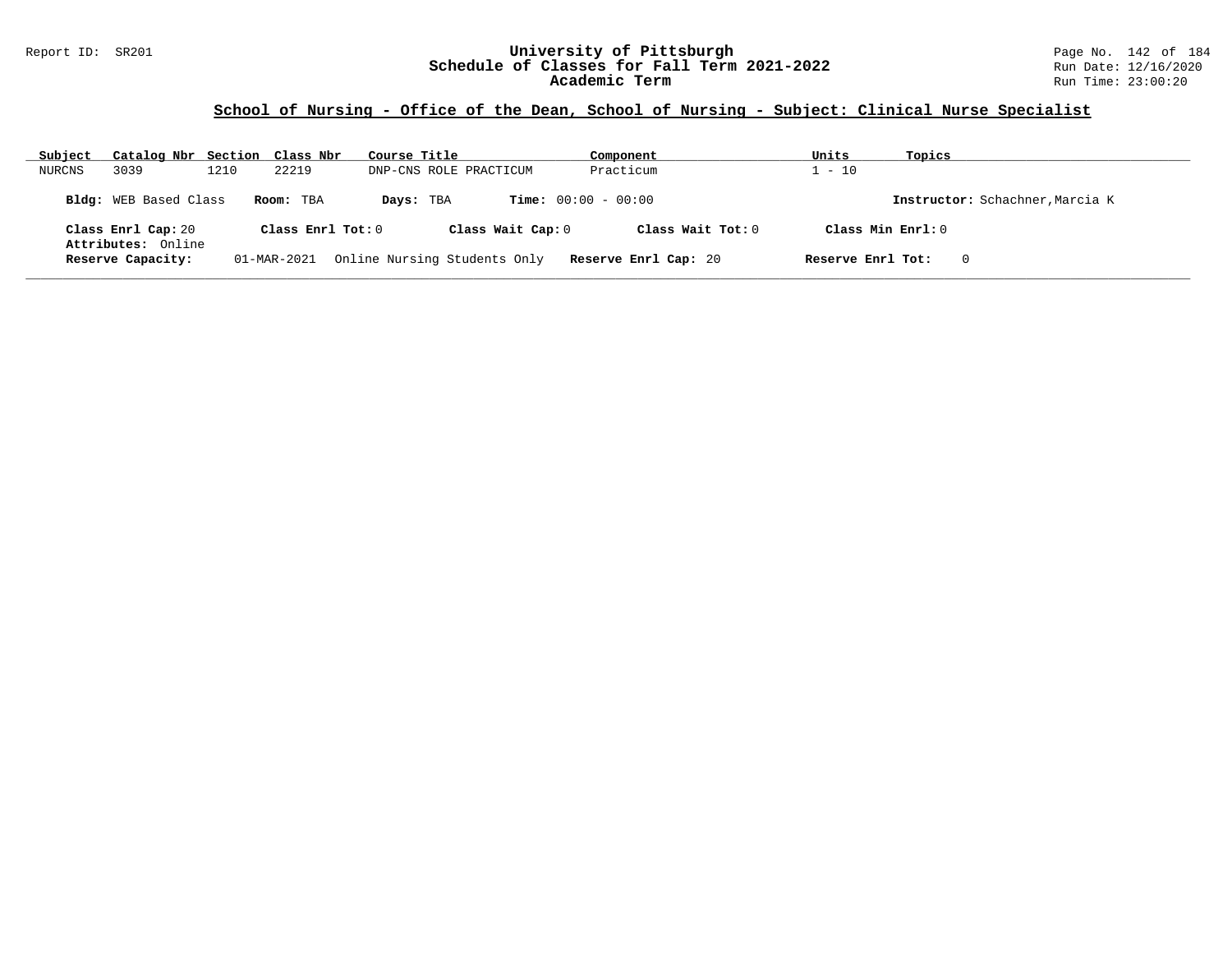## School of Nursing - Office of the Dean, School of Nursing - Subject: Clinical Nurse Specialist

| Subject | Catalog Nbr | Section | Class Nbr | Course Title | Component | Units | Topics |
|---|---|---|---|---|---|---|---|
| NURCNS | 3039 | 1210 | 22219 | DNP-CNS ROLE PRACTICUM | Practicum | 1 - 10 | |

**Bldg:** WEB Based Class **Room:** TBA **Days:** TBA **Time:** 00:00 - 00:00 **Instructor:** Schachner,Marcia K

**Class Enrl Cap:** 20 **Class Enrl Tot:** 0 **Class Wait Cap:** 0 **Class Wait Tot:** 0 **Class Min Enrl:** 0

**Attributes:** Online

**Reserve Capacity:** 01-MAR-2021 Online Nursing Students Only **Reserve Enrl Cap:** 20 **Reserve Enrl Tot:** 0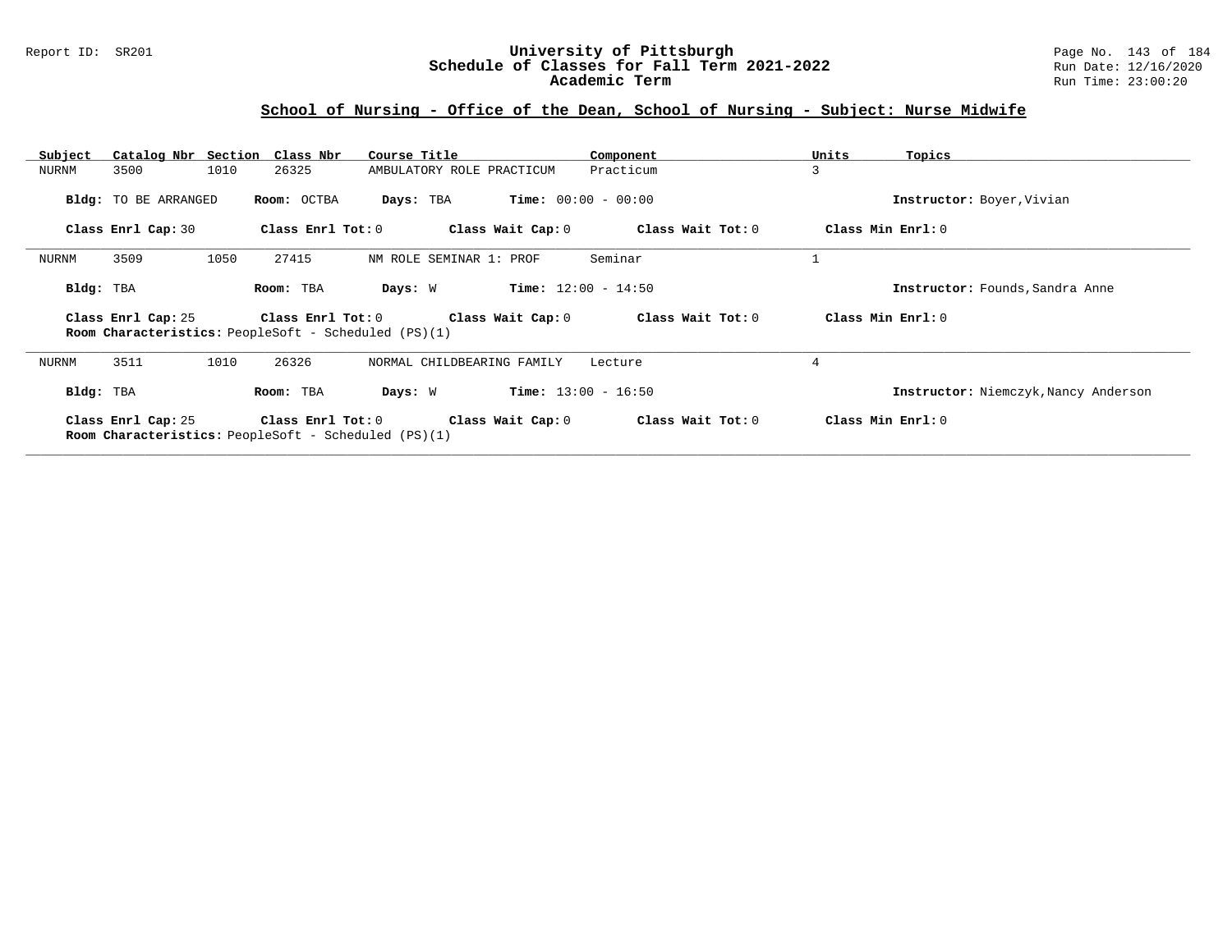## School of Nursing - Office of the Dean, School of Nursing - Subject: Nurse Midwife

| Subject | Catalog Nbr | Section | Class Nbr | Course Title | Component | Units | Topics |
|---|---|---|---|---|---|---|---|
| NURNM | 3500 | 1010 | 26325 | AMBULATORY ROLE PRACTICUM | Practicum | 3 | |

**Bldg:** TO BE ARRANGED **Room:** OCTBA **Days:** TBA **Time:** 00:00 - 00:00 **Instructor:** Boyer,Vivian

**Class Enrl Cap:** 30 **Class Enrl Tot:** 0 **Class Wait Cap:** 0 **Class Wait Tot:** 0 **Class Min Enrl:** 0

---

| Subject | Catalog Nbr | Section | Class Nbr | Course Title | Component | Units | Topics |
|---|---|---|---|---|---|---|---|
| NURNM | 3509 | 1050 | 27415 | NM ROLE SEMINAR 1: PROF | Seminar | 1 | |

**Bldg:** TBA **Room:** TBA **Days:** W **Time:** 12:00 - 14:50 **Instructor:** Founds,Sandra Anne

**Class Enrl Cap:** 25 **Class Enrl Tot:** 0 **Class Wait Cap:** 0 **Class Wait Tot:** 0 **Class Min Enrl:** 0

**Room Characteristics:** PeopleSoft - Scheduled (PS)(1)

---

| Subject | Catalog Nbr | Section | Class Nbr | Course Title | Component | Units | Topics |
|---|---|---|---|---|---|---|---|
| NURNM | 3511 | 1010 | 26326 | NORMAL CHILDBEARING FAMILY | Lecture | 4 | |

**Bldg:** TBA **Room:** TBA **Days:** W **Time:** 13:00 - 16:50 **Instructor:** Niemczyk,Nancy Anderson

**Class Enrl Cap:** 25 **Class Enrl Tot:** 0 **Class Wait Cap:** 0 **Class Wait Tot:** 0 **Class Min Enrl:** 0

**Room Characteristics:** PeopleSoft - Scheduled (PS)(1)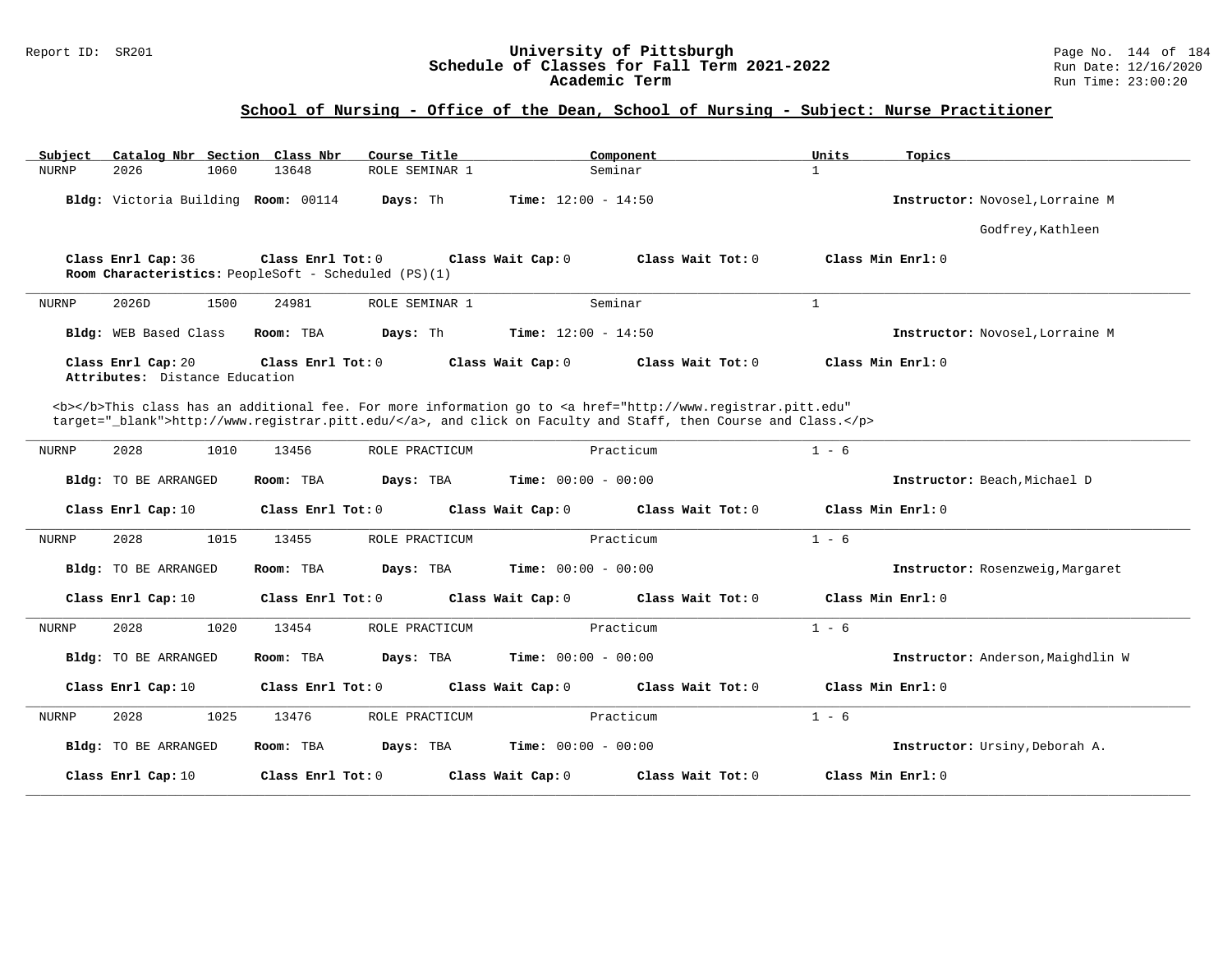## School of Nursing - Office of the Dean, School of Nursing - Subject: Nurse Practitioner

| Subject | Catalog Nbr | Section | Class Nbr | Course Title | Component | Units | Topics |
|---|---|---|---|---|---|---|---|
| NURNP | 2026 | 1060 | 13648 | ROLE SEMINAR 1 | Seminar | 1 | |

**Bldg:** Victoria Building **Room:** 00114 **Days:** Th **Time:** 12:00 - 14:50 **Instructor:** Novosel,Lorraine M
Godfrey,Kathleen

**Class Enrl Cap:** 36 **Class Enrl Tot:** 0 **Class Wait Cap:** 0 **Class Wait Tot:** 0 **Class Min Enrl:** 0
**Room Characteristics:** PeopleSoft - Scheduled (PS)(1)

---

| Subject | Catalog Nbr | Section | Class Nbr | Course Title | Component | Units | Topics |
|---|---|---|---|---|---|---|---|
| NURNP | 2026D | 1500 | 24981 | ROLE SEMINAR 1 | Seminar | 1 | |

**Bldg:** WEB Based Class **Room:** TBA **Days:** Th **Time:** 12:00 - 14:50 **Instructor:** Novosel,Lorraine M

**Class Enrl Cap:** 20 **Class Enrl Tot:** 0 **Class Wait Cap:** 0 **Class Wait Tot:** 0 **Class Min Enrl:** 0
**Attributes:** Distance Education

<b></b>This class has an additional fee. For more information go to <a href="http://www.registrar.pitt.edu" target="_blank">http://www.registrar.pitt.edu/</a>, and click on Faculty and Staff, then Course and Class.</p>

---

| Subject | Catalog Nbr | Section | Class Nbr | Course Title | Component | Units | Topics |
|---|---|---|---|---|---|---|---|
| NURNP | 2028 | 1010 | 13456 | ROLE PRACTICUM | Practicum | 1 - 6 | |

**Bldg:** TO BE ARRANGED **Room:** TBA **Days:** TBA **Time:** 00:00 - 00:00 **Instructor:** Beach,Michael D

**Class Enrl Cap:** 10 **Class Enrl Tot:** 0 **Class Wait Cap:** 0 **Class Wait Tot:** 0 **Class Min Enrl:** 0

---

| Subject | Catalog Nbr | Section | Class Nbr | Course Title | Component | Units | Topics |
|---|---|---|---|---|---|---|---|
| NURNP | 2028 | 1015 | 13455 | ROLE PRACTICUM | Practicum | 1 - 6 | |

**Bldg:** TO BE ARRANGED **Room:** TBA **Days:** TBA **Time:** 00:00 - 00:00 **Instructor:** Rosenzweig,Margaret

**Class Enrl Cap:** 10 **Class Enrl Tot:** 0 **Class Wait Cap:** 0 **Class Wait Tot:** 0 **Class Min Enrl:** 0

---

| Subject | Catalog Nbr | Section | Class Nbr | Course Title | Component | Units | Topics |
|---|---|---|---|---|---|---|---|
| NURNP | 2028 | 1020 | 13454 | ROLE PRACTICUM | Practicum | 1 - 6 | |

**Bldg:** TO BE ARRANGED **Room:** TBA **Days:** TBA **Time:** 00:00 - 00:00 **Instructor:** Anderson,Maighdlin W

**Class Enrl Cap:** 10 **Class Enrl Tot:** 0 **Class Wait Cap:** 0 **Class Wait Tot:** 0 **Class Min Enrl:** 0

---

| Subject | Catalog Nbr | Section | Class Nbr | Course Title | Component | Units | Topics |
|---|---|---|---|---|---|---|---|
| NURNP | 2028 | 1025 | 13476 | ROLE PRACTICUM | Practicum | 1 - 6 | |

**Bldg:** TO BE ARRANGED **Room:** TBA **Days:** TBA **Time:** 00:00 - 00:00 **Instructor:** Ursiny,Deborah A.

**Class Enrl Cap:** 10 **Class Enrl Tot:** 0 **Class Wait Cap:** 0 **Class Wait Tot:** 0 **Class Min Enrl:** 0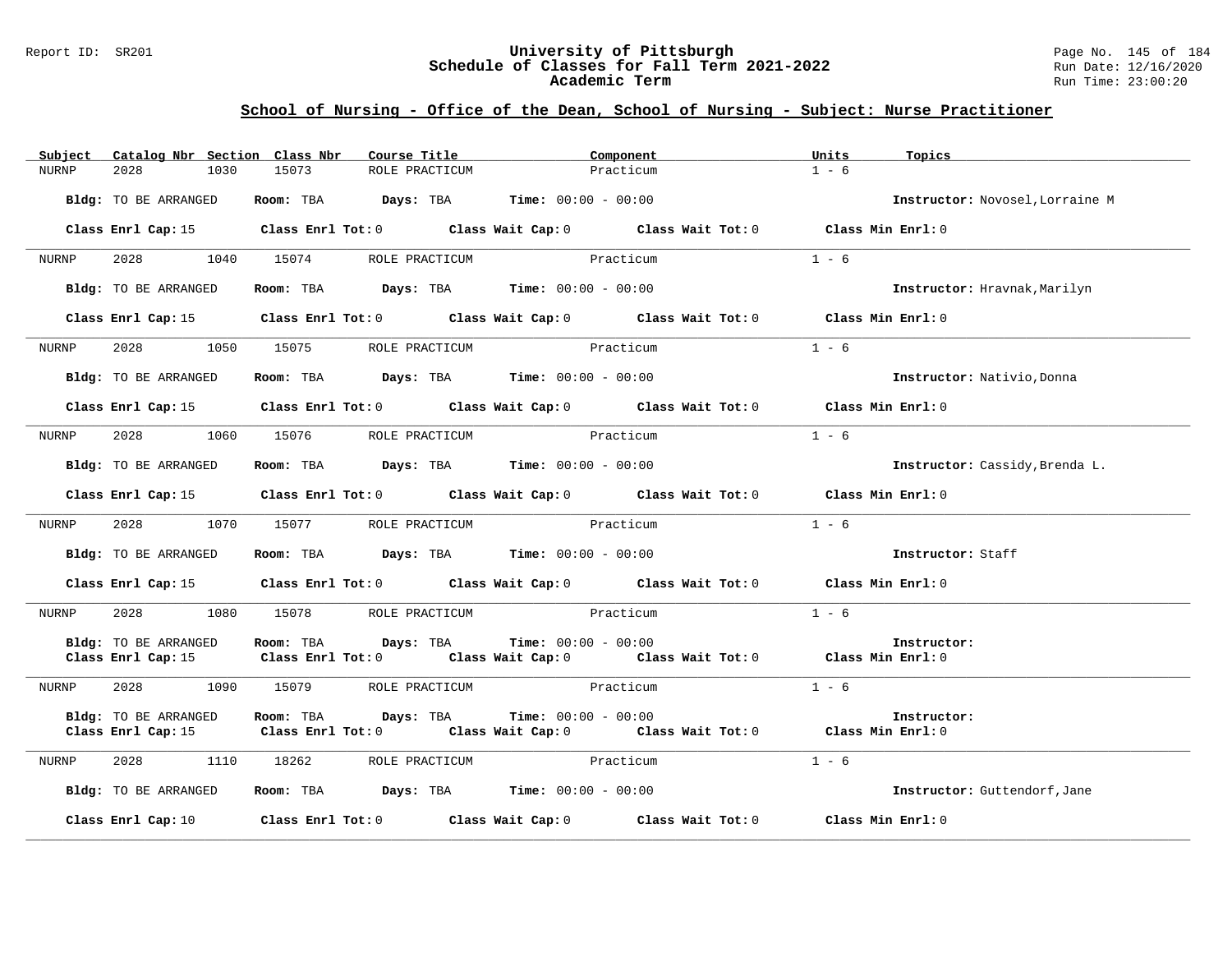## School of Nursing - Office of the Dean, School of Nursing - Subject: Nurse Practitioner

| Subject | Catalog Nbr | Section | Class Nbr | Course Title | Component | Units | Topics |
|---|---|---|---|---|---|---|---|
| NURNP | 2028 | 1030 | 15073 | ROLE PRACTICUM | Practicum | 1 - 6 | |

**Bldg:** TO BE ARRANGED **Room:** TBA **Days:** TBA **Time:** 00:00 - 00:00 **Instructor:** Novosel,Lorraine M

**Class Enrl Cap:** 15 **Class Enrl Tot:** 0 **Class Wait Cap:** 0 **Class Wait Tot:** 0 **Class Min Enrl:** 0

| Subject | Catalog Nbr | Section | Class Nbr | Course Title | Component | Units | Topics |
|---|---|---|---|---|---|---|---|
| NURNP | 2028 | 1040 | 15074 | ROLE PRACTICUM | Practicum | 1 - 6 | |

**Bldg:** TO BE ARRANGED **Room:** TBA **Days:** TBA **Time:** 00:00 - 00:00 **Instructor:** Hravnak,Marilyn

**Class Enrl Cap:** 15 **Class Enrl Tot:** 0 **Class Wait Cap:** 0 **Class Wait Tot:** 0 **Class Min Enrl:** 0

| Subject | Catalog Nbr | Section | Class Nbr | Course Title | Component | Units | Topics |
|---|---|---|---|---|---|---|---|
| NURNP | 2028 | 1050 | 15075 | ROLE PRACTICUM | Practicum | 1 - 6 | |

**Bldg:** TO BE ARRANGED **Room:** TBA **Days:** TBA **Time:** 00:00 - 00:00 **Instructor:** Nativio,Donna

**Class Enrl Cap:** 15 **Class Enrl Tot:** 0 **Class Wait Cap:** 0 **Class Wait Tot:** 0 **Class Min Enrl:** 0

| Subject | Catalog Nbr | Section | Class Nbr | Course Title | Component | Units | Topics |
|---|---|---|---|---|---|---|---|
| NURNP | 2028 | 1060 | 15076 | ROLE PRACTICUM | Practicum | 1 - 6 | |

**Bldg:** TO BE ARRANGED **Room:** TBA **Days:** TBA **Time:** 00:00 - 00:00 **Instructor:** Cassidy,Brenda L.

**Class Enrl Cap:** 15 **Class Enrl Tot:** 0 **Class Wait Cap:** 0 **Class Wait Tot:** 0 **Class Min Enrl:** 0

| Subject | Catalog Nbr | Section | Class Nbr | Course Title | Component | Units | Topics |
|---|---|---|---|---|---|---|---|
| NURNP | 2028 | 1070 | 15077 | ROLE PRACTICUM | Practicum | 1 - 6 | |

**Bldg:** TO BE ARRANGED **Room:** TBA **Days:** TBA **Time:** 00:00 - 00:00 **Instructor:** Staff

**Class Enrl Cap:** 15 **Class Enrl Tot:** 0 **Class Wait Cap:** 0 **Class Wait Tot:** 0 **Class Min Enrl:** 0

| Subject | Catalog Nbr | Section | Class Nbr | Course Title | Component | Units | Topics |
|---|---|---|---|---|---|---|---|
| NURNP | 2028 | 1080 | 15078 | ROLE PRACTICUM | Practicum | 1 - 6 | |

**Bldg:** TO BE ARRANGED **Room:** TBA **Days:** TBA **Time:** 00:00 - 00:00 **Instructor:**
**Class Enrl Cap:** 15 **Class Enrl Tot:** 0 **Class Wait Cap:** 0 **Class Wait Tot:** 0 **Class Min Enrl:** 0

| Subject | Catalog Nbr | Section | Class Nbr | Course Title | Component | Units | Topics |
|---|---|---|---|---|---|---|---|
| NURNP | 2028 | 1090 | 15079 | ROLE PRACTICUM | Practicum | 1 - 6 | |

**Bldg:** TO BE ARRANGED **Room:** TBA **Days:** TBA **Time:** 00:00 - 00:00 **Instructor:**
**Class Enrl Cap:** 15 **Class Enrl Tot:** 0 **Class Wait Cap:** 0 **Class Wait Tot:** 0 **Class Min Enrl:** 0

| Subject | Catalog Nbr | Section | Class Nbr | Course Title | Component | Units | Topics |
|---|---|---|---|---|---|---|---|
| NURNP | 2028 | 1110 | 18262 | ROLE PRACTICUM | Practicum | 1 - 6 | |

**Bldg:** TO BE ARRANGED **Room:** TBA **Days:** TBA **Time:** 00:00 - 00:00 **Instructor:** Guttendorf,Jane

**Class Enrl Cap:** 10 **Class Enrl Tot:** 0 **Class Wait Cap:** 0 **Class Wait Tot:** 0 **Class Min Enrl:** 0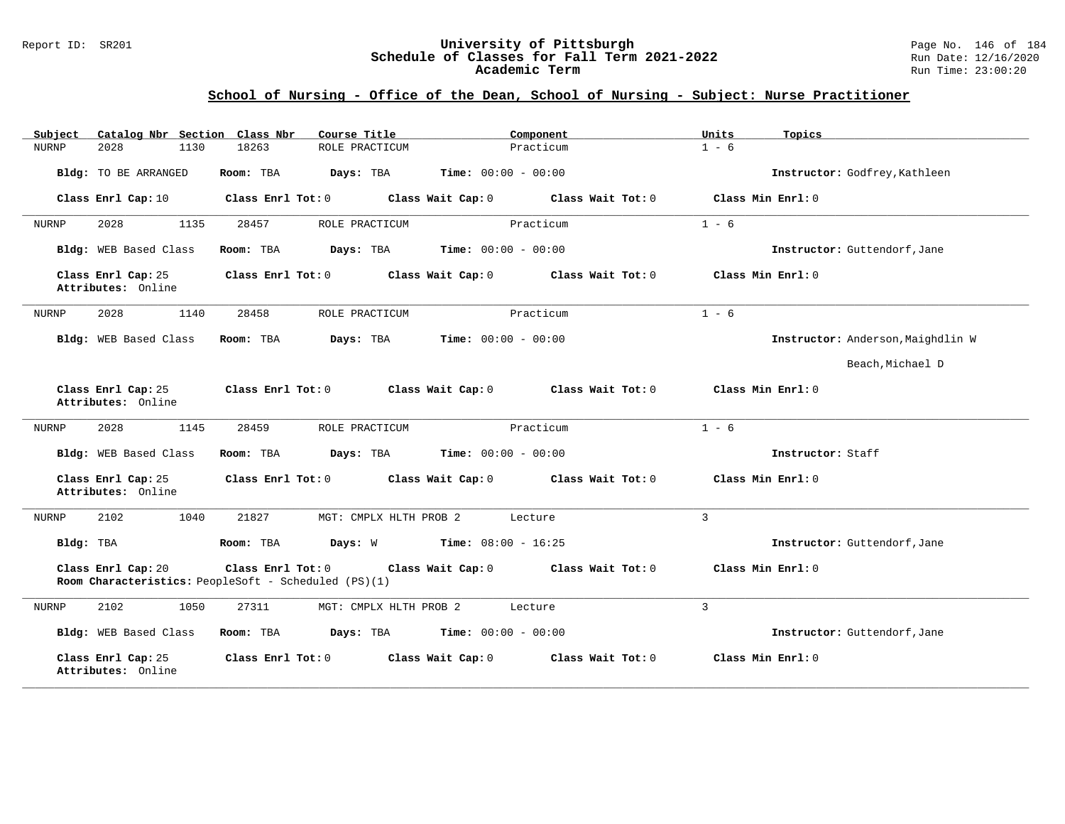## School of Nursing - Office of the Dean, School of Nursing - Subject: Nurse Practitioner

| Subject | Catalog Nbr | Section | Class Nbr | Course Title | Component | Units | Topics |
|---|---|---|---|---|---|---|---|
| NURNP | 2028 | 1130 | 18263 | ROLE PRACTICUM | Practicum | 1 - 6 | |

**Bldg:** TO BE ARRANGED **Room:** TBA **Days:** TBA **Time:** 00:00 - 00:00 **Instructor:** Godfrey,Kathleen

**Class Enrl Cap:** 10 **Class Enrl Tot:** 0 **Class Wait Cap:** 0 **Class Wait Tot:** 0 **Class Min Enrl:** 0

---

| Subject | Catalog Nbr | Section | Class Nbr | Course Title | Component | Units | Topics |
|---|---|---|---|---|---|---|---|
| NURNP | 2028 | 1135 | 28457 | ROLE PRACTICUM | Practicum | 1 - 6 | |

**Bldg:** WEB Based Class **Room:** TBA **Days:** TBA **Time:** 00:00 - 00:00 **Instructor:** Guttendorf,Jane

**Class Enrl Cap:** 25 **Class Enrl Tot:** 0 **Class Wait Cap:** 0 **Class Wait Tot:** 0 **Class Min Enrl:** 0
**Attributes:** Online

---

| Subject | Catalog Nbr | Section | Class Nbr | Course Title | Component | Units | Topics |
|---|---|---|---|---|---|---|---|
| NURNP | 2028 | 1140 | 28458 | ROLE PRACTICUM | Practicum | 1 - 6 | |

**Bldg:** WEB Based Class **Room:** TBA **Days:** TBA **Time:** 00:00 - 00:00 **Instructor:** Anderson,Maighdlin W
Beach,Michael D

**Class Enrl Cap:** 25 **Class Enrl Tot:** 0 **Class Wait Cap:** 0 **Class Wait Tot:** 0 **Class Min Enrl:** 0
**Attributes:** Online

---

| Subject | Catalog Nbr | Section | Class Nbr | Course Title | Component | Units | Topics |
|---|---|---|---|---|---|---|---|
| NURNP | 2028 | 1145 | 28459 | ROLE PRACTICUM | Practicum | 1 - 6 | |

**Bldg:** WEB Based Class **Room:** TBA **Days:** TBA **Time:** 00:00 - 00:00 **Instructor:** Staff

**Class Enrl Cap:** 25 **Class Enrl Tot:** 0 **Class Wait Cap:** 0 **Class Wait Tot:** 0 **Class Min Enrl:** 0
**Attributes:** Online

---

| Subject | Catalog Nbr | Section | Class Nbr | Course Title | Component | Units | Topics |
|---|---|---|---|---|---|---|---|
| NURNP | 2102 | 1040 | 21827 | MGT: CMPLX HLTH PROB 2 | Lecture | 3 | |

**Bldg:** TBA **Room:** TBA **Days:** W **Time:** 08:00 - 16:25 **Instructor:** Guttendorf,Jane

**Class Enrl Cap:** 20 **Class Enrl Tot:** 0 **Class Wait Cap:** 0 **Class Wait Tot:** 0 **Class Min Enrl:** 0
**Room Characteristics:** PeopleSoft - Scheduled (PS)(1)

---

| Subject | Catalog Nbr | Section | Class Nbr | Course Title | Component | Units | Topics |
|---|---|---|---|---|---|---|---|
| NURNP | 2102 | 1050 | 27311 | MGT: CMPLX HLTH PROB 2 | Lecture | 3 | |

**Bldg:** WEB Based Class **Room:** TBA **Days:** TBA **Time:** 00:00 - 00:00 **Instructor:** Guttendorf,Jane

**Class Enrl Cap:** 25 **Class Enrl Tot:** 0 **Class Wait Cap:** 0 **Class Wait Tot:** 0 **Class Min Enrl:** 0
**Attributes:** Online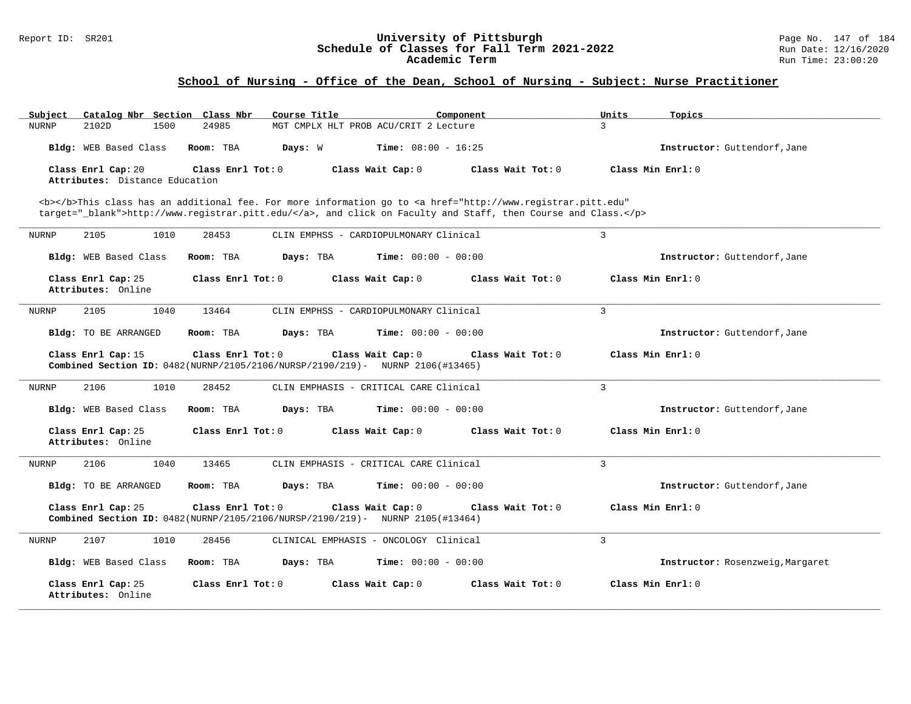## School of Nursing - Office of the Dean, School of Nursing - Subject: Nurse Practitioner

| Subject | Catalog Nbr | Section | Class Nbr | Course Title | Component | Units | Topics |
|---|---|---|---|---|---|---|---|
| NURNP | 2102D | 1500 | 24985 | MGT CMPLX HLT PROB ACU/CRIT 2 | Lecture | 3 | |

**Bldg:** WEB Based Class **Room:** TBA **Days:** W **Time:** 08:00 - 16:25 **Instructor:** Guttendorf,Jane

**Class Enrl Cap:** 20 **Class Enrl Tot:** 0 **Class Wait Cap:** 0 **Class Wait Tot:** 0 **Class Min Enrl:** 0

**Attributes:** Distance Education

<b></b>This class has an additional fee. For more information go to <a href="http://www.registrar.pitt.edu" target="_blank">http://www.registrar.pitt.edu/</a>, and click on Faculty and Staff, then Course and Class.</p>

---

| Subject | Catalog Nbr | Section | Class Nbr | Course Title | Component | Units | Topics |
|---|---|---|---|---|---|---|---|
| NURNP | 2105 | 1010 | 28453 | CLIN EMPHSS - CARDIOPULMONARY | Clinical | 3 | |

**Bldg:** WEB Based Class **Room:** TBA **Days:** TBA **Time:** 00:00 - 00:00 **Instructor:** Guttendorf,Jane

**Class Enrl Cap:** 25 **Class Enrl Tot:** 0 **Class Wait Cap:** 0 **Class Wait Tot:** 0 **Class Min Enrl:** 0

**Attributes:** Online

---

| Subject | Catalog Nbr | Section | Class Nbr | Course Title | Component | Units | Topics |
|---|---|---|---|---|---|---|---|
| NURNP | 2105 | 1040 | 13464 | CLIN EMPHSS - CARDIOPULMONARY | Clinical | 3 | |

**Bldg:** TO BE ARRANGED **Room:** TBA **Days:** TBA **Time:** 00:00 - 00:00 **Instructor:** Guttendorf,Jane

**Class Enrl Cap:** 15 **Class Enrl Tot:** 0 **Class Wait Cap:** 0 **Class Wait Tot:** 0 **Class Min Enrl:** 0

**Combined Section ID:** 0482(NURNP/2105/2106/NURSP/2190/219)- NURNP 2106(#13465)

---

| Subject | Catalog Nbr | Section | Class Nbr | Course Title | Component | Units | Topics |
|---|---|---|---|---|---|---|---|
| NURNP | 2106 | 1010 | 28452 | CLIN EMPHASIS - CRITICAL CARE | Clinical | 3 | |

**Bldg:** WEB Based Class **Room:** TBA **Days:** TBA **Time:** 00:00 - 00:00 **Instructor:** Guttendorf,Jane

**Class Enrl Cap:** 25 **Class Enrl Tot:** 0 **Class Wait Cap:** 0 **Class Wait Tot:** 0 **Class Min Enrl:** 0

**Attributes:** Online

---

| Subject | Catalog Nbr | Section | Class Nbr | Course Title | Component | Units | Topics |
|---|---|---|---|---|---|---|---|
| NURNP | 2106 | 1040 | 13465 | CLIN EMPHASIS - CRITICAL CARE | Clinical | 3 | |

**Bldg:** TO BE ARRANGED **Room:** TBA **Days:** TBA **Time:** 00:00 - 00:00 **Instructor:** Guttendorf,Jane

**Class Enrl Cap:** 25 **Class Enrl Tot:** 0 **Class Wait Cap:** 0 **Class Wait Tot:** 0 **Class Min Enrl:** 0

**Combined Section ID:** 0482(NURNP/2105/2106/NURSP/2190/219)- NURNP 2105(#13464)

---

| Subject | Catalog Nbr | Section | Class Nbr | Course Title | Component | Units | Topics |
|---|---|---|---|---|---|---|---|
| NURNP | 2107 | 1010 | 28456 | CLINICAL EMPHASIS - ONCOLOGY | Clinical | 3 | |

**Bldg:** WEB Based Class **Room:** TBA **Days:** TBA **Time:** 00:00 - 00:00 **Instructor:** Rosenzweig,Margaret

**Class Enrl Cap:** 25 **Class Enrl Tot:** 0 **Class Wait Cap:** 0 **Class Wait Tot:** 0 **Class Min Enrl:** 0

**Attributes:** Online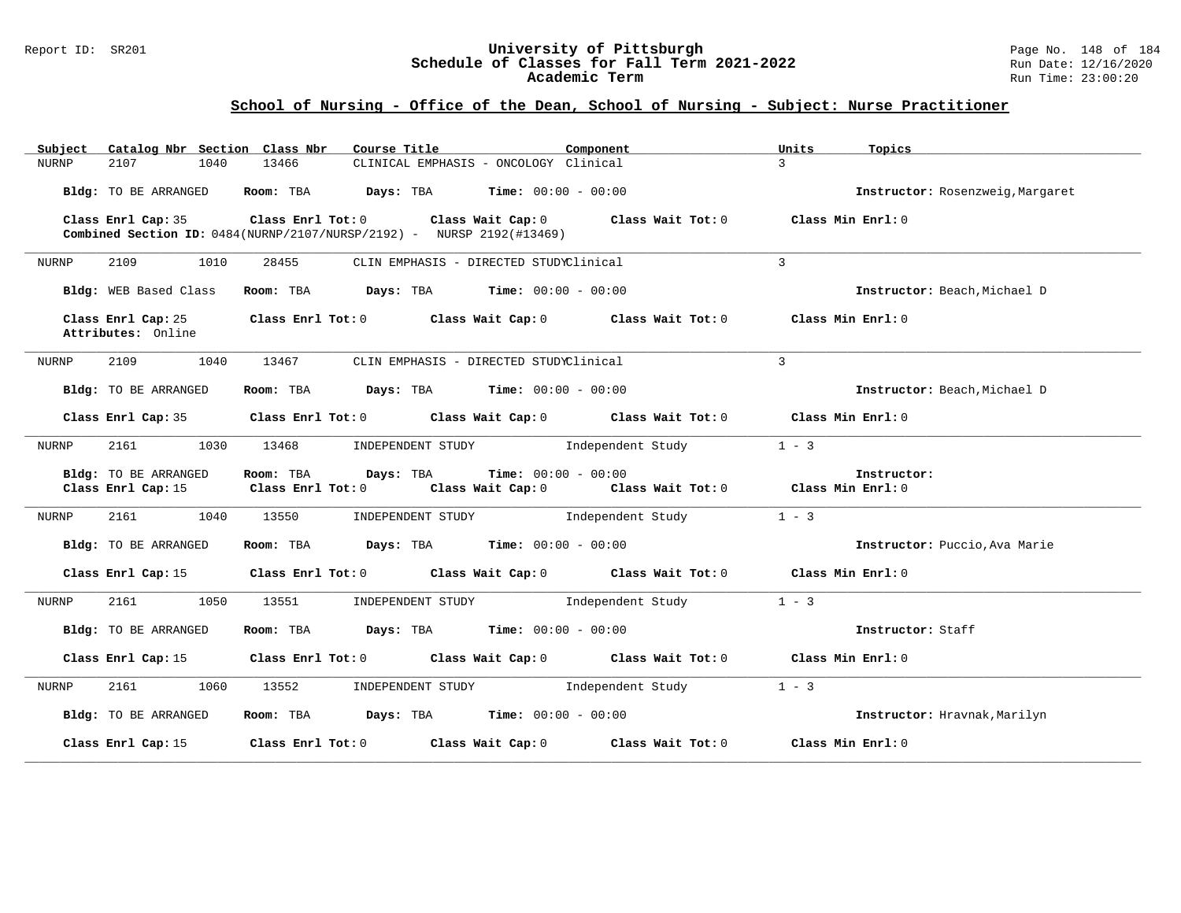## School of Nursing - Office of the Dean, School of Nursing - Subject: Nurse Practitioner

| Subject | Catalog Nbr | Section | Class Nbr | Course Title | Component | Units | Topics |
|---|---|---|---|---|---|---|---|
| NURNP | 2107 | 1040 | 13466 | CLINICAL EMPHASIS - ONCOLOGY | Clinical | 3 | |

**Bldg:** TO BE ARRANGED **Room:** TBA **Days:** TBA **Time:** 00:00 - 00:00 **Instructor:** Rosenzweig,Margaret

**Class Enrl Cap:** 35 **Class Enrl Tot:** 0 **Class Wait Cap:** 0 **Class Wait Tot:** 0 **Class Min Enrl:** 0
**Combined Section ID:** 0484(NURNP/2107/NURSP/2192) - NURSP 2192(#13469)

---

| Subject | Catalog Nbr | Section | Class Nbr | Course Title | Component | Units | Topics |
|---|---|---|---|---|---|---|---|
| NURNP | 2109 | 1010 | 28455 | CLIN EMPHASIS - DIRECTED STUDY | Clinical | 3 | |

**Bldg:** WEB Based Class **Room:** TBA **Days:** TBA **Time:** 00:00 - 00:00 **Instructor:** Beach,Michael D

**Class Enrl Cap:** 25 **Class Enrl Tot:** 0 **Class Wait Cap:** 0 **Class Wait Tot:** 0 **Class Min Enrl:** 0
**Attributes:** Online

---

| Subject | Catalog Nbr | Section | Class Nbr | Course Title | Component | Units | Topics |
|---|---|---|---|---|---|---|---|
| NURNP | 2109 | 1040 | 13467 | CLIN EMPHASIS - DIRECTED STUDY | Clinical | 3 | |

**Bldg:** TO BE ARRANGED **Room:** TBA **Days:** TBA **Time:** 00:00 - 00:00 **Instructor:** Beach,Michael D

**Class Enrl Cap:** 35 **Class Enrl Tot:** 0 **Class Wait Cap:** 0 **Class Wait Tot:** 0 **Class Min Enrl:** 0

---

| Subject | Catalog Nbr | Section | Class Nbr | Course Title | Component | Units | Topics |
|---|---|---|---|---|---|---|---|
| NURNP | 2161 | 1030 | 13468 | INDEPENDENT STUDY | Independent Study | 1 - 3 | |

**Bldg:** TO BE ARRANGED **Room:** TBA **Days:** TBA **Time:** 00:00 - 00:00 **Instructor:**
**Class Enrl Cap:** 15 **Class Enrl Tot:** 0 **Class Wait Cap:** 0 **Class Wait Tot:** 0 **Class Min Enrl:** 0

---

| Subject | Catalog Nbr | Section | Class Nbr | Course Title | Component | Units | Topics |
|---|---|---|---|---|---|---|---|
| NURNP | 2161 | 1040 | 13550 | INDEPENDENT STUDY | Independent Study | 1 - 3 | |

**Bldg:** TO BE ARRANGED **Room:** TBA **Days:** TBA **Time:** 00:00 - 00:00 **Instructor:** Puccio,Ava Marie

**Class Enrl Cap:** 15 **Class Enrl Tot:** 0 **Class Wait Cap:** 0 **Class Wait Tot:** 0 **Class Min Enrl:** 0

---

| Subject | Catalog Nbr | Section | Class Nbr | Course Title | Component | Units | Topics |
|---|---|---|---|---|---|---|---|
| NURNP | 2161 | 1050 | 13551 | INDEPENDENT STUDY | Independent Study | 1 - 3 | |

**Bldg:** TO BE ARRANGED **Room:** TBA **Days:** TBA **Time:** 00:00 - 00:00 **Instructor:** Staff

**Class Enrl Cap:** 15 **Class Enrl Tot:** 0 **Class Wait Cap:** 0 **Class Wait Tot:** 0 **Class Min Enrl:** 0

---

| Subject | Catalog Nbr | Section | Class Nbr | Course Title | Component | Units | Topics |
|---|---|---|---|---|---|---|---|
| NURNP | 2161 | 1060 | 13552 | INDEPENDENT STUDY | Independent Study | 1 - 3 | |

**Bldg:** TO BE ARRANGED **Room:** TBA **Days:** TBA **Time:** 00:00 - 00:00 **Instructor:** Hravnak,Marilyn

**Class Enrl Cap:** 15 **Class Enrl Tot:** 0 **Class Wait Cap:** 0 **Class Wait Tot:** 0 **Class Min Enrl:** 0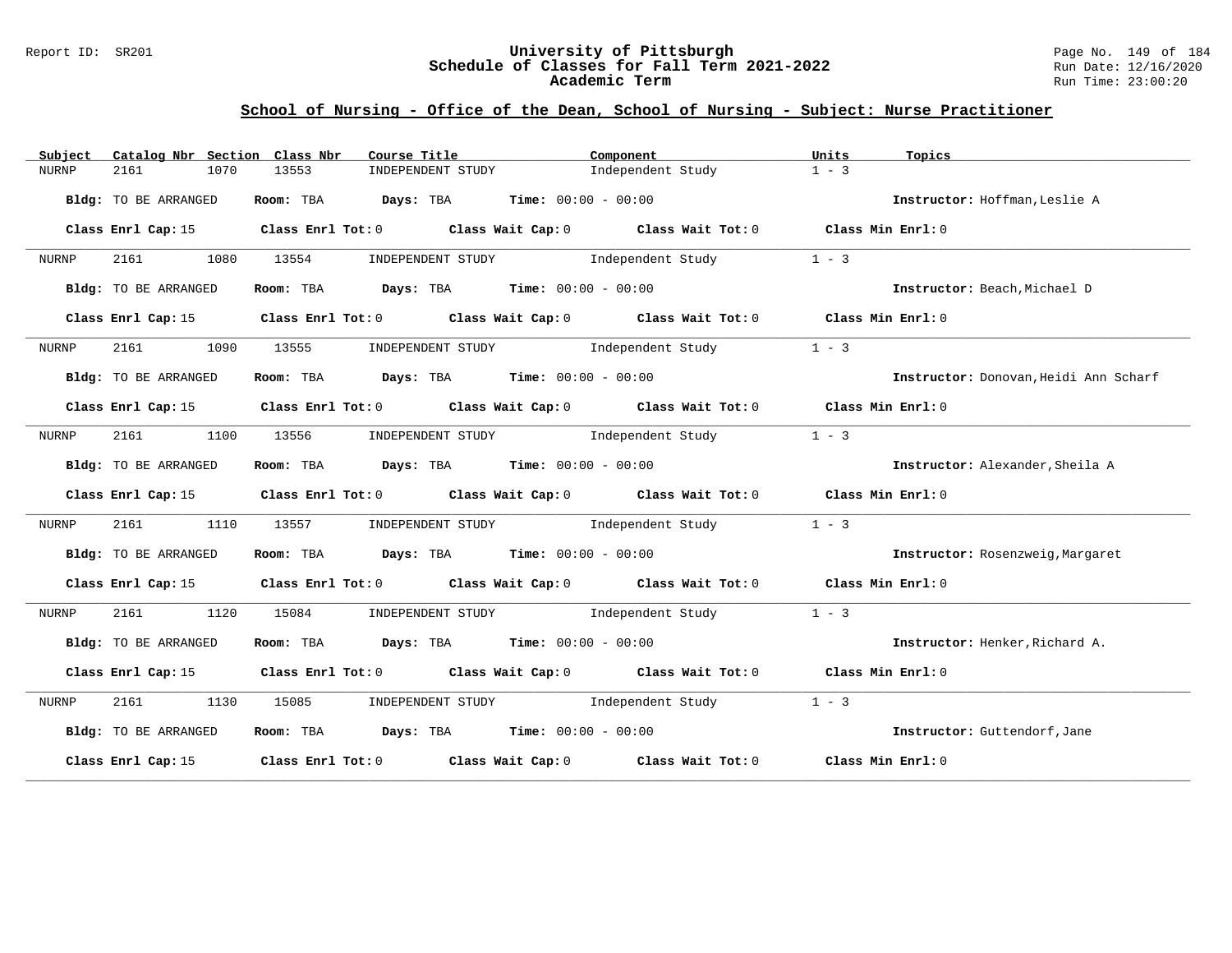## School of Nursing - Office of the Dean, School of Nursing - Subject: Nurse Practitioner

| Subject | Catalog Nbr | Section | Class Nbr | Course Title | Component | Units | Topics |
|---|---|---|---|---|---|---|---|
| NURNP | 2161 | 1070 | 13553 | INDEPENDENT STUDY | Independent Study | 1 - 3 | |

**Bldg:** TO BE ARRANGED **Room:** TBA **Days:** TBA **Time:** 00:00 - 00:00 **Instructor:** Hoffman,Leslie A

**Class Enrl Cap:** 15 **Class Enrl Tot:** 0 **Class Wait Cap:** 0 **Class Wait Tot:** 0 **Class Min Enrl:** 0

| Subject | Catalog Nbr | Section | Class Nbr | Course Title | Component | Units | Topics |
|---|---|---|---|---|---|---|---|
| NURNP | 2161 | 1080 | 13554 | INDEPENDENT STUDY | Independent Study | 1 - 3 | |

**Bldg:** TO BE ARRANGED **Room:** TBA **Days:** TBA **Time:** 00:00 - 00:00 **Instructor:** Beach,Michael D

**Class Enrl Cap:** 15 **Class Enrl Tot:** 0 **Class Wait Cap:** 0 **Class Wait Tot:** 0 **Class Min Enrl:** 0

| Subject | Catalog Nbr | Section | Class Nbr | Course Title | Component | Units | Topics |
|---|---|---|---|---|---|---|---|
| NURNP | 2161 | 1090 | 13555 | INDEPENDENT STUDY | Independent Study | 1 - 3 | |

**Bldg:** TO BE ARRANGED **Room:** TBA **Days:** TBA **Time:** 00:00 - 00:00 **Instructor:** Donovan,Heidi Ann Scharf

**Class Enrl Cap:** 15 **Class Enrl Tot:** 0 **Class Wait Cap:** 0 **Class Wait Tot:** 0 **Class Min Enrl:** 0

| Subject | Catalog Nbr | Section | Class Nbr | Course Title | Component | Units | Topics |
|---|---|---|---|---|---|---|---|
| NURNP | 2161 | 1100 | 13556 | INDEPENDENT STUDY | Independent Study | 1 - 3 | |

**Bldg:** TO BE ARRANGED **Room:** TBA **Days:** TBA **Time:** 00:00 - 00:00 **Instructor:** Alexander,Sheila A

**Class Enrl Cap:** 15 **Class Enrl Tot:** 0 **Class Wait Cap:** 0 **Class Wait Tot:** 0 **Class Min Enrl:** 0

| Subject | Catalog Nbr | Section | Class Nbr | Course Title | Component | Units | Topics |
|---|---|---|---|---|---|---|---|
| NURNP | 2161 | 1110 | 13557 | INDEPENDENT STUDY | Independent Study | 1 - 3 | |

**Bldg:** TO BE ARRANGED **Room:** TBA **Days:** TBA **Time:** 00:00 - 00:00 **Instructor:** Rosenzweig,Margaret

**Class Enrl Cap:** 15 **Class Enrl Tot:** 0 **Class Wait Cap:** 0 **Class Wait Tot:** 0 **Class Min Enrl:** 0

| Subject | Catalog Nbr | Section | Class Nbr | Course Title | Component | Units | Topics |
|---|---|---|---|---|---|---|---|
| NURNP | 2161 | 1120 | 15084 | INDEPENDENT STUDY | Independent Study | 1 - 3 | |

**Bldg:** TO BE ARRANGED **Room:** TBA **Days:** TBA **Time:** 00:00 - 00:00 **Instructor:** Henker,Richard A.

**Class Enrl Cap:** 15 **Class Enrl Tot:** 0 **Class Wait Cap:** 0 **Class Wait Tot:** 0 **Class Min Enrl:** 0

| Subject | Catalog Nbr | Section | Class Nbr | Course Title | Component | Units | Topics |
|---|---|---|---|---|---|---|---|
| NURNP | 2161 | 1130 | 15085 | INDEPENDENT STUDY | Independent Study | 1 - 3 | |

**Bldg:** TO BE ARRANGED **Room:** TBA **Days:** TBA **Time:** 00:00 - 00:00 **Instructor:** Guttendorf,Jane

**Class Enrl Cap:** 15 **Class Enrl Tot:** 0 **Class Wait Cap:** 0 **Class Wait Tot:** 0 **Class Min Enrl:** 0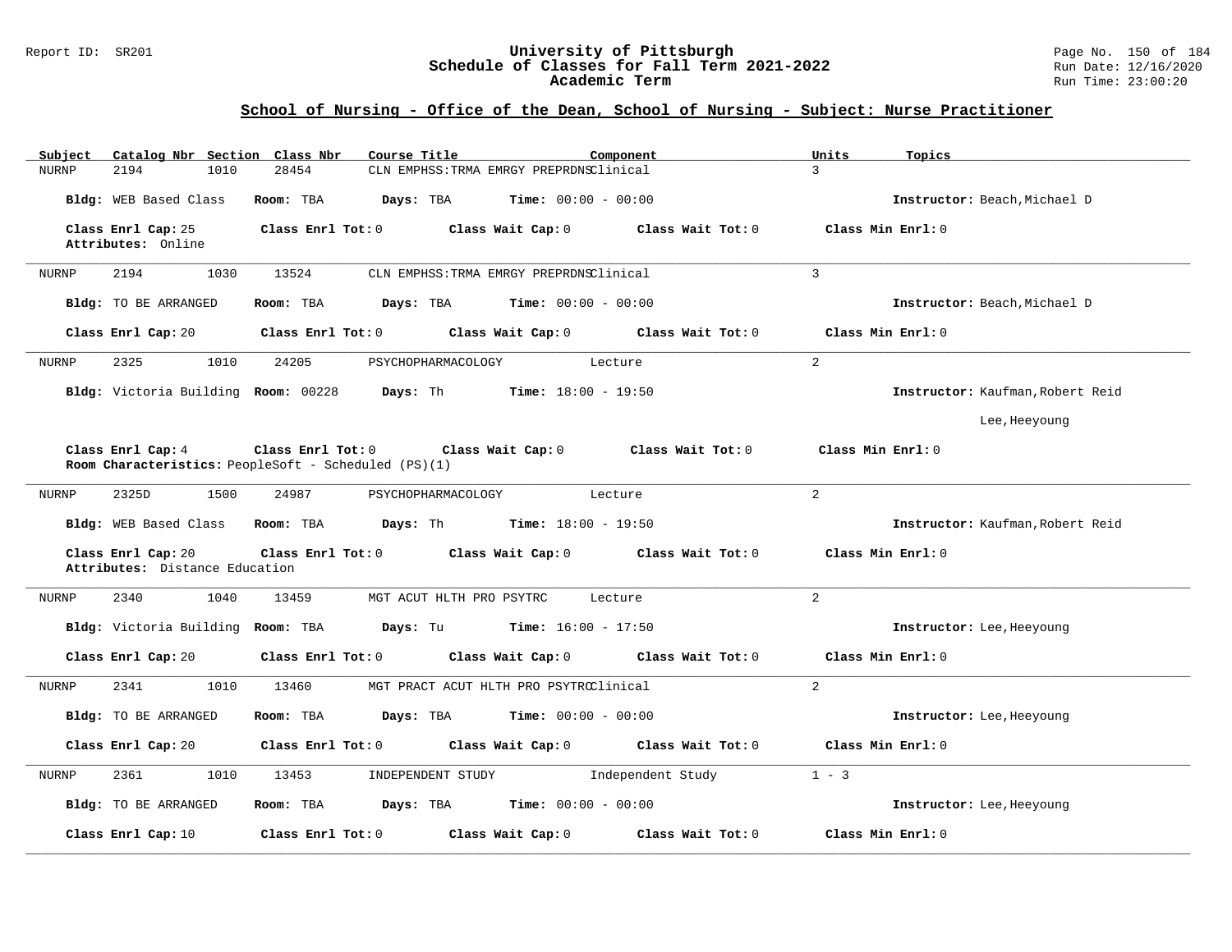## School of Nursing - Office of the Dean, School of Nursing - Subject: Nurse Practitioner

| Subject | Catalog Nbr | Section | Class Nbr | Course Title | Component | Units | Topics |
|---|---|---|---|---|---|---|---|
| NURNP | 2194 | 1010 | 28454 | CLN EMPHSS:TRMA EMRGY PREPRDNS | Clinical | 3 | |

Bldg: WEB Based Class   Room: TBA   Days: TBA   Time: 00:00 - 00:00   Instructor: Beach,Michael D

Class Enrl Cap: 25   Class Enrl Tot: 0   Class Wait Cap: 0   Class Wait Tot: 0   Class Min Enrl: 0
Attributes: Online

---

| Subject | Catalog Nbr | Section | Class Nbr | Course Title | Component | Units | Topics |
|---|---|---|---|---|---|---|---|
| NURNP | 2194 | 1030 | 13524 | CLN EMPHSS:TRMA EMRGY PREPRDNS | Clinical | 3 | |

Bldg: TO BE ARRANGED   Room: TBA   Days: TBA   Time: 00:00 - 00:00   Instructor: Beach,Michael D

Class Enrl Cap: 20   Class Enrl Tot: 0   Class Wait Cap: 0   Class Wait Tot: 0   Class Min Enrl: 0

---

| Subject | Catalog Nbr | Section | Class Nbr | Course Title | Component | Units | Topics |
|---|---|---|---|---|---|---|---|
| NURNP | 2325 | 1010 | 24205 | PSYCHOPHARMACOLOGY | Lecture | 2 | |

Bldg: Victoria Building   Room: 00228   Days: Th   Time: 18:00 - 19:50   Instructor: Kaufman,Robert Reid
Lee,Heeyoung

Class Enrl Cap: 4   Class Enrl Tot: 0   Class Wait Cap: 0   Class Wait Tot: 0   Class Min Enrl: 0
Room Characteristics: PeopleSoft - Scheduled (PS)(1)

---

| Subject | Catalog Nbr | Section | Class Nbr | Course Title | Component | Units | Topics |
|---|---|---|---|---|---|---|---|
| NURNP | 2325D | 1500 | 24987 | PSYCHOPHARMACOLOGY | Lecture | 2 | |

Bldg: WEB Based Class   Room: TBA   Days: Th   Time: 18:00 - 19:50   Instructor: Kaufman,Robert Reid

Class Enrl Cap: 20   Class Enrl Tot: 0   Class Wait Cap: 0   Class Wait Tot: 0   Class Min Enrl: 0
Attributes: Distance Education

---

| Subject | Catalog Nbr | Section | Class Nbr | Course Title | Component | Units | Topics |
|---|---|---|---|---|---|---|---|
| NURNP | 2340 | 1040 | 13459 | MGT ACUT HLTH PRO PSYTRC | Lecture | 2 | |

Bldg: Victoria Building   Room: TBA   Days: Tu   Time: 16:00 - 17:50   Instructor: Lee,Heeyoung

Class Enrl Cap: 20   Class Enrl Tot: 0   Class Wait Cap: 0   Class Wait Tot: 0   Class Min Enrl: 0

---

| Subject | Catalog Nbr | Section | Class Nbr | Course Title | Component | Units | Topics |
|---|---|---|---|---|---|---|---|
| NURNP | 2341 | 1010 | 13460 | MGT PRACT ACUT HLTH PRO PSYTRC | Clinical | 2 | |

Bldg: TO BE ARRANGED   Room: TBA   Days: TBA   Time: 00:00 - 00:00   Instructor: Lee,Heeyoung

Class Enrl Cap: 20   Class Enrl Tot: 0   Class Wait Cap: 0   Class Wait Tot: 0   Class Min Enrl: 0

---

| Subject | Catalog Nbr | Section | Class Nbr | Course Title | Component | Units | Topics |
|---|---|---|---|---|---|---|---|
| NURNP | 2361 | 1010 | 13453 | INDEPENDENT STUDY | Independent Study | 1 - 3 | |

Bldg: TO BE ARRANGED   Room: TBA   Days: TBA   Time: 00:00 - 00:00   Instructor: Lee,Heeyoung

Class Enrl Cap: 10   Class Enrl Tot: 0   Class Wait Cap: 0   Class Wait Tot: 0   Class Min Enrl: 0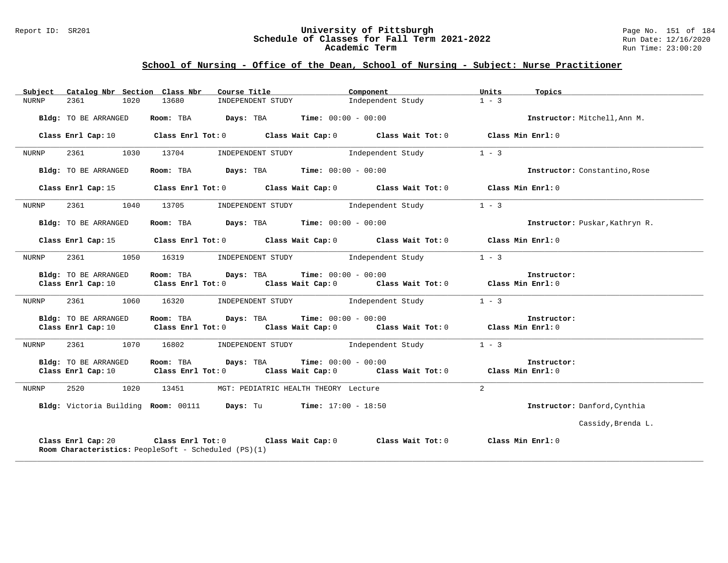## School of Nursing - Office of the Dean, School of Nursing - Subject: Nurse Practitioner

| Subject | Catalog Nbr | Section | Class Nbr | Course Title | Component | Units | Topics |
|---|---|---|---|---|---|---|---|
| NURNP | 2361 | 1020 | 13680 | INDEPENDENT STUDY | Independent Study | 1 - 3 | |

**Bldg:** TO BE ARRANGED **Room:** TBA **Days:** TBA **Time:** 00:00 - 00:00 **Instructor:** Mitchell,Ann M.

**Class Enrl Cap:** 10 **Class Enrl Tot:** 0 **Class Wait Cap:** 0 **Class Wait Tot:** 0 **Class Min Enrl:** 0

---

| Subject | Catalog Nbr | Section | Class Nbr | Course Title | Component | Units | Topics |
|---|---|---|---|---|---|---|---|
| NURNP | 2361 | 1030 | 13704 | INDEPENDENT STUDY | Independent Study | 1 - 3 | |

**Bldg:** TO BE ARRANGED **Room:** TBA **Days:** TBA **Time:** 00:00 - 00:00 **Instructor:** Constantino,Rose

**Class Enrl Cap:** 15 **Class Enrl Tot:** 0 **Class Wait Cap:** 0 **Class Wait Tot:** 0 **Class Min Enrl:** 0

---

| Subject | Catalog Nbr | Section | Class Nbr | Course Title | Component | Units | Topics |
|---|---|---|---|---|---|---|---|
| NURNP | 2361 | 1040 | 13705 | INDEPENDENT STUDY | Independent Study | 1 - 3 | |

**Bldg:** TO BE ARRANGED **Room:** TBA **Days:** TBA **Time:** 00:00 - 00:00 **Instructor:** Puskar,Kathryn R.

**Class Enrl Cap:** 15 **Class Enrl Tot:** 0 **Class Wait Cap:** 0 **Class Wait Tot:** 0 **Class Min Enrl:** 0

---

| Subject | Catalog Nbr | Section | Class Nbr | Course Title | Component | Units | Topics |
|---|---|---|---|---|---|---|---|
| NURNP | 2361 | 1050 | 16319 | INDEPENDENT STUDY | Independent Study | 1 - 3 | |

**Bldg:** TO BE ARRANGED **Room:** TBA **Days:** TBA **Time:** 00:00 - 00:00 **Instructor:**
**Class Enrl Cap:** 10 **Class Enrl Tot:** 0 **Class Wait Cap:** 0 **Class Wait Tot:** 0 **Class Min Enrl:** 0

---

| Subject | Catalog Nbr | Section | Class Nbr | Course Title | Component | Units | Topics |
|---|---|---|---|---|---|---|---|
| NURNP | 2361 | 1060 | 16320 | INDEPENDENT STUDY | Independent Study | 1 - 3 | |

**Bldg:** TO BE ARRANGED **Room:** TBA **Days:** TBA **Time:** 00:00 - 00:00 **Instructor:**
**Class Enrl Cap:** 10 **Class Enrl Tot:** 0 **Class Wait Cap:** 0 **Class Wait Tot:** 0 **Class Min Enrl:** 0

---

| Subject | Catalog Nbr | Section | Class Nbr | Course Title | Component | Units | Topics |
|---|---|---|---|---|---|---|---|
| NURNP | 2361 | 1070 | 16802 | INDEPENDENT STUDY | Independent Study | 1 - 3 | |

**Bldg:** TO BE ARRANGED **Room:** TBA **Days:** TBA **Time:** 00:00 - 00:00 **Instructor:**
**Class Enrl Cap:** 10 **Class Enrl Tot:** 0 **Class Wait Cap:** 0 **Class Wait Tot:** 0 **Class Min Enrl:** 0

---

| Subject | Catalog Nbr | Section | Class Nbr | Course Title | Component | Units | Topics |
|---|---|---|---|---|---|---|---|
| NURNP | 2520 | 1020 | 13451 | MGT: PEDIATRIC HEALTH THEORY | Lecture | 2 | |

**Bldg:** Victoria Building **Room:** 00111 **Days:** Tu **Time:** 17:00 - 18:50 **Instructor:** Danford,Cynthia

Cassidy,Brenda L.

**Class Enrl Cap:** 20 **Class Enrl Tot:** 0 **Class Wait Cap:** 0 **Class Wait Tot:** 0 **Class Min Enrl:** 0
**Room Characteristics:** PeopleSoft - Scheduled (PS)(1)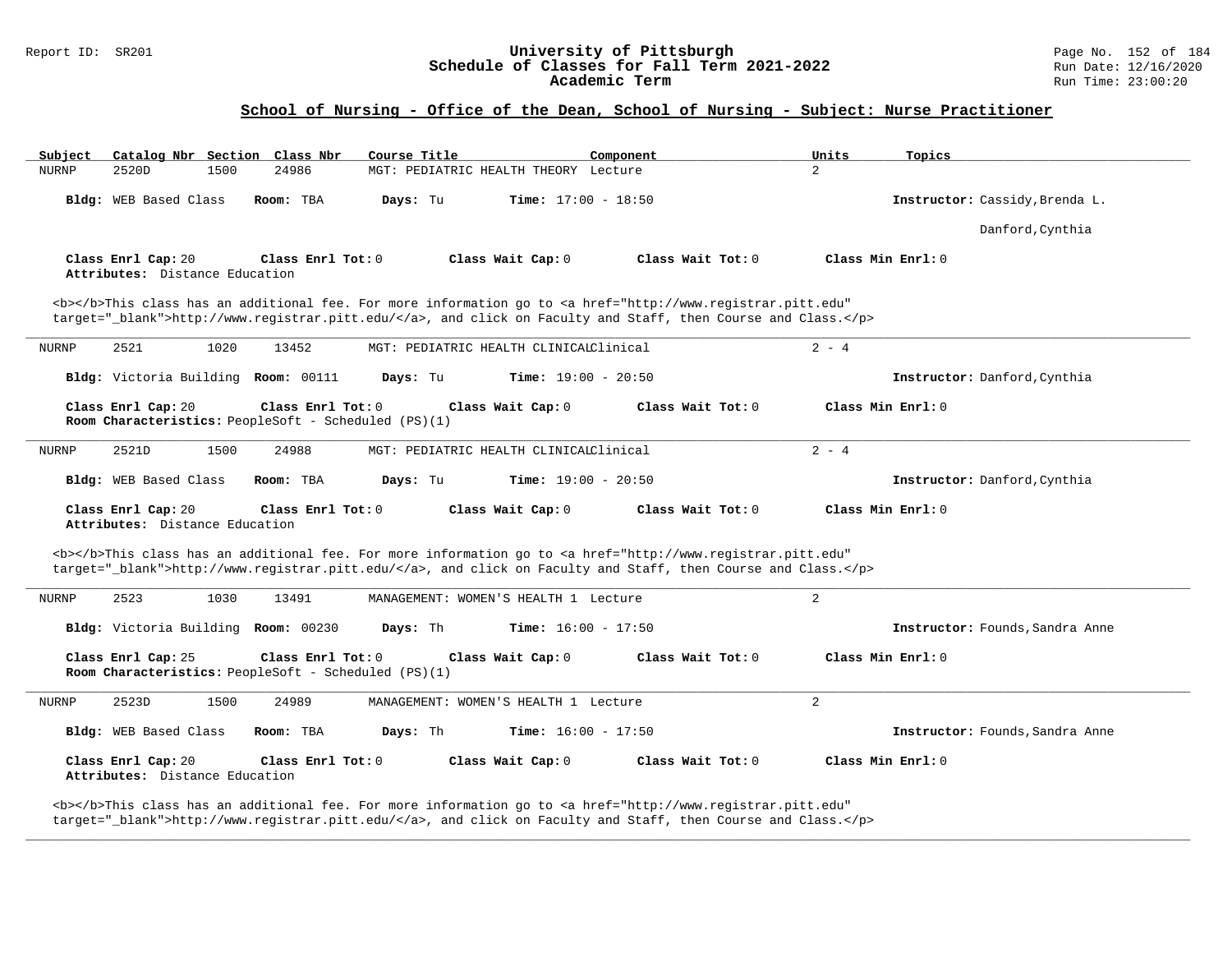## School of Nursing - Office of the Dean, School of Nursing - Subject: Nurse Practitioner

| Subject | Catalog Nbr | Section | Class Nbr | Course Title | Component | Units | Topics |
|---|---|---|---|---|---|---|---|
| NURNP | 2520D | 1500 | 24986 | MGT: PEDIATRIC HEALTH THEORY | Lecture | 2 | |

**Bldg:** WEB Based Class **Room:** TBA **Days:** Tu **Time:** 17:00 - 18:50 **Instructor:** Cassidy,Brenda L.
Danford,Cynthia

**Class Enrl Cap:** 20 **Class Enrl Tot:** 0 **Class Wait Cap:** 0 **Class Wait Tot:** 0 **Class Min Enrl:** 0
**Attributes:** Distance Education

<b></b>This class has an additional fee. For more information go to <a href="http://www.registrar.pitt.edu" target="_blank">http://www.registrar.pitt.edu/</a>, and click on Faculty and Staff, then Course and Class.</p>

---

| Subject | Catalog Nbr | Section | Class Nbr | Course Title | Component | Units | Topics |
|---|---|---|---|---|---|---|---|
| NURNP | 2521 | 1020 | 13452 | MGT: PEDIATRIC HEALTH CLINICAL | Clinical | 2 - 4 | |

**Bldg:** Victoria Building **Room:** 00111 **Days:** Tu **Time:** 19:00 - 20:50 **Instructor:** Danford,Cynthia

**Class Enrl Cap:** 20 **Class Enrl Tot:** 0 **Class Wait Cap:** 0 **Class Wait Tot:** 0 **Class Min Enrl:** 0
**Room Characteristics:** PeopleSoft - Scheduled (PS)(1)

---

| Subject | Catalog Nbr | Section | Class Nbr | Course Title | Component | Units | Topics |
|---|---|---|---|---|---|---|---|
| NURNP | 2521D | 1500 | 24988 | MGT: PEDIATRIC HEALTH CLINICAL | Clinical | 2 - 4 | |

**Bldg:** WEB Based Class **Room:** TBA **Days:** Tu **Time:** 19:00 - 20:50 **Instructor:** Danford,Cynthia

**Class Enrl Cap:** 20 **Class Enrl Tot:** 0 **Class Wait Cap:** 0 **Class Wait Tot:** 0 **Class Min Enrl:** 0
**Attributes:** Distance Education

<b></b>This class has an additional fee. For more information go to <a href="http://www.registrar.pitt.edu" target="_blank">http://www.registrar.pitt.edu/</a>, and click on Faculty and Staff, then Course and Class.</p>

---

| Subject | Catalog Nbr | Section | Class Nbr | Course Title | Component | Units | Topics |
|---|---|---|---|---|---|---|---|
| NURNP | 2523 | 1030 | 13491 | MANAGEMENT: WOMEN'S HEALTH 1 | Lecture | 2 | |

**Bldg:** Victoria Building **Room:** 00230 **Days:** Th **Time:** 16:00 - 17:50 **Instructor:** Founds,Sandra Anne

**Class Enrl Cap:** 25 **Class Enrl Tot:** 0 **Class Wait Cap:** 0 **Class Wait Tot:** 0 **Class Min Enrl:** 0
**Room Characteristics:** PeopleSoft - Scheduled (PS)(1)

---

| Subject | Catalog Nbr | Section | Class Nbr | Course Title | Component | Units | Topics |
|---|---|---|---|---|---|---|---|
| NURNP | 2523D | 1500 | 24989 | MANAGEMENT: WOMEN'S HEALTH 1 | Lecture | 2 | |

**Bldg:** WEB Based Class **Room:** TBA **Days:** Th **Time:** 16:00 - 17:50 **Instructor:** Founds,Sandra Anne

**Class Enrl Cap:** 20 **Class Enrl Tot:** 0 **Class Wait Cap:** 0 **Class Wait Tot:** 0 **Class Min Enrl:** 0
**Attributes:** Distance Education

<b></b>This class has an additional fee. For more information go to <a href="http://www.registrar.pitt.edu" target="_blank">http://www.registrar.pitt.edu/</a>, and click on Faculty and Staff, then Course and Class.</p>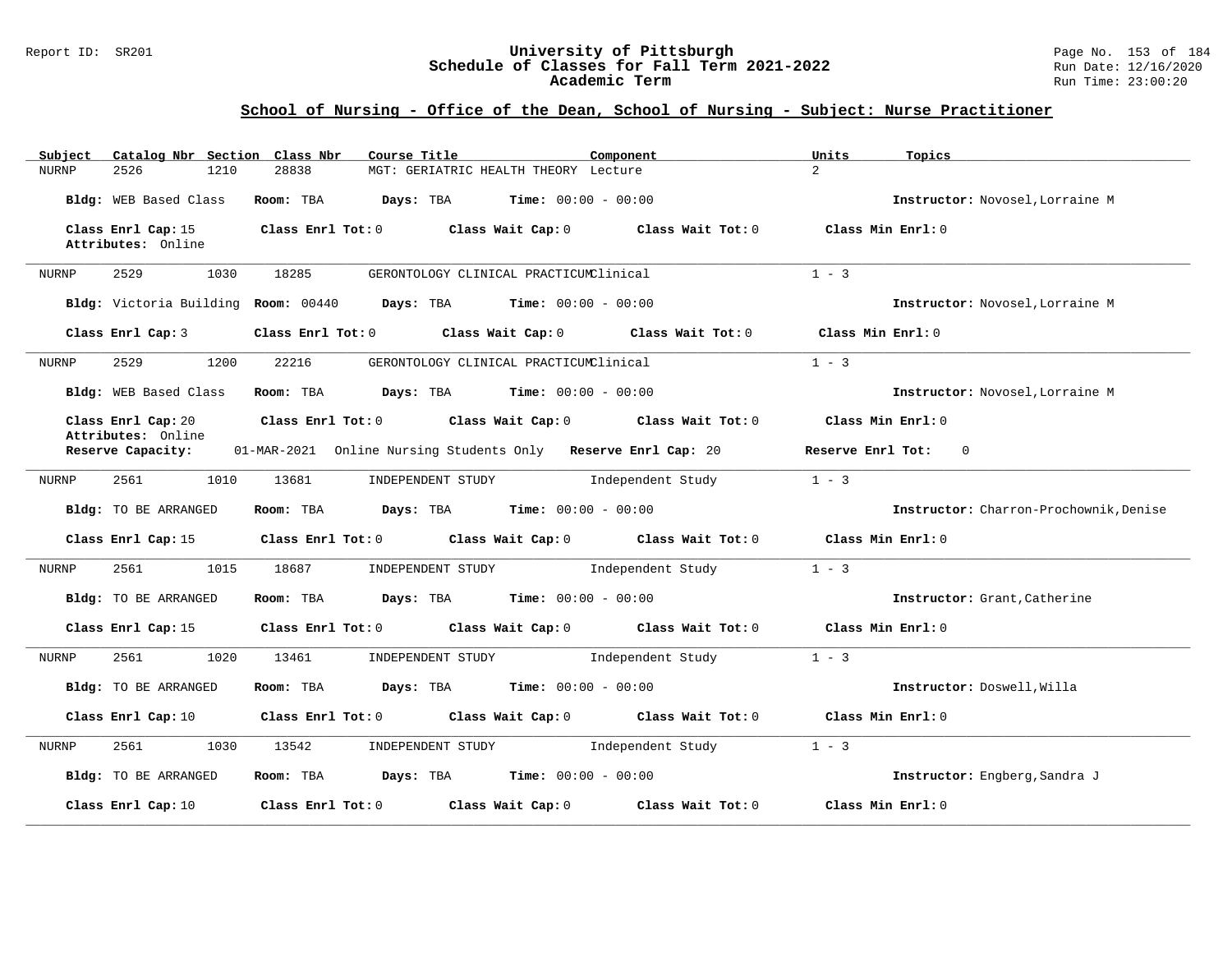## School of Nursing - Office of the Dean, School of Nursing - Subject: Nurse Practitioner

| Subject | Catalog Nbr | Section | Class Nbr | Course Title | Component | Units | Topics |
|---|---|---|---|---|---|---|---|
| NURNP | 2526 | 1210 | 28838 | MGT: GERIATRIC HEALTH THEORY | Lecture | 2 | |

**Bldg:** WEB Based Class **Room:** TBA **Days:** TBA **Time:** 00:00 - 00:00 **Instructor:** Novosel,Lorraine M

**Class Enrl Cap:** 15 **Class Enrl Tot:** 0 **Class Wait Cap:** 0 **Class Wait Tot:** 0 **Class Min Enrl:** 0
**Attributes:** Online

---

| Subject | Catalog Nbr | Section | Class Nbr | Course Title | Component | Units | Topics |
|---|---|---|---|---|---|---|---|
| NURNP | 2529 | 1030 | 18285 | GERONTOLOGY CLINICAL PRACTICUM | Clinical | 1 - 3 | |

**Bldg:** Victoria Building **Room:** 00440 **Days:** TBA **Time:** 00:00 - 00:00 **Instructor:** Novosel,Lorraine M

**Class Enrl Cap:** 3 **Class Enrl Tot:** 0 **Class Wait Cap:** 0 **Class Wait Tot:** 0 **Class Min Enrl:** 0

---

| Subject | Catalog Nbr | Section | Class Nbr | Course Title | Component | Units | Topics |
|---|---|---|---|---|---|---|---|
| NURNP | 2529 | 1200 | 22216 | GERONTOLOGY CLINICAL PRACTICUM | Clinical | 1 - 3 | |

**Bldg:** WEB Based Class **Room:** TBA **Days:** TBA **Time:** 00:00 - 00:00 **Instructor:** Novosel,Lorraine M

**Class Enrl Cap:** 20 **Class Enrl Tot:** 0 **Class Wait Cap:** 0 **Class Wait Tot:** 0 **Class Min Enrl:** 0
**Attributes:** Online
**Reserve Capacity:** 01-MAR-2021 Online Nursing Students Only **Reserve Enrl Cap:** 20 **Reserve Enrl Tot:** 0

---

| Subject | Catalog Nbr | Section | Class Nbr | Course Title | Component | Units | Topics |
|---|---|---|---|---|---|---|---|
| NURNP | 2561 | 1010 | 13681 | INDEPENDENT STUDY | Independent Study | 1 - 3 | |

**Bldg:** TO BE ARRANGED **Room:** TBA **Days:** TBA **Time:** 00:00 - 00:00 **Instructor:** Charron-Prochownik,Denise

**Class Enrl Cap:** 15 **Class Enrl Tot:** 0 **Class Wait Cap:** 0 **Class Wait Tot:** 0 **Class Min Enrl:** 0

---

| Subject | Catalog Nbr | Section | Class Nbr | Course Title | Component | Units | Topics |
|---|---|---|---|---|---|---|---|
| NURNP | 2561 | 1015 | 18687 | INDEPENDENT STUDY | Independent Study | 1 - 3 | |

**Bldg:** TO BE ARRANGED **Room:** TBA **Days:** TBA **Time:** 00:00 - 00:00 **Instructor:** Grant,Catherine

**Class Enrl Cap:** 15 **Class Enrl Tot:** 0 **Class Wait Cap:** 0 **Class Wait Tot:** 0 **Class Min Enrl:** 0

---

| Subject | Catalog Nbr | Section | Class Nbr | Course Title | Component | Units | Topics |
|---|---|---|---|---|---|---|---|
| NURNP | 2561 | 1020 | 13461 | INDEPENDENT STUDY | Independent Study | 1 - 3 | |

**Bldg:** TO BE ARRANGED **Room:** TBA **Days:** TBA **Time:** 00:00 - 00:00 **Instructor:** Doswell,Willa

**Class Enrl Cap:** 10 **Class Enrl Tot:** 0 **Class Wait Cap:** 0 **Class Wait Tot:** 0 **Class Min Enrl:** 0

---

| Subject | Catalog Nbr | Section | Class Nbr | Course Title | Component | Units | Topics |
|---|---|---|---|---|---|---|---|
| NURNP | 2561 | 1030 | 13542 | INDEPENDENT STUDY | Independent Study | 1 - 3 | |

**Bldg:** TO BE ARRANGED **Room:** TBA **Days:** TBA **Time:** 00:00 - 00:00 **Instructor:** Engberg,Sandra J

**Class Enrl Cap:** 10 **Class Enrl Tot:** 0 **Class Wait Cap:** 0 **Class Wait Tot:** 0 **Class Min Enrl:** 0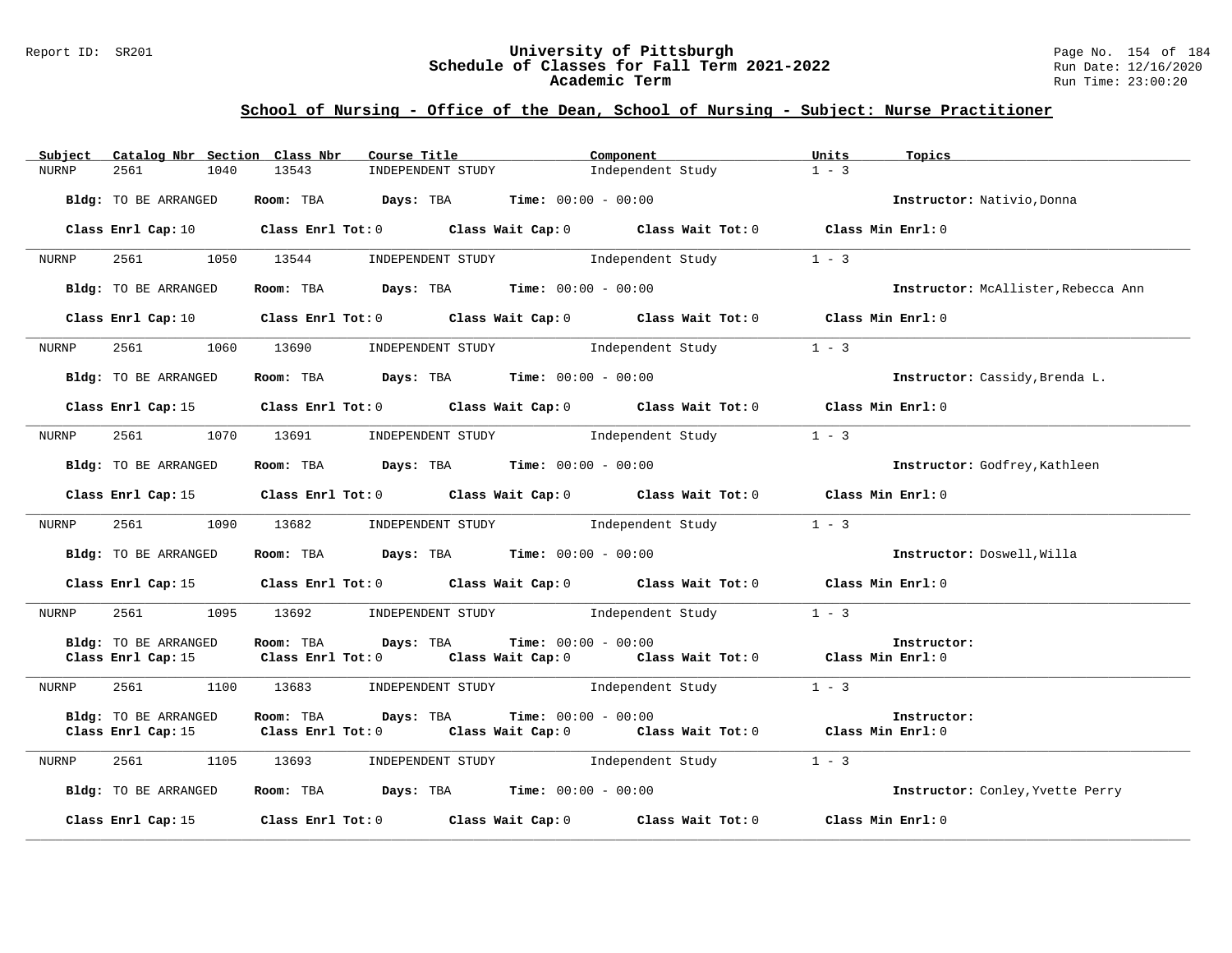## School of Nursing - Office of the Dean, School of Nursing - Subject: Nurse Practitioner

| Subject | Catalog Nbr | Section | Class Nbr | Course Title | Component | Units | Topics |
|---|---|---|---|---|---|---|---|
| NURNP | 2561 | 1040 | 13543 | INDEPENDENT STUDY | Independent Study | 1 - 3 | |

**Bldg:** TO BE ARRANGED **Room:** TBA **Days:** TBA **Time:** 00:00 - 00:00 **Instructor:** Nativio,Donna

**Class Enrl Cap:** 10 **Class Enrl Tot:** 0 **Class Wait Cap:** 0 **Class Wait Tot:** 0 **Class Min Enrl:** 0

| Subject | Catalog Nbr | Section | Class Nbr | Course Title | Component | Units | Topics |
|---|---|---|---|---|---|---|---|
| NURNP | 2561 | 1050 | 13544 | INDEPENDENT STUDY | Independent Study | 1 - 3 | |

**Bldg:** TO BE ARRANGED **Room:** TBA **Days:** TBA **Time:** 00:00 - 00:00 **Instructor:** McAllister,Rebecca Ann

**Class Enrl Cap:** 10 **Class Enrl Tot:** 0 **Class Wait Cap:** 0 **Class Wait Tot:** 0 **Class Min Enrl:** 0

| Subject | Catalog Nbr | Section | Class Nbr | Course Title | Component | Units | Topics |
|---|---|---|---|---|---|---|---|
| NURNP | 2561 | 1060 | 13690 | INDEPENDENT STUDY | Independent Study | 1 - 3 | |

**Bldg:** TO BE ARRANGED **Room:** TBA **Days:** TBA **Time:** 00:00 - 00:00 **Instructor:** Cassidy,Brenda L.

**Class Enrl Cap:** 15 **Class Enrl Tot:** 0 **Class Wait Cap:** 0 **Class Wait Tot:** 0 **Class Min Enrl:** 0

| Subject | Catalog Nbr | Section | Class Nbr | Course Title | Component | Units | Topics |
|---|---|---|---|---|---|---|---|
| NURNP | 2561 | 1070 | 13691 | INDEPENDENT STUDY | Independent Study | 1 - 3 | |

**Bldg:** TO BE ARRANGED **Room:** TBA **Days:** TBA **Time:** 00:00 - 00:00 **Instructor:** Godfrey,Kathleen

**Class Enrl Cap:** 15 **Class Enrl Tot:** 0 **Class Wait Cap:** 0 **Class Wait Tot:** 0 **Class Min Enrl:** 0

| Subject | Catalog Nbr | Section | Class Nbr | Course Title | Component | Units | Topics |
|---|---|---|---|---|---|---|---|
| NURNP | 2561 | 1090 | 13682 | INDEPENDENT STUDY | Independent Study | 1 - 3 | |

**Bldg:** TO BE ARRANGED **Room:** TBA **Days:** TBA **Time:** 00:00 - 00:00 **Instructor:** Doswell,Willa

**Class Enrl Cap:** 15 **Class Enrl Tot:** 0 **Class Wait Cap:** 0 **Class Wait Tot:** 0 **Class Min Enrl:** 0

| Subject | Catalog Nbr | Section | Class Nbr | Course Title | Component | Units | Topics |
|---|---|---|---|---|---|---|---|
| NURNP | 2561 | 1095 | 13692 | INDEPENDENT STUDY | Independent Study | 1 - 3 | |

**Bldg:** TO BE ARRANGED **Room:** TBA **Days:** TBA **Time:** 00:00 - 00:00 **Instructor:**
**Class Enrl Cap:** 15 **Class Enrl Tot:** 0 **Class Wait Cap:** 0 **Class Wait Tot:** 0 **Class Min Enrl:** 0

| Subject | Catalog Nbr | Section | Class Nbr | Course Title | Component | Units | Topics |
|---|---|---|---|---|---|---|---|
| NURNP | 2561 | 1100 | 13683 | INDEPENDENT STUDY | Independent Study | 1 - 3 | |

**Bldg:** TO BE ARRANGED **Room:** TBA **Days:** TBA **Time:** 00:00 - 00:00 **Instructor:**
**Class Enrl Cap:** 15 **Class Enrl Tot:** 0 **Class Wait Cap:** 0 **Class Wait Tot:** 0 **Class Min Enrl:** 0

| Subject | Catalog Nbr | Section | Class Nbr | Course Title | Component | Units | Topics |
|---|---|---|---|---|---|---|---|
| NURNP | 2561 | 1105 | 13693 | INDEPENDENT STUDY | Independent Study | 1 - 3 | |

**Bldg:** TO BE ARRANGED **Room:** TBA **Days:** TBA **Time:** 00:00 - 00:00 **Instructor:** Conley,Yvette Perry

**Class Enrl Cap:** 15 **Class Enrl Tot:** 0 **Class Wait Cap:** 0 **Class Wait Tot:** 0 **Class Min Enrl:** 0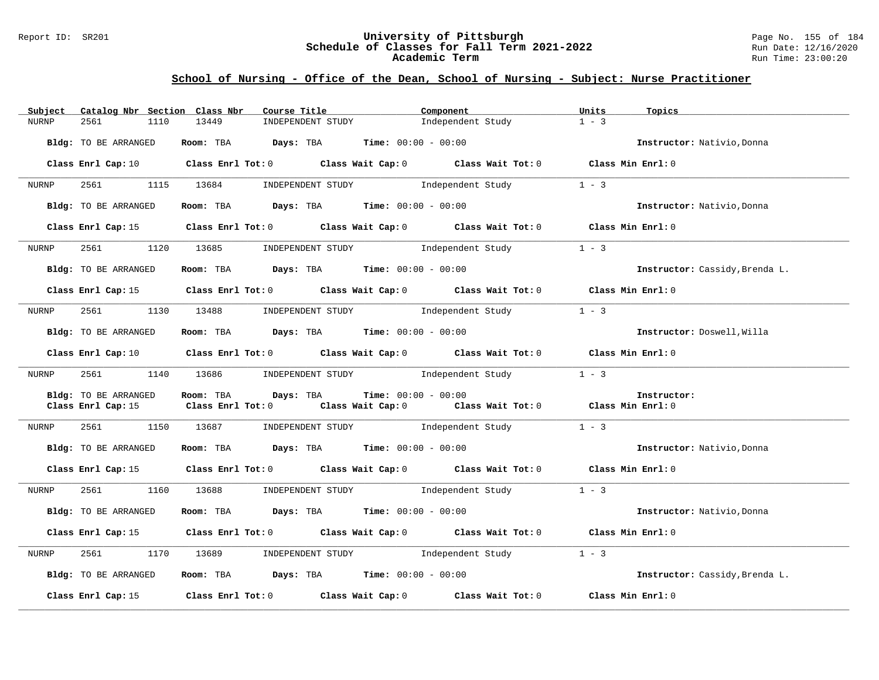## School of Nursing - Office of the Dean, School of Nursing - Subject: Nurse Practitioner

| Subject | Catalog Nbr | Section | Class Nbr | Course Title | Component | Units | Topics |
|---|---|---|---|---|---|---|---|
| NURNP | 2561 | 1110 | 13449 | INDEPENDENT STUDY | Independent Study | 1 - 3 | |

**Bldg:** TO BE ARRANGED **Room:** TBA **Days:** TBA **Time:** 00:00 - 00:00 **Instructor:** Nativio,Donna

**Class Enrl Cap:** 10 **Class Enrl Tot:** 0 **Class Wait Cap:** 0 **Class Wait Tot:** 0 **Class Min Enrl:** 0

| Subject | Catalog Nbr | Section | Class Nbr | Course Title | Component | Units | Topics |
|---|---|---|---|---|---|---|---|
| NURNP | 2561 | 1115 | 13684 | INDEPENDENT STUDY | Independent Study | 1 - 3 | |

**Bldg:** TO BE ARRANGED **Room:** TBA **Days:** TBA **Time:** 00:00 - 00:00 **Instructor:** Nativio,Donna

**Class Enrl Cap:** 15 **Class Enrl Tot:** 0 **Class Wait Cap:** 0 **Class Wait Tot:** 0 **Class Min Enrl:** 0

| Subject | Catalog Nbr | Section | Class Nbr | Course Title | Component | Units | Topics |
|---|---|---|---|---|---|---|---|
| NURNP | 2561 | 1120 | 13685 | INDEPENDENT STUDY | Independent Study | 1 - 3 | |

**Bldg:** TO BE ARRANGED **Room:** TBA **Days:** TBA **Time:** 00:00 - 00:00 **Instructor:** Cassidy,Brenda L.

**Class Enrl Cap:** 15 **Class Enrl Tot:** 0 **Class Wait Cap:** 0 **Class Wait Tot:** 0 **Class Min Enrl:** 0

| Subject | Catalog Nbr | Section | Class Nbr | Course Title | Component | Units | Topics |
|---|---|---|---|---|---|---|---|
| NURNP | 2561 | 1130 | 13488 | INDEPENDENT STUDY | Independent Study | 1 - 3 | |

**Bldg:** TO BE ARRANGED **Room:** TBA **Days:** TBA **Time:** 00:00 - 00:00 **Instructor:** Doswell,Willa

**Class Enrl Cap:** 10 **Class Enrl Tot:** 0 **Class Wait Cap:** 0 **Class Wait Tot:** 0 **Class Min Enrl:** 0

| Subject | Catalog Nbr | Section | Class Nbr | Course Title | Component | Units | Topics |
|---|---|---|---|---|---|---|---|
| NURNP | 2561 | 1140 | 13686 | INDEPENDENT STUDY | Independent Study | 1 - 3 | |

**Bldg:** TO BE ARRANGED **Room:** TBA **Days:** TBA **Time:** 00:00 - 00:00 **Instructor:**

**Class Enrl Cap:** 15 **Class Enrl Tot:** 0 **Class Wait Cap:** 0 **Class Wait Tot:** 0 **Class Min Enrl:** 0

| Subject | Catalog Nbr | Section | Class Nbr | Course Title | Component | Units | Topics |
|---|---|---|---|---|---|---|---|
| NURNP | 2561 | 1150 | 13687 | INDEPENDENT STUDY | Independent Study | 1 - 3 | |

**Bldg:** TO BE ARRANGED **Room:** TBA **Days:** TBA **Time:** 00:00 - 00:00 **Instructor:** Nativio,Donna

**Class Enrl Cap:** 15 **Class Enrl Tot:** 0 **Class Wait Cap:** 0 **Class Wait Tot:** 0 **Class Min Enrl:** 0

| Subject | Catalog Nbr | Section | Class Nbr | Course Title | Component | Units | Topics |
|---|---|---|---|---|---|---|---|
| NURNP | 2561 | 1160 | 13688 | INDEPENDENT STUDY | Independent Study | 1 - 3 | |

**Bldg:** TO BE ARRANGED **Room:** TBA **Days:** TBA **Time:** 00:00 - 00:00 **Instructor:** Nativio,Donna

**Class Enrl Cap:** 15 **Class Enrl Tot:** 0 **Class Wait Cap:** 0 **Class Wait Tot:** 0 **Class Min Enrl:** 0

| Subject | Catalog Nbr | Section | Class Nbr | Course Title | Component | Units | Topics |
|---|---|---|---|---|---|---|---|
| NURNP | 2561 | 1170 | 13689 | INDEPENDENT STUDY | Independent Study | 1 - 3 | |

**Bldg:** TO BE ARRANGED **Room:** TBA **Days:** TBA **Time:** 00:00 - 00:00 **Instructor:** Cassidy,Brenda L.

**Class Enrl Cap:** 15 **Class Enrl Tot:** 0 **Class Wait Cap:** 0 **Class Wait Tot:** 0 **Class Min Enrl:** 0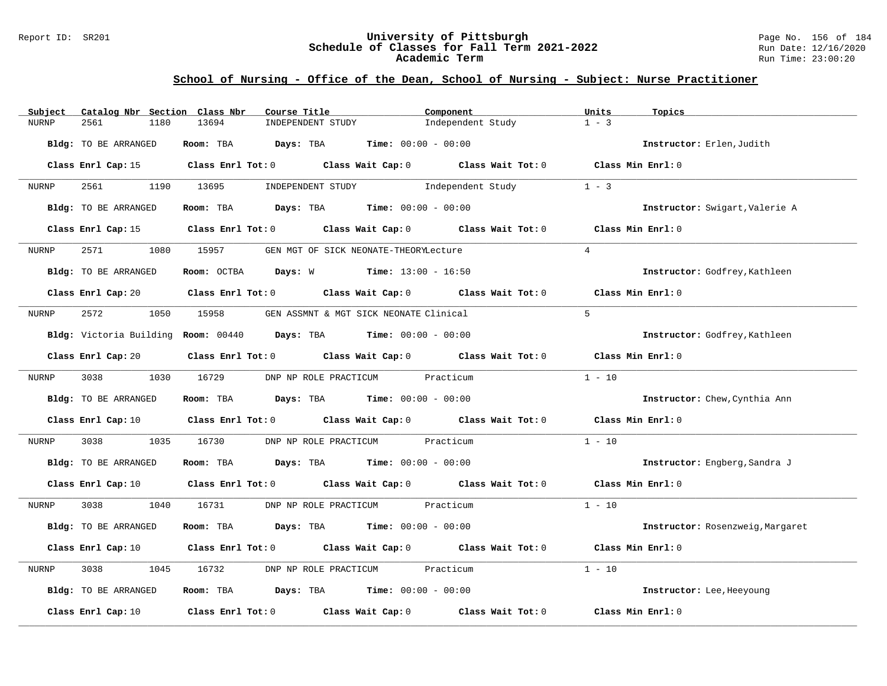## School of Nursing - Office of the Dean, School of Nursing - Subject: Nurse Practitioner

| Subject | Catalog Nbr | Section | Class Nbr | Course Title | Component | Units | Topics |
|---|---|---|---|---|---|---|---|
| NURNP | 2561 | 1180 | 13694 | INDEPENDENT STUDY | Independent Study | 1 - 3 | |

**Bldg:** TO BE ARRANGED **Room:** TBA **Days:** TBA **Time:** 00:00 - 00:00 **Instructor:** Erlen,Judith

**Class Enrl Cap:** 15 **Class Enrl Tot:** 0 **Class Wait Cap:** 0 **Class Wait Tot:** 0 **Class Min Enrl:** 0

| Subject | Catalog Nbr | Section | Class Nbr | Course Title | Component | Units | Topics |
|---|---|---|---|---|---|---|---|
| NURNP | 2561 | 1190 | 13695 | INDEPENDENT STUDY | Independent Study | 1 - 3 | |

**Bldg:** TO BE ARRANGED **Room:** TBA **Days:** TBA **Time:** 00:00 - 00:00 **Instructor:** Swigart,Valerie A

**Class Enrl Cap:** 15 **Class Enrl Tot:** 0 **Class Wait Cap:** 0 **Class Wait Tot:** 0 **Class Min Enrl:** 0

| Subject | Catalog Nbr | Section | Class Nbr | Course Title | Component | Units | Topics |
|---|---|---|---|---|---|---|---|
| NURNP | 2571 | 1080 | 15957 | GEN MGT OF SICK NEONATE-THEORY | Lecture | 4 | |

**Bldg:** TO BE ARRANGED **Room:** OCTBA **Days:** W **Time:** 13:00 - 16:50 **Instructor:** Godfrey,Kathleen

**Class Enrl Cap:** 20 **Class Enrl Tot:** 0 **Class Wait Cap:** 0 **Class Wait Tot:** 0 **Class Min Enrl:** 0

| Subject | Catalog Nbr | Section | Class Nbr | Course Title | Component | Units | Topics |
|---|---|---|---|---|---|---|---|
| NURNP | 2572 | 1050 | 15958 | GEN ASSMNT & MGT SICK NEONATE | Clinical | 5 | |

**Bldg:** Victoria Building **Room:** 00440 **Days:** TBA **Time:** 00:00 - 00:00 **Instructor:** Godfrey,Kathleen

**Class Enrl Cap:** 20 **Class Enrl Tot:** 0 **Class Wait Cap:** 0 **Class Wait Tot:** 0 **Class Min Enrl:** 0

| Subject | Catalog Nbr | Section | Class Nbr | Course Title | Component | Units | Topics |
|---|---|---|---|---|---|---|---|
| NURNP | 3038 | 1030 | 16729 | DNP NP ROLE PRACTICUM | Practicum | 1 - 10 | |

**Bldg:** TO BE ARRANGED **Room:** TBA **Days:** TBA **Time:** 00:00 - 00:00 **Instructor:** Chew,Cynthia Ann

**Class Enrl Cap:** 10 **Class Enrl Tot:** 0 **Class Wait Cap:** 0 **Class Wait Tot:** 0 **Class Min Enrl:** 0

| Subject | Catalog Nbr | Section | Class Nbr | Course Title | Component | Units | Topics |
|---|---|---|---|---|---|---|---|
| NURNP | 3038 | 1035 | 16730 | DNP NP ROLE PRACTICUM | Practicum | 1 - 10 | |

**Bldg:** TO BE ARRANGED **Room:** TBA **Days:** TBA **Time:** 00:00 - 00:00 **Instructor:** Engberg,Sandra J

**Class Enrl Cap:** 10 **Class Enrl Tot:** 0 **Class Wait Cap:** 0 **Class Wait Tot:** 0 **Class Min Enrl:** 0

| Subject | Catalog Nbr | Section | Class Nbr | Course Title | Component | Units | Topics |
|---|---|---|---|---|---|---|---|
| NURNP | 3038 | 1040 | 16731 | DNP NP ROLE PRACTICUM | Practicum | 1 - 10 | |

**Bldg:** TO BE ARRANGED **Room:** TBA **Days:** TBA **Time:** 00:00 - 00:00 **Instructor:** Rosenzweig,Margaret

**Class Enrl Cap:** 10 **Class Enrl Tot:** 0 **Class Wait Cap:** 0 **Class Wait Tot:** 0 **Class Min Enrl:** 0

| Subject | Catalog Nbr | Section | Class Nbr | Course Title | Component | Units | Topics |
|---|---|---|---|---|---|---|---|
| NURNP | 3038 | 1045 | 16732 | DNP NP ROLE PRACTICUM | Practicum | 1 - 10 | |

**Bldg:** TO BE ARRANGED **Room:** TBA **Days:** TBA **Time:** 00:00 - 00:00 **Instructor:** Lee,Heeyoung

**Class Enrl Cap:** 10 **Class Enrl Tot:** 0 **Class Wait Cap:** 0 **Class Wait Tot:** 0 **Class Min Enrl:** 0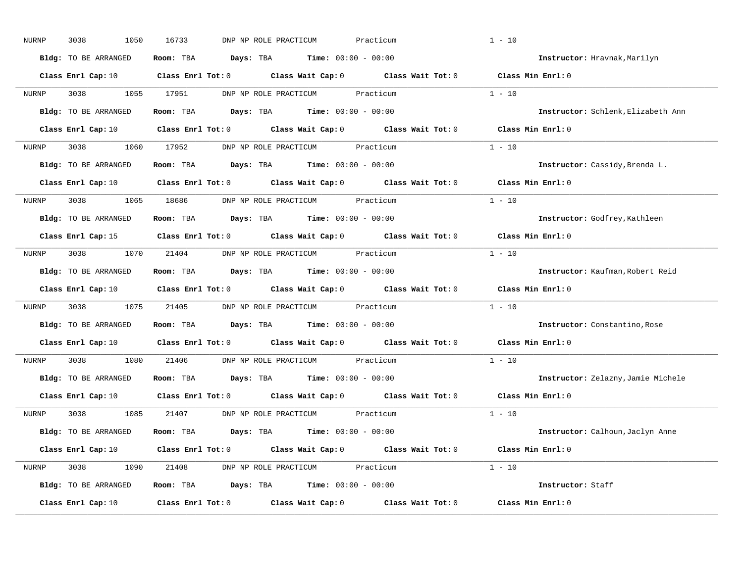NURNP 3038 1050 16733 DNP NP ROLE PRACTICUM Practicum 1 - 10

**Bldg:** TO BE ARRANGED **Room:** TBA **Days:** TBA **Time:** 00:00 - 00:00 **Instructor:** Hravnak,Marilyn

**Class Enrl Cap:** 10 **Class Enrl Tot:** 0 **Class Wait Cap:** 0 **Class Wait Tot:** 0 **Class Min Enrl:** 0

---

NURNP 3038 1055 17951 DNP NP ROLE PRACTICUM Practicum 1 - 10

**Bldg:** TO BE ARRANGED **Room:** TBA **Days:** TBA **Time:** 00:00 - 00:00 **Instructor:** Schlenk,Elizabeth Ann

**Class Enrl Cap:** 10 **Class Enrl Tot:** 0 **Class Wait Cap:** 0 **Class Wait Tot:** 0 **Class Min Enrl:** 0

---

NURNP 3038 1060 17952 DNP NP ROLE PRACTICUM Practicum 1 - 10

**Bldg:** TO BE ARRANGED **Room:** TBA **Days:** TBA **Time:** 00:00 - 00:00 **Instructor:** Cassidy,Brenda L.

**Class Enrl Cap:** 10 **Class Enrl Tot:** 0 **Class Wait Cap:** 0 **Class Wait Tot:** 0 **Class Min Enrl:** 0

---

NURNP 3038 1065 18686 DNP NP ROLE PRACTICUM Practicum 1 - 10

**Bldg:** TO BE ARRANGED **Room:** TBA **Days:** TBA **Time:** 00:00 - 00:00 **Instructor:** Godfrey,Kathleen

**Class Enrl Cap:** 15 **Class Enrl Tot:** 0 **Class Wait Cap:** 0 **Class Wait Tot:** 0 **Class Min Enrl:** 0

---

NURNP 3038 1070 21404 DNP NP ROLE PRACTICUM Practicum 1 - 10

**Bldg:** TO BE ARRANGED **Room:** TBA **Days:** TBA **Time:** 00:00 - 00:00 **Instructor:** Kaufman,Robert Reid

**Class Enrl Cap:** 10 **Class Enrl Tot:** 0 **Class Wait Cap:** 0 **Class Wait Tot:** 0 **Class Min Enrl:** 0

---

NURNP 3038 1075 21405 DNP NP ROLE PRACTICUM Practicum 1 - 10

**Bldg:** TO BE ARRANGED **Room:** TBA **Days:** TBA **Time:** 00:00 - 00:00 **Instructor:** Constantino,Rose

**Class Enrl Cap:** 10 **Class Enrl Tot:** 0 **Class Wait Cap:** 0 **Class Wait Tot:** 0 **Class Min Enrl:** 0

---

NURNP 3038 1080 21406 DNP NP ROLE PRACTICUM Practicum 1 - 10

**Bldg:** TO BE ARRANGED **Room:** TBA **Days:** TBA **Time:** 00:00 - 00:00 **Instructor:** Zelazny,Jamie Michele

**Class Enrl Cap:** 10 **Class Enrl Tot:** 0 **Class Wait Cap:** 0 **Class Wait Tot:** 0 **Class Min Enrl:** 0

---

NURNP 3038 1085 21407 DNP NP ROLE PRACTICUM Practicum 1 - 10

**Bldg:** TO BE ARRANGED **Room:** TBA **Days:** TBA **Time:** 00:00 - 00:00 **Instructor:** Calhoun,Jaclyn Anne

**Class Enrl Cap:** 10 **Class Enrl Tot:** 0 **Class Wait Cap:** 0 **Class Wait Tot:** 0 **Class Min Enrl:** 0

---

NURNP 3038 1090 21408 DNP NP ROLE PRACTICUM Practicum 1 - 10

**Bldg:** TO BE ARRANGED **Room:** TBA **Days:** TBA **Time:** 00:00 - 00:00 **Instructor:** Staff

**Class Enrl Cap:** 10 **Class Enrl Tot:** 0 **Class Wait Cap:** 0 **Class Wait Tot:** 0 **Class Min Enrl:** 0

---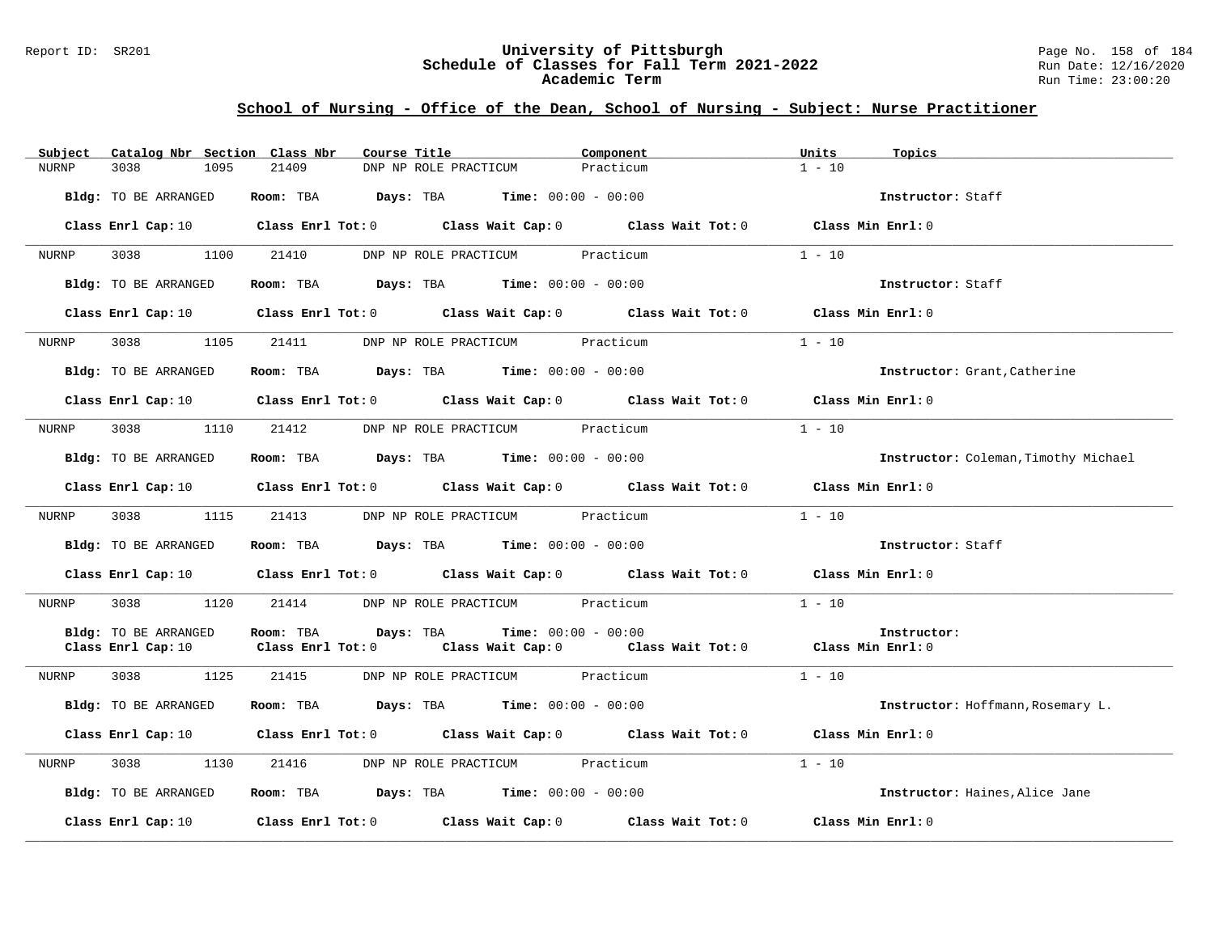## School of Nursing - Office of the Dean, School of Nursing - Subject: Nurse Practitioner

| Subject | Catalog Nbr | Section | Class Nbr | Course Title | Component | Units | Topics |
|---|---|---|---|---|---|---|---|
| NURNP | 3038 | 1095 | 21409 | DNP NP ROLE PRACTICUM | Practicum | 1 - 10 | |

**Bldg:** TO BE ARRANGED **Room:** TBA **Days:** TBA **Time:** 00:00 - 00:00 **Instructor:** Staff

**Class Enrl Cap:** 10 **Class Enrl Tot:** 0 **Class Wait Cap:** 0 **Class Wait Tot:** 0 **Class Min Enrl:** 0

---

| Subject | Catalog Nbr | Section | Class Nbr | Course Title | Component | Units | Topics |
|---|---|---|---|---|---|---|---|
| NURNP | 3038 | 1100 | 21410 | DNP NP ROLE PRACTICUM | Practicum | 1 - 10 | |

**Bldg:** TO BE ARRANGED **Room:** TBA **Days:** TBA **Time:** 00:00 - 00:00 **Instructor:** Staff

**Class Enrl Cap:** 10 **Class Enrl Tot:** 0 **Class Wait Cap:** 0 **Class Wait Tot:** 0 **Class Min Enrl:** 0

---

| Subject | Catalog Nbr | Section | Class Nbr | Course Title | Component | Units | Topics |
|---|---|---|---|---|---|---|---|
| NURNP | 3038 | 1105 | 21411 | DNP NP ROLE PRACTICUM | Practicum | 1 - 10 | |

**Bldg:** TO BE ARRANGED **Room:** TBA **Days:** TBA **Time:** 00:00 - 00:00 **Instructor:** Grant,Catherine

**Class Enrl Cap:** 10 **Class Enrl Tot:** 0 **Class Wait Cap:** 0 **Class Wait Tot:** 0 **Class Min Enrl:** 0

---

| Subject | Catalog Nbr | Section | Class Nbr | Course Title | Component | Units | Topics |
|---|---|---|---|---|---|---|---|
| NURNP | 3038 | 1110 | 21412 | DNP NP ROLE PRACTICUM | Practicum | 1 - 10 | |

**Bldg:** TO BE ARRANGED **Room:** TBA **Days:** TBA **Time:** 00:00 - 00:00 **Instructor:** Coleman,Timothy Michael

**Class Enrl Cap:** 10 **Class Enrl Tot:** 0 **Class Wait Cap:** 0 **Class Wait Tot:** 0 **Class Min Enrl:** 0

---

| Subject | Catalog Nbr | Section | Class Nbr | Course Title | Component | Units | Topics |
|---|---|---|---|---|---|---|---|
| NURNP | 3038 | 1115 | 21413 | DNP NP ROLE PRACTICUM | Practicum | 1 - 10 | |

**Bldg:** TO BE ARRANGED **Room:** TBA **Days:** TBA **Time:** 00:00 - 00:00 **Instructor:** Staff

**Class Enrl Cap:** 10 **Class Enrl Tot:** 0 **Class Wait Cap:** 0 **Class Wait Tot:** 0 **Class Min Enrl:** 0

---

| Subject | Catalog Nbr | Section | Class Nbr | Course Title | Component | Units | Topics |
|---|---|---|---|---|---|---|---|
| NURNP | 3038 | 1120 | 21414 | DNP NP ROLE PRACTICUM | Practicum | 1 - 10 | |

**Bldg:** TO BE ARRANGED **Room:** TBA **Days:** TBA **Time:** 00:00 - 00:00 **Instructor:**

**Class Enrl Cap:** 10 **Class Enrl Tot:** 0 **Class Wait Cap:** 0 **Class Wait Tot:** 0 **Class Min Enrl:** 0

---

| Subject | Catalog Nbr | Section | Class Nbr | Course Title | Component | Units | Topics |
|---|---|---|---|---|---|---|---|
| NURNP | 3038 | 1125 | 21415 | DNP NP ROLE PRACTICUM | Practicum | 1 - 10 | |

**Bldg:** TO BE ARRANGED **Room:** TBA **Days:** TBA **Time:** 00:00 - 00:00 **Instructor:** Hoffmann,Rosemary L.

**Class Enrl Cap:** 10 **Class Enrl Tot:** 0 **Class Wait Cap:** 0 **Class Wait Tot:** 0 **Class Min Enrl:** 0

---

| Subject | Catalog Nbr | Section | Class Nbr | Course Title | Component | Units | Topics |
|---|---|---|---|---|---|---|---|
| NURNP | 3038 | 1130 | 21416 | DNP NP ROLE PRACTICUM | Practicum | 1 - 10 | |

**Bldg:** TO BE ARRANGED **Room:** TBA **Days:** TBA **Time:** 00:00 - 00:00 **Instructor:** Haines,Alice Jane

**Class Enrl Cap:** 10 **Class Enrl Tot:** 0 **Class Wait Cap:** 0 **Class Wait Tot:** 0 **Class Min Enrl:** 0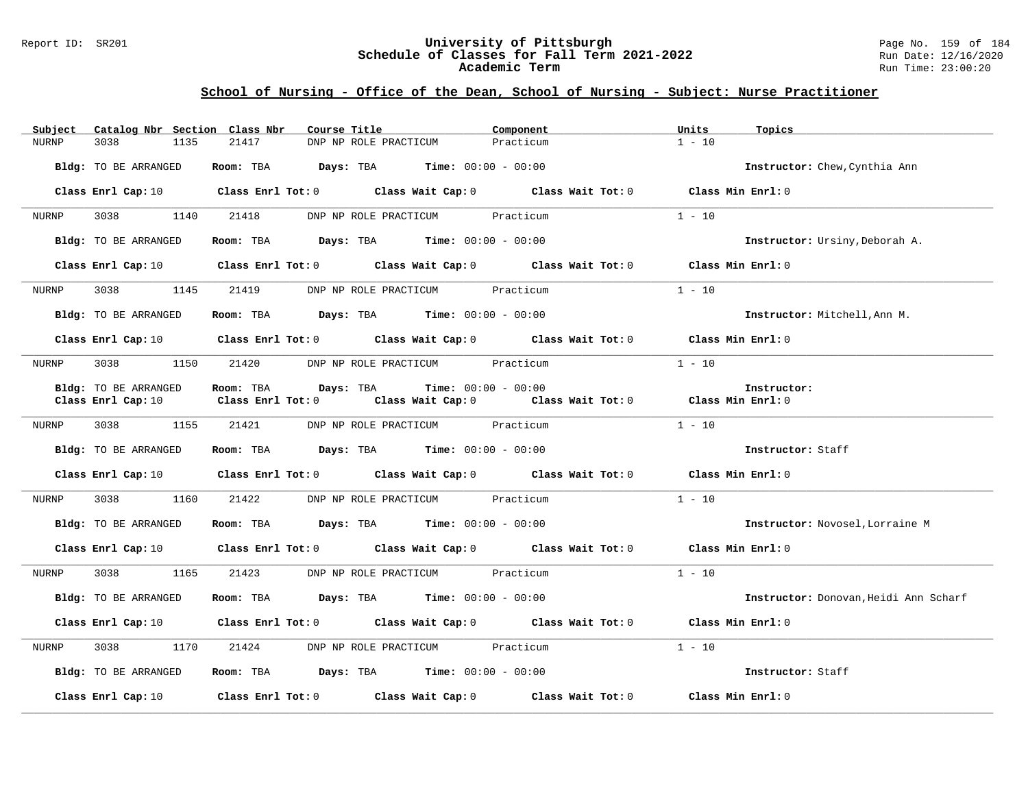## School of Nursing - Office of the Dean, School of Nursing - Subject: Nurse Practitioner

| Subject | Catalog Nbr | Section | Class Nbr | Course Title | Component | Units | Topics |
|---|---|---|---|---|---|---|---|
| NURNP | 3038 | 1135 | 21417 | DNP NP ROLE PRACTICUM | Practicum | 1 - 10 | |

Bldg: TO BE ARRANGED Room: TBA Days: TBA Time: 00:00 - 00:00 Instructor: Chew,Cynthia Ann

Class Enrl Cap: 10 Class Enrl Tot: 0 Class Wait Cap: 0 Class Wait Tot: 0 Class Min Enrl: 0

| Subject | Catalog Nbr | Section | Class Nbr | Course Title | Component | Units | Topics |
|---|---|---|---|---|---|---|---|
| NURNP | 3038 | 1140 | 21418 | DNP NP ROLE PRACTICUM | Practicum | 1 - 10 | |

Bldg: TO BE ARRANGED Room: TBA Days: TBA Time: 00:00 - 00:00 Instructor: Ursiny,Deborah A.

Class Enrl Cap: 10 Class Enrl Tot: 0 Class Wait Cap: 0 Class Wait Tot: 0 Class Min Enrl: 0

| Subject | Catalog Nbr | Section | Class Nbr | Course Title | Component | Units | Topics |
|---|---|---|---|---|---|---|---|
| NURNP | 3038 | 1145 | 21419 | DNP NP ROLE PRACTICUM | Practicum | 1 - 10 | |

Bldg: TO BE ARRANGED Room: TBA Days: TBA Time: 00:00 - 00:00 Instructor: Mitchell,Ann M.

Class Enrl Cap: 10 Class Enrl Tot: 0 Class Wait Cap: 0 Class Wait Tot: 0 Class Min Enrl: 0

| Subject | Catalog Nbr | Section | Class Nbr | Course Title | Component | Units | Topics |
|---|---|---|---|---|---|---|---|
| NURNP | 3038 | 1150 | 21420 | DNP NP ROLE PRACTICUM | Practicum | 1 - 10 | |

Bldg: TO BE ARRANGED Room: TBA Days: TBA Time: 00:00 - 00:00 Instructor:
Class Enrl Cap: 10 Class Enrl Tot: 0 Class Wait Cap: 0 Class Wait Tot: 0 Class Min Enrl: 0

| Subject | Catalog Nbr | Section | Class Nbr | Course Title | Component | Units | Topics |
|---|---|---|---|---|---|---|---|
| NURNP | 3038 | 1155 | 21421 | DNP NP ROLE PRACTICUM | Practicum | 1 - 10 | |

Bldg: TO BE ARRANGED Room: TBA Days: TBA Time: 00:00 - 00:00 Instructor: Staff

Class Enrl Cap: 10 Class Enrl Tot: 0 Class Wait Cap: 0 Class Wait Tot: 0 Class Min Enrl: 0

| Subject | Catalog Nbr | Section | Class Nbr | Course Title | Component | Units | Topics |
|---|---|---|---|---|---|---|---|
| NURNP | 3038 | 1160 | 21422 | DNP NP ROLE PRACTICUM | Practicum | 1 - 10 | |

Bldg: TO BE ARRANGED Room: TBA Days: TBA Time: 00:00 - 00:00 Instructor: Novosel,Lorraine M

Class Enrl Cap: 10 Class Enrl Tot: 0 Class Wait Cap: 0 Class Wait Tot: 0 Class Min Enrl: 0

| Subject | Catalog Nbr | Section | Class Nbr | Course Title | Component | Units | Topics |
|---|---|---|---|---|---|---|---|
| NURNP | 3038 | 1165 | 21423 | DNP NP ROLE PRACTICUM | Practicum | 1 - 10 | |

Bldg: TO BE ARRANGED Room: TBA Days: TBA Time: 00:00 - 00:00 Instructor: Donovan,Heidi Ann Scharf

Class Enrl Cap: 10 Class Enrl Tot: 0 Class Wait Cap: 0 Class Wait Tot: 0 Class Min Enrl: 0

| Subject | Catalog Nbr | Section | Class Nbr | Course Title | Component | Units | Topics |
|---|---|---|---|---|---|---|---|
| NURNP | 3038 | 1170 | 21424 | DNP NP ROLE PRACTICUM | Practicum | 1 - 10 | |

Bldg: TO BE ARRANGED Room: TBA Days: TBA Time: 00:00 - 00:00 Instructor: Staff

Class Enrl Cap: 10 Class Enrl Tot: 0 Class Wait Cap: 0 Class Wait Tot: 0 Class Min Enrl: 0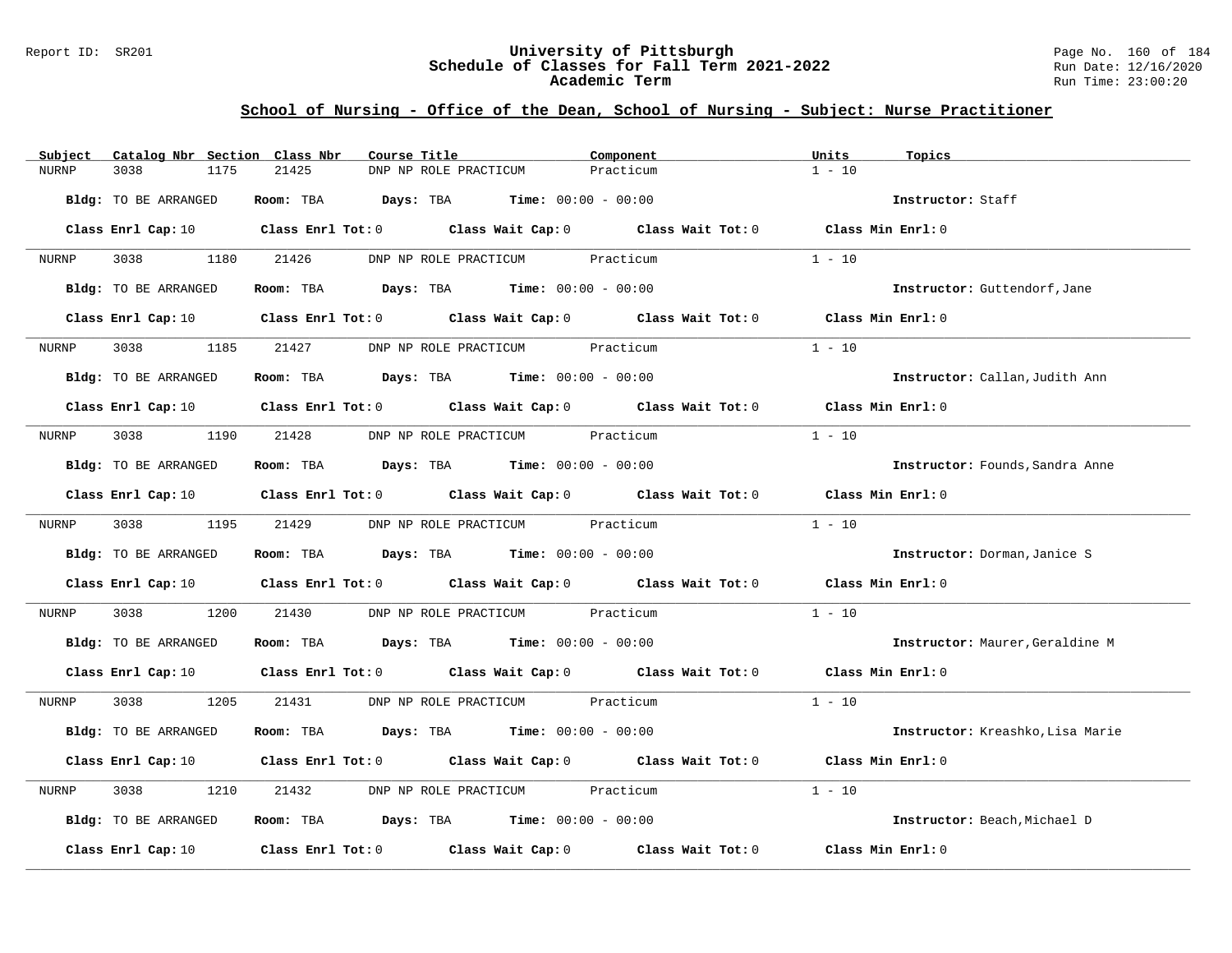## School of Nursing - Office of the Dean, School of Nursing - Subject: Nurse Practitioner

| Subject | Catalog Nbr | Section | Class Nbr | Course Title | Component | Units | Topics |
|---|---|---|---|---|---|---|---|
| NURNP | 3038 | 1175 | 21425 | DNP NP ROLE PRACTICUM | Practicum | 1 - 10 | |

**Bldg:** TO BE ARRANGED **Room:** TBA **Days:** TBA **Time:** 00:00 - 00:00 **Instructor:** Staff

**Class Enrl Cap:** 10 **Class Enrl Tot:** 0 **Class Wait Cap:** 0 **Class Wait Tot:** 0 **Class Min Enrl:** 0

---

| Subject | Catalog Nbr | Section | Class Nbr | Course Title | Component | Units | Topics |
|---|---|---|---|---|---|---|---|
| NURNP | 3038 | 1180 | 21426 | DNP NP ROLE PRACTICUM | Practicum | 1 - 10 | |

**Bldg:** TO BE ARRANGED **Room:** TBA **Days:** TBA **Time:** 00:00 - 00:00 **Instructor:** Guttendorf,Jane

**Class Enrl Cap:** 10 **Class Enrl Tot:** 0 **Class Wait Cap:** 0 **Class Wait Tot:** 0 **Class Min Enrl:** 0

---

| Subject | Catalog Nbr | Section | Class Nbr | Course Title | Component | Units | Topics |
|---|---|---|---|---|---|---|---|
| NURNP | 3038 | 1185 | 21427 | DNP NP ROLE PRACTICUM | Practicum | 1 - 10 | |

**Bldg:** TO BE ARRANGED **Room:** TBA **Days:** TBA **Time:** 00:00 - 00:00 **Instructor:** Callan,Judith Ann

**Class Enrl Cap:** 10 **Class Enrl Tot:** 0 **Class Wait Cap:** 0 **Class Wait Tot:** 0 **Class Min Enrl:** 0

---

| Subject | Catalog Nbr | Section | Class Nbr | Course Title | Component | Units | Topics |
|---|---|---|---|---|---|---|---|
| NURNP | 3038 | 1190 | 21428 | DNP NP ROLE PRACTICUM | Practicum | 1 - 10 | |

**Bldg:** TO BE ARRANGED **Room:** TBA **Days:** TBA **Time:** 00:00 - 00:00 **Instructor:** Founds,Sandra Anne

**Class Enrl Cap:** 10 **Class Enrl Tot:** 0 **Class Wait Cap:** 0 **Class Wait Tot:** 0 **Class Min Enrl:** 0

---

| Subject | Catalog Nbr | Section | Class Nbr | Course Title | Component | Units | Topics |
|---|---|---|---|---|---|---|---|
| NURNP | 3038 | 1195 | 21429 | DNP NP ROLE PRACTICUM | Practicum | 1 - 10 | |

**Bldg:** TO BE ARRANGED **Room:** TBA **Days:** TBA **Time:** 00:00 - 00:00 **Instructor:** Dorman,Janice S

**Class Enrl Cap:** 10 **Class Enrl Tot:** 0 **Class Wait Cap:** 0 **Class Wait Tot:** 0 **Class Min Enrl:** 0

---

| Subject | Catalog Nbr | Section | Class Nbr | Course Title | Component | Units | Topics |
|---|---|---|---|---|---|---|---|
| NURNP | 3038 | 1200 | 21430 | DNP NP ROLE PRACTICUM | Practicum | 1 - 10 | |

**Bldg:** TO BE ARRANGED **Room:** TBA **Days:** TBA **Time:** 00:00 - 00:00 **Instructor:** Maurer,Geraldine M

**Class Enrl Cap:** 10 **Class Enrl Tot:** 0 **Class Wait Cap:** 0 **Class Wait Tot:** 0 **Class Min Enrl:** 0

---

| Subject | Catalog Nbr | Section | Class Nbr | Course Title | Component | Units | Topics |
|---|---|---|---|---|---|---|---|
| NURNP | 3038 | 1205 | 21431 | DNP NP ROLE PRACTICUM | Practicum | 1 - 10 | |

**Bldg:** TO BE ARRANGED **Room:** TBA **Days:** TBA **Time:** 00:00 - 00:00 **Instructor:** Kreashko,Lisa Marie

**Class Enrl Cap:** 10 **Class Enrl Tot:** 0 **Class Wait Cap:** 0 **Class Wait Tot:** 0 **Class Min Enrl:** 0

---

| Subject | Catalog Nbr | Section | Class Nbr | Course Title | Component | Units | Topics |
|---|---|---|---|---|---|---|---|
| NURNP | 3038 | 1210 | 21432 | DNP NP ROLE PRACTICUM | Practicum | 1 - 10 | |

**Bldg:** TO BE ARRANGED **Room:** TBA **Days:** TBA **Time:** 00:00 - 00:00 **Instructor:** Beach,Michael D

**Class Enrl Cap:** 10 **Class Enrl Tot:** 0 **Class Wait Cap:** 0 **Class Wait Tot:** 0 **Class Min Enrl:** 0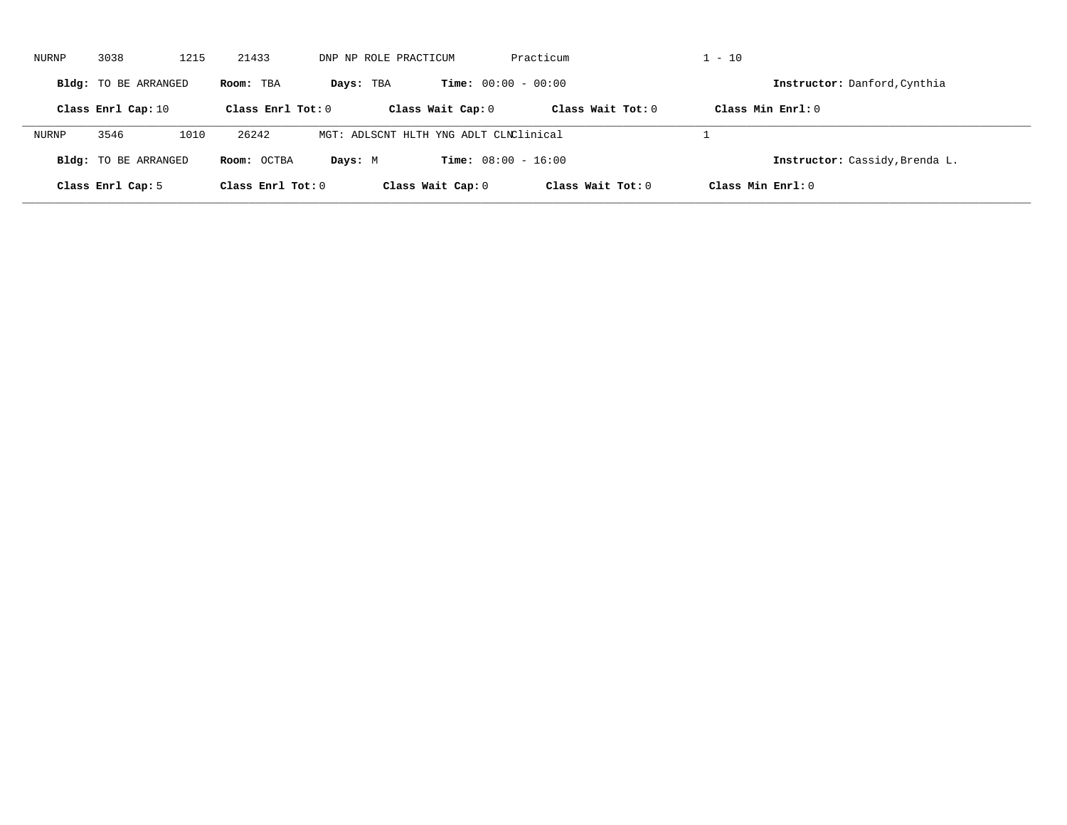NURNP 3038 1215 21433 DNP NP ROLE PRACTICUM Practicum 1 - 10

**Bldg:** TO BE ARRANGED **Room:** TBA **Days:** TBA **Time:** 00:00 - 00:00 **Instructor:** Danford,Cynthia

**Class Enrl Cap:** 10 **Class Enrl Tot:** 0 **Class Wait Cap:** 0 **Class Wait Tot:** 0 **Class Min Enrl:** 0

---

NURNP 3546 1010 26242 MGT: ADLSCNT HLTH YNG ADLT CLNClinical 1

**Bldg:** TO BE ARRANGED **Room:** OCTBA **Days:** M **Time:** 08:00 - 16:00 **Instructor:** Cassidy,Brenda L.

**Class Enrl Cap:** 5 **Class Enrl Tot:** 0 **Class Wait Cap:** 0 **Class Wait Tot:** 0 **Class Min Enrl:** 0

---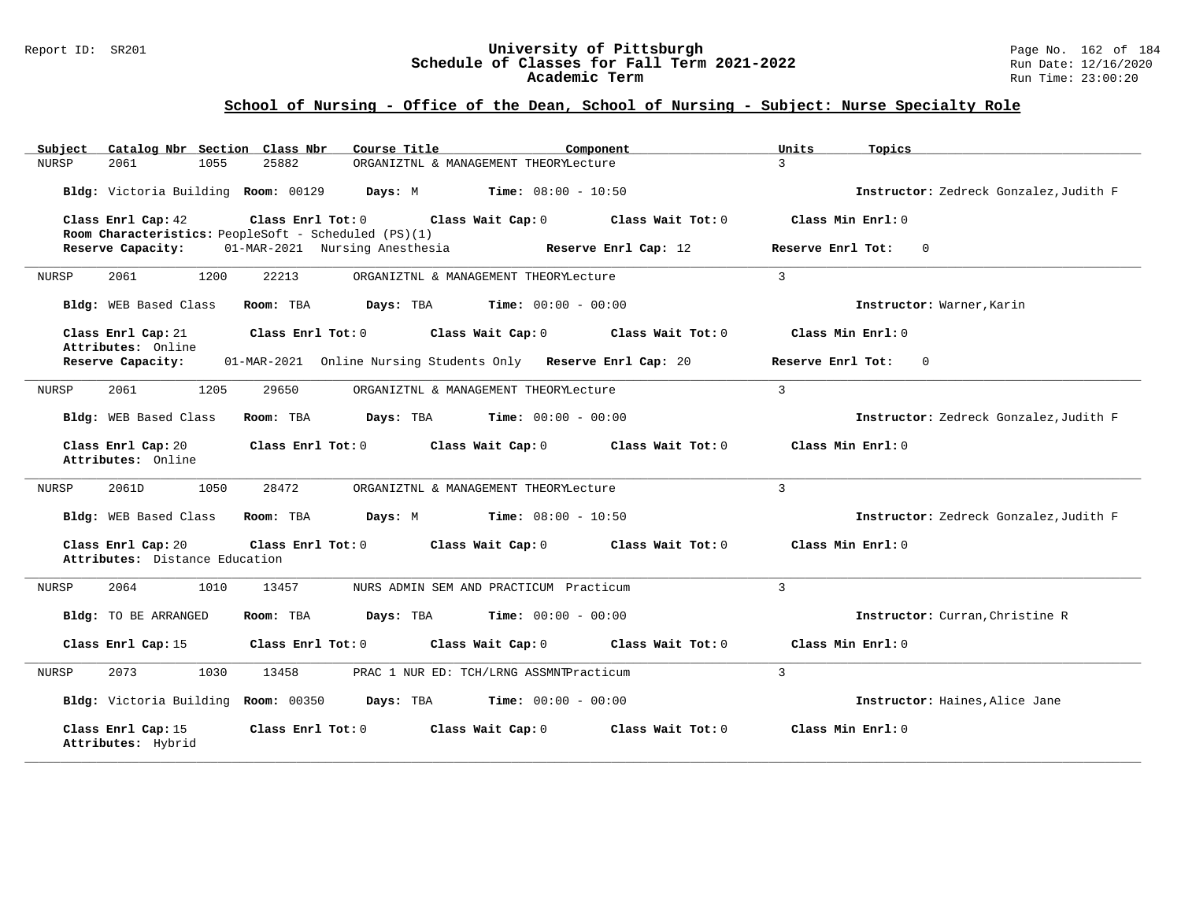## School of Nursing - Office of the Dean, School of Nursing - Subject: Nurse Specialty Role

| Subject | Catalog Nbr | Section | Class Nbr | Course Title | Component | Units | Topics |
|---|---|---|---|---|---|---|---|
| NURSP | 2061 | 1055 | 25882 | ORGANIZTNL & MANAGEMENT THEORY | Lecture | 3 | |

**Bldg:** Victoria Building **Room:** 00129 **Days:** M **Time:** 08:00 - 10:50 **Instructor:** Zedreck Gonzalez,Judith F

**Class Enrl Cap:** 42 **Class Enrl Tot:** 0 **Class Wait Cap:** 0 **Class Wait Tot:** 0 **Class Min Enrl:** 0

**Room Characteristics:** PeopleSoft - Scheduled (PS)(1)

**Reserve Capacity:** 01-MAR-2021 Nursing Anesthesia **Reserve Enrl Cap:** 12 **Reserve Enrl Tot:** 0

---

| Subject | Catalog Nbr | Section | Class Nbr | Course Title | Component | Units | Topics |
|---|---|---|---|---|---|---|---|
| NURSP | 2061 | 1200 | 22213 | ORGANIZTNL & MANAGEMENT THEORY | Lecture | 3 | |

**Bldg:** WEB Based Class **Room:** TBA **Days:** TBA **Time:** 00:00 - 00:00 **Instructor:** Warner,Karin

**Class Enrl Cap:** 21 **Class Enrl Tot:** 0 **Class Wait Cap:** 0 **Class Wait Tot:** 0 **Class Min Enrl:** 0

**Attributes:** Online

**Reserve Capacity:** 01-MAR-2021 Online Nursing Students Only **Reserve Enrl Cap:** 20 **Reserve Enrl Tot:** 0

---

| Subject | Catalog Nbr | Section | Class Nbr | Course Title | Component | Units | Topics |
|---|---|---|---|---|---|---|---|
| NURSP | 2061 | 1205 | 29650 | ORGANIZTNL & MANAGEMENT THEORY | Lecture | 3 | |

**Bldg:** WEB Based Class **Room:** TBA **Days:** TBA **Time:** 00:00 - 00:00 **Instructor:** Zedreck Gonzalez,Judith F

**Class Enrl Cap:** 20 **Class Enrl Tot:** 0 **Class Wait Cap:** 0 **Class Wait Tot:** 0 **Class Min Enrl:** 0

**Attributes:** Online

---

| Subject | Catalog Nbr | Section | Class Nbr | Course Title | Component | Units | Topics |
|---|---|---|---|---|---|---|---|
| NURSP | 2061D | 1050 | 28472 | ORGANIZTNL & MANAGEMENT THEORY | Lecture | 3 | |

**Bldg:** WEB Based Class **Room:** TBA **Days:** M **Time:** 08:00 - 10:50 **Instructor:** Zedreck Gonzalez,Judith F

**Class Enrl Cap:** 20 **Class Enrl Tot:** 0 **Class Wait Cap:** 0 **Class Wait Tot:** 0 **Class Min Enrl:** 0

**Attributes:** Distance Education

---

| Subject | Catalog Nbr | Section | Class Nbr | Course Title | Component | Units | Topics |
|---|---|---|---|---|---|---|---|
| NURSP | 2064 | 1010 | 13457 | NURS ADMIN SEM AND PRACTICUM | Practicum | 3 | |

**Bldg:** TO BE ARRANGED **Room:** TBA **Days:** TBA **Time:** 00:00 - 00:00 **Instructor:** Curran,Christine R

**Class Enrl Cap:** 15 **Class Enrl Tot:** 0 **Class Wait Cap:** 0 **Class Wait Tot:** 0 **Class Min Enrl:** 0

---

| Subject | Catalog Nbr | Section | Class Nbr | Course Title | Component | Units | Topics |
|---|---|---|---|---|---|---|---|
| NURSP | 2073 | 1030 | 13458 | PRAC 1 NUR ED: TCH/LRNG ASSMNT | Practicum | 3 | |

**Bldg:** Victoria Building **Room:** 00350 **Days:** TBA **Time:** 00:00 - 00:00 **Instructor:** Haines,Alice Jane

**Class Enrl Cap:** 15 **Class Enrl Tot:** 0 **Class Wait Cap:** 0 **Class Wait Tot:** 0 **Class Min Enrl:** 0

**Attributes:** Hybrid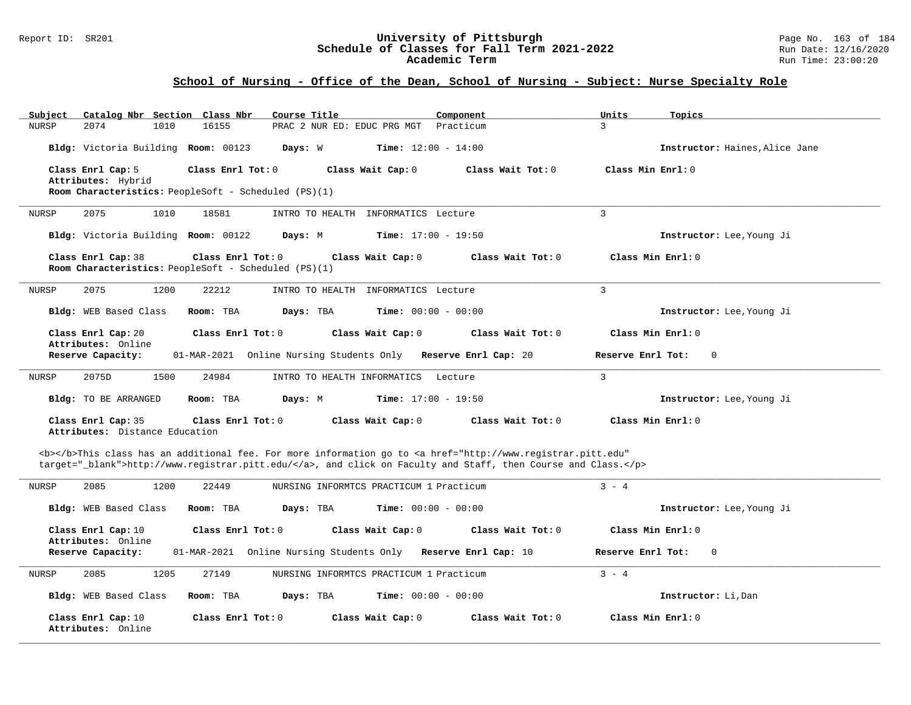## School of Nursing - Office of the Dean, School of Nursing - Subject: Nurse Specialty Role

| Subject | Catalog Nbr | Section | Class Nbr | Course Title | Component | Units | Topics |
|---|---|---|---|---|---|---|---|
| NURSP | 2074 | 1010 | 16155 | PRAC 2 NUR ED: EDUC PRG MGT | Practicum | 3 | |

**Bldg:** Victoria Building **Room:** 00123 **Days:** W **Time:** 12:00 - 14:00 **Instructor:** Haines,Alice Jane

**Class Enrl Cap:** 5 **Class Enrl Tot:** 0 **Class Wait Cap:** 0 **Class Wait Tot:** 0 **Class Min Enrl:** 0
**Attributes:** Hybrid
**Room Characteristics:** PeopleSoft - Scheduled (PS)(1)

---

| Subject | Catalog Nbr | Section | Class Nbr | Course Title | Component | Units | Topics |
|---|---|---|---|---|---|---|---|
| NURSP | 2075 | 1010 | 18581 | INTRO TO HEALTH INFORMATICS | Lecture | 3 | |

**Bldg:** Victoria Building **Room:** 00122 **Days:** M **Time:** 17:00 - 19:50 **Instructor:** Lee,Young Ji

**Class Enrl Cap:** 38 **Class Enrl Tot:** 0 **Class Wait Cap:** 0 **Class Wait Tot:** 0 **Class Min Enrl:** 0
**Room Characteristics:** PeopleSoft - Scheduled (PS)(1)

---

| Subject | Catalog Nbr | Section | Class Nbr | Course Title | Component | Units | Topics |
|---|---|---|---|---|---|---|---|
| NURSP | 2075 | 1200 | 22212 | INTRO TO HEALTH INFORMATICS | Lecture | 3 | |

**Bldg:** WEB Based Class **Room:** TBA **Days:** TBA **Time:** 00:00 - 00:00 **Instructor:** Lee,Young Ji

**Class Enrl Cap:** 20 **Class Enrl Tot:** 0 **Class Wait Cap:** 0 **Class Wait Tot:** 0 **Class Min Enrl:** 0
**Attributes:** Online
**Reserve Capacity:** 01-MAR-2021 Online Nursing Students Only **Reserve Enrl Cap:** 20 **Reserve Enrl Tot:** 0

---

| Subject | Catalog Nbr | Section | Class Nbr | Course Title | Component | Units | Topics |
|---|---|---|---|---|---|---|---|
| NURSP | 2075D | 1500 | 24984 | INTRO TO HEALTH INFORMATICS | Lecture | 3 | |

**Bldg:** TO BE ARRANGED **Room:** TBA **Days:** M **Time:** 17:00 - 19:50 **Instructor:** Lee,Young Ji

**Class Enrl Cap:** 35 **Class Enrl Tot:** 0 **Class Wait Cap:** 0 **Class Wait Tot:** 0 **Class Min Enrl:** 0
**Attributes:** Distance Education

<b></b>This class has an additional fee. For more information go to <a href="http://www.registrar.pitt.edu" target="_blank">http://www.registrar.pitt.edu/</a>, and click on Faculty and Staff, then Course and Class.</p>

---

| Subject | Catalog Nbr | Section | Class Nbr | Course Title | Component | Units | Topics |
|---|---|---|---|---|---|---|---|
| NURSP | 2085 | 1200 | 22449 | NURSING INFORMTCS PRACTICUM 1 | Practicum | 3 - 4 | |

**Bldg:** WEB Based Class **Room:** TBA **Days:** TBA **Time:** 00:00 - 00:00 **Instructor:** Lee,Young Ji

**Class Enrl Cap:** 10 **Class Enrl Tot:** 0 **Class Wait Cap:** 0 **Class Wait Tot:** 0 **Class Min Enrl:** 0
**Attributes:** Online
**Reserve Capacity:** 01-MAR-2021 Online Nursing Students Only **Reserve Enrl Cap:** 10 **Reserve Enrl Tot:** 0

---

| Subject | Catalog Nbr | Section | Class Nbr | Course Title | Component | Units | Topics |
|---|---|---|---|---|---|---|---|
| NURSP | 2085 | 1205 | 27149 | NURSING INFORMTCS PRACTICUM 1 | Practicum | 3 - 4 | |

**Bldg:** WEB Based Class **Room:** TBA **Days:** TBA **Time:** 00:00 - 00:00 **Instructor:** Li,Dan

**Class Enrl Cap:** 10 **Class Enrl Tot:** 0 **Class Wait Cap:** 0 **Class Wait Tot:** 0 **Class Min Enrl:** 0
**Attributes:** Online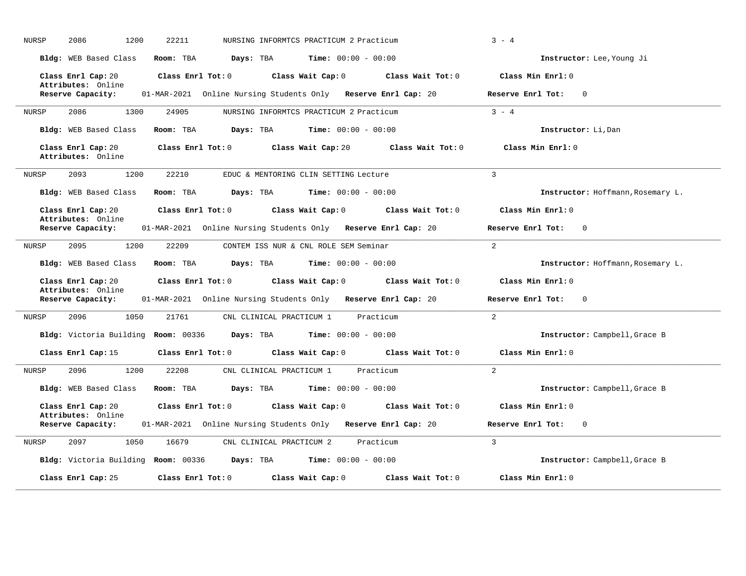NURSP 2086 1200 22211 NURSING INFORMTCS PRACTICUM 2 Practicum 3 - 4

**Bldg:** WEB Based Class **Room:** TBA **Days:** TBA **Time:** 00:00 - 00:00 **Instructor:** Lee,Young Ji

**Class Enrl Cap:** 20 **Class Enrl Tot:** 0 **Class Wait Cap:** 0 **Class Wait Tot:** 0 **Class Min Enrl:** 0
**Attributes:** Online
**Reserve Capacity:** 01-MAR-2021 Online Nursing Students Only **Reserve Enrl Cap:** 20 **Reserve Enrl Tot:** 0

---

NURSP 2086 1300 24905 NURSING INFORMTCS PRACTICUM 2 Practicum 3 - 4

**Bldg:** WEB Based Class **Room:** TBA **Days:** TBA **Time:** 00:00 - 00:00 **Instructor:** Li,Dan

**Class Enrl Cap:** 20 **Class Enrl Tot:** 0 **Class Wait Cap:** 20 **Class Wait Tot:** 0 **Class Min Enrl:** 0
**Attributes:** Online

---

NURSP 2093 1200 22210 EDUC & MENTORING CLIN SETTING Lecture 3

**Bldg:** WEB Based Class **Room:** TBA **Days:** TBA **Time:** 00:00 - 00:00 **Instructor:** Hoffmann,Rosemary L.

**Class Enrl Cap:** 20 **Class Enrl Tot:** 0 **Class Wait Cap:** 0 **Class Wait Tot:** 0 **Class Min Enrl:** 0
**Attributes:** Online
**Reserve Capacity:** 01-MAR-2021 Online Nursing Students Only **Reserve Enrl Cap:** 20 **Reserve Enrl Tot:** 0

---

NURSP 2095 1200 22209 CONTEM ISS NUR & CNL ROLE SEM Seminar 2

**Bldg:** WEB Based Class **Room:** TBA **Days:** TBA **Time:** 00:00 - 00:00 **Instructor:** Hoffmann,Rosemary L.

**Class Enrl Cap:** 20 **Class Enrl Tot:** 0 **Class Wait Cap:** 0 **Class Wait Tot:** 0 **Class Min Enrl:** 0
**Attributes:** Online
**Reserve Capacity:** 01-MAR-2021 Online Nursing Students Only **Reserve Enrl Cap:** 20 **Reserve Enrl Tot:** 0

---

NURSP 2096 1050 21761 CNL CLINICAL PRACTICUM 1 Practicum 2

**Bldg:** Victoria Building **Room:** 00336 **Days:** TBA **Time:** 00:00 - 00:00 **Instructor:** Campbell,Grace B

**Class Enrl Cap:** 15 **Class Enrl Tot:** 0 **Class Wait Cap:** 0 **Class Wait Tot:** 0 **Class Min Enrl:** 0

---

NURSP 2096 1200 22208 CNL CLINICAL PRACTICUM 1 Practicum 2

**Bldg:** WEB Based Class **Room:** TBA **Days:** TBA **Time:** 00:00 - 00:00 **Instructor:** Campbell,Grace B

**Class Enrl Cap:** 20 **Class Enrl Tot:** 0 **Class Wait Cap:** 0 **Class Wait Tot:** 0 **Class Min Enrl:** 0
**Attributes:** Online
**Reserve Capacity:** 01-MAR-2021 Online Nursing Students Only **Reserve Enrl Cap:** 20 **Reserve Enrl Tot:** 0

---

NURSP 2097 1050 16679 CNL CLINICAL PRACTICUM 2 Practicum 3

**Bldg:** Victoria Building **Room:** 00336 **Days:** TBA **Time:** 00:00 - 00:00 **Instructor:** Campbell,Grace B

**Class Enrl Cap:** 25 **Class Enrl Tot:** 0 **Class Wait Cap:** 0 **Class Wait Tot:** 0 **Class Min Enrl:** 0

---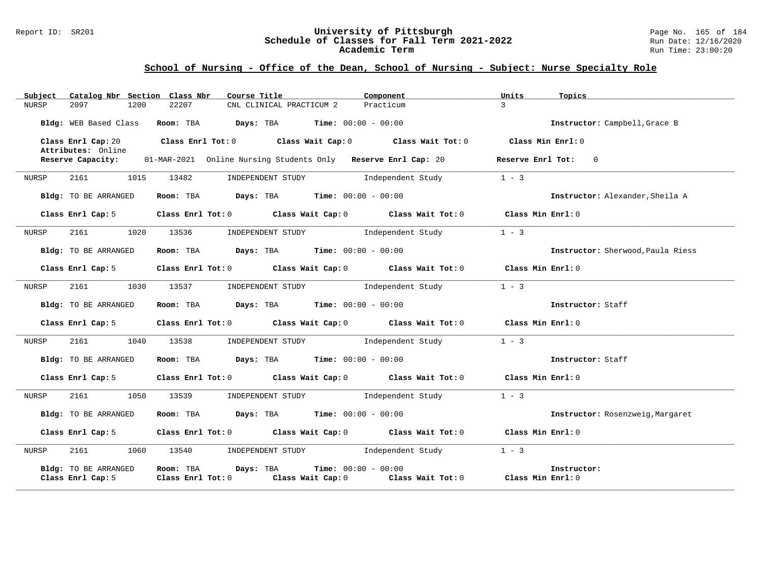## School of Nursing - Office of the Dean, School of Nursing - Subject: Nurse Specialty Role

| Subject | Catalog Nbr | Section | Class Nbr | Course Title | Component | Units | Topics |
|---|---|---|---|---|---|---|---|
| NURSP | 2097 | 1200 | 22207 | CNL CLINICAL PRACTICUM 2 | Practicum | 3 | |

**Bldg:** WEB Based Class **Room:** TBA **Days:** TBA **Time:** 00:00 - 00:00 **Instructor:** Campbell,Grace B

**Class Enrl Cap:** 20 **Class Enrl Tot:** 0 **Class Wait Cap:** 0 **Class Wait Tot:** 0 **Class Min Enrl:** 0

**Attributes:** Online

**Reserve Capacity:** 01-MAR-2021 Online Nursing Students Only **Reserve Enrl Cap:** 20 **Reserve Enrl Tot:** 0

---

| Subject | Catalog Nbr | Section | Class Nbr | Course Title | Component | Units | Topics |
|---|---|---|---|---|---|---|---|
| NURSP | 2161 | 1015 | 13482 | INDEPENDENT STUDY | Independent Study | 1 - 3 | |

**Bldg:** TO BE ARRANGED **Room:** TBA **Days:** TBA **Time:** 00:00 - 00:00 **Instructor:** Alexander,Sheila A

**Class Enrl Cap:** 5 **Class Enrl Tot:** 0 **Class Wait Cap:** 0 **Class Wait Tot:** 0 **Class Min Enrl:** 0

---

| Subject | Catalog Nbr | Section | Class Nbr | Course Title | Component | Units | Topics |
|---|---|---|---|---|---|---|---|
| NURSP | 2161 | 1020 | 13536 | INDEPENDENT STUDY | Independent Study | 1 - 3 | |

**Bldg:** TO BE ARRANGED **Room:** TBA **Days:** TBA **Time:** 00:00 - 00:00 **Instructor:** Sherwood,Paula Riess

**Class Enrl Cap:** 5 **Class Enrl Tot:** 0 **Class Wait Cap:** 0 **Class Wait Tot:** 0 **Class Min Enrl:** 0

---

| Subject | Catalog Nbr | Section | Class Nbr | Course Title | Component | Units | Topics |
|---|---|---|---|---|---|---|---|
| NURSP | 2161 | 1030 | 13537 | INDEPENDENT STUDY | Independent Study | 1 - 3 | |

**Bldg:** TO BE ARRANGED **Room:** TBA **Days:** TBA **Time:** 00:00 - 00:00 **Instructor:** Staff

**Class Enrl Cap:** 5 **Class Enrl Tot:** 0 **Class Wait Cap:** 0 **Class Wait Tot:** 0 **Class Min Enrl:** 0

---

| Subject | Catalog Nbr | Section | Class Nbr | Course Title | Component | Units | Topics |
|---|---|---|---|---|---|---|---|
| NURSP | 2161 | 1040 | 13538 | INDEPENDENT STUDY | Independent Study | 1 - 3 | |

**Bldg:** TO BE ARRANGED **Room:** TBA **Days:** TBA **Time:** 00:00 - 00:00 **Instructor:** Staff

**Class Enrl Cap:** 5 **Class Enrl Tot:** 0 **Class Wait Cap:** 0 **Class Wait Tot:** 0 **Class Min Enrl:** 0

---

| Subject | Catalog Nbr | Section | Class Nbr | Course Title | Component | Units | Topics |
|---|---|---|---|---|---|---|---|
| NURSP | 2161 | 1050 | 13539 | INDEPENDENT STUDY | Independent Study | 1 - 3 | |

**Bldg:** TO BE ARRANGED **Room:** TBA **Days:** TBA **Time:** 00:00 - 00:00 **Instructor:** Rosenzweig,Margaret

**Class Enrl Cap:** 5 **Class Enrl Tot:** 0 **Class Wait Cap:** 0 **Class Wait Tot:** 0 **Class Min Enrl:** 0

---

| Subject | Catalog Nbr | Section | Class Nbr | Course Title | Component | Units | Topics |
|---|---|---|---|---|---|---|---|
| NURSP | 2161 | 1060 | 13540 | INDEPENDENT STUDY | Independent Study | 1 - 3 | |

**Bldg:** TO BE ARRANGED **Room:** TBA **Days:** TBA **Time:** 00:00 - 00:00 **Instructor:**

**Class Enrl Cap:** 5 **Class Enrl Tot:** 0 **Class Wait Cap:** 0 **Class Wait Tot:** 0 **Class Min Enrl:** 0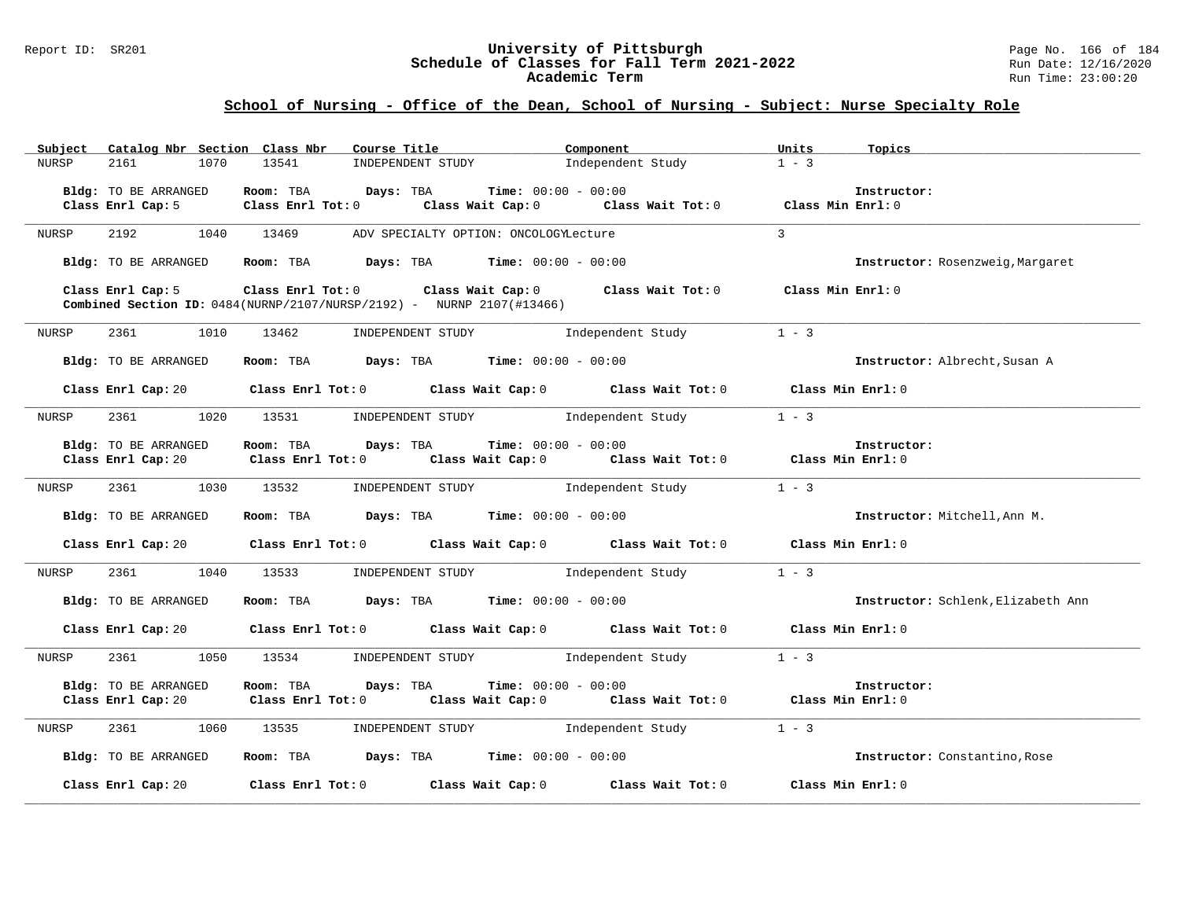## School of Nursing - Office of the Dean, School of Nursing - Subject: Nurse Specialty Role

| Subject | Catalog Nbr | Section | Class Nbr | Course Title | Component | Units | Topics |
|---|---|---|---|---|---|---|---|
| NURSP | 2161 | 1070 | 13541 | INDEPENDENT STUDY | Independent Study | 1 - 3 | |

**Bldg:** TO BE ARRANGED **Room:** TBA **Days:** TBA **Time:** 00:00 - 00:00 **Instructor:**
**Class Enrl Cap:** 5 **Class Enrl Tot:** 0 **Class Wait Cap:** 0 **Class Wait Tot:** 0 **Class Min Enrl:** 0

| Subject | Catalog Nbr | Section | Class Nbr | Course Title | Component | Units | Topics |
|---|---|---|---|---|---|---|---|
| NURSP | 2192 | 1040 | 13469 | ADV SPECIALTY OPTION: ONCOLOGY | Lecture | 3 | |

**Bldg:** TO BE ARRANGED **Room:** TBA **Days:** TBA **Time:** 00:00 - 00:00 **Instructor:** Rosenzweig,Margaret
**Class Enrl Cap:** 5 **Class Enrl Tot:** 0 **Class Wait Cap:** 0 **Class Wait Tot:** 0 **Class Min Enrl:** 0
**Combined Section ID:** 0484(NURNP/2107/NURSP/2192) - NURNP 2107(#13466)

| Subject | Catalog Nbr | Section | Class Nbr | Course Title | Component | Units | Topics |
|---|---|---|---|---|---|---|---|
| NURSP | 2361 | 1010 | 13462 | INDEPENDENT STUDY | Independent Study | 1 - 3 | |

**Bldg:** TO BE ARRANGED **Room:** TBA **Days:** TBA **Time:** 00:00 - 00:00 **Instructor:** Albrecht,Susan A
**Class Enrl Cap:** 20 **Class Enrl Tot:** 0 **Class Wait Cap:** 0 **Class Wait Tot:** 0 **Class Min Enrl:** 0

| Subject | Catalog Nbr | Section | Class Nbr | Course Title | Component | Units | Topics |
|---|---|---|---|---|---|---|---|
| NURSP | 2361 | 1020 | 13531 | INDEPENDENT STUDY | Independent Study | 1 - 3 | |

**Bldg:** TO BE ARRANGED **Room:** TBA **Days:** TBA **Time:** 00:00 - 00:00 **Instructor:**
**Class Enrl Cap:** 20 **Class Enrl Tot:** 0 **Class Wait Cap:** 0 **Class Wait Tot:** 0 **Class Min Enrl:** 0

| Subject | Catalog Nbr | Section | Class Nbr | Course Title | Component | Units | Topics |
|---|---|---|---|---|---|---|---|
| NURSP | 2361 | 1030 | 13532 | INDEPENDENT STUDY | Independent Study | 1 - 3 | |

**Bldg:** TO BE ARRANGED **Room:** TBA **Days:** TBA **Time:** 00:00 - 00:00 **Instructor:** Mitchell,Ann M.
**Class Enrl Cap:** 20 **Class Enrl Tot:** 0 **Class Wait Cap:** 0 **Class Wait Tot:** 0 **Class Min Enrl:** 0

| Subject | Catalog Nbr | Section | Class Nbr | Course Title | Component | Units | Topics |
|---|---|---|---|---|---|---|---|
| NURSP | 2361 | 1040 | 13533 | INDEPENDENT STUDY | Independent Study | 1 - 3 | |

**Bldg:** TO BE ARRANGED **Room:** TBA **Days:** TBA **Time:** 00:00 - 00:00 **Instructor:** Schlenk,Elizabeth Ann
**Class Enrl Cap:** 20 **Class Enrl Tot:** 0 **Class Wait Cap:** 0 **Class Wait Tot:** 0 **Class Min Enrl:** 0

| Subject | Catalog Nbr | Section | Class Nbr | Course Title | Component | Units | Topics |
|---|---|---|---|---|---|---|---|
| NURSP | 2361 | 1050 | 13534 | INDEPENDENT STUDY | Independent Study | 1 - 3 | |

**Bldg:** TO BE ARRANGED **Room:** TBA **Days:** TBA **Time:** 00:00 - 00:00 **Instructor:**
**Class Enrl Cap:** 20 **Class Enrl Tot:** 0 **Class Wait Cap:** 0 **Class Wait Tot:** 0 **Class Min Enrl:** 0

| Subject | Catalog Nbr | Section | Class Nbr | Course Title | Component | Units | Topics |
|---|---|---|---|---|---|---|---|
| NURSP | 2361 | 1060 | 13535 | INDEPENDENT STUDY | Independent Study | 1 - 3 | |

**Bldg:** TO BE ARRANGED **Room:** TBA **Days:** TBA **Time:** 00:00 - 00:00 **Instructor:** Constantino,Rose
**Class Enrl Cap:** 20 **Class Enrl Tot:** 0 **Class Wait Cap:** 0 **Class Wait Tot:** 0 **Class Min Enrl:** 0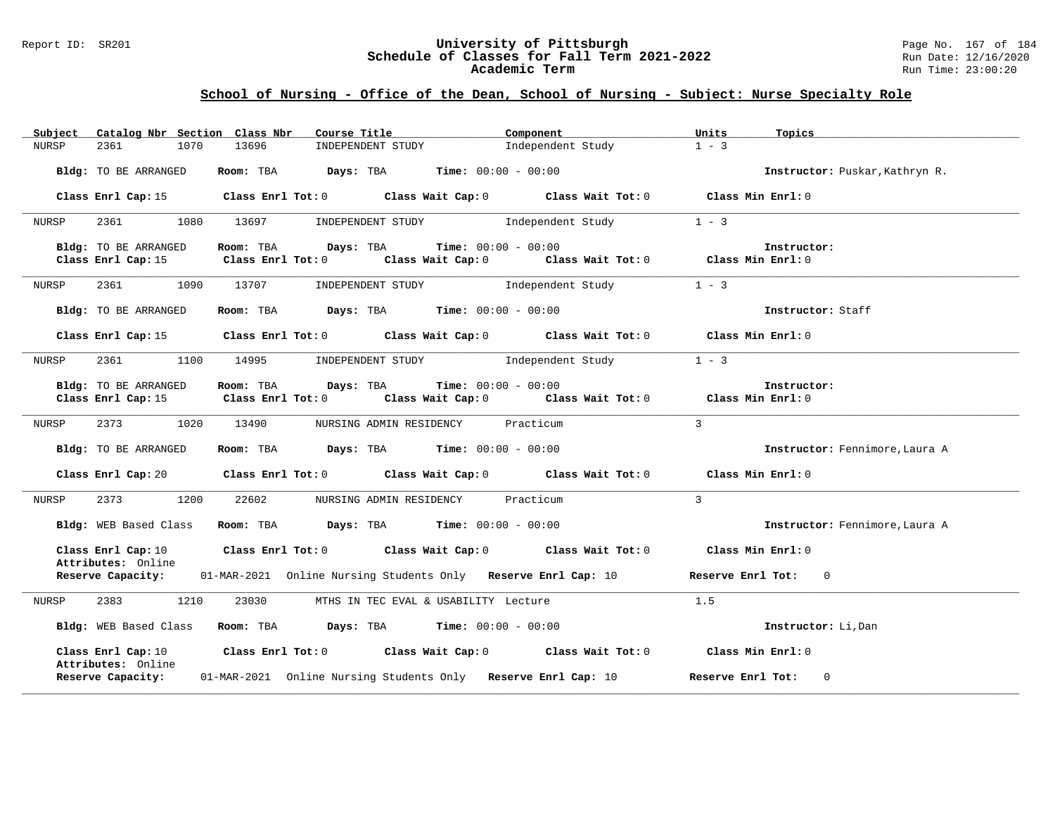## School of Nursing - Office of the Dean, School of Nursing - Subject: Nurse Specialty Role

| Subject | Catalog Nbr | Section | Class Nbr | Course Title | Component | Units | Topics |
|---|---|---|---|---|---|---|---|
| NURSP | 2361 | 1070 | 13696 | INDEPENDENT STUDY | Independent Study | 1 - 3 | |

**Bldg:** TO BE ARRANGED **Room:** TBA **Days:** TBA **Time:** 00:00 - 00:00 **Instructor:** Puskar,Kathryn R.

**Class Enrl Cap:** 15 **Class Enrl Tot:** 0 **Class Wait Cap:** 0 **Class Wait Tot:** 0 **Class Min Enrl:** 0

---

| Subject | Catalog Nbr | Section | Class Nbr | Course Title | Component | Units | Topics |
|---|---|---|---|---|---|---|---|
| NURSP | 2361 | 1080 | 13697 | INDEPENDENT STUDY | Independent Study | 1 - 3 | |

**Bldg:** TO BE ARRANGED **Room:** TBA **Days:** TBA **Time:** 00:00 - 00:00 **Instructor:**

**Class Enrl Cap:** 15 **Class Enrl Tot:** 0 **Class Wait Cap:** 0 **Class Wait Tot:** 0 **Class Min Enrl:** 0

---

| Subject | Catalog Nbr | Section | Class Nbr | Course Title | Component | Units | Topics |
|---|---|---|---|---|---|---|---|
| NURSP | 2361 | 1090 | 13707 | INDEPENDENT STUDY | Independent Study | 1 - 3 | |

**Bldg:** TO BE ARRANGED **Room:** TBA **Days:** TBA **Time:** 00:00 - 00:00 **Instructor:** Staff

**Class Enrl Cap:** 15 **Class Enrl Tot:** 0 **Class Wait Cap:** 0 **Class Wait Tot:** 0 **Class Min Enrl:** 0

---

| Subject | Catalog Nbr | Section | Class Nbr | Course Title | Component | Units | Topics |
|---|---|---|---|---|---|---|---|
| NURSP | 2361 | 1100 | 14995 | INDEPENDENT STUDY | Independent Study | 1 - 3 | |

**Bldg:** TO BE ARRANGED **Room:** TBA **Days:** TBA **Time:** 00:00 - 00:00 **Instructor:**

**Class Enrl Cap:** 15 **Class Enrl Tot:** 0 **Class Wait Cap:** 0 **Class Wait Tot:** 0 **Class Min Enrl:** 0

---

| Subject | Catalog Nbr | Section | Class Nbr | Course Title | Component | Units | Topics |
|---|---|---|---|---|---|---|---|
| NURSP | 2373 | 1020 | 13490 | NURSING ADMIN RESIDENCY | Practicum | 3 | |

**Bldg:** TO BE ARRANGED **Room:** TBA **Days:** TBA **Time:** 00:00 - 00:00 **Instructor:** Fennimore,Laura A

**Class Enrl Cap:** 20 **Class Enrl Tot:** 0 **Class Wait Cap:** 0 **Class Wait Tot:** 0 **Class Min Enrl:** 0

---

| Subject | Catalog Nbr | Section | Class Nbr | Course Title | Component | Units | Topics |
|---|---|---|---|---|---|---|---|
| NURSP | 2373 | 1200 | 22602 | NURSING ADMIN RESIDENCY | Practicum | 3 | |

**Bldg:** WEB Based Class **Room:** TBA **Days:** TBA **Time:** 00:00 - 00:00 **Instructor:** Fennimore,Laura A

**Class Enrl Cap:** 10 **Class Enrl Tot:** 0 **Class Wait Cap:** 0 **Class Wait Tot:** 0 **Class Min Enrl:** 0
**Attributes:** Online
**Reserve Capacity:** 01-MAR-2021 Online Nursing Students Only **Reserve Enrl Cap:** 10 **Reserve Enrl Tot:** 0

---

| Subject | Catalog Nbr | Section | Class Nbr | Course Title | Component | Units | Topics |
|---|---|---|---|---|---|---|---|
| NURSP | 2383 | 1210 | 23030 | MTHS IN TEC EVAL & USABILITY | Lecture | 1.5 | |

**Bldg:** WEB Based Class **Room:** TBA **Days:** TBA **Time:** 00:00 - 00:00 **Instructor:** Li,Dan

**Class Enrl Cap:** 10 **Class Enrl Tot:** 0 **Class Wait Cap:** 0 **Class Wait Tot:** 0 **Class Min Enrl:** 0
**Attributes:** Online
**Reserve Capacity:** 01-MAR-2021 Online Nursing Students Only **Reserve Enrl Cap:** 10 **Reserve Enrl Tot:** 0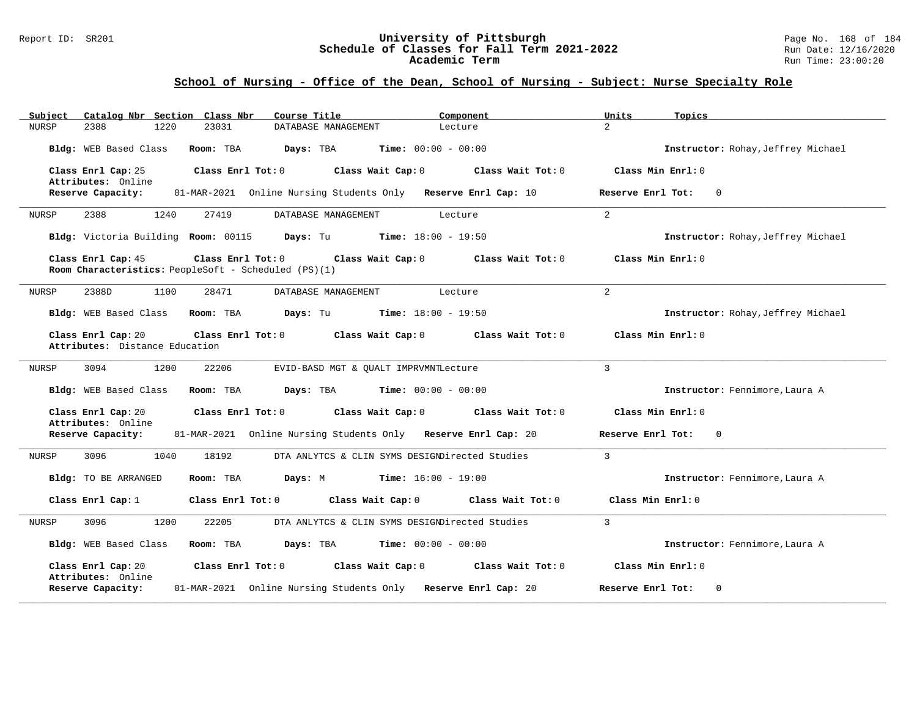## School of Nursing - Office of the Dean, School of Nursing - Subject: Nurse Specialty Role

| Subject | Catalog Nbr | Section | Class Nbr | Course Title | Component | Units | Topics |
|---|---|---|---|---|---|---|---|
| NURSP | 2388 | 1220 | 23031 | DATABASE MANAGEMENT | Lecture | 2 | |

**Bldg:** WEB Based Class **Room:** TBA **Days:** TBA **Time:** 00:00 - 00:00 **Instructor:** Rohay,Jeffrey Michael

**Class Enrl Cap:** 25 **Class Enrl Tot:** 0 **Class Wait Cap:** 0 **Class Wait Tot:** 0 **Class Min Enrl:** 0
**Attributes:** Online
**Reserve Capacity:** 01-MAR-2021 Online Nursing Students Only **Reserve Enrl Cap:** 10 **Reserve Enrl Tot:** 0

---

| Subject | Catalog Nbr | Section | Class Nbr | Course Title | Component | Units | Topics |
|---|---|---|---|---|---|---|---|
| NURSP | 2388 | 1240 | 27419 | DATABASE MANAGEMENT | Lecture | 2 | |

**Bldg:** Victoria Building **Room:** 00115 **Days:** Tu **Time:** 18:00 - 19:50 **Instructor:** Rohay,Jeffrey Michael

**Class Enrl Cap:** 45 **Class Enrl Tot:** 0 **Class Wait Cap:** 0 **Class Wait Tot:** 0 **Class Min Enrl:** 0
**Room Characteristics:** PeopleSoft - Scheduled (PS)(1)

---

| Subject | Catalog Nbr | Section | Class Nbr | Course Title | Component | Units | Topics |
|---|---|---|---|---|---|---|---|
| NURSP | 2388D | 1100 | 28471 | DATABASE MANAGEMENT | Lecture | 2 | |

**Bldg:** WEB Based Class **Room:** TBA **Days:** Tu **Time:** 18:00 - 19:50 **Instructor:** Rohay,Jeffrey Michael

**Class Enrl Cap:** 20 **Class Enrl Tot:** 0 **Class Wait Cap:** 0 **Class Wait Tot:** 0 **Class Min Enrl:** 0
**Attributes:** Distance Education

---

| Subject | Catalog Nbr | Section | Class Nbr | Course Title | Component | Units | Topics |
|---|---|---|---|---|---|---|---|
| NURSP | 3094 | 1200 | 22206 | EVID-BASD MGT & QUALT IMPRVMNT | Lecture | 3 | |

**Bldg:** WEB Based Class **Room:** TBA **Days:** TBA **Time:** 00:00 - 00:00 **Instructor:** Fennimore,Laura A

**Class Enrl Cap:** 20 **Class Enrl Tot:** 0 **Class Wait Cap:** 0 **Class Wait Tot:** 0 **Class Min Enrl:** 0
**Attributes:** Online
**Reserve Capacity:** 01-MAR-2021 Online Nursing Students Only **Reserve Enrl Cap:** 20 **Reserve Enrl Tot:** 0

---

| Subject | Catalog Nbr | Section | Class Nbr | Course Title | Component | Units | Topics |
|---|---|---|---|---|---|---|---|
| NURSP | 3096 | 1040 | 18192 | DTA ANLYTCS & CLIN SYMS DESIGN | Directed Studies | 3 | |

**Bldg:** TO BE ARRANGED **Room:** TBA **Days:** M **Time:** 16:00 - 19:00 **Instructor:** Fennimore,Laura A

**Class Enrl Cap:** 1 **Class Enrl Tot:** 0 **Class Wait Cap:** 0 **Class Wait Tot:** 0 **Class Min Enrl:** 0

---

| Subject | Catalog Nbr | Section | Class Nbr | Course Title | Component | Units | Topics |
|---|---|---|---|---|---|---|---|
| NURSP | 3096 | 1200 | 22205 | DTA ANLYTCS & CLIN SYMS DESIGN | Directed Studies | 3 | |

**Bldg:** WEB Based Class **Room:** TBA **Days:** TBA **Time:** 00:00 - 00:00 **Instructor:** Fennimore,Laura A

**Class Enrl Cap:** 20 **Class Enrl Tot:** 0 **Class Wait Cap:** 0 **Class Wait Tot:** 0 **Class Min Enrl:** 0
**Attributes:** Online
**Reserve Capacity:** 01-MAR-2021 Online Nursing Students Only **Reserve Enrl Cap:** 20 **Reserve Enrl Tot:** 0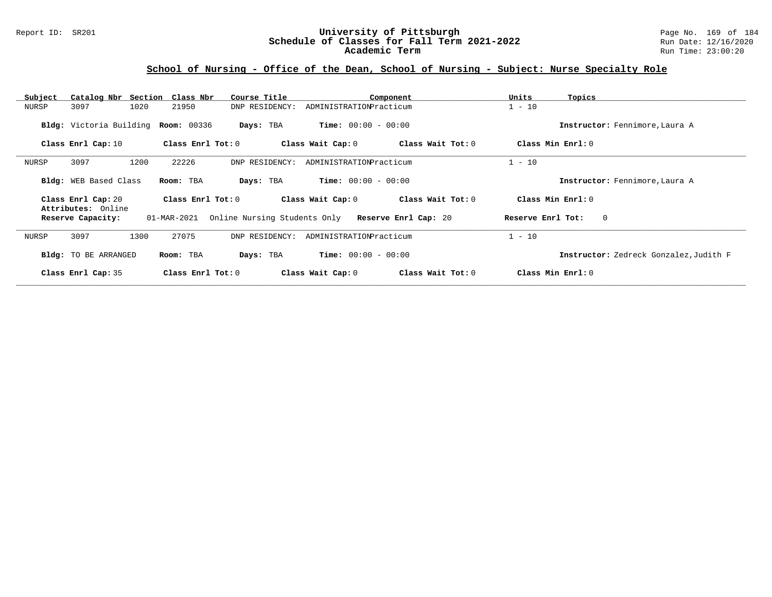## School of Nursing - Office of the Dean, School of Nursing - Subject: Nurse Specialty Role

| Subject | Catalog Nbr | Section | Class Nbr | Course Title | Component | Units | Topics |
|---|---|---|---|---|---|---|---|
| NURSP | 3097 | 1020 | 21950 | DNP RESIDENCY: ADMINISTRATION | Practicum | 1 - 10 | |

**Bldg:** Victoria Building **Room:** 00336 **Days:** TBA **Time:** 00:00 - 00:00 **Instructor:** Fennimore,Laura A

**Class Enrl Cap:** 10 **Class Enrl Tot:** 0 **Class Wait Cap:** 0 **Class Wait Tot:** 0 **Class Min Enrl:** 0

---

| Subject | Catalog Nbr | Section | Class Nbr | Course Title | Component | Units | Topics |
|---|---|---|---|---|---|---|---|
| NURSP | 3097 | 1200 | 22226 | DNP RESIDENCY: ADMINISTRATION | Practicum | 1 - 10 | |

**Bldg:** WEB Based Class **Room:** TBA **Days:** TBA **Time:** 00:00 - 00:00 **Instructor:** Fennimore,Laura A

**Class Enrl Cap:** 20 **Class Enrl Tot:** 0 **Class Wait Cap:** 0 **Class Wait Tot:** 0 **Class Min Enrl:** 0

**Attributes:** Online

**Reserve Capacity:** 01-MAR-2021 Online Nursing Students Only **Reserve Enrl Cap:** 20 **Reserve Enrl Tot:** 0

---

| Subject | Catalog Nbr | Section | Class Nbr | Course Title | Component | Units | Topics |
|---|---|---|---|---|---|---|---|
| NURSP | 3097 | 1300 | 27075 | DNP RESIDENCY: ADMINISTRATION | Practicum | 1 - 10 | |

**Bldg:** TO BE ARRANGED **Room:** TBA **Days:** TBA **Time:** 00:00 - 00:00 **Instructor:** Zedreck Gonzalez,Judith F

**Class Enrl Cap:** 35 **Class Enrl Tot:** 0 **Class Wait Cap:** 0 **Class Wait Tot:** 0 **Class Min Enrl:** 0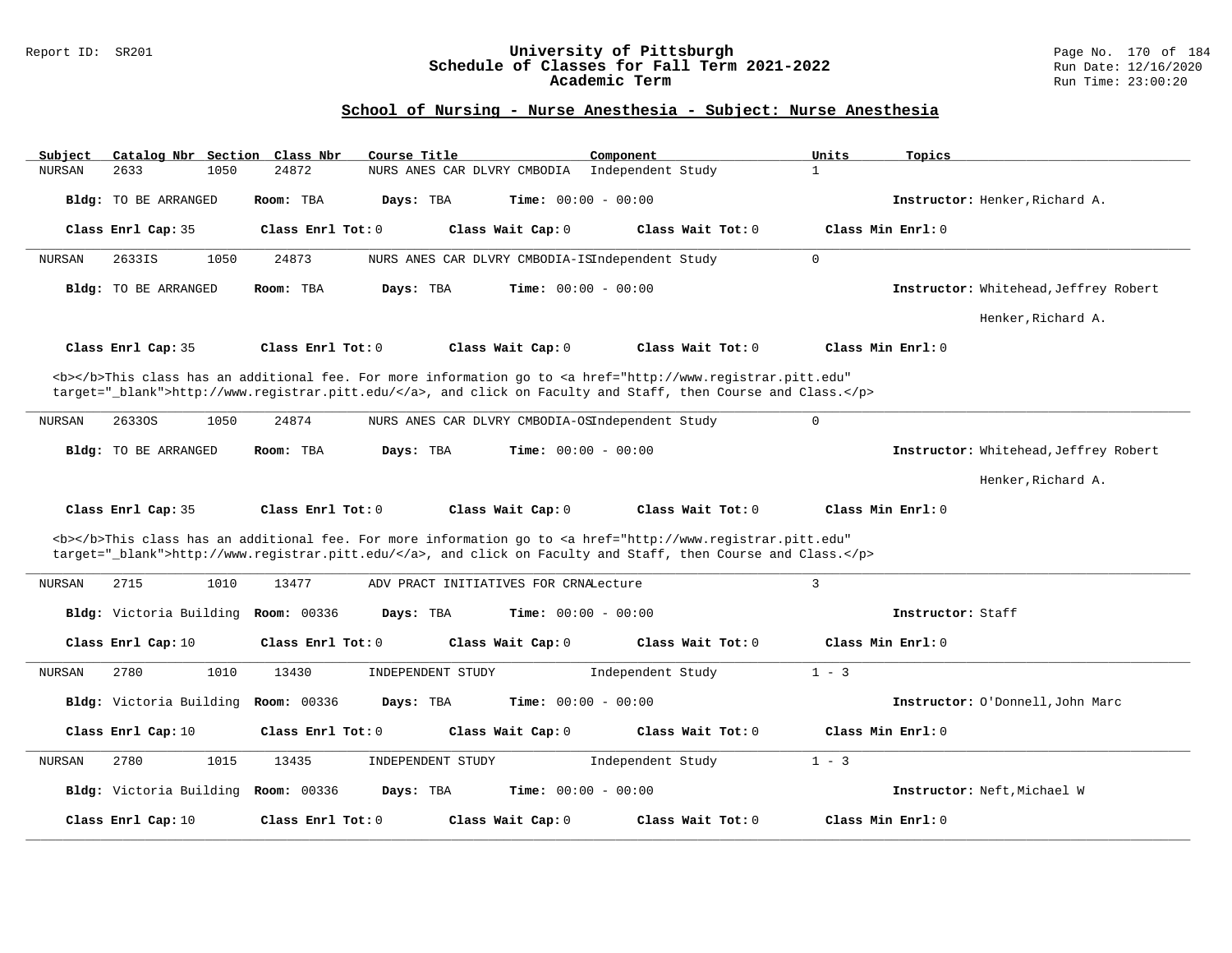## School of Nursing - Nurse Anesthesia - Subject: Nurse Anesthesia

| Subject | Catalog Nbr | Section | Class Nbr | Course Title | Component | Units | Topics |
|---|---|---|---|---|---|---|---|
| NURSAN | 2633 | 1050 | 24872 | NURS ANES CAR DLVRY CMBODIA | Independent Study | 1 | |

**Bldg:** TO BE ARRANGED **Room:** TBA **Days:** TBA **Time:** 00:00 - 00:00 **Instructor:** Henker,Richard A.

**Class Enrl Cap:** 35 **Class Enrl Tot:** 0 **Class Wait Cap:** 0 **Class Wait Tot:** 0 **Class Min Enrl:** 0

---

| Subject | Catalog Nbr | Section | Class Nbr | Course Title | Component | Units | Topics |
|---|---|---|---|---|---|---|---|
| NURSAN | 2633IS | 1050 | 24873 | NURS ANES CAR DLVRY CMBODIA-IS | Independent Study | 0 | |

**Bldg:** TO BE ARRANGED **Room:** TBA **Days:** TBA **Time:** 00:00 - 00:00 **Instructor:** Whitehead,Jeffrey Robert

Henker,Richard A.

**Class Enrl Cap:** 35 **Class Enrl Tot:** 0 **Class Wait Cap:** 0 **Class Wait Tot:** 0 **Class Min Enrl:** 0

<b></b>This class has an additional fee. For more information go to <a href="http://www.registrar.pitt.edu" target="_blank">http://www.registrar.pitt.edu/</a>, and click on Faculty and Staff, then Course and Class.</p>

---

| Subject | Catalog Nbr | Section | Class Nbr | Course Title | Component | Units | Topics |
|---|---|---|---|---|---|---|---|
| NURSAN | 2633OS | 1050 | 24874 | NURS ANES CAR DLVRY CMBODIA-OS | Independent Study | 0 | |

**Bldg:** TO BE ARRANGED **Room:** TBA **Days:** TBA **Time:** 00:00 - 00:00 **Instructor:** Whitehead,Jeffrey Robert

Henker,Richard A.

**Class Enrl Cap:** 35 **Class Enrl Tot:** 0 **Class Wait Cap:** 0 **Class Wait Tot:** 0 **Class Min Enrl:** 0

<b></b>This class has an additional fee. For more information go to <a href="http://www.registrar.pitt.edu" target="_blank">http://www.registrar.pitt.edu/</a>, and click on Faculty and Staff, then Course and Class.</p>

---

| Subject | Catalog Nbr | Section | Class Nbr | Course Title | Component | Units | Topics |
|---|---|---|---|---|---|---|---|
| NURSAN | 2715 | 1010 | 13477 | ADV PRACT INITIATIVES FOR CRNA | Lecture | 3 | |

**Bldg:** Victoria Building **Room:** 00336 **Days:** TBA **Time:** 00:00 - 00:00 **Instructor:** Staff

**Class Enrl Cap:** 10 **Class Enrl Tot:** 0 **Class Wait Cap:** 0 **Class Wait Tot:** 0 **Class Min Enrl:** 0

---

| Subject | Catalog Nbr | Section | Class Nbr | Course Title | Component | Units | Topics |
|---|---|---|---|---|---|---|---|
| NURSAN | 2780 | 1010 | 13430 | INDEPENDENT STUDY | Independent Study | 1 - 3 | |

**Bldg:** Victoria Building **Room:** 00336 **Days:** TBA **Time:** 00:00 - 00:00 **Instructor:** O'Donnell,John Marc

**Class Enrl Cap:** 10 **Class Enrl Tot:** 0 **Class Wait Cap:** 0 **Class Wait Tot:** 0 **Class Min Enrl:** 0

---

| Subject | Catalog Nbr | Section | Class Nbr | Course Title | Component | Units | Topics |
|---|---|---|---|---|---|---|---|
| NURSAN | 2780 | 1015 | 13435 | INDEPENDENT STUDY | Independent Study | 1 - 3 | |

**Bldg:** Victoria Building **Room:** 00336 **Days:** TBA **Time:** 00:00 - 00:00 **Instructor:** Neft,Michael W

**Class Enrl Cap:** 10 **Class Enrl Tot:** 0 **Class Wait Cap:** 0 **Class Wait Tot:** 0 **Class Min Enrl:** 0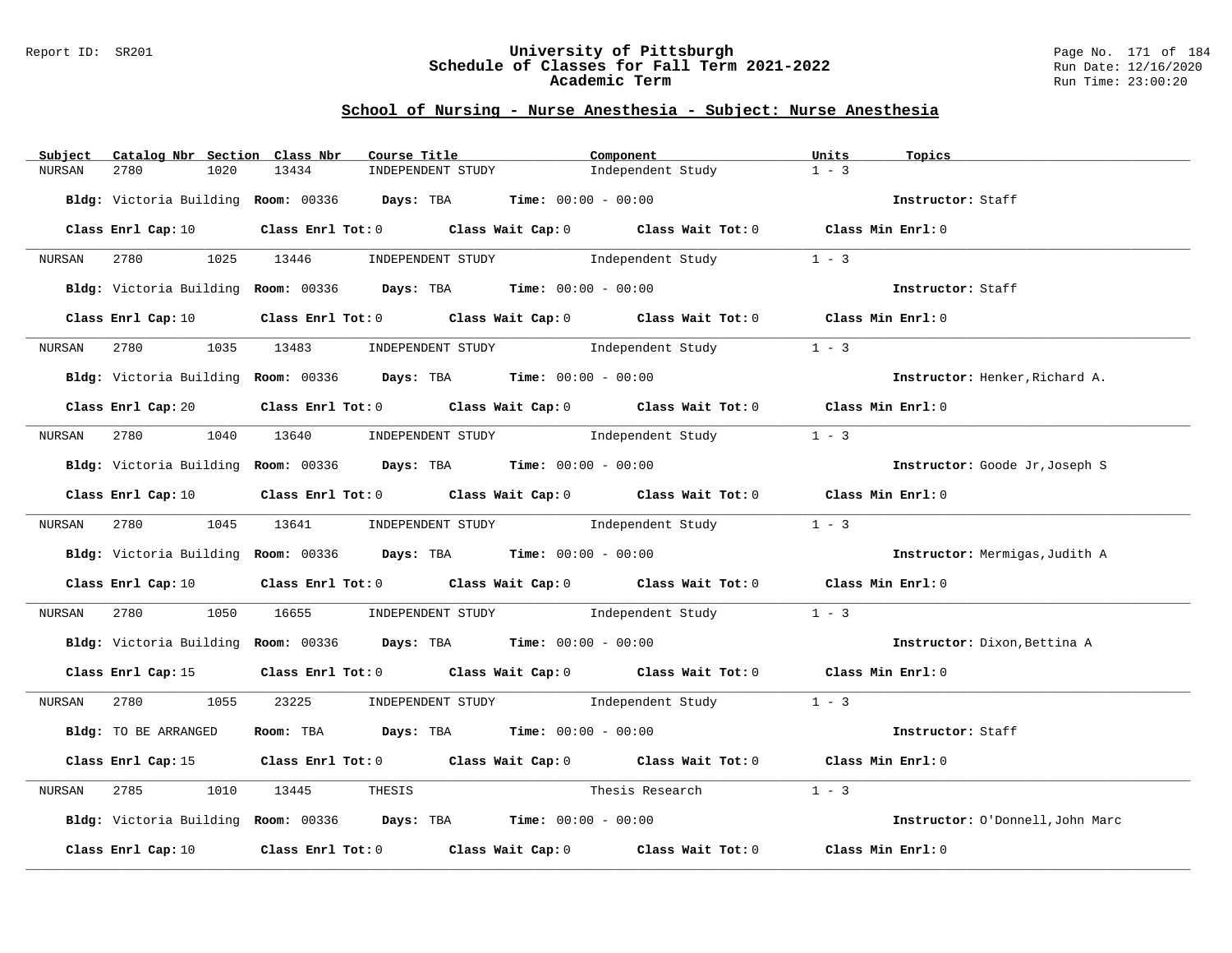## School of Nursing - Nurse Anesthesia - Subject: Nurse Anesthesia

| Subject | Catalog Nbr | Section | Class Nbr | Course Title | Component | Units | Topics |
|---|---|---|---|---|---|---|---|
| NURSAN | 2780 | 1020 | 13434 | INDEPENDENT STUDY | Independent Study | 1 - 3 | |

**Bldg:** Victoria Building **Room:** 00336 **Days:** TBA **Time:** 00:00 - 00:00 **Instructor:** Staff

**Class Enrl Cap:** 10 **Class Enrl Tot:** 0 **Class Wait Cap:** 0 **Class Wait Tot:** 0 **Class Min Enrl:** 0

---

| Subject | Catalog Nbr | Section | Class Nbr | Course Title | Component | Units | Topics |
|---|---|---|---|---|---|---|---|
| NURSAN | 2780 | 1025 | 13446 | INDEPENDENT STUDY | Independent Study | 1 - 3 | |

**Bldg:** Victoria Building **Room:** 00336 **Days:** TBA **Time:** 00:00 - 00:00 **Instructor:** Staff

**Class Enrl Cap:** 10 **Class Enrl Tot:** 0 **Class Wait Cap:** 0 **Class Wait Tot:** 0 **Class Min Enrl:** 0

---

| Subject | Catalog Nbr | Section | Class Nbr | Course Title | Component | Units | Topics |
|---|---|---|---|---|---|---|---|
| NURSAN | 2780 | 1035 | 13483 | INDEPENDENT STUDY | Independent Study | 1 - 3 | |

**Bldg:** Victoria Building **Room:** 00336 **Days:** TBA **Time:** 00:00 - 00:00 **Instructor:** Henker,Richard A.

**Class Enrl Cap:** 20 **Class Enrl Tot:** 0 **Class Wait Cap:** 0 **Class Wait Tot:** 0 **Class Min Enrl:** 0

---

| Subject | Catalog Nbr | Section | Class Nbr | Course Title | Component | Units | Topics |
|---|---|---|---|---|---|---|---|
| NURSAN | 2780 | 1040 | 13640 | INDEPENDENT STUDY | Independent Study | 1 - 3 | |

**Bldg:** Victoria Building **Room:** 00336 **Days:** TBA **Time:** 00:00 - 00:00 **Instructor:** Goode Jr,Joseph S

**Class Enrl Cap:** 10 **Class Enrl Tot:** 0 **Class Wait Cap:** 0 **Class Wait Tot:** 0 **Class Min Enrl:** 0

---

| Subject | Catalog Nbr | Section | Class Nbr | Course Title | Component | Units | Topics |
|---|---|---|---|---|---|---|---|
| NURSAN | 2780 | 1045 | 13641 | INDEPENDENT STUDY | Independent Study | 1 - 3 | |

**Bldg:** Victoria Building **Room:** 00336 **Days:** TBA **Time:** 00:00 - 00:00 **Instructor:** Mermigas,Judith A

**Class Enrl Cap:** 10 **Class Enrl Tot:** 0 **Class Wait Cap:** 0 **Class Wait Tot:** 0 **Class Min Enrl:** 0

---

| Subject | Catalog Nbr | Section | Class Nbr | Course Title | Component | Units | Topics |
|---|---|---|---|---|---|---|---|
| NURSAN | 2780 | 1050 | 16655 | INDEPENDENT STUDY | Independent Study | 1 - 3 | |

**Bldg:** Victoria Building **Room:** 00336 **Days:** TBA **Time:** 00:00 - 00:00 **Instructor:** Dixon,Bettina A

**Class Enrl Cap:** 15 **Class Enrl Tot:** 0 **Class Wait Cap:** 0 **Class Wait Tot:** 0 **Class Min Enrl:** 0

---

| Subject | Catalog Nbr | Section | Class Nbr | Course Title | Component | Units | Topics |
|---|---|---|---|---|---|---|---|
| NURSAN | 2780 | 1055 | 23225 | INDEPENDENT STUDY | Independent Study | 1 - 3 | |

**Bldg:** TO BE ARRANGED **Room:** TBA **Days:** TBA **Time:** 00:00 - 00:00 **Instructor:** Staff

**Class Enrl Cap:** 15 **Class Enrl Tot:** 0 **Class Wait Cap:** 0 **Class Wait Tot:** 0 **Class Min Enrl:** 0

---

| Subject | Catalog Nbr | Section | Class Nbr | Course Title | Component | Units | Topics |
|---|---|---|---|---|---|---|---|
| NURSAN | 2785 | 1010 | 13445 | THESIS | Thesis Research | 1 - 3 | |

**Bldg:** Victoria Building **Room:** 00336 **Days:** TBA **Time:** 00:00 - 00:00 **Instructor:** O'Donnell,John Marc

**Class Enrl Cap:** 10 **Class Enrl Tot:** 0 **Class Wait Cap:** 0 **Class Wait Tot:** 0 **Class Min Enrl:** 0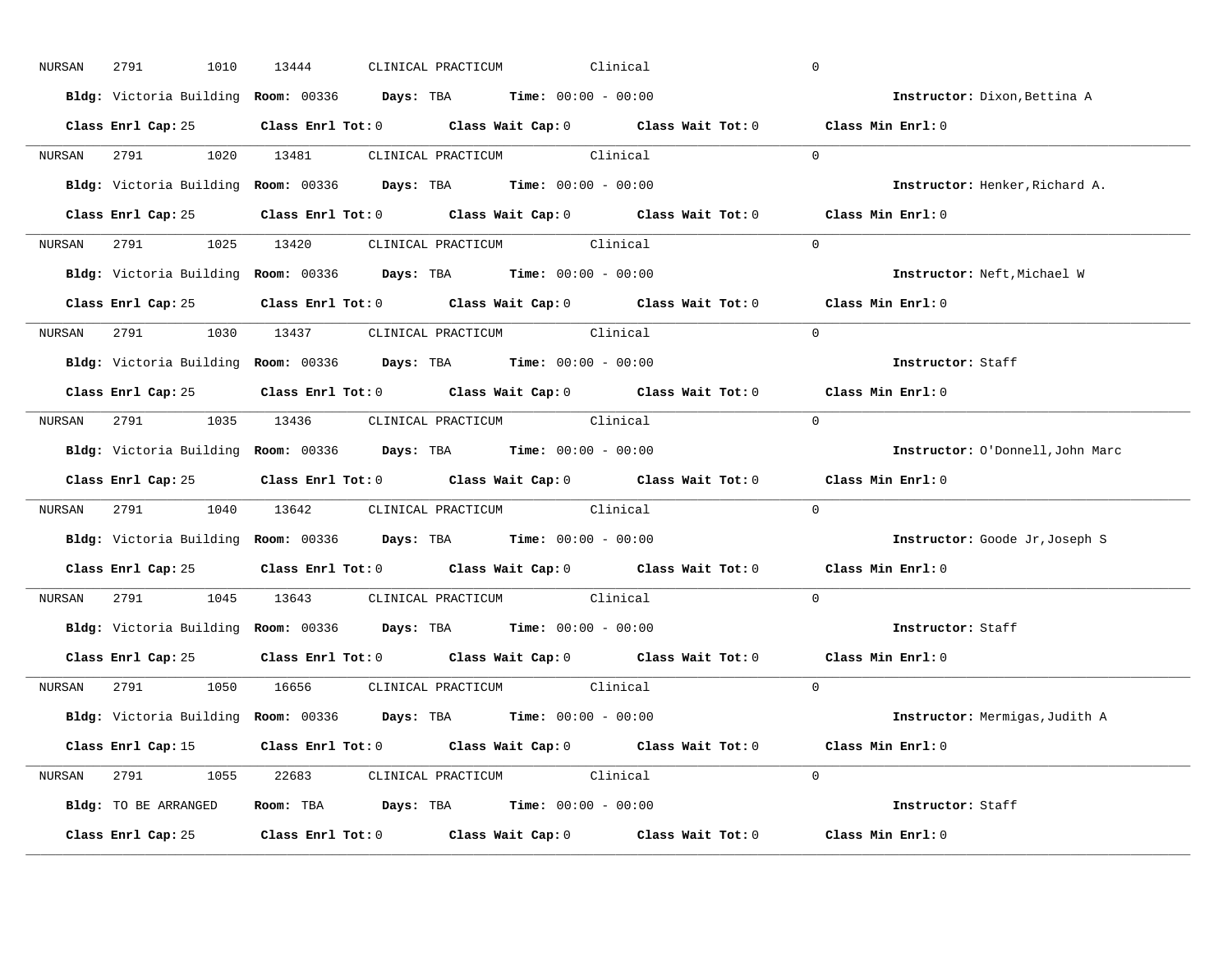NURSAN 2791 1010 13444 CLINICAL PRACTICUM Clinical 0

**Bldg:** Victoria Building **Room:** 00336 **Days:** TBA **Time:** 00:00 - 00:00 **Instructor:** Dixon,Bettina A

**Class Enrl Cap:** 25 **Class Enrl Tot:** 0 **Class Wait Cap:** 0 **Class Wait Tot:** 0 **Class Min Enrl:** 0

---

NURSAN 2791 1020 13481 CLINICAL PRACTICUM Clinical 0

**Bldg:** Victoria Building **Room:** 00336 **Days:** TBA **Time:** 00:00 - 00:00 **Instructor:** Henker,Richard A.

**Class Enrl Cap:** 25 **Class Enrl Tot:** 0 **Class Wait Cap:** 0 **Class Wait Tot:** 0 **Class Min Enrl:** 0

---

NURSAN 2791 1025 13420 CLINICAL PRACTICUM Clinical 0

**Bldg:** Victoria Building **Room:** 00336 **Days:** TBA **Time:** 00:00 - 00:00 **Instructor:** Neft,Michael W

**Class Enrl Cap:** 25 **Class Enrl Tot:** 0 **Class Wait Cap:** 0 **Class Wait Tot:** 0 **Class Min Enrl:** 0

---

NURSAN 2791 1030 13437 CLINICAL PRACTICUM Clinical 0

**Bldg:** Victoria Building **Room:** 00336 **Days:** TBA **Time:** 00:00 - 00:00 **Instructor:** Staff

**Class Enrl Cap:** 25 **Class Enrl Tot:** 0 **Class Wait Cap:** 0 **Class Wait Tot:** 0 **Class Min Enrl:** 0

---

NURSAN 2791 1035 13436 CLINICAL PRACTICUM Clinical 0

**Bldg:** Victoria Building **Room:** 00336 **Days:** TBA **Time:** 00:00 - 00:00 **Instructor:** O'Donnell,John Marc

**Class Enrl Cap:** 25 **Class Enrl Tot:** 0 **Class Wait Cap:** 0 **Class Wait Tot:** 0 **Class Min Enrl:** 0

---

NURSAN 2791 1040 13642 CLINICAL PRACTICUM Clinical 0

**Bldg:** Victoria Building **Room:** 00336 **Days:** TBA **Time:** 00:00 - 00:00 **Instructor:** Goode Jr,Joseph S

**Class Enrl Cap:** 25 **Class Enrl Tot:** 0 **Class Wait Cap:** 0 **Class Wait Tot:** 0 **Class Min Enrl:** 0

---

NURSAN 2791 1045 13643 CLINICAL PRACTICUM Clinical 0

**Bldg:** Victoria Building **Room:** 00336 **Days:** TBA **Time:** 00:00 - 00:00 **Instructor:** Staff

**Class Enrl Cap:** 25 **Class Enrl Tot:** 0 **Class Wait Cap:** 0 **Class Wait Tot:** 0 **Class Min Enrl:** 0

---

NURSAN 2791 1050 16656 CLINICAL PRACTICUM Clinical 0

**Bldg:** Victoria Building **Room:** 00336 **Days:** TBA **Time:** 00:00 - 00:00 **Instructor:** Mermigas,Judith A

**Class Enrl Cap:** 15 **Class Enrl Tot:** 0 **Class Wait Cap:** 0 **Class Wait Tot:** 0 **Class Min Enrl:** 0

---

NURSAN 2791 1055 22683 CLINICAL PRACTICUM Clinical 0

**Bldg:** TO BE ARRANGED **Room:** TBA **Days:** TBA **Time:** 00:00 - 00:00 **Instructor:** Staff

**Class Enrl Cap:** 25 **Class Enrl Tot:** 0 **Class Wait Cap:** 0 **Class Wait Tot:** 0 **Class Min Enrl:** 0

---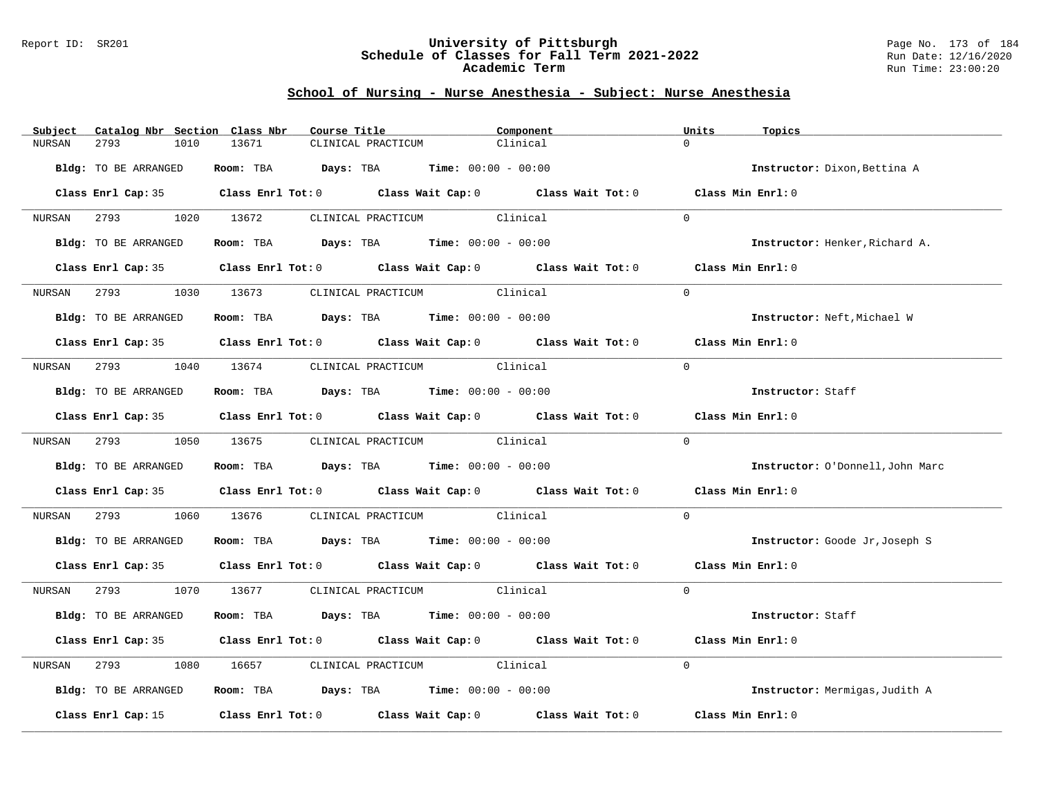## School of Nursing - Nurse Anesthesia - Subject: Nurse Anesthesia

| Subject | Catalog Nbr | Section | Class Nbr | Course Title | Component | Units | Topics |
|---|---|---|---|---|---|---|---|
| NURSAN | 2793 | 1010 | 13671 | CLINICAL PRACTICUM | Clinical | 0 | |

**Bldg:** TO BE ARRANGED **Room:** TBA **Days:** TBA **Time:** 00:00 - 00:00 **Instructor:** Dixon,Bettina A

**Class Enrl Cap:** 35 **Class Enrl Tot:** 0 **Class Wait Cap:** 0 **Class Wait Tot:** 0 **Class Min Enrl:** 0

| Subject | Catalog Nbr | Section | Class Nbr | Course Title | Component | Units | Topics |
|---|---|---|---|---|---|---|---|
| NURSAN | 2793 | 1020 | 13672 | CLINICAL PRACTICUM | Clinical | 0 | |

**Bldg:** TO BE ARRANGED **Room:** TBA **Days:** TBA **Time:** 00:00 - 00:00 **Instructor:** Henker,Richard A.

**Class Enrl Cap:** 35 **Class Enrl Tot:** 0 **Class Wait Cap:** 0 **Class Wait Tot:** 0 **Class Min Enrl:** 0

| Subject | Catalog Nbr | Section | Class Nbr | Course Title | Component | Units | Topics |
|---|---|---|---|---|---|---|---|
| NURSAN | 2793 | 1030 | 13673 | CLINICAL PRACTICUM | Clinical | 0 | |

**Bldg:** TO BE ARRANGED **Room:** TBA **Days:** TBA **Time:** 00:00 - 00:00 **Instructor:** Neft,Michael W

**Class Enrl Cap:** 35 **Class Enrl Tot:** 0 **Class Wait Cap:** 0 **Class Wait Tot:** 0 **Class Min Enrl:** 0

| Subject | Catalog Nbr | Section | Class Nbr | Course Title | Component | Units | Topics |
|---|---|---|---|---|---|---|---|
| NURSAN | 2793 | 1040 | 13674 | CLINICAL PRACTICUM | Clinical | 0 | |

**Bldg:** TO BE ARRANGED **Room:** TBA **Days:** TBA **Time:** 00:00 - 00:00 **Instructor:** Staff

**Class Enrl Cap:** 35 **Class Enrl Tot:** 0 **Class Wait Cap:** 0 **Class Wait Tot:** 0 **Class Min Enrl:** 0

| Subject | Catalog Nbr | Section | Class Nbr | Course Title | Component | Units | Topics |
|---|---|---|---|---|---|---|---|
| NURSAN | 2793 | 1050 | 13675 | CLINICAL PRACTICUM | Clinical | 0 | |

**Bldg:** TO BE ARRANGED **Room:** TBA **Days:** TBA **Time:** 00:00 - 00:00 **Instructor:** O'Donnell,John Marc

**Class Enrl Cap:** 35 **Class Enrl Tot:** 0 **Class Wait Cap:** 0 **Class Wait Tot:** 0 **Class Min Enrl:** 0

| Subject | Catalog Nbr | Section | Class Nbr | Course Title | Component | Units | Topics |
|---|---|---|---|---|---|---|---|
| NURSAN | 2793 | 1060 | 13676 | CLINICAL PRACTICUM | Clinical | 0 | |

**Bldg:** TO BE ARRANGED **Room:** TBA **Days:** TBA **Time:** 00:00 - 00:00 **Instructor:** Goode Jr,Joseph S

**Class Enrl Cap:** 35 **Class Enrl Tot:** 0 **Class Wait Cap:** 0 **Class Wait Tot:** 0 **Class Min Enrl:** 0

| Subject | Catalog Nbr | Section | Class Nbr | Course Title | Component | Units | Topics |
|---|---|---|---|---|---|---|---|
| NURSAN | 2793 | 1070 | 13677 | CLINICAL PRACTICUM | Clinical | 0 | |

**Bldg:** TO BE ARRANGED **Room:** TBA **Days:** TBA **Time:** 00:00 - 00:00 **Instructor:** Staff

**Class Enrl Cap:** 35 **Class Enrl Tot:** 0 **Class Wait Cap:** 0 **Class Wait Tot:** 0 **Class Min Enrl:** 0

| Subject | Catalog Nbr | Section | Class Nbr | Course Title | Component | Units | Topics |
|---|---|---|---|---|---|---|---|
| NURSAN | 2793 | 1080 | 16657 | CLINICAL PRACTICUM | Clinical | 0 | |

**Bldg:** TO BE ARRANGED **Room:** TBA **Days:** TBA **Time:** 00:00 - 00:00 **Instructor:** Mermigas,Judith A

**Class Enrl Cap:** 15 **Class Enrl Tot:** 0 **Class Wait Cap:** 0 **Class Wait Tot:** 0 **Class Min Enrl:** 0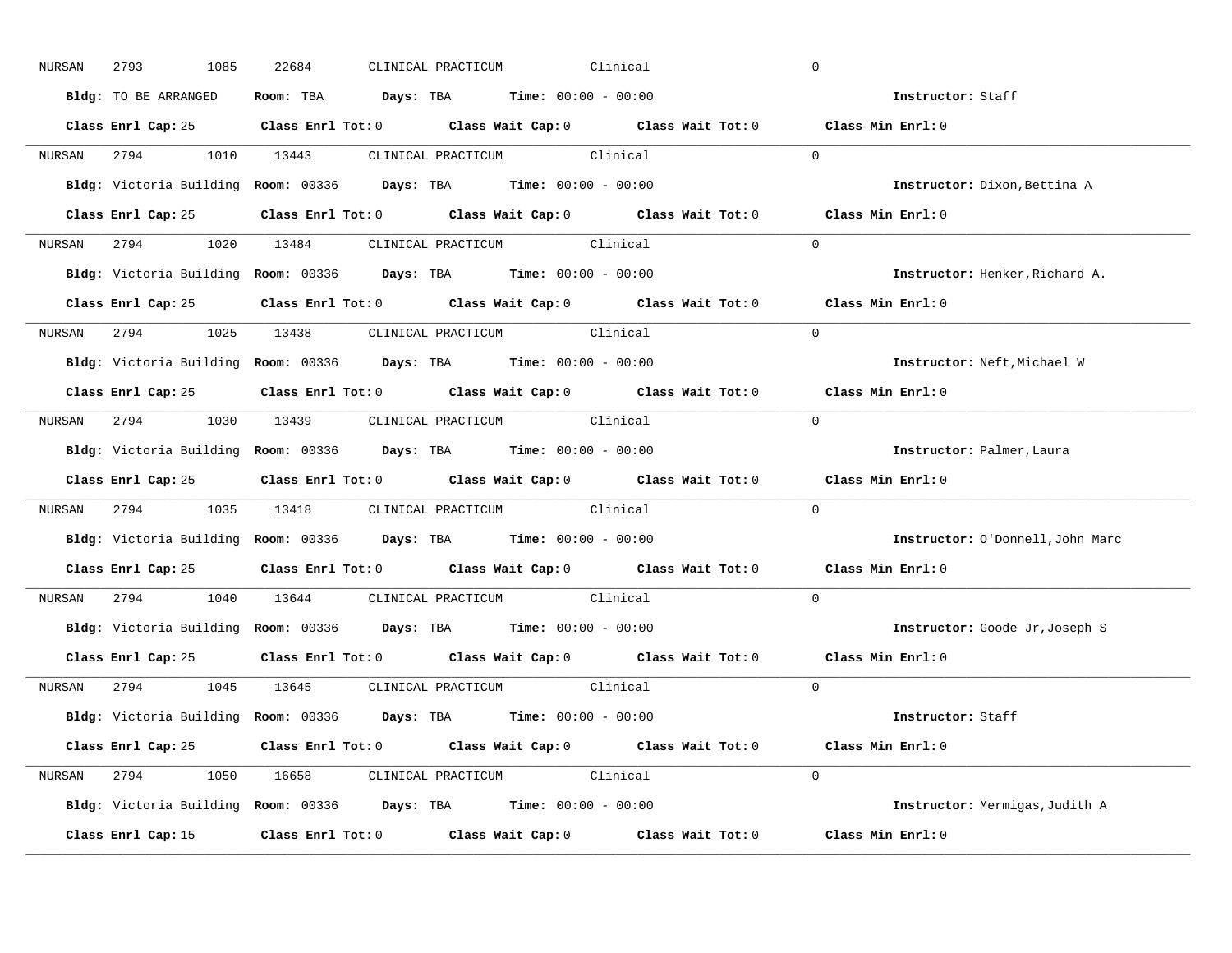NURSAN 2793 1085 22684 CLINICAL PRACTICUM Clinical 0

**Bldg:** TO BE ARRANGED **Room:** TBA **Days:** TBA **Time:** 00:00 - 00:00 **Instructor:** Staff

**Class Enrl Cap:** 25 **Class Enrl Tot:** 0 **Class Wait Cap:** 0 **Class Wait Tot:** 0 **Class Min Enrl:** 0

---

NURSAN 2794 1010 13443 CLINICAL PRACTICUM Clinical 0

**Bldg:** Victoria Building **Room:** 00336 **Days:** TBA **Time:** 00:00 - 00:00 **Instructor:** Dixon,Bettina A

**Class Enrl Cap:** 25 **Class Enrl Tot:** 0 **Class Wait Cap:** 0 **Class Wait Tot:** 0 **Class Min Enrl:** 0

---

NURSAN 2794 1020 13484 CLINICAL PRACTICUM Clinical 0

**Bldg:** Victoria Building **Room:** 00336 **Days:** TBA **Time:** 00:00 - 00:00 **Instructor:** Henker,Richard A.

**Class Enrl Cap:** 25 **Class Enrl Tot:** 0 **Class Wait Cap:** 0 **Class Wait Tot:** 0 **Class Min Enrl:** 0

---

NURSAN 2794 1025 13438 CLINICAL PRACTICUM Clinical 0

**Bldg:** Victoria Building **Room:** 00336 **Days:** TBA **Time:** 00:00 - 00:00 **Instructor:** Neft,Michael W

**Class Enrl Cap:** 25 **Class Enrl Tot:** 0 **Class Wait Cap:** 0 **Class Wait Tot:** 0 **Class Min Enrl:** 0

---

NURSAN 2794 1030 13439 CLINICAL PRACTICUM Clinical 0

**Bldg:** Victoria Building **Room:** 00336 **Days:** TBA **Time:** 00:00 - 00:00 **Instructor:** Palmer,Laura

**Class Enrl Cap:** 25 **Class Enrl Tot:** 0 **Class Wait Cap:** 0 **Class Wait Tot:** 0 **Class Min Enrl:** 0

---

NURSAN 2794 1035 13418 CLINICAL PRACTICUM Clinical 0

**Bldg:** Victoria Building **Room:** 00336 **Days:** TBA **Time:** 00:00 - 00:00 **Instructor:** O'Donnell,John Marc

**Class Enrl Cap:** 25 **Class Enrl Tot:** 0 **Class Wait Cap:** 0 **Class Wait Tot:** 0 **Class Min Enrl:** 0

---

NURSAN 2794 1040 13644 CLINICAL PRACTICUM Clinical 0

**Bldg:** Victoria Building **Room:** 00336 **Days:** TBA **Time:** 00:00 - 00:00 **Instructor:** Goode Jr,Joseph S

**Class Enrl Cap:** 25 **Class Enrl Tot:** 0 **Class Wait Cap:** 0 **Class Wait Tot:** 0 **Class Min Enrl:** 0

---

NURSAN 2794 1045 13645 CLINICAL PRACTICUM Clinical 0

**Bldg:** Victoria Building **Room:** 00336 **Days:** TBA **Time:** 00:00 - 00:00 **Instructor:** Staff

**Class Enrl Cap:** 25 **Class Enrl Tot:** 0 **Class Wait Cap:** 0 **Class Wait Tot:** 0 **Class Min Enrl:** 0

---

NURSAN 2794 1050 16658 CLINICAL PRACTICUM Clinical 0

**Bldg:** Victoria Building **Room:** 00336 **Days:** TBA **Time:** 00:00 - 00:00 **Instructor:** Mermigas,Judith A

**Class Enrl Cap:** 15 **Class Enrl Tot:** 0 **Class Wait Cap:** 0 **Class Wait Tot:** 0 **Class Min Enrl:** 0

---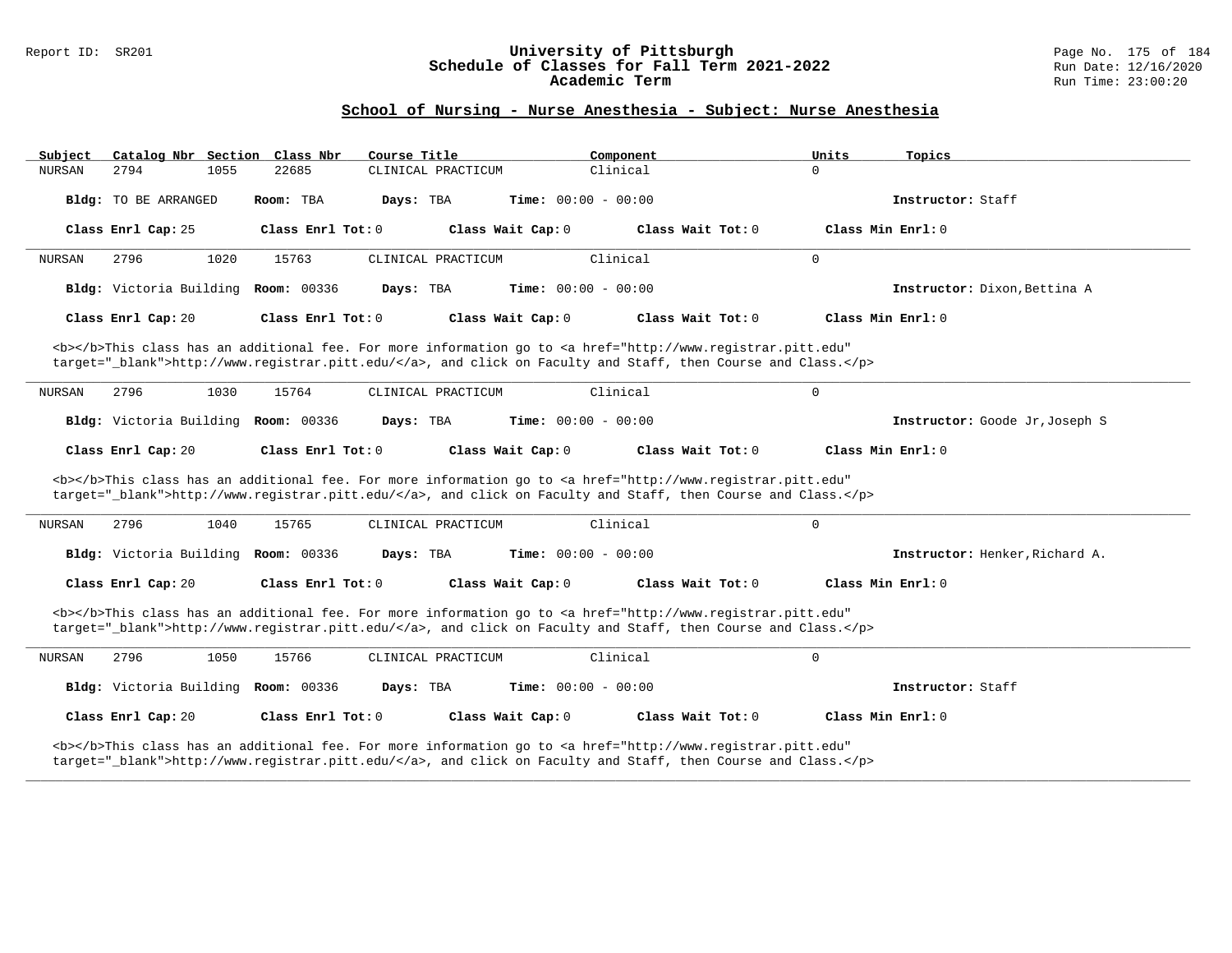## School of Nursing - Nurse Anesthesia - Subject: Nurse Anesthesia

| Subject | Catalog Nbr | Section | Class Nbr | Course Title | Component | Units | Topics |
|---|---|---|---|---|---|---|---|
| NURSAN | 2794 | 1055 | 22685 | CLINICAL PRACTICUM | Clinical | 0 | |

**Bldg:** TO BE ARRANGED **Room:** TBA **Days:** TBA **Time:** 00:00 - 00:00 **Instructor:** Staff

**Class Enrl Cap:** 25 **Class Enrl Tot:** 0 **Class Wait Cap:** 0 **Class Wait Tot:** 0 **Class Min Enrl:** 0

---

| Subject | Catalog Nbr | Section | Class Nbr | Course Title | Component | Units | Topics |
|---|---|---|---|---|---|---|---|
| NURSAN | 2796 | 1020 | 15763 | CLINICAL PRACTICUM | Clinical | 0 | |

**Bldg:** Victoria Building **Room:** 00336 **Days:** TBA **Time:** 00:00 - 00:00 **Instructor:** Dixon,Bettina A

**Class Enrl Cap:** 20 **Class Enrl Tot:** 0 **Class Wait Cap:** 0 **Class Wait Tot:** 0 **Class Min Enrl:** 0

<b></b>This class has an additional fee. For more information go to <a href="http://www.registrar.pitt.edu" target="_blank">http://www.registrar.pitt.edu/</a>, and click on Faculty and Staff, then Course and Class.</p>

---

| Subject | Catalog Nbr | Section | Class Nbr | Course Title | Component | Units | Topics |
|---|---|---|---|---|---|---|---|
| NURSAN | 2796 | 1030 | 15764 | CLINICAL PRACTICUM | Clinical | 0 | |

**Bldg:** Victoria Building **Room:** 00336 **Days:** TBA **Time:** 00:00 - 00:00 **Instructor:** Goode Jr,Joseph S

**Class Enrl Cap:** 20 **Class Enrl Tot:** 0 **Class Wait Cap:** 0 **Class Wait Tot:** 0 **Class Min Enrl:** 0

<b></b>This class has an additional fee. For more information go to <a href="http://www.registrar.pitt.edu" target="_blank">http://www.registrar.pitt.edu/</a>, and click on Faculty and Staff, then Course and Class.</p>

---

| Subject | Catalog Nbr | Section | Class Nbr | Course Title | Component | Units | Topics |
|---|---|---|---|---|---|---|---|
| NURSAN | 2796 | 1040 | 15765 | CLINICAL PRACTICUM | Clinical | 0 | |

**Bldg:** Victoria Building **Room:** 00336 **Days:** TBA **Time:** 00:00 - 00:00 **Instructor:** Henker,Richard A.

**Class Enrl Cap:** 20 **Class Enrl Tot:** 0 **Class Wait Cap:** 0 **Class Wait Tot:** 0 **Class Min Enrl:** 0

<b></b>This class has an additional fee. For more information go to <a href="http://www.registrar.pitt.edu" target="_blank">http://www.registrar.pitt.edu/</a>, and click on Faculty and Staff, then Course and Class.</p>

---

| Subject | Catalog Nbr | Section | Class Nbr | Course Title | Component | Units | Topics |
|---|---|---|---|---|---|---|---|
| NURSAN | 2796 | 1050 | 15766 | CLINICAL PRACTICUM | Clinical | 0 | |

**Bldg:** Victoria Building **Room:** 00336 **Days:** TBA **Time:** 00:00 - 00:00 **Instructor:** Staff

**Class Enrl Cap:** 20 **Class Enrl Tot:** 0 **Class Wait Cap:** 0 **Class Wait Tot:** 0 **Class Min Enrl:** 0

<b></b>This class has an additional fee. For more information go to <a href="http://www.registrar.pitt.edu" target="_blank">http://www.registrar.pitt.edu/</a>, and click on Faculty and Staff, then Course and Class.</p>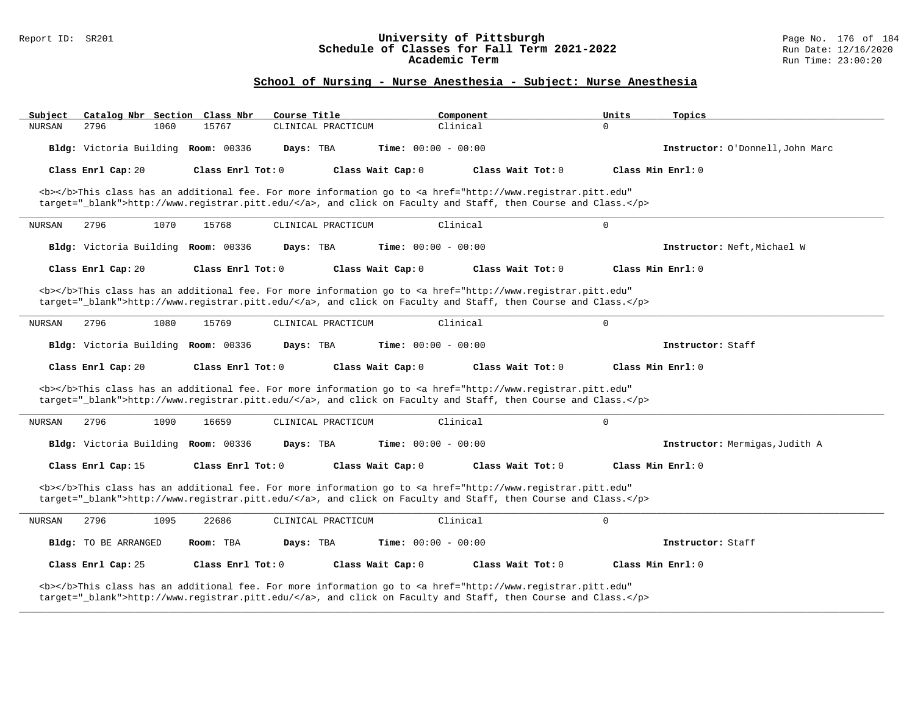## School of Nursing - Nurse Anesthesia - Subject: Nurse Anesthesia

| Subject | Catalog Nbr | Section | Class Nbr | Course Title | Component | Units | Topics |
|---|---|---|---|---|---|---|---|
| NURSAN | 2796 | 1060 | 15767 | CLINICAL PRACTICUM | Clinical | 0 | |

**Bldg:** Victoria Building **Room:** 00336 **Days:** TBA **Time:** 00:00 - 00:00 **Instructor:** O'Donnell,John Marc

**Class Enrl Cap:** 20 **Class Enrl Tot:** 0 **Class Wait Cap:** 0 **Class Wait Tot:** 0 **Class Min Enrl:** 0

<b></b>This class has an additional fee. For more information go to <a href="http://www.registrar.pitt.edu" target="_blank">http://www.registrar.pitt.edu/</a>, and click on Faculty and Staff, then Course and Class.</p>

---

| Subject | Catalog Nbr | Section | Class Nbr | Course Title | Component | Units | Topics |
|---|---|---|---|---|---|---|---|
| NURSAN | 2796 | 1070 | 15768 | CLINICAL PRACTICUM | Clinical | 0 | |

**Bldg:** Victoria Building **Room:** 00336 **Days:** TBA **Time:** 00:00 - 00:00 **Instructor:** Neft,Michael W

**Class Enrl Cap:** 20 **Class Enrl Tot:** 0 **Class Wait Cap:** 0 **Class Wait Tot:** 0 **Class Min Enrl:** 0

<b></b>This class has an additional fee. For more information go to <a href="http://www.registrar.pitt.edu" target="_blank">http://www.registrar.pitt.edu/</a>, and click on Faculty and Staff, then Course and Class.</p>

---

| Subject | Catalog Nbr | Section | Class Nbr | Course Title | Component | Units | Topics |
|---|---|---|---|---|---|---|---|
| NURSAN | 2796 | 1080 | 15769 | CLINICAL PRACTICUM | Clinical | 0 | |

**Bldg:** Victoria Building **Room:** 00336 **Days:** TBA **Time:** 00:00 - 00:00 **Instructor:** Staff

**Class Enrl Cap:** 20 **Class Enrl Tot:** 0 **Class Wait Cap:** 0 **Class Wait Tot:** 0 **Class Min Enrl:** 0

<b></b>This class has an additional fee. For more information go to <a href="http://www.registrar.pitt.edu" target="_blank">http://www.registrar.pitt.edu/</a>, and click on Faculty and Staff, then Course and Class.</p>

---

| Subject | Catalog Nbr | Section | Class Nbr | Course Title | Component | Units | Topics |
|---|---|---|---|---|---|---|---|
| NURSAN | 2796 | 1090 | 16659 | CLINICAL PRACTICUM | Clinical | 0 | |

**Bldg:** Victoria Building **Room:** 00336 **Days:** TBA **Time:** 00:00 - 00:00 **Instructor:** Mermigas,Judith A

**Class Enrl Cap:** 15 **Class Enrl Tot:** 0 **Class Wait Cap:** 0 **Class Wait Tot:** 0 **Class Min Enrl:** 0

<b></b>This class has an additional fee. For more information go to <a href="http://www.registrar.pitt.edu" target="_blank">http://www.registrar.pitt.edu/</a>, and click on Faculty and Staff, then Course and Class.</p>

---

| Subject | Catalog Nbr | Section | Class Nbr | Course Title | Component | Units | Topics |
|---|---|---|---|---|---|---|---|
| NURSAN | 2796 | 1095 | 22686 | CLINICAL PRACTICUM | Clinical | 0 | |

**Bldg:** TO BE ARRANGED **Room:** TBA **Days:** TBA **Time:** 00:00 - 00:00 **Instructor:** Staff

**Class Enrl Cap:** 25 **Class Enrl Tot:** 0 **Class Wait Cap:** 0 **Class Wait Tot:** 0 **Class Min Enrl:** 0

<b></b>This class has an additional fee. For more information go to <a href="http://www.registrar.pitt.edu" target="_blank">http://www.registrar.pitt.edu/</a>, and click on Faculty and Staff, then Course and Class.</p>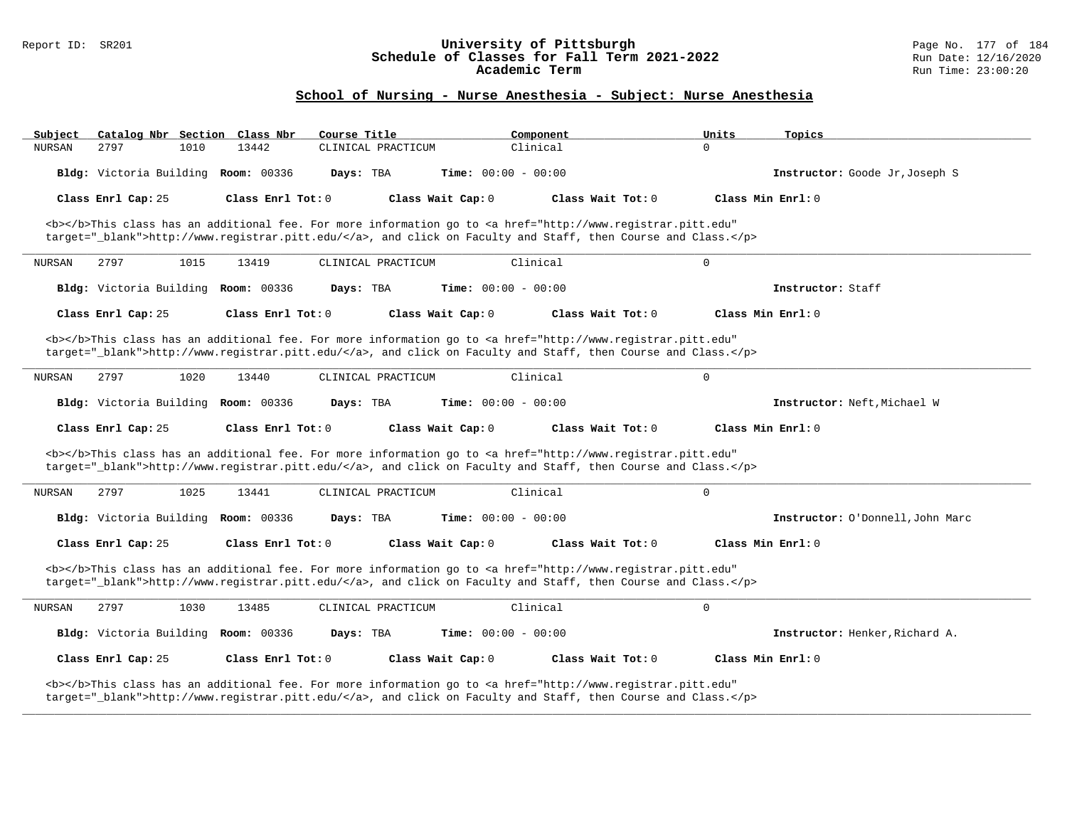## School of Nursing - Nurse Anesthesia - Subject: Nurse Anesthesia

| Subject | Catalog Nbr | Section | Class Nbr | Course Title | Component | Units | Topics |
|---|---|---|---|---|---|---|---|
| NURSAN | 2797 | 1010 | 13442 | CLINICAL PRACTICUM | Clinical | 0 | |

**Bldg:** Victoria Building **Room:** 00336 **Days:** TBA **Time:** 00:00 - 00:00 **Instructor:** Goode Jr,Joseph S

**Class Enrl Cap:** 25 **Class Enrl Tot:** 0 **Class Wait Cap:** 0 **Class Wait Tot:** 0 **Class Min Enrl:** 0

<b></b>This class has an additional fee. For more information go to <a href="http://www.registrar.pitt.edu" target="_blank">http://www.registrar.pitt.edu/</a>, and click on Faculty and Staff, then Course and Class.</p>

---

| Subject | Catalog Nbr | Section | Class Nbr | Course Title | Component | Units | Topics |
|---|---|---|---|---|---|---|---|
| NURSAN | 2797 | 1015 | 13419 | CLINICAL PRACTICUM | Clinical | 0 | |

**Bldg:** Victoria Building **Room:** 00336 **Days:** TBA **Time:** 00:00 - 00:00 **Instructor:** Staff

**Class Enrl Cap:** 25 **Class Enrl Tot:** 0 **Class Wait Cap:** 0 **Class Wait Tot:** 0 **Class Min Enrl:** 0

<b></b>This class has an additional fee. For more information go to <a href="http://www.registrar.pitt.edu" target="_blank">http://www.registrar.pitt.edu/</a>, and click on Faculty and Staff, then Course and Class.</p>

---

| Subject | Catalog Nbr | Section | Class Nbr | Course Title | Component | Units | Topics |
|---|---|---|---|---|---|---|---|
| NURSAN | 2797 | 1020 | 13440 | CLINICAL PRACTICUM | Clinical | 0 | |

**Bldg:** Victoria Building **Room:** 00336 **Days:** TBA **Time:** 00:00 - 00:00 **Instructor:** Neft,Michael W

**Class Enrl Cap:** 25 **Class Enrl Tot:** 0 **Class Wait Cap:** 0 **Class Wait Tot:** 0 **Class Min Enrl:** 0

<b></b>This class has an additional fee. For more information go to <a href="http://www.registrar.pitt.edu" target="_blank">http://www.registrar.pitt.edu/</a>, and click on Faculty and Staff, then Course and Class.</p>

---

| Subject | Catalog Nbr | Section | Class Nbr | Course Title | Component | Units | Topics |
|---|---|---|---|---|---|---|---|
| NURSAN | 2797 | 1025 | 13441 | CLINICAL PRACTICUM | Clinical | 0 | |

**Bldg:** Victoria Building **Room:** 00336 **Days:** TBA **Time:** 00:00 - 00:00 **Instructor:** O'Donnell,John Marc

**Class Enrl Cap:** 25 **Class Enrl Tot:** 0 **Class Wait Cap:** 0 **Class Wait Tot:** 0 **Class Min Enrl:** 0

<b></b>This class has an additional fee. For more information go to <a href="http://www.registrar.pitt.edu" target="_blank">http://www.registrar.pitt.edu/</a>, and click on Faculty and Staff, then Course and Class.</p>

---

| Subject | Catalog Nbr | Section | Class Nbr | Course Title | Component | Units | Topics |
|---|---|---|---|---|---|---|---|
| NURSAN | 2797 | 1030 | 13485 | CLINICAL PRACTICUM | Clinical | 0 | |

**Bldg:** Victoria Building **Room:** 00336 **Days:** TBA **Time:** 00:00 - 00:00 **Instructor:** Henker,Richard A.

**Class Enrl Cap:** 25 **Class Enrl Tot:** 0 **Class Wait Cap:** 0 **Class Wait Tot:** 0 **Class Min Enrl:** 0

<b></b>This class has an additional fee. For more information go to <a href="http://www.registrar.pitt.edu" target="_blank">http://www.registrar.pitt.edu/</a>, and click on Faculty and Staff, then Course and Class.</p>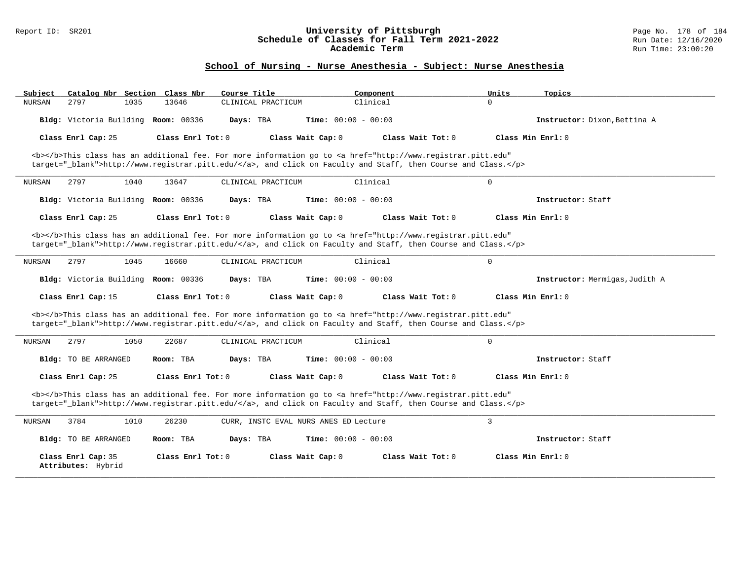## School of Nursing - Nurse Anesthesia - Subject: Nurse Anesthesia

| Subject | Catalog Nbr | Section | Class Nbr | Course Title | Component | Units | Topics |
|---|---|---|---|---|---|---|---|
| NURSAN | 2797 | 1035 | 13646 | CLINICAL PRACTICUM | Clinical | 0 | |

**Bldg:** Victoria Building **Room:** 00336 **Days:** TBA **Time:** 00:00 - 00:00 **Instructor:** Dixon,Bettina A

**Class Enrl Cap:** 25 **Class Enrl Tot:** 0 **Class Wait Cap:** 0 **Class Wait Tot:** 0 **Class Min Enrl:** 0

<b></b>This class has an additional fee. For more information go to <a href="http://www.registrar.pitt.edu" target="_blank">http://www.registrar.pitt.edu/</a>, and click on Faculty and Staff, then Course and Class.</p>

---

| Subject | Catalog Nbr | Section | Class Nbr | Course Title | Component | Units | Topics |
|---|---|---|---|---|---|---|---|
| NURSAN | 2797 | 1040 | 13647 | CLINICAL PRACTICUM | Clinical | 0 | |

**Bldg:** Victoria Building **Room:** 00336 **Days:** TBA **Time:** 00:00 - 00:00 **Instructor:** Staff

**Class Enrl Cap:** 25 **Class Enrl Tot:** 0 **Class Wait Cap:** 0 **Class Wait Tot:** 0 **Class Min Enrl:** 0

<b></b>This class has an additional fee. For more information go to <a href="http://www.registrar.pitt.edu" target="_blank">http://www.registrar.pitt.edu/</a>, and click on Faculty and Staff, then Course and Class.</p>

---

| Subject | Catalog Nbr | Section | Class Nbr | Course Title | Component | Units | Topics |
|---|---|---|---|---|---|---|---|
| NURSAN | 2797 | 1045 | 16660 | CLINICAL PRACTICUM | Clinical | 0 | |

**Bldg:** Victoria Building **Room:** 00336 **Days:** TBA **Time:** 00:00 - 00:00 **Instructor:** Mermigas,Judith A

**Class Enrl Cap:** 15 **Class Enrl Tot:** 0 **Class Wait Cap:** 0 **Class Wait Tot:** 0 **Class Min Enrl:** 0

<b></b>This class has an additional fee. For more information go to <a href="http://www.registrar.pitt.edu" target="_blank">http://www.registrar.pitt.edu/</a>, and click on Faculty and Staff, then Course and Class.</p>

---

| Subject | Catalog Nbr | Section | Class Nbr | Course Title | Component | Units | Topics |
|---|---|---|---|---|---|---|---|
| NURSAN | 2797 | 1050 | 22687 | CLINICAL PRACTICUM | Clinical | 0 | |

**Bldg:** TO BE ARRANGED **Room:** TBA **Days:** TBA **Time:** 00:00 - 00:00 **Instructor:** Staff

**Class Enrl Cap:** 25 **Class Enrl Tot:** 0 **Class Wait Cap:** 0 **Class Wait Tot:** 0 **Class Min Enrl:** 0

<b></b>This class has an additional fee. For more information go to <a href="http://www.registrar.pitt.edu" target="_blank">http://www.registrar.pitt.edu/</a>, and click on Faculty and Staff, then Course and Class.</p>

---

| Subject | Catalog Nbr | Section | Class Nbr | Course Title | Component | Units | Topics |
|---|---|---|---|---|---|---|---|
| NURSAN | 3784 | 1010 | 26230 | CURR, INSTC EVAL NURS ANES ED | Lecture | 3 | |

**Bldg:** TO BE ARRANGED **Room:** TBA **Days:** TBA **Time:** 00:00 - 00:00 **Instructor:** Staff

**Class Enrl Cap:** 35 **Class Enrl Tot:** 0 **Class Wait Cap:** 0 **Class Wait Tot:** 0 **Class Min Enrl:** 0

**Attributes:** Hybrid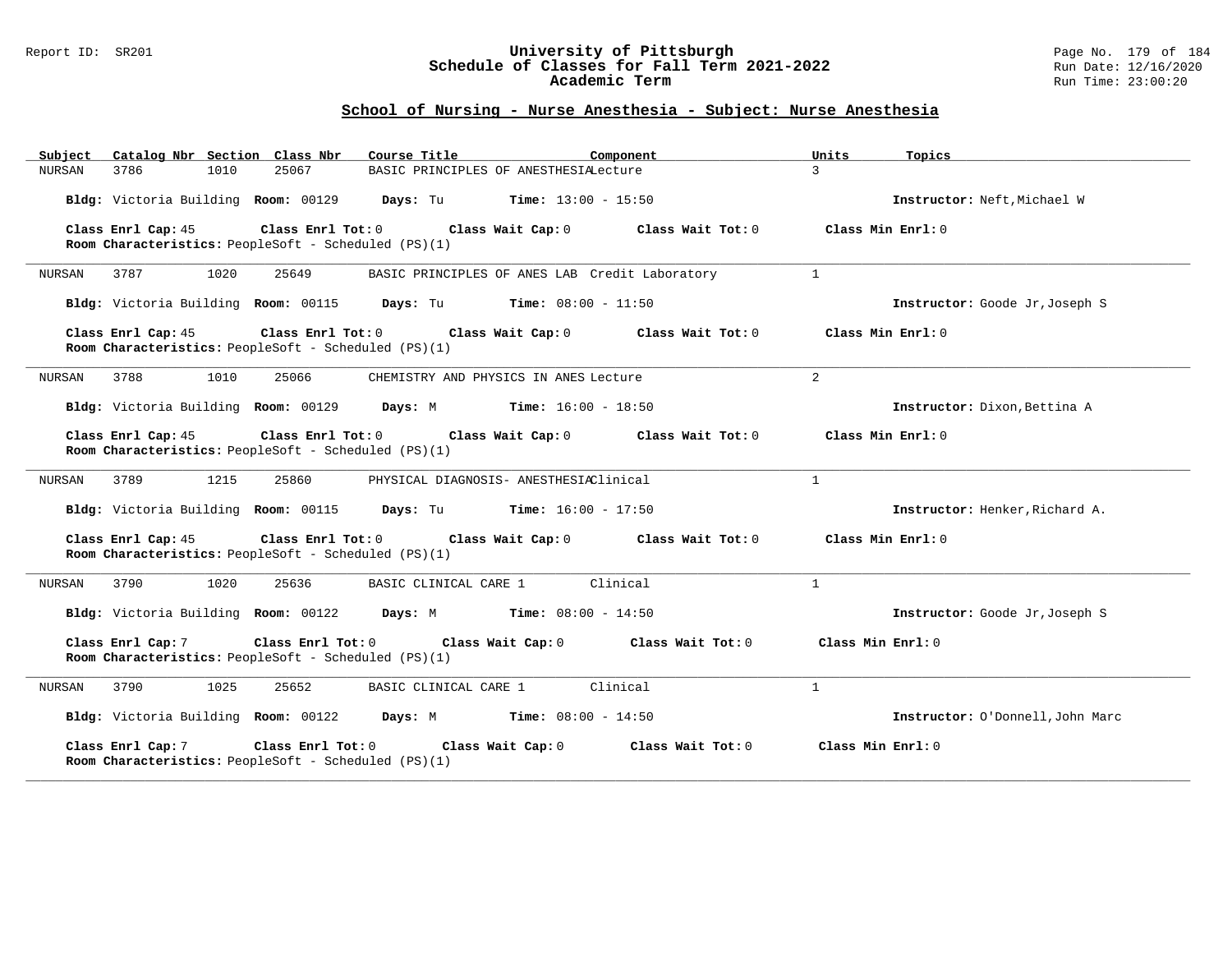## School of Nursing - Nurse Anesthesia - Subject: Nurse Anesthesia

| Subject | Catalog Nbr | Section | Class Nbr | Course Title | Component | Units | Topics |
|---|---|---|---|---|---|---|---|
| NURSAN | 3786 | 1010 | 25067 | BASIC PRINCIPLES OF ANESTHESIA | Lecture | 3 | |

**Bldg:** Victoria Building **Room:** 00129 **Days:** Tu **Time:** 13:00 - 15:50 **Instructor:** Neft,Michael W

**Class Enrl Cap:** 45 **Class Enrl Tot:** 0 **Class Wait Cap:** 0 **Class Wait Tot:** 0 **Class Min Enrl:** 0
**Room Characteristics:** PeopleSoft - Scheduled (PS)(1)

---

| Subject | Catalog Nbr | Section | Class Nbr | Course Title | Component | Units | Topics |
|---|---|---|---|---|---|---|---|
| NURSAN | 3787 | 1020 | 25649 | BASIC PRINCIPLES OF ANES LAB | Credit Laboratory | 1 | |

**Bldg:** Victoria Building **Room:** 00115 **Days:** Tu **Time:** 08:00 - 11:50 **Instructor:** Goode Jr,Joseph S

**Class Enrl Cap:** 45 **Class Enrl Tot:** 0 **Class Wait Cap:** 0 **Class Wait Tot:** 0 **Class Min Enrl:** 0
**Room Characteristics:** PeopleSoft - Scheduled (PS)(1)

---

| Subject | Catalog Nbr | Section | Class Nbr | Course Title | Component | Units | Topics |
|---|---|---|---|---|---|---|---|
| NURSAN | 3788 | 1010 | 25066 | CHEMISTRY AND PHYSICS IN ANES | Lecture | 2 | |

**Bldg:** Victoria Building **Room:** 00129 **Days:** M **Time:** 16:00 - 18:50 **Instructor:** Dixon,Bettina A

**Class Enrl Cap:** 45 **Class Enrl Tot:** 0 **Class Wait Cap:** 0 **Class Wait Tot:** 0 **Class Min Enrl:** 0
**Room Characteristics:** PeopleSoft - Scheduled (PS)(1)

---

| Subject | Catalog Nbr | Section | Class Nbr | Course Title | Component | Units | Topics |
|---|---|---|---|---|---|---|---|
| NURSAN | 3789 | 1215 | 25860 | PHYSICAL DIAGNOSIS- ANESTHESIA | Clinical | 1 | |

**Bldg:** Victoria Building **Room:** 00115 **Days:** Tu **Time:** 16:00 - 17:50 **Instructor:** Henker,Richard A.

**Class Enrl Cap:** 45 **Class Enrl Tot:** 0 **Class Wait Cap:** 0 **Class Wait Tot:** 0 **Class Min Enrl:** 0
**Room Characteristics:** PeopleSoft - Scheduled (PS)(1)

---

| Subject | Catalog Nbr | Section | Class Nbr | Course Title | Component | Units | Topics |
|---|---|---|---|---|---|---|---|
| NURSAN | 3790 | 1020 | 25636 | BASIC CLINICAL CARE 1 | Clinical | 1 | |

**Bldg:** Victoria Building **Room:** 00122 **Days:** M **Time:** 08:00 - 14:50 **Instructor:** Goode Jr,Joseph S

**Class Enrl Cap:** 7 **Class Enrl Tot:** 0 **Class Wait Cap:** 0 **Class Wait Tot:** 0 **Class Min Enrl:** 0
**Room Characteristics:** PeopleSoft - Scheduled (PS)(1)

---

| Subject | Catalog Nbr | Section | Class Nbr | Course Title | Component | Units | Topics |
|---|---|---|---|---|---|---|---|
| NURSAN | 3790 | 1025 | 25652 | BASIC CLINICAL CARE 1 | Clinical | 1 | |

**Bldg:** Victoria Building **Room:** 00122 **Days:** M **Time:** 08:00 - 14:50 **Instructor:** O'Donnell,John Marc

**Class Enrl Cap:** 7 **Class Enrl Tot:** 0 **Class Wait Cap:** 0 **Class Wait Tot:** 0 **Class Min Enrl:** 0
**Room Characteristics:** PeopleSoft - Scheduled (PS)(1)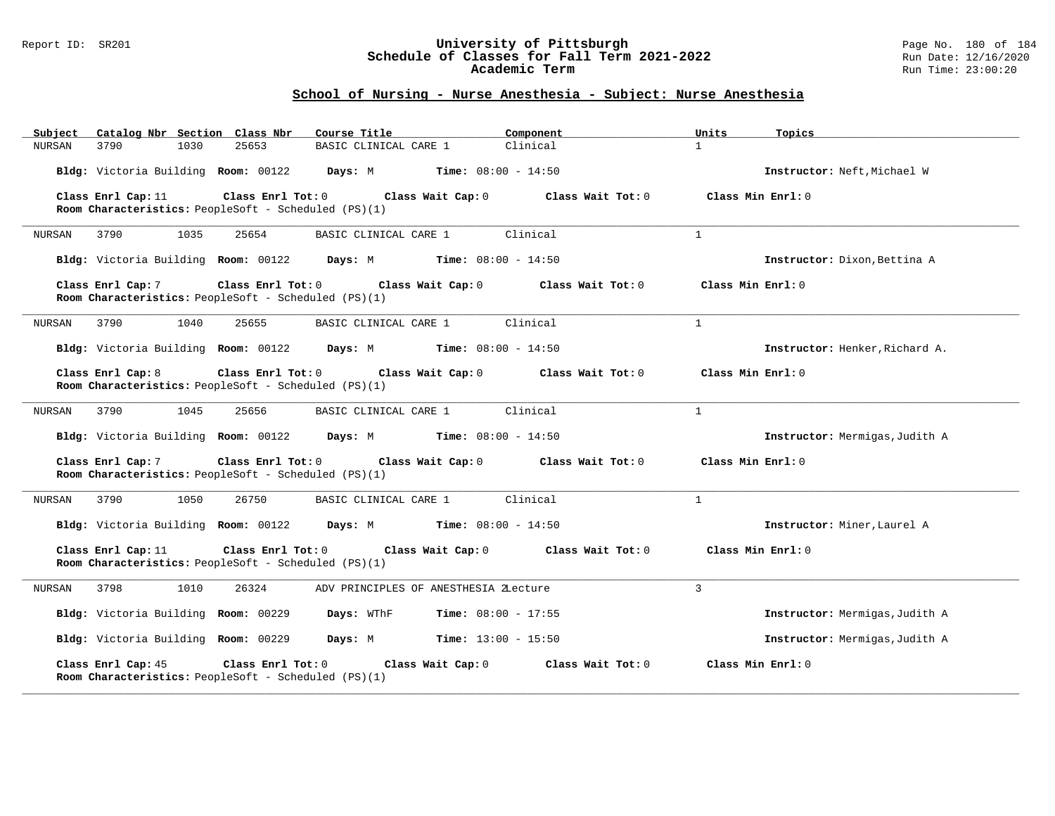## School of Nursing - Nurse Anesthesia - Subject: Nurse Anesthesia

| Subject | Catalog Nbr | Section | Class Nbr | Course Title | Component | Units | Topics |
|---|---|---|---|---|---|---|---|
| NURSAN | 3790 | 1030 | 25653 | BASIC CLINICAL CARE 1 | Clinical | 1 | |

**Bldg:** Victoria Building **Room:** 00122 **Days:** M **Time:** 08:00 - 14:50 **Instructor:** Neft,Michael W

**Class Enrl Cap:** 11 **Class Enrl Tot:** 0 **Class Wait Cap:** 0 **Class Wait Tot:** 0 **Class Min Enrl:** 0

**Room Characteristics:** PeopleSoft - Scheduled (PS)(1)

---

| Subject | Catalog Nbr | Section | Class Nbr | Course Title | Component | Units | Topics |
|---|---|---|---|---|---|---|---|
| NURSAN | 3790 | 1035 | 25654 | BASIC CLINICAL CARE 1 | Clinical | 1 | |

**Bldg:** Victoria Building **Room:** 00122 **Days:** M **Time:** 08:00 - 14:50 **Instructor:** Dixon,Bettina A

**Class Enrl Cap:** 7 **Class Enrl Tot:** 0 **Class Wait Cap:** 0 **Class Wait Tot:** 0 **Class Min Enrl:** 0

**Room Characteristics:** PeopleSoft - Scheduled (PS)(1)

---

| Subject | Catalog Nbr | Section | Class Nbr | Course Title | Component | Units | Topics |
|---|---|---|---|---|---|---|---|
| NURSAN | 3790 | 1040 | 25655 | BASIC CLINICAL CARE 1 | Clinical | 1 | |

**Bldg:** Victoria Building **Room:** 00122 **Days:** M **Time:** 08:00 - 14:50 **Instructor:** Henker,Richard A.

**Class Enrl Cap:** 8 **Class Enrl Tot:** 0 **Class Wait Cap:** 0 **Class Wait Tot:** 0 **Class Min Enrl:** 0

**Room Characteristics:** PeopleSoft - Scheduled (PS)(1)

---

| Subject | Catalog Nbr | Section | Class Nbr | Course Title | Component | Units | Topics |
|---|---|---|---|---|---|---|---|
| NURSAN | 3790 | 1045 | 25656 | BASIC CLINICAL CARE 1 | Clinical | 1 | |

**Bldg:** Victoria Building **Room:** 00122 **Days:** M **Time:** 08:00 - 14:50 **Instructor:** Mermigas,Judith A

**Class Enrl Cap:** 7 **Class Enrl Tot:** 0 **Class Wait Cap:** 0 **Class Wait Tot:** 0 **Class Min Enrl:** 0

**Room Characteristics:** PeopleSoft - Scheduled (PS)(1)

---

| Subject | Catalog Nbr | Section | Class Nbr | Course Title | Component | Units | Topics |
|---|---|---|---|---|---|---|---|
| NURSAN | 3790 | 1050 | 26750 | BASIC CLINICAL CARE 1 | Clinical | 1 | |

**Bldg:** Victoria Building **Room:** 00122 **Days:** M **Time:** 08:00 - 14:50 **Instructor:** Miner,Laurel A

**Class Enrl Cap:** 11 **Class Enrl Tot:** 0 **Class Wait Cap:** 0 **Class Wait Tot:** 0 **Class Min Enrl:** 0

**Room Characteristics:** PeopleSoft - Scheduled (PS)(1)

---

| Subject | Catalog Nbr | Section | Class Nbr | Course Title | Component | Units | Topics |
|---|---|---|---|---|---|---|---|
| NURSAN | 3798 | 1010 | 26324 | ADV PRINCIPLES OF ANESTHESIA 2 | Lecture | 3 | |

**Bldg:** Victoria Building **Room:** 00229 **Days:** WThF **Time:** 08:00 - 17:55 **Instructor:** Mermigas,Judith A

**Bldg:** Victoria Building **Room:** 00229 **Days:** M **Time:** 13:00 - 15:50 **Instructor:** Mermigas,Judith A

**Class Enrl Cap:** 45 **Class Enrl Tot:** 0 **Class Wait Cap:** 0 **Class Wait Tot:** 0 **Class Min Enrl:** 0

**Room Characteristics:** PeopleSoft - Scheduled (PS)(1)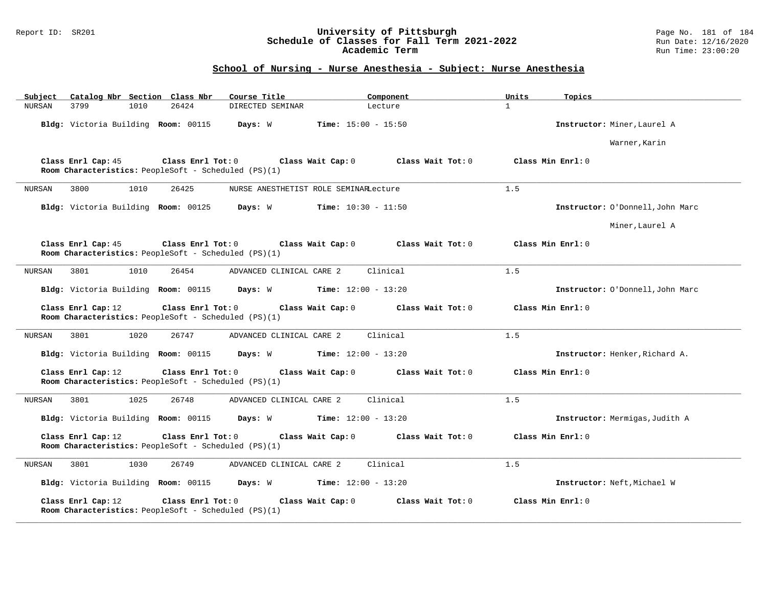## School of Nursing - Nurse Anesthesia - Subject: Nurse Anesthesia

| Subject | Catalog Nbr | Section | Class Nbr | Course Title | Component | Units | Topics |
|---|---|---|---|---|---|---|---|
| NURSAN | 3799 | 1010 | 26424 | DIRECTED SEMINAR | Lecture | 1 | |

**Bldg:** Victoria Building **Room:** 00115 **Days:** W **Time:** 15:00 - 15:50 **Instructor:** Miner,Laurel A; Warner,Karin

**Class Enrl Cap:** 45 **Class Enrl Tot:** 0 **Class Wait Cap:** 0 **Class Wait Tot:** 0 **Class Min Enrl:** 0
**Room Characteristics:** PeopleSoft - Scheduled (PS)(1)

---

| Subject | Catalog Nbr | Section | Class Nbr | Course Title | Component | Units | Topics |
|---|---|---|---|---|---|---|---|
| NURSAN | 3800 | 1010 | 26425 | NURSE ANESTHETIST ROLE SEMINAR | Lecture | 1.5 | |

**Bldg:** Victoria Building **Room:** 00125 **Days:** W **Time:** 10:30 - 11:50 **Instructor:** O'Donnell,John Marc; Miner,Laurel A

**Class Enrl Cap:** 45 **Class Enrl Tot:** 0 **Class Wait Cap:** 0 **Class Wait Tot:** 0 **Class Min Enrl:** 0
**Room Characteristics:** PeopleSoft - Scheduled (PS)(1)

---

| Subject | Catalog Nbr | Section | Class Nbr | Course Title | Component | Units | Topics |
|---|---|---|---|---|---|---|---|
| NURSAN | 3801 | 1010 | 26454 | ADVANCED CLINICAL CARE 2 | Clinical | 1.5 | |

**Bldg:** Victoria Building **Room:** 00115 **Days:** W **Time:** 12:00 - 13:20 **Instructor:** O'Donnell,John Marc

**Class Enrl Cap:** 12 **Class Enrl Tot:** 0 **Class Wait Cap:** 0 **Class Wait Tot:** 0 **Class Min Enrl:** 0
**Room Characteristics:** PeopleSoft - Scheduled (PS)(1)

---

| Subject | Catalog Nbr | Section | Class Nbr | Course Title | Component | Units | Topics |
|---|---|---|---|---|---|---|---|
| NURSAN | 3801 | 1020 | 26747 | ADVANCED CLINICAL CARE 2 | Clinical | 1.5 | |

**Bldg:** Victoria Building **Room:** 00115 **Days:** W **Time:** 12:00 - 13:20 **Instructor:** Henker,Richard A.

**Class Enrl Cap:** 12 **Class Enrl Tot:** 0 **Class Wait Cap:** 0 **Class Wait Tot:** 0 **Class Min Enrl:** 0
**Room Characteristics:** PeopleSoft - Scheduled (PS)(1)

---

| Subject | Catalog Nbr | Section | Class Nbr | Course Title | Component | Units | Topics |
|---|---|---|---|---|---|---|---|
| NURSAN | 3801 | 1025 | 26748 | ADVANCED CLINICAL CARE 2 | Clinical | 1.5 | |

**Bldg:** Victoria Building **Room:** 00115 **Days:** W **Time:** 12:00 - 13:20 **Instructor:** Mermigas,Judith A

**Class Enrl Cap:** 12 **Class Enrl Tot:** 0 **Class Wait Cap:** 0 **Class Wait Tot:** 0 **Class Min Enrl:** 0
**Room Characteristics:** PeopleSoft - Scheduled (PS)(1)

---

| Subject | Catalog Nbr | Section | Class Nbr | Course Title | Component | Units | Topics |
|---|---|---|---|---|---|---|---|
| NURSAN | 3801 | 1030 | 26749 | ADVANCED CLINICAL CARE 2 | Clinical | 1.5 | |

**Bldg:** Victoria Building **Room:** 00115 **Days:** W **Time:** 12:00 - 13:20 **Instructor:** Neft,Michael W

**Class Enrl Cap:** 12 **Class Enrl Tot:** 0 **Class Wait Cap:** 0 **Class Wait Tot:** 0 **Class Min Enrl:** 0
**Room Characteristics:** PeopleSoft - Scheduled (PS)(1)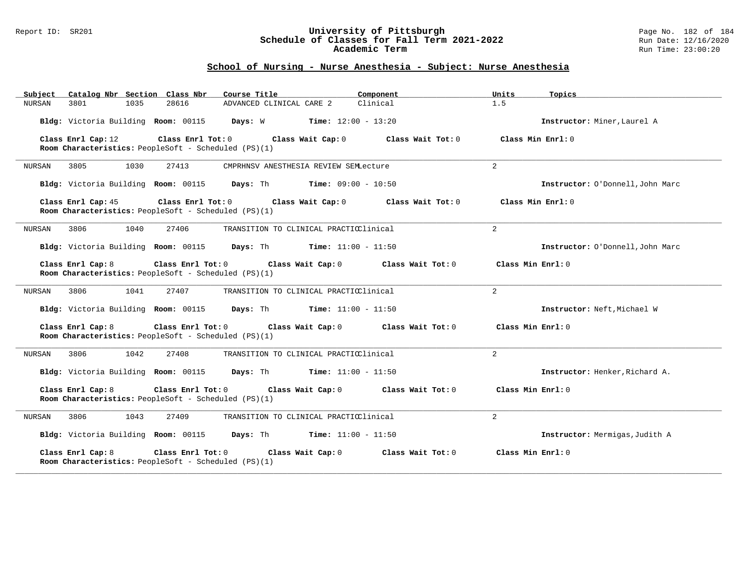## School of Nursing - Nurse Anesthesia - Subject: Nurse Anesthesia

| Subject | Catalog Nbr | Section | Class Nbr | Course Title | Component | Units | Topics |
|---|---|---|---|---|---|---|---|
| NURSAN | 3801 | 1035 | 28616 | ADVANCED CLINICAL CARE 2 | Clinical | 1.5 | |

**Bldg:** Victoria Building **Room:** 00115 **Days:** W **Time:** 12:00 - 13:20 **Instructor:** Miner,Laurel A

**Class Enrl Cap:** 12 **Class Enrl Tot:** 0 **Class Wait Cap:** 0 **Class Wait Tot:** 0 **Class Min Enrl:** 0
**Room Characteristics:** PeopleSoft - Scheduled (PS)(1)

---

| Subject | Catalog Nbr | Section | Class Nbr | Course Title | Component | Units | Topics |
|---|---|---|---|---|---|---|---|
| NURSAN | 3805 | 1030 | 27413 | CMPRHNSV ANESTHESIA REVIEW SEM | Lecture | 2 | |

**Bldg:** Victoria Building **Room:** 00115 **Days:** Th **Time:** 09:00 - 10:50 **Instructor:** O'Donnell,John Marc

**Class Enrl Cap:** 45 **Class Enrl Tot:** 0 **Class Wait Cap:** 0 **Class Wait Tot:** 0 **Class Min Enrl:** 0
**Room Characteristics:** PeopleSoft - Scheduled (PS)(1)

---

| Subject | Catalog Nbr | Section | Class Nbr | Course Title | Component | Units | Topics |
|---|---|---|---|---|---|---|---|
| NURSAN | 3806 | 1040 | 27406 | TRANSITION TO CLINICAL PRACTIC | Clinical | 2 | |

**Bldg:** Victoria Building **Room:** 00115 **Days:** Th **Time:** 11:00 - 11:50 **Instructor:** O'Donnell,John Marc

**Class Enrl Cap:** 8 **Class Enrl Tot:** 0 **Class Wait Cap:** 0 **Class Wait Tot:** 0 **Class Min Enrl:** 0
**Room Characteristics:** PeopleSoft - Scheduled (PS)(1)

---

| Subject | Catalog Nbr | Section | Class Nbr | Course Title | Component | Units | Topics |
|---|---|---|---|---|---|---|---|
| NURSAN | 3806 | 1041 | 27407 | TRANSITION TO CLINICAL PRACTIC | Clinical | 2 | |

**Bldg:** Victoria Building **Room:** 00115 **Days:** Th **Time:** 11:00 - 11:50 **Instructor:** Neft,Michael W

**Class Enrl Cap:** 8 **Class Enrl Tot:** 0 **Class Wait Cap:** 0 **Class Wait Tot:** 0 **Class Min Enrl:** 0
**Room Characteristics:** PeopleSoft - Scheduled (PS)(1)

---

| Subject | Catalog Nbr | Section | Class Nbr | Course Title | Component | Units | Topics |
|---|---|---|---|---|---|---|---|
| NURSAN | 3806 | 1042 | 27408 | TRANSITION TO CLINICAL PRACTIC | Clinical | 2 | |

**Bldg:** Victoria Building **Room:** 00115 **Days:** Th **Time:** 11:00 - 11:50 **Instructor:** Henker,Richard A.

**Class Enrl Cap:** 8 **Class Enrl Tot:** 0 **Class Wait Cap:** 0 **Class Wait Tot:** 0 **Class Min Enrl:** 0
**Room Characteristics:** PeopleSoft - Scheduled (PS)(1)

---

| Subject | Catalog Nbr | Section | Class Nbr | Course Title | Component | Units | Topics |
|---|---|---|---|---|---|---|---|
| NURSAN | 3806 | 1043 | 27409 | TRANSITION TO CLINICAL PRACTIC | Clinical | 2 | |

**Bldg:** Victoria Building **Room:** 00115 **Days:** Th **Time:** 11:00 - 11:50 **Instructor:** Mermigas,Judith A

**Class Enrl Cap:** 8 **Class Enrl Tot:** 0 **Class Wait Cap:** 0 **Class Wait Tot:** 0 **Class Min Enrl:** 0
**Room Characteristics:** PeopleSoft - Scheduled (PS)(1)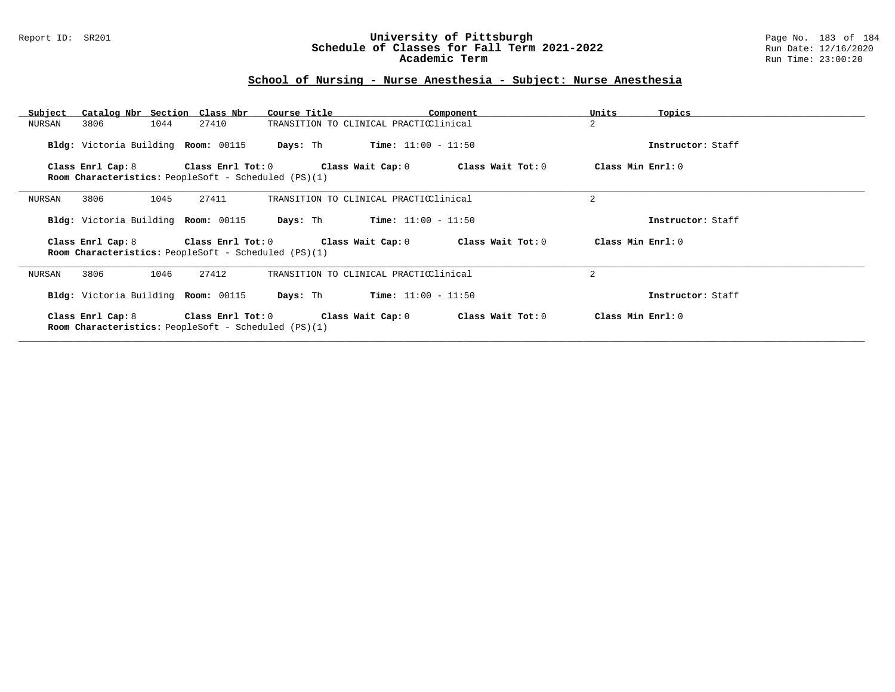## School of Nursing - Nurse Anesthesia - Subject: Nurse Anesthesia

| Subject | Catalog Nbr | Section | Class Nbr | Course Title | Component | Units | Topics |
|---|---|---|---|---|---|---|---|
| NURSAN | 3806 | 1044 | 27410 | TRANSITION TO CLINICAL PRACTIC | Clinical | 2 | |

**Bldg:** Victoria Building **Room:** 00115 **Days:** Th **Time:** 11:00 - 11:50 **Instructor:** Staff

**Class Enrl Cap:** 8 **Class Enrl Tot:** 0 **Class Wait Cap:** 0 **Class Wait Tot:** 0 **Class Min Enrl:** 0
**Room Characteristics:** PeopleSoft - Scheduled (PS)(1)

---

| Subject | Catalog Nbr | Section | Class Nbr | Course Title | Component | Units | Topics |
|---|---|---|---|---|---|---|---|
| NURSAN | 3806 | 1045 | 27411 | TRANSITION TO CLINICAL PRACTIC | Clinical | 2 | |

**Bldg:** Victoria Building **Room:** 00115 **Days:** Th **Time:** 11:00 - 11:50 **Instructor:** Staff

**Class Enrl Cap:** 8 **Class Enrl Tot:** 0 **Class Wait Cap:** 0 **Class Wait Tot:** 0 **Class Min Enrl:** 0
**Room Characteristics:** PeopleSoft - Scheduled (PS)(1)

---

| Subject | Catalog Nbr | Section | Class Nbr | Course Title | Component | Units | Topics |
|---|---|---|---|---|---|---|---|
| NURSAN | 3806 | 1046 | 27412 | TRANSITION TO CLINICAL PRACTIC | Clinical | 2 | |

**Bldg:** Victoria Building **Room:** 00115 **Days:** Th **Time:** 11:00 - 11:50 **Instructor:** Staff

**Class Enrl Cap:** 8 **Class Enrl Tot:** 0 **Class Wait Cap:** 0 **Class Wait Tot:** 0 **Class Min Enrl:** 0
**Room Characteristics:** PeopleSoft - Scheduled (PS)(1)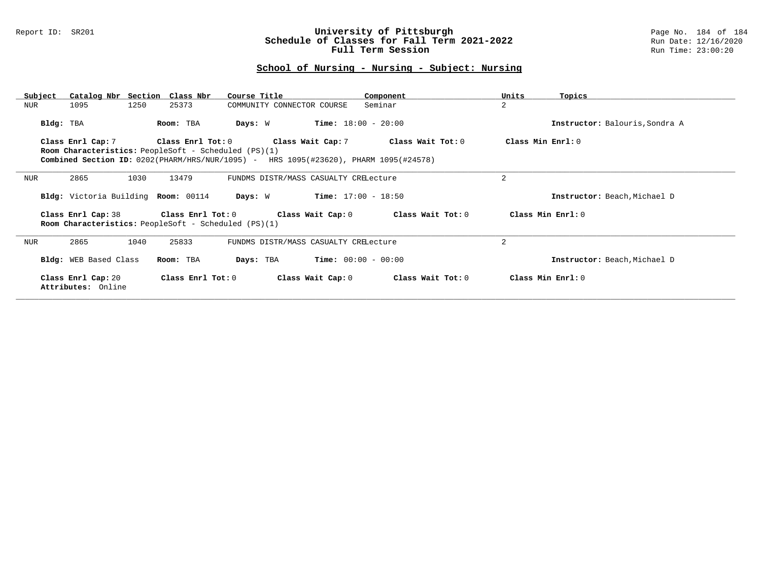## School of Nursing - Nursing - Subject: Nursing

| Subject | Catalog Nbr | Section | Class Nbr | Course Title | Component | Units | Topics |
|---|---|---|---|---|---|---|---|
| NUR | 1095 | 1250 | 25373 | COMMUNITY CONNECTOR COURSE | Seminar | 2 | |

**Bldg:** TBA **Room:** TBA **Days:** W **Time:** 18:00 - 20:00 **Instructor:** Balouris,Sondra A

**Class Enrl Cap:** 7 **Class Enrl Tot:** 0 **Class Wait Cap:** 7 **Class Wait Tot:** 0 **Class Min Enrl:** 0
**Room Characteristics:** PeopleSoft - Scheduled (PS)(1)
**Combined Section ID:** 0202(PHARM/HRS/NUR/1095) - HRS 1095(#23620), PHARM 1095(#24578)

---

| Subject | Catalog Nbr | Section | Class Nbr | Course Title | Component | Units | Topics |
|---|---|---|---|---|---|---|---|
| NUR | 2865 | 1030 | 13479 | FUNDMS DISTR/MASS CASUALTY CRE | Lecture | 2 | |

**Bldg:** Victoria Building **Room:** 00114 **Days:** W **Time:** 17:00 - 18:50 **Instructor:** Beach,Michael D

**Class Enrl Cap:** 38 **Class Enrl Tot:** 0 **Class Wait Cap:** 0 **Class Wait Tot:** 0 **Class Min Enrl:** 0
**Room Characteristics:** PeopleSoft - Scheduled (PS)(1)

---

| Subject | Catalog Nbr | Section | Class Nbr | Course Title | Component | Units | Topics |
|---|---|---|---|---|---|---|---|
| NUR | 2865 | 1040 | 25833 | FUNDMS DISTR/MASS CASUALTY CRE | Lecture | 2 | |

**Bldg:** WEB Based Class **Room:** TBA **Days:** TBA **Time:** 00:00 - 00:00 **Instructor:** Beach,Michael D

**Class Enrl Cap:** 20 **Class Enrl Tot:** 0 **Class Wait Cap:** 0 **Class Wait Tot:** 0 **Class Min Enrl:** 0
**Attributes:** Online